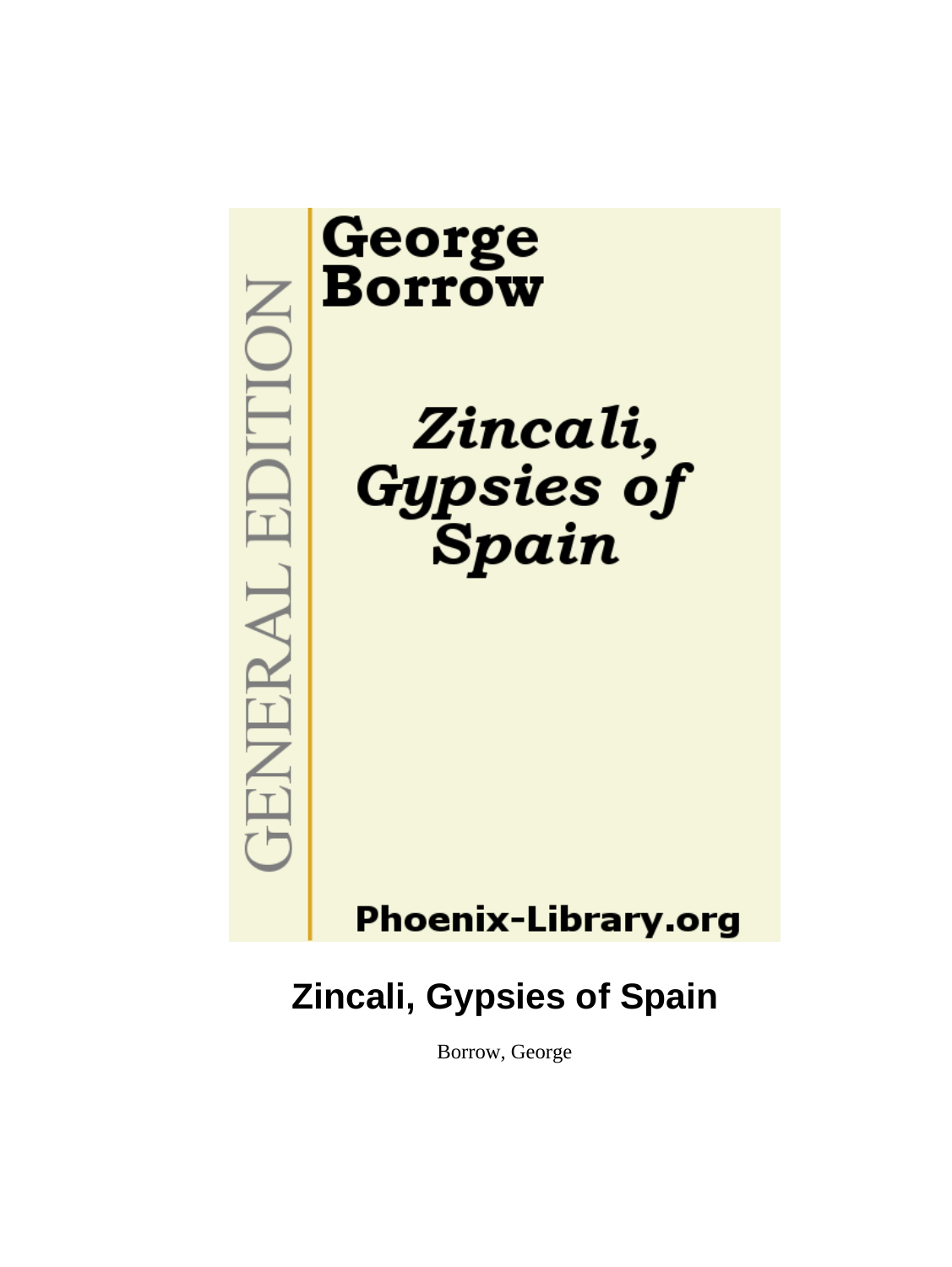George
Borrow

GENERAL EDITION

*Zincali, Gypsies of Spain*

Phoenix-Library.org

# Zincali, Gypsies of Spain

Borrow, George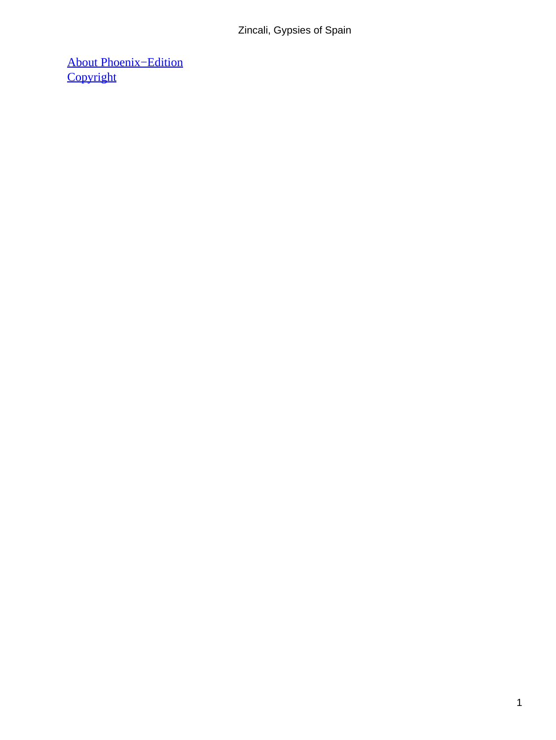[About Phoenix−Edition]
[Copyright]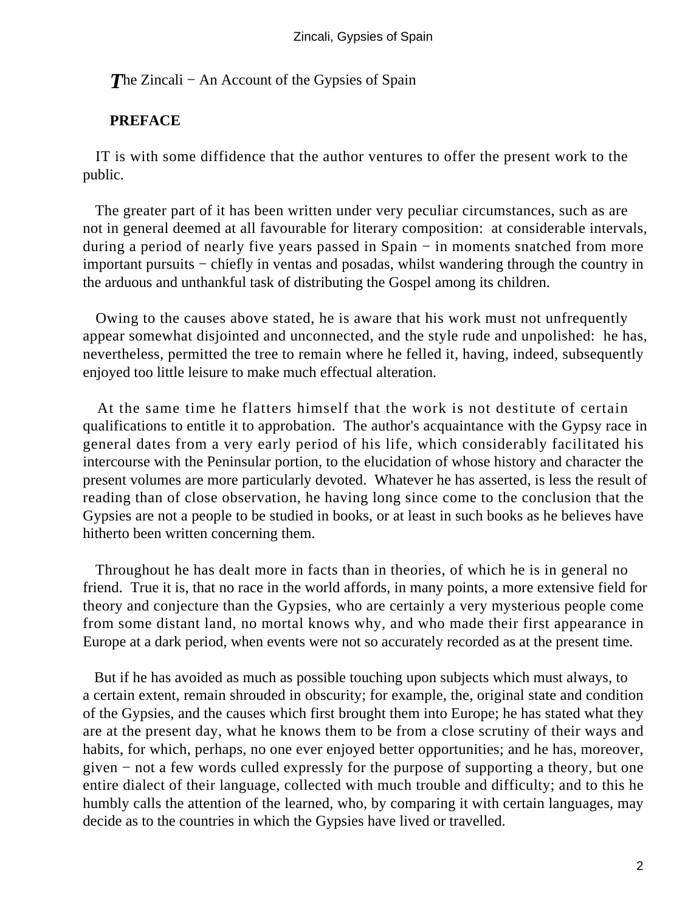# The Zincali − An Account of the Gypsies of Spain

## PREFACE

IT is with some diffidence that the author ventures to offer the present work to the public.

The greater part of it has been written under very peculiar circumstances, such as are not in general deemed at all favourable for literary composition: at considerable intervals, during a period of nearly five years passed in Spain − in moments snatched from more important pursuits − chiefly in ventas and posadas, whilst wandering through the country in the arduous and unthankful task of distributing the Gospel among its children.

Owing to the causes above stated, he is aware that his work must not unfrequently appear somewhat disjointed and unconnected, and the style rude and unpolished: he has, nevertheless, permitted the tree to remain where he felled it, having, indeed, subsequently enjoyed too little leisure to make much effectual alteration.

At the same time he flatters himself that the work is not destitute of certain qualifications to entitle it to approbation. The author's acquaintance with the Gypsy race in general dates from a very early period of his life, which considerably facilitated his intercourse with the Peninsular portion, to the elucidation of whose history and character the present volumes are more particularly devoted. Whatever he has asserted, is less the result of reading than of close observation, he having long since come to the conclusion that the Gypsies are not a people to be studied in books, or at least in such books as he believes have hitherto been written concerning them.

Throughout he has dealt more in facts than in theories, of which he is in general no friend. True it is, that no race in the world affords, in many points, a more extensive field for theory and conjecture than the Gypsies, who are certainly a very mysterious people come from some distant land, no mortal knows why, and who made their first appearance in Europe at a dark period, when events were not so accurately recorded as at the present time.

But if he has avoided as much as possible touching upon subjects which must always, to a certain extent, remain shrouded in obscurity; for example, the, original state and condition of the Gypsies, and the causes which first brought them into Europe; he has stated what they are at the present day, what he knows them to be from a close scrutiny of their ways and habits, for which, perhaps, no one ever enjoyed better opportunities; and he has, moreover, given − not a few words culled expressly for the purpose of supporting a theory, but one entire dialect of their language, collected with much trouble and difficulty; and to this he humbly calls the attention of the learned, who, by comparing it with certain languages, may decide as to the countries in which the Gypsies have lived or travelled.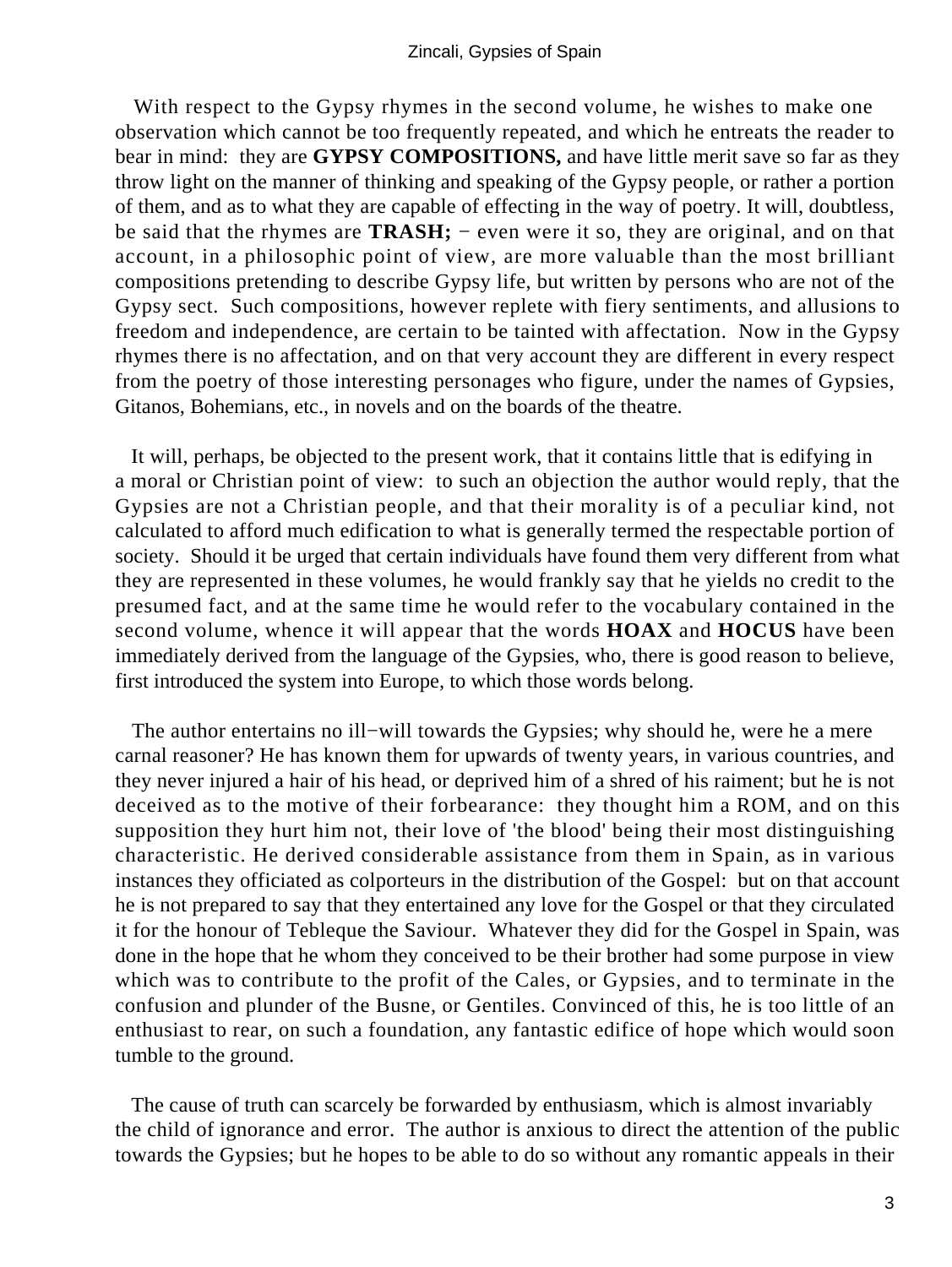With respect to the Gypsy rhymes in the second volume, he wishes to make one observation which cannot be too frequently repeated, and which he entreats the reader to bear in mind: they are **GYPSY COMPOSITIONS,** and have little merit save so far as they throw light on the manner of thinking and speaking of the Gypsy people, or rather a portion of them, and as to what they are capable of effecting in the way of poetry. It will, doubtless, be said that the rhymes are **TRASH;** − even were it so, they are original, and on that account, in a philosophic point of view, are more valuable than the most brilliant compositions pretending to describe Gypsy life, but written by persons who are not of the Gypsy sect. Such compositions, however replete with fiery sentiments, and allusions to freedom and independence, are certain to be tainted with affectation. Now in the Gypsy rhymes there is no affectation, and on that very account they are different in every respect from the poetry of those interesting personages who figure, under the names of Gypsies, Gitanos, Bohemians, etc., in novels and on the boards of the theatre.

It will, perhaps, be objected to the present work, that it contains little that is edifying in a moral or Christian point of view: to such an objection the author would reply, that the Gypsies are not a Christian people, and that their morality is of a peculiar kind, not calculated to afford much edification to what is generally termed the respectable portion of society. Should it be urged that certain individuals have found them very different from what they are represented in these volumes, he would frankly say that he yields no credit to the presumed fact, and at the same time he would refer to the vocabulary contained in the second volume, whence it will appear that the words **HOAX** and **HOCUS** have been immediately derived from the language of the Gypsies, who, there is good reason to believe, first introduced the system into Europe, to which those words belong.

The author entertains no ill−will towards the Gypsies; why should he, were he a mere carnal reasoner? He has known them for upwards of twenty years, in various countries, and they never injured a hair of his head, or deprived him of a shred of his raiment; but he is not deceived as to the motive of their forbearance: they thought him a ROM, and on this supposition they hurt him not, their love of 'the blood' being their most distinguishing characteristic. He derived considerable assistance from them in Spain, as in various instances they officiated as colporteurs in the distribution of the Gospel: but on that account he is not prepared to say that they entertained any love for the Gospel or that they circulated it for the honour of Tebleque the Saviour. Whatever they did for the Gospel in Spain, was done in the hope that he whom they conceived to be their brother had some purpose in view which was to contribute to the profit of the Cales, or Gypsies, and to terminate in the confusion and plunder of the Busne, or Gentiles. Convinced of this, he is too little of an enthusiast to rear, on such a foundation, any fantastic edifice of hope which would soon tumble to the ground.

The cause of truth can scarcely be forwarded by enthusiasm, which is almost invariably the child of ignorance and error. The author is anxious to direct the attention of the public towards the Gypsies; but he hopes to be able to do so without any romantic appeals in their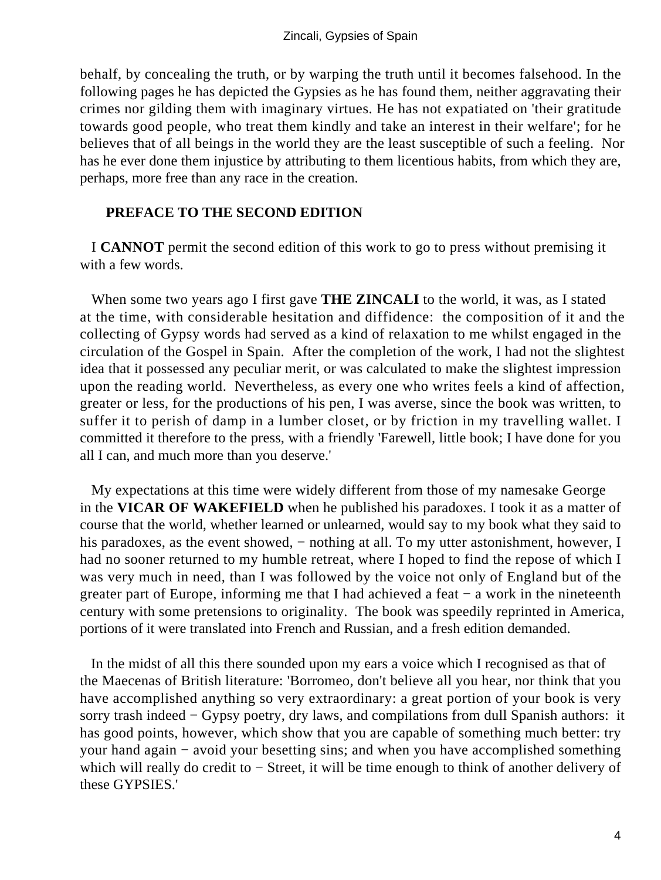behalf, by concealing the truth, or by warping the truth until it becomes falsehood. In the following pages he has depicted the Gypsies as he has found them, neither aggravating their crimes nor gilding them with imaginary virtues. He has not expatiated on 'their gratitude towards good people, who treat them kindly and take an interest in their welfare'; for he believes that of all beings in the world they are the least susceptible of such a feeling. Nor has he ever done them injustice by attributing to them licentious habits, from which they are, perhaps, more free than any race in the creation.

## PREFACE TO THE SECOND EDITION

I **CANNOT** permit the second edition of this work to go to press without premising it with a few words.

When some two years ago I first gave **THE ZINCALI** to the world, it was, as I stated at the time, with considerable hesitation and diffidence: the composition of it and the collecting of Gypsy words had served as a kind of relaxation to me whilst engaged in the circulation of the Gospel in Spain. After the completion of the work, I had not the slightest idea that it possessed any peculiar merit, or was calculated to make the slightest impression upon the reading world. Nevertheless, as every one who writes feels a kind of affection, greater or less, for the productions of his pen, I was averse, since the book was written, to suffer it to perish of damp in a lumber closet, or by friction in my travelling wallet. I committed it therefore to the press, with a friendly 'Farewell, little book; I have done for you all I can, and much more than you deserve.'

My expectations at this time were widely different from those of my namesake George in the **VICAR OF WAKEFIELD** when he published his paradoxes. I took it as a matter of course that the world, whether learned or unlearned, would say to my book what they said to his paradoxes, as the event showed, − nothing at all. To my utter astonishment, however, I had no sooner returned to my humble retreat, where I hoped to find the repose of which I was very much in need, than I was followed by the voice not only of England but of the greater part of Europe, informing me that I had achieved a feat − a work in the nineteenth century with some pretensions to originality. The book was speedily reprinted in America, portions of it were translated into French and Russian, and a fresh edition demanded.

In the midst of all this there sounded upon my ears a voice which I recognised as that of the Maecenas of British literature: 'Borromeo, don't believe all you hear, nor think that you have accomplished anything so very extraordinary: a great portion of your book is very sorry trash indeed − Gypsy poetry, dry laws, and compilations from dull Spanish authors: it has good points, however, which show that you are capable of something much better: try your hand again − avoid your besetting sins; and when you have accomplished something which will really do credit to − Street, it will be time enough to think of another delivery of these GYPSIES.'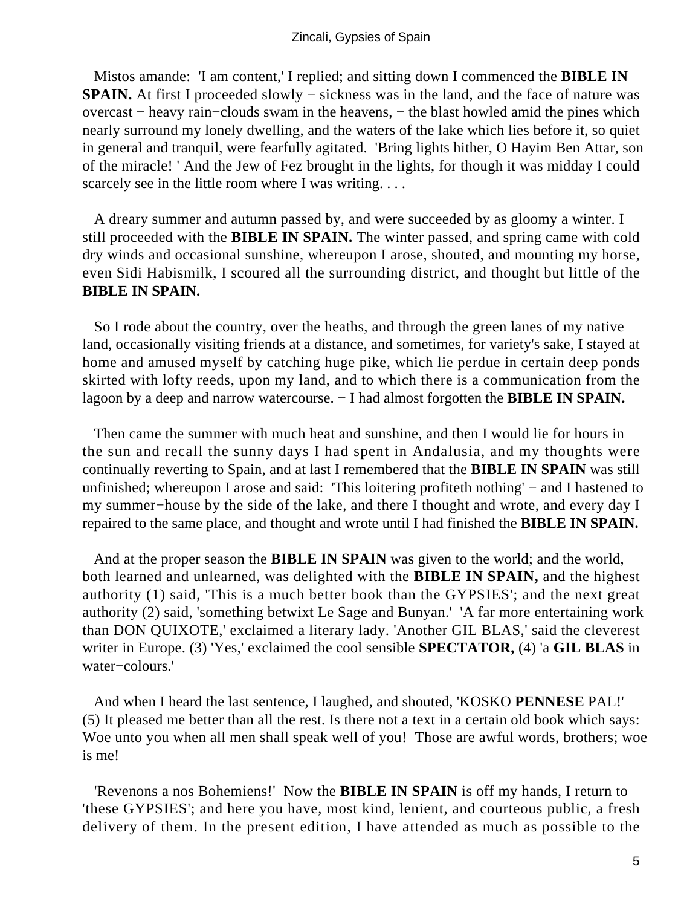Mistos amande: 'I am content,' I replied; and sitting down I commenced the **BIBLE IN SPAIN.** At first I proceeded slowly − sickness was in the land, and the face of nature was overcast − heavy rain−clouds swam in the heavens, − the blast howled amid the pines which nearly surround my lonely dwelling, and the waters of the lake which lies before it, so quiet in general and tranquil, were fearfully agitated. 'Bring lights hither, O Hayim Ben Attar, son of the miracle! ' And the Jew of Fez brought in the lights, for though it was midday I could scarcely see in the little room where I was writing. . . .

A dreary summer and autumn passed by, and were succeeded by as gloomy a winter. I still proceeded with the **BIBLE IN SPAIN.** The winter passed, and spring came with cold dry winds and occasional sunshine, whereupon I arose, shouted, and mounting my horse, even Sidi Habismilk, I scoured all the surrounding district, and thought but little of the **BIBLE IN SPAIN.**

So I rode about the country, over the heaths, and through the green lanes of my native land, occasionally visiting friends at a distance, and sometimes, for variety's sake, I stayed at home and amused myself by catching huge pike, which lie perdue in certain deep ponds skirted with lofty reeds, upon my land, and to which there is a communication from the lagoon by a deep and narrow watercourse. − I had almost forgotten the **BIBLE IN SPAIN.**

Then came the summer with much heat and sunshine, and then I would lie for hours in the sun and recall the sunny days I had spent in Andalusia, and my thoughts were continually reverting to Spain, and at last I remembered that the **BIBLE IN SPAIN** was still unfinished; whereupon I arose and said: 'This loitering profiteth nothing' − and I hastened to my summer−house by the side of the lake, and there I thought and wrote, and every day I repaired to the same place, and thought and wrote until I had finished the **BIBLE IN SPAIN.**

And at the proper season the **BIBLE IN SPAIN** was given to the world; and the world, both learned and unlearned, was delighted with the **BIBLE IN SPAIN,** and the highest authority (1) said, 'This is a much better book than the GYPSIES'; and the next great authority (2) said, 'something betwixt Le Sage and Bunyan.' 'A far more entertaining work than DON QUIXOTE,' exclaimed a literary lady. 'Another GIL BLAS,' said the cleverest writer in Europe. (3) 'Yes,' exclaimed the cool sensible **SPECTATOR,** (4) 'a **GIL BLAS** in water−colours.'

And when I heard the last sentence, I laughed, and shouted, 'KOSKO **PENNESE** PAL!' (5) It pleased me better than all the rest. Is there not a text in a certain old book which says: Woe unto you when all men shall speak well of you! Those are awful words, brothers; woe is me!

'Revenons a nos Bohemiens!' Now the **BIBLE IN SPAIN** is off my hands, I return to 'these GYPSIES'; and here you have, most kind, lenient, and courteous public, a fresh delivery of them. In the present edition, I have attended as much as possible to the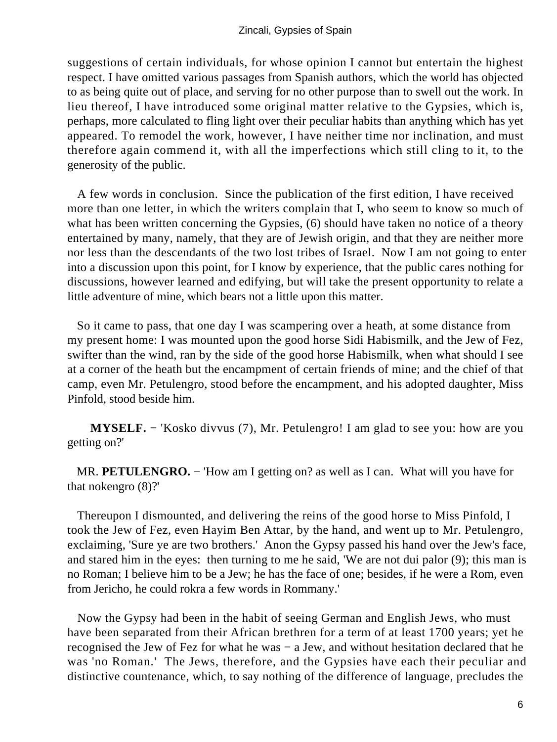suggestions of certain individuals, for whose opinion I cannot but entertain the highest respect. I have omitted various passages from Spanish authors, which the world has objected to as being quite out of place, and serving for no other purpose than to swell out the work. In lieu thereof, I have introduced some original matter relative to the Gypsies, which is, perhaps, more calculated to fling light over their peculiar habits than anything which has yet appeared. To remodel the work, however, I have neither time nor inclination, and must therefore again commend it, with all the imperfections which still cling to it, to the generosity of the public.

A few words in conclusion. Since the publication of the first edition, I have received more than one letter, in which the writers complain that I, who seem to know so much of what has been written concerning the Gypsies, (6) should have taken no notice of a theory entertained by many, namely, that they are of Jewish origin, and that they are neither more nor less than the descendants of the two lost tribes of Israel. Now I am not going to enter into a discussion upon this point, for I know by experience, that the public cares nothing for discussions, however learned and edifying, but will take the present opportunity to relate a little adventure of mine, which bears not a little upon this matter.

So it came to pass, that one day I was scampering over a heath, at some distance from my present home: I was mounted upon the good horse Sidi Habismilk, and the Jew of Fez, swifter than the wind, ran by the side of the good horse Habismilk, when what should I see at a corner of the heath but the encampment of certain friends of mine; and the chief of that camp, even Mr. Petulengro, stood before the encampment, and his adopted daughter, Miss Pinfold, stood beside him.

**MYSELF.** − 'Kosko divvus (7), Mr. Petulengro! I am glad to see you: how are you getting on?'

MR. **PETULENGRO.** − 'How am I getting on? as well as I can. What will you have for that nokengro (8)?'

Thereupon I dismounted, and delivering the reins of the good horse to Miss Pinfold, I took the Jew of Fez, even Hayim Ben Attar, by the hand, and went up to Mr. Petulengro, exclaiming, 'Sure ye are two brothers.' Anon the Gypsy passed his hand over the Jew's face, and stared him in the eyes: then turning to me he said, 'We are not dui palor (9); this man is no Roman; I believe him to be a Jew; he has the face of one; besides, if he were a Rom, even from Jericho, he could rokra a few words in Rommany.'

Now the Gypsy had been in the habit of seeing German and English Jews, who must have been separated from their African brethren for a term of at least 1700 years; yet he recognised the Jew of Fez for what he was − a Jew, and without hesitation declared that he was 'no Roman.' The Jews, therefore, and the Gypsies have each their peculiar and distinctive countenance, which, to say nothing of the difference of language, precludes the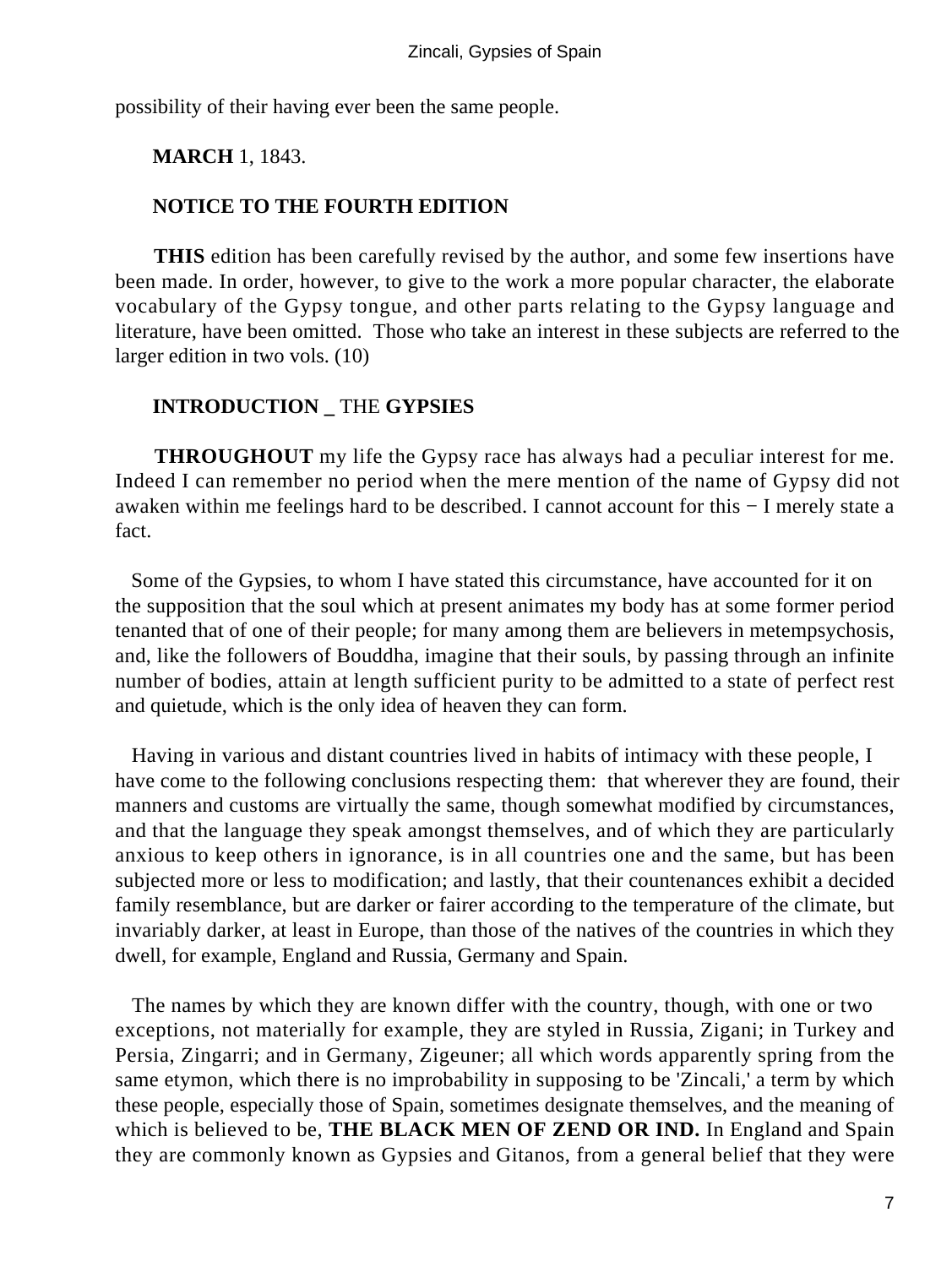possibility of their having ever been the same people.

**MARCH** 1, 1843.

## NOTICE TO THE FOURTH EDITION

**THIS** edition has been carefully revised by the author, and some few insertions have been made. In order, however, to give to the work a more popular character, the elaborate vocabulary of the Gypsy tongue, and other parts relating to the Gypsy language and literature, have been omitted. Those who take an interest in these subjects are referred to the larger edition in two vols. (10)

## INTRODUCTION _ THE GYPSIES

**THROUGHOUT** my life the Gypsy race has always had a peculiar interest for me. Indeed I can remember no period when the mere mention of the name of Gypsy did not awaken within me feelings hard to be described. I cannot account for this − I merely state a fact.

Some of the Gypsies, to whom I have stated this circumstance, have accounted for it on the supposition that the soul which at present animates my body has at some former period tenanted that of one of their people; for many among them are believers in metempsychosis, and, like the followers of Bouddha, imagine that their souls, by passing through an infinite number of bodies, attain at length sufficient purity to be admitted to a state of perfect rest and quietude, which is the only idea of heaven they can form.

Having in various and distant countries lived in habits of intimacy with these people, I have come to the following conclusions respecting them: that wherever they are found, their manners and customs are virtually the same, though somewhat modified by circumstances, and that the language they speak amongst themselves, and of which they are particularly anxious to keep others in ignorance, is in all countries one and the same, but has been subjected more or less to modification; and lastly, that their countenances exhibit a decided family resemblance, but are darker or fairer according to the temperature of the climate, but invariably darker, at least in Europe, than those of the natives of the countries in which they dwell, for example, England and Russia, Germany and Spain.

The names by which they are known differ with the country, though, with one or two exceptions, not materially for example, they are styled in Russia, Zigani; in Turkey and Persia, Zingarri; and in Germany, Zigeuner; all which words apparently spring from the same etymon, which there is no improbability in supposing to be 'Zincali,' a term by which these people, especially those of Spain, sometimes designate themselves, and the meaning of which is believed to be, **THE BLACK MEN OF ZEND OR IND.** In England and Spain they are commonly known as Gypsies and Gitanos, from a general belief that they were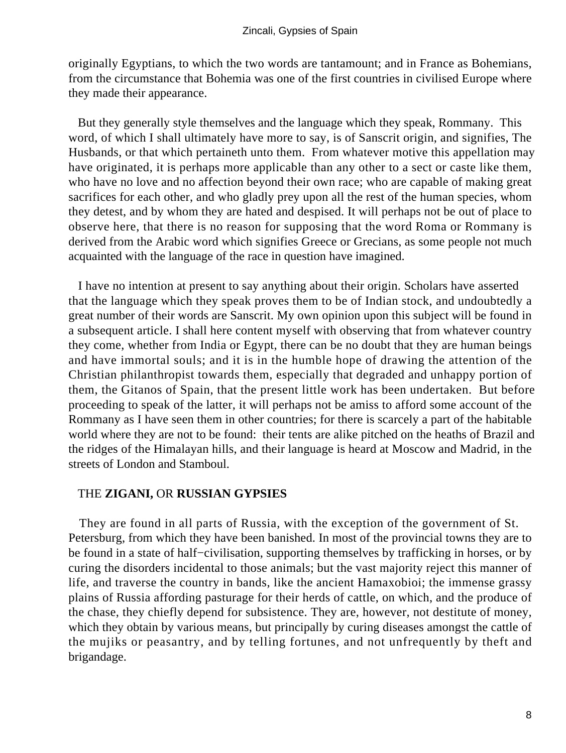originally Egyptians, to which the two words are tantamount; and in France as Bohemians, from the circumstance that Bohemia was one of the first countries in civilised Europe where they made their appearance.

But they generally style themselves and the language which they speak, Rommany. This word, of which I shall ultimately have more to say, is of Sanscrit origin, and signifies, The Husbands, or that which pertaineth unto them. From whatever motive this appellation may have originated, it is perhaps more applicable than any other to a sect or caste like them, who have no love and no affection beyond their own race; who are capable of making great sacrifices for each other, and who gladly prey upon all the rest of the human species, whom they detest, and by whom they are hated and despised. It will perhaps not be out of place to observe here, that there is no reason for supposing that the word Roma or Rommany is derived from the Arabic word which signifies Greece or Grecians, as some people not much acquainted with the language of the race in question have imagined.

I have no intention at present to say anything about their origin. Scholars have asserted that the language which they speak proves them to be of Indian stock, and undoubtedly a great number of their words are Sanscrit. My own opinion upon this subject will be found in a subsequent article. I shall here content myself with observing that from whatever country they come, whether from India or Egypt, there can be no doubt that they are human beings and have immortal souls; and it is in the humble hope of drawing the attention of the Christian philanthropist towards them, especially that degraded and unhappy portion of them, the Gitanos of Spain, that the present little work has been undertaken. But before proceeding to speak of the latter, it will perhaps not be amiss to afford some account of the Rommany as I have seen them in other countries; for there is scarcely a part of the habitable world where they are not to be found: their tents are alike pitched on the heaths of Brazil and the ridges of the Himalayan hills, and their language is heard at Moscow and Madrid, in the streets of London and Stamboul.

## THE **ZIGANI,** OR **RUSSIAN GYPSIES**

They are found in all parts of Russia, with the exception of the government of St. Petersburg, from which they have been banished. In most of the provincial towns they are to be found in a state of half-civilisation, supporting themselves by trafficking in horses, or by curing the disorders incidental to those animals; but the vast majority reject this manner of life, and traverse the country in bands, like the ancient Hamaxobioi; the immense grassy plains of Russia affording pasturage for their herds of cattle, on which, and the produce of the chase, they chiefly depend for subsistence. They are, however, not destitute of money, which they obtain by various means, but principally by curing diseases amongst the cattle of the mujiks or peasantry, and by telling fortunes, and not unfrequently by theft and brigandage.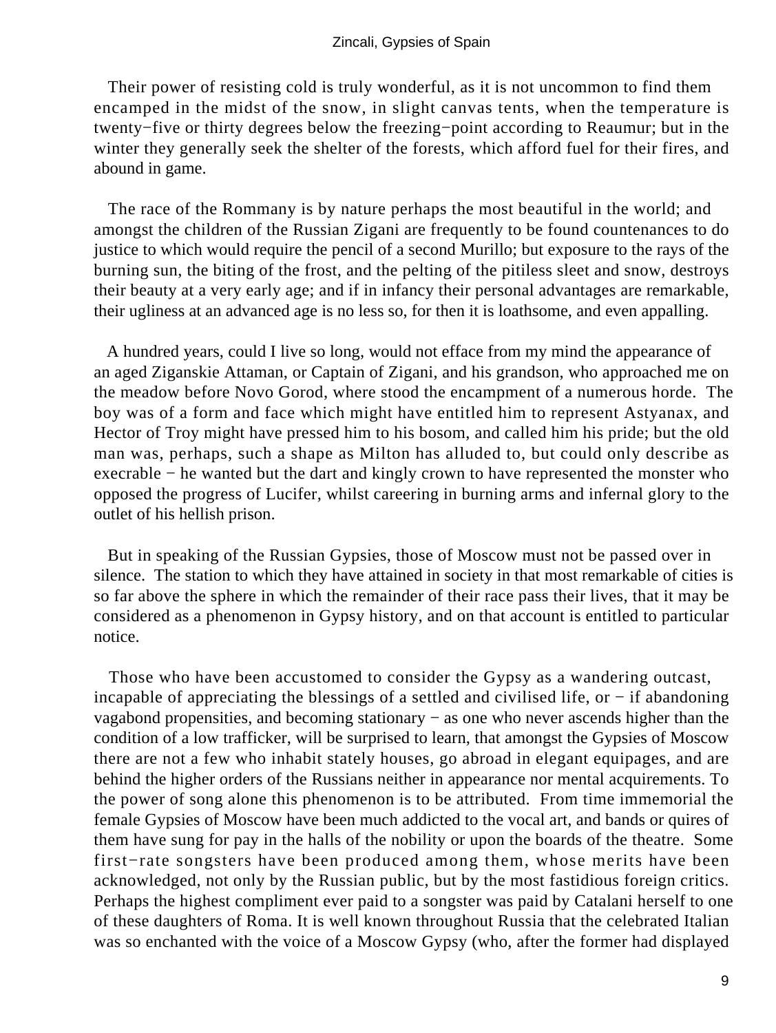Their power of resisting cold is truly wonderful, as it is not uncommon to find them encamped in the midst of the snow, in slight canvas tents, when the temperature is twenty−five or thirty degrees below the freezing−point according to Reaumur; but in the winter they generally seek the shelter of the forests, which afford fuel for their fires, and abound in game.

The race of the Rommany is by nature perhaps the most beautiful in the world; and amongst the children of the Russian Zigani are frequently to be found countenances to do justice to which would require the pencil of a second Murillo; but exposure to the rays of the burning sun, the biting of the frost, and the pelting of the pitiless sleet and snow, destroys their beauty at a very early age; and if in infancy their personal advantages are remarkable, their ugliness at an advanced age is no less so, for then it is loathsome, and even appalling.

A hundred years, could I live so long, would not efface from my mind the appearance of an aged Ziganskie Attaman, or Captain of Zigani, and his grandson, who approached me on the meadow before Novo Gorod, where stood the encampment of a numerous horde. The boy was of a form and face which might have entitled him to represent Astyanax, and Hector of Troy might have pressed him to his bosom, and called him his pride; but the old man was, perhaps, such a shape as Milton has alluded to, but could only describe as execrable − he wanted but the dart and kingly crown to have represented the monster who opposed the progress of Lucifer, whilst careering in burning arms and infernal glory to the outlet of his hellish prison.

But in speaking of the Russian Gypsies, those of Moscow must not be passed over in silence. The station to which they have attained in society in that most remarkable of cities is so far above the sphere in which the remainder of their race pass their lives, that it may be considered as a phenomenon in Gypsy history, and on that account is entitled to particular notice.

Those who have been accustomed to consider the Gypsy as a wandering outcast, incapable of appreciating the blessings of a settled and civilised life, or − if abandoning vagabond propensities, and becoming stationary − as one who never ascends higher than the condition of a low trafficker, will be surprised to learn, that amongst the Gypsies of Moscow there are not a few who inhabit stately houses, go abroad in elegant equipages, and are behind the higher orders of the Russians neither in appearance nor mental acquirements. To the power of song alone this phenomenon is to be attributed. From time immemorial the female Gypsies of Moscow have been much addicted to the vocal art, and bands or quires of them have sung for pay in the halls of the nobility or upon the boards of the theatre. Some first−rate songsters have been produced among them, whose merits have been acknowledged, not only by the Russian public, but by the most fastidious foreign critics. Perhaps the highest compliment ever paid to a songster was paid by Catalani herself to one of these daughters of Roma. It is well known throughout Russia that the celebrated Italian was so enchanted with the voice of a Moscow Gypsy (who, after the former had displayed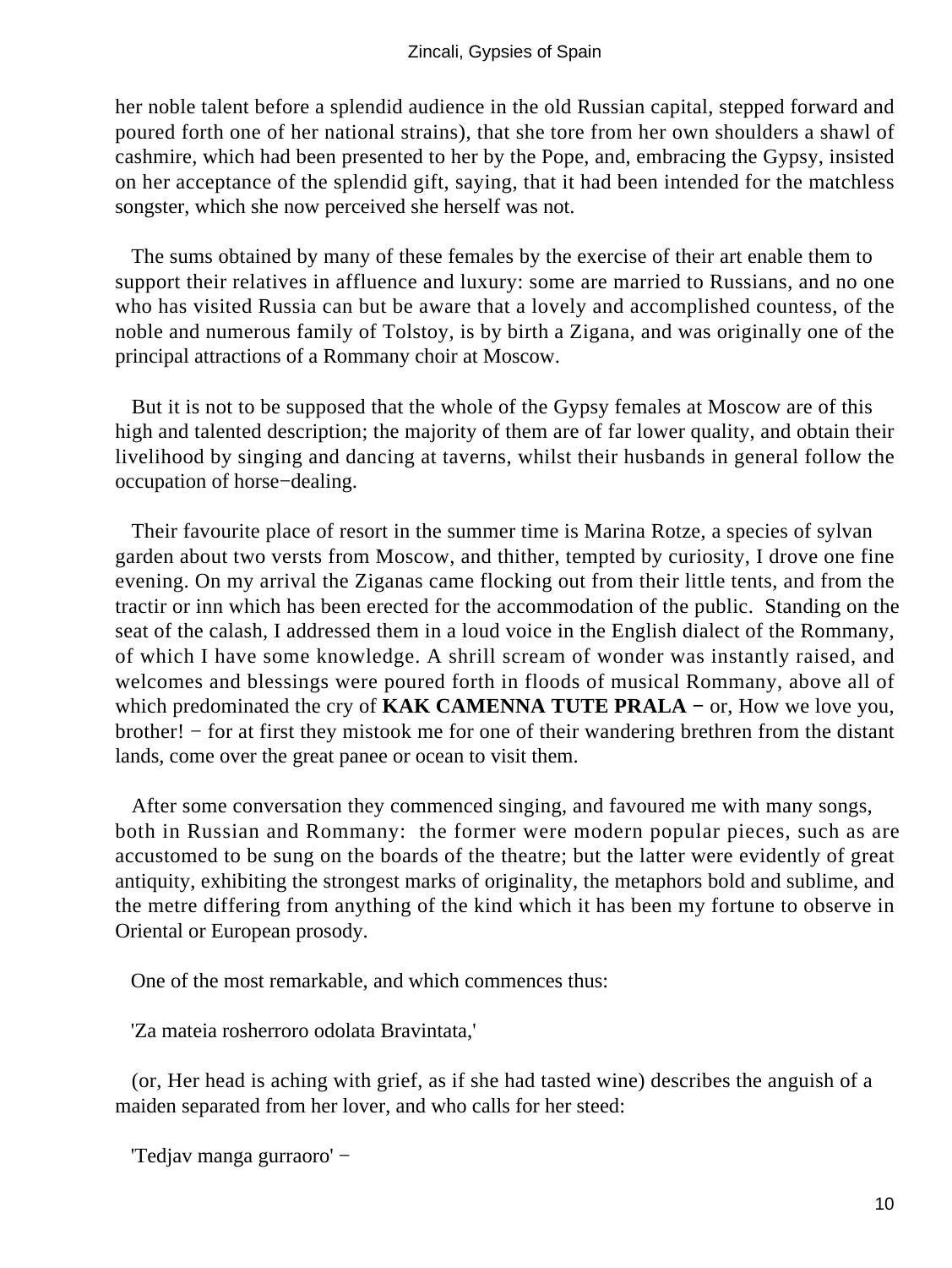her noble talent before a splendid audience in the old Russian capital, stepped forward and poured forth one of her national strains), that she tore from her own shoulders a shawl of cashmire, which had been presented to her by the Pope, and, embracing the Gypsy, insisted on her acceptance of the splendid gift, saying, that it had been intended for the matchless songster, which she now perceived she herself was not.

The sums obtained by many of these females by the exercise of their art enable them to support their relatives in affluence and luxury: some are married to Russians, and no one who has visited Russia can but be aware that a lovely and accomplished countess, of the noble and numerous family of Tolstoy, is by birth a Zigana, and was originally one of the principal attractions of a Rommany choir at Moscow.

But it is not to be supposed that the whole of the Gypsy females at Moscow are of this high and talented description; the majority of them are of far lower quality, and obtain their livelihood by singing and dancing at taverns, whilst their husbands in general follow the occupation of horse−dealing.

Their favourite place of resort in the summer time is Marina Rotze, a species of sylvan garden about two versts from Moscow, and thither, tempted by curiosity, I drove one fine evening. On my arrival the Ziganas came flocking out from their little tents, and from the tractir or inn which has been erected for the accommodation of the public. Standing on the seat of the calash, I addressed them in a loud voice in the English dialect of the Rommany, of which I have some knowledge. A shrill scream of wonder was instantly raised, and welcomes and blessings were poured forth in floods of musical Rommany, above all of which predominated the cry of **KAK CAMENNA TUTE PRALA** − or, How we love you, brother! − for at first they mistook me for one of their wandering brethren from the distant lands, come over the great panee or ocean to visit them.

After some conversation they commenced singing, and favoured me with many songs, both in Russian and Rommany: the former were modern popular pieces, such as are accustomed to be sung on the boards of the theatre; but the latter were evidently of great antiquity, exhibiting the strongest marks of originality, the metaphors bold and sublime, and the metre differing from anything of the kind which it has been my fortune to observe in Oriental or European prosody.

One of the most remarkable, and which commences thus:

'Za mateia rosherroro odolata Bravintata,'

(or, Her head is aching with grief, as if she had tasted wine) describes the anguish of a maiden separated from her lover, and who calls for her steed:

'Tedjav manga gurraoro' −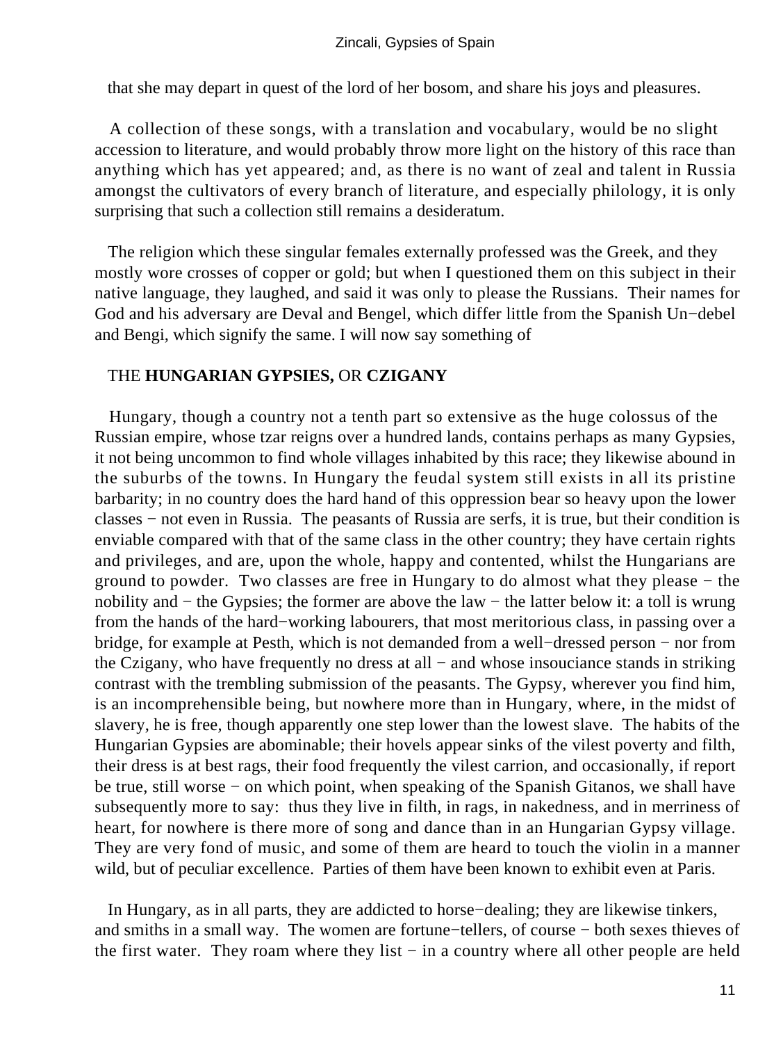that she may depart in quest of the lord of her bosom, and share his joys and pleasures.

A collection of these songs, with a translation and vocabulary, would be no slight accession to literature, and would probably throw more light on the history of this race than anything which has yet appeared; and, as there is no want of zeal and talent in Russia amongst the cultivators of every branch of literature, and especially philology, it is only surprising that such a collection still remains a desideratum.

The religion which these singular females externally professed was the Greek, and they mostly wore crosses of copper or gold; but when I questioned them on this subject in their native language, they laughed, and said it was only to please the Russians. Their names for God and his adversary are Deval and Bengel, which differ little from the Spanish Un−debel and Bengi, which signify the same. I will now say something of

## THE **HUNGARIAN GYPSIES,** OR **CZIGANY**

Hungary, though a country not a tenth part so extensive as the huge colossus of the Russian empire, whose tzar reigns over a hundred lands, contains perhaps as many Gypsies, it not being uncommon to find whole villages inhabited by this race; they likewise abound in the suburbs of the towns. In Hungary the feudal system still exists in all its pristine barbarity; in no country does the hard hand of this oppression bear so heavy upon the lower classes − not even in Russia. The peasants of Russia are serfs, it is true, but their condition is enviable compared with that of the same class in the other country; they have certain rights and privileges, and are, upon the whole, happy and contented, whilst the Hungarians are ground to powder. Two classes are free in Hungary to do almost what they please − the nobility and − the Gypsies; the former are above the law − the latter below it: a toll is wrung from the hands of the hard−working labourers, that most meritorious class, in passing over a bridge, for example at Pesth, which is not demanded from a well−dressed person − nor from the Czigany, who have frequently no dress at all − and whose insouciance stands in striking contrast with the trembling submission of the peasants. The Gypsy, wherever you find him, is an incomprehensible being, but nowhere more than in Hungary, where, in the midst of slavery, he is free, though apparently one step lower than the lowest slave. The habits of the Hungarian Gypsies are abominable; their hovels appear sinks of the vilest poverty and filth, their dress is at best rags, their food frequently the vilest carrion, and occasionally, if report be true, still worse − on which point, when speaking of the Spanish Gitanos, we shall have subsequently more to say: thus they live in filth, in rags, in nakedness, and in merriness of heart, for nowhere is there more of song and dance than in an Hungarian Gypsy village. They are very fond of music, and some of them are heard to touch the violin in a manner wild, but of peculiar excellence. Parties of them have been known to exhibit even at Paris.

In Hungary, as in all parts, they are addicted to horse−dealing; they are likewise tinkers, and smiths in a small way. The women are fortune−tellers, of course − both sexes thieves of the first water. They roam where they list − in a country where all other people are held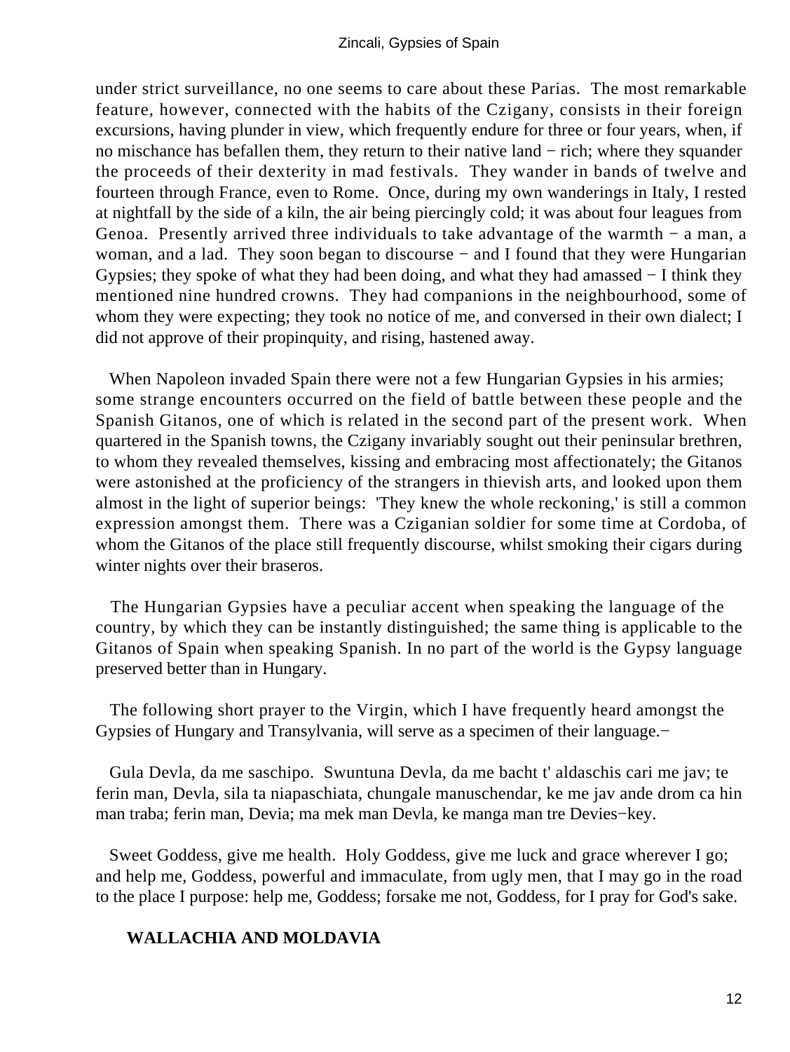under strict surveillance, no one seems to care about these Parias. The most remarkable feature, however, connected with the habits of the Czigany, consists in their foreign excursions, having plunder in view, which frequently endure for three or four years, when, if no mischance has befallen them, they return to their native land − rich; where they squander the proceeds of their dexterity in mad festivals. They wander in bands of twelve and fourteen through France, even to Rome. Once, during my own wanderings in Italy, I rested at nightfall by the side of a kiln, the air being piercingly cold; it was about four leagues from Genoa. Presently arrived three individuals to take advantage of the warmth − a man, a woman, and a lad. They soon began to discourse − and I found that they were Hungarian Gypsies; they spoke of what they had been doing, and what they had amassed − I think they mentioned nine hundred crowns. They had companions in the neighbourhood, some of whom they were expecting; they took no notice of me, and conversed in their own dialect; I did not approve of their propinquity, and rising, hastened away.

When Napoleon invaded Spain there were not a few Hungarian Gypsies in his armies; some strange encounters occurred on the field of battle between these people and the Spanish Gitanos, one of which is related in the second part of the present work. When quartered in the Spanish towns, the Czigany invariably sought out their peninsular brethren, to whom they revealed themselves, kissing and embracing most affectionately; the Gitanos were astonished at the proficiency of the strangers in thievish arts, and looked upon them almost in the light of superior beings: 'They knew the whole reckoning,' is still a common expression amongst them. There was a Cziganian soldier for some time at Cordoba, of whom the Gitanos of the place still frequently discourse, whilst smoking their cigars during winter nights over their braseros.

The Hungarian Gypsies have a peculiar accent when speaking the language of the country, by which they can be instantly distinguished; the same thing is applicable to the Gitanos of Spain when speaking Spanish. In no part of the world is the Gypsy language preserved better than in Hungary.

The following short prayer to the Virgin, which I have frequently heard amongst the Gypsies of Hungary and Transylvania, will serve as a specimen of their language.−

Gula Devla, da me saschipo. Swuntuna Devla, da me bacht t' aldaschis cari me jav; te ferin man, Devla, sila ta niapaschiata, chungale manuschendar, ke me jav ande drom ca hin man traba; ferin man, Devia; ma mek man Devla, ke manga man tre Devies−key.

Sweet Goddess, give me health. Holy Goddess, give me luck and grace wherever I go; and help me, Goddess, powerful and immaculate, from ugly men, that I may go in the road to the place I purpose: help me, Goddess; forsake me not, Goddess, for I pray for God's sake.

## WALLACHIA AND MOLDAVIA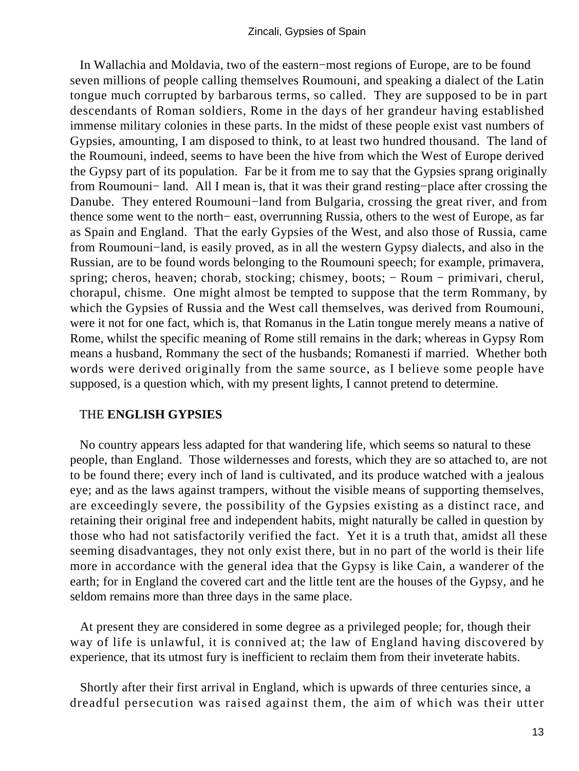In Wallachia and Moldavia, two of the eastern−most regions of Europe, are to be found seven millions of people calling themselves Roumouni, and speaking a dialect of the Latin tongue much corrupted by barbarous terms, so called. They are supposed to be in part descendants of Roman soldiers, Rome in the days of her grandeur having established immense military colonies in these parts. In the midst of these people exist vast numbers of Gypsies, amounting, I am disposed to think, to at least two hundred thousand. The land of the Roumouni, indeed, seems to have been the hive from which the West of Europe derived the Gypsy part of its population. Far be it from me to say that the Gypsies sprang originally from Roumouni− land. All I mean is, that it was their grand resting−place after crossing the Danube. They entered Roumouni−land from Bulgaria, crossing the great river, and from thence some went to the north− east, overrunning Russia, others to the west of Europe, as far as Spain and England. That the early Gypsies of the West, and also those of Russia, came from Roumouni−land, is easily proved, as in all the western Gypsy dialects, and also in the Russian, are to be found words belonging to the Roumouni speech; for example, primavera, spring; cheros, heaven; chorab, stocking; chismey, boots; − Roum − primivari, cherul, chorapul, chisme. One might almost be tempted to suppose that the term Rommany, by which the Gypsies of Russia and the West call themselves, was derived from Roumouni, were it not for one fact, which is, that Romanus in the Latin tongue merely means a native of Rome, whilst the specific meaning of Rome still remains in the dark; whereas in Gypsy Rom means a husband, Rommany the sect of the husbands; Romanesti if married. Whether both words were derived originally from the same source, as I believe some people have supposed, is a question which, with my present lights, I cannot pretend to determine.

## THE **ENGLISH GYPSIES**

No country appears less adapted for that wandering life, which seems so natural to these people, than England. Those wildernesses and forests, which they are so attached to, are not to be found there; every inch of land is cultivated, and its produce watched with a jealous eye; and as the laws against trampers, without the visible means of supporting themselves, are exceedingly severe, the possibility of the Gypsies existing as a distinct race, and retaining their original free and independent habits, might naturally be called in question by those who had not satisfactorily verified the fact. Yet it is a truth that, amidst all these seeming disadvantages, they not only exist there, but in no part of the world is their life more in accordance with the general idea that the Gypsy is like Cain, a wanderer of the earth; for in England the covered cart and the little tent are the houses of the Gypsy, and he seldom remains more than three days in the same place.

At present they are considered in some degree as a privileged people; for, though their way of life is unlawful, it is connived at; the law of England having discovered by experience, that its utmost fury is inefficient to reclaim them from their inveterate habits.

Shortly after their first arrival in England, which is upwards of three centuries since, a dreadful persecution was raised against them, the aim of which was their utter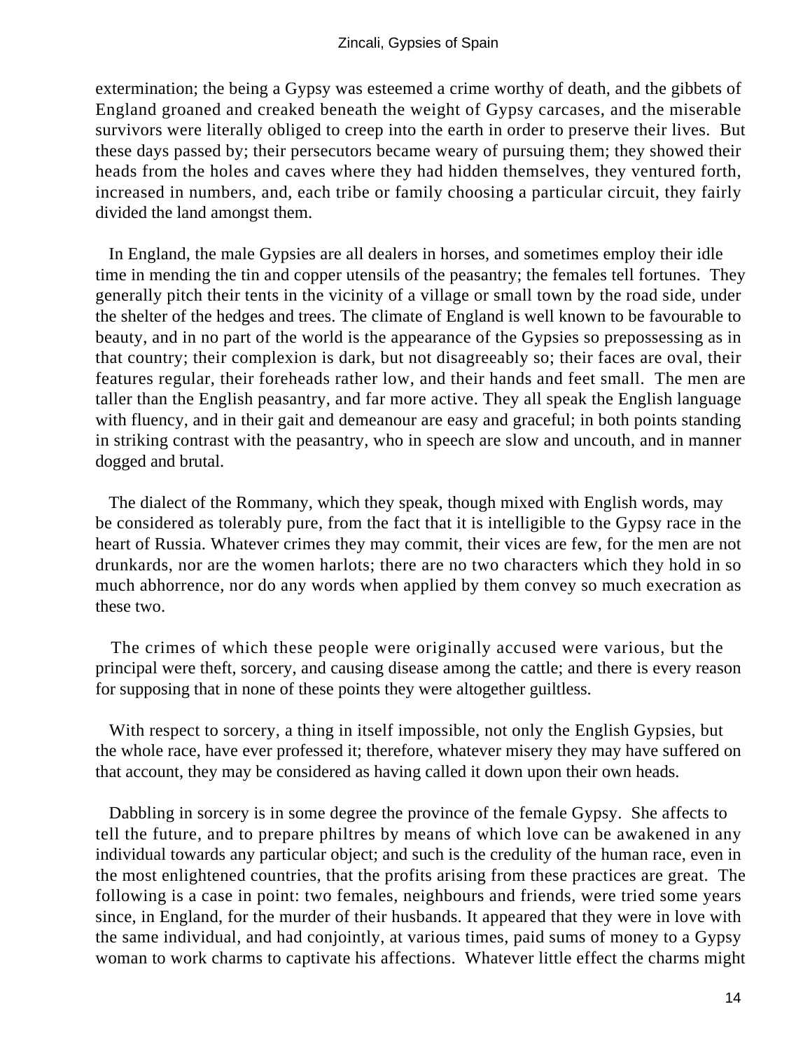extermination; the being a Gypsy was esteemed a crime worthy of death, and the gibbets of England groaned and creaked beneath the weight of Gypsy carcases, and the miserable survivors were literally obliged to creep into the earth in order to preserve their lives. But these days passed by; their persecutors became weary of pursuing them; they showed their heads from the holes and caves where they had hidden themselves, they ventured forth, increased in numbers, and, each tribe or family choosing a particular circuit, they fairly divided the land amongst them.

In England, the male Gypsies are all dealers in horses, and sometimes employ their idle time in mending the tin and copper utensils of the peasantry; the females tell fortunes. They generally pitch their tents in the vicinity of a village or small town by the road side, under the shelter of the hedges and trees. The climate of England is well known to be favourable to beauty, and in no part of the world is the appearance of the Gypsies so prepossessing as in that country; their complexion is dark, but not disagreeably so; their faces are oval, their features regular, their foreheads rather low, and their hands and feet small. The men are taller than the English peasantry, and far more active. They all speak the English language with fluency, and in their gait and demeanour are easy and graceful; in both points standing in striking contrast with the peasantry, who in speech are slow and uncouth, and in manner dogged and brutal.

The dialect of the Rommany, which they speak, though mixed with English words, may be considered as tolerably pure, from the fact that it is intelligible to the Gypsy race in the heart of Russia. Whatever crimes they may commit, their vices are few, for the men are not drunkards, nor are the women harlots; there are no two characters which they hold in so much abhorrence, nor do any words when applied by them convey so much execration as these two.

The crimes of which these people were originally accused were various, but the principal were theft, sorcery, and causing disease among the cattle; and there is every reason for supposing that in none of these points they were altogether guiltless.

With respect to sorcery, a thing in itself impossible, not only the English Gypsies, but the whole race, have ever professed it; therefore, whatever misery they may have suffered on that account, they may be considered as having called it down upon their own heads.

Dabbling in sorcery is in some degree the province of the female Gypsy. She affects to tell the future, and to prepare philtres by means of which love can be awakened in any individual towards any particular object; and such is the credulity of the human race, even in the most enlightened countries, that the profits arising from these practices are great. The following is a case in point: two females, neighbours and friends, were tried some years since, in England, for the murder of their husbands. It appeared that they were in love with the same individual, and had conjointly, at various times, paid sums of money to a Gypsy woman to work charms to captivate his affections. Whatever little effect the charms might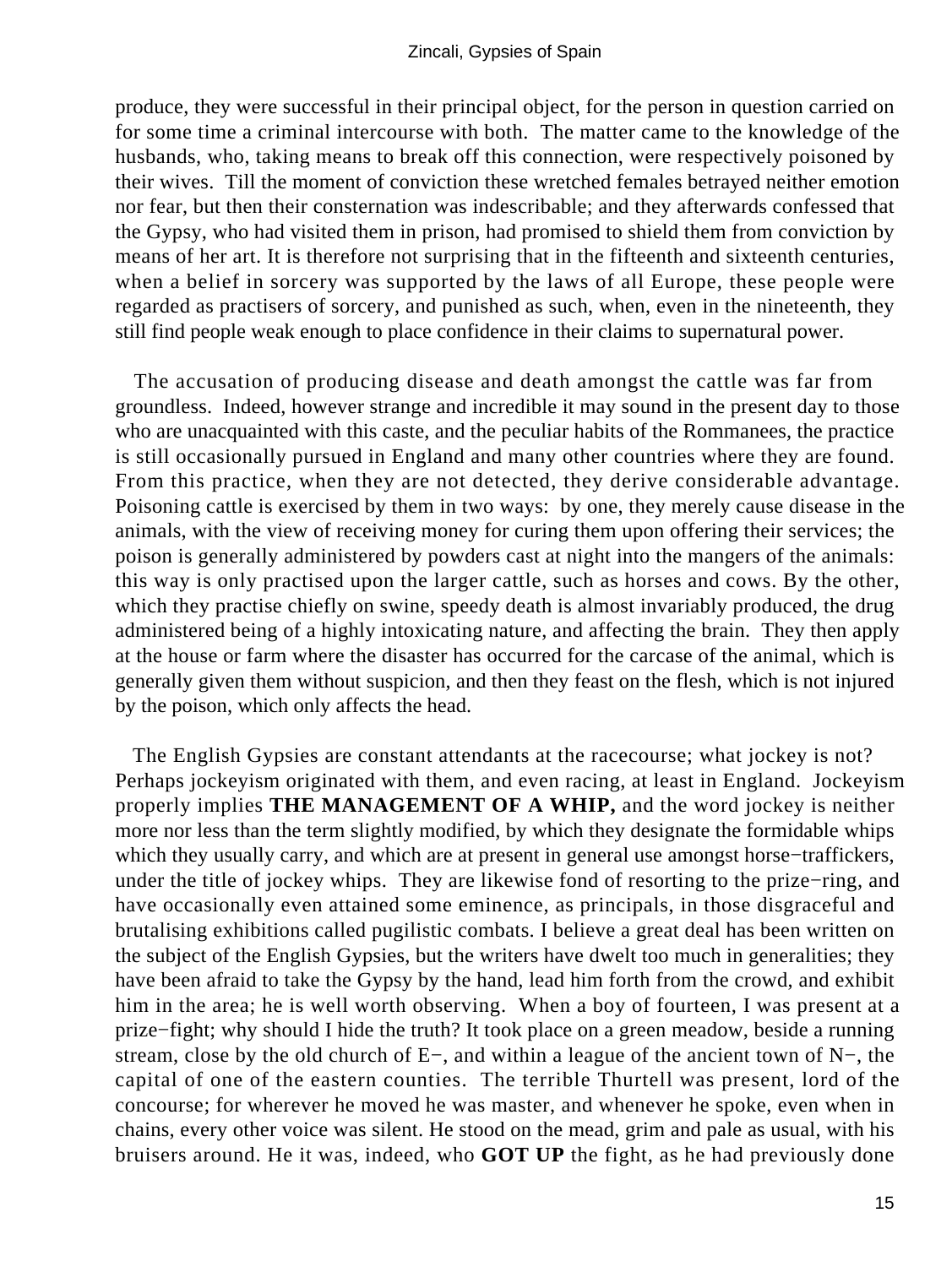produce, they were successful in their principal object, for the person in question carried on for some time a criminal intercourse with both. The matter came to the knowledge of the husbands, who, taking means to break off this connection, were respectively poisoned by their wives. Till the moment of conviction these wretched females betrayed neither emotion nor fear, but then their consternation was indescribable; and they afterwards confessed that the Gypsy, who had visited them in prison, had promised to shield them from conviction by means of her art. It is therefore not surprising that in the fifteenth and sixteenth centuries, when a belief in sorcery was supported by the laws of all Europe, these people were regarded as practisers of sorcery, and punished as such, when, even in the nineteenth, they still find people weak enough to place confidence in their claims to supernatural power.

The accusation of producing disease and death amongst the cattle was far from groundless. Indeed, however strange and incredible it may sound in the present day to those who are unacquainted with this caste, and the peculiar habits of the Rommanees, the practice is still occasionally pursued in England and many other countries where they are found. From this practice, when they are not detected, they derive considerable advantage. Poisoning cattle is exercised by them in two ways: by one, they merely cause disease in the animals, with the view of receiving money for curing them upon offering their services; the poison is generally administered by powders cast at night into the mangers of the animals: this way is only practised upon the larger cattle, such as horses and cows. By the other, which they practise chiefly on swine, speedy death is almost invariably produced, the drug administered being of a highly intoxicating nature, and affecting the brain. They then apply at the house or farm where the disaster has occurred for the carcase of the animal, which is generally given them without suspicion, and then they feast on the flesh, which is not injured by the poison, which only affects the head.

The English Gypsies are constant attendants at the racecourse; what jockey is not? Perhaps jockeyism originated with them, and even racing, at least in England. Jockeyism properly implies **THE MANAGEMENT OF A WHIP,** and the word jockey is neither more nor less than the term slightly modified, by which they designate the formidable whips which they usually carry, and which are at present in general use amongst horse−traffickers, under the title of jockey whips. They are likewise fond of resorting to the prize−ring, and have occasionally even attained some eminence, as principals, in those disgraceful and brutalising exhibitions called pugilistic combats. I believe a great deal has been written on the subject of the English Gypsies, but the writers have dwelt too much in generalities; they have been afraid to take the Gypsy by the hand, lead him forth from the crowd, and exhibit him in the area; he is well worth observing. When a boy of fourteen, I was present at a prize−fight; why should I hide the truth? It took place on a green meadow, beside a running stream, close by the old church of E−, and within a league of the ancient town of N−, the capital of one of the eastern counties. The terrible Thurtell was present, lord of the concourse; for wherever he moved he was master, and whenever he spoke, even when in chains, every other voice was silent. He stood on the mead, grim and pale as usual, with his bruisers around. He it was, indeed, who **GOT UP** the fight, as he had previously done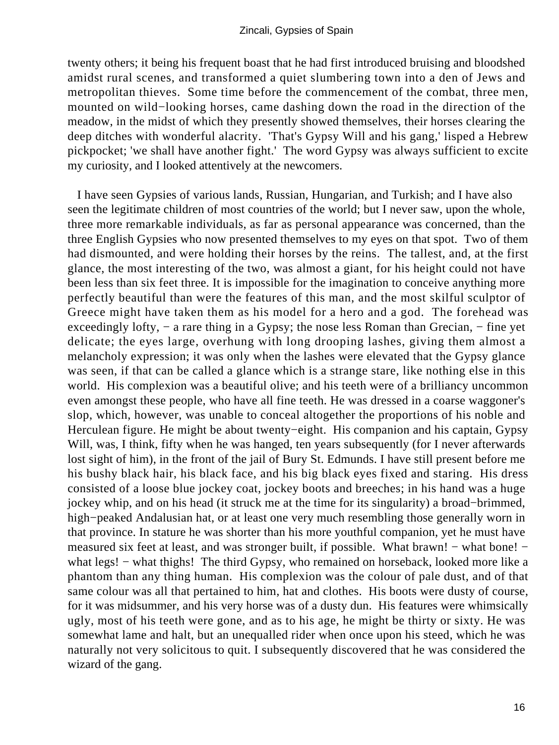twenty others; it being his frequent boast that he had first introduced bruising and bloodshed amidst rural scenes, and transformed a quiet slumbering town into a den of Jews and metropolitan thieves. Some time before the commencement of the combat, three men, mounted on wild−looking horses, came dashing down the road in the direction of the meadow, in the midst of which they presently showed themselves, their horses clearing the deep ditches with wonderful alacrity. 'That's Gypsy Will and his gang,' lisped a Hebrew pickpocket; 'we shall have another fight.' The word Gypsy was always sufficient to excite my curiosity, and I looked attentively at the newcomers.

I have seen Gypsies of various lands, Russian, Hungarian, and Turkish; and I have also seen the legitimate children of most countries of the world; but I never saw, upon the whole, three more remarkable individuals, as far as personal appearance was concerned, than the three English Gypsies who now presented themselves to my eyes on that spot. Two of them had dismounted, and were holding their horses by the reins. The tallest, and, at the first glance, the most interesting of the two, was almost a giant, for his height could not have been less than six feet three. It is impossible for the imagination to conceive anything more perfectly beautiful than were the features of this man, and the most skilful sculptor of Greece might have taken them as his model for a hero and a god. The forehead was exceedingly lofty, − a rare thing in a Gypsy; the nose less Roman than Grecian, − fine yet delicate; the eyes large, overhung with long drooping lashes, giving them almost a melancholy expression; it was only when the lashes were elevated that the Gypsy glance was seen, if that can be called a glance which is a strange stare, like nothing else in this world. His complexion was a beautiful olive; and his teeth were of a brilliancy uncommon even amongst these people, who have all fine teeth. He was dressed in a coarse waggoner's slop, which, however, was unable to conceal altogether the proportions of his noble and Herculean figure. He might be about twenty−eight. His companion and his captain, Gypsy Will, was, I think, fifty when he was hanged, ten years subsequently (for I never afterwards lost sight of him), in the front of the jail of Bury St. Edmunds. I have still present before me his bushy black hair, his black face, and his big black eyes fixed and staring. His dress consisted of a loose blue jockey coat, jockey boots and breeches; in his hand was a huge jockey whip, and on his head (it struck me at the time for its singularity) a broad−brimmed, high−peaked Andalusian hat, or at least one very much resembling those generally worn in that province. In stature he was shorter than his more youthful companion, yet he must have measured six feet at least, and was stronger built, if possible. What brawn! − what bone! − what legs! − what thighs! The third Gypsy, who remained on horseback, looked more like a phantom than any thing human. His complexion was the colour of pale dust, and of that same colour was all that pertained to him, hat and clothes. His boots were dusty of course, for it was midsummer, and his very horse was of a dusty dun. His features were whimsically ugly, most of his teeth were gone, and as to his age, he might be thirty or sixty. He was somewhat lame and halt, but an unequalled rider when once upon his steed, which he was naturally not very solicitous to quit. I subsequently discovered that he was considered the wizard of the gang.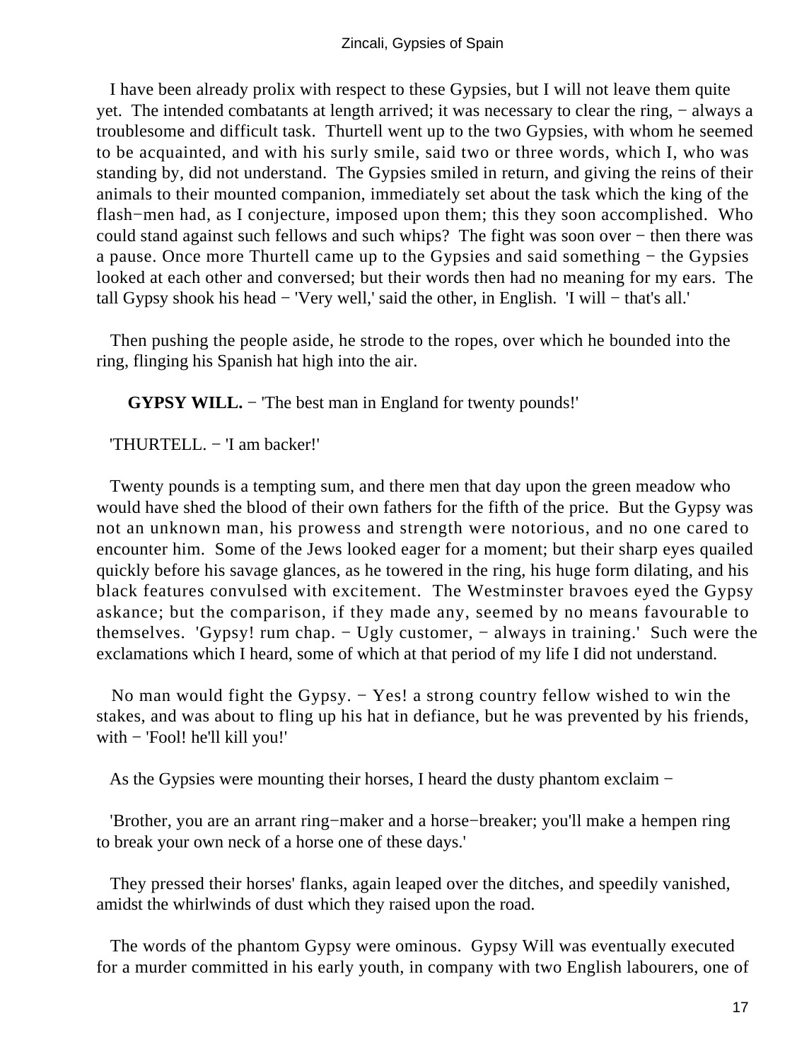I have been already prolix with respect to these Gypsies, but I will not leave them quite yet. The intended combatants at length arrived; it was necessary to clear the ring, − always a troublesome and difficult task. Thurtell went up to the two Gypsies, with whom he seemed to be acquainted, and with his surly smile, said two or three words, which I, who was standing by, did not understand. The Gypsies smiled in return, and giving the reins of their animals to their mounted companion, immediately set about the task which the king of the flash−men had, as I conjecture, imposed upon them; this they soon accomplished. Who could stand against such fellows and such whips? The fight was soon over − then there was a pause. Once more Thurtell came up to the Gypsies and said something − the Gypsies looked at each other and conversed; but their words then had no meaning for my ears. The tall Gypsy shook his head − 'Very well,' said the other, in English. 'I will − that's all.'

Then pushing the people aside, he strode to the ropes, over which he bounded into the ring, flinging his Spanish hat high into the air.

**GYPSY WILL.** − 'The best man in England for twenty pounds!'

'THURTELL. − 'I am backer!'

Twenty pounds is a tempting sum, and there men that day upon the green meadow who would have shed the blood of their own fathers for the fifth of the price. But the Gypsy was not an unknown man, his prowess and strength were notorious, and no one cared to encounter him. Some of the Jews looked eager for a moment; but their sharp eyes quailed quickly before his savage glances, as he towered in the ring, his huge form dilating, and his black features convulsed with excitement. The Westminster bravoes eyed the Gypsy askance; but the comparison, if they made any, seemed by no means favourable to themselves. 'Gypsy! rum chap. − Ugly customer, − always in training.' Such were the exclamations which I heard, some of which at that period of my life I did not understand.

No man would fight the Gypsy. − Yes! a strong country fellow wished to win the stakes, and was about to fling up his hat in defiance, but he was prevented by his friends, with − 'Fool! he'll kill you!'

As the Gypsies were mounting their horses, I heard the dusty phantom exclaim −

'Brother, you are an arrant ring−maker and a horse−breaker; you'll make a hempen ring to break your own neck of a horse one of these days.'

They pressed their horses' flanks, again leaped over the ditches, and speedily vanished, amidst the whirlwinds of dust which they raised upon the road.

The words of the phantom Gypsy were ominous. Gypsy Will was eventually executed for a murder committed in his early youth, in company with two English labourers, one of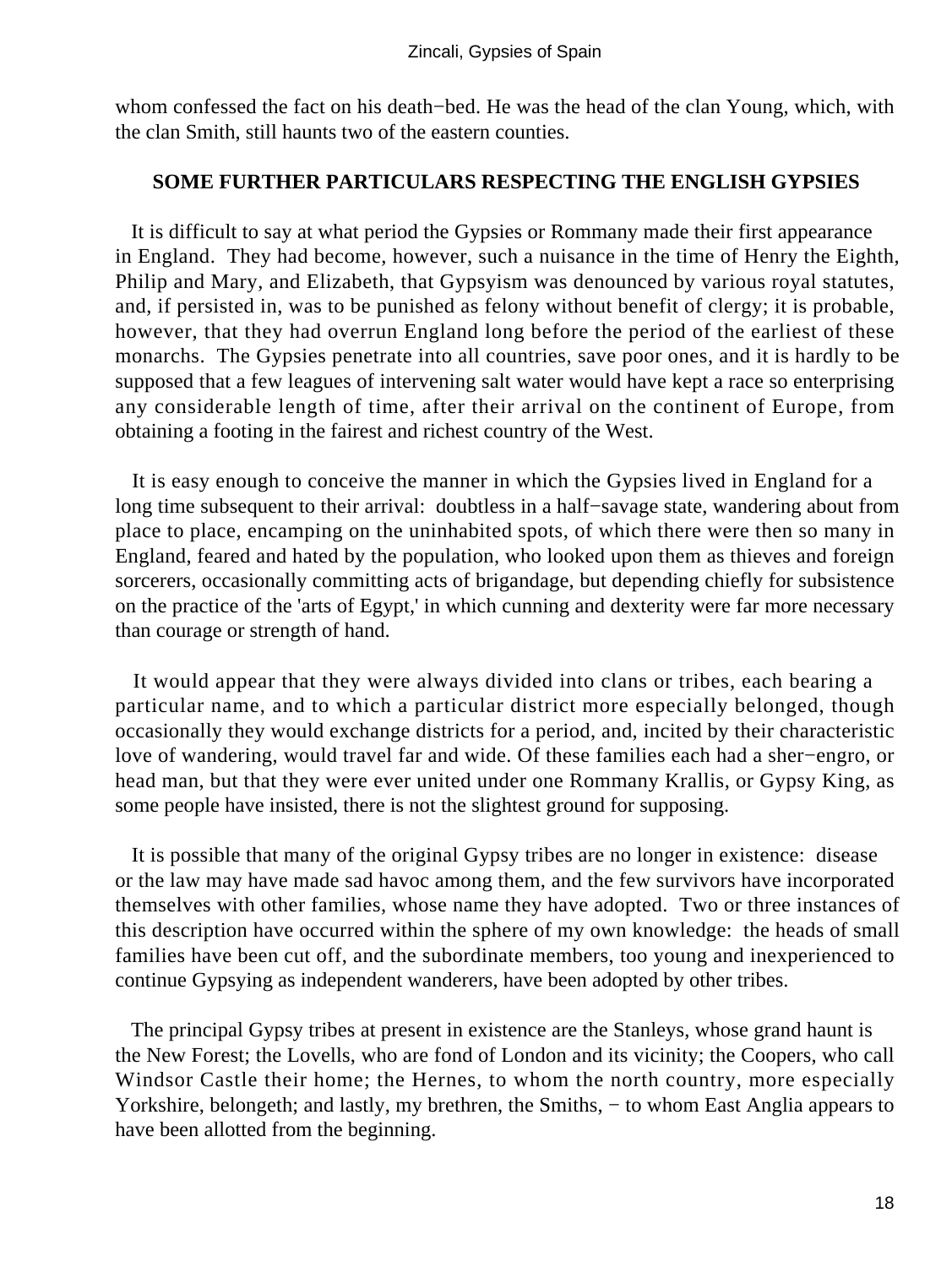whom confessed the fact on his death−bed. He was the head of the clan Young, which, with the clan Smith, still haunts two of the eastern counties.

## SOME FURTHER PARTICULARS RESPECTING THE ENGLISH GYPSIES

It is difficult to say at what period the Gypsies or Rommany made their first appearance in England. They had become, however, such a nuisance in the time of Henry the Eighth, Philip and Mary, and Elizabeth, that Gypsyism was denounced by various royal statutes, and, if persisted in, was to be punished as felony without benefit of clergy; it is probable, however, that they had overrun England long before the period of the earliest of these monarchs. The Gypsies penetrate into all countries, save poor ones, and it is hardly to be supposed that a few leagues of intervening salt water would have kept a race so enterprising any considerable length of time, after their arrival on the continent of Europe, from obtaining a footing in the fairest and richest country of the West.

It is easy enough to conceive the manner in which the Gypsies lived in England for a long time subsequent to their arrival: doubtless in a half−savage state, wandering about from place to place, encamping on the uninhabited spots, of which there were then so many in England, feared and hated by the population, who looked upon them as thieves and foreign sorcerers, occasionally committing acts of brigandage, but depending chiefly for subsistence on the practice of the 'arts of Egypt,' in which cunning and dexterity were far more necessary than courage or strength of hand.

It would appear that they were always divided into clans or tribes, each bearing a particular name, and to which a particular district more especially belonged, though occasionally they would exchange districts for a period, and, incited by their characteristic love of wandering, would travel far and wide. Of these families each had a sher−engro, or head man, but that they were ever united under one Rommany Krallis, or Gypsy King, as some people have insisted, there is not the slightest ground for supposing.

It is possible that many of the original Gypsy tribes are no longer in existence: disease or the law may have made sad havoc among them, and the few survivors have incorporated themselves with other families, whose name they have adopted. Two or three instances of this description have occurred within the sphere of my own knowledge: the heads of small families have been cut off, and the subordinate members, too young and inexperienced to continue Gypsying as independent wanderers, have been adopted by other tribes.

The principal Gypsy tribes at present in existence are the Stanleys, whose grand haunt is the New Forest; the Lovells, who are fond of London and its vicinity; the Coopers, who call Windsor Castle their home; the Hernes, to whom the north country, more especially Yorkshire, belongeth; and lastly, my brethren, the Smiths, − to whom East Anglia appears to have been allotted from the beginning.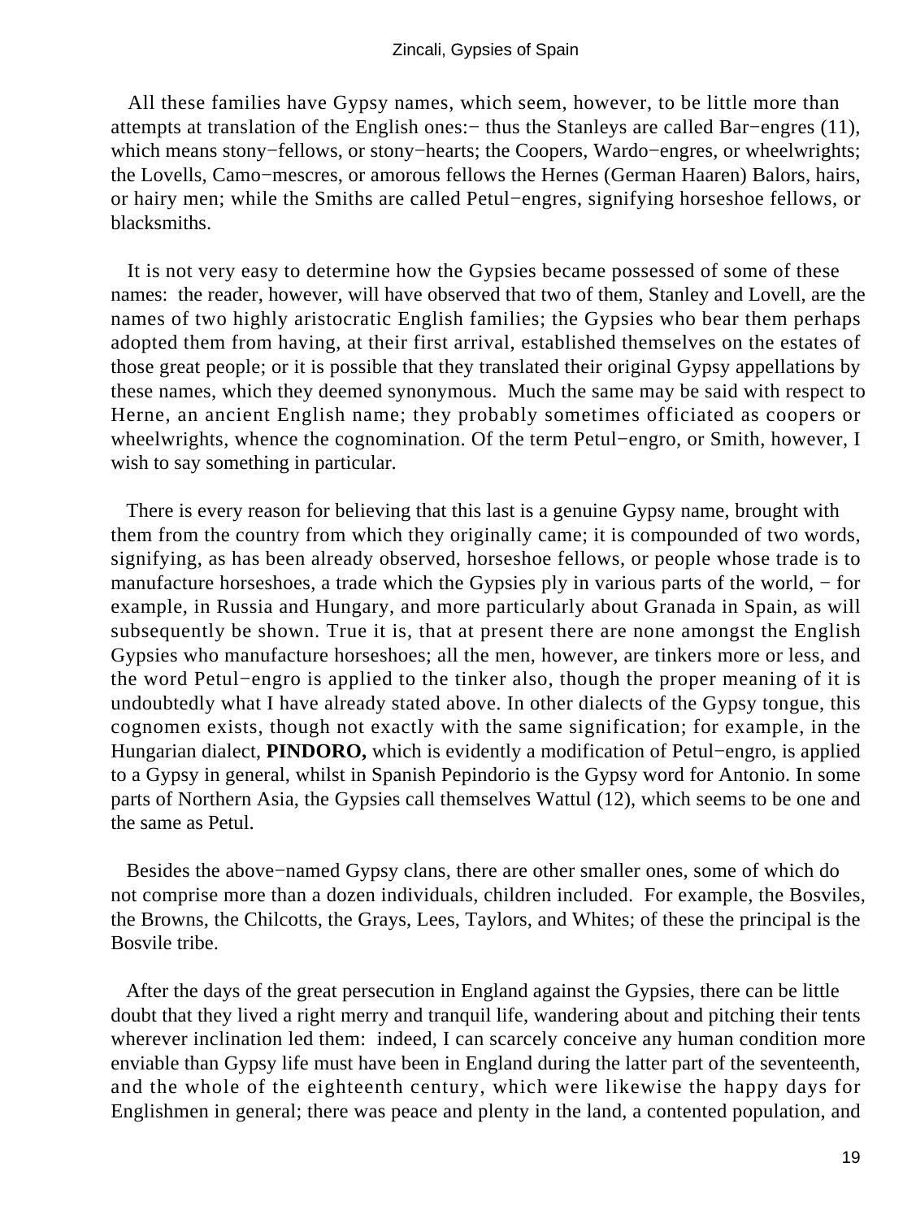All these families have Gypsy names, which seem, however, to be little more than attempts at translation of the English ones:− thus the Stanleys are called Bar−engres (11), which means stony−fellows, or stony−hearts; the Coopers, Wardo−engres, or wheelwrights; the Lovells, Camo−mescres, or amorous fellows the Hernes (German Haaren) Balors, hairs, or hairy men; while the Smiths are called Petul−engres, signifying horseshoe fellows, or blacksmiths.

It is not very easy to determine how the Gypsies became possessed of some of these names: the reader, however, will have observed that two of them, Stanley and Lovell, are the names of two highly aristocratic English families; the Gypsies who bear them perhaps adopted them from having, at their first arrival, established themselves on the estates of those great people; or it is possible that they translated their original Gypsy appellations by these names, which they deemed synonymous. Much the same may be said with respect to Herne, an ancient English name; they probably sometimes officiated as coopers or wheelwrights, whence the cognomination. Of the term Petul−engro, or Smith, however, I wish to say something in particular.

There is every reason for believing that this last is a genuine Gypsy name, brought with them from the country from which they originally came; it is compounded of two words, signifying, as has been already observed, horseshoe fellows, or people whose trade is to manufacture horseshoes, a trade which the Gypsies ply in various parts of the world, − for example, in Russia and Hungary, and more particularly about Granada in Spain, as will subsequently be shown. True it is, that at present there are none amongst the English Gypsies who manufacture horseshoes; all the men, however, are tinkers more or less, and the word Petul−engro is applied to the tinker also, though the proper meaning of it is undoubtedly what I have already stated above. In other dialects of the Gypsy tongue, this cognomen exists, though not exactly with the same signification; for example, in the Hungarian dialect, **PINDORO,** which is evidently a modification of Petul−engro, is applied to a Gypsy in general, whilst in Spanish Pepindorio is the Gypsy word for Antonio. In some parts of Northern Asia, the Gypsies call themselves Wattul (12), which seems to be one and the same as Petul.

Besides the above−named Gypsy clans, there are other smaller ones, some of which do not comprise more than a dozen individuals, children included. For example, the Bosviles, the Browns, the Chilcotts, the Grays, Lees, Taylors, and Whites; of these the principal is the Bosvile tribe.

After the days of the great persecution in England against the Gypsies, there can be little doubt that they lived a right merry and tranquil life, wandering about and pitching their tents wherever inclination led them: indeed, I can scarcely conceive any human condition more enviable than Gypsy life must have been in England during the latter part of the seventeenth, and the whole of the eighteenth century, which were likewise the happy days for Englishmen in general; there was peace and plenty in the land, a contented population, and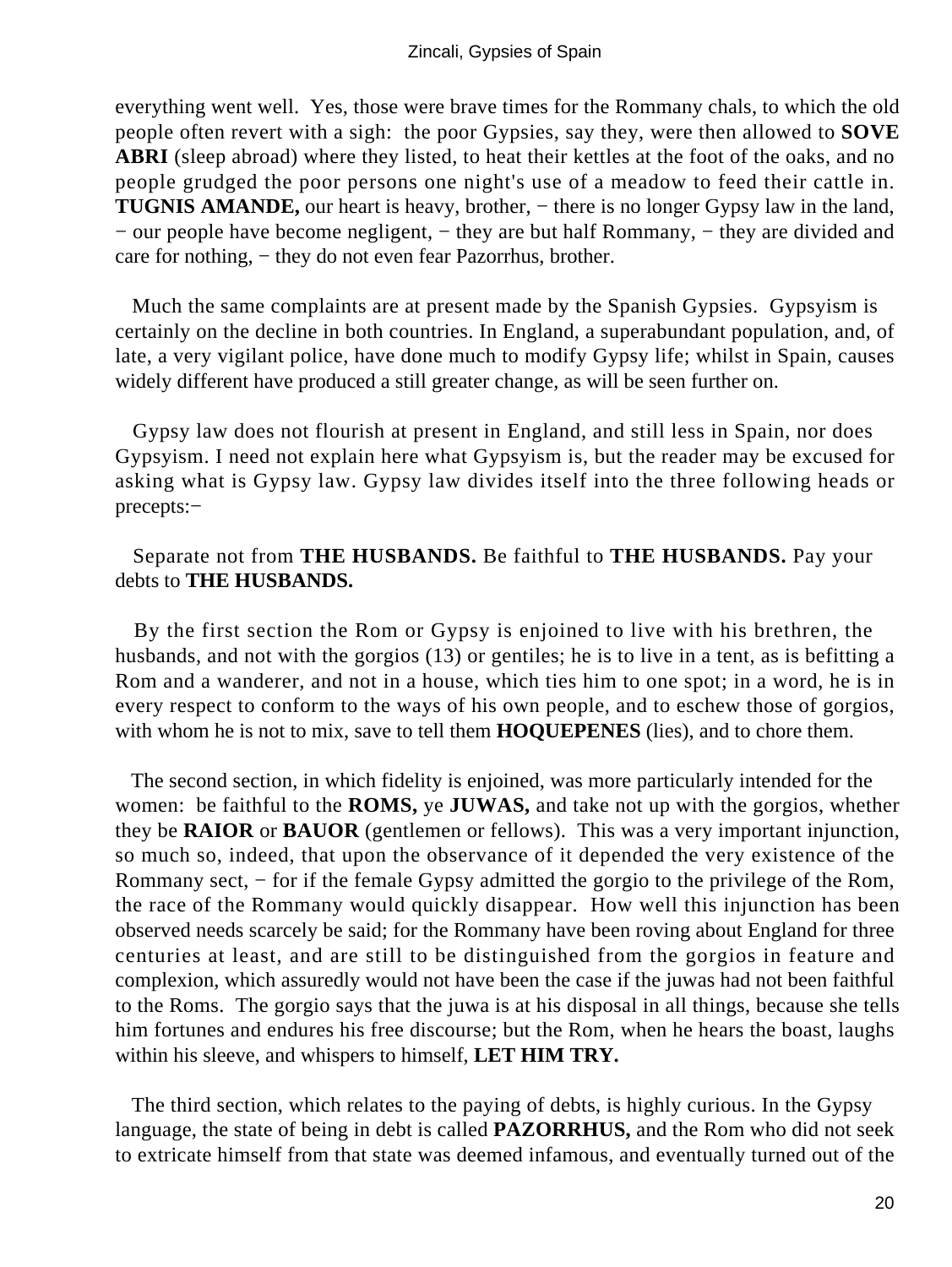everything went well. Yes, those were brave times for the Rommany chals, to which the old people often revert with a sigh: the poor Gypsies, say they, were then allowed to **SOVE ABRI** (sleep abroad) where they listed, to heat their kettles at the foot of the oaks, and no people grudged the poor persons one night's use of a meadow to feed their cattle in. **TUGNIS AMANDE,** our heart is heavy, brother, − there is no longer Gypsy law in the land, − our people have become negligent, − they are but half Rommany, − they are divided and care for nothing, − they do not even fear Pazorrhus, brother.

Much the same complaints are at present made by the Spanish Gypsies. Gypsyism is certainly on the decline in both countries. In England, a superabundant population, and, of late, a very vigilant police, have done much to modify Gypsy life; whilst in Spain, causes widely different have produced a still greater change, as will be seen further on.

Gypsy law does not flourish at present in England, and still less in Spain, nor does Gypsyism. I need not explain here what Gypsyism is, but the reader may be excused for asking what is Gypsy law. Gypsy law divides itself into the three following heads or precepts:−

Separate not from **THE HUSBANDS.** Be faithful to **THE HUSBANDS.** Pay your debts to **THE HUSBANDS.**

By the first section the Rom or Gypsy is enjoined to live with his brethren, the husbands, and not with the gorgios (13) or gentiles; he is to live in a tent, as is befitting a Rom and a wanderer, and not in a house, which ties him to one spot; in a word, he is in every respect to conform to the ways of his own people, and to eschew those of gorgios, with whom he is not to mix, save to tell them **HOQUEPENES** (lies), and to chore them.

The second section, in which fidelity is enjoined, was more particularly intended for the women: be faithful to the **ROMS,** ye **JUWAS,** and take not up with the gorgios, whether they be **RAIOR** or **BAUOR** (gentlemen or fellows). This was a very important injunction, so much so, indeed, that upon the observance of it depended the very existence of the Rommany sect, − for if the female Gypsy admitted the gorgio to the privilege of the Rom, the race of the Rommany would quickly disappear. How well this injunction has been observed needs scarcely be said; for the Rommany have been roving about England for three centuries at least, and are still to be distinguished from the gorgios in feature and complexion, which assuredly would not have been the case if the juwas had not been faithful to the Roms. The gorgio says that the juwa is at his disposal in all things, because she tells him fortunes and endures his free discourse; but the Rom, when he hears the boast, laughs within his sleeve, and whispers to himself, **LET HIM TRY.**

The third section, which relates to the paying of debts, is highly curious. In the Gypsy language, the state of being in debt is called **PAZORRHUS,** and the Rom who did not seek to extricate himself from that state was deemed infamous, and eventually turned out of the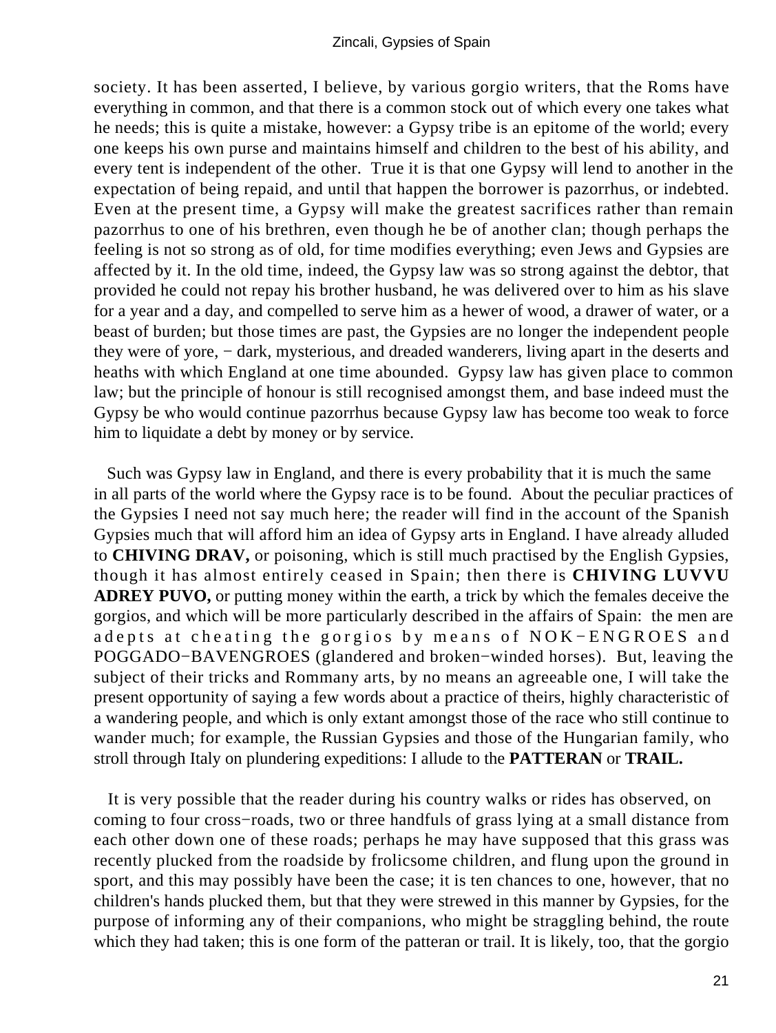society. It has been asserted, I believe, by various gorgio writers, that the Roms have everything in common, and that there is a common stock out of which every one takes what he needs; this is quite a mistake, however: a Gypsy tribe is an epitome of the world; every one keeps his own purse and maintains himself and children to the best of his ability, and every tent is independent of the other. True it is that one Gypsy will lend to another in the expectation of being repaid, and until that happen the borrower is pazorrhus, or indebted. Even at the present time, a Gypsy will make the greatest sacrifices rather than remain pazorrhus to one of his brethren, even though he be of another clan; though perhaps the feeling is not so strong as of old, for time modifies everything; even Jews and Gypsies are affected by it. In the old time, indeed, the Gypsy law was so strong against the debtor, that provided he could not repay his brother husband, he was delivered over to him as his slave for a year and a day, and compelled to serve him as a hewer of wood, a drawer of water, or a beast of burden; but those times are past, the Gypsies are no longer the independent people they were of yore, − dark, mysterious, and dreaded wanderers, living apart in the deserts and heaths with which England at one time abounded. Gypsy law has given place to common law; but the principle of honour is still recognised amongst them, and base indeed must the Gypsy be who would continue pazorrhus because Gypsy law has become too weak to force him to liquidate a debt by money or by service.

Such was Gypsy law in England, and there is every probability that it is much the same in all parts of the world where the Gypsy race is to be found. About the peculiar practices of the Gypsies I need not say much here; the reader will find in the account of the Spanish Gypsies much that will afford him an idea of Gypsy arts in England. I have already alluded to **CHIVING DRAV,** or poisoning, which is still much practised by the English Gypsies, though it has almost entirely ceased in Spain; then there is **CHIVING LUVVU ADREY PUVO,** or putting money within the earth, a trick by which the females deceive the gorgios, and which will be more particularly described in the affairs of Spain: the men are adepts at cheating the gorgios by means of NOK−ENGROES and POGGADO−BAVENGROES (glandered and broken−winded horses). But, leaving the subject of their tricks and Rommany arts, by no means an agreeable one, I will take the present opportunity of saying a few words about a practice of theirs, highly characteristic of a wandering people, and which is only extant amongst those of the race who still continue to wander much; for example, the Russian Gypsies and those of the Hungarian family, who stroll through Italy on plundering expeditions: I allude to the **PATTERAN** or **TRAIL.**

It is very possible that the reader during his country walks or rides has observed, on coming to four cross−roads, two or three handfuls of grass lying at a small distance from each other down one of these roads; perhaps he may have supposed that this grass was recently plucked from the roadside by frolicsome children, and flung upon the ground in sport, and this may possibly have been the case; it is ten chances to one, however, that no children's hands plucked them, but that they were strewed in this manner by Gypsies, for the purpose of informing any of their companions, who might be straggling behind, the route which they had taken; this is one form of the patteran or trail. It is likely, too, that the gorgio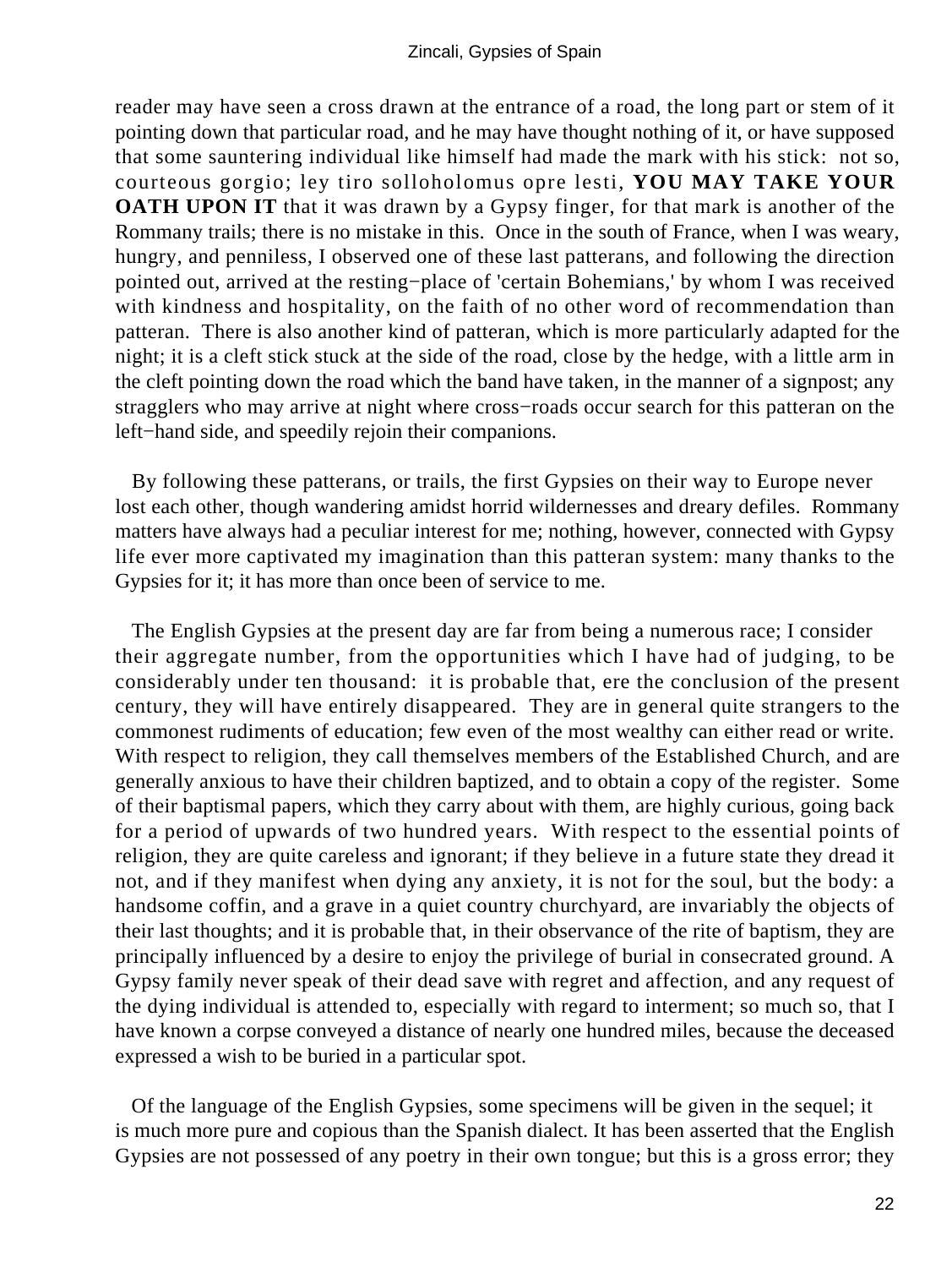reader may have seen a cross drawn at the entrance of a road, the long part or stem of it pointing down that particular road, and he may have thought nothing of it, or have supposed that some sauntering individual like himself had made the mark with his stick: not so, courteous gorgio; ley tiro solloholomus opre lesti, **YOU MAY TAKE YOUR OATH UPON IT** that it was drawn by a Gypsy finger, for that mark is another of the Rommany trails; there is no mistake in this. Once in the south of France, when I was weary, hungry, and penniless, I observed one of these last patterans, and following the direction pointed out, arrived at the resting−place of 'certain Bohemians,' by whom I was received with kindness and hospitality, on the faith of no other word of recommendation than patteran. There is also another kind of patteran, which is more particularly adapted for the night; it is a cleft stick stuck at the side of the road, close by the hedge, with a little arm in the cleft pointing down the road which the band have taken, in the manner of a signpost; any stragglers who may arrive at night where cross−roads occur search for this patteran on the left−hand side, and speedily rejoin their companions.

By following these patterans, or trails, the first Gypsies on their way to Europe never lost each other, though wandering amidst horrid wildernesses and dreary defiles. Rommany matters have always had a peculiar interest for me; nothing, however, connected with Gypsy life ever more captivated my imagination than this patteran system: many thanks to the Gypsies for it; it has more than once been of service to me.

The English Gypsies at the present day are far from being a numerous race; I consider their aggregate number, from the opportunities which I have had of judging, to be considerably under ten thousand: it is probable that, ere the conclusion of the present century, they will have entirely disappeared. They are in general quite strangers to the commonest rudiments of education; few even of the most wealthy can either read or write. With respect to religion, they call themselves members of the Established Church, and are generally anxious to have their children baptized, and to obtain a copy of the register. Some of their baptismal papers, which they carry about with them, are highly curious, going back for a period of upwards of two hundred years. With respect to the essential points of religion, they are quite careless and ignorant; if they believe in a future state they dread it not, and if they manifest when dying any anxiety, it is not for the soul, but the body: a handsome coffin, and a grave in a quiet country churchyard, are invariably the objects of their last thoughts; and it is probable that, in their observance of the rite of baptism, they are principally influenced by a desire to enjoy the privilege of burial in consecrated ground. A Gypsy family never speak of their dead save with regret and affection, and any request of the dying individual is attended to, especially with regard to interment; so much so, that I have known a corpse conveyed a distance of nearly one hundred miles, because the deceased expressed a wish to be buried in a particular spot.

Of the language of the English Gypsies, some specimens will be given in the sequel; it is much more pure and copious than the Spanish dialect. It has been asserted that the English Gypsies are not possessed of any poetry in their own tongue; but this is a gross error; they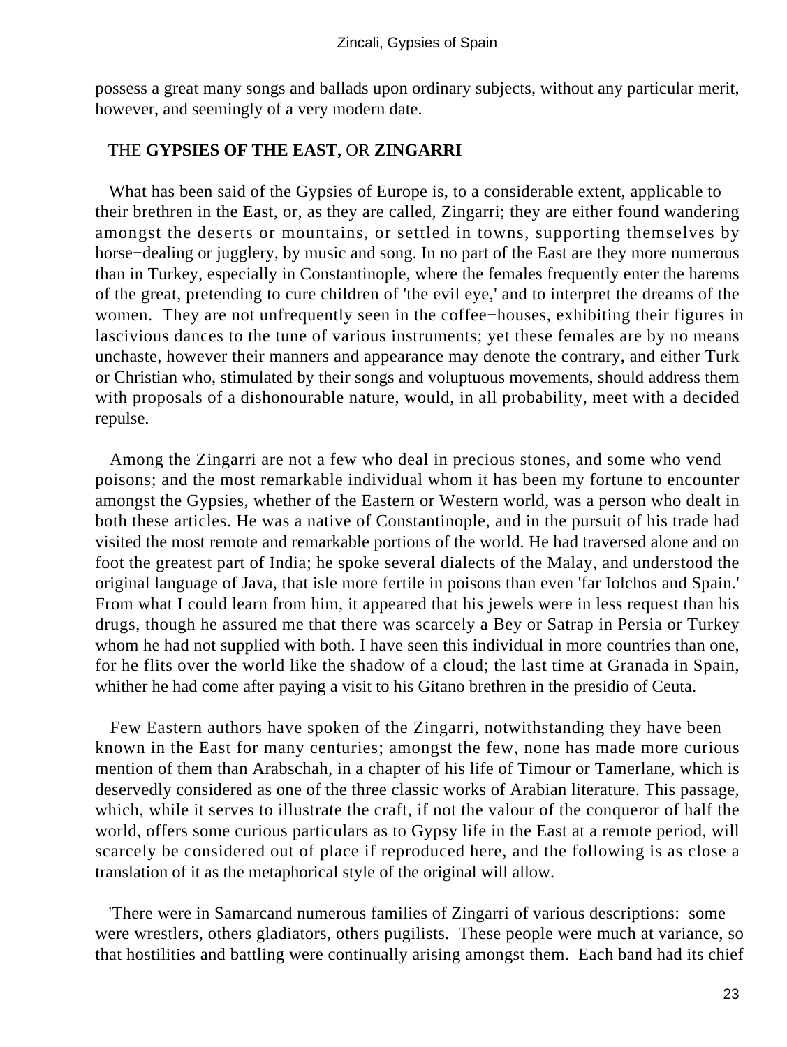possess a great many songs and ballads upon ordinary subjects, without any particular merit, however, and seemingly of a very modern date.

## THE **GYPSIES OF THE EAST,** OR **ZINGARRI**

What has been said of the Gypsies of Europe is, to a considerable extent, applicable to their brethren in the East, or, as they are called, Zingarri; they are either found wandering amongst the deserts or mountains, or settled in towns, supporting themselves by horse−dealing or jugglery, by music and song. In no part of the East are they more numerous than in Turkey, especially in Constantinople, where the females frequently enter the harems of the great, pretending to cure children of 'the evil eye,' and to interpret the dreams of the women. They are not unfrequently seen in the coffee−houses, exhibiting their figures in lascivious dances to the tune of various instruments; yet these females are by no means unchaste, however their manners and appearance may denote the contrary, and either Turk or Christian who, stimulated by their songs and voluptuous movements, should address them with proposals of a dishonourable nature, would, in all probability, meet with a decided repulse.

Among the Zingarri are not a few who deal in precious stones, and some who vend poisons; and the most remarkable individual whom it has been my fortune to encounter amongst the Gypsies, whether of the Eastern or Western world, was a person who dealt in both these articles. He was a native of Constantinople, and in the pursuit of his trade had visited the most remote and remarkable portions of the world. He had traversed alone and on foot the greatest part of India; he spoke several dialects of the Malay, and understood the original language of Java, that isle more fertile in poisons than even 'far Iolchos and Spain.' From what I could learn from him, it appeared that his jewels were in less request than his drugs, though he assured me that there was scarcely a Bey or Satrap in Persia or Turkey whom he had not supplied with both. I have seen this individual in more countries than one, for he flits over the world like the shadow of a cloud; the last time at Granada in Spain, whither he had come after paying a visit to his Gitano brethren in the presidio of Ceuta.

Few Eastern authors have spoken of the Zingarri, notwithstanding they have been known in the East for many centuries; amongst the few, none has made more curious mention of them than Arabschah, in a chapter of his life of Timour or Tamerlane, which is deservedly considered as one of the three classic works of Arabian literature. This passage, which, while it serves to illustrate the craft, if not the valour of the conqueror of half the world, offers some curious particulars as to Gypsy life in the East at a remote period, will scarcely be considered out of place if reproduced here, and the following is as close a translation of it as the metaphorical style of the original will allow.

'There were in Samarcand numerous families of Zingarri of various descriptions: some were wrestlers, others gladiators, others pugilists. These people were much at variance, so that hostilities and battling were continually arising amongst them. Each band had its chief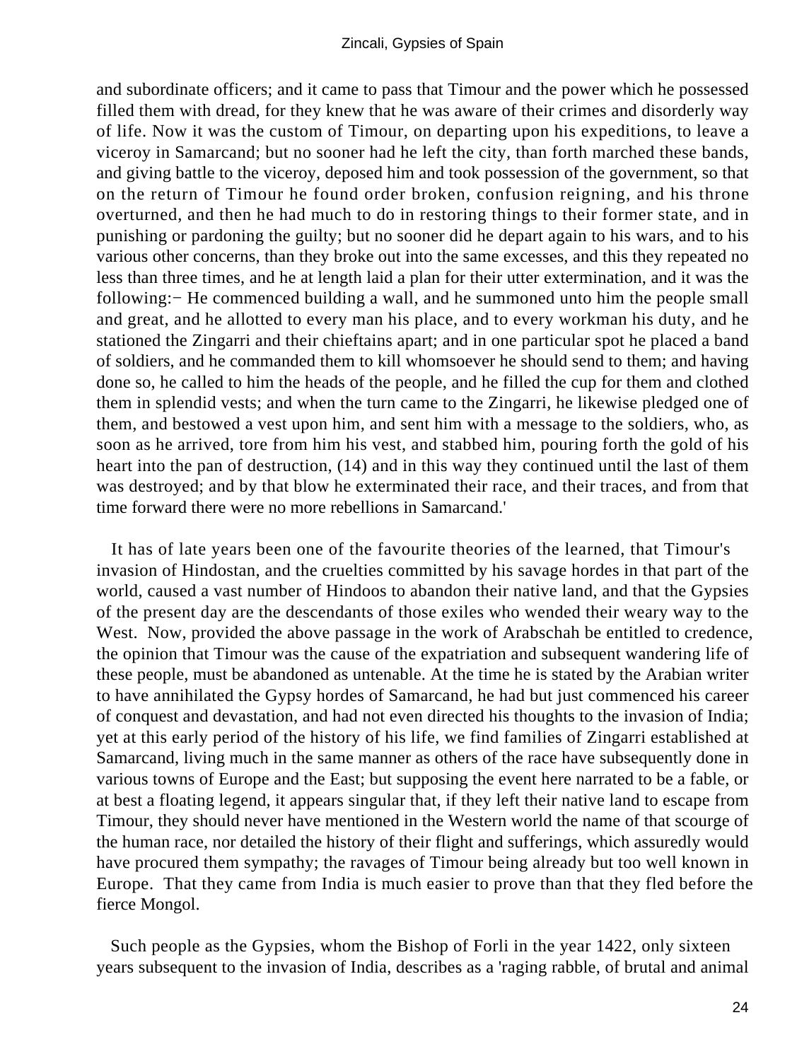and subordinate officers; and it came to pass that Timour and the power which he possessed filled them with dread, for they knew that he was aware of their crimes and disorderly way of life. Now it was the custom of Timour, on departing upon his expeditions, to leave a viceroy in Samarcand; but no sooner had he left the city, than forth marched these bands, and giving battle to the viceroy, deposed him and took possession of the government, so that on the return of Timour he found order broken, confusion reigning, and his throne overturned, and then he had much to do in restoring things to their former state, and in punishing or pardoning the guilty; but no sooner did he depart again to his wars, and to his various other concerns, than they broke out into the same excesses, and this they repeated no less than three times, and he at length laid a plan for their utter extermination, and it was the following:− He commenced building a wall, and he summoned unto him the people small and great, and he allotted to every man his place, and to every workman his duty, and he stationed the Zingarri and their chieftains apart; and in one particular spot he placed a band of soldiers, and he commanded them to kill whomsoever he should send to them; and having done so, he called to him the heads of the people, and he filled the cup for them and clothed them in splendid vests; and when the turn came to the Zingarri, he likewise pledged one of them, and bestowed a vest upon him, and sent him with a message to the soldiers, who, as soon as he arrived, tore from him his vest, and stabbed him, pouring forth the gold of his heart into the pan of destruction, (14) and in this way they continued until the last of them was destroyed; and by that blow he exterminated their race, and their traces, and from that time forward there were no more rebellions in Samarcand.'

It has of late years been one of the favourite theories of the learned, that Timour's invasion of Hindostan, and the cruelties committed by his savage hordes in that part of the world, caused a vast number of Hindoos to abandon their native land, and that the Gypsies of the present day are the descendants of those exiles who wended their weary way to the West. Now, provided the above passage in the work of Arabschah be entitled to credence, the opinion that Timour was the cause of the expatriation and subsequent wandering life of these people, must be abandoned as untenable. At the time he is stated by the Arabian writer to have annihilated the Gypsy hordes of Samarcand, he had but just commenced his career of conquest and devastation, and had not even directed his thoughts to the invasion of India; yet at this early period of the history of his life, we find families of Zingarri established at Samarcand, living much in the same manner as others of the race have subsequently done in various towns of Europe and the East; but supposing the event here narrated to be a fable, or at best a floating legend, it appears singular that, if they left their native land to escape from Timour, they should never have mentioned in the Western world the name of that scourge of the human race, nor detailed the history of their flight and sufferings, which assuredly would have procured them sympathy; the ravages of Timour being already but too well known in Europe. That they came from India is much easier to prove than that they fled before the fierce Mongol.

Such people as the Gypsies, whom the Bishop of Forli in the year 1422, only sixteen years subsequent to the invasion of India, describes as a 'raging rabble, of brutal and animal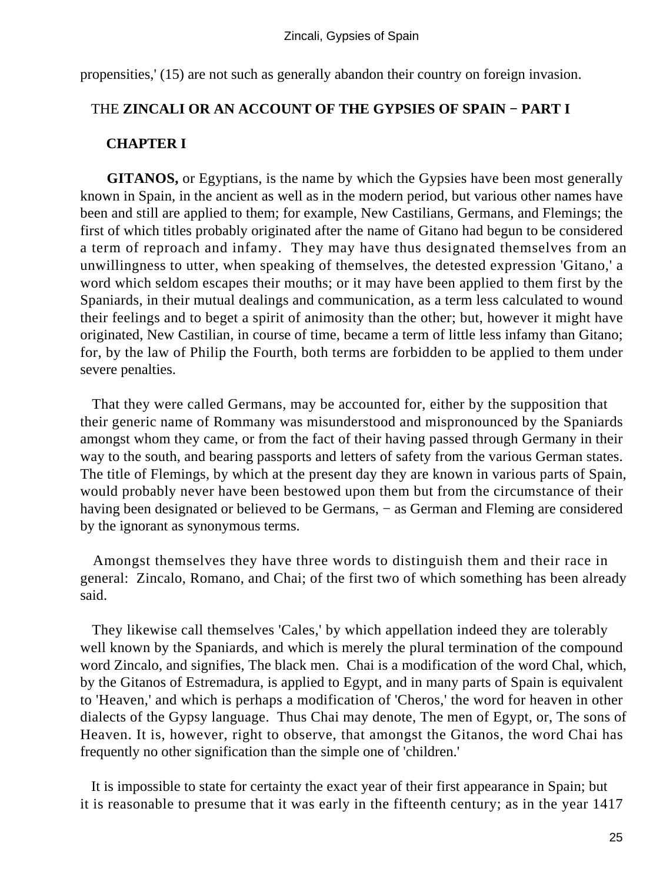propensities,' (15) are not such as generally abandon their country on foreign invasion.

## THE **ZINCALI OR AN ACCOUNT OF THE GYPSIES OF SPAIN − PART I**

### CHAPTER I

**GITANOS,** or Egyptians, is the name by which the Gypsies have been most generally known in Spain, in the ancient as well as in the modern period, but various other names have been and still are applied to them; for example, New Castilians, Germans, and Flemings; the first of which titles probably originated after the name of Gitano had begun to be considered a term of reproach and infamy. They may have thus designated themselves from an unwillingness to utter, when speaking of themselves, the detested expression 'Gitano,' a word which seldom escapes their mouths; or it may have been applied to them first by the Spaniards, in their mutual dealings and communication, as a term less calculated to wound their feelings and to beget a spirit of animosity than the other; but, however it might have originated, New Castilian, in course of time, became a term of little less infamy than Gitano; for, by the law of Philip the Fourth, both terms are forbidden to be applied to them under severe penalties.

That they were called Germans, may be accounted for, either by the supposition that their generic name of Rommany was misunderstood and mispronounced by the Spaniards amongst whom they came, or from the fact of their having passed through Germany in their way to the south, and bearing passports and letters of safety from the various German states. The title of Flemings, by which at the present day they are known in various parts of Spain, would probably never have been bestowed upon them but from the circumstance of their having been designated or believed to be Germans, − as German and Fleming are considered by the ignorant as synonymous terms.

Amongst themselves they have three words to distinguish them and their race in general: Zincalo, Romano, and Chai; of the first two of which something has been already said.

They likewise call themselves 'Cales,' by which appellation indeed they are tolerably well known by the Spaniards, and which is merely the plural termination of the compound word Zincalo, and signifies, The black men. Chai is a modification of the word Chal, which, by the Gitanos of Estremadura, is applied to Egypt, and in many parts of Spain is equivalent to 'Heaven,' and which is perhaps a modification of 'Cheros,' the word for heaven in other dialects of the Gypsy language. Thus Chai may denote, The men of Egypt, or, The sons of Heaven. It is, however, right to observe, that amongst the Gitanos, the word Chai has frequently no other signification than the simple one of 'children.'

It is impossible to state for certainty the exact year of their first appearance in Spain; but it is reasonable to presume that it was early in the fifteenth century; as in the year 1417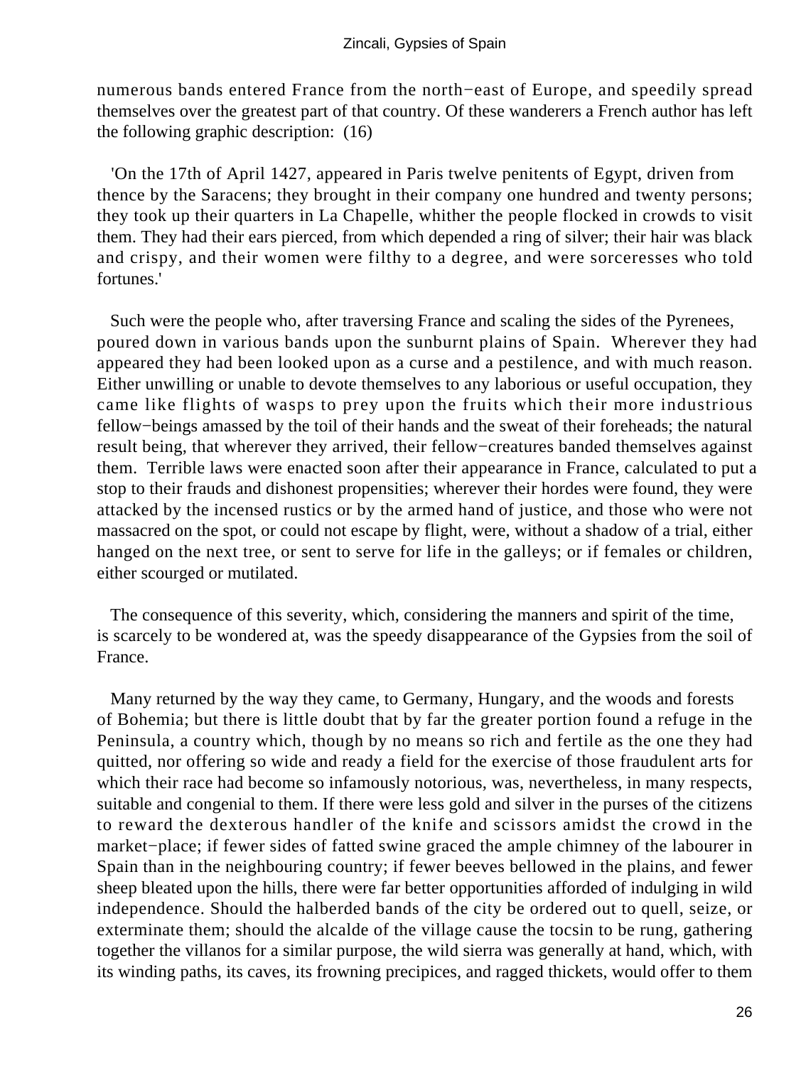numerous bands entered France from the north−east of Europe, and speedily spread themselves over the greatest part of that country. Of these wanderers a French author has left the following graphic description: (16)

'On the 17th of April 1427, appeared in Paris twelve penitents of Egypt, driven from thence by the Saracens; they brought in their company one hundred and twenty persons; they took up their quarters in La Chapelle, whither the people flocked in crowds to visit them. They had their ears pierced, from which depended a ring of silver; their hair was black and crispy, and their women were filthy to a degree, and were sorceresses who told fortunes.'

Such were the people who, after traversing France and scaling the sides of the Pyrenees, poured down in various bands upon the sunburnt plains of Spain. Wherever they had appeared they had been looked upon as a curse and a pestilence, and with much reason. Either unwilling or unable to devote themselves to any laborious or useful occupation, they came like flights of wasps to prey upon the fruits which their more industrious fellow−beings amassed by the toil of their hands and the sweat of their foreheads; the natural result being, that wherever they arrived, their fellow−creatures banded themselves against them. Terrible laws were enacted soon after their appearance in France, calculated to put a stop to their frauds and dishonest propensities; wherever their hordes were found, they were attacked by the incensed rustics or by the armed hand of justice, and those who were not massacred on the spot, or could not escape by flight, were, without a shadow of a trial, either hanged on the next tree, or sent to serve for life in the galleys; or if females or children, either scourged or mutilated.

The consequence of this severity, which, considering the manners and spirit of the time, is scarcely to be wondered at, was the speedy disappearance of the Gypsies from the soil of France.

Many returned by the way they came, to Germany, Hungary, and the woods and forests of Bohemia; but there is little doubt that by far the greater portion found a refuge in the Peninsula, a country which, though by no means so rich and fertile as the one they had quitted, nor offering so wide and ready a field for the exercise of those fraudulent arts for which their race had become so infamously notorious, was, nevertheless, in many respects, suitable and congenial to them. If there were less gold and silver in the purses of the citizens to reward the dexterous handler of the knife and scissors amidst the crowd in the market−place; if fewer sides of fatted swine graced the ample chimney of the labourer in Spain than in the neighbouring country; if fewer beeves bellowed in the plains, and fewer sheep bleated upon the hills, there were far better opportunities afforded of indulging in wild independence. Should the halberded bands of the city be ordered out to quell, seize, or exterminate them; should the alcalde of the village cause the tocsin to be rung, gathering together the villanos for a similar purpose, the wild sierra was generally at hand, which, with its winding paths, its caves, its frowning precipices, and ragged thickets, would offer to them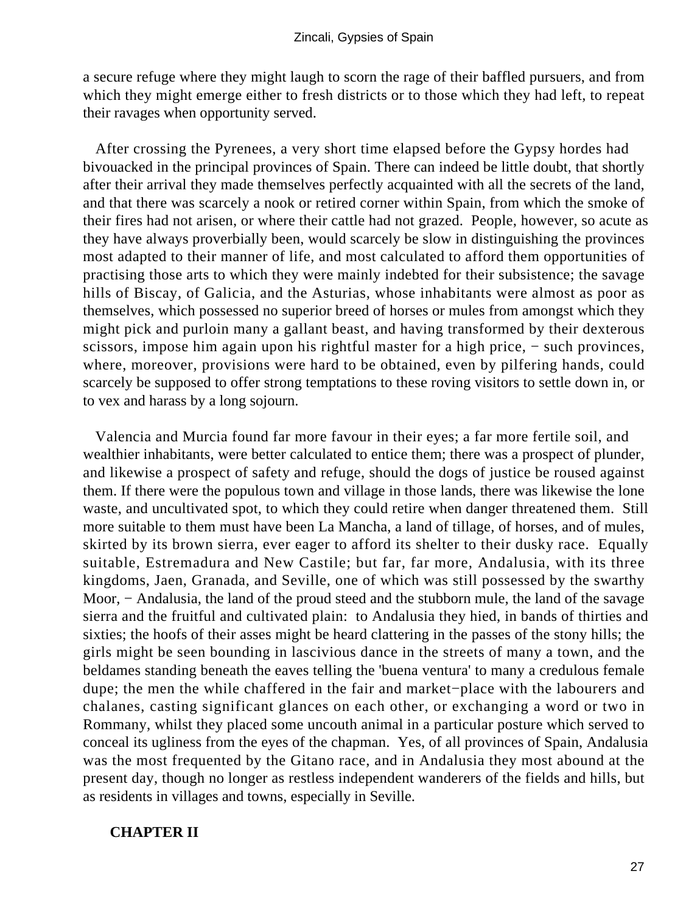a secure refuge where they might laugh to scorn the rage of their baffled pursuers, and from which they might emerge either to fresh districts or to those which they had left, to repeat their ravages when opportunity served.

After crossing the Pyrenees, a very short time elapsed before the Gypsy hordes had bivouacked in the principal provinces of Spain. There can indeed be little doubt, that shortly after their arrival they made themselves perfectly acquainted with all the secrets of the land, and that there was scarcely a nook or retired corner within Spain, from which the smoke of their fires had not arisen, or where their cattle had not grazed. People, however, so acute as they have always proverbially been, would scarcely be slow in distinguishing the provinces most adapted to their manner of life, and most calculated to afford them opportunities of practising those arts to which they were mainly indebted for their subsistence; the savage hills of Biscay, of Galicia, and the Asturias, whose inhabitants were almost as poor as themselves, which possessed no superior breed of horses or mules from amongst which they might pick and purloin many a gallant beast, and having transformed by their dexterous scissors, impose him again upon his rightful master for a high price, − such provinces, where, moreover, provisions were hard to be obtained, even by pilfering hands, could scarcely be supposed to offer strong temptations to these roving visitors to settle down in, or to vex and harass by a long sojourn.

Valencia and Murcia found far more favour in their eyes; a far more fertile soil, and wealthier inhabitants, were better calculated to entice them; there was a prospect of plunder, and likewise a prospect of safety and refuge, should the dogs of justice be roused against them. If there were the populous town and village in those lands, there was likewise the lone waste, and uncultivated spot, to which they could retire when danger threatened them. Still more suitable to them must have been La Mancha, a land of tillage, of horses, and of mules, skirted by its brown sierra, ever eager to afford its shelter to their dusky race. Equally suitable, Estremadura and New Castile; but far, far more, Andalusia, with its three kingdoms, Jaen, Granada, and Seville, one of which was still possessed by the swarthy Moor, − Andalusia, the land of the proud steed and the stubborn mule, the land of the savage sierra and the fruitful and cultivated plain: to Andalusia they hied, in bands of thirties and sixties; the hoofs of their asses might be heard clattering in the passes of the stony hills; the girls might be seen bounding in lascivious dance in the streets of many a town, and the beldames standing beneath the eaves telling the 'buena ventura' to many a credulous female dupe; the men the while chaffered in the fair and market−place with the labourers and chalanes, casting significant glances on each other, or exchanging a word or two in Rommany, whilst they placed some uncouth animal in a particular posture which served to conceal its ugliness from the eyes of the chapman. Yes, of all provinces of Spain, Andalusia was the most frequented by the Gitano race, and in Andalusia they most abound at the present day, though no longer as restless independent wanderers of the fields and hills, but as residents in villages and towns, especially in Seville.

## CHAPTER II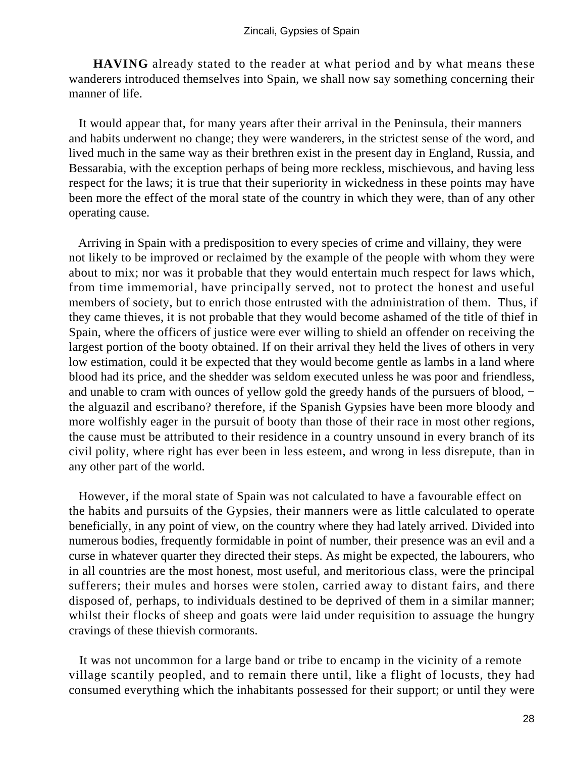**HAVING** already stated to the reader at what period and by what means these wanderers introduced themselves into Spain, we shall now say something concerning their manner of life.

It would appear that, for many years after their arrival in the Peninsula, their manners and habits underwent no change; they were wanderers, in the strictest sense of the word, and lived much in the same way as their brethren exist in the present day in England, Russia, and Bessarabia, with the exception perhaps of being more reckless, mischievous, and having less respect for the laws; it is true that their superiority in wickedness in these points may have been more the effect of the moral state of the country in which they were, than of any other operating cause.

Arriving in Spain with a predisposition to every species of crime and villainy, they were not likely to be improved or reclaimed by the example of the people with whom they were about to mix; nor was it probable that they would entertain much respect for laws which, from time immemorial, have principally served, not to protect the honest and useful members of society, but to enrich those entrusted with the administration of them. Thus, if they came thieves, it is not probable that they would become ashamed of the title of thief in Spain, where the officers of justice were ever willing to shield an offender on receiving the largest portion of the booty obtained. If on their arrival they held the lives of others in very low estimation, could it be expected that they would become gentle as lambs in a land where blood had its price, and the shedder was seldom executed unless he was poor and friendless, and unable to cram with ounces of yellow gold the greedy hands of the pursuers of blood, − the alguazil and escribano? therefore, if the Spanish Gypsies have been more bloody and more wolfishly eager in the pursuit of booty than those of their race in most other regions, the cause must be attributed to their residence in a country unsound in every branch of its civil polity, where right has ever been in less esteem, and wrong in less disrepute, than in any other part of the world.

However, if the moral state of Spain was not calculated to have a favourable effect on the habits and pursuits of the Gypsies, their manners were as little calculated to operate beneficially, in any point of view, on the country where they had lately arrived. Divided into numerous bodies, frequently formidable in point of number, their presence was an evil and a curse in whatever quarter they directed their steps. As might be expected, the labourers, who in all countries are the most honest, most useful, and meritorious class, were the principal sufferers; their mules and horses were stolen, carried away to distant fairs, and there disposed of, perhaps, to individuals destined to be deprived of them in a similar manner; whilst their flocks of sheep and goats were laid under requisition to assuage the hungry cravings of these thievish cormorants.

It was not uncommon for a large band or tribe to encamp in the vicinity of a remote village scantily peopled, and to remain there until, like a flight of locusts, they had consumed everything which the inhabitants possessed for their support; or until they were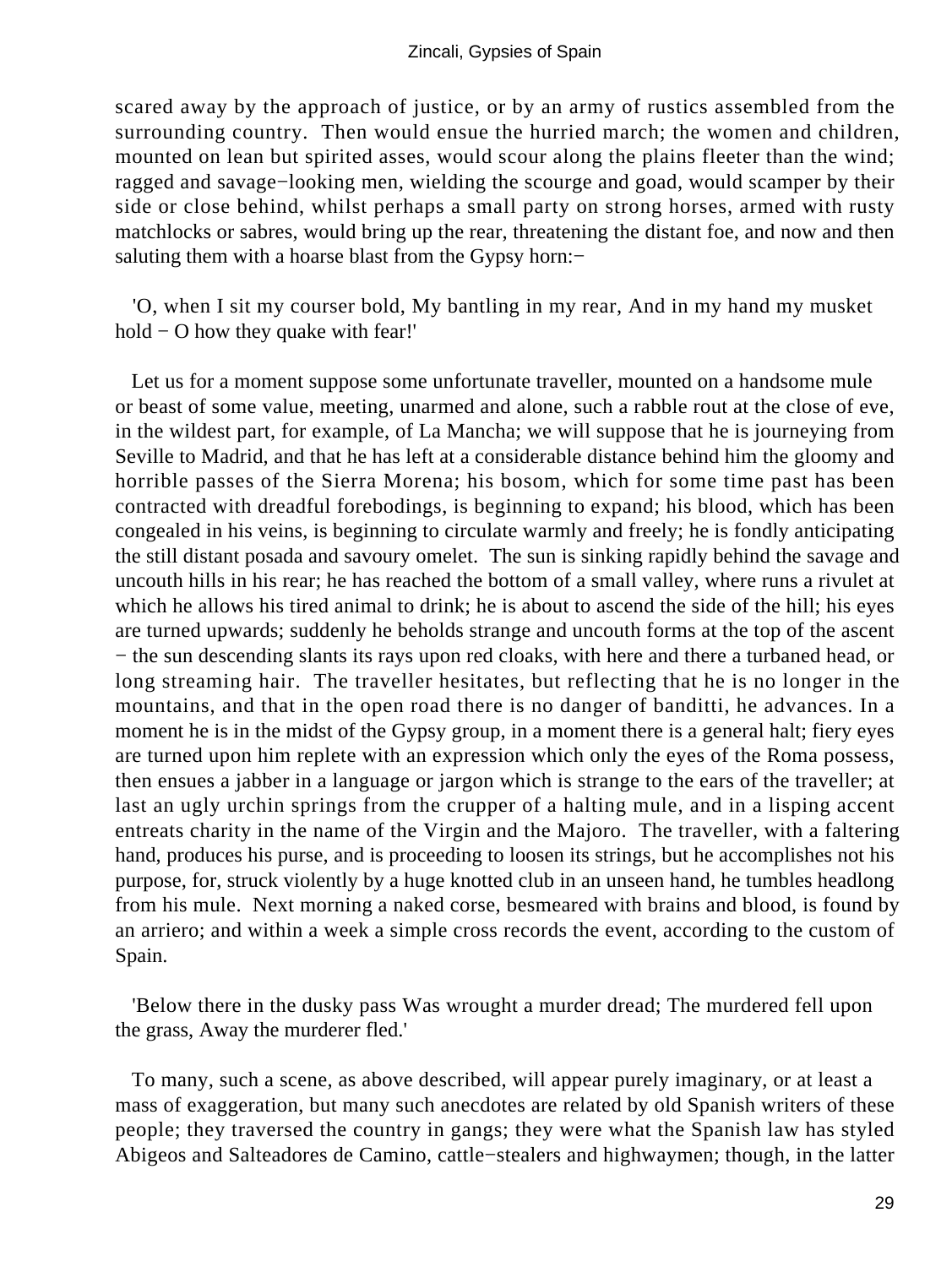scared away by the approach of justice, or by an army of rustics assembled from the surrounding country. Then would ensue the hurried march; the women and children, mounted on lean but spirited asses, would scour along the plains fleeter than the wind; ragged and savage−looking men, wielding the scourge and goad, would scamper by their side or close behind, whilst perhaps a small party on strong horses, armed with rusty matchlocks or sabres, would bring up the rear, threatening the distant foe, and now and then saluting them with a hoarse blast from the Gypsy horn:−

'O, when I sit my courser bold, My bantling in my rear, And in my hand my musket hold − O how they quake with fear!'

Let us for a moment suppose some unfortunate traveller, mounted on a handsome mule or beast of some value, meeting, unarmed and alone, such a rabble rout at the close of eve, in the wildest part, for example, of La Mancha; we will suppose that he is journeying from Seville to Madrid, and that he has left at a considerable distance behind him the gloomy and horrible passes of the Sierra Morena; his bosom, which for some time past has been contracted with dreadful forebodings, is beginning to expand; his blood, which has been congealed in his veins, is beginning to circulate warmly and freely; he is fondly anticipating the still distant posada and savoury omelet. The sun is sinking rapidly behind the savage and uncouth hills in his rear; he has reached the bottom of a small valley, where runs a rivulet at which he allows his tired animal to drink; he is about to ascend the side of the hill; his eyes are turned upwards; suddenly he beholds strange and uncouth forms at the top of the ascent − the sun descending slants its rays upon red cloaks, with here and there a turbaned head, or long streaming hair. The traveller hesitates, but reflecting that he is no longer in the mountains, and that in the open road there is no danger of banditti, he advances. In a moment he is in the midst of the Gypsy group, in a moment there is a general halt; fiery eyes are turned upon him replete with an expression which only the eyes of the Roma possess, then ensues a jabber in a language or jargon which is strange to the ears of the traveller; at last an ugly urchin springs from the crupper of a halting mule, and in a lisping accent entreats charity in the name of the Virgin and the Majoro. The traveller, with a faltering hand, produces his purse, and is proceeding to loosen its strings, but he accomplishes not his purpose, for, struck violently by a huge knotted club in an unseen hand, he tumbles headlong from his mule. Next morning a naked corse, besmeared with brains and blood, is found by an arriero; and within a week a simple cross records the event, according to the custom of Spain.

'Below there in the dusky pass Was wrought a murder dread; The murdered fell upon the grass, Away the murderer fled.'

To many, such a scene, as above described, will appear purely imaginary, or at least a mass of exaggeration, but many such anecdotes are related by old Spanish writers of these people; they traversed the country in gangs; they were what the Spanish law has styled Abigeos and Salteadores de Camino, cattle−stealers and highwaymen; though, in the latter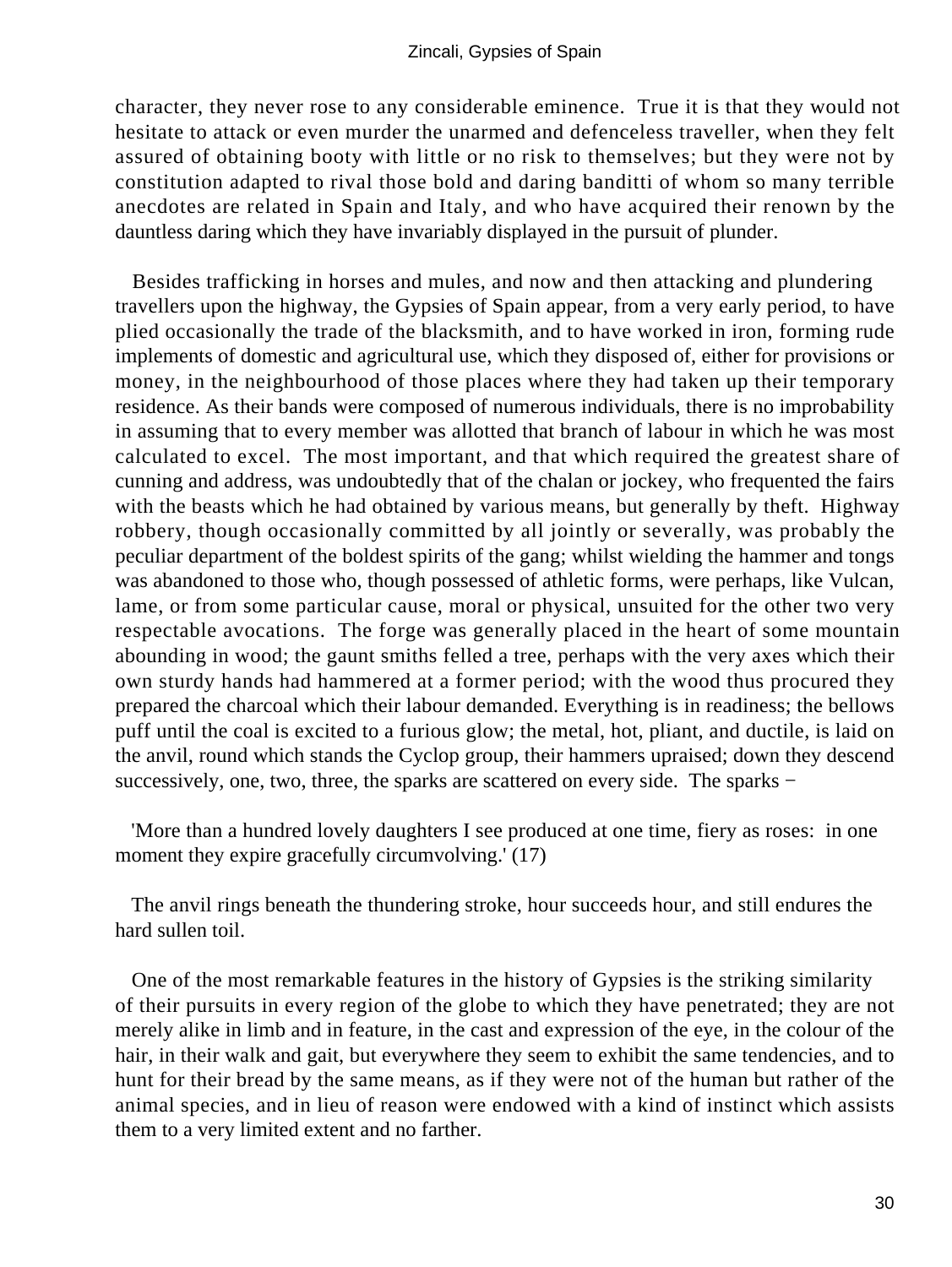character, they never rose to any considerable eminence. True it is that they would not hesitate to attack or even murder the unarmed and defenceless traveller, when they felt assured of obtaining booty with little or no risk to themselves; but they were not by constitution adapted to rival those bold and daring banditti of whom so many terrible anecdotes are related in Spain and Italy, and who have acquired their renown by the dauntless daring which they have invariably displayed in the pursuit of plunder.

Besides trafficking in horses and mules, and now and then attacking and plundering travellers upon the highway, the Gypsies of Spain appear, from a very early period, to have plied occasionally the trade of the blacksmith, and to have worked in iron, forming rude implements of domestic and agricultural use, which they disposed of, either for provisions or money, in the neighbourhood of those places where they had taken up their temporary residence. As their bands were composed of numerous individuals, there is no improbability in assuming that to every member was allotted that branch of labour in which he was most calculated to excel. The most important, and that which required the greatest share of cunning and address, was undoubtedly that of the chalan or jockey, who frequented the fairs with the beasts which he had obtained by various means, but generally by theft. Highway robbery, though occasionally committed by all jointly or severally, was probably the peculiar department of the boldest spirits of the gang; whilst wielding the hammer and tongs was abandoned to those who, though possessed of athletic forms, were perhaps, like Vulcan, lame, or from some particular cause, moral or physical, unsuited for the other two very respectable avocations. The forge was generally placed in the heart of some mountain abounding in wood; the gaunt smiths felled a tree, perhaps with the very axes which their own sturdy hands had hammered at a former period; with the wood thus procured they prepared the charcoal which their labour demanded. Everything is in readiness; the bellows puff until the coal is excited to a furious glow; the metal, hot, pliant, and ductile, is laid on the anvil, round which stands the Cyclop group, their hammers upraised; down they descend successively, one, two, three, the sparks are scattered on every side. The sparks −

'More than a hundred lovely daughters I see produced at one time, fiery as roses: in one moment they expire gracefully circumvolving.' (17)

The anvil rings beneath the thundering stroke, hour succeeds hour, and still endures the hard sullen toil.

One of the most remarkable features in the history of Gypsies is the striking similarity of their pursuits in every region of the globe to which they have penetrated; they are not merely alike in limb and in feature, in the cast and expression of the eye, in the colour of the hair, in their walk and gait, but everywhere they seem to exhibit the same tendencies, and to hunt for their bread by the same means, as if they were not of the human but rather of the animal species, and in lieu of reason were endowed with a kind of instinct which assists them to a very limited extent and no farther.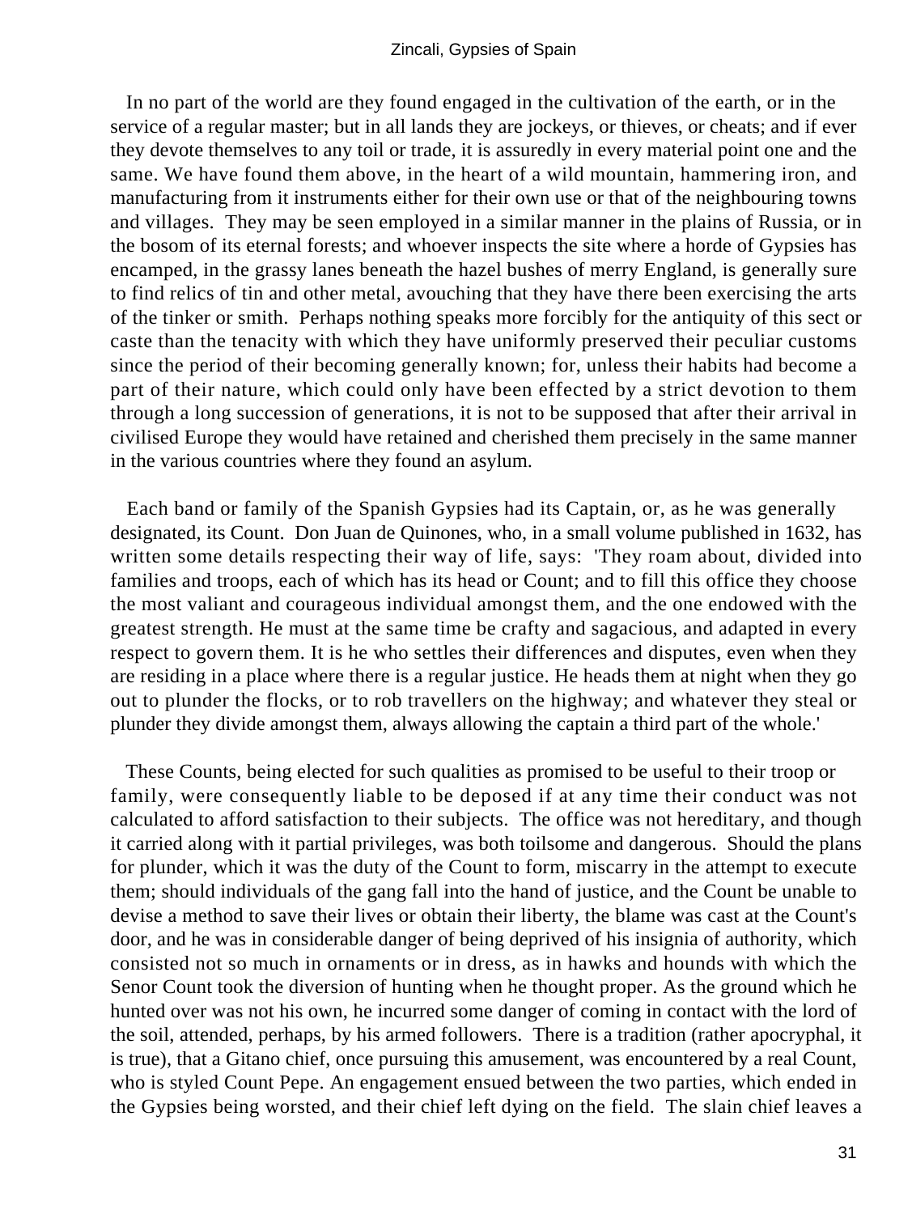In no part of the world are they found engaged in the cultivation of the earth, or in the service of a regular master; but in all lands they are jockeys, or thieves, or cheats; and if ever they devote themselves to any toil or trade, it is assuredly in every material point one and the same. We have found them above, in the heart of a wild mountain, hammering iron, and manufacturing from it instruments either for their own use or that of the neighbouring towns and villages. They may be seen employed in a similar manner in the plains of Russia, or in the bosom of its eternal forests; and whoever inspects the site where a horde of Gypsies has encamped, in the grassy lanes beneath the hazel bushes of merry England, is generally sure to find relics of tin and other metal, avouching that they have there been exercising the arts of the tinker or smith. Perhaps nothing speaks more forcibly for the antiquity of this sect or caste than the tenacity with which they have uniformly preserved their peculiar customs since the period of their becoming generally known; for, unless their habits had become a part of their nature, which could only have been effected by a strict devotion to them through a long succession of generations, it is not to be supposed that after their arrival in civilised Europe they would have retained and cherished them precisely in the same manner in the various countries where they found an asylum.

Each band or family of the Spanish Gypsies had its Captain, or, as he was generally designated, its Count. Don Juan de Quinones, who, in a small volume published in 1632, has written some details respecting their way of life, says: 'They roam about, divided into families and troops, each of which has its head or Count; and to fill this office they choose the most valiant and courageous individual amongst them, and the one endowed with the greatest strength. He must at the same time be crafty and sagacious, and adapted in every respect to govern them. It is he who settles their differences and disputes, even when they are residing in a place where there is a regular justice. He heads them at night when they go out to plunder the flocks, or to rob travellers on the highway; and whatever they steal or plunder they divide amongst them, always allowing the captain a third part of the whole.'

These Counts, being elected for such qualities as promised to be useful to their troop or family, were consequently liable to be deposed if at any time their conduct was not calculated to afford satisfaction to their subjects. The office was not hereditary, and though it carried along with it partial privileges, was both toilsome and dangerous. Should the plans for plunder, which it was the duty of the Count to form, miscarry in the attempt to execute them; should individuals of the gang fall into the hand of justice, and the Count be unable to devise a method to save their lives or obtain their liberty, the blame was cast at the Count's door, and he was in considerable danger of being deprived of his insignia of authority, which consisted not so much in ornaments or in dress, as in hawks and hounds with which the Senor Count took the diversion of hunting when he thought proper. As the ground which he hunted over was not his own, he incurred some danger of coming in contact with the lord of the soil, attended, perhaps, by his armed followers. There is a tradition (rather apocryphal, it is true), that a Gitano chief, once pursuing this amusement, was encountered by a real Count, who is styled Count Pepe. An engagement ensued between the two parties, which ended in the Gypsies being worsted, and their chief left dying on the field. The slain chief leaves a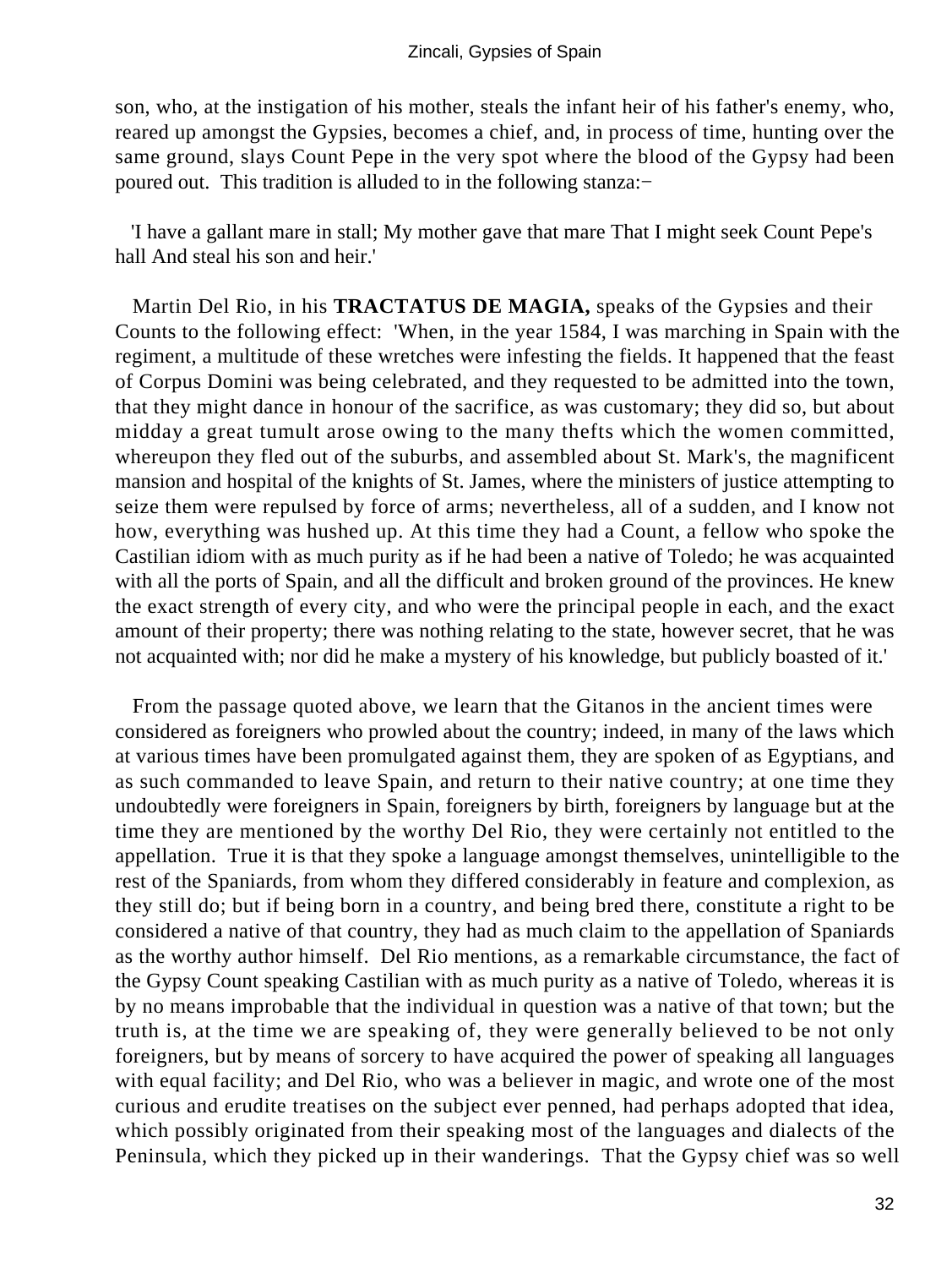son, who, at the instigation of his mother, steals the infant heir of his father's enemy, who, reared up amongst the Gypsies, becomes a chief, and, in process of time, hunting over the same ground, slays Count Pepe in the very spot where the blood of the Gypsy had been poured out. This tradition is alluded to in the following stanza:−

'I have a gallant mare in stall; My mother gave that mare That I might seek Count Pepe's hall And steal his son and heir.'

Martin Del Rio, in his **TRACTATUS DE MAGIA,** speaks of the Gypsies and their Counts to the following effect: 'When, in the year 1584, I was marching in Spain with the regiment, a multitude of these wretches were infesting the fields. It happened that the feast of Corpus Domini was being celebrated, and they requested to be admitted into the town, that they might dance in honour of the sacrifice, as was customary; they did so, but about midday a great tumult arose owing to the many thefts which the women committed, whereupon they fled out of the suburbs, and assembled about St. Mark's, the magnificent mansion and hospital of the knights of St. James, where the ministers of justice attempting to seize them were repulsed by force of arms; nevertheless, all of a sudden, and I know not how, everything was hushed up. At this time they had a Count, a fellow who spoke the Castilian idiom with as much purity as if he had been a native of Toledo; he was acquainted with all the ports of Spain, and all the difficult and broken ground of the provinces. He knew the exact strength of every city, and who were the principal people in each, and the exact amount of their property; there was nothing relating to the state, however secret, that he was not acquainted with; nor did he make a mystery of his knowledge, but publicly boasted of it.'

From the passage quoted above, we learn that the Gitanos in the ancient times were considered as foreigners who prowled about the country; indeed, in many of the laws which at various times have been promulgated against them, they are spoken of as Egyptians, and as such commanded to leave Spain, and return to their native country; at one time they undoubtedly were foreigners in Spain, foreigners by birth, foreigners by language but at the time they are mentioned by the worthy Del Rio, they were certainly not entitled to the appellation. True it is that they spoke a language amongst themselves, unintelligible to the rest of the Spaniards, from whom they differed considerably in feature and complexion, as they still do; but if being born in a country, and being bred there, constitute a right to be considered a native of that country, they had as much claim to the appellation of Spaniards as the worthy author himself. Del Rio mentions, as a remarkable circumstance, the fact of the Gypsy Count speaking Castilian with as much purity as a native of Toledo, whereas it is by no means improbable that the individual in question was a native of that town; but the truth is, at the time we are speaking of, they were generally believed to be not only foreigners, but by means of sorcery to have acquired the power of speaking all languages with equal facility; and Del Rio, who was a believer in magic, and wrote one of the most curious and erudite treatises on the subject ever penned, had perhaps adopted that idea, which possibly originated from their speaking most of the languages and dialects of the Peninsula, which they picked up in their wanderings. That the Gypsy chief was so well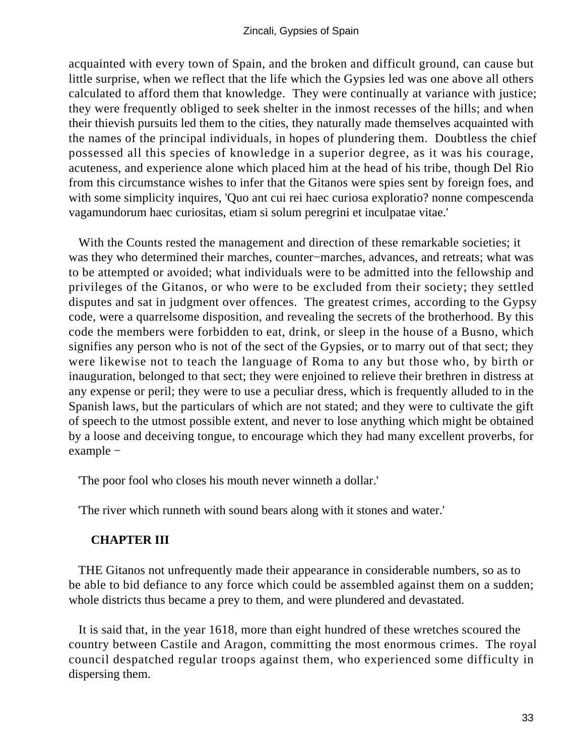acquainted with every town of Spain, and the broken and difficult ground, can cause but little surprise, when we reflect that the life which the Gypsies led was one above all others calculated to afford them that knowledge. They were continually at variance with justice; they were frequently obliged to seek shelter in the inmost recesses of the hills; and when their thievish pursuits led them to the cities, they naturally made themselves acquainted with the names of the principal individuals, in hopes of plundering them. Doubtless the chief possessed all this species of knowledge in a superior degree, as it was his courage, acuteness, and experience alone which placed him at the head of his tribe, though Del Rio from this circumstance wishes to infer that the Gitanos were spies sent by foreign foes, and with some simplicity inquires, 'Quo ant cui rei haec curiosa exploratio? nonne compescenda vagamundorum haec curiositas, etiam si solum peregrini et inculpatae vitae.'

With the Counts rested the management and direction of these remarkable societies; it was they who determined their marches, counter−marches, advances, and retreats; what was to be attempted or avoided; what individuals were to be admitted into the fellowship and privileges of the Gitanos, or who were to be excluded from their society; they settled disputes and sat in judgment over offences. The greatest crimes, according to the Gypsy code, were a quarrelsome disposition, and revealing the secrets of the brotherhood. By this code the members were forbidden to eat, drink, or sleep in the house of a Busno, which signifies any person who is not of the sect of the Gypsies, or to marry out of that sect; they were likewise not to teach the language of Roma to any but those who, by birth or inauguration, belonged to that sect; they were enjoined to relieve their brethren in distress at any expense or peril; they were to use a peculiar dress, which is frequently alluded to in the Spanish laws, but the particulars of which are not stated; and they were to cultivate the gift of speech to the utmost possible extent, and never to lose anything which might be obtained by a loose and deceiving tongue, to encourage which they had many excellent proverbs, for example −

'The poor fool who closes his mouth never winneth a dollar.'

'The river which runneth with sound bears along with it stones and water.'

## CHAPTER III

THE Gitanos not unfrequently made their appearance in considerable numbers, so as to be able to bid defiance to any force which could be assembled against them on a sudden; whole districts thus became a prey to them, and were plundered and devastated.

It is said that, in the year 1618, more than eight hundred of these wretches scoured the country between Castile and Aragon, committing the most enormous crimes. The royal council despatched regular troops against them, who experienced some difficulty in dispersing them.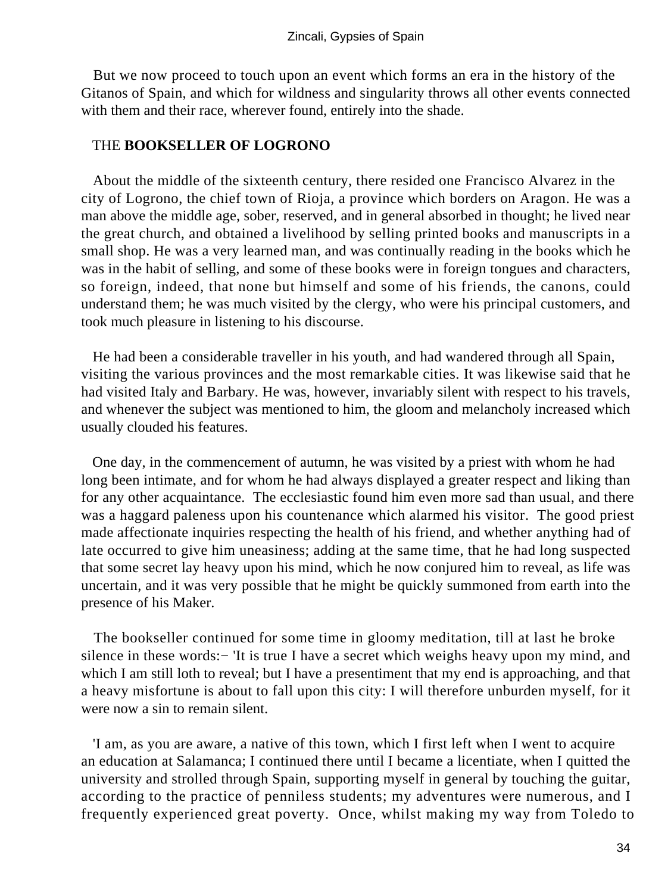But we now proceed to touch upon an event which forms an era in the history of the Gitanos of Spain, and which for wildness and singularity throws all other events connected with them and their race, wherever found, entirely into the shade.

## THE **BOOKSELLER OF LOGRONO**

About the middle of the sixteenth century, there resided one Francisco Alvarez in the city of Logrono, the chief town of Rioja, a province which borders on Aragon. He was a man above the middle age, sober, reserved, and in general absorbed in thought; he lived near the great church, and obtained a livelihood by selling printed books and manuscripts in a small shop. He was a very learned man, and was continually reading in the books which he was in the habit of selling, and some of these books were in foreign tongues and characters, so foreign, indeed, that none but himself and some of his friends, the canons, could understand them; he was much visited by the clergy, who were his principal customers, and took much pleasure in listening to his discourse.

He had been a considerable traveller in his youth, and had wandered through all Spain, visiting the various provinces and the most remarkable cities. It was likewise said that he had visited Italy and Barbary. He was, however, invariably silent with respect to his travels, and whenever the subject was mentioned to him, the gloom and melancholy increased which usually clouded his features.

One day, in the commencement of autumn, he was visited by a priest with whom he had long been intimate, and for whom he had always displayed a greater respect and liking than for any other acquaintance. The ecclesiastic found him even more sad than usual, and there was a haggard paleness upon his countenance which alarmed his visitor. The good priest made affectionate inquiries respecting the health of his friend, and whether anything had of late occurred to give him uneasiness; adding at the same time, that he had long suspected that some secret lay heavy upon his mind, which he now conjured him to reveal, as life was uncertain, and it was very possible that he might be quickly summoned from earth into the presence of his Maker.

The bookseller continued for some time in gloomy meditation, till at last he broke silence in these words:− 'It is true I have a secret which weighs heavy upon my mind, and which I am still loth to reveal; but I have a presentiment that my end is approaching, and that a heavy misfortune is about to fall upon this city: I will therefore unburden myself, for it were now a sin to remain silent.

'I am, as you are aware, a native of this town, which I first left when I went to acquire an education at Salamanca; I continued there until I became a licentiate, when I quitted the university and strolled through Spain, supporting myself in general by touching the guitar, according to the practice of penniless students; my adventures were numerous, and I frequently experienced great poverty. Once, whilst making my way from Toledo to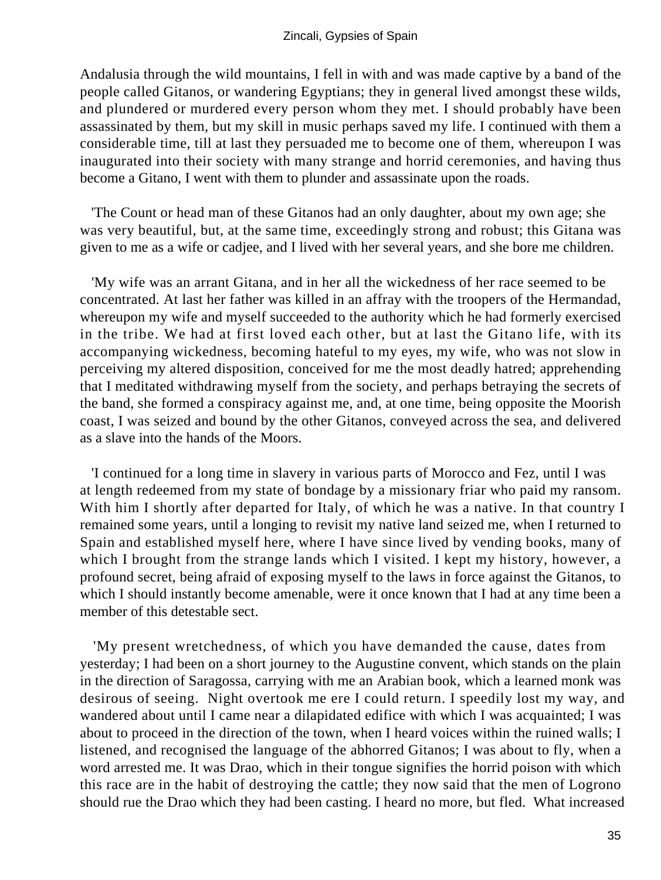Andalusia through the wild mountains, I fell in with and was made captive by a band of the people called Gitanos, or wandering Egyptians; they in general lived amongst these wilds, and plundered or murdered every person whom they met. I should probably have been assassinated by them, but my skill in music perhaps saved my life. I continued with them a considerable time, till at last they persuaded me to become one of them, whereupon I was inaugurated into their society with many strange and horrid ceremonies, and having thus become a Gitano, I went with them to plunder and assassinate upon the roads.

'The Count or head man of these Gitanos had an only daughter, about my own age; she was very beautiful, but, at the same time, exceedingly strong and robust; this Gitana was given to me as a wife or cadjee, and I lived with her several years, and she bore me children.

'My wife was an arrant Gitana, and in her all the wickedness of her race seemed to be concentrated. At last her father was killed in an affray with the troopers of the Hermandad, whereupon my wife and myself succeeded to the authority which he had formerly exercised in the tribe. We had at first loved each other, but at last the Gitano life, with its accompanying wickedness, becoming hateful to my eyes, my wife, who was not slow in perceiving my altered disposition, conceived for me the most deadly hatred; apprehending that I meditated withdrawing myself from the society, and perhaps betraying the secrets of the band, she formed a conspiracy against me, and, at one time, being opposite the Moorish coast, I was seized and bound by the other Gitanos, conveyed across the sea, and delivered as a slave into the hands of the Moors.

'I continued for a long time in slavery in various parts of Morocco and Fez, until I was at length redeemed from my state of bondage by a missionary friar who paid my ransom. With him I shortly after departed for Italy, of which he was a native. In that country I remained some years, until a longing to revisit my native land seized me, when I returned to Spain and established myself here, where I have since lived by vending books, many of which I brought from the strange lands which I visited. I kept my history, however, a profound secret, being afraid of exposing myself to the laws in force against the Gitanos, to which I should instantly become amenable, were it once known that I had at any time been a member of this detestable sect.

'My present wretchedness, of which you have demanded the cause, dates from yesterday; I had been on a short journey to the Augustine convent, which stands on the plain in the direction of Saragossa, carrying with me an Arabian book, which a learned monk was desirous of seeing. Night overtook me ere I could return. I speedily lost my way, and wandered about until I came near a dilapidated edifice with which I was acquainted; I was about to proceed in the direction of the town, when I heard voices within the ruined walls; I listened, and recognised the language of the abhorred Gitanos; I was about to fly, when a word arrested me. It was Drao, which in their tongue signifies the horrid poison with which this race are in the habit of destroying the cattle; they now said that the men of Logrono should rue the Drao which they had been casting. I heard no more, but fled. What increased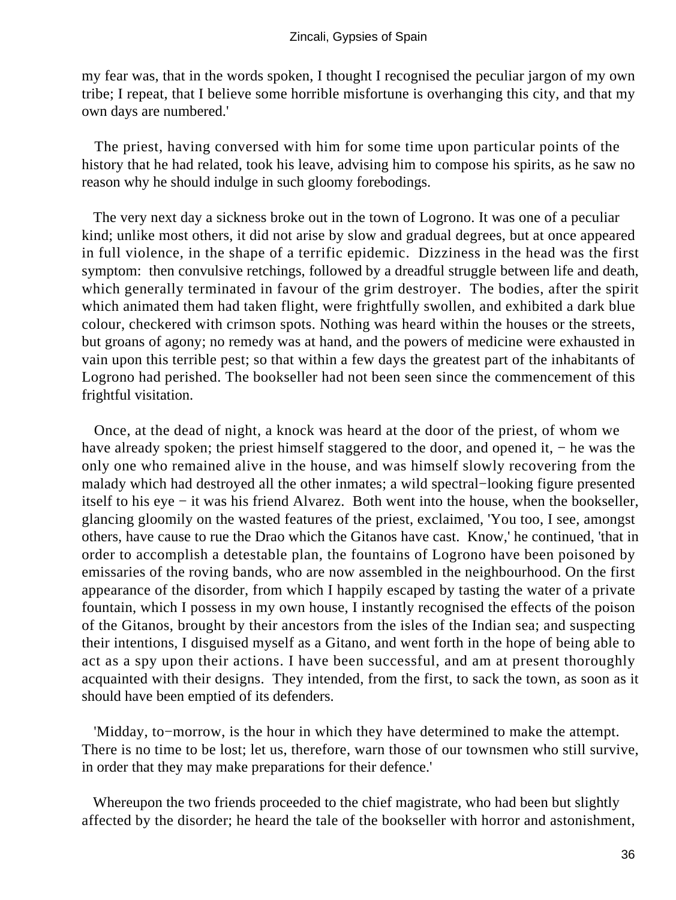my fear was, that in the words spoken, I thought I recognised the peculiar jargon of my own tribe; I repeat, that I believe some horrible misfortune is overhanging this city, and that my own days are numbered.'

The priest, having conversed with him for some time upon particular points of the history that he had related, took his leave, advising him to compose his spirits, as he saw no reason why he should indulge in such gloomy forebodings.

The very next day a sickness broke out in the town of Logrono. It was one of a peculiar kind; unlike most others, it did not arise by slow and gradual degrees, but at once appeared in full violence, in the shape of a terrific epidemic. Dizziness in the head was the first symptom: then convulsive retchings, followed by a dreadful struggle between life and death, which generally terminated in favour of the grim destroyer. The bodies, after the spirit which animated them had taken flight, were frightfully swollen, and exhibited a dark blue colour, checkered with crimson spots. Nothing was heard within the houses or the streets, but groans of agony; no remedy was at hand, and the powers of medicine were exhausted in vain upon this terrible pest; so that within a few days the greatest part of the inhabitants of Logrono had perished. The bookseller had not been seen since the commencement of this frightful visitation.

Once, at the dead of night, a knock was heard at the door of the priest, of whom we have already spoken; the priest himself staggered to the door, and opened it, − he was the only one who remained alive in the house, and was himself slowly recovering from the malady which had destroyed all the other inmates; a wild spectral−looking figure presented itself to his eye − it was his friend Alvarez. Both went into the house, when the bookseller, glancing gloomily on the wasted features of the priest, exclaimed, 'You too, I see, amongst others, have cause to rue the Drao which the Gitanos have cast. Know,' he continued, 'that in order to accomplish a detestable plan, the fountains of Logrono have been poisoned by emissaries of the roving bands, who are now assembled in the neighbourhood. On the first appearance of the disorder, from which I happily escaped by tasting the water of a private fountain, which I possess in my own house, I instantly recognised the effects of the poison of the Gitanos, brought by their ancestors from the isles of the Indian sea; and suspecting their intentions, I disguised myself as a Gitano, and went forth in the hope of being able to act as a spy upon their actions. I have been successful, and am at present thoroughly acquainted with their designs. They intended, from the first, to sack the town, as soon as it should have been emptied of its defenders.

'Midday, to−morrow, is the hour in which they have determined to make the attempt. There is no time to be lost; let us, therefore, warn those of our townsmen who still survive, in order that they may make preparations for their defence.'

Whereupon the two friends proceeded to the chief magistrate, who had been but slightly affected by the disorder; he heard the tale of the bookseller with horror and astonishment,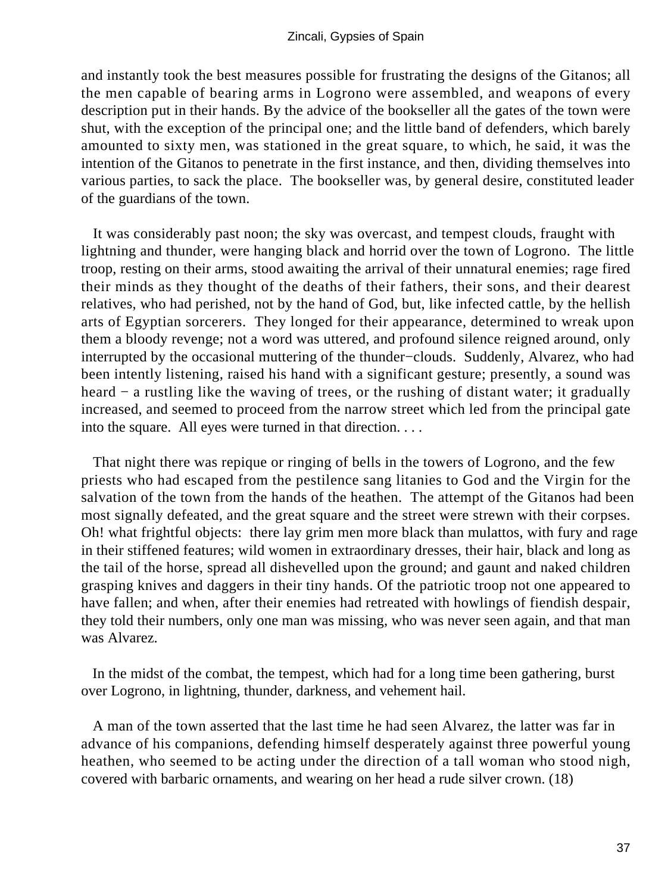and instantly took the best measures possible for frustrating the designs of the Gitanos; all the men capable of bearing arms in Logrono were assembled, and weapons of every description put in their hands. By the advice of the bookseller all the gates of the town were shut, with the exception of the principal one; and the little band of defenders, which barely amounted to sixty men, was stationed in the great square, to which, he said, it was the intention of the Gitanos to penetrate in the first instance, and then, dividing themselves into various parties, to sack the place. The bookseller was, by general desire, constituted leader of the guardians of the town.

It was considerably past noon; the sky was overcast, and tempest clouds, fraught with lightning and thunder, were hanging black and horrid over the town of Logrono. The little troop, resting on their arms, stood awaiting the arrival of their unnatural enemies; rage fired their minds as they thought of the deaths of their fathers, their sons, and their dearest relatives, who had perished, not by the hand of God, but, like infected cattle, by the hellish arts of Egyptian sorcerers. They longed for their appearance, determined to wreak upon them a bloody revenge; not a word was uttered, and profound silence reigned around, only interrupted by the occasional muttering of the thunder−clouds. Suddenly, Alvarez, who had been intently listening, raised his hand with a significant gesture; presently, a sound was heard − a rustling like the waving of trees, or the rushing of distant water; it gradually increased, and seemed to proceed from the narrow street which led from the principal gate into the square. All eyes were turned in that direction. . . .

That night there was repique or ringing of bells in the towers of Logrono, and the few priests who had escaped from the pestilence sang litanies to God and the Virgin for the salvation of the town from the hands of the heathen. The attempt of the Gitanos had been most signally defeated, and the great square and the street were strewn with their corpses. Oh! what frightful objects: there lay grim men more black than mulattos, with fury and rage in their stiffened features; wild women in extraordinary dresses, their hair, black and long as the tail of the horse, spread all dishevelled upon the ground; and gaunt and naked children grasping knives and daggers in their tiny hands. Of the patriotic troop not one appeared to have fallen; and when, after their enemies had retreated with howlings of fiendish despair, they told their numbers, only one man was missing, who was never seen again, and that man was Alvarez.

In the midst of the combat, the tempest, which had for a long time been gathering, burst over Logrono, in lightning, thunder, darkness, and vehement hail.

A man of the town asserted that the last time he had seen Alvarez, the latter was far in advance of his companions, defending himself desperately against three powerful young heathen, who seemed to be acting under the direction of a tall woman who stood nigh, covered with barbaric ornaments, and wearing on her head a rude silver crown. (18)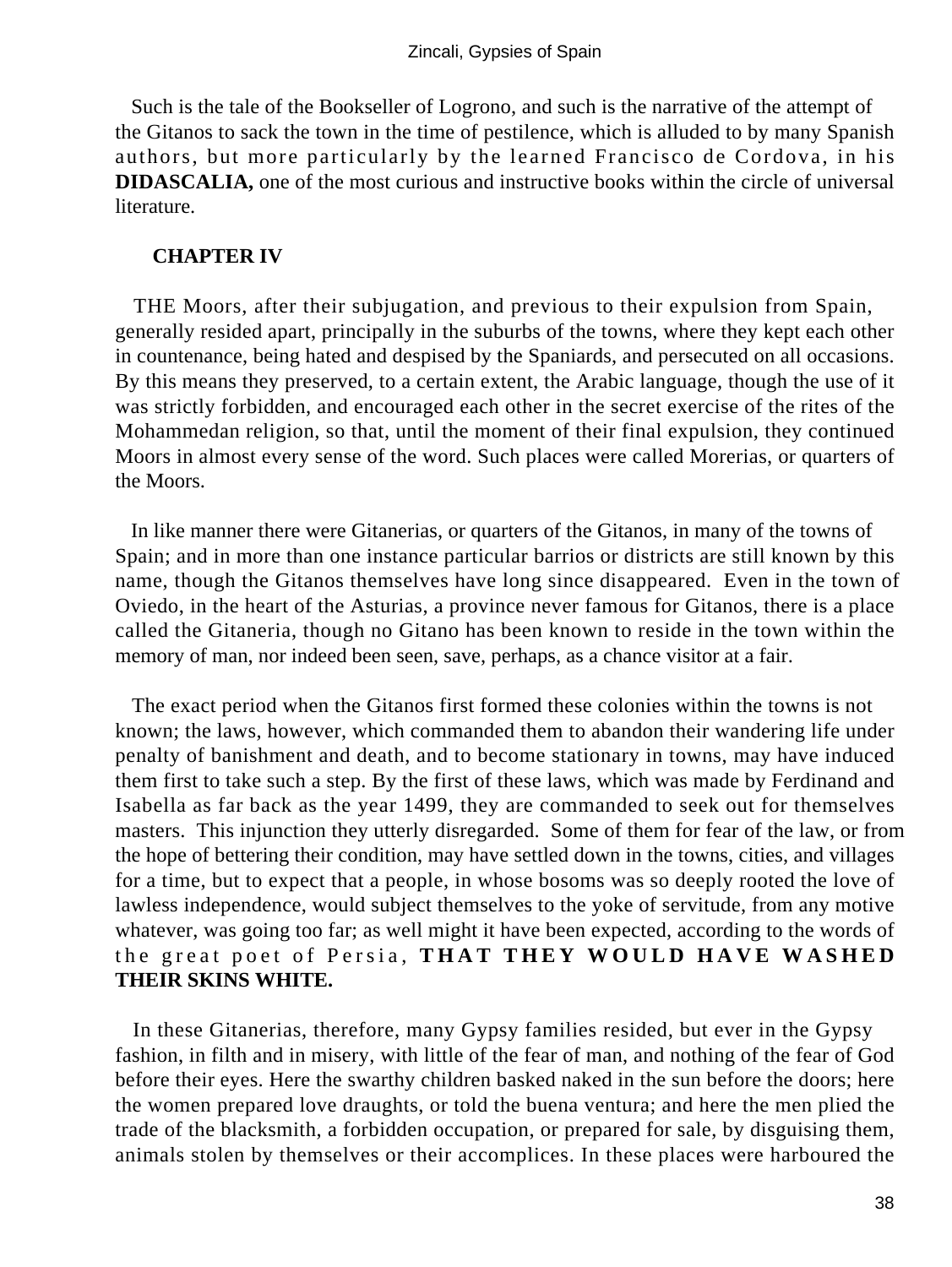Such is the tale of the Bookseller of Logrono, and such is the narrative of the attempt of the Gitanos to sack the town in the time of pestilence, which is alluded to by many Spanish authors, but more particularly by the learned Francisco de Cordova, in his **DIDASCALIA,** one of the most curious and instructive books within the circle of universal literature.

## CHAPTER IV

THE Moors, after their subjugation, and previous to their expulsion from Spain, generally resided apart, principally in the suburbs of the towns, where they kept each other in countenance, being hated and despised by the Spaniards, and persecuted on all occasions. By this means they preserved, to a certain extent, the Arabic language, though the use of it was strictly forbidden, and encouraged each other in the secret exercise of the rites of the Mohammedan religion, so that, until the moment of their final expulsion, they continued Moors in almost every sense of the word. Such places were called Morerias, or quarters of the Moors.

In like manner there were Gitanerias, or quarters of the Gitanos, in many of the towns of Spain; and in more than one instance particular barrios or districts are still known by this name, though the Gitanos themselves have long since disappeared. Even in the town of Oviedo, in the heart of the Asturias, a province never famous for Gitanos, there is a place called the Gitaneria, though no Gitano has been known to reside in the town within the memory of man, nor indeed been seen, save, perhaps, as a chance visitor at a fair.

The exact period when the Gitanos first formed these colonies within the towns is not known; the laws, however, which commanded them to abandon their wandering life under penalty of banishment and death, and to become stationary in towns, may have induced them first to take such a step. By the first of these laws, which was made by Ferdinand and Isabella as far back as the year 1499, they are commanded to seek out for themselves masters. This injunction they utterly disregarded. Some of them for fear of the law, or from the hope of bettering their condition, may have settled down in the towns, cities, and villages for a time, but to expect that a people, in whose bosoms was so deeply rooted the love of lawless independence, would subject themselves to the yoke of servitude, from any motive whatever, was going too far; as well might it have been expected, according to the words of the great poet of Persia, **THAT THEY WOULD HAVE WASHED THEIR SKINS WHITE.**

In these Gitanerias, therefore, many Gypsy families resided, but ever in the Gypsy fashion, in filth and in misery, with little of the fear of man, and nothing of the fear of God before their eyes. Here the swarthy children basked naked in the sun before the doors; here the women prepared love draughts, or told the buena ventura; and here the men plied the trade of the blacksmith, a forbidden occupation, or prepared for sale, by disguising them, animals stolen by themselves or their accomplices. In these places were harboured the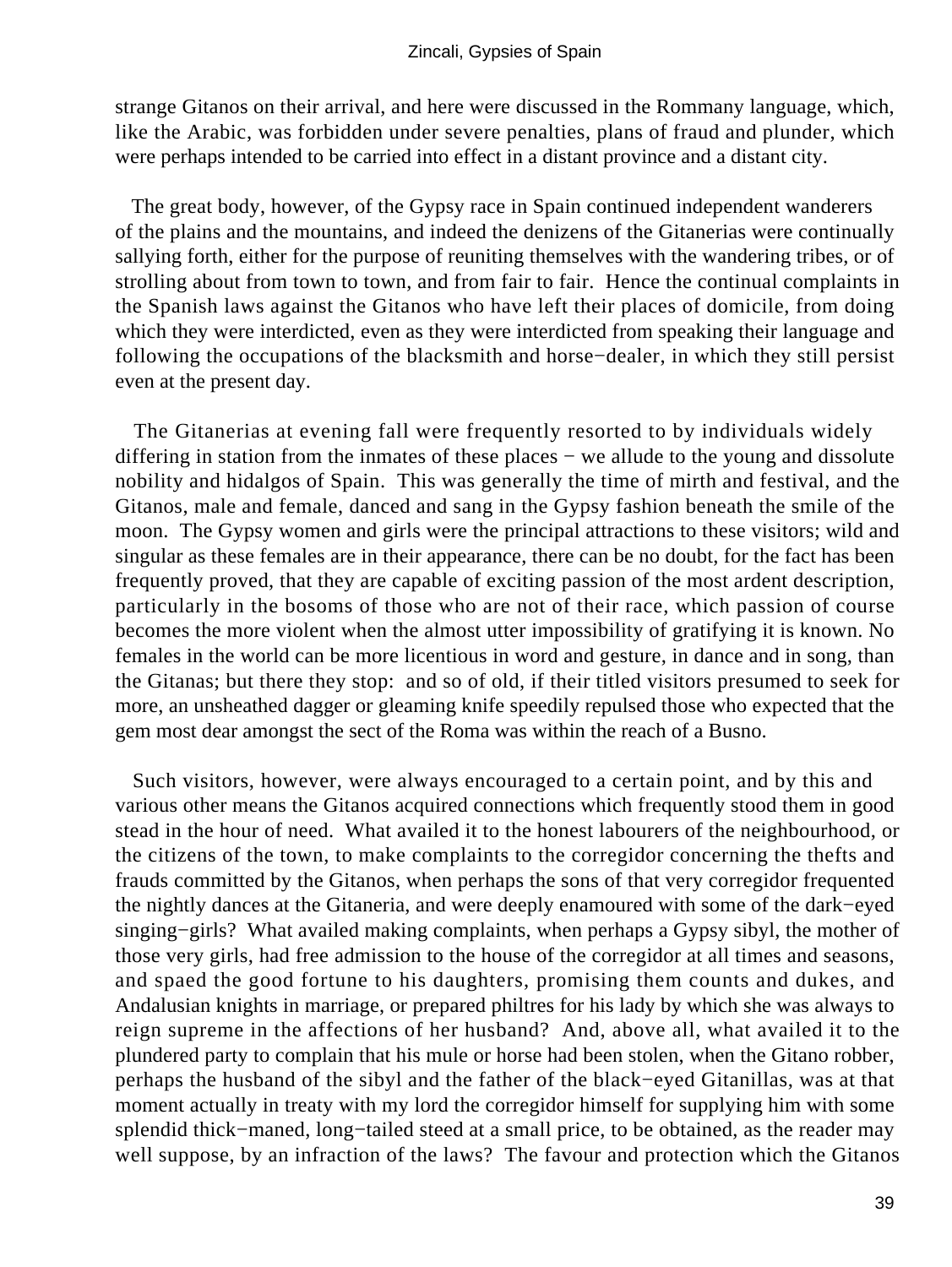strange Gitanos on their arrival, and here were discussed in the Rommany language, which, like the Arabic, was forbidden under severe penalties, plans of fraud and plunder, which were perhaps intended to be carried into effect in a distant province and a distant city.

The great body, however, of the Gypsy race in Spain continued independent wanderers of the plains and the mountains, and indeed the denizens of the Gitanerias were continually sallying forth, either for the purpose of reuniting themselves with the wandering tribes, or of strolling about from town to town, and from fair to fair. Hence the continual complaints in the Spanish laws against the Gitanos who have left their places of domicile, from doing which they were interdicted, even as they were interdicted from speaking their language and following the occupations of the blacksmith and horse−dealer, in which they still persist even at the present day.

The Gitanerias at evening fall were frequently resorted to by individuals widely differing in station from the inmates of these places − we allude to the young and dissolute nobility and hidalgos of Spain. This was generally the time of mirth and festival, and the Gitanos, male and female, danced and sang in the Gypsy fashion beneath the smile of the moon. The Gypsy women and girls were the principal attractions to these visitors; wild and singular as these females are in their appearance, there can be no doubt, for the fact has been frequently proved, that they are capable of exciting passion of the most ardent description, particularly in the bosoms of those who are not of their race, which passion of course becomes the more violent when the almost utter impossibility of gratifying it is known. No females in the world can be more licentious in word and gesture, in dance and in song, than the Gitanas; but there they stop: and so of old, if their titled visitors presumed to seek for more, an unsheathed dagger or gleaming knife speedily repulsed those who expected that the gem most dear amongst the sect of the Roma was within the reach of a Busno.

Such visitors, however, were always encouraged to a certain point, and by this and various other means the Gitanos acquired connections which frequently stood them in good stead in the hour of need. What availed it to the honest labourers of the neighbourhood, or the citizens of the town, to make complaints to the corregidor concerning the thefts and frauds committed by the Gitanos, when perhaps the sons of that very corregidor frequented the nightly dances at the Gitaneria, and were deeply enamoured with some of the dark−eyed singing−girls? What availed making complaints, when perhaps a Gypsy sibyl, the mother of those very girls, had free admission to the house of the corregidor at all times and seasons, and spaed the good fortune to his daughters, promising them counts and dukes, and Andalusian knights in marriage, or prepared philtres for his lady by which she was always to reign supreme in the affections of her husband? And, above all, what availed it to the plundered party to complain that his mule or horse had been stolen, when the Gitano robber, perhaps the husband of the sibyl and the father of the black−eyed Gitanillas, was at that moment actually in treaty with my lord the corregidor himself for supplying him with some splendid thick−maned, long−tailed steed at a small price, to be obtained, as the reader may well suppose, by an infraction of the laws? The favour and protection which the Gitanos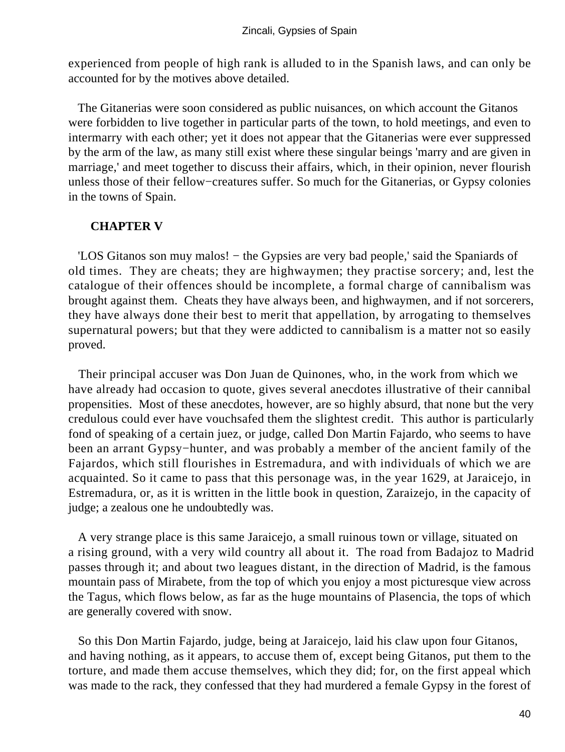experienced from people of high rank is alluded to in the Spanish laws, and can only be accounted for by the motives above detailed.

The Gitanerias were soon considered as public nuisances, on which account the Gitanos were forbidden to live together in particular parts of the town, to hold meetings, and even to intermarry with each other; yet it does not appear that the Gitanerias were ever suppressed by the arm of the law, as many still exist where these singular beings 'marry and are given in marriage,' and meet together to discuss their affairs, which, in their opinion, never flourish unless those of their fellow−creatures suffer. So much for the Gitanerias, or Gypsy colonies in the towns of Spain.

## CHAPTER V

'LOS Gitanos son muy malos! − the Gypsies are very bad people,' said the Spaniards of old times. They are cheats; they are highwaymen; they practise sorcery; and, lest the catalogue of their offences should be incomplete, a formal charge of cannibalism was brought against them. Cheats they have always been, and highwaymen, and if not sorcerers, they have always done their best to merit that appellation, by arrogating to themselves supernatural powers; but that they were addicted to cannibalism is a matter not so easily proved.

Their principal accuser was Don Juan de Quinones, who, in the work from which we have already had occasion to quote, gives several anecdotes illustrative of their cannibal propensities. Most of these anecdotes, however, are so highly absurd, that none but the very credulous could ever have vouchsafed them the slightest credit. This author is particularly fond of speaking of a certain juez, or judge, called Don Martin Fajardo, who seems to have been an arrant Gypsy−hunter, and was probably a member of the ancient family of the Fajardos, which still flourishes in Estremadura, and with individuals of which we are acquainted. So it came to pass that this personage was, in the year 1629, at Jaraicejo, in Estremadura, or, as it is written in the little book in question, Zaraizejo, in the capacity of judge; a zealous one he undoubtedly was.

A very strange place is this same Jaraicejo, a small ruinous town or village, situated on a rising ground, with a very wild country all about it. The road from Badajoz to Madrid passes through it; and about two leagues distant, in the direction of Madrid, is the famous mountain pass of Mirabete, from the top of which you enjoy a most picturesque view across the Tagus, which flows below, as far as the huge mountains of Plasencia, the tops of which are generally covered with snow.

So this Don Martin Fajardo, judge, being at Jaraicejo, laid his claw upon four Gitanos, and having nothing, as it appears, to accuse them of, except being Gitanos, put them to the torture, and made them accuse themselves, which they did; for, on the first appeal which was made to the rack, they confessed that they had murdered a female Gypsy in the forest of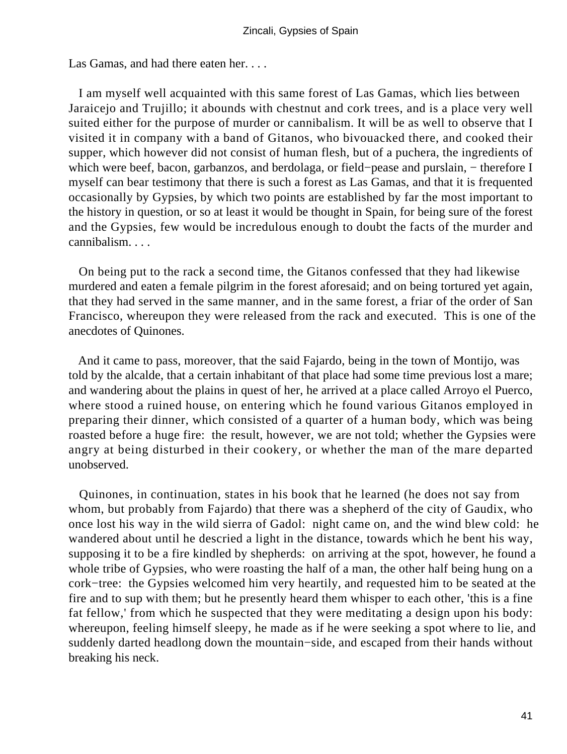Las Gamas, and had there eaten her. . . .

I am myself well acquainted with this same forest of Las Gamas, which lies between Jaraicejo and Trujillo; it abounds with chestnut and cork trees, and is a place very well suited either for the purpose of murder or cannibalism. It will be as well to observe that I visited it in company with a band of Gitanos, who bivouacked there, and cooked their supper, which however did not consist of human flesh, but of a puchera, the ingredients of which were beef, bacon, garbanzos, and berdolaga, or field−pease and purslain, − therefore I myself can bear testimony that there is such a forest as Las Gamas, and that it is frequented occasionally by Gypsies, by which two points are established by far the most important to the history in question, or so at least it would be thought in Spain, for being sure of the forest and the Gypsies, few would be incredulous enough to doubt the facts of the murder and cannibalism. . . .

On being put to the rack a second time, the Gitanos confessed that they had likewise murdered and eaten a female pilgrim in the forest aforesaid; and on being tortured yet again, that they had served in the same manner, and in the same forest, a friar of the order of San Francisco, whereupon they were released from the rack and executed. This is one of the anecdotes of Quinones.

And it came to pass, moreover, that the said Fajardo, being in the town of Montijo, was told by the alcalde, that a certain inhabitant of that place had some time previous lost a mare; and wandering about the plains in quest of her, he arrived at a place called Arroyo el Puerco, where stood a ruined house, on entering which he found various Gitanos employed in preparing their dinner, which consisted of a quarter of a human body, which was being roasted before a huge fire: the result, however, we are not told; whether the Gypsies were angry at being disturbed in their cookery, or whether the man of the mare departed unobserved.

Quinones, in continuation, states in his book that he learned (he does not say from whom, but probably from Fajardo) that there was a shepherd of the city of Gaudix, who once lost his way in the wild sierra of Gadol: night came on, and the wind blew cold: he wandered about until he descried a light in the distance, towards which he bent his way, supposing it to be a fire kindled by shepherds: on arriving at the spot, however, he found a whole tribe of Gypsies, who were roasting the half of a man, the other half being hung on a cork−tree: the Gypsies welcomed him very heartily, and requested him to be seated at the fire and to sup with them; but he presently heard them whisper to each other, 'this is a fine fat fellow,' from which he suspected that they were meditating a design upon his body: whereupon, feeling himself sleepy, he made as if he were seeking a spot where to lie, and suddenly darted headlong down the mountain−side, and escaped from their hands without breaking his neck.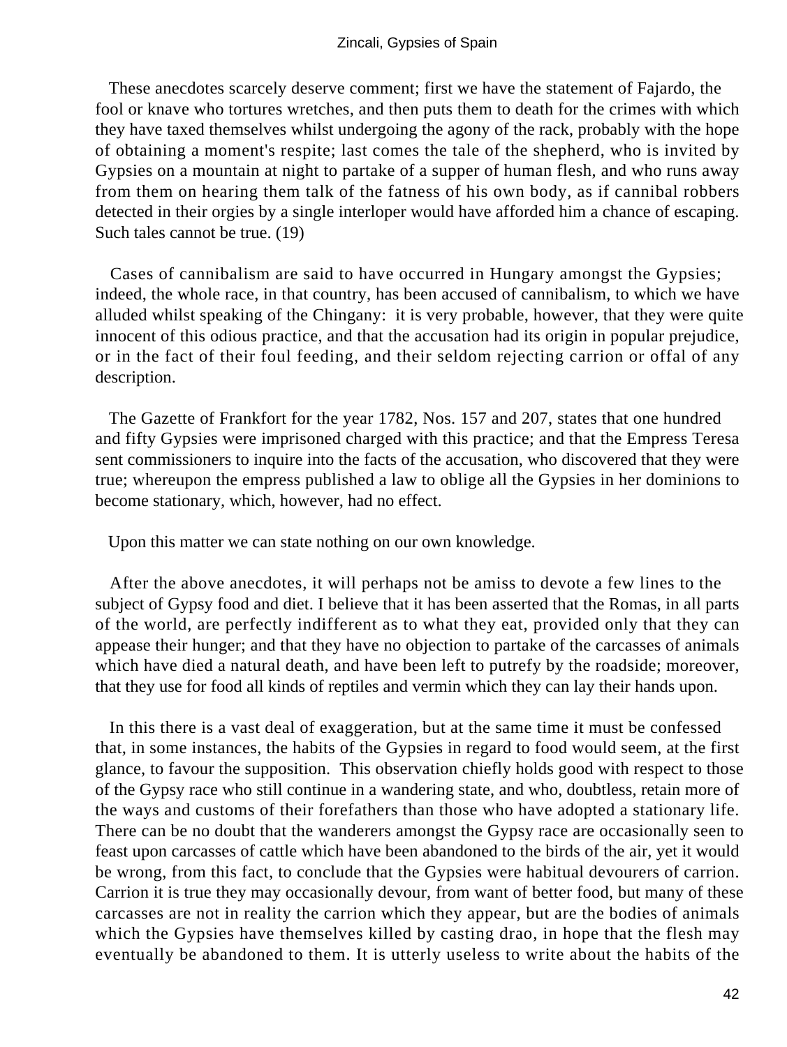These anecdotes scarcely deserve comment; first we have the statement of Fajardo, the fool or knave who tortures wretches, and then puts them to death for the crimes with which they have taxed themselves whilst undergoing the agony of the rack, probably with the hope of obtaining a moment's respite; last comes the tale of the shepherd, who is invited by Gypsies on a mountain at night to partake of a supper of human flesh, and who runs away from them on hearing them talk of the fatness of his own body, as if cannibal robbers detected in their orgies by a single interloper would have afforded him a chance of escaping. Such tales cannot be true. (19)

Cases of cannibalism are said to have occurred in Hungary amongst the Gypsies; indeed, the whole race, in that country, has been accused of cannibalism, to which we have alluded whilst speaking of the Chingany: it is very probable, however, that they were quite innocent of this odious practice, and that the accusation had its origin in popular prejudice, or in the fact of their foul feeding, and their seldom rejecting carrion or offal of any description.

The Gazette of Frankfort for the year 1782, Nos. 157 and 207, states that one hundred and fifty Gypsies were imprisoned charged with this practice; and that the Empress Teresa sent commissioners to inquire into the facts of the accusation, who discovered that they were true; whereupon the empress published a law to oblige all the Gypsies in her dominions to become stationary, which, however, had no effect.

Upon this matter we can state nothing on our own knowledge.

After the above anecdotes, it will perhaps not be amiss to devote a few lines to the subject of Gypsy food and diet. I believe that it has been asserted that the Romas, in all parts of the world, are perfectly indifferent as to what they eat, provided only that they can appease their hunger; and that they have no objection to partake of the carcasses of animals which have died a natural death, and have been left to putrefy by the roadside; moreover, that they use for food all kinds of reptiles and vermin which they can lay their hands upon.

In this there is a vast deal of exaggeration, but at the same time it must be confessed that, in some instances, the habits of the Gypsies in regard to food would seem, at the first glance, to favour the supposition. This observation chiefly holds good with respect to those of the Gypsy race who still continue in a wandering state, and who, doubtless, retain more of the ways and customs of their forefathers than those who have adopted a stationary life. There can be no doubt that the wanderers amongst the Gypsy race are occasionally seen to feast upon carcasses of cattle which have been abandoned to the birds of the air, yet it would be wrong, from this fact, to conclude that the Gypsies were habitual devourers of carrion. Carrion it is true they may occasionally devour, from want of better food, but many of these carcasses are not in reality the carrion which they appear, but are the bodies of animals which the Gypsies have themselves killed by casting drao, in hope that the flesh may eventually be abandoned to them. It is utterly useless to write about the habits of the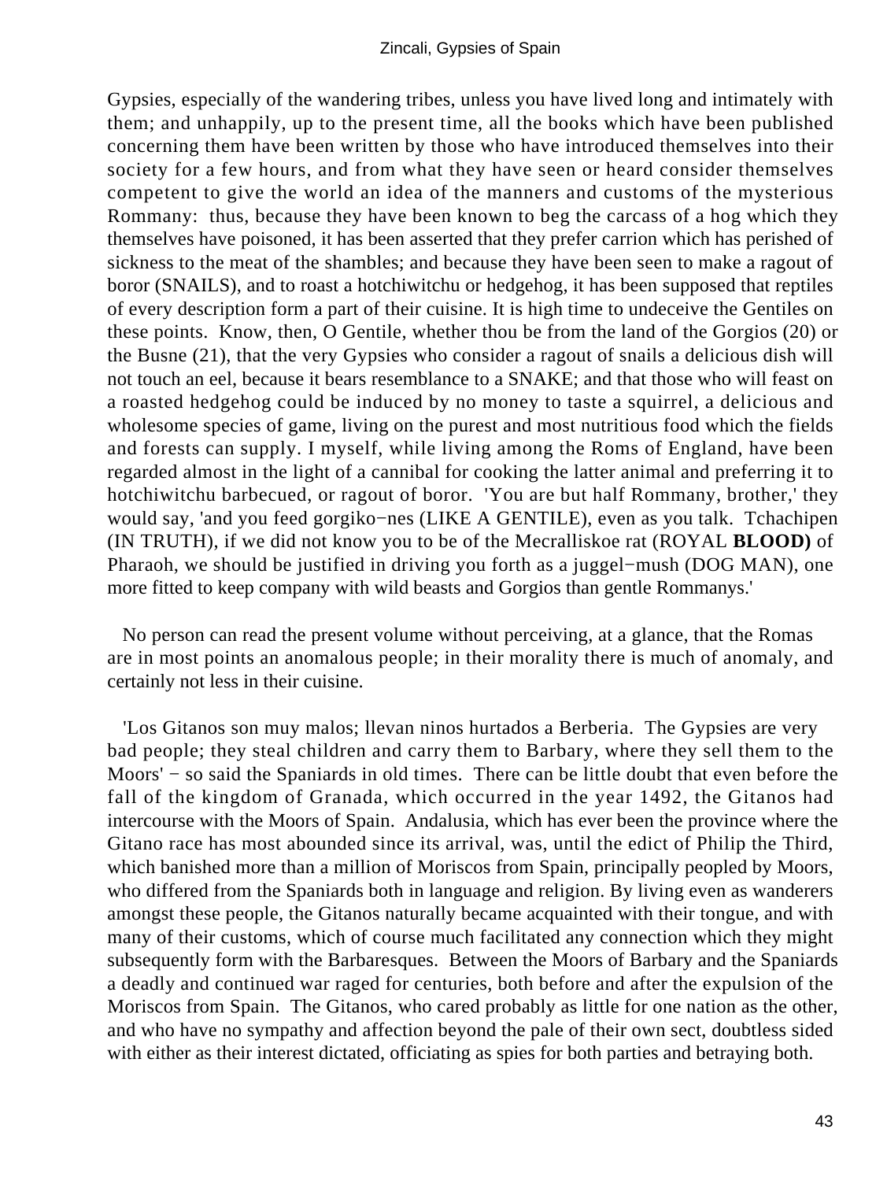Gypsies, especially of the wandering tribes, unless you have lived long and intimately with them; and unhappily, up to the present time, all the books which have been published concerning them have been written by those who have introduced themselves into their society for a few hours, and from what they have seen or heard consider themselves competent to give the world an idea of the manners and customs of the mysterious Rommany: thus, because they have been known to beg the carcass of a hog which they themselves have poisoned, it has been asserted that they prefer carrion which has perished of sickness to the meat of the shambles; and because they have been seen to make a ragout of boror (SNAILS), and to roast a hotchiwitchu or hedgehog, it has been supposed that reptiles of every description form a part of their cuisine. It is high time to undeceive the Gentiles on these points. Know, then, O Gentile, whether thou be from the land of the Gorgios (20) or the Busne (21), that the very Gypsies who consider a ragout of snails a delicious dish will not touch an eel, because it bears resemblance to a SNAKE; and that those who will feast on a roasted hedgehog could be induced by no money to taste a squirrel, a delicious and wholesome species of game, living on the purest and most nutritious food which the fields and forests can supply. I myself, while living among the Roms of England, have been regarded almost in the light of a cannibal for cooking the latter animal and preferring it to hotchiwitchu barbecued, or ragout of boror. 'You are but half Rommany, brother,' they would say, 'and you feed gorgiko−nes (LIKE A GENTILE), even as you talk. Tchachipen (IN TRUTH), if we did not know you to be of the Mecralliskoe rat (ROYAL **BLOOD)** of Pharaoh, we should be justified in driving you forth as a juggel−mush (DOG MAN), one more fitted to keep company with wild beasts and Gorgios than gentle Rommanys.'

No person can read the present volume without perceiving, at a glance, that the Romas are in most points an anomalous people; in their morality there is much of anomaly, and certainly not less in their cuisine.

'Los Gitanos son muy malos; llevan ninos hurtados a Berberia. The Gypsies are very bad people; they steal children and carry them to Barbary, where they sell them to the Moors' − so said the Spaniards in old times. There can be little doubt that even before the fall of the kingdom of Granada, which occurred in the year 1492, the Gitanos had intercourse with the Moors of Spain. Andalusia, which has ever been the province where the Gitano race has most abounded since its arrival, was, until the edict of Philip the Third, which banished more than a million of Moriscos from Spain, principally peopled by Moors, who differed from the Spaniards both in language and religion. By living even as wanderers amongst these people, the Gitanos naturally became acquainted with their tongue, and with many of their customs, which of course much facilitated any connection which they might subsequently form with the Barbaresques. Between the Moors of Barbary and the Spaniards a deadly and continued war raged for centuries, both before and after the expulsion of the Moriscos from Spain. The Gitanos, who cared probably as little for one nation as the other, and who have no sympathy and affection beyond the pale of their own sect, doubtless sided with either as their interest dictated, officiating as spies for both parties and betraying both.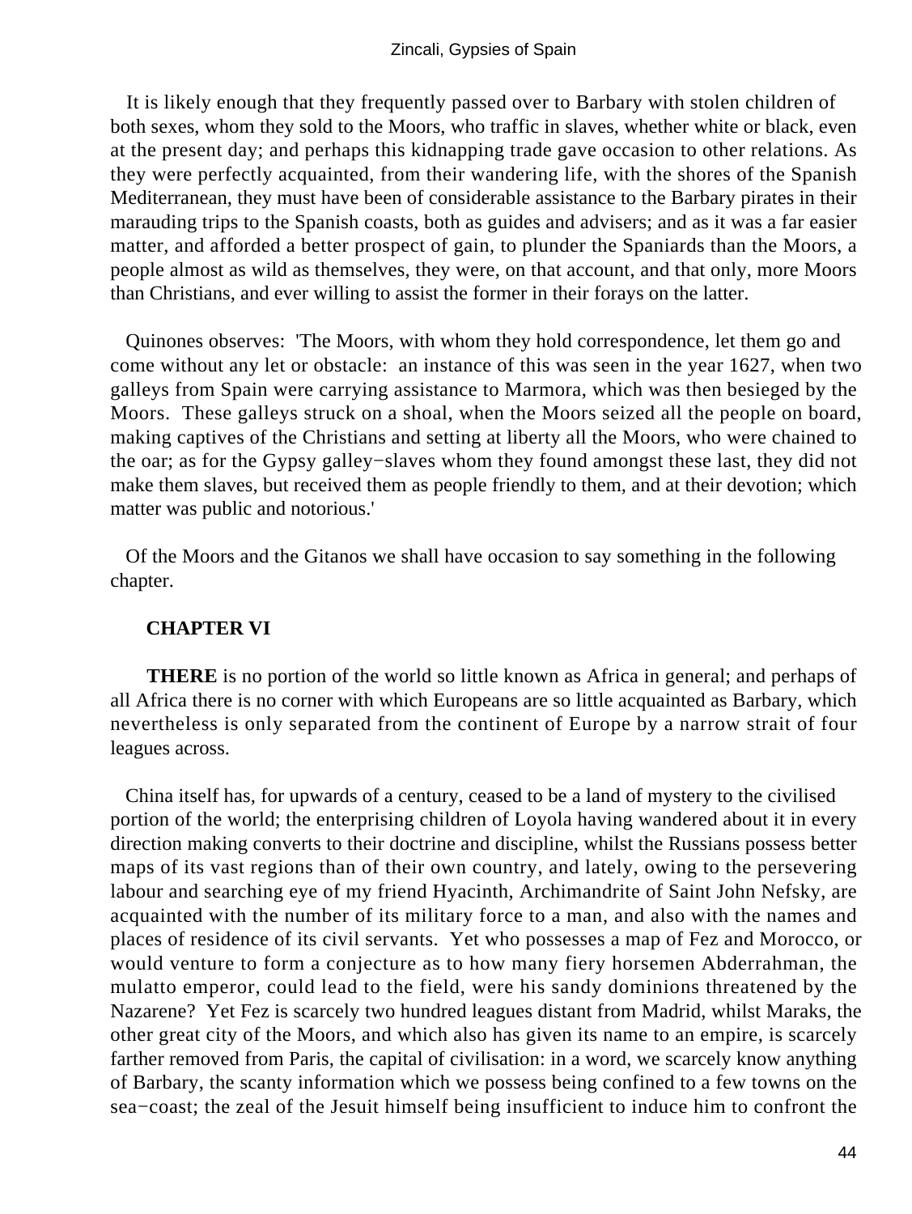It is likely enough that they frequently passed over to Barbary with stolen children of both sexes, whom they sold to the Moors, who traffic in slaves, whether white or black, even at the present day; and perhaps this kidnapping trade gave occasion to other relations. As they were perfectly acquainted, from their wandering life, with the shores of the Spanish Mediterranean, they must have been of considerable assistance to the Barbary pirates in their marauding trips to the Spanish coasts, both as guides and advisers; and as it was a far easier matter, and afforded a better prospect of gain, to plunder the Spaniards than the Moors, a people almost as wild as themselves, they were, on that account, and that only, more Moors than Christians, and ever willing to assist the former in their forays on the latter.

Quinones observes: 'The Moors, with whom they hold correspondence, let them go and come without any let or obstacle: an instance of this was seen in the year 1627, when two galleys from Spain were carrying assistance to Marmora, which was then besieged by the Moors. These galleys struck on a shoal, when the Moors seized all the people on board, making captives of the Christians and setting at liberty all the Moors, who were chained to the oar; as for the Gypsy galley−slaves whom they found amongst these last, they did not make them slaves, but received them as people friendly to them, and at their devotion; which matter was public and notorious.'

Of the Moors and the Gitanos we shall have occasion to say something in the following chapter.

## CHAPTER VI

**THERE** is no portion of the world so little known as Africa in general; and perhaps of all Africa there is no corner with which Europeans are so little acquainted as Barbary, which nevertheless is only separated from the continent of Europe by a narrow strait of four leagues across.

China itself has, for upwards of a century, ceased to be a land of mystery to the civilised portion of the world; the enterprising children of Loyola having wandered about it in every direction making converts to their doctrine and discipline, whilst the Russians possess better maps of its vast regions than of their own country, and lately, owing to the persevering labour and searching eye of my friend Hyacinth, Archimandrite of Saint John Nefsky, are acquainted with the number of its military force to a man, and also with the names and places of residence of its civil servants. Yet who possesses a map of Fez and Morocco, or would venture to form a conjecture as to how many fiery horsemen Abderrahman, the mulatto emperor, could lead to the field, were his sandy dominions threatened by the Nazarene? Yet Fez is scarcely two hundred leagues distant from Madrid, whilst Maraks, the other great city of the Moors, and which also has given its name to an empire, is scarcely farther removed from Paris, the capital of civilisation: in a word, we scarcely know anything of Barbary, the scanty information which we possess being confined to a few towns on the sea−coast; the zeal of the Jesuit himself being insufficient to induce him to confront the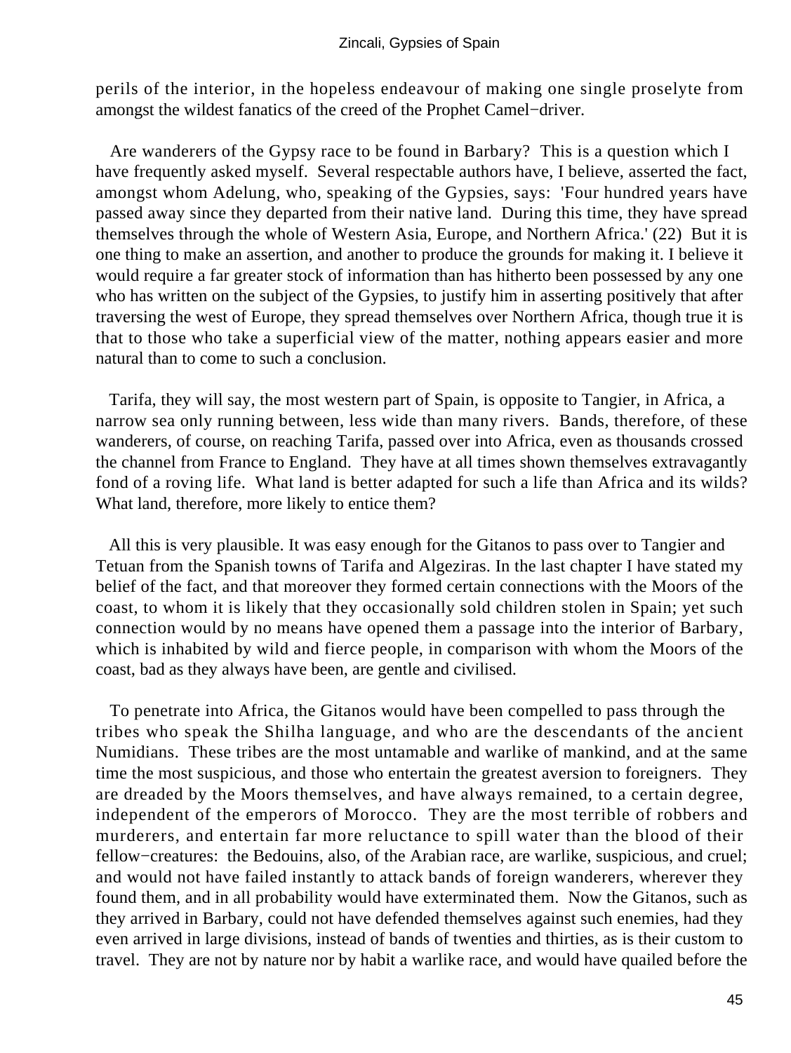perils of the interior, in the hopeless endeavour of making one single proselyte from amongst the wildest fanatics of the creed of the Prophet Camel−driver.

Are wanderers of the Gypsy race to be found in Barbary? This is a question which I have frequently asked myself. Several respectable authors have, I believe, asserted the fact, amongst whom Adelung, who, speaking of the Gypsies, says: 'Four hundred years have passed away since they departed from their native land. During this time, they have spread themselves through the whole of Western Asia, Europe, and Northern Africa.' (22) But it is one thing to make an assertion, and another to produce the grounds for making it. I believe it would require a far greater stock of information than has hitherto been possessed by any one who has written on the subject of the Gypsies, to justify him in asserting positively that after traversing the west of Europe, they spread themselves over Northern Africa, though true it is that to those who take a superficial view of the matter, nothing appears easier and more natural than to come to such a conclusion.

Tarifa, they will say, the most western part of Spain, is opposite to Tangier, in Africa, a narrow sea only running between, less wide than many rivers. Bands, therefore, of these wanderers, of course, on reaching Tarifa, passed over into Africa, even as thousands crossed the channel from France to England. They have at all times shown themselves extravagantly fond of a roving life. What land is better adapted for such a life than Africa and its wilds? What land, therefore, more likely to entice them?

All this is very plausible. It was easy enough for the Gitanos to pass over to Tangier and Tetuan from the Spanish towns of Tarifa and Algeziras. In the last chapter I have stated my belief of the fact, and that moreover they formed certain connections with the Moors of the coast, to whom it is likely that they occasionally sold children stolen in Spain; yet such connection would by no means have opened them a passage into the interior of Barbary, which is inhabited by wild and fierce people, in comparison with whom the Moors of the coast, bad as they always have been, are gentle and civilised.

To penetrate into Africa, the Gitanos would have been compelled to pass through the tribes who speak the Shilha language, and who are the descendants of the ancient Numidians. These tribes are the most untamable and warlike of mankind, and at the same time the most suspicious, and those who entertain the greatest aversion to foreigners. They are dreaded by the Moors themselves, and have always remained, to a certain degree, independent of the emperors of Morocco. They are the most terrible of robbers and murderers, and entertain far more reluctance to spill water than the blood of their fellow−creatures: the Bedouins, also, of the Arabian race, are warlike, suspicious, and cruel; and would not have failed instantly to attack bands of foreign wanderers, wherever they found them, and in all probability would have exterminated them. Now the Gitanos, such as they arrived in Barbary, could not have defended themselves against such enemies, had they even arrived in large divisions, instead of bands of twenties and thirties, as is their custom to travel. They are not by nature nor by habit a warlike race, and would have quailed before the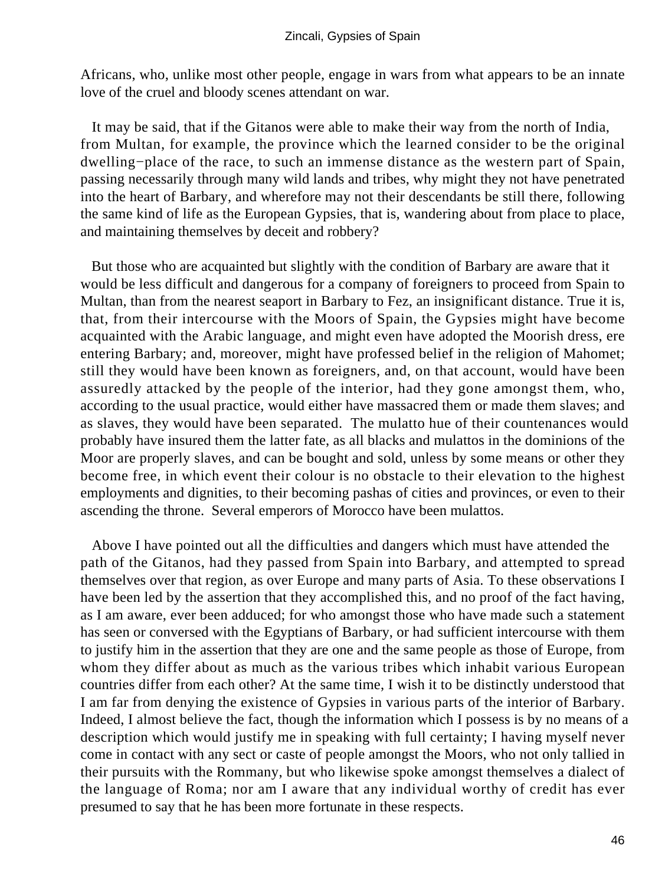Africans, who, unlike most other people, engage in wars from what appears to be an innate love of the cruel and bloody scenes attendant on war.

It may be said, that if the Gitanos were able to make their way from the north of India, from Multan, for example, the province which the learned consider to be the original dwelling−place of the race, to such an immense distance as the western part of Spain, passing necessarily through many wild lands and tribes, why might they not have penetrated into the heart of Barbary, and wherefore may not their descendants be still there, following the same kind of life as the European Gypsies, that is, wandering about from place to place, and maintaining themselves by deceit and robbery?

But those who are acquainted but slightly with the condition of Barbary are aware that it would be less difficult and dangerous for a company of foreigners to proceed from Spain to Multan, than from the nearest seaport in Barbary to Fez, an insignificant distance. True it is, that, from their intercourse with the Moors of Spain, the Gypsies might have become acquainted with the Arabic language, and might even have adopted the Moorish dress, ere entering Barbary; and, moreover, might have professed belief in the religion of Mahomet; still they would have been known as foreigners, and, on that account, would have been assuredly attacked by the people of the interior, had they gone amongst them, who, according to the usual practice, would either have massacred them or made them slaves; and as slaves, they would have been separated. The mulatto hue of their countenances would probably have insured them the latter fate, as all blacks and mulattos in the dominions of the Moor are properly slaves, and can be bought and sold, unless by some means or other they become free, in which event their colour is no obstacle to their elevation to the highest employments and dignities, to their becoming pashas of cities and provinces, or even to their ascending the throne. Several emperors of Morocco have been mulattos.

Above I have pointed out all the difficulties and dangers which must have attended the path of the Gitanos, had they passed from Spain into Barbary, and attempted to spread themselves over that region, as over Europe and many parts of Asia. To these observations I have been led by the assertion that they accomplished this, and no proof of the fact having, as I am aware, ever been adduced; for who amongst those who have made such a statement has seen or conversed with the Egyptians of Barbary, or had sufficient intercourse with them to justify him in the assertion that they are one and the same people as those of Europe, from whom they differ about as much as the various tribes which inhabit various European countries differ from each other? At the same time, I wish it to be distinctly understood that I am far from denying the existence of Gypsies in various parts of the interior of Barbary. Indeed, I almost believe the fact, though the information which I possess is by no means of a description which would justify me in speaking with full certainty; I having myself never come in contact with any sect or caste of people amongst the Moors, who not only tallied in their pursuits with the Rommany, but who likewise spoke amongst themselves a dialect of the language of Roma; nor am I aware that any individual worthy of credit has ever presumed to say that he has been more fortunate in these respects.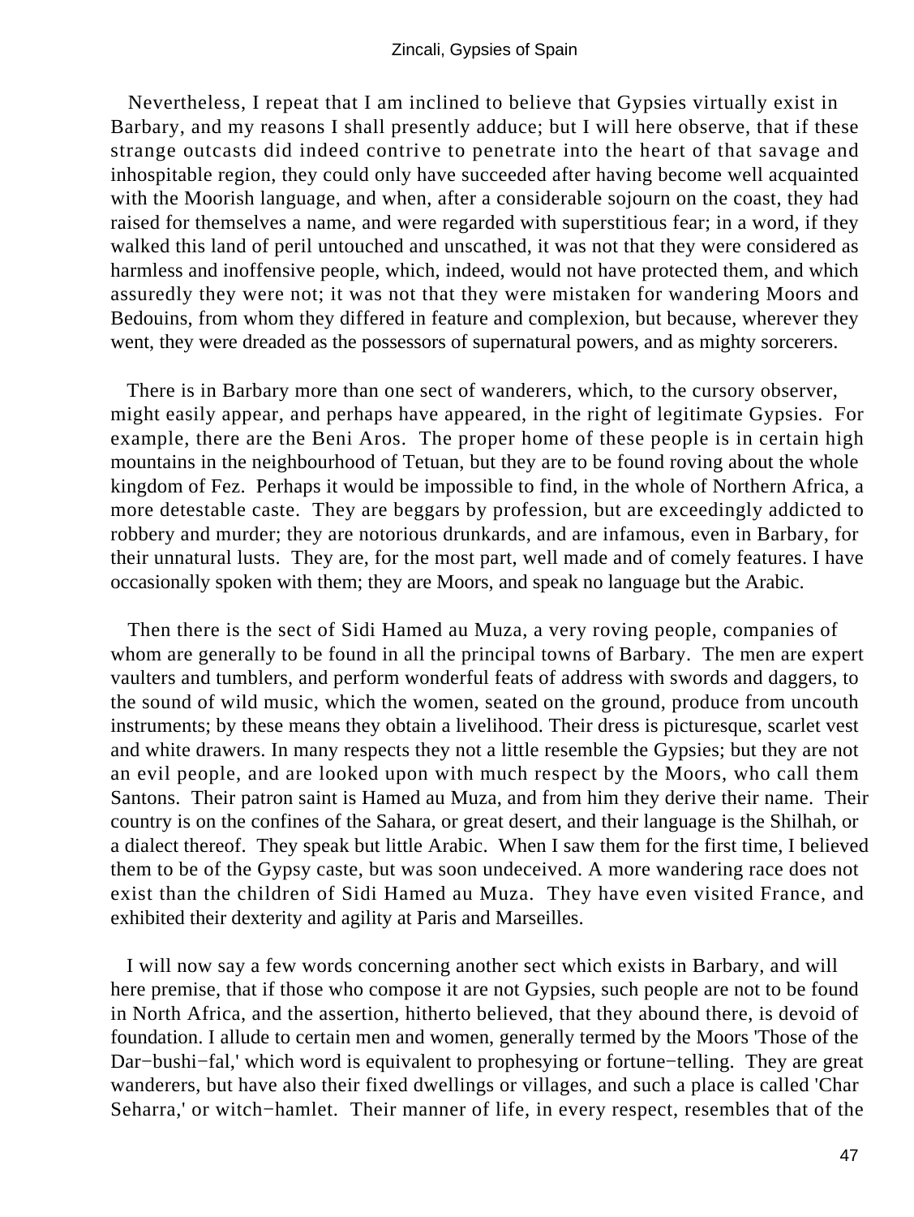Nevertheless, I repeat that I am inclined to believe that Gypsies virtually exist in Barbary, and my reasons I shall presently adduce; but I will here observe, that if these strange outcasts did indeed contrive to penetrate into the heart of that savage and inhospitable region, they could only have succeeded after having become well acquainted with the Moorish language, and when, after a considerable sojourn on the coast, they had raised for themselves a name, and were regarded with superstitious fear; in a word, if they walked this land of peril untouched and unscathed, it was not that they were considered as harmless and inoffensive people, which, indeed, would not have protected them, and which assuredly they were not; it was not that they were mistaken for wandering Moors and Bedouins, from whom they differed in feature and complexion, but because, wherever they went, they were dreaded as the possessors of supernatural powers, and as mighty sorcerers.

There is in Barbary more than one sect of wanderers, which, to the cursory observer, might easily appear, and perhaps have appeared, in the right of legitimate Gypsies. For example, there are the Beni Aros. The proper home of these people is in certain high mountains in the neighbourhood of Tetuan, but they are to be found roving about the whole kingdom of Fez. Perhaps it would be impossible to find, in the whole of Northern Africa, a more detestable caste. They are beggars by profession, but are exceedingly addicted to robbery and murder; they are notorious drunkards, and are infamous, even in Barbary, for their unnatural lusts. They are, for the most part, well made and of comely features. I have occasionally spoken with them; they are Moors, and speak no language but the Arabic.

Then there is the sect of Sidi Hamed au Muza, a very roving people, companies of whom are generally to be found in all the principal towns of Barbary. The men are expert vaulters and tumblers, and perform wonderful feats of address with swords and daggers, to the sound of wild music, which the women, seated on the ground, produce from uncouth instruments; by these means they obtain a livelihood. Their dress is picturesque, scarlet vest and white drawers. In many respects they not a little resemble the Gypsies; but they are not an evil people, and are looked upon with much respect by the Moors, who call them Santons. Their patron saint is Hamed au Muza, and from him they derive their name. Their country is on the confines of the Sahara, or great desert, and their language is the Shilhah, or a dialect thereof. They speak but little Arabic. When I saw them for the first time, I believed them to be of the Gypsy caste, but was soon undeceived. A more wandering race does not exist than the children of Sidi Hamed au Muza. They have even visited France, and exhibited their dexterity and agility at Paris and Marseilles.

I will now say a few words concerning another sect which exists in Barbary, and will here premise, that if those who compose it are not Gypsies, such people are not to be found in North Africa, and the assertion, hitherto believed, that they abound there, is devoid of foundation. I allude to certain men and women, generally termed by the Moors 'Those of the Dar−bushi−fal,' which word is equivalent to prophesying or fortune−telling. They are great wanderers, but have also their fixed dwellings or villages, and such a place is called 'Char Seharra,' or witch−hamlet. Their manner of life, in every respect, resembles that of the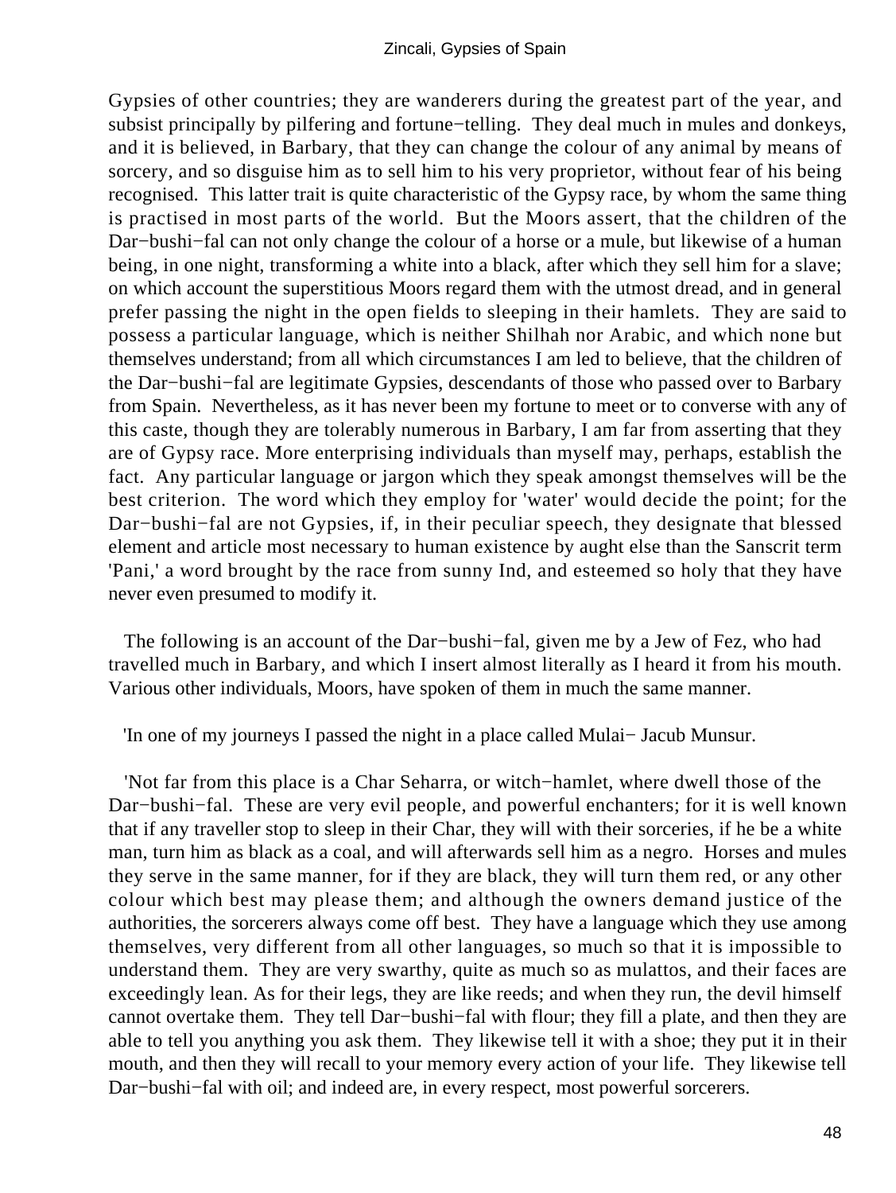Gypsies of other countries; they are wanderers during the greatest part of the year, and subsist principally by pilfering and fortune−telling. They deal much in mules and donkeys, and it is believed, in Barbary, that they can change the colour of any animal by means of sorcery, and so disguise him as to sell him to his very proprietor, without fear of his being recognised. This latter trait is quite characteristic of the Gypsy race, by whom the same thing is practised in most parts of the world. But the Moors assert, that the children of the Dar−bushi−fal can not only change the colour of a horse or a mule, but likewise of a human being, in one night, transforming a white into a black, after which they sell him for a slave; on which account the superstitious Moors regard them with the utmost dread, and in general prefer passing the night in the open fields to sleeping in their hamlets. They are said to possess a particular language, which is neither Shilhah nor Arabic, and which none but themselves understand; from all which circumstances I am led to believe, that the children of the Dar−bushi−fal are legitimate Gypsies, descendants of those who passed over to Barbary from Spain. Nevertheless, as it has never been my fortune to meet or to converse with any of this caste, though they are tolerably numerous in Barbary, I am far from asserting that they are of Gypsy race. More enterprising individuals than myself may, perhaps, establish the fact. Any particular language or jargon which they speak amongst themselves will be the best criterion. The word which they employ for 'water' would decide the point; for the Dar−bushi−fal are not Gypsies, if, in their peculiar speech, they designate that blessed element and article most necessary to human existence by aught else than the Sanscrit term 'Pani,' a word brought by the race from sunny Ind, and esteemed so holy that they have never even presumed to modify it.

The following is an account of the Dar−bushi−fal, given me by a Jew of Fez, who had travelled much in Barbary, and which I insert almost literally as I heard it from his mouth. Various other individuals, Moors, have spoken of them in much the same manner.

'In one of my journeys I passed the night in a place called Mulai− Jacub Munsur.

'Not far from this place is a Char Seharra, or witch−hamlet, where dwell those of the Dar−bushi−fal. These are very evil people, and powerful enchanters; for it is well known that if any traveller stop to sleep in their Char, they will with their sorceries, if he be a white man, turn him as black as a coal, and will afterwards sell him as a negro. Horses and mules they serve in the same manner, for if they are black, they will turn them red, or any other colour which best may please them; and although the owners demand justice of the authorities, the sorcerers always come off best. They have a language which they use among themselves, very different from all other languages, so much so that it is impossible to understand them. They are very swarthy, quite as much so as mulattos, and their faces are exceedingly lean. As for their legs, they are like reeds; and when they run, the devil himself cannot overtake them. They tell Dar−bushi−fal with flour; they fill a plate, and then they are able to tell you anything you ask them. They likewise tell it with a shoe; they put it in their mouth, and then they will recall to your memory every action of your life. They likewise tell Dar−bushi−fal with oil; and indeed are, in every respect, most powerful sorcerers.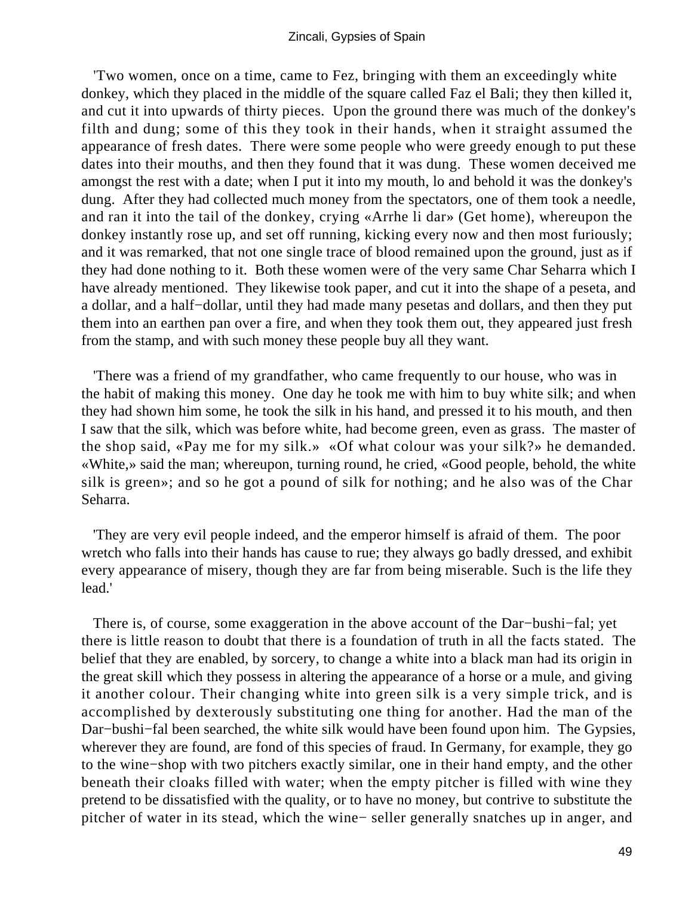'Two women, once on a time, came to Fez, bringing with them an exceedingly white donkey, which they placed in the middle of the square called Faz el Bali; they then killed it, and cut it into upwards of thirty pieces. Upon the ground there was much of the donkey's filth and dung; some of this they took in their hands, when it straight assumed the appearance of fresh dates. There were some people who were greedy enough to put these dates into their mouths, and then they found that it was dung. These women deceived me amongst the rest with a date; when I put it into my mouth, lo and behold it was the donkey's dung. After they had collected much money from the spectators, one of them took a needle, and ran it into the tail of the donkey, crying «Arrhe li dar» (Get home), whereupon the donkey instantly rose up, and set off running, kicking every now and then most furiously; and it was remarked, that not one single trace of blood remained upon the ground, just as if they had done nothing to it. Both these women were of the very same Char Seharra which I have already mentioned. They likewise took paper, and cut it into the shape of a peseta, and a dollar, and a half−dollar, until they had made many pesetas and dollars, and then they put them into an earthen pan over a fire, and when they took them out, they appeared just fresh from the stamp, and with such money these people buy all they want.

'There was a friend of my grandfather, who came frequently to our house, who was in the habit of making this money. One day he took me with him to buy white silk; and when they had shown him some, he took the silk in his hand, and pressed it to his mouth, and then I saw that the silk, which was before white, had become green, even as grass. The master of the shop said, «Pay me for my silk.» «Of what colour was your silk?» he demanded. «White,» said the man; whereupon, turning round, he cried, «Good people, behold, the white silk is green»; and so he got a pound of silk for nothing; and he also was of the Char Seharra.

'They are very evil people indeed, and the emperor himself is afraid of them. The poor wretch who falls into their hands has cause to rue; they always go badly dressed, and exhibit every appearance of misery, though they are far from being miserable. Such is the life they lead.'

There is, of course, some exaggeration in the above account of the Dar−bushi−fal; yet there is little reason to doubt that there is a foundation of truth in all the facts stated. The belief that they are enabled, by sorcery, to change a white into a black man had its origin in the great skill which they possess in altering the appearance of a horse or a mule, and giving it another colour. Their changing white into green silk is a very simple trick, and is accomplished by dexterously substituting one thing for another. Had the man of the Dar−bushi−fal been searched, the white silk would have been found upon him. The Gypsies, wherever they are found, are fond of this species of fraud. In Germany, for example, they go to the wine−shop with two pitchers exactly similar, one in their hand empty, and the other beneath their cloaks filled with water; when the empty pitcher is filled with wine they pretend to be dissatisfied with the quality, or to have no money, but contrive to substitute the pitcher of water in its stead, which the wine− seller generally snatches up in anger, and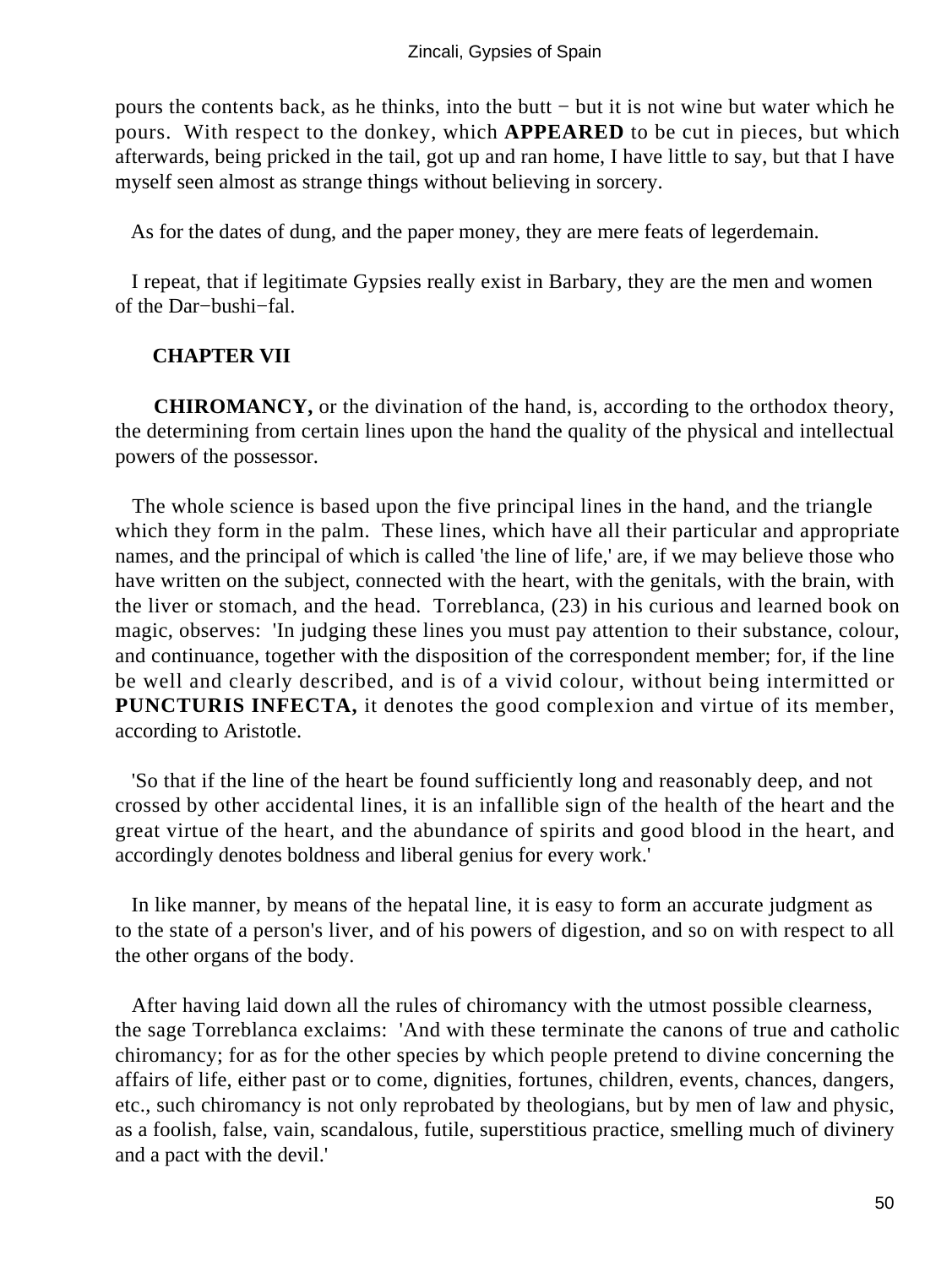pours the contents back, as he thinks, into the butt − but it is not wine but water which he pours. With respect to the donkey, which **APPEARED** to be cut in pieces, but which afterwards, being pricked in the tail, got up and ran home, I have little to say, but that I have myself seen almost as strange things without believing in sorcery.

As for the dates of dung, and the paper money, they are mere feats of legerdemain.

I repeat, that if legitimate Gypsies really exist in Barbary, they are the men and women of the Dar−bushi−fal.

## CHAPTER VII

**CHIROMANCY,** or the divination of the hand, is, according to the orthodox theory, the determining from certain lines upon the hand the quality of the physical and intellectual powers of the possessor.

The whole science is based upon the five principal lines in the hand, and the triangle which they form in the palm. These lines, which have all their particular and appropriate names, and the principal of which is called 'the line of life,' are, if we may believe those who have written on the subject, connected with the heart, with the genitals, with the brain, with the liver or stomach, and the head. Torreblanca, (23) in his curious and learned book on magic, observes: 'In judging these lines you must pay attention to their substance, colour, and continuance, together with the disposition of the correspondent member; for, if the line be well and clearly described, and is of a vivid colour, without being intermitted or **PUNCTURIS INFECTA,** it denotes the good complexion and virtue of its member, according to Aristotle.

'So that if the line of the heart be found sufficiently long and reasonably deep, and not crossed by other accidental lines, it is an infallible sign of the health of the heart and the great virtue of the heart, and the abundance of spirits and good blood in the heart, and accordingly denotes boldness and liberal genius for every work.'

In like manner, by means of the hepatal line, it is easy to form an accurate judgment as to the state of a person's liver, and of his powers of digestion, and so on with respect to all the other organs of the body.

After having laid down all the rules of chiromancy with the utmost possible clearness, the sage Torreblanca exclaims: 'And with these terminate the canons of true and catholic chiromancy; for as for the other species by which people pretend to divine concerning the affairs of life, either past or to come, dignities, fortunes, children, events, chances, dangers, etc., such chiromancy is not only reprobated by theologians, but by men of law and physic, as a foolish, false, vain, scandalous, futile, superstitious practice, smelling much of divinery and a pact with the devil.'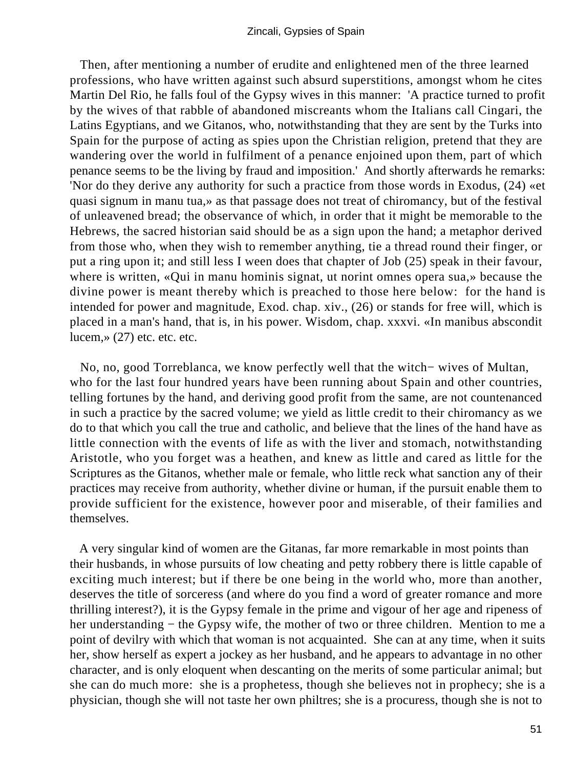Then, after mentioning a number of erudite and enlightened men of the three learned professions, who have written against such absurd superstitions, amongst whom he cites Martin Del Rio, he falls foul of the Gypsy wives in this manner: 'A practice turned to profit by the wives of that rabble of abandoned miscreants whom the Italians call Cingari, the Latins Egyptians, and we Gitanos, who, notwithstanding that they are sent by the Turks into Spain for the purpose of acting as spies upon the Christian religion, pretend that they are wandering over the world in fulfilment of a penance enjoined upon them, part of which penance seems to be the living by fraud and imposition.' And shortly afterwards he remarks: 'Nor do they derive any authority for such a practice from those words in Exodus, (24) «et quasi signum in manu tua,» as that passage does not treat of chiromancy, but of the festival of unleavened bread; the observance of which, in order that it might be memorable to the Hebrews, the sacred historian said should be as a sign upon the hand; a metaphor derived from those who, when they wish to remember anything, tie a thread round their finger, or put a ring upon it; and still less I ween does that chapter of Job (25) speak in their favour, where is written, «Qui in manu hominis signat, ut norint omnes opera sua,» because the divine power is meant thereby which is preached to those here below: for the hand is intended for power and magnitude, Exod. chap. xiv., (26) or stands for free will, which is placed in a man's hand, that is, in his power. Wisdom, chap. xxxvi. «In manibus abscondit lucem,» (27) etc. etc. etc.

No, no, good Torreblanca, we know perfectly well that the witch− wives of Multan, who for the last four hundred years have been running about Spain and other countries, telling fortunes by the hand, and deriving good profit from the same, are not countenanced in such a practice by the sacred volume; we yield as little credit to their chiromancy as we do to that which you call the true and catholic, and believe that the lines of the hand have as little connection with the events of life as with the liver and stomach, notwithstanding Aristotle, who you forget was a heathen, and knew as little and cared as little for the Scriptures as the Gitanos, whether male or female, who little reck what sanction any of their practices may receive from authority, whether divine or human, if the pursuit enable them to provide sufficient for the existence, however poor and miserable, of their families and themselves.

A very singular kind of women are the Gitanas, far more remarkable in most points than their husbands, in whose pursuits of low cheating and petty robbery there is little capable of exciting much interest; but if there be one being in the world who, more than another, deserves the title of sorceress (and where do you find a word of greater romance and more thrilling interest?), it is the Gypsy female in the prime and vigour of her age and ripeness of her understanding − the Gypsy wife, the mother of two or three children. Mention to me a point of devilry with which that woman is not acquainted. She can at any time, when it suits her, show herself as expert a jockey as her husband, and he appears to advantage in no other character, and is only eloquent when descanting on the merits of some particular animal; but she can do much more: she is a prophetess, though she believes not in prophecy; she is a physician, though she will not taste her own philtres; she is a procuress, though she is not to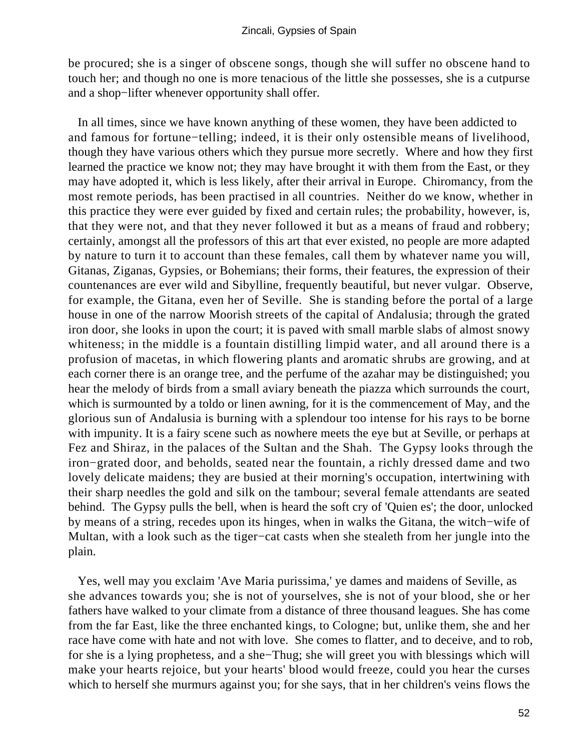be procured; she is a singer of obscene songs, though she will suffer no obscene hand to touch her; and though no one is more tenacious of the little she possesses, she is a cutpurse and a shop−lifter whenever opportunity shall offer.

In all times, since we have known anything of these women, they have been addicted to and famous for fortune−telling; indeed, it is their only ostensible means of livelihood, though they have various others which they pursue more secretly. Where and how they first learned the practice we know not; they may have brought it with them from the East, or they may have adopted it, which is less likely, after their arrival in Europe. Chiromancy, from the most remote periods, has been practised in all countries. Neither do we know, whether in this practice they were ever guided by fixed and certain rules; the probability, however, is, that they were not, and that they never followed it but as a means of fraud and robbery; certainly, amongst all the professors of this art that ever existed, no people are more adapted by nature to turn it to account than these females, call them by whatever name you will, Gitanas, Ziganas, Gypsies, or Bohemians; their forms, their features, the expression of their countenances are ever wild and Sibylline, frequently beautiful, but never vulgar. Observe, for example, the Gitana, even her of Seville. She is standing before the portal of a large house in one of the narrow Moorish streets of the capital of Andalusia; through the grated iron door, she looks in upon the court; it is paved with small marble slabs of almost snowy whiteness; in the middle is a fountain distilling limpid water, and all around there is a profusion of macetas, in which flowering plants and aromatic shrubs are growing, and at each corner there is an orange tree, and the perfume of the azahar may be distinguished; you hear the melody of birds from a small aviary beneath the piazza which surrounds the court, which is surmounted by a toldo or linen awning, for it is the commencement of May, and the glorious sun of Andalusia is burning with a splendour too intense for his rays to be borne with impunity. It is a fairy scene such as nowhere meets the eye but at Seville, or perhaps at Fez and Shiraz, in the palaces of the Sultan and the Shah. The Gypsy looks through the iron−grated door, and beholds, seated near the fountain, a richly dressed dame and two lovely delicate maidens; they are busied at their morning's occupation, intertwining with their sharp needles the gold and silk on the tambour; several female attendants are seated behind. The Gypsy pulls the bell, when is heard the soft cry of 'Quien es'; the door, unlocked by means of a string, recedes upon its hinges, when in walks the Gitana, the witch−wife of Multan, with a look such as the tiger−cat casts when she stealeth from her jungle into the plain.

Yes, well may you exclaim 'Ave Maria purissima,' ye dames and maidens of Seville, as she advances towards you; she is not of yourselves, she is not of your blood, she or her fathers have walked to your climate from a distance of three thousand leagues. She has come from the far East, like the three enchanted kings, to Cologne; but, unlike them, she and her race have come with hate and not with love. She comes to flatter, and to deceive, and to rob, for she is a lying prophetess, and a she−Thug; she will greet you with blessings which will make your hearts rejoice, but your hearts' blood would freeze, could you hear the curses which to herself she murmurs against you; for she says, that in her children's veins flows the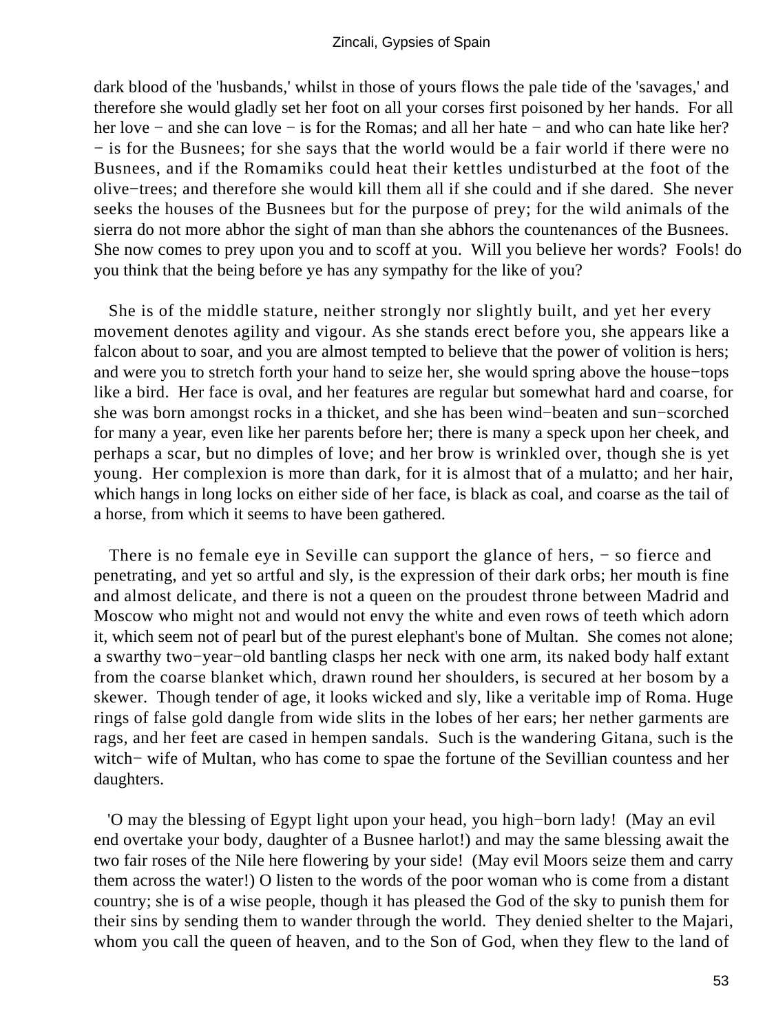dark blood of the 'husbands,' whilst in those of yours flows the pale tide of the 'savages,' and therefore she would gladly set her foot on all your corses first poisoned by her hands. For all her love − and she can love − is for the Romas; and all her hate − and who can hate like her? − is for the Busnees; for she says that the world would be a fair world if there were no Busnees, and if the Romamiks could heat their kettles undisturbed at the foot of the olive−trees; and therefore she would kill them all if she could and if she dared. She never seeks the houses of the Busnees but for the purpose of prey; for the wild animals of the sierra do not more abhor the sight of man than she abhors the countenances of the Busnees. She now comes to prey upon you and to scoff at you. Will you believe her words? Fools! do you think that the being before ye has any sympathy for the like of you?

She is of the middle stature, neither strongly nor slightly built, and yet her every movement denotes agility and vigour. As she stands erect before you, she appears like a falcon about to soar, and you are almost tempted to believe that the power of volition is hers; and were you to stretch forth your hand to seize her, she would spring above the house−tops like a bird. Her face is oval, and her features are regular but somewhat hard and coarse, for she was born amongst rocks in a thicket, and she has been wind−beaten and sun−scorched for many a year, even like her parents before her; there is many a speck upon her cheek, and perhaps a scar, but no dimples of love; and her brow is wrinkled over, though she is yet young. Her complexion is more than dark, for it is almost that of a mulatto; and her hair, which hangs in long locks on either side of her face, is black as coal, and coarse as the tail of a horse, from which it seems to have been gathered.

There is no female eye in Seville can support the glance of hers, − so fierce and penetrating, and yet so artful and sly, is the expression of their dark orbs; her mouth is fine and almost delicate, and there is not a queen on the proudest throne between Madrid and Moscow who might not and would not envy the white and even rows of teeth which adorn it, which seem not of pearl but of the purest elephant's bone of Multan. She comes not alone; a swarthy two−year−old bantling clasps her neck with one arm, its naked body half extant from the coarse blanket which, drawn round her shoulders, is secured at her bosom by a skewer. Though tender of age, it looks wicked and sly, like a veritable imp of Roma. Huge rings of false gold dangle from wide slits in the lobes of her ears; her nether garments are rags, and her feet are cased in hempen sandals. Such is the wandering Gitana, such is the witch− wife of Multan, who has come to spae the fortune of the Sevillian countess and her daughters.

'O may the blessing of Egypt light upon your head, you high−born lady! (May an evil end overtake your body, daughter of a Busnee harlot!) and may the same blessing await the two fair roses of the Nile here flowering by your side! (May evil Moors seize them and carry them across the water!) O listen to the words of the poor woman who is come from a distant country; she is of a wise people, though it has pleased the God of the sky to punish them for their sins by sending them to wander through the world. They denied shelter to the Majari, whom you call the queen of heaven, and to the Son of God, when they flew to the land of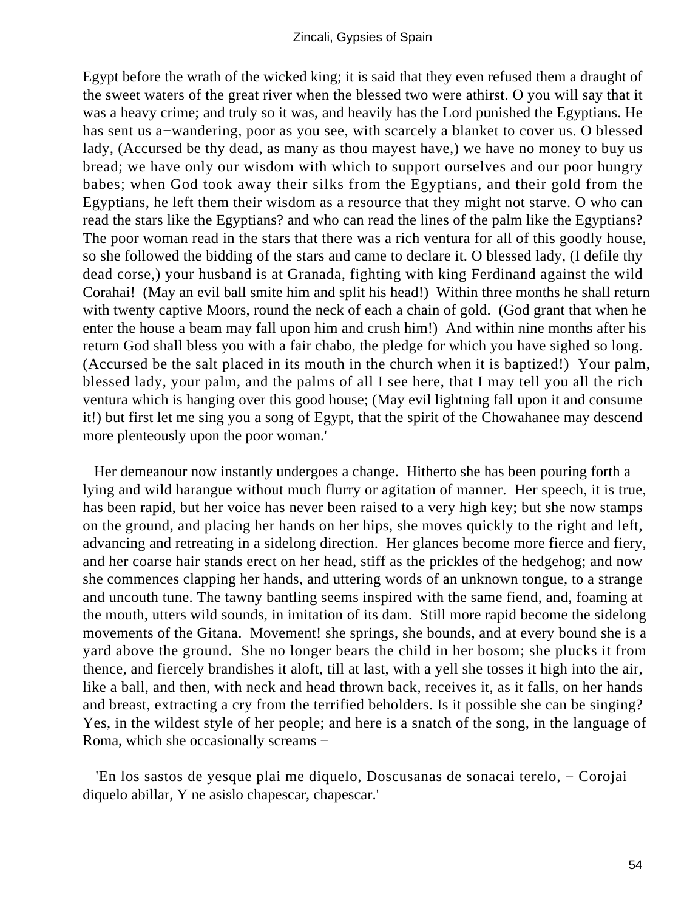Egypt before the wrath of the wicked king; it is said that they even refused them a draught of the sweet waters of the great river when the blessed two were athirst. O you will say that it was a heavy crime; and truly so it was, and heavily has the Lord punished the Egyptians. He has sent us a−wandering, poor as you see, with scarcely a blanket to cover us. O blessed lady, (Accursed be thy dead, as many as thou mayest have,) we have no money to buy us bread; we have only our wisdom with which to support ourselves and our poor hungry babes; when God took away their silks from the Egyptians, and their gold from the Egyptians, he left them their wisdom as a resource that they might not starve. O who can read the stars like the Egyptians? and who can read the lines of the palm like the Egyptians? The poor woman read in the stars that there was a rich ventura for all of this goodly house, so she followed the bidding of the stars and came to declare it. O blessed lady, (I defile thy dead corse,) your husband is at Granada, fighting with king Ferdinand against the wild Corahai! (May an evil ball smite him and split his head!) Within three months he shall return with twenty captive Moors, round the neck of each a chain of gold. (God grant that when he enter the house a beam may fall upon him and crush him!) And within nine months after his return God shall bless you with a fair chabo, the pledge for which you have sighed so long. (Accursed be the salt placed in its mouth in the church when it is baptized!) Your palm, blessed lady, your palm, and the palms of all I see here, that I may tell you all the rich ventura which is hanging over this good house; (May evil lightning fall upon it and consume it!) but first let me sing you a song of Egypt, that the spirit of the Chowahanee may descend more plenteously upon the poor woman.'

Her demeanour now instantly undergoes a change. Hitherto she has been pouring forth a lying and wild harangue without much flurry or agitation of manner. Her speech, it is true, has been rapid, but her voice has never been raised to a very high key; but she now stamps on the ground, and placing her hands on her hips, she moves quickly to the right and left, advancing and retreating in a sidelong direction. Her glances become more fierce and fiery, and her coarse hair stands erect on her head, stiff as the prickles of the hedgehog; and now she commences clapping her hands, and uttering words of an unknown tongue, to a strange and uncouth tune. The tawny bantling seems inspired with the same fiend, and, foaming at the mouth, utters wild sounds, in imitation of its dam. Still more rapid become the sidelong movements of the Gitana. Movement! she springs, she bounds, and at every bound she is a yard above the ground. She no longer bears the child in her bosom; she plucks it from thence, and fiercely brandishes it aloft, till at last, with a yell she tosses it high into the air, like a ball, and then, with neck and head thrown back, receives it, as it falls, on her hands and breast, extracting a cry from the terrified beholders. Is it possible she can be singing? Yes, in the wildest style of her people; and here is a snatch of the song, in the language of Roma, which she occasionally screams −

'En los sastos de yesque plai me diquelo, Doscusanas de sonacai terelo, − Corojai diquelo abillar, Y ne asislo chapescar, chapescar.'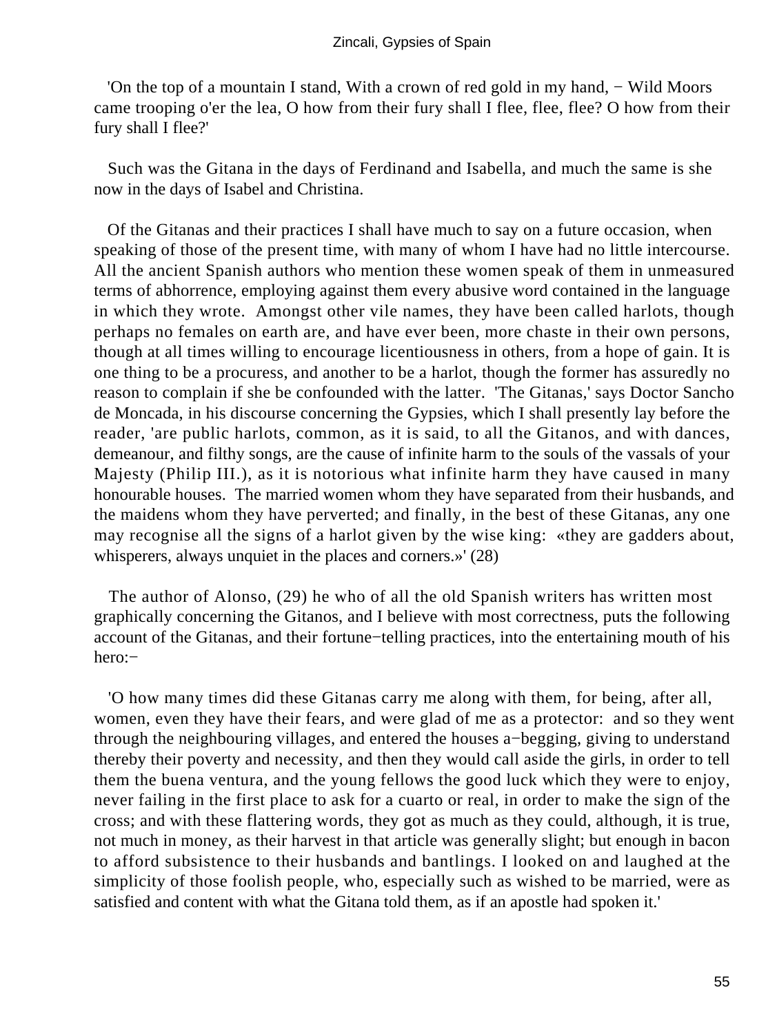'On the top of a mountain I stand, With a crown of red gold in my hand, − Wild Moors came trooping o'er the lea, O how from their fury shall I flee, flee, flee? O how from their fury shall I flee?'

Such was the Gitana in the days of Ferdinand and Isabella, and much the same is she now in the days of Isabel and Christina.

Of the Gitanas and their practices I shall have much to say on a future occasion, when speaking of those of the present time, with many of whom I have had no little intercourse. All the ancient Spanish authors who mention these women speak of them in unmeasured terms of abhorrence, employing against them every abusive word contained in the language in which they wrote. Amongst other vile names, they have been called harlots, though perhaps no females on earth are, and have ever been, more chaste in their own persons, though at all times willing to encourage licentiousness in others, from a hope of gain. It is one thing to be a procuress, and another to be a harlot, though the former has assuredly no reason to complain if she be confounded with the latter. 'The Gitanas,' says Doctor Sancho de Moncada, in his discourse concerning the Gypsies, which I shall presently lay before the reader, 'are public harlots, common, as it is said, to all the Gitanos, and with dances, demeanour, and filthy songs, are the cause of infinite harm to the souls of the vassals of your Majesty (Philip III.), as it is notorious what infinite harm they have caused in many honourable houses. The married women whom they have separated from their husbands, and the maidens whom they have perverted; and finally, in the best of these Gitanas, any one may recognise all the signs of a harlot given by the wise king: «they are gadders about, whisperers, always unquiet in the places and corners.»' (28)

The author of Alonso, (29) he who of all the old Spanish writers has written most graphically concerning the Gitanos, and I believe with most correctness, puts the following account of the Gitanas, and their fortune−telling practices, into the entertaining mouth of his hero:−

'O how many times did these Gitanas carry me along with them, for being, after all, women, even they have their fears, and were glad of me as a protector: and so they went through the neighbouring villages, and entered the houses a−begging, giving to understand thereby their poverty and necessity, and then they would call aside the girls, in order to tell them the buena ventura, and the young fellows the good luck which they were to enjoy, never failing in the first place to ask for a cuarto or real, in order to make the sign of the cross; and with these flattering words, they got as much as they could, although, it is true, not much in money, as their harvest in that article was generally slight; but enough in bacon to afford subsistence to their husbands and bantlings. I looked on and laughed at the simplicity of those foolish people, who, especially such as wished to be married, were as satisfied and content with what the Gitana told them, as if an apostle had spoken it.'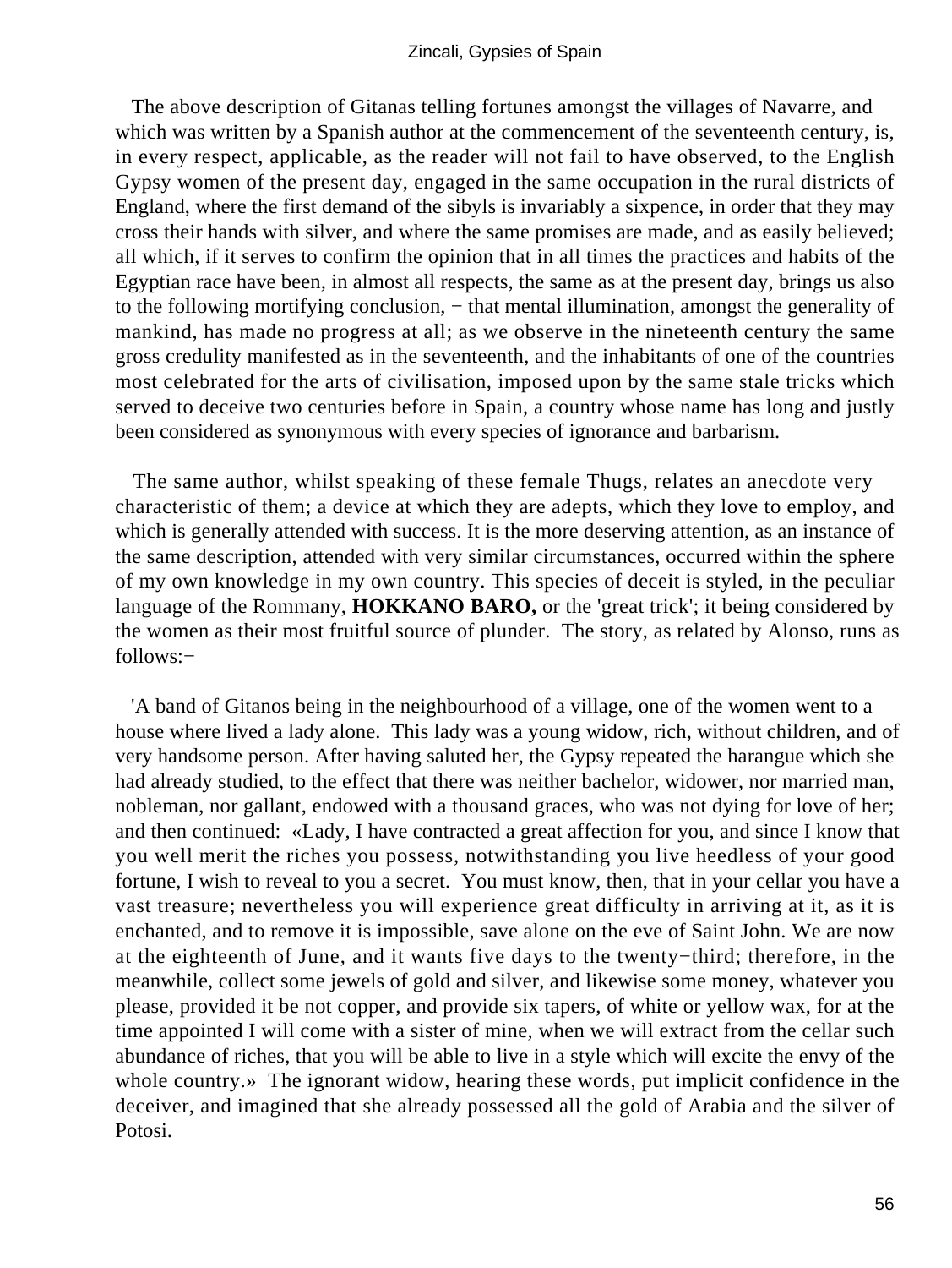The above description of Gitanas telling fortunes amongst the villages of Navarre, and which was written by a Spanish author at the commencement of the seventeenth century, is, in every respect, applicable, as the reader will not fail to have observed, to the English Gypsy women of the present day, engaged in the same occupation in the rural districts of England, where the first demand of the sibyls is invariably a sixpence, in order that they may cross their hands with silver, and where the same promises are made, and as easily believed; all which, if it serves to confirm the opinion that in all times the practices and habits of the Egyptian race have been, in almost all respects, the same as at the present day, brings us also to the following mortifying conclusion, − that mental illumination, amongst the generality of mankind, has made no progress at all; as we observe in the nineteenth century the same gross credulity manifested as in the seventeenth, and the inhabitants of one of the countries most celebrated for the arts of civilisation, imposed upon by the same stale tricks which served to deceive two centuries before in Spain, a country whose name has long and justly been considered as synonymous with every species of ignorance and barbarism.

The same author, whilst speaking of these female Thugs, relates an anecdote very characteristic of them; a device at which they are adepts, which they love to employ, and which is generally attended with success. It is the more deserving attention, as an instance of the same description, attended with very similar circumstances, occurred within the sphere of my own knowledge in my own country. This species of deceit is styled, in the peculiar language of the Rommany, **HOKKANO BARO,** or the 'great trick'; it being considered by the women as their most fruitful source of plunder. The story, as related by Alonso, runs as follows:−

'A band of Gitanos being in the neighbourhood of a village, one of the women went to a house where lived a lady alone. This lady was a young widow, rich, without children, and of very handsome person. After having saluted her, the Gypsy repeated the harangue which she had already studied, to the effect that there was neither bachelor, widower, nor married man, nobleman, nor gallant, endowed with a thousand graces, who was not dying for love of her; and then continued: «Lady, I have contracted a great affection for you, and since I know that you well merit the riches you possess, notwithstanding you live heedless of your good fortune, I wish to reveal to you a secret. You must know, then, that in your cellar you have a vast treasure; nevertheless you will experience great difficulty in arriving at it, as it is enchanted, and to remove it is impossible, save alone on the eve of Saint John. We are now at the eighteenth of June, and it wants five days to the twenty−third; therefore, in the meanwhile, collect some jewels of gold and silver, and likewise some money, whatever you please, provided it be not copper, and provide six tapers, of white or yellow wax, for at the time appointed I will come with a sister of mine, when we will extract from the cellar such abundance of riches, that you will be able to live in a style which will excite the envy of the whole country.» The ignorant widow, hearing these words, put implicit confidence in the deceiver, and imagined that she already possessed all the gold of Arabia and the silver of Potosi.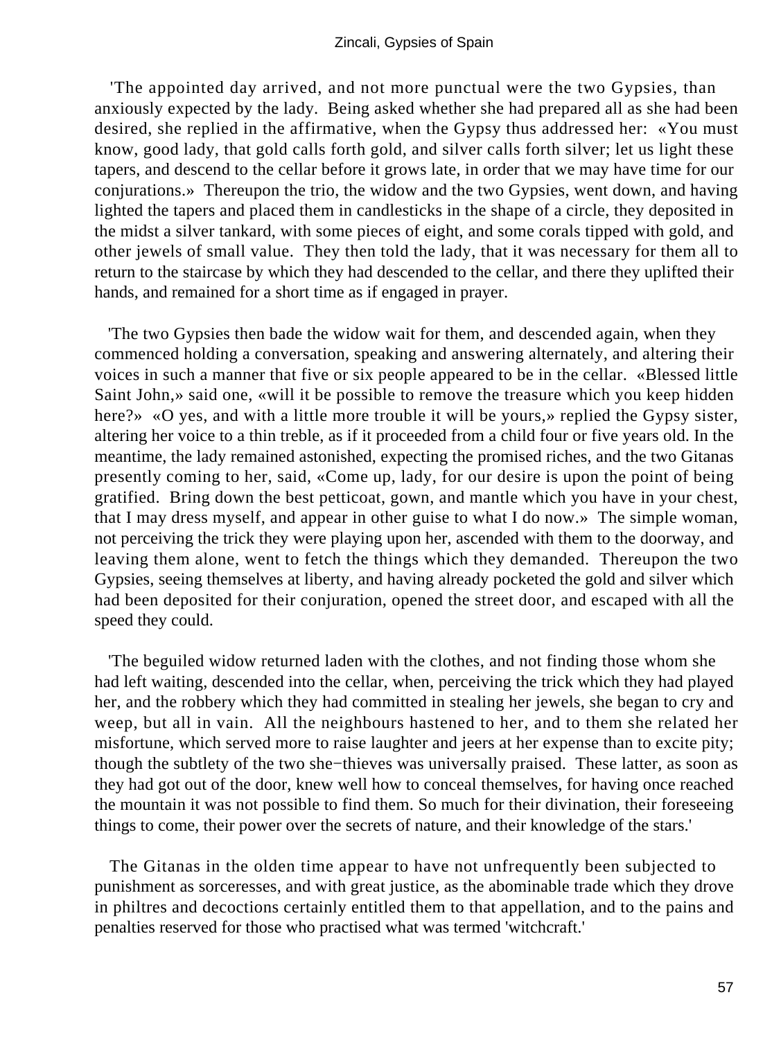'The appointed day arrived, and not more punctual were the two Gypsies, than anxiously expected by the lady. Being asked whether she had prepared all as she had been desired, she replied in the affirmative, when the Gypsy thus addressed her: «You must know, good lady, that gold calls forth gold, and silver calls forth silver; let us light these tapers, and descend to the cellar before it grows late, in order that we may have time for our conjurations.» Thereupon the trio, the widow and the two Gypsies, went down, and having lighted the tapers and placed them in candlesticks in the shape of a circle, they deposited in the midst a silver tankard, with some pieces of eight, and some corals tipped with gold, and other jewels of small value. They then told the lady, that it was necessary for them all to return to the staircase by which they had descended to the cellar, and there they uplifted their hands, and remained for a short time as if engaged in prayer.

'The two Gypsies then bade the widow wait for them, and descended again, when they commenced holding a conversation, speaking and answering alternately, and altering their voices in such a manner that five or six people appeared to be in the cellar. «Blessed little Saint John,» said one, «will it be possible to remove the treasure which you keep hidden here?» «O yes, and with a little more trouble it will be yours,» replied the Gypsy sister, altering her voice to a thin treble, as if it proceeded from a child four or five years old. In the meantime, the lady remained astonished, expecting the promised riches, and the two Gitanas presently coming to her, said, «Come up, lady, for our desire is upon the point of being gratified. Bring down the best petticoat, gown, and mantle which you have in your chest, that I may dress myself, and appear in other guise to what I do now.» The simple woman, not perceiving the trick they were playing upon her, ascended with them to the doorway, and leaving them alone, went to fetch the things which they demanded. Thereupon the two Gypsies, seeing themselves at liberty, and having already pocketed the gold and silver which had been deposited for their conjuration, opened the street door, and escaped with all the speed they could.

'The beguiled widow returned laden with the clothes, and not finding those whom she had left waiting, descended into the cellar, when, perceiving the trick which they had played her, and the robbery which they had committed in stealing her jewels, she began to cry and weep, but all in vain. All the neighbours hastened to her, and to them she related her misfortune, which served more to raise laughter and jeers at her expense than to excite pity; though the subtlety of the two she−thieves was universally praised. These latter, as soon as they had got out of the door, knew well how to conceal themselves, for having once reached the mountain it was not possible to find them. So much for their divination, their foreseeing things to come, their power over the secrets of nature, and their knowledge of the stars.'

The Gitanas in the olden time appear to have not unfrequently been subjected to punishment as sorceresses, and with great justice, as the abominable trade which they drove in philtres and decoctions certainly entitled them to that appellation, and to the pains and penalties reserved for those who practised what was termed 'witchcraft.'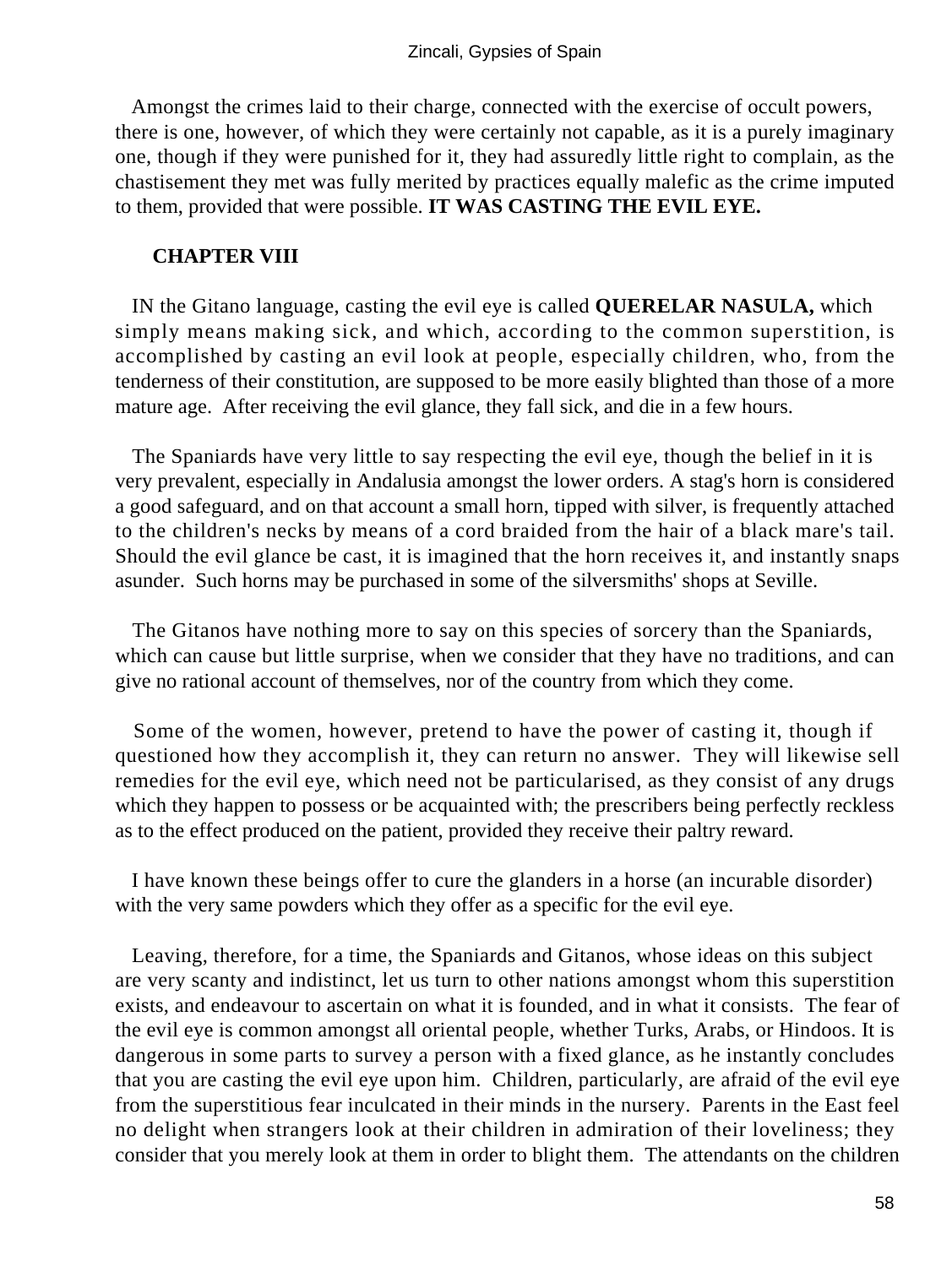Amongst the crimes laid to their charge, connected with the exercise of occult powers, there is one, however, of which they were certainly not capable, as it is a purely imaginary one, though if they were punished for it, they had assuredly little right to complain, as the chastisement they met was fully merited by practices equally malefic as the crime imputed to them, provided that were possible. **IT WAS CASTING THE EVIL EYE.**

## CHAPTER VIII

IN the Gitano language, casting the evil eye is called **QUERELAR NASULA,** which simply means making sick, and which, according to the common superstition, is accomplished by casting an evil look at people, especially children, who, from the tenderness of their constitution, are supposed to be more easily blighted than those of a more mature age. After receiving the evil glance, they fall sick, and die in a few hours.

The Spaniards have very little to say respecting the evil eye, though the belief in it is very prevalent, especially in Andalusia amongst the lower orders. A stag's horn is considered a good safeguard, and on that account a small horn, tipped with silver, is frequently attached to the children's necks by means of a cord braided from the hair of a black mare's tail. Should the evil glance be cast, it is imagined that the horn receives it, and instantly snaps asunder. Such horns may be purchased in some of the silversmiths' shops at Seville.

The Gitanos have nothing more to say on this species of sorcery than the Spaniards, which can cause but little surprise, when we consider that they have no traditions, and can give no rational account of themselves, nor of the country from which they come.

Some of the women, however, pretend to have the power of casting it, though if questioned how they accomplish it, they can return no answer. They will likewise sell remedies for the evil eye, which need not be particularised, as they consist of any drugs which they happen to possess or be acquainted with; the prescribers being perfectly reckless as to the effect produced on the patient, provided they receive their paltry reward.

I have known these beings offer to cure the glanders in a horse (an incurable disorder) with the very same powders which they offer as a specific for the evil eye.

Leaving, therefore, for a time, the Spaniards and Gitanos, whose ideas on this subject are very scanty and indistinct, let us turn to other nations amongst whom this superstition exists, and endeavour to ascertain on what it is founded, and in what it consists. The fear of the evil eye is common amongst all oriental people, whether Turks, Arabs, or Hindoos. It is dangerous in some parts to survey a person with a fixed glance, as he instantly concludes that you are casting the evil eye upon him. Children, particularly, are afraid of the evil eye from the superstitious fear inculcated in their minds in the nursery. Parents in the East feel no delight when strangers look at their children in admiration of their loveliness; they consider that you merely look at them in order to blight them. The attendants on the children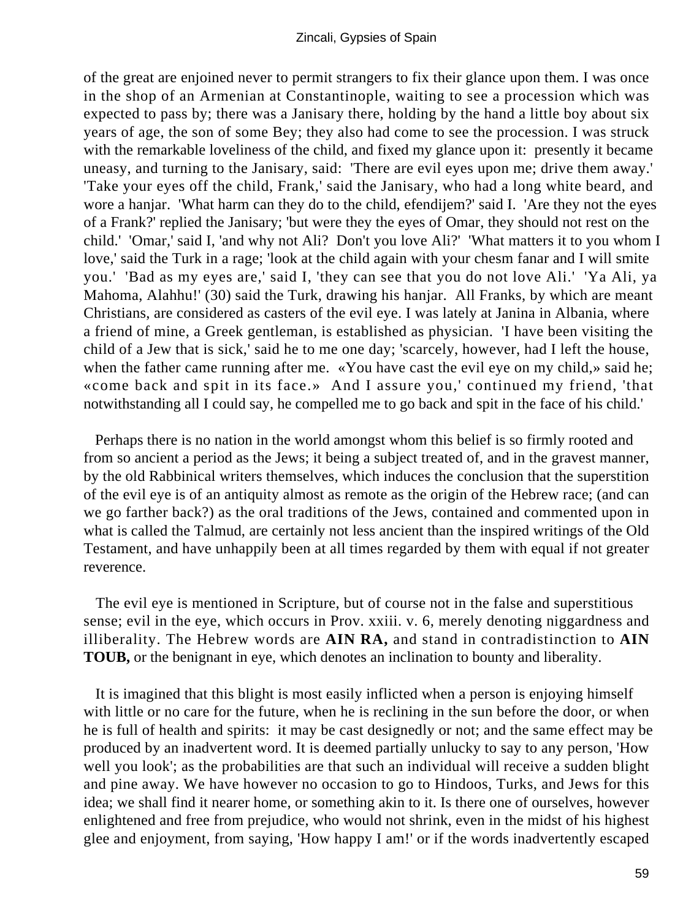of the great are enjoined never to permit strangers to fix their glance upon them. I was once in the shop of an Armenian at Constantinople, waiting to see a procession which was expected to pass by; there was a Janisary there, holding by the hand a little boy about six years of age, the son of some Bey; they also had come to see the procession. I was struck with the remarkable loveliness of the child, and fixed my glance upon it: presently it became uneasy, and turning to the Janisary, said: 'There are evil eyes upon me; drive them away.' 'Take your eyes off the child, Frank,' said the Janisary, who had a long white beard, and wore a hanjar. 'What harm can they do to the child, efendijem?' said I. 'Are they not the eyes of a Frank?' replied the Janisary; 'but were they the eyes of Omar, they should not rest on the child.' 'Omar,' said I, 'and why not Ali? Don't you love Ali?' 'What matters it to you whom I love,' said the Turk in a rage; 'look at the child again with your chesm fanar and I will smite you.' 'Bad as my eyes are,' said I, 'they can see that you do not love Ali.' 'Ya Ali, ya Mahoma, Alahhu!' (30) said the Turk, drawing his hanjar. All Franks, by which are meant Christians, are considered as casters of the evil eye. I was lately at Janina in Albania, where a friend of mine, a Greek gentleman, is established as physician. 'I have been visiting the child of a Jew that is sick,' said he to me one day; 'scarcely, however, had I left the house, when the father came running after me. «You have cast the evil eye on my child,» said he; «come back and spit in its face.» And I assure you,' continued my friend, 'that notwithstanding all I could say, he compelled me to go back and spit in the face of his child.'

Perhaps there is no nation in the world amongst whom this belief is so firmly rooted and from so ancient a period as the Jews; it being a subject treated of, and in the gravest manner, by the old Rabbinical writers themselves, which induces the conclusion that the superstition of the evil eye is of an antiquity almost as remote as the origin of the Hebrew race; (and can we go farther back?) as the oral traditions of the Jews, contained and commented upon in what is called the Talmud, are certainly not less ancient than the inspired writings of the Old Testament, and have unhappily been at all times regarded by them with equal if not greater reverence.

The evil eye is mentioned in Scripture, but of course not in the false and superstitious sense; evil in the eye, which occurs in Prov. xxiii. v. 6, merely denoting niggardness and illiberality. The Hebrew words are **AIN RA,** and stand in contradistinction to **AIN TOUB,** or the benignant in eye, which denotes an inclination to bounty and liberality.

It is imagined that this blight is most easily inflicted when a person is enjoying himself with little or no care for the future, when he is reclining in the sun before the door, or when he is full of health and spirits: it may be cast designedly or not; and the same effect may be produced by an inadvertent word. It is deemed partially unlucky to say to any person, 'How well you look'; as the probabilities are that such an individual will receive a sudden blight and pine away. We have however no occasion to go to Hindoos, Turks, and Jews for this idea; we shall find it nearer home, or something akin to it. Is there one of ourselves, however enlightened and free from prejudice, who would not shrink, even in the midst of his highest glee and enjoyment, from saying, 'How happy I am!' or if the words inadvertently escaped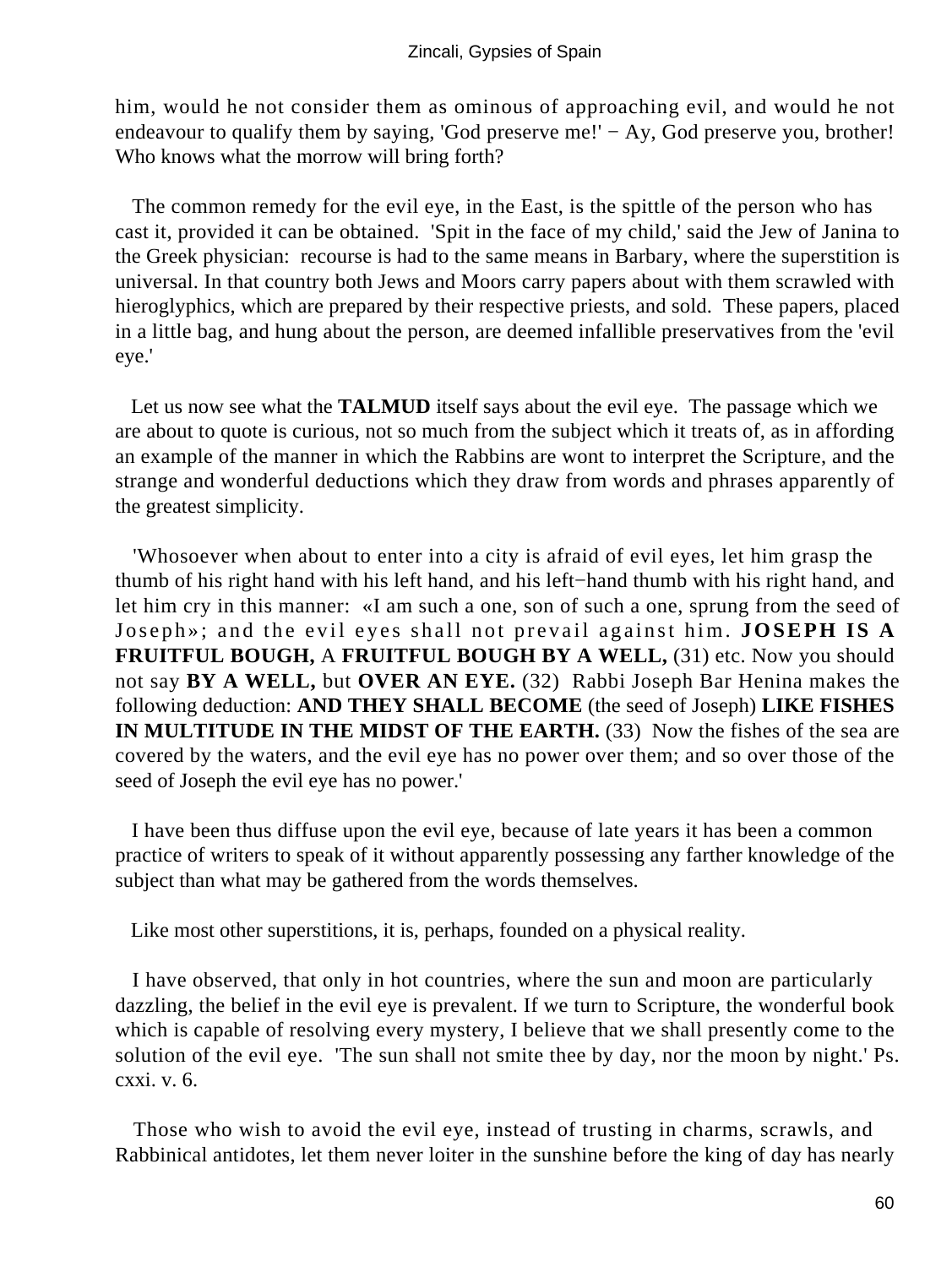him, would he not consider them as ominous of approaching evil, and would he not endeavour to qualify them by saying, 'God preserve me!' − Ay, God preserve you, brother! Who knows what the morrow will bring forth?

The common remedy for the evil eye, in the East, is the spittle of the person who has cast it, provided it can be obtained. 'Spit in the face of my child,' said the Jew of Janina to the Greek physician: recourse is had to the same means in Barbary, where the superstition is universal. In that country both Jews and Moors carry papers about with them scrawled with hieroglyphics, which are prepared by their respective priests, and sold. These papers, placed in a little bag, and hung about the person, are deemed infallible preservatives from the 'evil eye.'

Let us now see what the **TALMUD** itself says about the evil eye. The passage which we are about to quote is curious, not so much from the subject which it treats of, as in affording an example of the manner in which the Rabbins are wont to interpret the Scripture, and the strange and wonderful deductions which they draw from words and phrases apparently of the greatest simplicity.

'Whosoever when about to enter into a city is afraid of evil eyes, let him grasp the thumb of his right hand with his left hand, and his left−hand thumb with his right hand, and let him cry in this manner: «I am such a one, son of such a one, sprung from the seed of Joseph»; and the evil eyes shall not prevail against him. **JOSEPH IS A FRUITFUL BOUGH,** A **FRUITFUL BOUGH BY A WELL,** (31) etc. Now you should not say **BY A WELL,** but **OVER AN EYE.** (32) Rabbi Joseph Bar Henina makes the following deduction: **AND THEY SHALL BECOME** (the seed of Joseph) **LIKE FISHES IN MULTITUDE IN THE MIDST OF THE EARTH.** (33) Now the fishes of the sea are covered by the waters, and the evil eye has no power over them; and so over those of the seed of Joseph the evil eye has no power.'

I have been thus diffuse upon the evil eye, because of late years it has been a common practice of writers to speak of it without apparently possessing any farther knowledge of the subject than what may be gathered from the words themselves.

Like most other superstitions, it is, perhaps, founded on a physical reality.

I have observed, that only in hot countries, where the sun and moon are particularly dazzling, the belief in the evil eye is prevalent. If we turn to Scripture, the wonderful book which is capable of resolving every mystery, I believe that we shall presently come to the solution of the evil eye. 'The sun shall not smite thee by day, nor the moon by night.' Ps. cxxi. v. 6.

Those who wish to avoid the evil eye, instead of trusting in charms, scrawls, and Rabbinical antidotes, let them never loiter in the sunshine before the king of day has nearly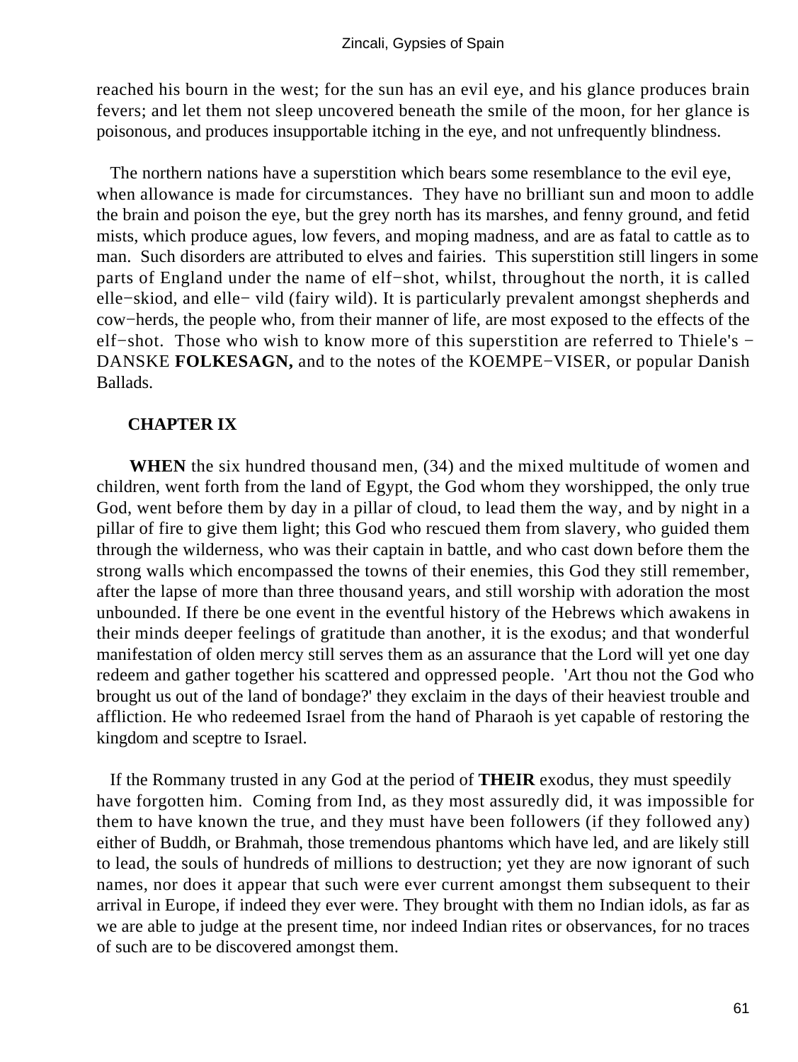reached his bourn in the west; for the sun has an evil eye, and his glance produces brain fevers; and let them not sleep uncovered beneath the smile of the moon, for her glance is poisonous, and produces insupportable itching in the eye, and not unfrequently blindness.

The northern nations have a superstition which bears some resemblance to the evil eye, when allowance is made for circumstances. They have no brilliant sun and moon to addle the brain and poison the eye, but the grey north has its marshes, and fenny ground, and fetid mists, which produce agues, low fevers, and moping madness, and are as fatal to cattle as to man. Such disorders are attributed to elves and fairies. This superstition still lingers in some parts of England under the name of elf−shot, whilst, throughout the north, it is called elle−skiod, and elle− vild (fairy wild). It is particularly prevalent amongst shepherds and cow−herds, the people who, from their manner of life, are most exposed to the effects of the elf−shot. Those who wish to know more of this superstition are referred to Thiele's − DANSKE **FOLKESAGN,** and to the notes of the KOEMPE−VISER, or popular Danish Ballads.

## CHAPTER IX

**WHEN** the six hundred thousand men, (34) and the mixed multitude of women and children, went forth from the land of Egypt, the God whom they worshipped, the only true God, went before them by day in a pillar of cloud, to lead them the way, and by night in a pillar of fire to give them light; this God who rescued them from slavery, who guided them through the wilderness, who was their captain in battle, and who cast down before them the strong walls which encompassed the towns of their enemies, this God they still remember, after the lapse of more than three thousand years, and still worship with adoration the most unbounded. If there be one event in the eventful history of the Hebrews which awakens in their minds deeper feelings of gratitude than another, it is the exodus; and that wonderful manifestation of olden mercy still serves them as an assurance that the Lord will yet one day redeem and gather together his scattered and oppressed people. 'Art thou not the God who brought us out of the land of bondage?' they exclaim in the days of their heaviest trouble and affliction. He who redeemed Israel from the hand of Pharaoh is yet capable of restoring the kingdom and sceptre to Israel.

If the Rommany trusted in any God at the period of **THEIR** exodus, they must speedily have forgotten him. Coming from Ind, as they most assuredly did, it was impossible for them to have known the true, and they must have been followers (if they followed any) either of Buddh, or Brahmah, those tremendous phantoms which have led, and are likely still to lead, the souls of hundreds of millions to destruction; yet they are now ignorant of such names, nor does it appear that such were ever current amongst them subsequent to their arrival in Europe, if indeed they ever were. They brought with them no Indian idols, as far as we are able to judge at the present time, nor indeed Indian rites or observances, for no traces of such are to be discovered amongst them.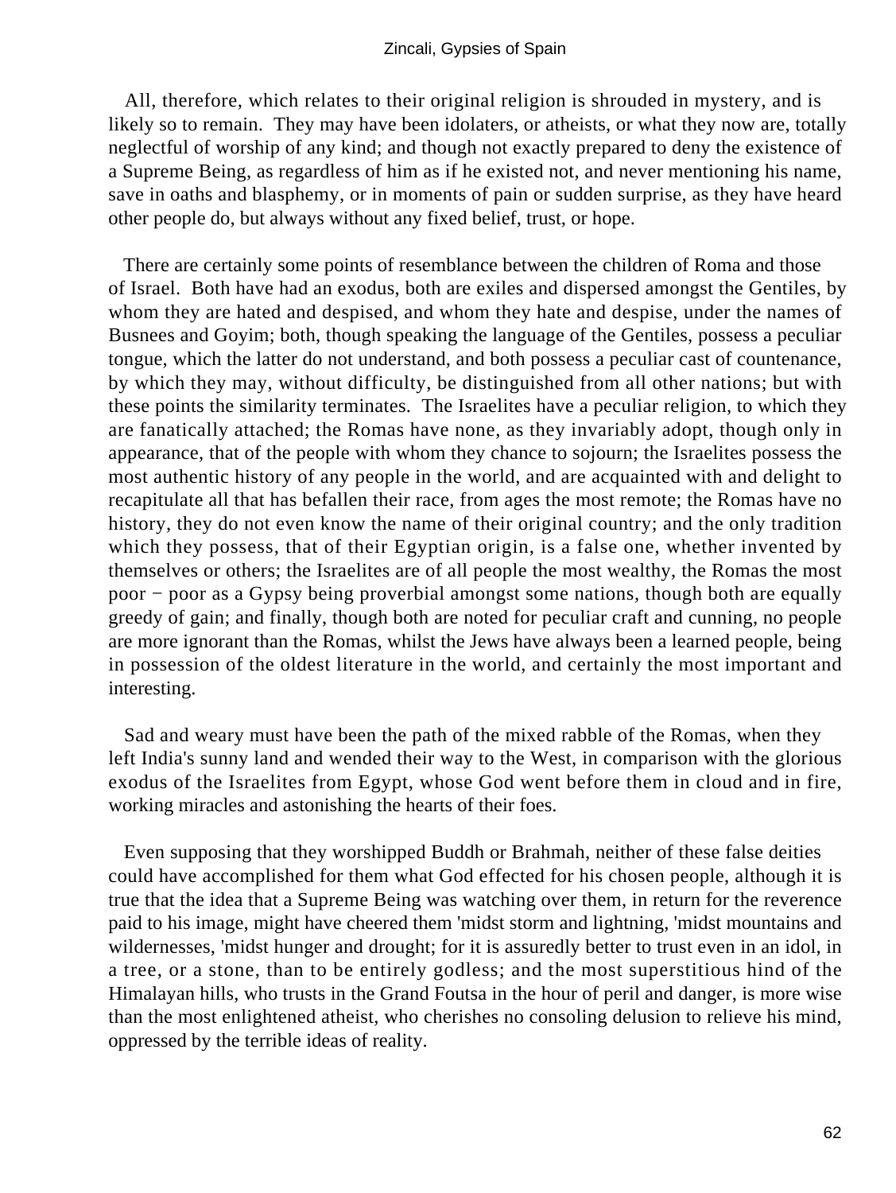All, therefore, which relates to their original religion is shrouded in mystery, and is likely so to remain. They may have been idolaters, or atheists, or what they now are, totally neglectful of worship of any kind; and though not exactly prepared to deny the existence of a Supreme Being, as regardless of him as if he existed not, and never mentioning his name, save in oaths and blasphemy, or in moments of pain or sudden surprise, as they have heard other people do, but always without any fixed belief, trust, or hope.

There are certainly some points of resemblance between the children of Roma and those of Israel. Both have had an exodus, both are exiles and dispersed amongst the Gentiles, by whom they are hated and despised, and whom they hate and despise, under the names of Busnees and Goyim; both, though speaking the language of the Gentiles, possess a peculiar tongue, which the latter do not understand, and both possess a peculiar cast of countenance, by which they may, without difficulty, be distinguished from all other nations; but with these points the similarity terminates. The Israelites have a peculiar religion, to which they are fanatically attached; the Romas have none, as they invariably adopt, though only in appearance, that of the people with whom they chance to sojourn; the Israelites possess the most authentic history of any people in the world, and are acquainted with and delight to recapitulate all that has befallen their race, from ages the most remote; the Romas have no history, they do not even know the name of their original country; and the only tradition which they possess, that of their Egyptian origin, is a false one, whether invented by themselves or others; the Israelites are of all people the most wealthy, the Romas the most poor − poor as a Gypsy being proverbial amongst some nations, though both are equally greedy of gain; and finally, though both are noted for peculiar craft and cunning, no people are more ignorant than the Romas, whilst the Jews have always been a learned people, being in possession of the oldest literature in the world, and certainly the most important and interesting.

Sad and weary must have been the path of the mixed rabble of the Romas, when they left India's sunny land and wended their way to the West, in comparison with the glorious exodus of the Israelites from Egypt, whose God went before them in cloud and in fire, working miracles and astonishing the hearts of their foes.

Even supposing that they worshipped Buddh or Brahmah, neither of these false deities could have accomplished for them what God effected for his chosen people, although it is true that the idea that a Supreme Being was watching over them, in return for the reverence paid to his image, might have cheered them 'midst storm and lightning, 'midst mountains and wildernesses, 'midst hunger and drought; for it is assuredly better to trust even in an idol, in a tree, or a stone, than to be entirely godless; and the most superstitious hind of the Himalayan hills, who trusts in the Grand Foutsa in the hour of peril and danger, is more wise than the most enlightened atheist, who cherishes no consoling delusion to relieve his mind, oppressed by the terrible ideas of reality.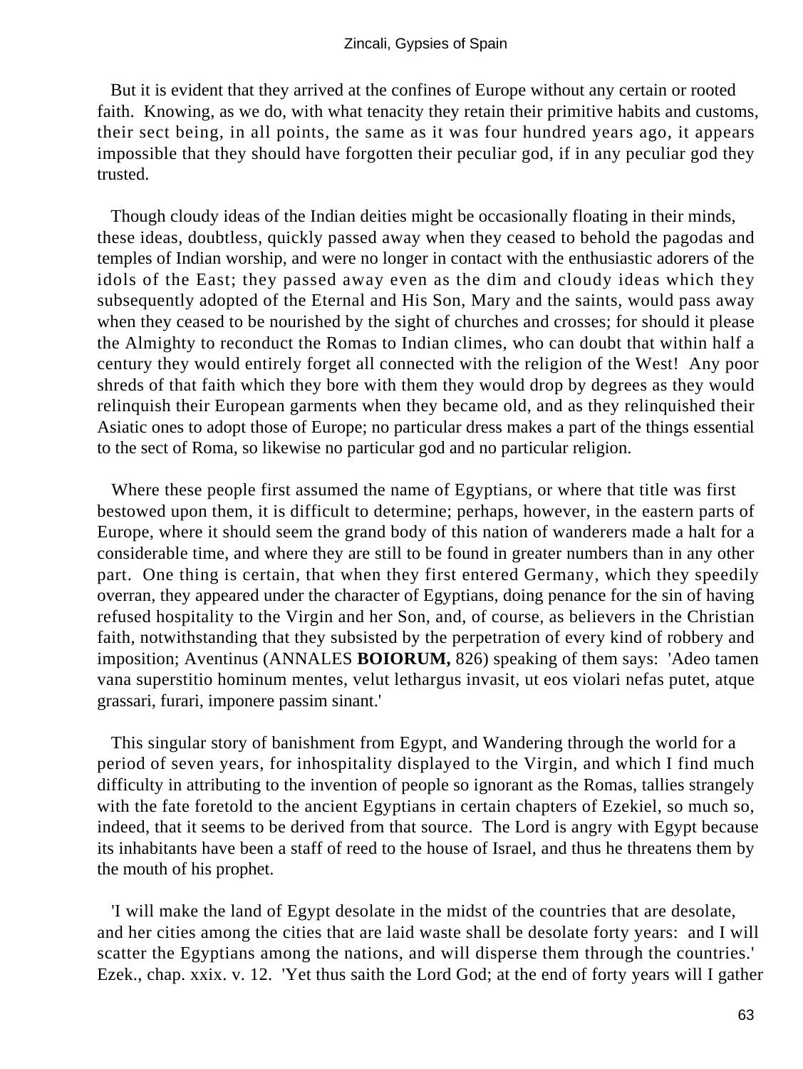But it is evident that they arrived at the confines of Europe without any certain or rooted faith. Knowing, as we do, with what tenacity they retain their primitive habits and customs, their sect being, in all points, the same as it was four hundred years ago, it appears impossible that they should have forgotten their peculiar god, if in any peculiar god they trusted.

Though cloudy ideas of the Indian deities might be occasionally floating in their minds, these ideas, doubtless, quickly passed away when they ceased to behold the pagodas and temples of Indian worship, and were no longer in contact with the enthusiastic adorers of the idols of the East; they passed away even as the dim and cloudy ideas which they subsequently adopted of the Eternal and His Son, Mary and the saints, would pass away when they ceased to be nourished by the sight of churches and crosses; for should it please the Almighty to reconduct the Romas to Indian climes, who can doubt that within half a century they would entirely forget all connected with the religion of the West! Any poor shreds of that faith which they bore with them they would drop by degrees as they would relinquish their European garments when they became old, and as they relinquished their Asiatic ones to adopt those of Europe; no particular dress makes a part of the things essential to the sect of Roma, so likewise no particular god and no particular religion.

Where these people first assumed the name of Egyptians, or where that title was first bestowed upon them, it is difficult to determine; perhaps, however, in the eastern parts of Europe, where it should seem the grand body of this nation of wanderers made a halt for a considerable time, and where they are still to be found in greater numbers than in any other part. One thing is certain, that when they first entered Germany, which they speedily overran, they appeared under the character of Egyptians, doing penance for the sin of having refused hospitality to the Virgin and her Son, and, of course, as believers in the Christian faith, notwithstanding that they subsisted by the perpetration of every kind of robbery and imposition; Aventinus (ANNALES **BOIORUM,** 826) speaking of them says: 'Adeo tamen vana superstitio hominum mentes, velut lethargus invasit, ut eos violari nefas putet, atque grassari, furari, imponere passim sinant.'

This singular story of banishment from Egypt, and Wandering through the world for a period of seven years, for inhospitality displayed to the Virgin, and which I find much difficulty in attributing to the invention of people so ignorant as the Romas, tallies strangely with the fate foretold to the ancient Egyptians in certain chapters of Ezekiel, so much so, indeed, that it seems to be derived from that source. The Lord is angry with Egypt because its inhabitants have been a staff of reed to the house of Israel, and thus he threatens them by the mouth of his prophet.

'I will make the land of Egypt desolate in the midst of the countries that are desolate, and her cities among the cities that are laid waste shall be desolate forty years: and I will scatter the Egyptians among the nations, and will disperse them through the countries.' Ezek., chap. xxix. v. 12. 'Yet thus saith the Lord God; at the end of forty years will I gather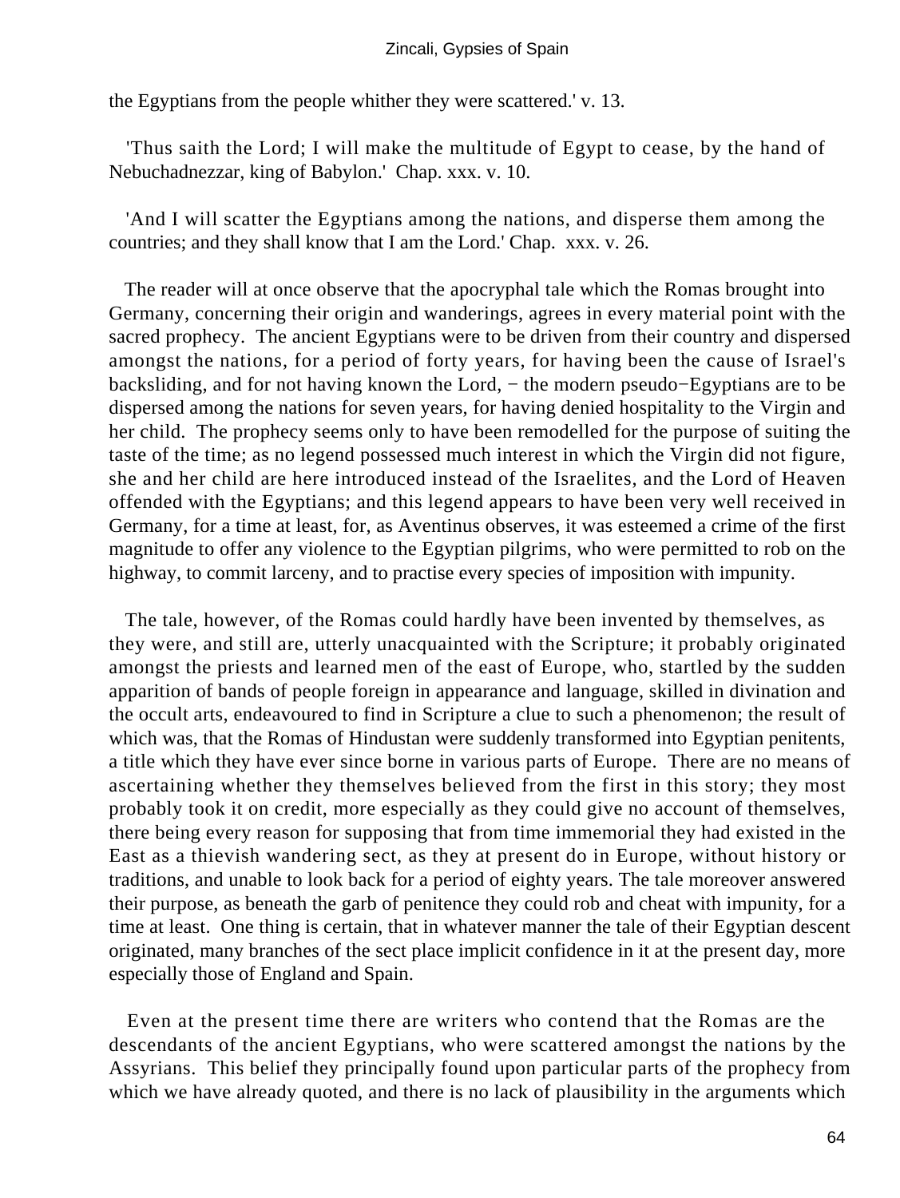the Egyptians from the people whither they were scattered.' v. 13.

'Thus saith the Lord; I will make the multitude of Egypt to cease, by the hand of Nebuchadnezzar, king of Babylon.' Chap. xxx. v. 10.

'And I will scatter the Egyptians among the nations, and disperse them among the countries; and they shall know that I am the Lord.' Chap. xxx. v. 26.

The reader will at once observe that the apocryphal tale which the Romas brought into Germany, concerning their origin and wanderings, agrees in every material point with the sacred prophecy. The ancient Egyptians were to be driven from their country and dispersed amongst the nations, for a period of forty years, for having been the cause of Israel's backsliding, and for not having known the Lord, − the modern pseudo−Egyptians are to be dispersed among the nations for seven years, for having denied hospitality to the Virgin and her child. The prophecy seems only to have been remodelled for the purpose of suiting the taste of the time; as no legend possessed much interest in which the Virgin did not figure, she and her child are here introduced instead of the Israelites, and the Lord of Heaven offended with the Egyptians; and this legend appears to have been very well received in Germany, for a time at least, for, as Aventinus observes, it was esteemed a crime of the first magnitude to offer any violence to the Egyptian pilgrims, who were permitted to rob on the highway, to commit larceny, and to practise every species of imposition with impunity.

The tale, however, of the Romas could hardly have been invented by themselves, as they were, and still are, utterly unacquainted with the Scripture; it probably originated amongst the priests and learned men of the east of Europe, who, startled by the sudden apparition of bands of people foreign in appearance and language, skilled in divination and the occult arts, endeavoured to find in Scripture a clue to such a phenomenon; the result of which was, that the Romas of Hindustan were suddenly transformed into Egyptian penitents, a title which they have ever since borne in various parts of Europe. There are no means of ascertaining whether they themselves believed from the first in this story; they most probably took it on credit, more especially as they could give no account of themselves, there being every reason for supposing that from time immemorial they had existed in the East as a thievish wandering sect, as they at present do in Europe, without history or traditions, and unable to look back for a period of eighty years. The tale moreover answered their purpose, as beneath the garb of penitence they could rob and cheat with impunity, for a time at least. One thing is certain, that in whatever manner the tale of their Egyptian descent originated, many branches of the sect place implicit confidence in it at the present day, more especially those of England and Spain.

Even at the present time there are writers who contend that the Romas are the descendants of the ancient Egyptians, who were scattered amongst the nations by the Assyrians. This belief they principally found upon particular parts of the prophecy from which we have already quoted, and there is no lack of plausibility in the arguments which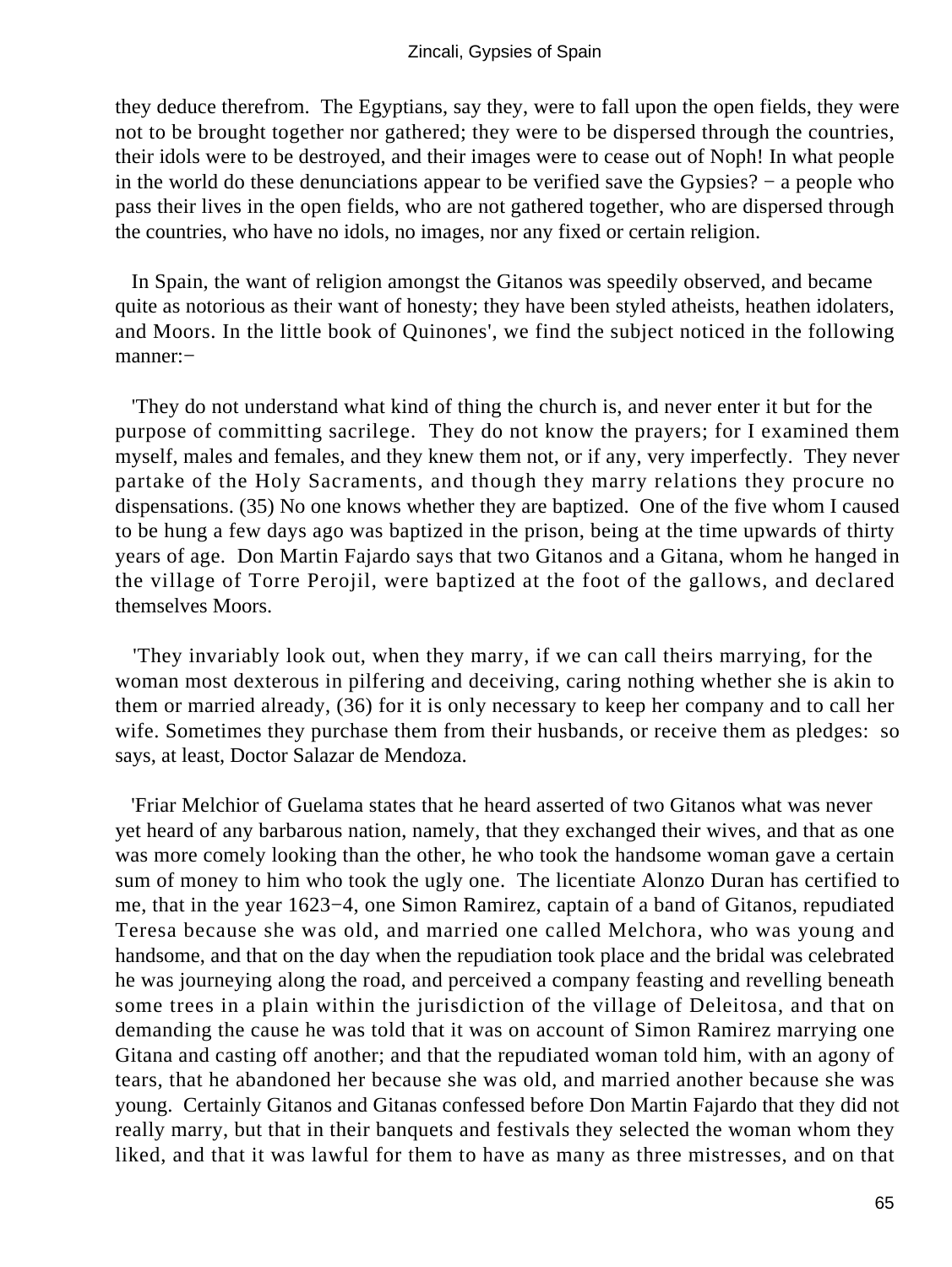they deduce therefrom. The Egyptians, say they, were to fall upon the open fields, they were not to be brought together nor gathered; they were to be dispersed through the countries, their idols were to be destroyed, and their images were to cease out of Noph! In what people in the world do these denunciations appear to be verified save the Gypsies? − a people who pass their lives in the open fields, who are not gathered together, who are dispersed through the countries, who have no idols, no images, nor any fixed or certain religion.

In Spain, the want of religion amongst the Gitanos was speedily observed, and became quite as notorious as their want of honesty; they have been styled atheists, heathen idolaters, and Moors. In the little book of Quinones', we find the subject noticed in the following manner:−

'They do not understand what kind of thing the church is, and never enter it but for the purpose of committing sacrilege. They do not know the prayers; for I examined them myself, males and females, and they knew them not, or if any, very imperfectly. They never partake of the Holy Sacraments, and though they marry relations they procure no dispensations. (35) No one knows whether they are baptized. One of the five whom I caused to be hung a few days ago was baptized in the prison, being at the time upwards of thirty years of age. Don Martin Fajardo says that two Gitanos and a Gitana, whom he hanged in the village of Torre Perojil, were baptized at the foot of the gallows, and declared themselves Moors.

'They invariably look out, when they marry, if we can call theirs marrying, for the woman most dexterous in pilfering and deceiving, caring nothing whether she is akin to them or married already, (36) for it is only necessary to keep her company and to call her wife. Sometimes they purchase them from their husbands, or receive them as pledges: so says, at least, Doctor Salazar de Mendoza.

'Friar Melchior of Guelama states that he heard asserted of two Gitanos what was never yet heard of any barbarous nation, namely, that they exchanged their wives, and that as one was more comely looking than the other, he who took the handsome woman gave a certain sum of money to him who took the ugly one. The licentiate Alonzo Duran has certified to me, that in the year 1623−4, one Simon Ramirez, captain of a band of Gitanos, repudiated Teresa because she was old, and married one called Melchora, who was young and handsome, and that on the day when the repudiation took place and the bridal was celebrated he was journeying along the road, and perceived a company feasting and revelling beneath some trees in a plain within the jurisdiction of the village of Deleitosa, and that on demanding the cause he was told that it was on account of Simon Ramirez marrying one Gitana and casting off another; and that the repudiated woman told him, with an agony of tears, that he abandoned her because she was old, and married another because she was young. Certainly Gitanos and Gitanas confessed before Don Martin Fajardo that they did not really marry, but that in their banquets and festivals they selected the woman whom they liked, and that it was lawful for them to have as many as three mistresses, and on that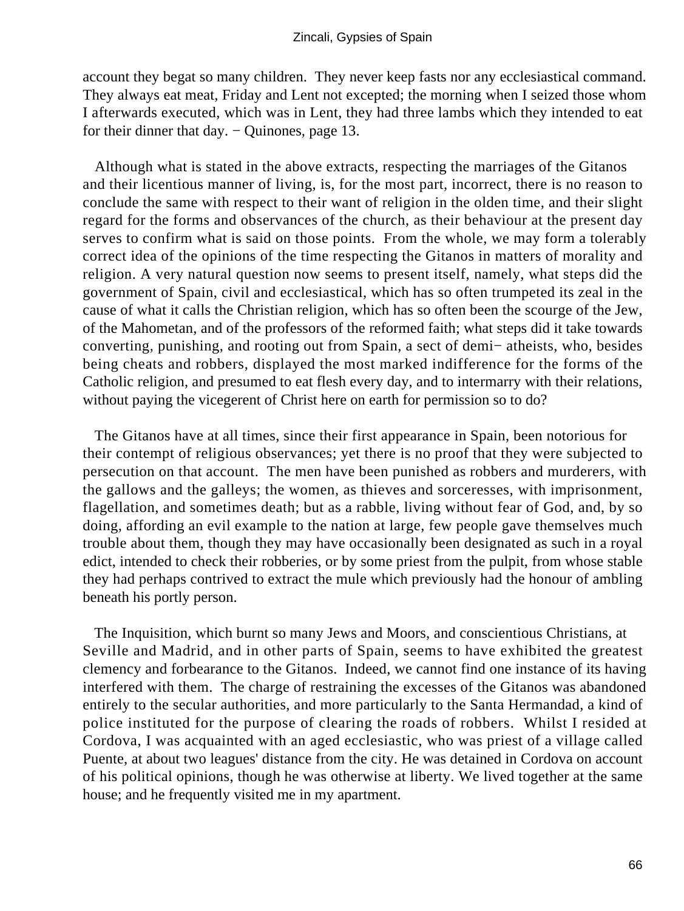account they begat so many children. They never keep fasts nor any ecclesiastical command. They always eat meat, Friday and Lent not excepted; the morning when I seized those whom I afterwards executed, which was in Lent, they had three lambs which they intended to eat for their dinner that day. − Quinones, page 13.

Although what is stated in the above extracts, respecting the marriages of the Gitanos and their licentious manner of living, is, for the most part, incorrect, there is no reason to conclude the same with respect to their want of religion in the olden time, and their slight regard for the forms and observances of the church, as their behaviour at the present day serves to confirm what is said on those points. From the whole, we may form a tolerably correct idea of the opinions of the time respecting the Gitanos in matters of morality and religion. A very natural question now seems to present itself, namely, what steps did the government of Spain, civil and ecclesiastical, which has so often trumpeted its zeal in the cause of what it calls the Christian religion, which has so often been the scourge of the Jew, of the Mahometan, and of the professors of the reformed faith; what steps did it take towards converting, punishing, and rooting out from Spain, a sect of demi− atheists, who, besides being cheats and robbers, displayed the most marked indifference for the forms of the Catholic religion, and presumed to eat flesh every day, and to intermarry with their relations, without paying the vicegerent of Christ here on earth for permission so to do?

The Gitanos have at all times, since their first appearance in Spain, been notorious for their contempt of religious observances; yet there is no proof that they were subjected to persecution on that account. The men have been punished as robbers and murderers, with the gallows and the galleys; the women, as thieves and sorceresses, with imprisonment, flagellation, and sometimes death; but as a rabble, living without fear of God, and, by so doing, affording an evil example to the nation at large, few people gave themselves much trouble about them, though they may have occasionally been designated as such in a royal edict, intended to check their robberies, or by some priest from the pulpit, from whose stable they had perhaps contrived to extract the mule which previously had the honour of ambling beneath his portly person.

The Inquisition, which burnt so many Jews and Moors, and conscientious Christians, at Seville and Madrid, and in other parts of Spain, seems to have exhibited the greatest clemency and forbearance to the Gitanos. Indeed, we cannot find one instance of its having interfered with them. The charge of restraining the excesses of the Gitanos was abandoned entirely to the secular authorities, and more particularly to the Santa Hermandad, a kind of police instituted for the purpose of clearing the roads of robbers. Whilst I resided at Cordova, I was acquainted with an aged ecclesiastic, who was priest of a village called Puente, at about two leagues' distance from the city. He was detained in Cordova on account of his political opinions, though he was otherwise at liberty. We lived together at the same house; and he frequently visited me in my apartment.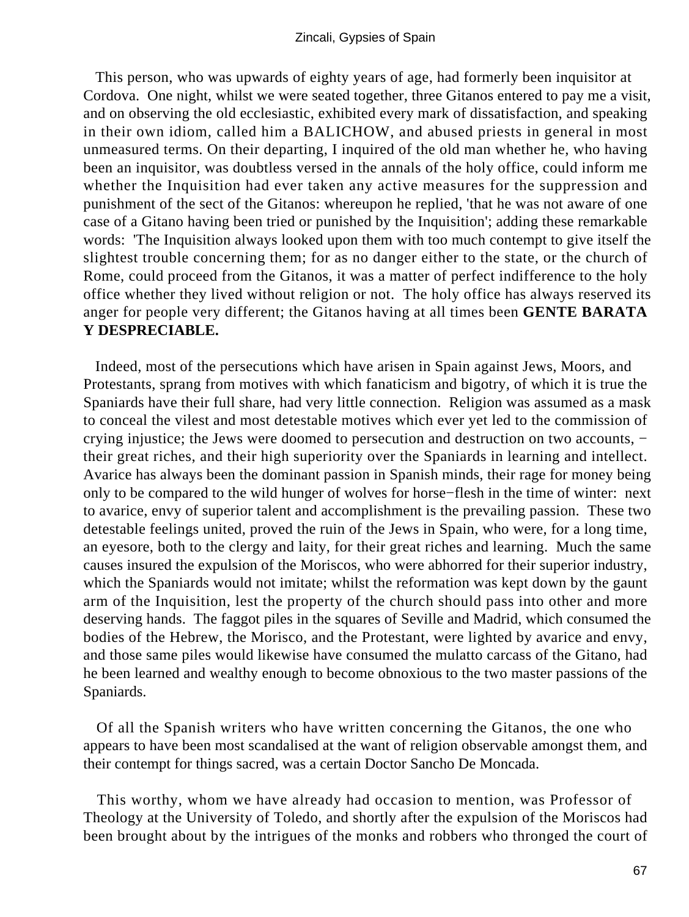This person, who was upwards of eighty years of age, had formerly been inquisitor at Cordova. One night, whilst we were seated together, three Gitanos entered to pay me a visit, and on observing the old ecclesiastic, exhibited every mark of dissatisfaction, and speaking in their own idiom, called him a BALICHOW, and abused priests in general in most unmeasured terms. On their departing, I inquired of the old man whether he, who having been an inquisitor, was doubtless versed in the annals of the holy office, could inform me whether the Inquisition had ever taken any active measures for the suppression and punishment of the sect of the Gitanos: whereupon he replied, 'that he was not aware of one case of a Gitano having been tried or punished by the Inquisition'; adding these remarkable words: 'The Inquisition always looked upon them with too much contempt to give itself the slightest trouble concerning them; for as no danger either to the state, or the church of Rome, could proceed from the Gitanos, it was a matter of perfect indifference to the holy office whether they lived without religion or not. The holy office has always reserved its anger for people very different; the Gitanos having at all times been **GENTE BARATA Y DESPRECIABLE.**

Indeed, most of the persecutions which have arisen in Spain against Jews, Moors, and Protestants, sprang from motives with which fanaticism and bigotry, of which it is true the Spaniards have their full share, had very little connection. Religion was assumed as a mask to conceal the vilest and most detestable motives which ever yet led to the commission of crying injustice; the Jews were doomed to persecution and destruction on two accounts, − their great riches, and their high superiority over the Spaniards in learning and intellect. Avarice has always been the dominant passion in Spanish minds, their rage for money being only to be compared to the wild hunger of wolves for horse−flesh in the time of winter: next to avarice, envy of superior talent and accomplishment is the prevailing passion. These two detestable feelings united, proved the ruin of the Jews in Spain, who were, for a long time, an eyesore, both to the clergy and laity, for their great riches and learning. Much the same causes insured the expulsion of the Moriscos, who were abhorred for their superior industry, which the Spaniards would not imitate; whilst the reformation was kept down by the gaunt arm of the Inquisition, lest the property of the church should pass into other and more deserving hands. The faggot piles in the squares of Seville and Madrid, which consumed the bodies of the Hebrew, the Morisco, and the Protestant, were lighted by avarice and envy, and those same piles would likewise have consumed the mulatto carcass of the Gitano, had he been learned and wealthy enough to become obnoxious to the two master passions of the Spaniards.

Of all the Spanish writers who have written concerning the Gitanos, the one who appears to have been most scandalised at the want of religion observable amongst them, and their contempt for things sacred, was a certain Doctor Sancho De Moncada.

This worthy, whom we have already had occasion to mention, was Professor of Theology at the University of Toledo, and shortly after the expulsion of the Moriscos had been brought about by the intrigues of the monks and robbers who thronged the court of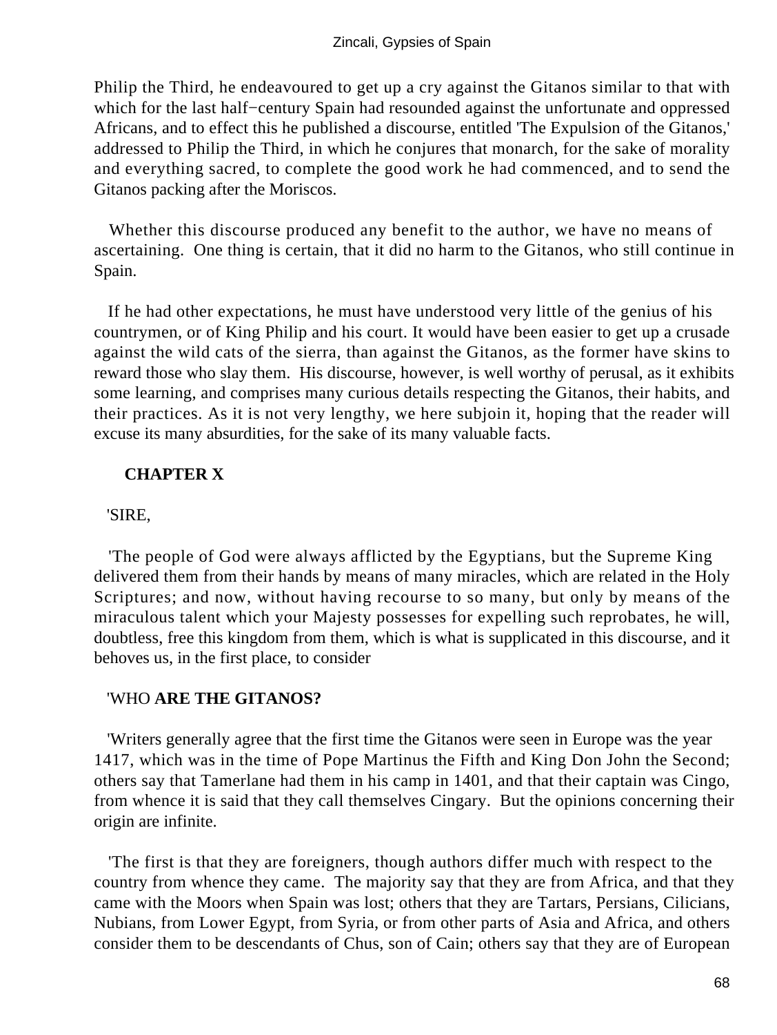Philip the Third, he endeavoured to get up a cry against the Gitanos similar to that with which for the last half−century Spain had resounded against the unfortunate and oppressed Africans, and to effect this he published a discourse, entitled 'The Expulsion of the Gitanos,' addressed to Philip the Third, in which he conjures that monarch, for the sake of morality and everything sacred, to complete the good work he had commenced, and to send the Gitanos packing after the Moriscos.

Whether this discourse produced any benefit to the author, we have no means of ascertaining. One thing is certain, that it did no harm to the Gitanos, who still continue in Spain.

If he had other expectations, he must have understood very little of the genius of his countrymen, or of King Philip and his court. It would have been easier to get up a crusade against the wild cats of the sierra, than against the Gitanos, as the former have skins to reward those who slay them. His discourse, however, is well worthy of perusal, as it exhibits some learning, and comprises many curious details respecting the Gitanos, their habits, and their practices. As it is not very lengthy, we here subjoin it, hoping that the reader will excuse its many absurdities, for the sake of its many valuable facts.

## CHAPTER X

'SIRE,

'The people of God were always afflicted by the Egyptians, but the Supreme King delivered them from their hands by means of many miracles, which are related in the Holy Scriptures; and now, without having recourse to so many, but only by means of the miraculous talent which your Majesty possesses for expelling such reprobates, he will, doubtless, free this kingdom from them, which is what is supplicated in this discourse, and it behoves us, in the first place, to consider

'WHO **ARE THE GITANOS?**

'Writers generally agree that the first time the Gitanos were seen in Europe was the year 1417, which was in the time of Pope Martinus the Fifth and King Don John the Second; others say that Tamerlane had them in his camp in 1401, and that their captain was Cingo, from whence it is said that they call themselves Cingary. But the opinions concerning their origin are infinite.

'The first is that they are foreigners, though authors differ much with respect to the country from whence they came. The majority say that they are from Africa, and that they came with the Moors when Spain was lost; others that they are Tartars, Persians, Cilicians, Nubians, from Lower Egypt, from Syria, or from other parts of Asia and Africa, and others consider them to be descendants of Chus, son of Cain; others say that they are of European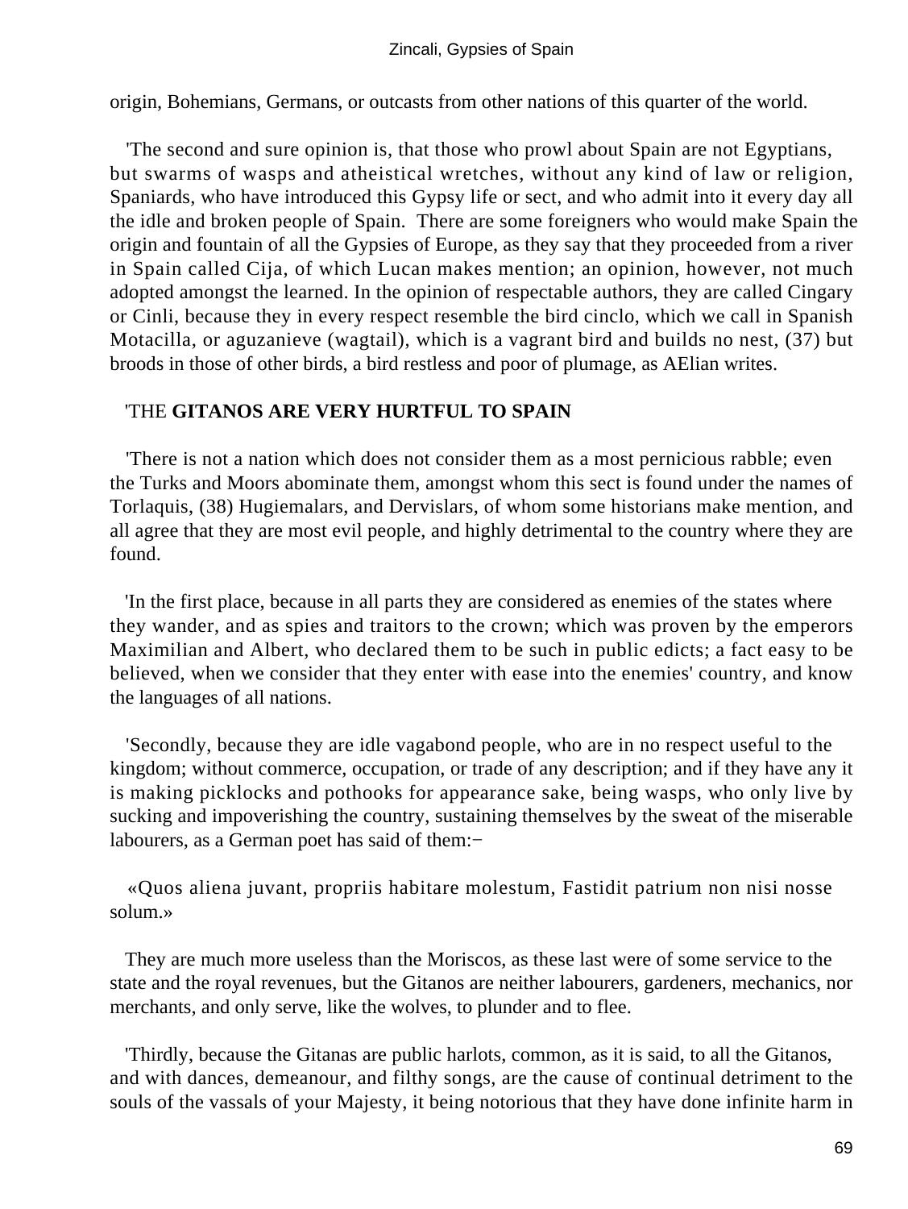origin, Bohemians, Germans, or outcasts from other nations of this quarter of the world.

'The second and sure opinion is, that those who prowl about Spain are not Egyptians, but swarms of wasps and atheistical wretches, without any kind of law or religion, Spaniards, who have introduced this Gypsy life or sect, and who admit into it every day all the idle and broken people of Spain. There are some foreigners who would make Spain the origin and fountain of all the Gypsies of Europe, as they say that they proceeded from a river in Spain called Cija, of which Lucan makes mention; an opinion, however, not much adopted amongst the learned. In the opinion of respectable authors, they are called Cingary or Cinli, because they in every respect resemble the bird cinclo, which we call in Spanish Motacilla, or aguzanieve (wagtail), which is a vagrant bird and builds no nest, (37) but broods in those of other birds, a bird restless and poor of plumage, as AElian writes.

'THE **GITANOS ARE VERY HURTFUL TO SPAIN**

'There is not a nation which does not consider them as a most pernicious rabble; even the Turks and Moors abominate them, amongst whom this sect is found under the names of Torlaquis, (38) Hugiemalars, and Dervislars, of whom some historians make mention, and all agree that they are most evil people, and highly detrimental to the country where they are found.

'In the first place, because in all parts they are considered as enemies of the states where they wander, and as spies and traitors to the crown; which was proven by the emperors Maximilian and Albert, who declared them to be such in public edicts; a fact easy to be believed, when we consider that they enter with ease into the enemies' country, and know the languages of all nations.

'Secondly, because they are idle vagabond people, who are in no respect useful to the kingdom; without commerce, occupation, or trade of any description; and if they have any it is making picklocks and pothooks for appearance sake, being wasps, who only live by sucking and impoverishing the country, sustaining themselves by the sweat of the miserable labourers, as a German poet has said of them:−

«Quos aliena juvant, propriis habitare molestum, Fastidit patrium non nisi nosse solum.»

They are much more useless than the Moriscos, as these last were of some service to the state and the royal revenues, but the Gitanos are neither labourers, gardeners, mechanics, nor merchants, and only serve, like the wolves, to plunder and to flee.

'Thirdly, because the Gitanas are public harlots, common, as it is said, to all the Gitanos, and with dances, demeanour, and filthy songs, are the cause of continual detriment to the souls of the vassals of your Majesty, it being notorious that they have done infinite harm in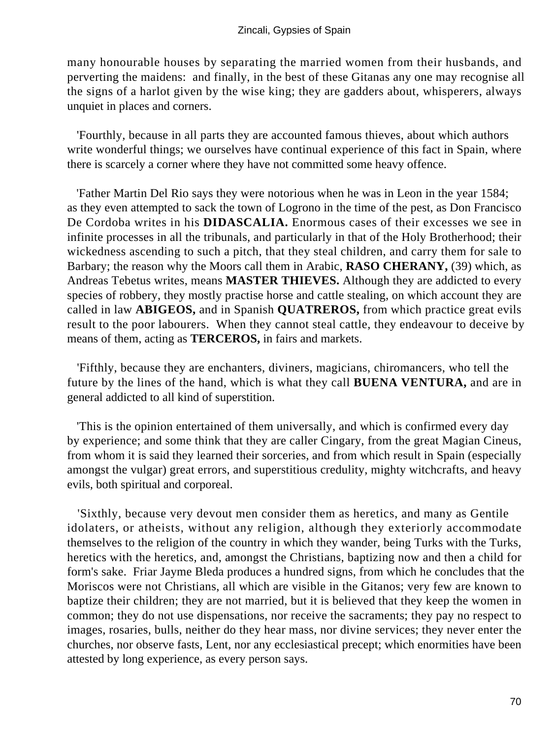many honourable houses by separating the married women from their husbands, and perverting the maidens: and finally, in the best of these Gitanas any one may recognise all the signs of a harlot given by the wise king; they are gadders about, whisperers, always unquiet in places and corners.

'Fourthly, because in all parts they are accounted famous thieves, about which authors write wonderful things; we ourselves have continual experience of this fact in Spain, where there is scarcely a corner where they have not committed some heavy offence.

'Father Martin Del Rio says they were notorious when he was in Leon in the year 1584; as they even attempted to sack the town of Logrono in the time of the pest, as Don Francisco De Cordoba writes in his **DIDASCALIA.** Enormous cases of their excesses we see in infinite processes in all the tribunals, and particularly in that of the Holy Brotherhood; their wickedness ascending to such a pitch, that they steal children, and carry them for sale to Barbary; the reason why the Moors call them in Arabic, **RASO CHERANY,** (39) which, as Andreas Tebetus writes, means **MASTER THIEVES.** Although they are addicted to every species of robbery, they mostly practise horse and cattle stealing, on which account they are called in law **ABIGEOS,** and in Spanish **QUATREROS,** from which practice great evils result to the poor labourers. When they cannot steal cattle, they endeavour to deceive by means of them, acting as **TERCEROS,** in fairs and markets.

'Fifthly, because they are enchanters, diviners, magicians, chiromancers, who tell the future by the lines of the hand, which is what they call **BUENA VENTURA,** and are in general addicted to all kind of superstition.

'This is the opinion entertained of them universally, and which is confirmed every day by experience; and some think that they are caller Cingary, from the great Magian Cineus, from whom it is said they learned their sorceries, and from which result in Spain (especially amongst the vulgar) great errors, and superstitious credulity, mighty witchcrafts, and heavy evils, both spiritual and corporeal.

'Sixthly, because very devout men consider them as heretics, and many as Gentile idolaters, or atheists, without any religion, although they exteriorly accommodate themselves to the religion of the country in which they wander, being Turks with the Turks, heretics with the heretics, and, amongst the Christians, baptizing now and then a child for form's sake. Friar Jayme Bleda produces a hundred signs, from which he concludes that the Moriscos were not Christians, all which are visible in the Gitanos; very few are known to baptize their children; they are not married, but it is believed that they keep the women in common; they do not use dispensations, nor receive the sacraments; they pay no respect to images, rosaries, bulls, neither do they hear mass, nor divine services; they never enter the churches, nor observe fasts, Lent, nor any ecclesiastical precept; which enormities have been attested by long experience, as every person says.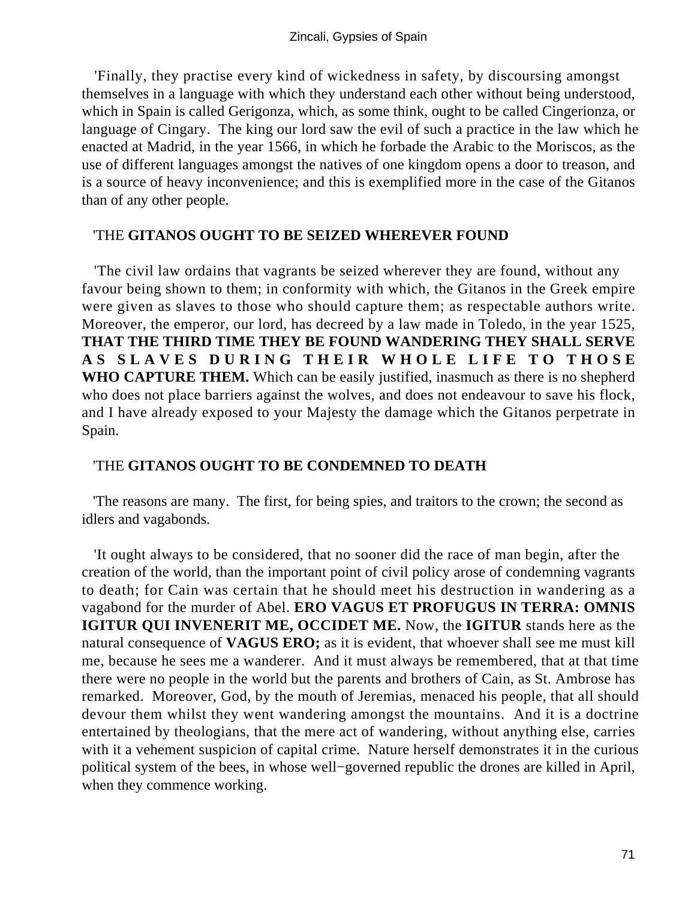'Finally, they practise every kind of wickedness in safety, by discoursing amongst themselves in a language with which they understand each other without being understood, which in Spain is called Gerigonza, which, as some think, ought to be called Cingerionza, or language of Cingary. The king our lord saw the evil of such a practice in the law which he enacted at Madrid, in the year 1566, in which he forbade the Arabic to the Moriscos, as the use of different languages amongst the natives of one kingdom opens a door to treason, and is a source of heavy inconvenience; and this is exemplified more in the case of the Gitanos than of any other people.

'THE **GITANOS OUGHT TO BE SEIZED WHEREVER FOUND**

'The civil law ordains that vagrants be seized wherever they are found, without any favour being shown to them; in conformity with which, the Gitanos in the Greek empire were given as slaves to those who should capture them; as respectable authors write. Moreover, the emperor, our lord, has decreed by a law made in Toledo, in the year 1525, **THAT THE THIRD TIME THEY BE FOUND WANDERING THEY SHALL SERVE AS SLAVES DURING THEIR WHOLE LIFE TO THOSE WHO CAPTURE THEM.** Which can be easily justified, inasmuch as there is no shepherd who does not place barriers against the wolves, and does not endeavour to save his flock, and I have already exposed to your Majesty the damage which the Gitanos perpetrate in Spain.

'THE **GITANOS OUGHT TO BE CONDEMNED TO DEATH**

'The reasons are many. The first, for being spies, and traitors to the crown; the second as idlers and vagabonds.

'It ought always to be considered, that no sooner did the race of man begin, after the creation of the world, than the important point of civil policy arose of condemning vagrants to death; for Cain was certain that he should meet his destruction in wandering as a vagabond for the murder of Abel. **ERO VAGUS ET PROFUGUS IN TERRA: OMNIS IGITUR QUI INVENERIT ME, OCCIDET ME.** Now, the **IGITUR** stands here as the natural consequence of **VAGUS ERO;** as it is evident, that whoever shall see me must kill me, because he sees me a wanderer. And it must always be remembered, that at that time there were no people in the world but the parents and brothers of Cain, as St. Ambrose has remarked. Moreover, God, by the mouth of Jeremias, menaced his people, that all should devour them whilst they went wandering amongst the mountains. And it is a doctrine entertained by theologians, that the mere act of wandering, without anything else, carries with it a vehement suspicion of capital crime. Nature herself demonstrates it in the curious political system of the bees, in whose well-governed republic the drones are killed in April, when they commence working.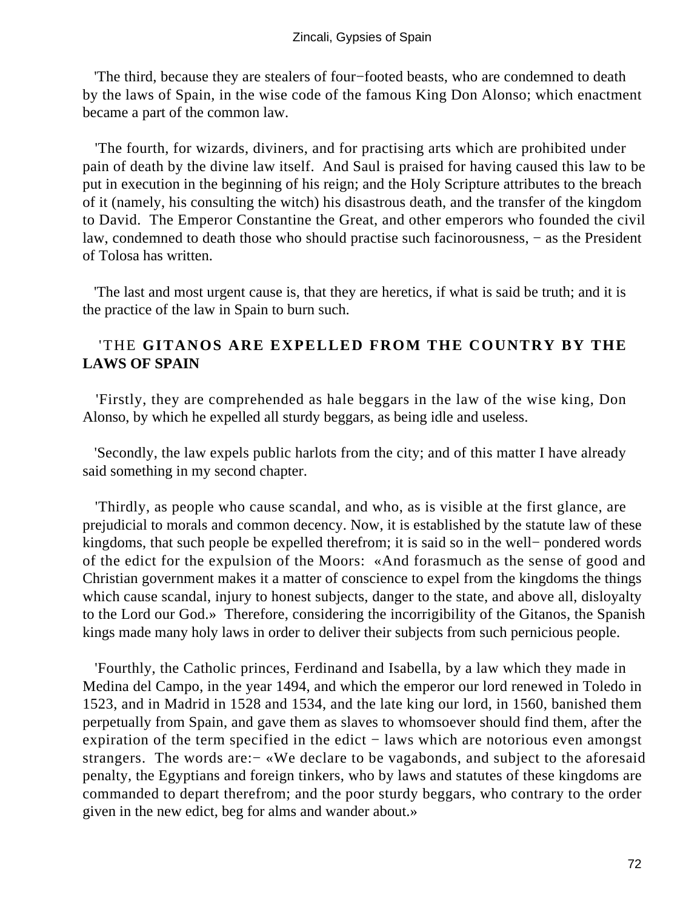'The third, because they are stealers of four−footed beasts, who are condemned to death by the laws of Spain, in the wise code of the famous King Don Alonso; which enactment became a part of the common law.

'The fourth, for wizards, diviners, and for practising arts which are prohibited under pain of death by the divine law itself. And Saul is praised for having caused this law to be put in execution in the beginning of his reign; and the Holy Scripture attributes to the breach of it (namely, his consulting the witch) his disastrous death, and the transfer of the kingdom to David. The Emperor Constantine the Great, and other emperors who founded the civil law, condemned to death those who should practise such facinorousness, − as the President of Tolosa has written.

'The last and most urgent cause is, that they are heretics, if what is said be truth; and it is the practice of the law in Spain to burn such.

'THE **GITANOS ARE EXPELLED FROM THE COUNTRY BY THE LAWS OF SPAIN**

'Firstly, they are comprehended as hale beggars in the law of the wise king, Don Alonso, by which he expelled all sturdy beggars, as being idle and useless.

'Secondly, the law expels public harlots from the city; and of this matter I have already said something in my second chapter.

'Thirdly, as people who cause scandal, and who, as is visible at the first glance, are prejudicial to morals and common decency. Now, it is established by the statute law of these kingdoms, that such people be expelled therefrom; it is said so in the well− pondered words of the edict for the expulsion of the Moors: «And forasmuch as the sense of good and Christian government makes it a matter of conscience to expel from the kingdoms the things which cause scandal, injury to honest subjects, danger to the state, and above all, disloyalty to the Lord our God.» Therefore, considering the incorrigibility of the Gitanos, the Spanish kings made many holy laws in order to deliver their subjects from such pernicious people.

'Fourthly, the Catholic princes, Ferdinand and Isabella, by a law which they made in Medina del Campo, in the year 1494, and which the emperor our lord renewed in Toledo in 1523, and in Madrid in 1528 and 1534, and the late king our lord, in 1560, banished them perpetually from Spain, and gave them as slaves to whomsoever should find them, after the expiration of the term specified in the edict − laws which are notorious even amongst strangers. The words are:− «We declare to be vagabonds, and subject to the aforesaid penalty, the Egyptians and foreign tinkers, who by laws and statutes of these kingdoms are commanded to depart therefrom; and the poor sturdy beggars, who contrary to the order given in the new edict, beg for alms and wander about.»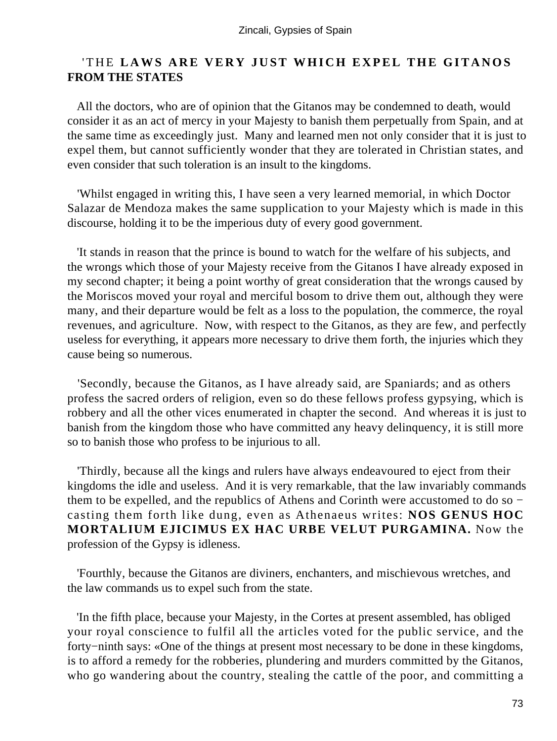'THE **LAWS ARE VERY JUST WHICH EXPEL THE GITANOS FROM THE STATES**

All the doctors, who are of opinion that the Gitanos may be condemned to death, would consider it as an act of mercy in your Majesty to banish them perpetually from Spain, and at the same time as exceedingly just. Many and learned men not only consider that it is just to expel them, but cannot sufficiently wonder that they are tolerated in Christian states, and even consider that such toleration is an insult to the kingdoms.

'Whilst engaged in writing this, I have seen a very learned memorial, in which Doctor Salazar de Mendoza makes the same supplication to your Majesty which is made in this discourse, holding it to be the imperious duty of every good government.

'It stands in reason that the prince is bound to watch for the welfare of his subjects, and the wrongs which those of your Majesty receive from the Gitanos I have already exposed in my second chapter; it being a point worthy of great consideration that the wrongs caused by the Moriscos moved your royal and merciful bosom to drive them out, although they were many, and their departure would be felt as a loss to the population, the commerce, the royal revenues, and agriculture. Now, with respect to the Gitanos, as they are few, and perfectly useless for everything, it appears more necessary to drive them forth, the injuries which they cause being so numerous.

'Secondly, because the Gitanos, as I have already said, are Spaniards; and as others profess the sacred orders of religion, even so do these fellows profess gypsying, which is robbery and all the other vices enumerated in chapter the second. And whereas it is just to banish from the kingdom those who have committed any heavy delinquency, it is still more so to banish those who profess to be injurious to all.

'Thirdly, because all the kings and rulers have always endeavoured to eject from their kingdoms the idle and useless. And it is very remarkable, that the law invariably commands them to be expelled, and the republics of Athens and Corinth were accustomed to do so − casting them forth like dung, even as Athenaeus writes: **NOS GENUS HOC MORTALIUM EJICIMUS EX HAC URBE VELUT PURGAMINA.** Now the profession of the Gypsy is idleness.

'Fourthly, because the Gitanos are diviners, enchanters, and mischievous wretches, and the law commands us to expel such from the state.

'In the fifth place, because your Majesty, in the Cortes at present assembled, has obliged your royal conscience to fulfil all the articles voted for the public service, and the forty−ninth says: «One of the things at present most necessary to be done in these kingdoms, is to afford a remedy for the robberies, plundering and murders committed by the Gitanos, who go wandering about the country, stealing the cattle of the poor, and committing a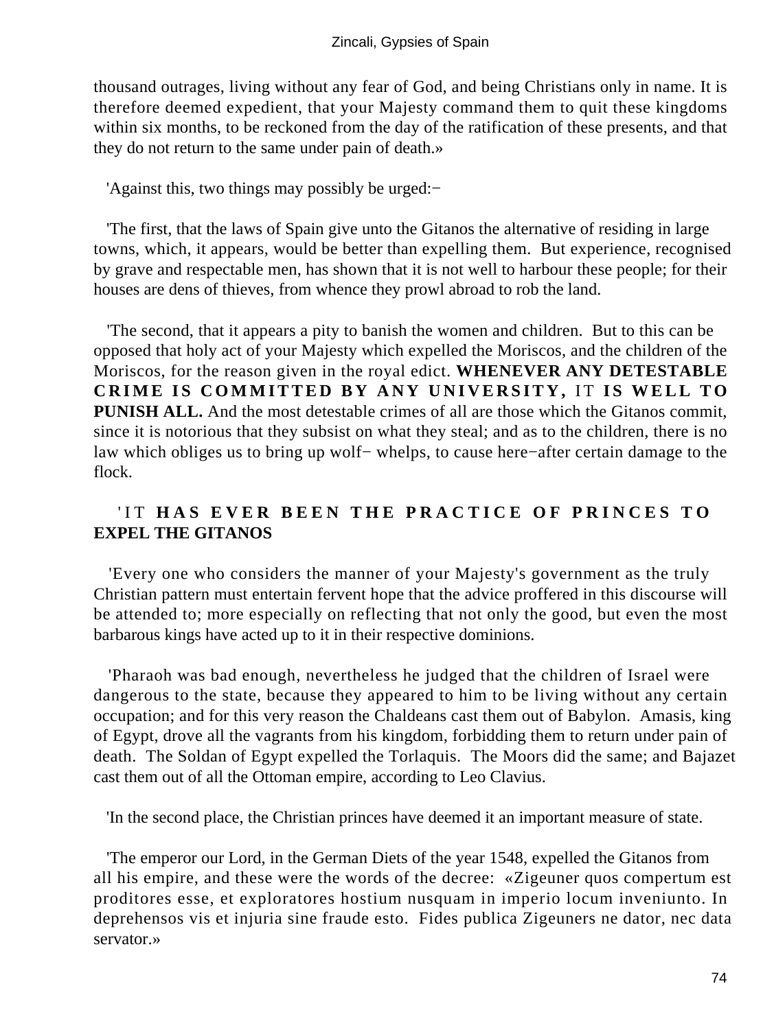thousand outrages, living without any fear of God, and being Christians only in name. It is therefore deemed expedient, that your Majesty command them to quit these kingdoms within six months, to be reckoned from the day of the ratification of these presents, and that they do not return to the same under pain of death.»

'Against this, two things may possibly be urged:−

'The first, that the laws of Spain give unto the Gitanos the alternative of residing in large towns, which, it appears, would be better than expelling them. But experience, recognised by grave and respectable men, has shown that it is not well to harbour these people; for their houses are dens of thieves, from whence they prowl abroad to rob the land.

'The second, that it appears a pity to banish the women and children. But to this can be opposed that holy act of your Majesty which expelled the Moriscos, and the children of the Moriscos, for the reason given in the royal edict. **WHENEVER ANY DETESTABLE CRIME IS COMMITTED BY ANY UNIVERSITY,** IT **IS WELL TO PUNISH ALL.** And the most detestable crimes of all are those which the Gitanos commit, since it is notorious that they subsist on what they steal; and as to the children, there is no law which obliges us to bring up wolf− whelps, to cause here−after certain damage to the flock.

'IT **HAS EVER BEEN THE PRACTICE OF PRINCES TO EXPEL THE GITANOS**

'Every one who considers the manner of your Majesty's government as the truly Christian pattern must entertain fervent hope that the advice proffered in this discourse will be attended to; more especially on reflecting that not only the good, but even the most barbarous kings have acted up to it in their respective dominions.

'Pharaoh was bad enough, nevertheless he judged that the children of Israel were dangerous to the state, because they appeared to him to be living without any certain occupation; and for this very reason the Chaldeans cast them out of Babylon. Amasis, king of Egypt, drove all the vagrants from his kingdom, forbidding them to return under pain of death. The Soldan of Egypt expelled the Torlaquis. The Moors did the same; and Bajazet cast them out of all the Ottoman empire, according to Leo Clavius.

'In the second place, the Christian princes have deemed it an important measure of state.

'The emperor our Lord, in the German Diets of the year 1548, expelled the Gitanos from all his empire, and these were the words of the decree: «Zigeuner quos compertum est proditores esse, et exploratores hostium nusquam in imperio locum inveniunto. In deprehensos vis et injuria sine fraude esto. Fides publica Zigeuners ne dator, nec data servator.»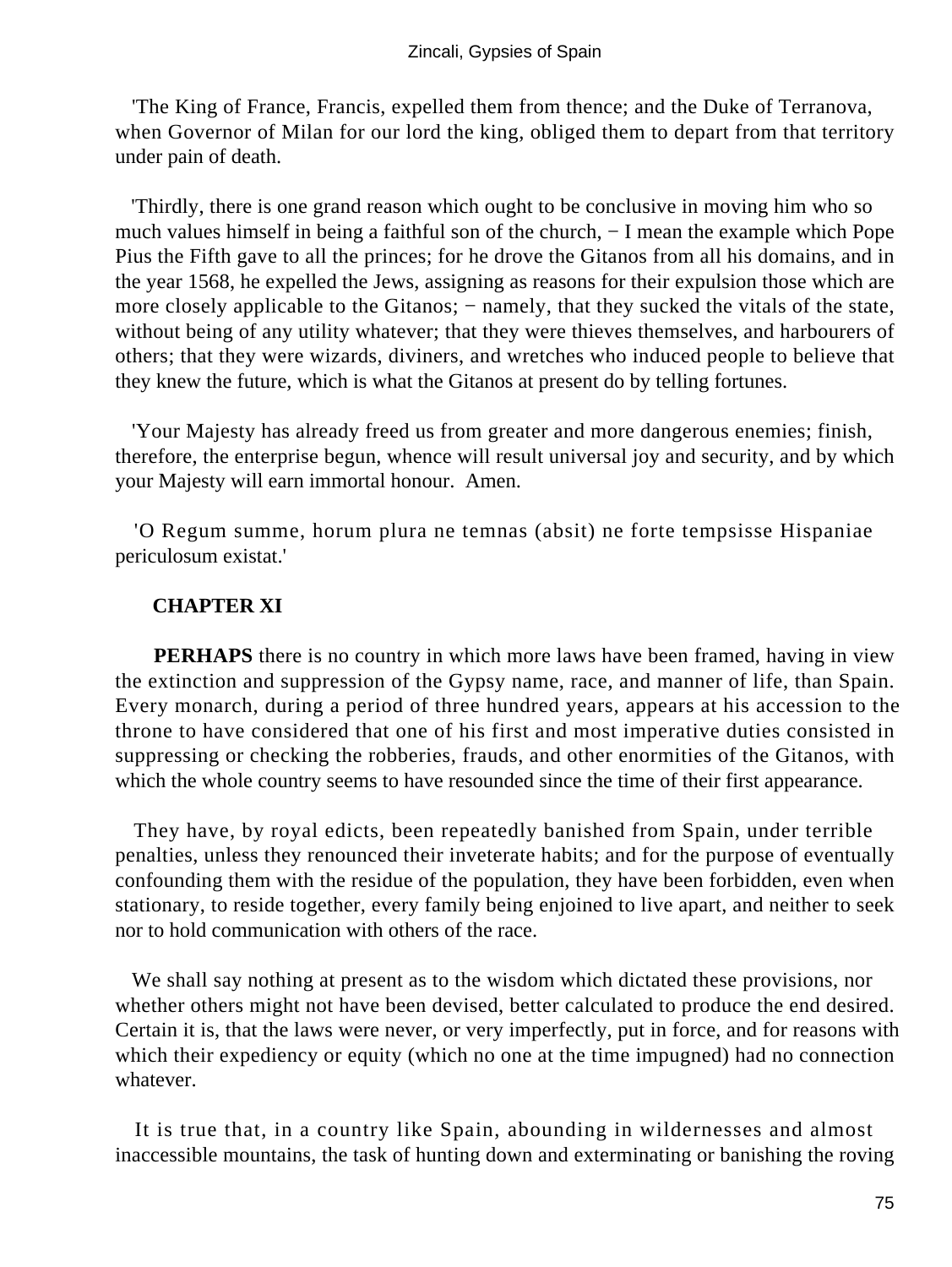'The King of France, Francis, expelled them from thence; and the Duke of Terranova, when Governor of Milan for our lord the king, obliged them to depart from that territory under pain of death.

'Thirdly, there is one grand reason which ought to be conclusive in moving him who so much values himself in being a faithful son of the church, − I mean the example which Pope Pius the Fifth gave to all the princes; for he drove the Gitanos from all his domains, and in the year 1568, he expelled the Jews, assigning as reasons for their expulsion those which are more closely applicable to the Gitanos; − namely, that they sucked the vitals of the state, without being of any utility whatever; that they were thieves themselves, and harbourers of others; that they were wizards, diviners, and wretches who induced people to believe that they knew the future, which is what the Gitanos at present do by telling fortunes.

'Your Majesty has already freed us from greater and more dangerous enemies; finish, therefore, the enterprise begun, whence will result universal joy and security, and by which your Majesty will earn immortal honour. Amen.

'O Regum summe, horum plura ne temnas (absit) ne forte tempsisse Hispaniae periculosum existat.'

## CHAPTER XI

**PERHAPS** there is no country in which more laws have been framed, having in view the extinction and suppression of the Gypsy name, race, and manner of life, than Spain. Every monarch, during a period of three hundred years, appears at his accession to the throne to have considered that one of his first and most imperative duties consisted in suppressing or checking the robberies, frauds, and other enormities of the Gitanos, with which the whole country seems to have resounded since the time of their first appearance.

They have, by royal edicts, been repeatedly banished from Spain, under terrible penalties, unless they renounced their inveterate habits; and for the purpose of eventually confounding them with the residue of the population, they have been forbidden, even when stationary, to reside together, every family being enjoined to live apart, and neither to seek nor to hold communication with others of the race.

We shall say nothing at present as to the wisdom which dictated these provisions, nor whether others might not have been devised, better calculated to produce the end desired. Certain it is, that the laws were never, or very imperfectly, put in force, and for reasons with which their expediency or equity (which no one at the time impugned) had no connection whatever.

It is true that, in a country like Spain, abounding in wildernesses and almost inaccessible mountains, the task of hunting down and exterminating or banishing the roving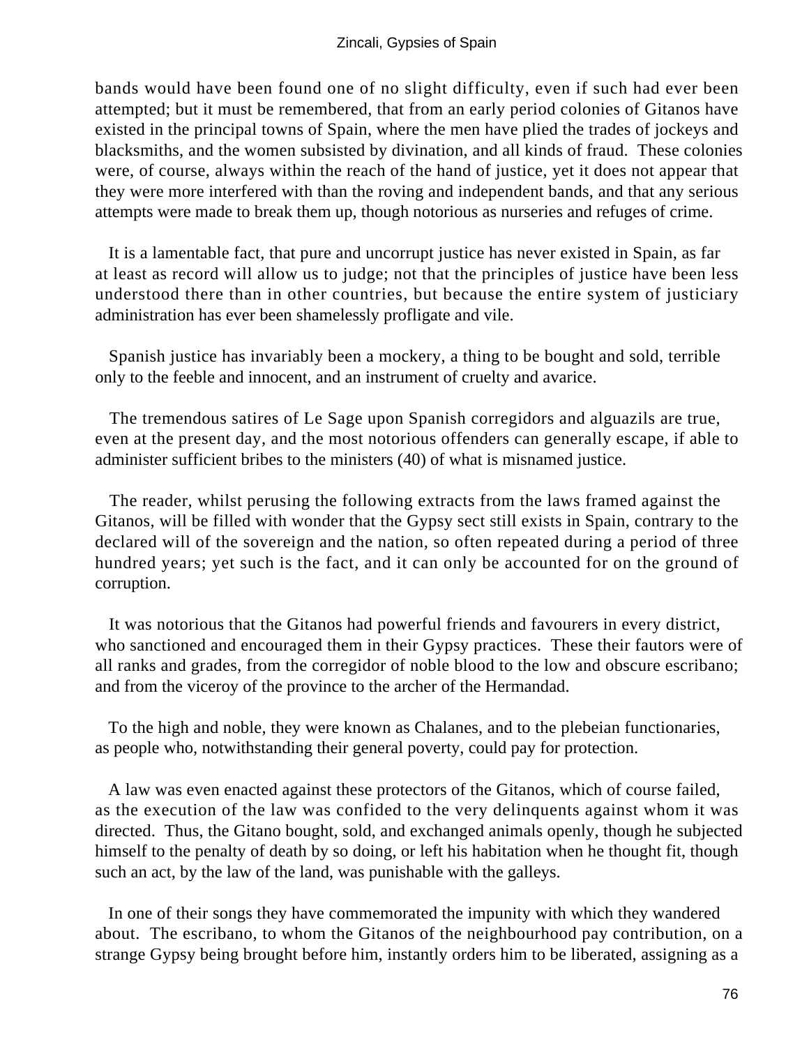bands would have been found one of no slight difficulty, even if such had ever been attempted; but it must be remembered, that from an early period colonies of Gitanos have existed in the principal towns of Spain, where the men have plied the trades of jockeys and blacksmiths, and the women subsisted by divination, and all kinds of fraud. These colonies were, of course, always within the reach of the hand of justice, yet it does not appear that they were more interfered with than the roving and independent bands, and that any serious attempts were made to break them up, though notorious as nurseries and refuges of crime.

It is a lamentable fact, that pure and uncorrupt justice has never existed in Spain, as far at least as record will allow us to judge; not that the principles of justice have been less understood there than in other countries, but because the entire system of justiciary administration has ever been shamelessly profligate and vile.

Spanish justice has invariably been a mockery, a thing to be bought and sold, terrible only to the feeble and innocent, and an instrument of cruelty and avarice.

The tremendous satires of Le Sage upon Spanish corregidors and alguazils are true, even at the present day, and the most notorious offenders can generally escape, if able to administer sufficient bribes to the ministers (40) of what is misnamed justice.

The reader, whilst perusing the following extracts from the laws framed against the Gitanos, will be filled with wonder that the Gypsy sect still exists in Spain, contrary to the declared will of the sovereign and the nation, so often repeated during a period of three hundred years; yet such is the fact, and it can only be accounted for on the ground of corruption.

It was notorious that the Gitanos had powerful friends and favourers in every district, who sanctioned and encouraged them in their Gypsy practices. These their fautors were of all ranks and grades, from the corregidor of noble blood to the low and obscure escribano; and from the viceroy of the province to the archer of the Hermandad.

To the high and noble, they were known as Chalanes, and to the plebeian functionaries, as people who, notwithstanding their general poverty, could pay for protection.

A law was even enacted against these protectors of the Gitanos, which of course failed, as the execution of the law was confided to the very delinquents against whom it was directed. Thus, the Gitano bought, sold, and exchanged animals openly, though he subjected himself to the penalty of death by so doing, or left his habitation when he thought fit, though such an act, by the law of the land, was punishable with the galleys.

In one of their songs they have commemorated the impunity with which they wandered about. The escribano, to whom the Gitanos of the neighbourhood pay contribution, on a strange Gypsy being brought before him, instantly orders him to be liberated, assigning as a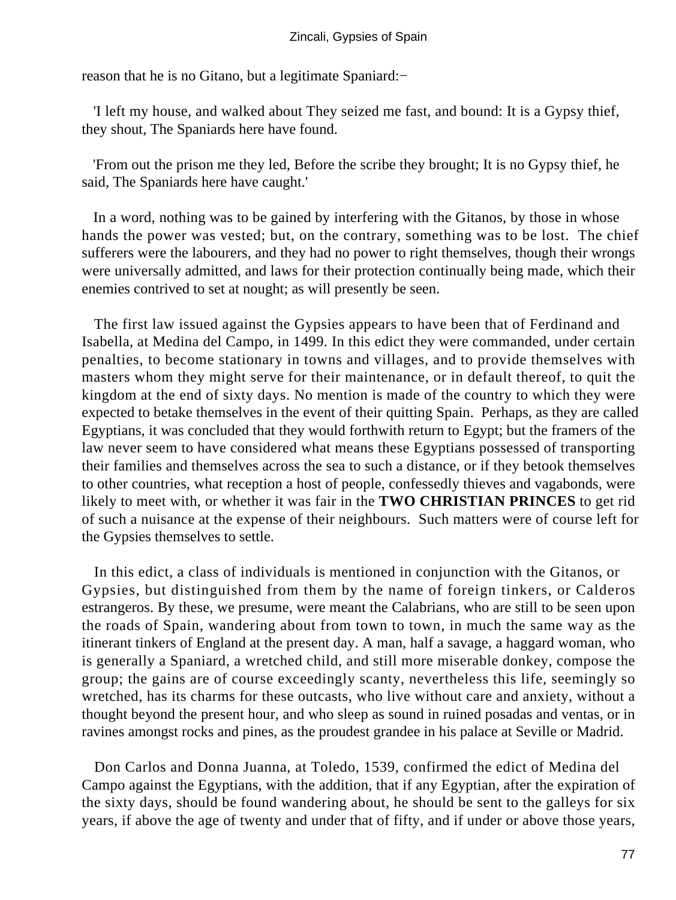reason that he is no Gitano, but a legitimate Spaniard:−

'I left my house, and walked about They seized me fast, and bound: It is a Gypsy thief, they shout, The Spaniards here have found.

'From out the prison me they led, Before the scribe they brought; It is no Gypsy thief, he said, The Spaniards here have caught.'

In a word, nothing was to be gained by interfering with the Gitanos, by those in whose hands the power was vested; but, on the contrary, something was to be lost. The chief sufferers were the labourers, and they had no power to right themselves, though their wrongs were universally admitted, and laws for their protection continually being made, which their enemies contrived to set at nought; as will presently be seen.

The first law issued against the Gypsies appears to have been that of Ferdinand and Isabella, at Medina del Campo, in 1499. In this edict they were commanded, under certain penalties, to become stationary in towns and villages, and to provide themselves with masters whom they might serve for their maintenance, or in default thereof, to quit the kingdom at the end of sixty days. No mention is made of the country to which they were expected to betake themselves in the event of their quitting Spain. Perhaps, as they are called Egyptians, it was concluded that they would forthwith return to Egypt; but the framers of the law never seem to have considered what means these Egyptians possessed of transporting their families and themselves across the sea to such a distance, or if they betook themselves to other countries, what reception a host of people, confessedly thieves and vagabonds, were likely to meet with, or whether it was fair in the **TWO CHRISTIAN PRINCES** to get rid of such a nuisance at the expense of their neighbours. Such matters were of course left for the Gypsies themselves to settle.

In this edict, a class of individuals is mentioned in conjunction with the Gitanos, or Gypsies, but distinguished from them by the name of foreign tinkers, or Calderos estrangeros. By these, we presume, were meant the Calabrians, who are still to be seen upon the roads of Spain, wandering about from town to town, in much the same way as the itinerant tinkers of England at the present day. A man, half a savage, a haggard woman, who is generally a Spaniard, a wretched child, and still more miserable donkey, compose the group; the gains are of course exceedingly scanty, nevertheless this life, seemingly so wretched, has its charms for these outcasts, who live without care and anxiety, without a thought beyond the present hour, and who sleep as sound in ruined posadas and ventas, or in ravines amongst rocks and pines, as the proudest grandee in his palace at Seville or Madrid.

Don Carlos and Donna Juanna, at Toledo, 1539, confirmed the edict of Medina del Campo against the Egyptians, with the addition, that if any Egyptian, after the expiration of the sixty days, should be found wandering about, he should be sent to the galleys for six years, if above the age of twenty and under that of fifty, and if under or above those years,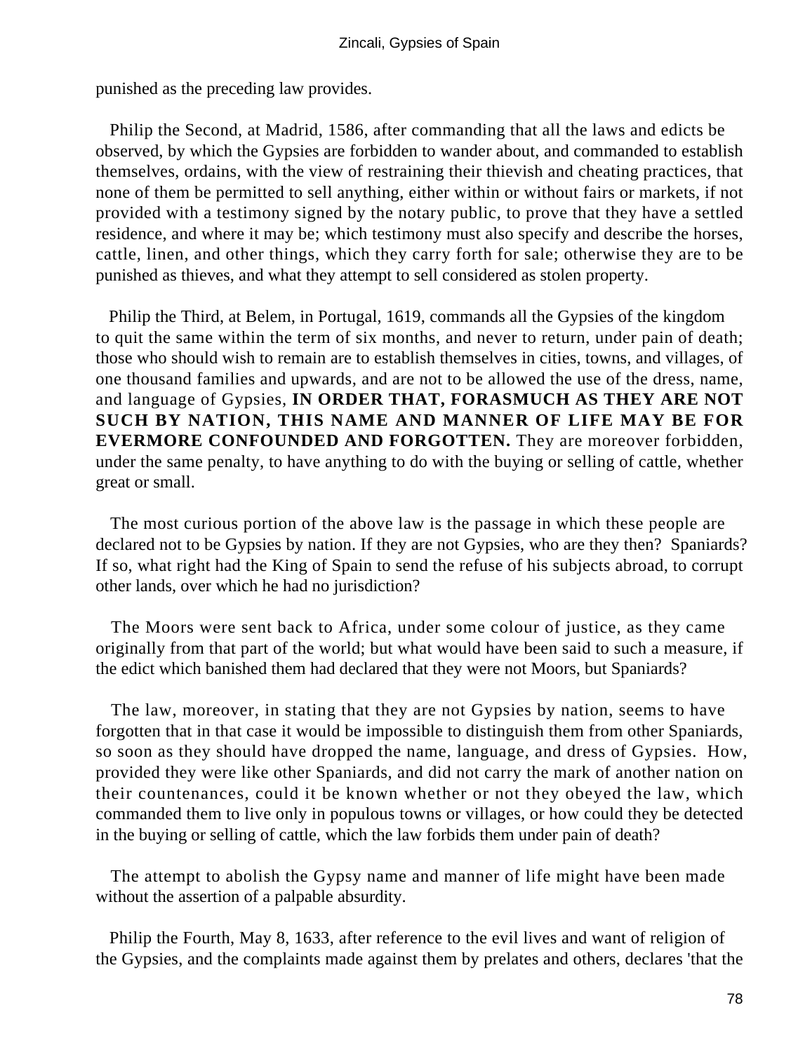punished as the preceding law provides.

Philip the Second, at Madrid, 1586, after commanding that all the laws and edicts be observed, by which the Gypsies are forbidden to wander about, and commanded to establish themselves, ordains, with the view of restraining their thievish and cheating practices, that none of them be permitted to sell anything, either within or without fairs or markets, if not provided with a testimony signed by the notary public, to prove that they have a settled residence, and where it may be; which testimony must also specify and describe the horses, cattle, linen, and other things, which they carry forth for sale; otherwise they are to be punished as thieves, and what they attempt to sell considered as stolen property.

Philip the Third, at Belem, in Portugal, 1619, commands all the Gypsies of the kingdom to quit the same within the term of six months, and never to return, under pain of death; those who should wish to remain are to establish themselves in cities, towns, and villages, of one thousand families and upwards, and are not to be allowed the use of the dress, name, and language of Gypsies, **IN ORDER THAT, FORASMUCH AS THEY ARE NOT SUCH BY NATION, THIS NAME AND MANNER OF LIFE MAY BE FOR EVERMORE CONFOUNDED AND FORGOTTEN.** They are moreover forbidden, under the same penalty, to have anything to do with the buying or selling of cattle, whether great or small.

The most curious portion of the above law is the passage in which these people are declared not to be Gypsies by nation. If they are not Gypsies, who are they then? Spaniards? If so, what right had the King of Spain to send the refuse of his subjects abroad, to corrupt other lands, over which he had no jurisdiction?

The Moors were sent back to Africa, under some colour of justice, as they came originally from that part of the world; but what would have been said to such a measure, if the edict which banished them had declared that they were not Moors, but Spaniards?

The law, moreover, in stating that they are not Gypsies by nation, seems to have forgotten that in that case it would be impossible to distinguish them from other Spaniards, so soon as they should have dropped the name, language, and dress of Gypsies. How, provided they were like other Spaniards, and did not carry the mark of another nation on their countenances, could it be known whether or not they obeyed the law, which commanded them to live only in populous towns or villages, or how could they be detected in the buying or selling of cattle, which the law forbids them under pain of death?

The attempt to abolish the Gypsy name and manner of life might have been made without the assertion of a palpable absurdity.

Philip the Fourth, May 8, 1633, after reference to the evil lives and want of religion of the Gypsies, and the complaints made against them by prelates and others, declares 'that the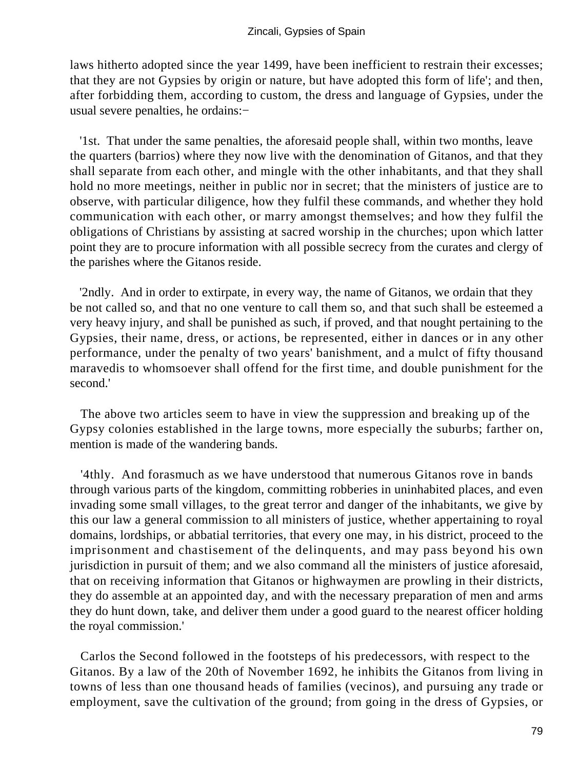laws hitherto adopted since the year 1499, have been inefficient to restrain their excesses; that they are not Gypsies by origin or nature, but have adopted this form of life'; and then, after forbidding them, according to custom, the dress and language of Gypsies, under the usual severe penalties, he ordains:−

'1st. That under the same penalties, the aforesaid people shall, within two months, leave the quarters (barrios) where they now live with the denomination of Gitanos, and that they shall separate from each other, and mingle with the other inhabitants, and that they shall hold no more meetings, neither in public nor in secret; that the ministers of justice are to observe, with particular diligence, how they fulfil these commands, and whether they hold communication with each other, or marry amongst themselves; and how they fulfil the obligations of Christians by assisting at sacred worship in the churches; upon which latter point they are to procure information with all possible secrecy from the curates and clergy of the parishes where the Gitanos reside.

'2ndly. And in order to extirpate, in every way, the name of Gitanos, we ordain that they be not called so, and that no one venture to call them so, and that such shall be esteemed a very heavy injury, and shall be punished as such, if proved, and that nought pertaining to the Gypsies, their name, dress, or actions, be represented, either in dances or in any other performance, under the penalty of two years' banishment, and a mulct of fifty thousand maravedis to whomsoever shall offend for the first time, and double punishment for the second.'

The above two articles seem to have in view the suppression and breaking up of the Gypsy colonies established in the large towns, more especially the suburbs; farther on, mention is made of the wandering bands.

'4thly. And forasmuch as we have understood that numerous Gitanos rove in bands through various parts of the kingdom, committing robberies in uninhabited places, and even invading some small villages, to the great terror and danger of the inhabitants, we give by this our law a general commission to all ministers of justice, whether appertaining to royal domains, lordships, or abbatial territories, that every one may, in his district, proceed to the imprisonment and chastisement of the delinquents, and may pass beyond his own jurisdiction in pursuit of them; and we also command all the ministers of justice aforesaid, that on receiving information that Gitanos or highwaymen are prowling in their districts, they do assemble at an appointed day, and with the necessary preparation of men and arms they do hunt down, take, and deliver them under a good guard to the nearest officer holding the royal commission.'

Carlos the Second followed in the footsteps of his predecessors, with respect to the Gitanos. By a law of the 20th of November 1692, he inhibits the Gitanos from living in towns of less than one thousand heads of families (vecinos), and pursuing any trade or employment, save the cultivation of the ground; from going in the dress of Gypsies, or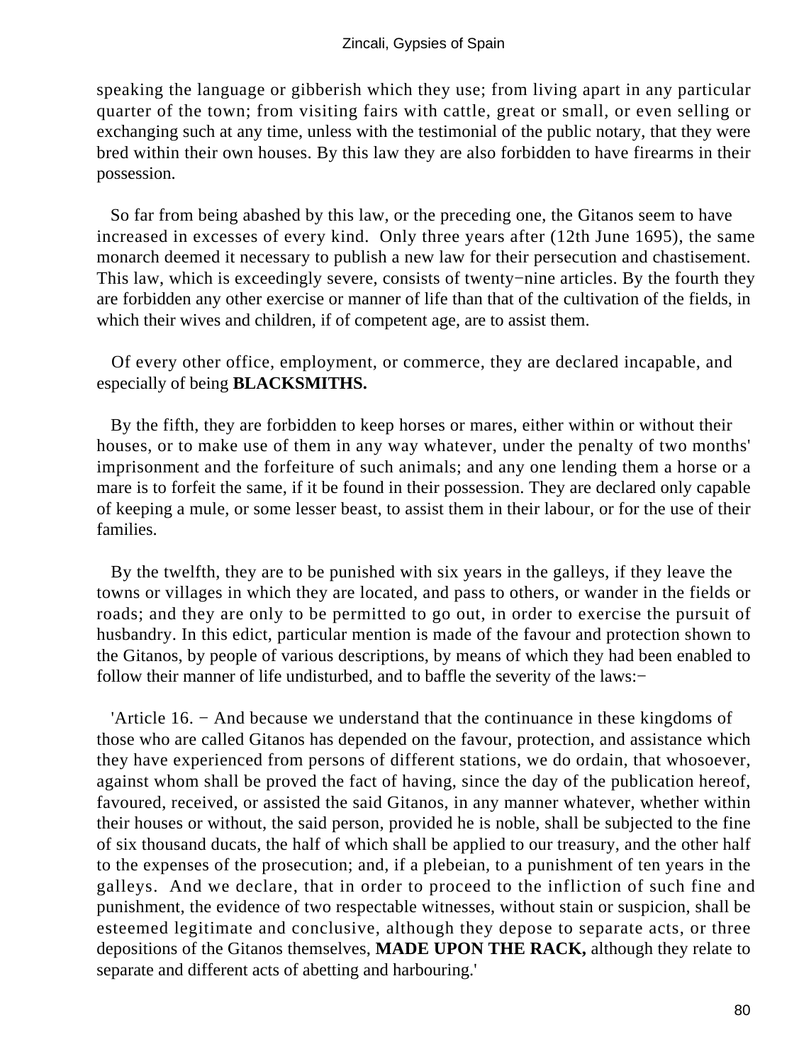speaking the language or gibberish which they use; from living apart in any particular quarter of the town; from visiting fairs with cattle, great or small, or even selling or exchanging such at any time, unless with the testimonial of the public notary, that they were bred within their own houses. By this law they are also forbidden to have firearms in their possession.

So far from being abashed by this law, or the preceding one, the Gitanos seem to have increased in excesses of every kind. Only three years after (12th June 1695), the same monarch deemed it necessary to publish a new law for their persecution and chastisement. This law, which is exceedingly severe, consists of twenty−nine articles. By the fourth they are forbidden any other exercise or manner of life than that of the cultivation of the fields, in which their wives and children, if of competent age, are to assist them.

Of every other office, employment, or commerce, they are declared incapable, and especially of being **BLACKSMITHS.**

By the fifth, they are forbidden to keep horses or mares, either within or without their houses, or to make use of them in any way whatever, under the penalty of two months' imprisonment and the forfeiture of such animals; and any one lending them a horse or a mare is to forfeit the same, if it be found in their possession. They are declared only capable of keeping a mule, or some lesser beast, to assist them in their labour, or for the use of their families.

By the twelfth, they are to be punished with six years in the galleys, if they leave the towns or villages in which they are located, and pass to others, or wander in the fields or roads; and they are only to be permitted to go out, in order to exercise the pursuit of husbandry. In this edict, particular mention is made of the favour and protection shown to the Gitanos, by people of various descriptions, by means of which they had been enabled to follow their manner of life undisturbed, and to baffle the severity of the laws:−

'Article 16. − And because we understand that the continuance in these kingdoms of those who are called Gitanos has depended on the favour, protection, and assistance which they have experienced from persons of different stations, we do ordain, that whosoever, against whom shall be proved the fact of having, since the day of the publication hereof, favoured, received, or assisted the said Gitanos, in any manner whatever, whether within their houses or without, the said person, provided he is noble, shall be subjected to the fine of six thousand ducats, the half of which shall be applied to our treasury, and the other half to the expenses of the prosecution; and, if a plebeian, to a punishment of ten years in the galleys. And we declare, that in order to proceed to the infliction of such fine and punishment, the evidence of two respectable witnesses, without stain or suspicion, shall be esteemed legitimate and conclusive, although they depose to separate acts, or three depositions of the Gitanos themselves, **MADE UPON THE RACK,** although they relate to separate and different acts of abetting and harbouring.'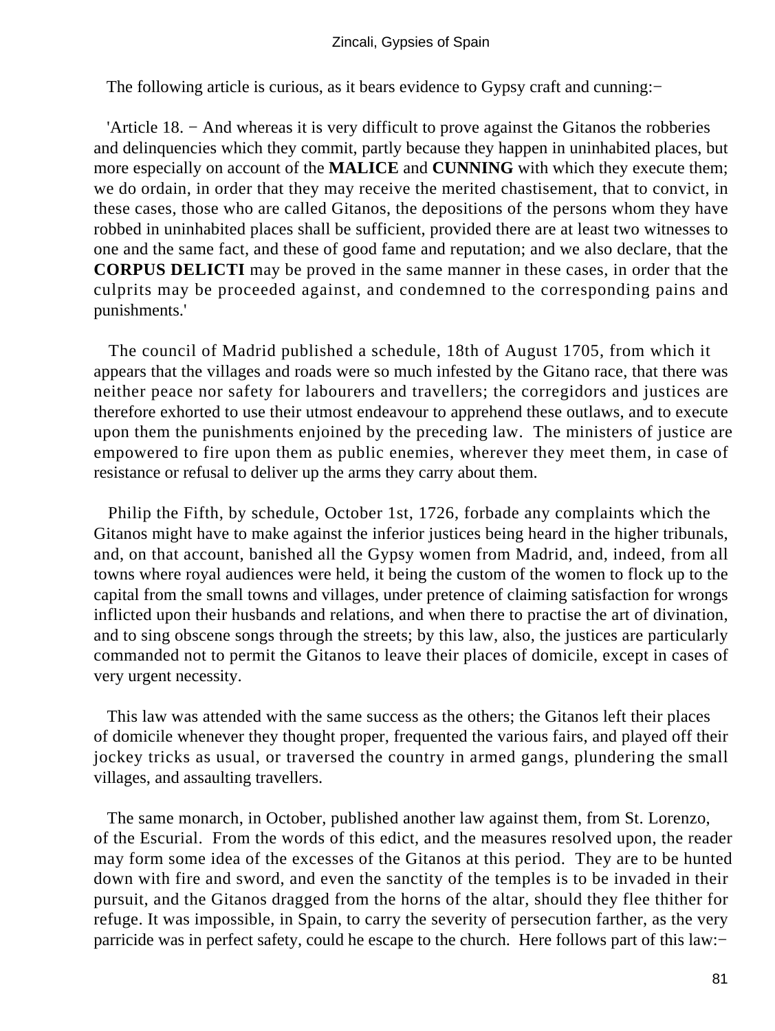The following article is curious, as it bears evidence to Gypsy craft and cunning:−

'Article 18. − And whereas it is very difficult to prove against the Gitanos the robberies and delinquencies which they commit, partly because they happen in uninhabited places, but more especially on account of the **MALICE** and **CUNNING** with which they execute them; we do ordain, in order that they may receive the merited chastisement, that to convict, in these cases, those who are called Gitanos, the depositions of the persons whom they have robbed in uninhabited places shall be sufficient, provided there are at least two witnesses to one and the same fact, and these of good fame and reputation; and we also declare, that the **CORPUS DELICTI** may be proved in the same manner in these cases, in order that the culprits may be proceeded against, and condemned to the corresponding pains and punishments.'

The council of Madrid published a schedule, 18th of August 1705, from which it appears that the villages and roads were so much infested by the Gitano race, that there was neither peace nor safety for labourers and travellers; the corregidors and justices are therefore exhorted to use their utmost endeavour to apprehend these outlaws, and to execute upon them the punishments enjoined by the preceding law. The ministers of justice are empowered to fire upon them as public enemies, wherever they meet them, in case of resistance or refusal to deliver up the arms they carry about them.

Philip the Fifth, by schedule, October 1st, 1726, forbade any complaints which the Gitanos might have to make against the inferior justices being heard in the higher tribunals, and, on that account, banished all the Gypsy women from Madrid, and, indeed, from all towns where royal audiences were held, it being the custom of the women to flock up to the capital from the small towns and villages, under pretence of claiming satisfaction for wrongs inflicted upon their husbands and relations, and when there to practise the art of divination, and to sing obscene songs through the streets; by this law, also, the justices are particularly commanded not to permit the Gitanos to leave their places of domicile, except in cases of very urgent necessity.

This law was attended with the same success as the others; the Gitanos left their places of domicile whenever they thought proper, frequented the various fairs, and played off their jockey tricks as usual, or traversed the country in armed gangs, plundering the small villages, and assaulting travellers.

The same monarch, in October, published another law against them, from St. Lorenzo, of the Escurial. From the words of this edict, and the measures resolved upon, the reader may form some idea of the excesses of the Gitanos at this period. They are to be hunted down with fire and sword, and even the sanctity of the temples is to be invaded in their pursuit, and the Gitanos dragged from the horns of the altar, should they flee thither for refuge. It was impossible, in Spain, to carry the severity of persecution farther, as the very parricide was in perfect safety, could he escape to the church. Here follows part of this law:−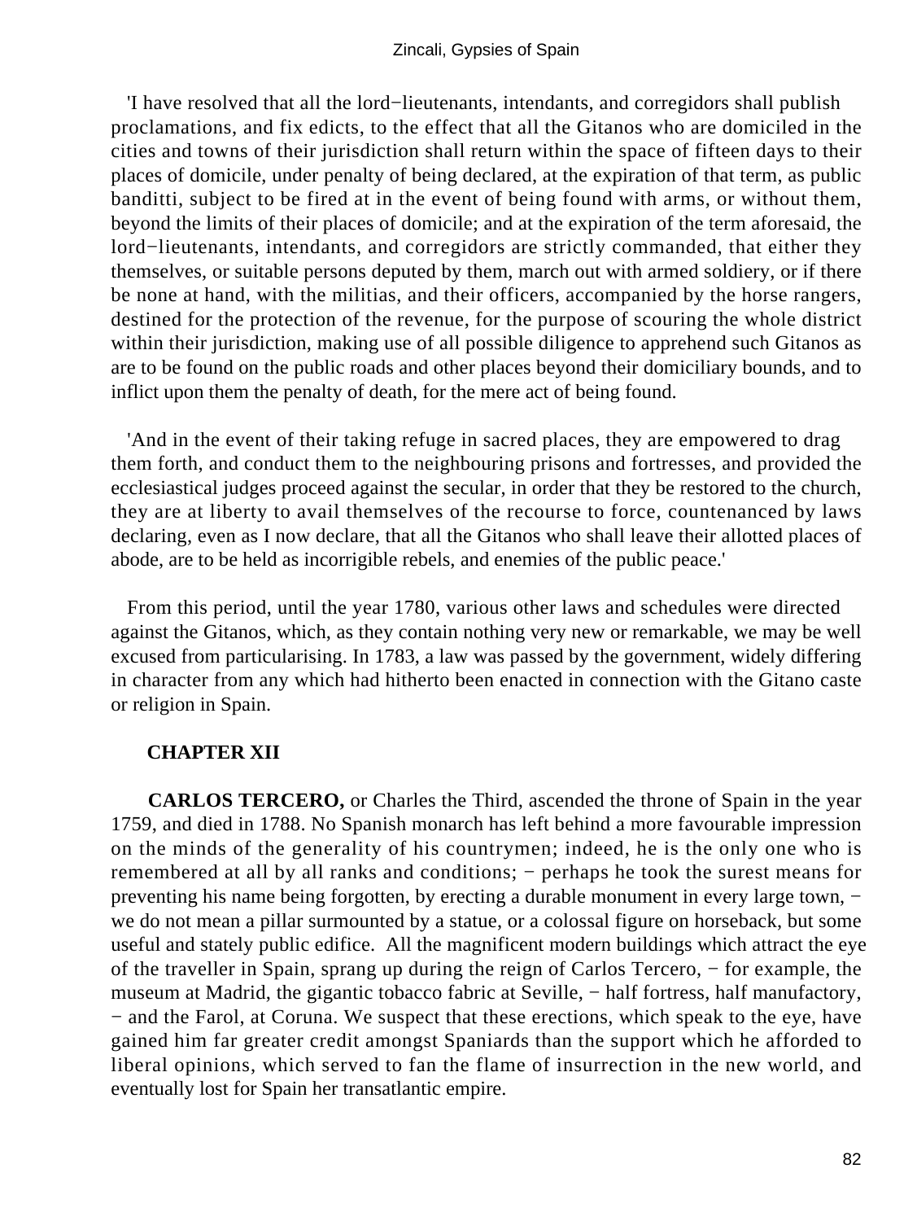'I have resolved that all the lord−lieutenants, intendants, and corregidors shall publish proclamations, and fix edicts, to the effect that all the Gitanos who are domiciled in the cities and towns of their jurisdiction shall return within the space of fifteen days to their places of domicile, under penalty of being declared, at the expiration of that term, as public banditti, subject to be fired at in the event of being found with arms, or without them, beyond the limits of their places of domicile; and at the expiration of the term aforesaid, the lord−lieutenants, intendants, and corregidors are strictly commanded, that either they themselves, or suitable persons deputed by them, march out with armed soldiery, or if there be none at hand, with the militias, and their officers, accompanied by the horse rangers, destined for the protection of the revenue, for the purpose of scouring the whole district within their jurisdiction, making use of all possible diligence to apprehend such Gitanos as are to be found on the public roads and other places beyond their domiciliary bounds, and to inflict upon them the penalty of death, for the mere act of being found.

'And in the event of their taking refuge in sacred places, they are empowered to drag them forth, and conduct them to the neighbouring prisons and fortresses, and provided the ecclesiastical judges proceed against the secular, in order that they be restored to the church, they are at liberty to avail themselves of the recourse to force, countenanced by laws declaring, even as I now declare, that all the Gitanos who shall leave their allotted places of abode, are to be held as incorrigible rebels, and enemies of the public peace.'

From this period, until the year 1780, various other laws and schedules were directed against the Gitanos, which, as they contain nothing very new or remarkable, we may be well excused from particularising. In 1783, a law was passed by the government, widely differing in character from any which had hitherto been enacted in connection with the Gitano caste or religion in Spain.

## CHAPTER XII

**CARLOS TERCERO,** or Charles the Third, ascended the throne of Spain in the year 1759, and died in 1788. No Spanish monarch has left behind a more favourable impression on the minds of the generality of his countrymen; indeed, he is the only one who is remembered at all by all ranks and conditions; − perhaps he took the surest means for preventing his name being forgotten, by erecting a durable monument in every large town, − we do not mean a pillar surmounted by a statue, or a colossal figure on horseback, but some useful and stately public edifice. All the magnificent modern buildings which attract the eye of the traveller in Spain, sprang up during the reign of Carlos Tercero, − for example, the museum at Madrid, the gigantic tobacco fabric at Seville, − half fortress, half manufactory, − and the Farol, at Coruna. We suspect that these erections, which speak to the eye, have gained him far greater credit amongst Spaniards than the support which he afforded to liberal opinions, which served to fan the flame of insurrection in the new world, and eventually lost for Spain her transatlantic empire.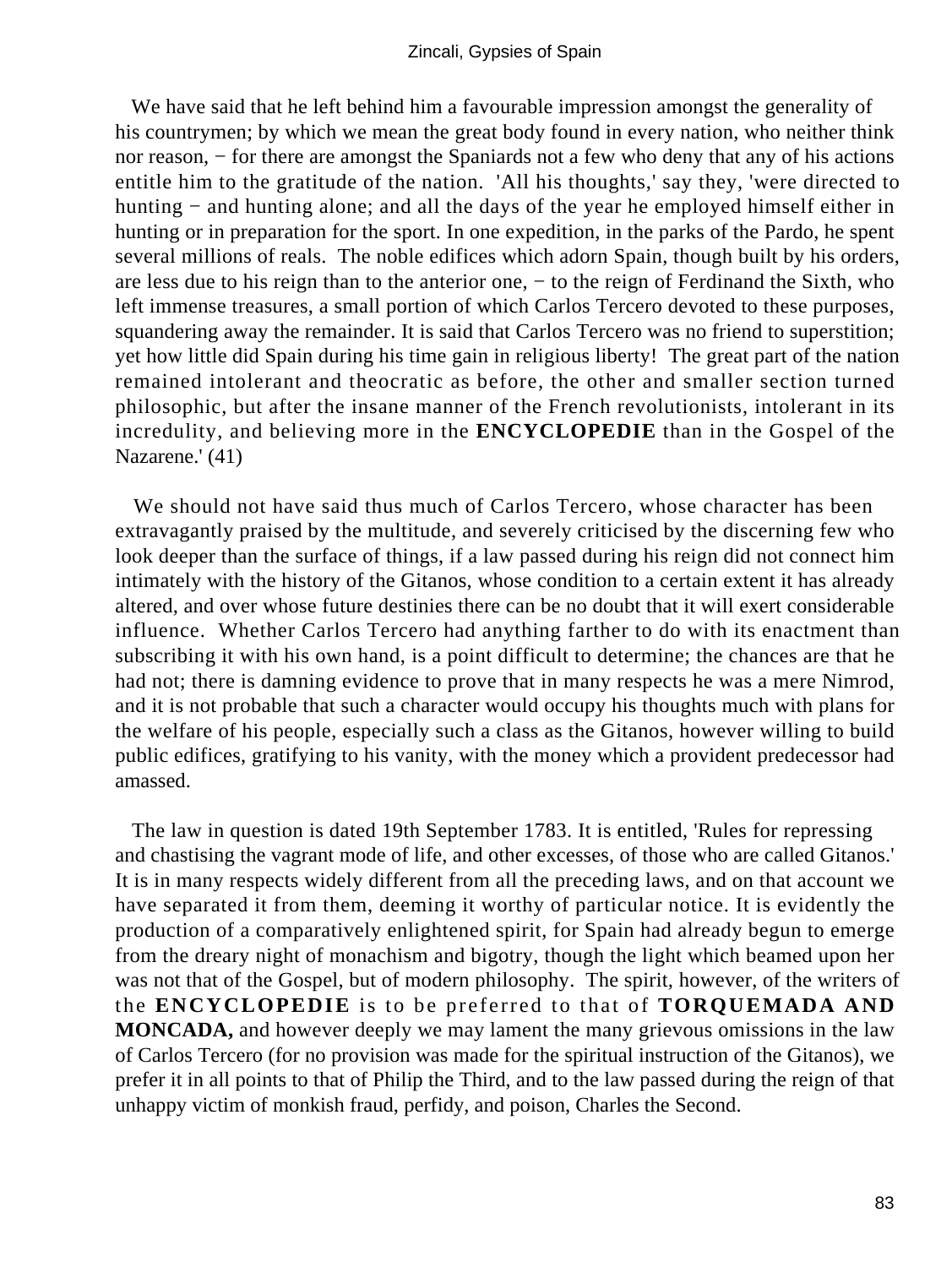We have said that he left behind him a favourable impression amongst the generality of his countrymen; by which we mean the great body found in every nation, who neither think nor reason, − for there are amongst the Spaniards not a few who deny that any of his actions entitle him to the gratitude of the nation. 'All his thoughts,' say they, 'were directed to hunting − and hunting alone; and all the days of the year he employed himself either in hunting or in preparation for the sport. In one expedition, in the parks of the Pardo, he spent several millions of reals. The noble edifices which adorn Spain, though built by his orders, are less due to his reign than to the anterior one, − to the reign of Ferdinand the Sixth, who left immense treasures, a small portion of which Carlos Tercero devoted to these purposes, squandering away the remainder. It is said that Carlos Tercero was no friend to superstition; yet how little did Spain during his time gain in religious liberty! The great part of the nation remained intolerant and theocratic as before, the other and smaller section turned philosophic, but after the insane manner of the French revolutionists, intolerant in its incredulity, and believing more in the **ENCYCLOPEDIE** than in the Gospel of the Nazarene.' (41)

We should not have said thus much of Carlos Tercero, whose character has been extravagantly praised by the multitude, and severely criticised by the discerning few who look deeper than the surface of things, if a law passed during his reign did not connect him intimately with the history of the Gitanos, whose condition to a certain extent it has already altered, and over whose future destinies there can be no doubt that it will exert considerable influence. Whether Carlos Tercero had anything farther to do with its enactment than subscribing it with his own hand, is a point difficult to determine; the chances are that he had not; there is damning evidence to prove that in many respects he was a mere Nimrod, and it is not probable that such a character would occupy his thoughts much with plans for the welfare of his people, especially such a class as the Gitanos, however willing to build public edifices, gratifying to his vanity, with the money which a provident predecessor had amassed.

The law in question is dated 19th September 1783. It is entitled, 'Rules for repressing and chastising the vagrant mode of life, and other excesses, of those who are called Gitanos.' It is in many respects widely different from all the preceding laws, and on that account we have separated it from them, deeming it worthy of particular notice. It is evidently the production of a comparatively enlightened spirit, for Spain had already begun to emerge from the dreary night of monachism and bigotry, though the light which beamed upon her was not that of the Gospel, but of modern philosophy. The spirit, however, of the writers of the **ENCYCLOPEDIE** is to be preferred to that of **TORQUEMADA AND MONCADA,** and however deeply we may lament the many grievous omissions in the law of Carlos Tercero (for no provision was made for the spiritual instruction of the Gitanos), we prefer it in all points to that of Philip the Third, and to the law passed during the reign of that unhappy victim of monkish fraud, perfidy, and poison, Charles the Second.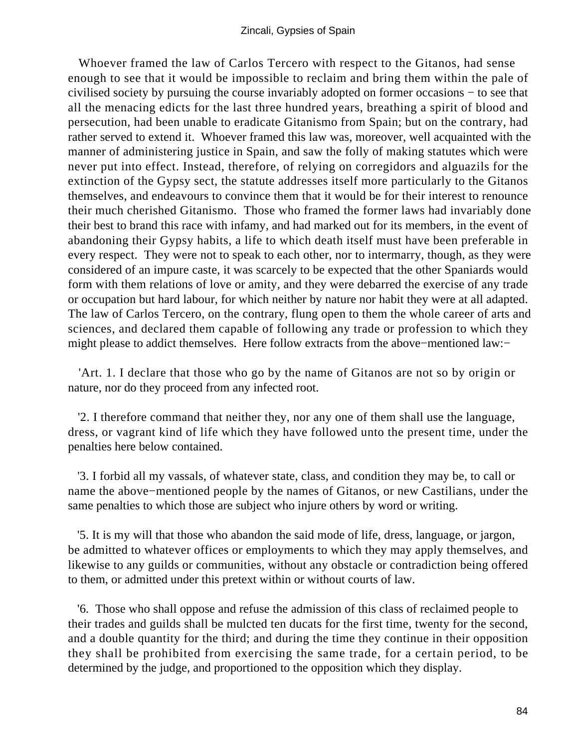Whoever framed the law of Carlos Tercero with respect to the Gitanos, had sense enough to see that it would be impossible to reclaim and bring them within the pale of civilised society by pursuing the course invariably adopted on former occasions − to see that all the menacing edicts for the last three hundred years, breathing a spirit of blood and persecution, had been unable to eradicate Gitanismo from Spain; but on the contrary, had rather served to extend it. Whoever framed this law was, moreover, well acquainted with the manner of administering justice in Spain, and saw the folly of making statutes which were never put into effect. Instead, therefore, of relying on corregidors and alguazils for the extinction of the Gypsy sect, the statute addresses itself more particularly to the Gitanos themselves, and endeavours to convince them that it would be for their interest to renounce their much cherished Gitanismo. Those who framed the former laws had invariably done their best to brand this race with infamy, and had marked out for its members, in the event of abandoning their Gypsy habits, a life to which death itself must have been preferable in every respect. They were not to speak to each other, nor to intermarry, though, as they were considered of an impure caste, it was scarcely to be expected that the other Spaniards would form with them relations of love or amity, and they were debarred the exercise of any trade or occupation but hard labour, for which neither by nature nor habit they were at all adapted. The law of Carlos Tercero, on the contrary, flung open to them the whole career of arts and sciences, and declared them capable of following any trade or profession to which they might please to addict themselves. Here follow extracts from the above−mentioned law:−

'Art. 1. I declare that those who go by the name of Gitanos are not so by origin or nature, nor do they proceed from any infected root.

'2. I therefore command that neither they, nor any one of them shall use the language, dress, or vagrant kind of life which they have followed unto the present time, under the penalties here below contained.

'3. I forbid all my vassals, of whatever state, class, and condition they may be, to call or name the above−mentioned people by the names of Gitanos, or new Castilians, under the same penalties to which those are subject who injure others by word or writing.

'5. It is my will that those who abandon the said mode of life, dress, language, or jargon, be admitted to whatever offices or employments to which they may apply themselves, and likewise to any guilds or communities, without any obstacle or contradiction being offered to them, or admitted under this pretext within or without courts of law.

'6. Those who shall oppose and refuse the admission of this class of reclaimed people to their trades and guilds shall be mulcted ten ducats for the first time, twenty for the second, and a double quantity for the third; and during the time they continue in their opposition they shall be prohibited from exercising the same trade, for a certain period, to be determined by the judge, and proportioned to the opposition which they display.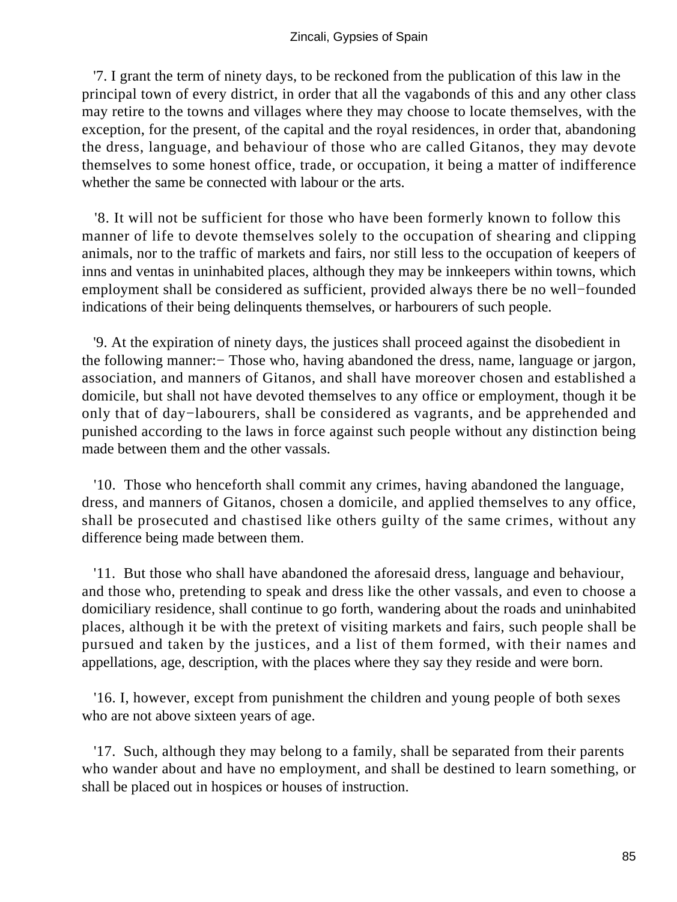'7. I grant the term of ninety days, to be reckoned from the publication of this law in the principal town of every district, in order that all the vagabonds of this and any other class may retire to the towns and villages where they may choose to locate themselves, with the exception, for the present, of the capital and the royal residences, in order that, abandoning the dress, language, and behaviour of those who are called Gitanos, they may devote themselves to some honest office, trade, or occupation, it being a matter of indifference whether the same be connected with labour or the arts.

'8. It will not be sufficient for those who have been formerly known to follow this manner of life to devote themselves solely to the occupation of shearing and clipping animals, nor to the traffic of markets and fairs, nor still less to the occupation of keepers of inns and ventas in uninhabited places, although they may be innkeepers within towns, which employment shall be considered as sufficient, provided always there be no well−founded indications of their being delinquents themselves, or harbourers of such people.

'9. At the expiration of ninety days, the justices shall proceed against the disobedient in the following manner:− Those who, having abandoned the dress, name, language or jargon, association, and manners of Gitanos, and shall have moreover chosen and established a domicile, but shall not have devoted themselves to any office or employment, though it be only that of day−labourers, shall be considered as vagrants, and be apprehended and punished according to the laws in force against such people without any distinction being made between them and the other vassals.

'10. Those who henceforth shall commit any crimes, having abandoned the language, dress, and manners of Gitanos, chosen a domicile, and applied themselves to any office, shall be prosecuted and chastised like others guilty of the same crimes, without any difference being made between them.

'11. But those who shall have abandoned the aforesaid dress, language and behaviour, and those who, pretending to speak and dress like the other vassals, and even to choose a domiciliary residence, shall continue to go forth, wandering about the roads and uninhabited places, although it be with the pretext of visiting markets and fairs, such people shall be pursued and taken by the justices, and a list of them formed, with their names and appellations, age, description, with the places where they say they reside and were born.

'16. I, however, except from punishment the children and young people of both sexes who are not above sixteen years of age.

'17. Such, although they may belong to a family, shall be separated from their parents who wander about and have no employment, and shall be destined to learn something, or shall be placed out in hospices or houses of instruction.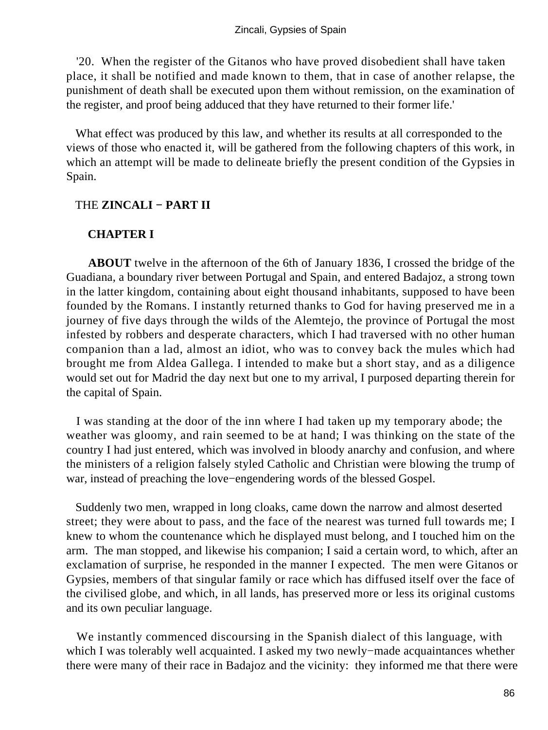'20. When the register of the Gitanos who have proved disobedient shall have taken place, it shall be notified and made known to them, that in case of another relapse, the punishment of death shall be executed upon them without remission, on the examination of the register, and proof being adduced that they have returned to their former life.'

What effect was produced by this law, and whether its results at all corresponded to the views of those who enacted it, will be gathered from the following chapters of this work, in which an attempt will be made to delineate briefly the present condition of the Gypsies in Spain.

## THE **ZINCALI − PART II**

### CHAPTER I

**ABOUT** twelve in the afternoon of the 6th of January 1836, I crossed the bridge of the Guadiana, a boundary river between Portugal and Spain, and entered Badajoz, a strong town in the latter kingdom, containing about eight thousand inhabitants, supposed to have been founded by the Romans. I instantly returned thanks to God for having preserved me in a journey of five days through the wilds of the Alemtejo, the province of Portugal the most infested by robbers and desperate characters, which I had traversed with no other human companion than a lad, almost an idiot, who was to convey back the mules which had brought me from Aldea Gallega. I intended to make but a short stay, and as a diligence would set out for Madrid the day next but one to my arrival, I purposed departing therein for the capital of Spain.

I was standing at the door of the inn where I had taken up my temporary abode; the weather was gloomy, and rain seemed to be at hand; I was thinking on the state of the country I had just entered, which was involved in bloody anarchy and confusion, and where the ministers of a religion falsely styled Catholic and Christian were blowing the trump of war, instead of preaching the love−engendering words of the blessed Gospel.

Suddenly two men, wrapped in long cloaks, came down the narrow and almost deserted street; they were about to pass, and the face of the nearest was turned full towards me; I knew to whom the countenance which he displayed must belong, and I touched him on the arm. The man stopped, and likewise his companion; I said a certain word, to which, after an exclamation of surprise, he responded in the manner I expected. The men were Gitanos or Gypsies, members of that singular family or race which has diffused itself over the face of the civilised globe, and which, in all lands, has preserved more or less its original customs and its own peculiar language.

We instantly commenced discoursing in the Spanish dialect of this language, with which I was tolerably well acquainted. I asked my two newly−made acquaintances whether there were many of their race in Badajoz and the vicinity: they informed me that there were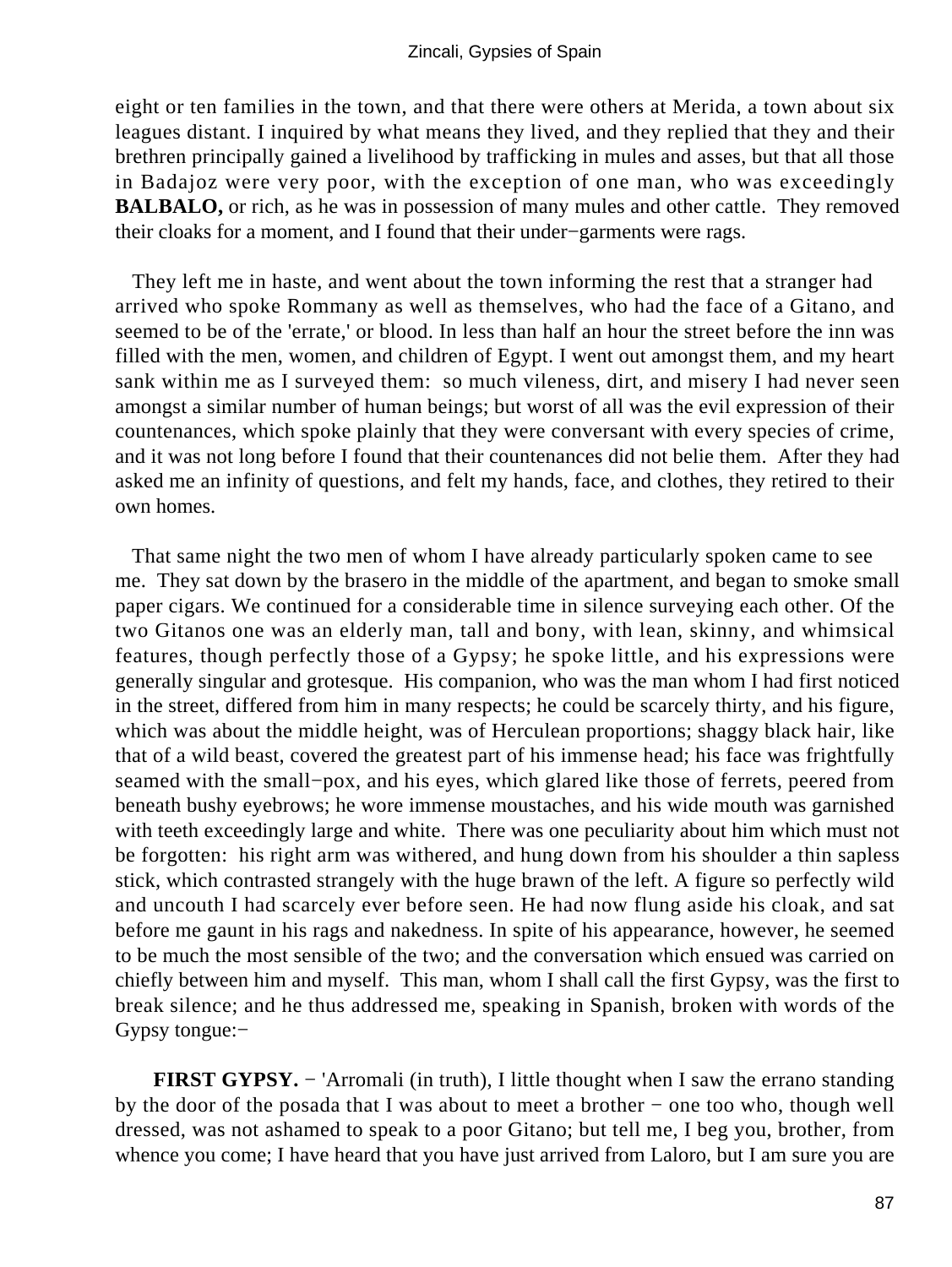eight or ten families in the town, and that there were others at Merida, a town about six leagues distant. I inquired by what means they lived, and they replied that they and their brethren principally gained a livelihood by trafficking in mules and asses, but that all those in Badajoz were very poor, with the exception of one man, who was exceedingly **BALBALO,** or rich, as he was in possession of many mules and other cattle. They removed their cloaks for a moment, and I found that their under−garments were rags.

They left me in haste, and went about the town informing the rest that a stranger had arrived who spoke Rommany as well as themselves, who had the face of a Gitano, and seemed to be of the 'errate,' or blood. In less than half an hour the street before the inn was filled with the men, women, and children of Egypt. I went out amongst them, and my heart sank within me as I surveyed them: so much vileness, dirt, and misery I had never seen amongst a similar number of human beings; but worst of all was the evil expression of their countenances, which spoke plainly that they were conversant with every species of crime, and it was not long before I found that their countenances did not belie them. After they had asked me an infinity of questions, and felt my hands, face, and clothes, they retired to their own homes.

That same night the two men of whom I have already particularly spoken came to see me. They sat down by the brasero in the middle of the apartment, and began to smoke small paper cigars. We continued for a considerable time in silence surveying each other. Of the two Gitanos one was an elderly man, tall and bony, with lean, skinny, and whimsical features, though perfectly those of a Gypsy; he spoke little, and his expressions were generally singular and grotesque. His companion, who was the man whom I had first noticed in the street, differed from him in many respects; he could be scarcely thirty, and his figure, which was about the middle height, was of Herculean proportions; shaggy black hair, like that of a wild beast, covered the greatest part of his immense head; his face was frightfully seamed with the small−pox, and his eyes, which glared like those of ferrets, peered from beneath bushy eyebrows; he wore immense moustaches, and his wide mouth was garnished with teeth exceedingly large and white. There was one peculiarity about him which must not be forgotten: his right arm was withered, and hung down from his shoulder a thin sapless stick, which contrasted strangely with the huge brawn of the left. A figure so perfectly wild and uncouth I had scarcely ever before seen. He had now flung aside his cloak, and sat before me gaunt in his rags and nakedness. In spite of his appearance, however, he seemed to be much the most sensible of the two; and the conversation which ensued was carried on chiefly between him and myself. This man, whom I shall call the first Gypsy, was the first to break silence; and he thus addressed me, speaking in Spanish, broken with words of the Gypsy tongue:−

**FIRST GYPSY.** − 'Arromali (in truth), I little thought when I saw the errano standing by the door of the posada that I was about to meet a brother − one too who, though well dressed, was not ashamed to speak to a poor Gitano; but tell me, I beg you, brother, from whence you come; I have heard that you have just arrived from Laloro, but I am sure you are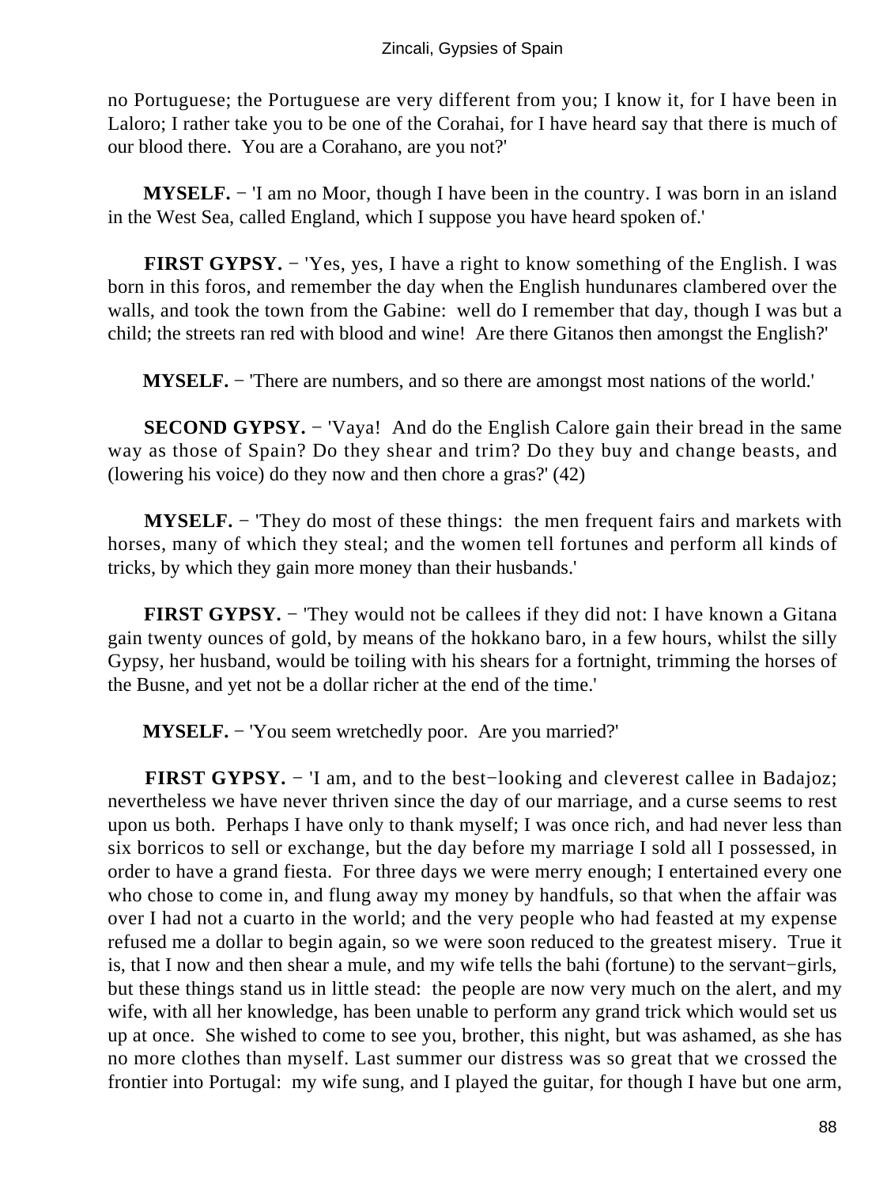no Portuguese; the Portuguese are very different from you; I know it, for I have been in Laloro; I rather take you to be one of the Corahai, for I have heard say that there is much of our blood there. You are a Corahano, are you not?'

**MYSELF.** − 'I am no Moor, though I have been in the country. I was born in an island in the West Sea, called England, which I suppose you have heard spoken of.'

**FIRST GYPSY.** − 'Yes, yes, I have a right to know something of the English. I was born in this foros, and remember the day when the English hundunares clambered over the walls, and took the town from the Gabine: well do I remember that day, though I was but a child; the streets ran red with blood and wine! Are there Gitanos then amongst the English?'

**MYSELF.** − 'There are numbers, and so there are amongst most nations of the world.'

**SECOND GYPSY.** − 'Vaya! And do the English Calore gain their bread in the same way as those of Spain? Do they shear and trim? Do they buy and change beasts, and (lowering his voice) do they now and then chore a gras?' (42)

**MYSELF.** − 'They do most of these things: the men frequent fairs and markets with horses, many of which they steal; and the women tell fortunes and perform all kinds of tricks, by which they gain more money than their husbands.'

**FIRST GYPSY.** − 'They would not be callees if they did not: I have known a Gitana gain twenty ounces of gold, by means of the hokkano baro, in a few hours, whilst the silly Gypsy, her husband, would be toiling with his shears for a fortnight, trimming the horses of the Busne, and yet not be a dollar richer at the end of the time.'

**MYSELF.** − 'You seem wretchedly poor. Are you married?'

**FIRST GYPSY.** − 'I am, and to the best−looking and cleverest callee in Badajoz; nevertheless we have never thriven since the day of our marriage, and a curse seems to rest upon us both. Perhaps I have only to thank myself; I was once rich, and had never less than six borricos to sell or exchange, but the day before my marriage I sold all I possessed, in order to have a grand fiesta. For three days we were merry enough; I entertained every one who chose to come in, and flung away my money by handfuls, so that when the affair was over I had not a cuarto in the world; and the very people who had feasted at my expense refused me a dollar to begin again, so we were soon reduced to the greatest misery. True it is, that I now and then shear a mule, and my wife tells the bahi (fortune) to the servant−girls, but these things stand us in little stead: the people are now very much on the alert, and my wife, with all her knowledge, has been unable to perform any grand trick which would set us up at once. She wished to come to see you, brother, this night, but was ashamed, as she has no more clothes than myself. Last summer our distress was so great that we crossed the frontier into Portugal: my wife sung, and I played the guitar, for though I have but one arm,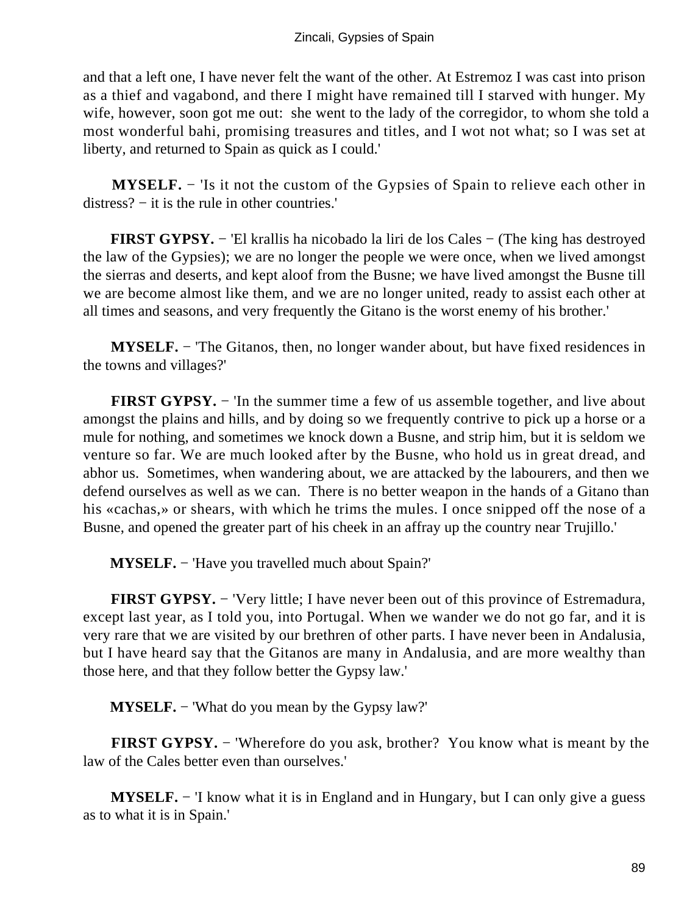and that a left one, I have never felt the want of the other. At Estremoz I was cast into prison as a thief and vagabond, and there I might have remained till I starved with hunger. My wife, however, soon got me out: she went to the lady of the corregidor, to whom she told a most wonderful bahi, promising treasures and titles, and I wot not what; so I was set at liberty, and returned to Spain as quick as I could.'

**MYSELF.** − 'Is it not the custom of the Gypsies of Spain to relieve each other in distress? − it is the rule in other countries.'

**FIRST GYPSY.** − 'El krallis ha nicobado la liri de los Cales − (The king has destroyed the law of the Gypsies); we are no longer the people we were once, when we lived amongst the sierras and deserts, and kept aloof from the Busne; we have lived amongst the Busne till we are become almost like them, and we are no longer united, ready to assist each other at all times and seasons, and very frequently the Gitano is the worst enemy of his brother.'

**MYSELF.** − 'The Gitanos, then, no longer wander about, but have fixed residences in the towns and villages?'

**FIRST GYPSY.** − 'In the summer time a few of us assemble together, and live about amongst the plains and hills, and by doing so we frequently contrive to pick up a horse or a mule for nothing, and sometimes we knock down a Busne, and strip him, but it is seldom we venture so far. We are much looked after by the Busne, who hold us in great dread, and abhor us. Sometimes, when wandering about, we are attacked by the labourers, and then we defend ourselves as well as we can. There is no better weapon in the hands of a Gitano than his «cachas,» or shears, with which he trims the mules. I once snipped off the nose of a Busne, and opened the greater part of his cheek in an affray up the country near Trujillo.'

**MYSELF.** − 'Have you travelled much about Spain?'

**FIRST GYPSY.** − 'Very little; I have never been out of this province of Estremadura, except last year, as I told you, into Portugal. When we wander we do not go far, and it is very rare that we are visited by our brethren of other parts. I have never been in Andalusia, but I have heard say that the Gitanos are many in Andalusia, and are more wealthy than those here, and that they follow better the Gypsy law.'

**MYSELF.** − 'What do you mean by the Gypsy law?'

**FIRST GYPSY.** − 'Wherefore do you ask, brother? You know what is meant by the law of the Cales better even than ourselves.'

**MYSELF.** − 'I know what it is in England and in Hungary, but I can only give a guess as to what it is in Spain.'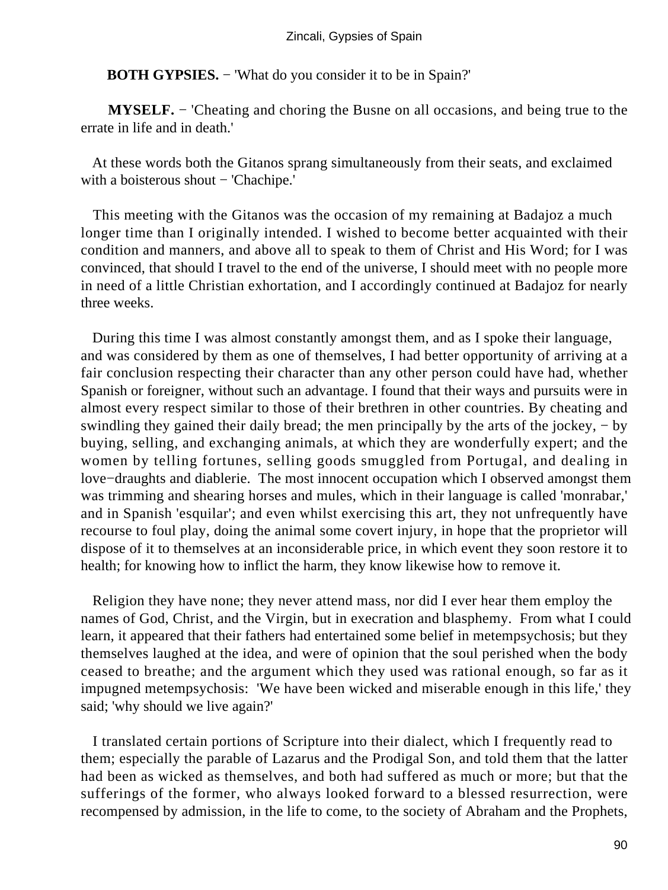**BOTH GYPSIES.** − 'What do you consider it to be in Spain?'

**MYSELF.** − 'Cheating and choring the Busne on all occasions, and being true to the errate in life and in death.'

At these words both the Gitanos sprang simultaneously from their seats, and exclaimed with a boisterous shout − 'Chachipe.'

This meeting with the Gitanos was the occasion of my remaining at Badajoz a much longer time than I originally intended. I wished to become better acquainted with their condition and manners, and above all to speak to them of Christ and His Word; for I was convinced, that should I travel to the end of the universe, I should meet with no people more in need of a little Christian exhortation, and I accordingly continued at Badajoz for nearly three weeks.

During this time I was almost constantly amongst them, and as I spoke their language, and was considered by them as one of themselves, I had better opportunity of arriving at a fair conclusion respecting their character than any other person could have had, whether Spanish or foreigner, without such an advantage. I found that their ways and pursuits were in almost every respect similar to those of their brethren in other countries. By cheating and swindling they gained their daily bread; the men principally by the arts of the jockey, − by buying, selling, and exchanging animals, at which they are wonderfully expert; and the women by telling fortunes, selling goods smuggled from Portugal, and dealing in love−draughts and diablerie. The most innocent occupation which I observed amongst them was trimming and shearing horses and mules, which in their language is called 'monrabar,' and in Spanish 'esquilar'; and even whilst exercising this art, they not unfrequently have recourse to foul play, doing the animal some covert injury, in hope that the proprietor will dispose of it to themselves at an inconsiderable price, in which event they soon restore it to health; for knowing how to inflict the harm, they know likewise how to remove it.

Religion they have none; they never attend mass, nor did I ever hear them employ the names of God, Christ, and the Virgin, but in execration and blasphemy. From what I could learn, it appeared that their fathers had entertained some belief in metempsychosis; but they themselves laughed at the idea, and were of opinion that the soul perished when the body ceased to breathe; and the argument which they used was rational enough, so far as it impugned metempsychosis: 'We have been wicked and miserable enough in this life,' they said; 'why should we live again?'

I translated certain portions of Scripture into their dialect, which I frequently read to them; especially the parable of Lazarus and the Prodigal Son, and told them that the latter had been as wicked as themselves, and both had suffered as much or more; but that the sufferings of the former, who always looked forward to a blessed resurrection, were recompensed by admission, in the life to come, to the society of Abraham and the Prophets,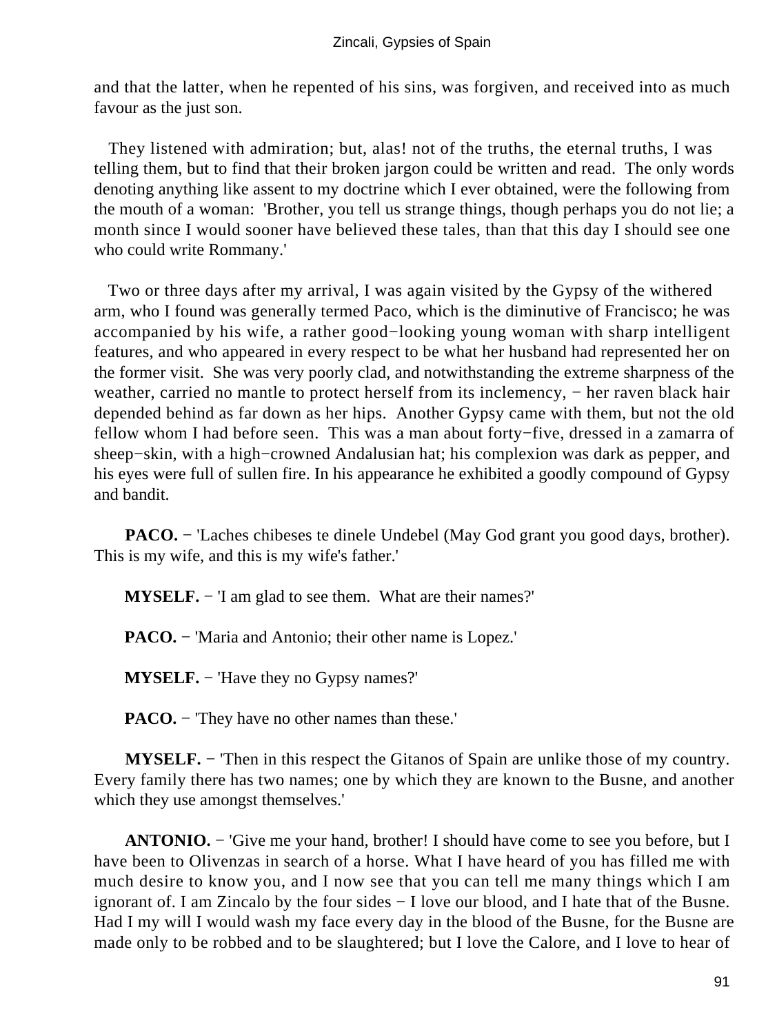and that the latter, when he repented of his sins, was forgiven, and received into as much favour as the just son.

They listened with admiration; but, alas! not of the truths, the eternal truths, I was telling them, but to find that their broken jargon could be written and read. The only words denoting anything like assent to my doctrine which I ever obtained, were the following from the mouth of a woman: 'Brother, you tell us strange things, though perhaps you do not lie; a month since I would sooner have believed these tales, than that this day I should see one who could write Rommany.'

Two or three days after my arrival, I was again visited by the Gypsy of the withered arm, who I found was generally termed Paco, which is the diminutive of Francisco; he was accompanied by his wife, a rather good−looking young woman with sharp intelligent features, and who appeared in every respect to be what her husband had represented her on the former visit. She was very poorly clad, and notwithstanding the extreme sharpness of the weather, carried no mantle to protect herself from its inclemency, − her raven black hair depended behind as far down as her hips. Another Gypsy came with them, but not the old fellow whom I had before seen. This was a man about forty−five, dressed in a zamarra of sheep−skin, with a high−crowned Andalusian hat; his complexion was dark as pepper, and his eyes were full of sullen fire. In his appearance he exhibited a goodly compound of Gypsy and bandit.

**PACO.** − 'Laches chibeses te dinele Undebel (May God grant you good days, brother). This is my wife, and this is my wife's father.'

**MYSELF.** − 'I am glad to see them. What are their names?'

**PACO.** − 'Maria and Antonio; their other name is Lopez.'

**MYSELF.** − 'Have they no Gypsy names?'

**PACO.** − 'They have no other names than these.'

**MYSELF.** − 'Then in this respect the Gitanos of Spain are unlike those of my country. Every family there has two names; one by which they are known to the Busne, and another which they use amongst themselves.'

**ANTONIO.** − 'Give me your hand, brother! I should have come to see you before, but I have been to Olivenzas in search of a horse. What I have heard of you has filled me with much desire to know you, and I now see that you can tell me many things which I am ignorant of. I am Zincalo by the four sides − I love our blood, and I hate that of the Busne. Had I my will I would wash my face every day in the blood of the Busne, for the Busne are made only to be robbed and to be slaughtered; but I love the Calore, and I love to hear of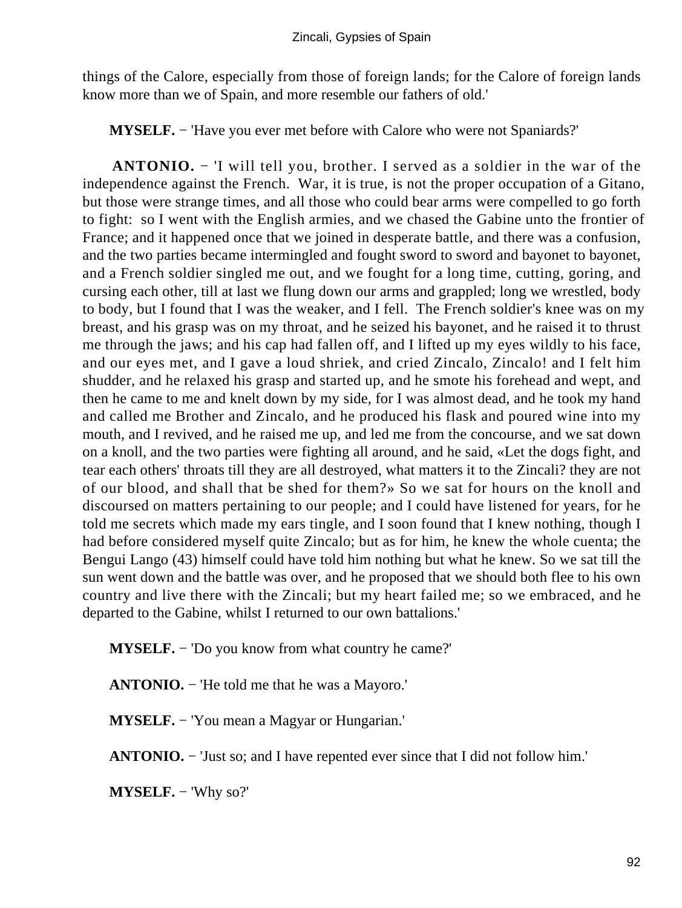things of the Calore, especially from those of foreign lands; for the Calore of foreign lands know more than we of Spain, and more resemble our fathers of old.'

**MYSELF.** − 'Have you ever met before with Calore who were not Spaniards?'

**ANTONIO.** − 'I will tell you, brother. I served as a soldier in the war of the independence against the French. War, it is true, is not the proper occupation of a Gitano, but those were strange times, and all those who could bear arms were compelled to go forth to fight: so I went with the English armies, and we chased the Gabine unto the frontier of France; and it happened once that we joined in desperate battle, and there was a confusion, and the two parties became intermingled and fought sword to sword and bayonet to bayonet, and a French soldier singled me out, and we fought for a long time, cutting, goring, and cursing each other, till at last we flung down our arms and grappled; long we wrestled, body to body, but I found that I was the weaker, and I fell. The French soldier's knee was on my breast, and his grasp was on my throat, and he seized his bayonet, and he raised it to thrust me through the jaws; and his cap had fallen off, and I lifted up my eyes wildly to his face, and our eyes met, and I gave a loud shriek, and cried Zincalo, Zincalo! and I felt him shudder, and he relaxed his grasp and started up, and he smote his forehead and wept, and then he came to me and knelt down by my side, for I was almost dead, and he took my hand and called me Brother and Zincalo, and he produced his flask and poured wine into my mouth, and I revived, and he raised me up, and led me from the concourse, and we sat down on a knoll, and the two parties were fighting all around, and he said, «Let the dogs fight, and tear each others' throats till they are all destroyed, what matters it to the Zincali? they are not of our blood, and shall that be shed for them?» So we sat for hours on the knoll and discoursed on matters pertaining to our people; and I could have listened for years, for he told me secrets which made my ears tingle, and I soon found that I knew nothing, though I had before considered myself quite Zincalo; but as for him, he knew the whole cuenta; the Bengui Lango (43) himself could have told him nothing but what he knew. So we sat till the sun went down and the battle was over, and he proposed that we should both flee to his own country and live there with the Zincali; but my heart failed me; so we embraced, and he departed to the Gabine, whilst I returned to our own battalions.'

**MYSELF.** − 'Do you know from what country he came?'

**ANTONIO.** − 'He told me that he was a Mayoro.'

**MYSELF.** − 'You mean a Magyar or Hungarian.'

**ANTONIO.** − 'Just so; and I have repented ever since that I did not follow him.'

**MYSELF.** − 'Why so?'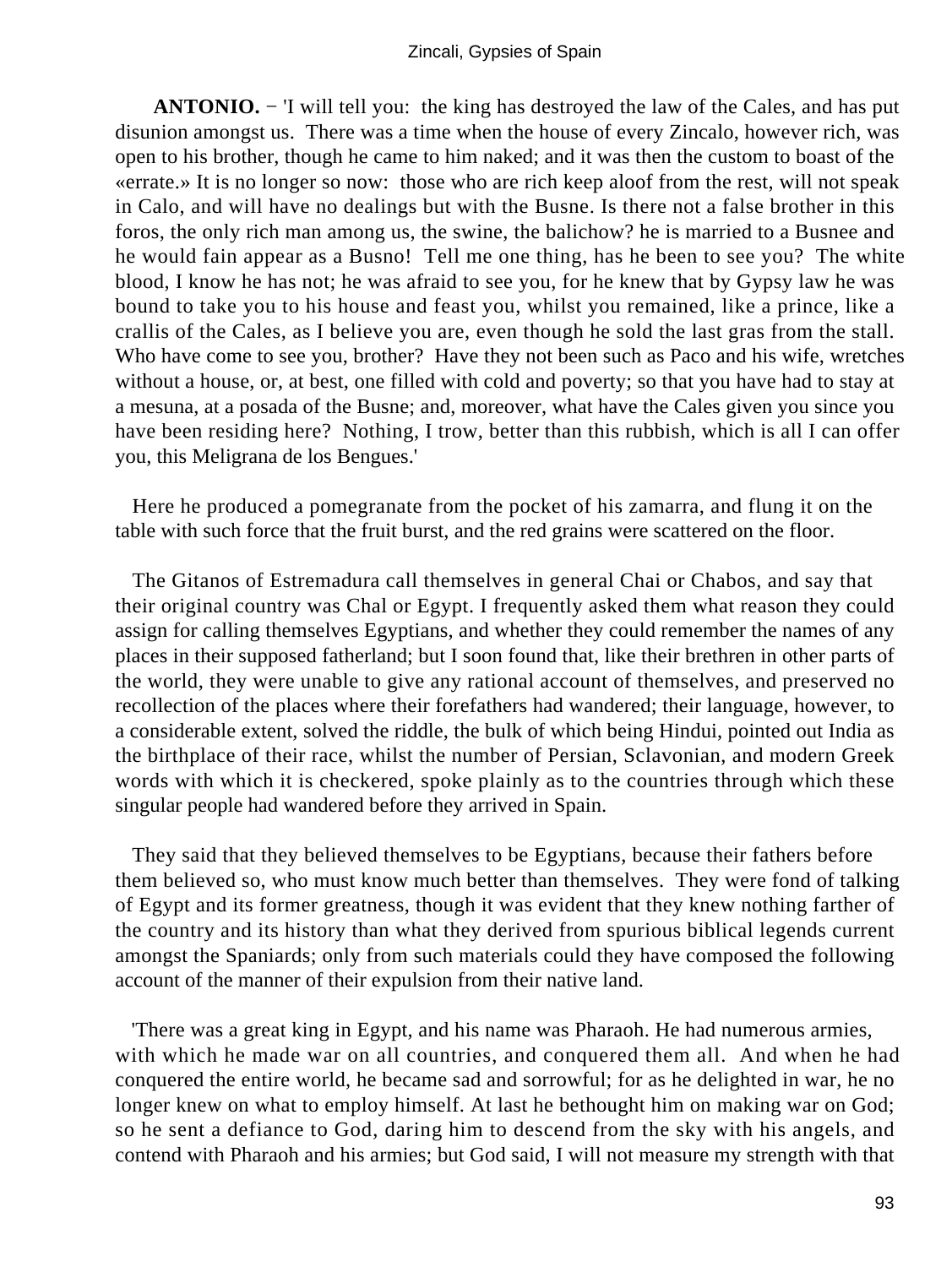**ANTONIO.** − 'I will tell you: the king has destroyed the law of the Cales, and has put disunion amongst us. There was a time when the house of every Zincalo, however rich, was open to his brother, though he came to him naked; and it was then the custom to boast of the «errate.» It is no longer so now: those who are rich keep aloof from the rest, will not speak in Calo, and will have no dealings but with the Busne. Is there not a false brother in this foros, the only rich man among us, the swine, the balichow? he is married to a Busnee and he would fain appear as a Busno! Tell me one thing, has he been to see you? The white blood, I know he has not; he was afraid to see you, for he knew that by Gypsy law he was bound to take you to his house and feast you, whilst you remained, like a prince, like a crallis of the Cales, as I believe you are, even though he sold the last gras from the stall. Who have come to see you, brother? Have they not been such as Paco and his wife, wretches without a house, or, at best, one filled with cold and poverty; so that you have had to stay at a mesuna, at a posada of the Busne; and, moreover, what have the Cales given you since you have been residing here? Nothing, I trow, better than this rubbish, which is all I can offer you, this Meligrana de los Bengues.'

Here he produced a pomegranate from the pocket of his zamarra, and flung it on the table with such force that the fruit burst, and the red grains were scattered on the floor.

The Gitanos of Estremadura call themselves in general Chai or Chabos, and say that their original country was Chal or Egypt. I frequently asked them what reason they could assign for calling themselves Egyptians, and whether they could remember the names of any places in their supposed fatherland; but I soon found that, like their brethren in other parts of the world, they were unable to give any rational account of themselves, and preserved no recollection of the places where their forefathers had wandered; their language, however, to a considerable extent, solved the riddle, the bulk of which being Hindui, pointed out India as the birthplace of their race, whilst the number of Persian, Sclavonian, and modern Greek words with which it is checkered, spoke plainly as to the countries through which these singular people had wandered before they arrived in Spain.

They said that they believed themselves to be Egyptians, because their fathers before them believed so, who must know much better than themselves. They were fond of talking of Egypt and its former greatness, though it was evident that they knew nothing farther of the country and its history than what they derived from spurious biblical legends current amongst the Spaniards; only from such materials could they have composed the following account of the manner of their expulsion from their native land.

'There was a great king in Egypt, and his name was Pharaoh. He had numerous armies, with which he made war on all countries, and conquered them all. And when he had conquered the entire world, he became sad and sorrowful; for as he delighted in war, he no longer knew on what to employ himself. At last he bethought him on making war on God; so he sent a defiance to God, daring him to descend from the sky with his angels, and contend with Pharaoh and his armies; but God said, I will not measure my strength with that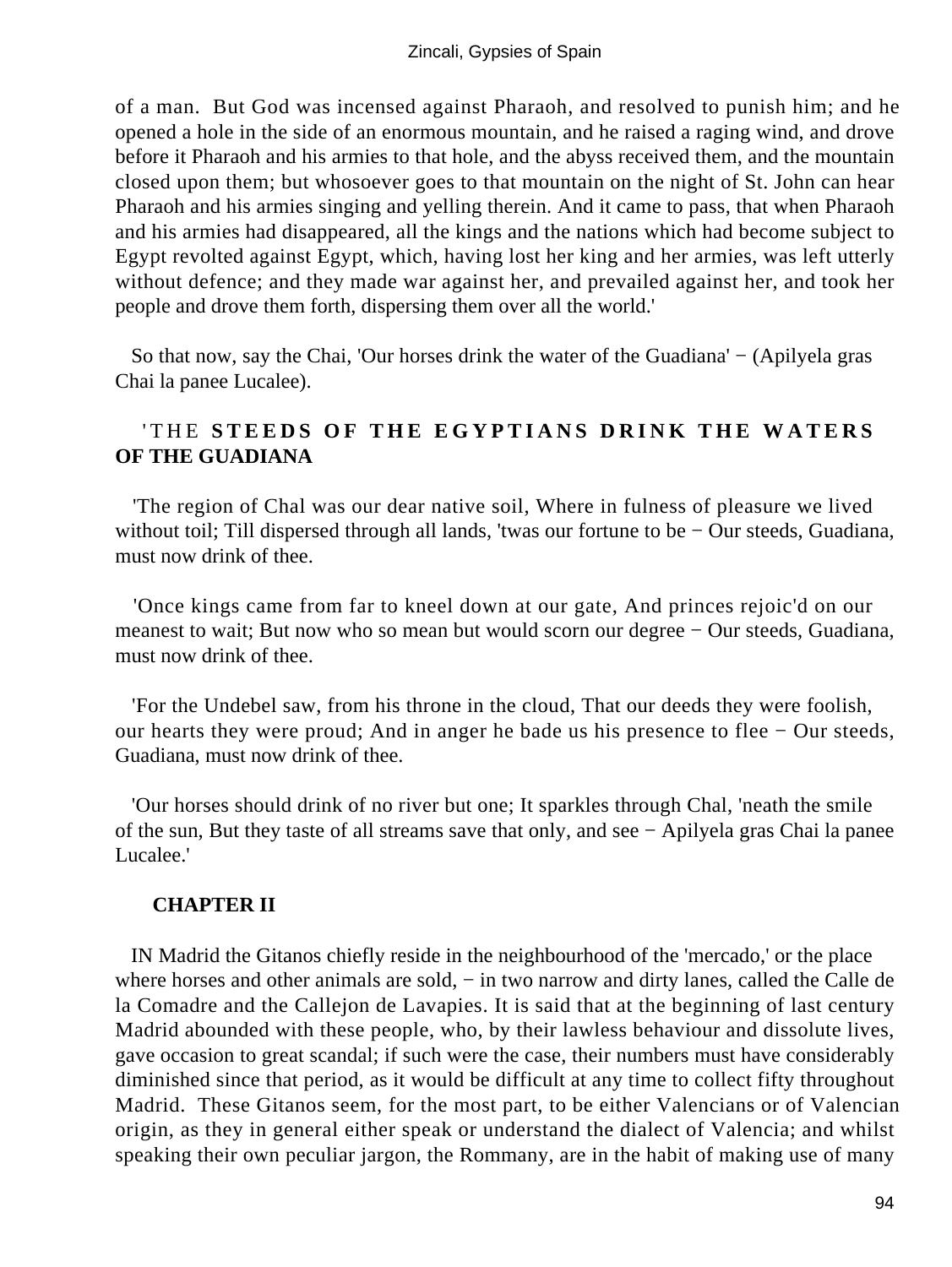of a man. But God was incensed against Pharaoh, and resolved to punish him; and he opened a hole in the side of an enormous mountain, and he raised a raging wind, and drove before it Pharaoh and his armies to that hole, and the abyss received them, and the mountain closed upon them; but whosoever goes to that mountain on the night of St. John can hear Pharaoh and his armies singing and yelling therein. And it came to pass, that when Pharaoh and his armies had disappeared, all the kings and the nations which had become subject to Egypt revolted against Egypt, which, having lost her king and her armies, was left utterly without defence; and they made war against her, and prevailed against her, and took her people and drove them forth, dispersing them over all the world.'

So that now, say the Chai, 'Our horses drink the water of the Guadiana' − (Apilyela gras Chai la panee Lucalee).

'THE **STEEDS OF THE EGYPTIANS DRINK THE WATERS OF THE GUADIANA**

'The region of Chal was our dear native soil, Where in fulness of pleasure we lived without toil; Till dispersed through all lands, 'twas our fortune to be − Our steeds, Guadiana, must now drink of thee.

'Once kings came from far to kneel down at our gate, And princes rejoic'd on our meanest to wait; But now who so mean but would scorn our degree − Our steeds, Guadiana, must now drink of thee.

'For the Undebel saw, from his throne in the cloud, That our deeds they were foolish, our hearts they were proud; And in anger he bade us his presence to flee − Our steeds, Guadiana, must now drink of thee.

'Our horses should drink of no river but one; It sparkles through Chal, 'neath the smile of the sun, But they taste of all streams save that only, and see − Apilyela gras Chai la panee Lucalee.'

## CHAPTER II

IN Madrid the Gitanos chiefly reside in the neighbourhood of the 'mercado,' or the place where horses and other animals are sold, − in two narrow and dirty lanes, called the Calle de la Comadre and the Callejon de Lavapies. It is said that at the beginning of last century Madrid abounded with these people, who, by their lawless behaviour and dissolute lives, gave occasion to great scandal; if such were the case, their numbers must have considerably diminished since that period, as it would be difficult at any time to collect fifty throughout Madrid. These Gitanos seem, for the most part, to be either Valencians or of Valencian origin, as they in general either speak or understand the dialect of Valencia; and whilst speaking their own peculiar jargon, the Rommany, are in the habit of making use of many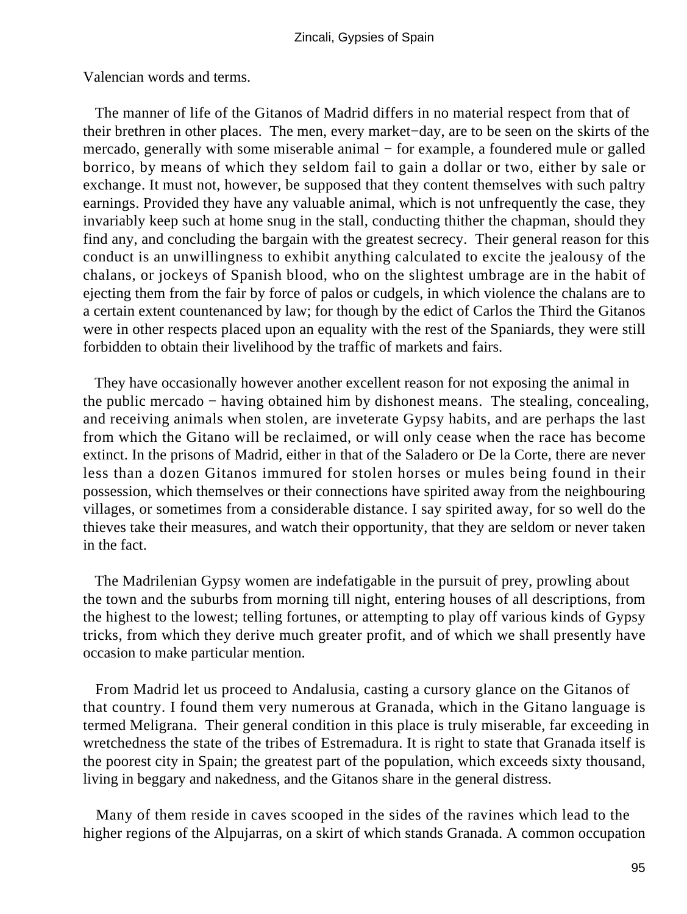Valencian words and terms.

The manner of life of the Gitanos of Madrid differs in no material respect from that of their brethren in other places. The men, every market−day, are to be seen on the skirts of the mercado, generally with some miserable animal − for example, a foundered mule or galled borrico, by means of which they seldom fail to gain a dollar or two, either by sale or exchange. It must not, however, be supposed that they content themselves with such paltry earnings. Provided they have any valuable animal, which is not unfrequently the case, they invariably keep such at home snug in the stall, conducting thither the chapman, should they find any, and concluding the bargain with the greatest secrecy. Their general reason for this conduct is an unwillingness to exhibit anything calculated to excite the jealousy of the chalans, or jockeys of Spanish blood, who on the slightest umbrage are in the habit of ejecting them from the fair by force of palos or cudgels, in which violence the chalans are to a certain extent countenanced by law; for though by the edict of Carlos the Third the Gitanos were in other respects placed upon an equality with the rest of the Spaniards, they were still forbidden to obtain their livelihood by the traffic of markets and fairs.

They have occasionally however another excellent reason for not exposing the animal in the public mercado − having obtained him by dishonest means. The stealing, concealing, and receiving animals when stolen, are inveterate Gypsy habits, and are perhaps the last from which the Gitano will be reclaimed, or will only cease when the race has become extinct. In the prisons of Madrid, either in that of the Saladero or De la Corte, there are never less than a dozen Gitanos immured for stolen horses or mules being found in their possession, which themselves or their connections have spirited away from the neighbouring villages, or sometimes from a considerable distance. I say spirited away, for so well do the thieves take their measures, and watch their opportunity, that they are seldom or never taken in the fact.

The Madrilenian Gypsy women are indefatigable in the pursuit of prey, prowling about the town and the suburbs from morning till night, entering houses of all descriptions, from the highest to the lowest; telling fortunes, or attempting to play off various kinds of Gypsy tricks, from which they derive much greater profit, and of which we shall presently have occasion to make particular mention.

From Madrid let us proceed to Andalusia, casting a cursory glance on the Gitanos of that country. I found them very numerous at Granada, which in the Gitano language is termed Meligrana. Their general condition in this place is truly miserable, far exceeding in wretchedness the state of the tribes of Estremadura. It is right to state that Granada itself is the poorest city in Spain; the greatest part of the population, which exceeds sixty thousand, living in beggary and nakedness, and the Gitanos share in the general distress.

Many of them reside in caves scooped in the sides of the ravines which lead to the higher regions of the Alpujarras, on a skirt of which stands Granada. A common occupation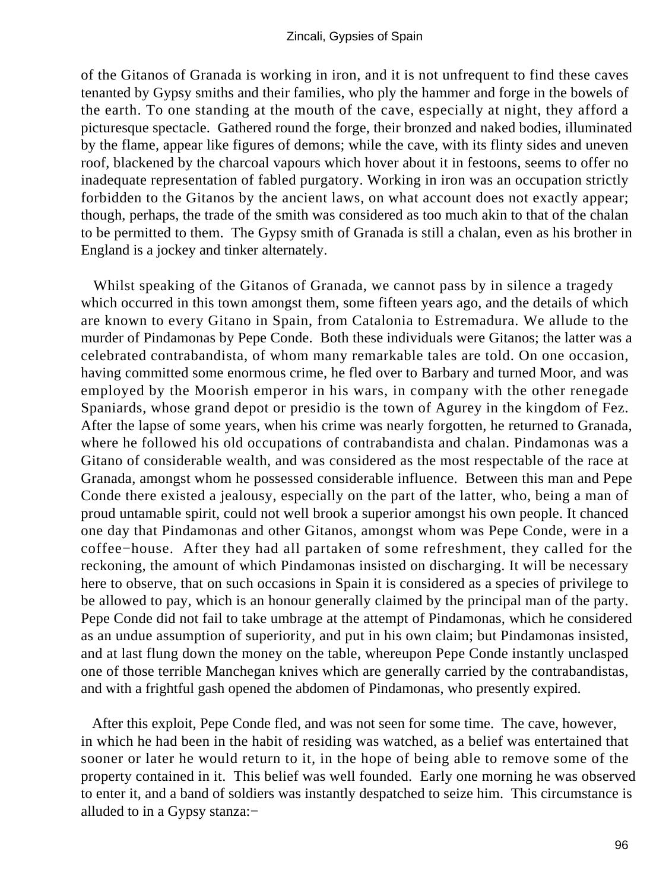of the Gitanos of Granada is working in iron, and it is not unfrequent to find these caves tenanted by Gypsy smiths and their families, who ply the hammer and forge in the bowels of the earth. To one standing at the mouth of the cave, especially at night, they afford a picturesque spectacle. Gathered round the forge, their bronzed and naked bodies, illuminated by the flame, appear like figures of demons; while the cave, with its flinty sides and uneven roof, blackened by the charcoal vapours which hover about it in festoons, seems to offer no inadequate representation of fabled purgatory. Working in iron was an occupation strictly forbidden to the Gitanos by the ancient laws, on what account does not exactly appear; though, perhaps, the trade of the smith was considered as too much akin to that of the chalan to be permitted to them. The Gypsy smith of Granada is still a chalan, even as his brother in England is a jockey and tinker alternately.

Whilst speaking of the Gitanos of Granada, we cannot pass by in silence a tragedy which occurred in this town amongst them, some fifteen years ago, and the details of which are known to every Gitano in Spain, from Catalonia to Estremadura. We allude to the murder of Pindamonas by Pepe Conde. Both these individuals were Gitanos; the latter was a celebrated contrabandista, of whom many remarkable tales are told. On one occasion, having committed some enormous crime, he fled over to Barbary and turned Moor, and was employed by the Moorish emperor in his wars, in company with the other renegade Spaniards, whose grand depot or presidio is the town of Agurey in the kingdom of Fez. After the lapse of some years, when his crime was nearly forgotten, he returned to Granada, where he followed his old occupations of contrabandista and chalan. Pindamonas was a Gitano of considerable wealth, and was considered as the most respectable of the race at Granada, amongst whom he possessed considerable influence. Between this man and Pepe Conde there existed a jealousy, especially on the part of the latter, who, being a man of proud untamable spirit, could not well brook a superior amongst his own people. It chanced one day that Pindamonas and other Gitanos, amongst whom was Pepe Conde, were in a coffee−house. After they had all partaken of some refreshment, they called for the reckoning, the amount of which Pindamonas insisted on discharging. It will be necessary here to observe, that on such occasions in Spain it is considered as a species of privilege to be allowed to pay, which is an honour generally claimed by the principal man of the party. Pepe Conde did not fail to take umbrage at the attempt of Pindamonas, which he considered as an undue assumption of superiority, and put in his own claim; but Pindamonas insisted, and at last flung down the money on the table, whereupon Pepe Conde instantly unclasped one of those terrible Manchegan knives which are generally carried by the contrabandistas, and with a frightful gash opened the abdomen of Pindamonas, who presently expired.

After this exploit, Pepe Conde fled, and was not seen for some time. The cave, however, in which he had been in the habit of residing was watched, as a belief was entertained that sooner or later he would return to it, in the hope of being able to remove some of the property contained in it. This belief was well founded. Early one morning he was observed to enter it, and a band of soldiers was instantly despatched to seize him. This circumstance is alluded to in a Gypsy stanza:−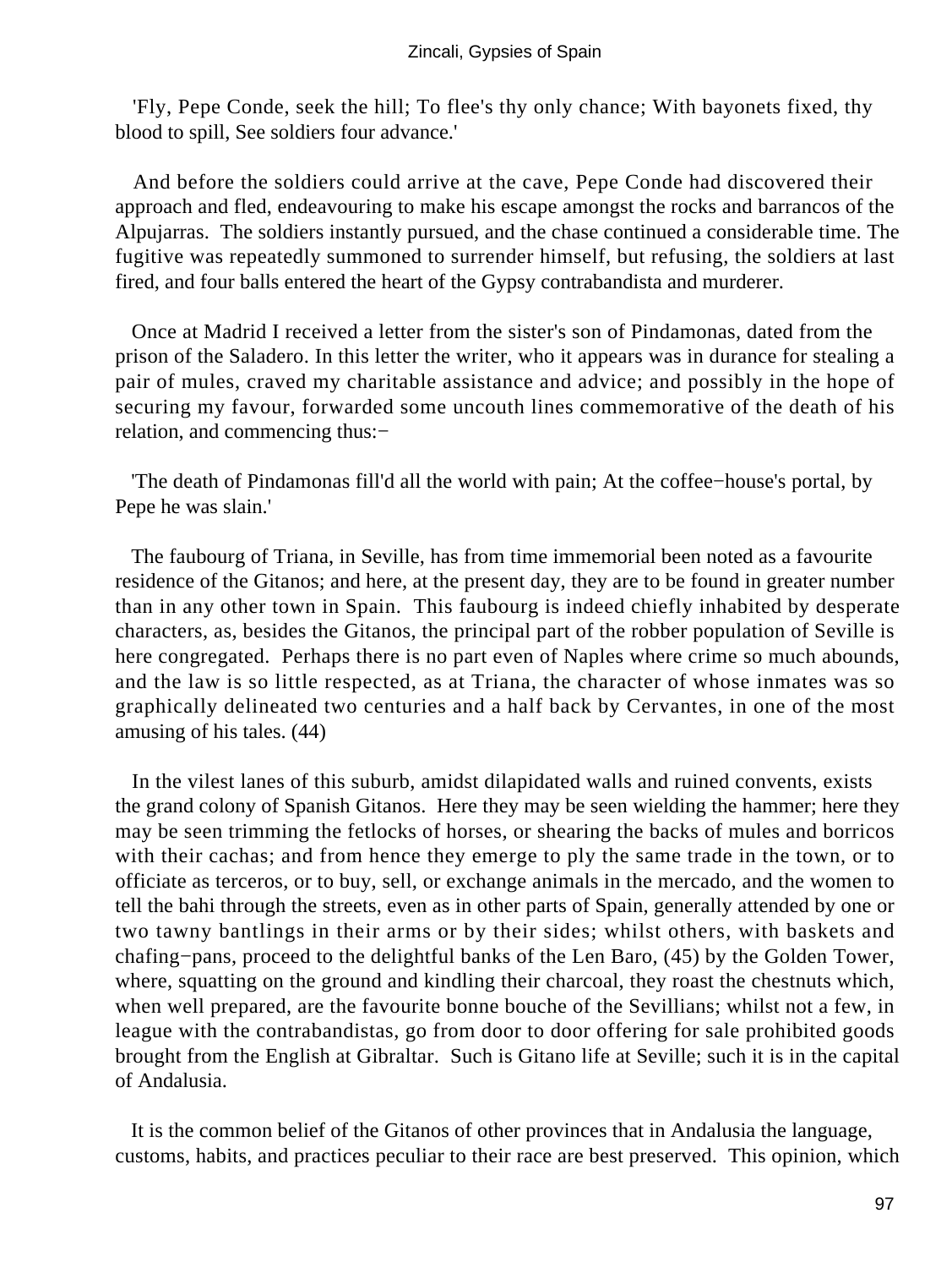'Fly, Pepe Conde, seek the hill; To flee's thy only chance; With bayonets fixed, thy blood to spill, See soldiers four advance.'

And before the soldiers could arrive at the cave, Pepe Conde had discovered their approach and fled, endeavouring to make his escape amongst the rocks and barrancos of the Alpujarras. The soldiers instantly pursued, and the chase continued a considerable time. The fugitive was repeatedly summoned to surrender himself, but refusing, the soldiers at last fired, and four balls entered the heart of the Gypsy contrabandista and murderer.

Once at Madrid I received a letter from the sister's son of Pindamonas, dated from the prison of the Saladero. In this letter the writer, who it appears was in durance for stealing a pair of mules, craved my charitable assistance and advice; and possibly in the hope of securing my favour, forwarded some uncouth lines commemorative of the death of his relation, and commencing thus:−

'The death of Pindamonas fill'd all the world with pain; At the coffee−house's portal, by Pepe he was slain.'

The faubourg of Triana, in Seville, has from time immemorial been noted as a favourite residence of the Gitanos; and here, at the present day, they are to be found in greater number than in any other town in Spain. This faubourg is indeed chiefly inhabited by desperate characters, as, besides the Gitanos, the principal part of the robber population of Seville is here congregated. Perhaps there is no part even of Naples where crime so much abounds, and the law is so little respected, as at Triana, the character of whose inmates was so graphically delineated two centuries and a half back by Cervantes, in one of the most amusing of his tales. (44)

In the vilest lanes of this suburb, amidst dilapidated walls and ruined convents, exists the grand colony of Spanish Gitanos. Here they may be seen wielding the hammer; here they may be seen trimming the fetlocks of horses, or shearing the backs of mules and borricos with their cachas; and from hence they emerge to ply the same trade in the town, or to officiate as terceros, or to buy, sell, or exchange animals in the mercado, and the women to tell the bahi through the streets, even as in other parts of Spain, generally attended by one or two tawny bantlings in their arms or by their sides; whilst others, with baskets and chafing−pans, proceed to the delightful banks of the Len Baro, (45) by the Golden Tower, where, squatting on the ground and kindling their charcoal, they roast the chestnuts which, when well prepared, are the favourite bonne bouche of the Sevillians; whilst not a few, in league with the contrabandistas, go from door to door offering for sale prohibited goods brought from the English at Gibraltar. Such is Gitano life at Seville; such it is in the capital of Andalusia.

It is the common belief of the Gitanos of other provinces that in Andalusia the language, customs, habits, and practices peculiar to their race are best preserved. This opinion, which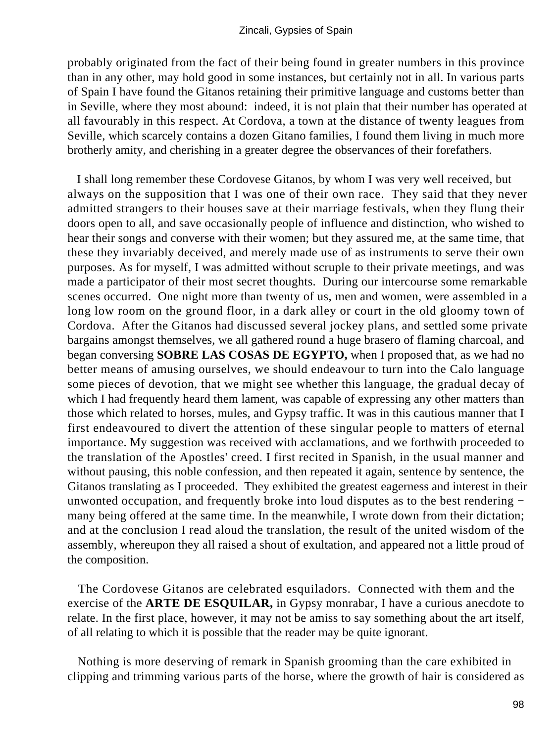probably originated from the fact of their being found in greater numbers in this province than in any other, may hold good in some instances, but certainly not in all. In various parts of Spain I have found the Gitanos retaining their primitive language and customs better than in Seville, where they most abound: indeed, it is not plain that their number has operated at all favourably in this respect. At Cordova, a town at the distance of twenty leagues from Seville, which scarcely contains a dozen Gitano families, I found them living in much more brotherly amity, and cherishing in a greater degree the observances of their forefathers.

I shall long remember these Cordovese Gitanos, by whom I was very well received, but always on the supposition that I was one of their own race. They said that they never admitted strangers to their houses save at their marriage festivals, when they flung their doors open to all, and save occasionally people of influence and distinction, who wished to hear their songs and converse with their women; but they assured me, at the same time, that these they invariably deceived, and merely made use of as instruments to serve their own purposes. As for myself, I was admitted without scruple to their private meetings, and was made a participator of their most secret thoughts. During our intercourse some remarkable scenes occurred. One night more than twenty of us, men and women, were assembled in a long low room on the ground floor, in a dark alley or court in the old gloomy town of Cordova. After the Gitanos had discussed several jockey plans, and settled some private bargains amongst themselves, we all gathered round a huge brasero of flaming charcoal, and began conversing **SOBRE LAS COSAS DE EGYPTO,** when I proposed that, as we had no better means of amusing ourselves, we should endeavour to turn into the Calo language some pieces of devotion, that we might see whether this language, the gradual decay of which I had frequently heard them lament, was capable of expressing any other matters than those which related to horses, mules, and Gypsy traffic. It was in this cautious manner that I first endeavoured to divert the attention of these singular people to matters of eternal importance. My suggestion was received with acclamations, and we forthwith proceeded to the translation of the Apostles' creed. I first recited in Spanish, in the usual manner and without pausing, this noble confession, and then repeated it again, sentence by sentence, the Gitanos translating as I proceeded. They exhibited the greatest eagerness and interest in their unwonted occupation, and frequently broke into loud disputes as to the best rendering − many being offered at the same time. In the meanwhile, I wrote down from their dictation; and at the conclusion I read aloud the translation, the result of the united wisdom of the assembly, whereupon they all raised a shout of exultation, and appeared not a little proud of the composition.

The Cordovese Gitanos are celebrated esquiladors. Connected with them and the exercise of the **ARTE DE ESQUILAR,** in Gypsy monrabar, I have a curious anecdote to relate. In the first place, however, it may not be amiss to say something about the art itself, of all relating to which it is possible that the reader may be quite ignorant.

Nothing is more deserving of remark in Spanish grooming than the care exhibited in clipping and trimming various parts of the horse, where the growth of hair is considered as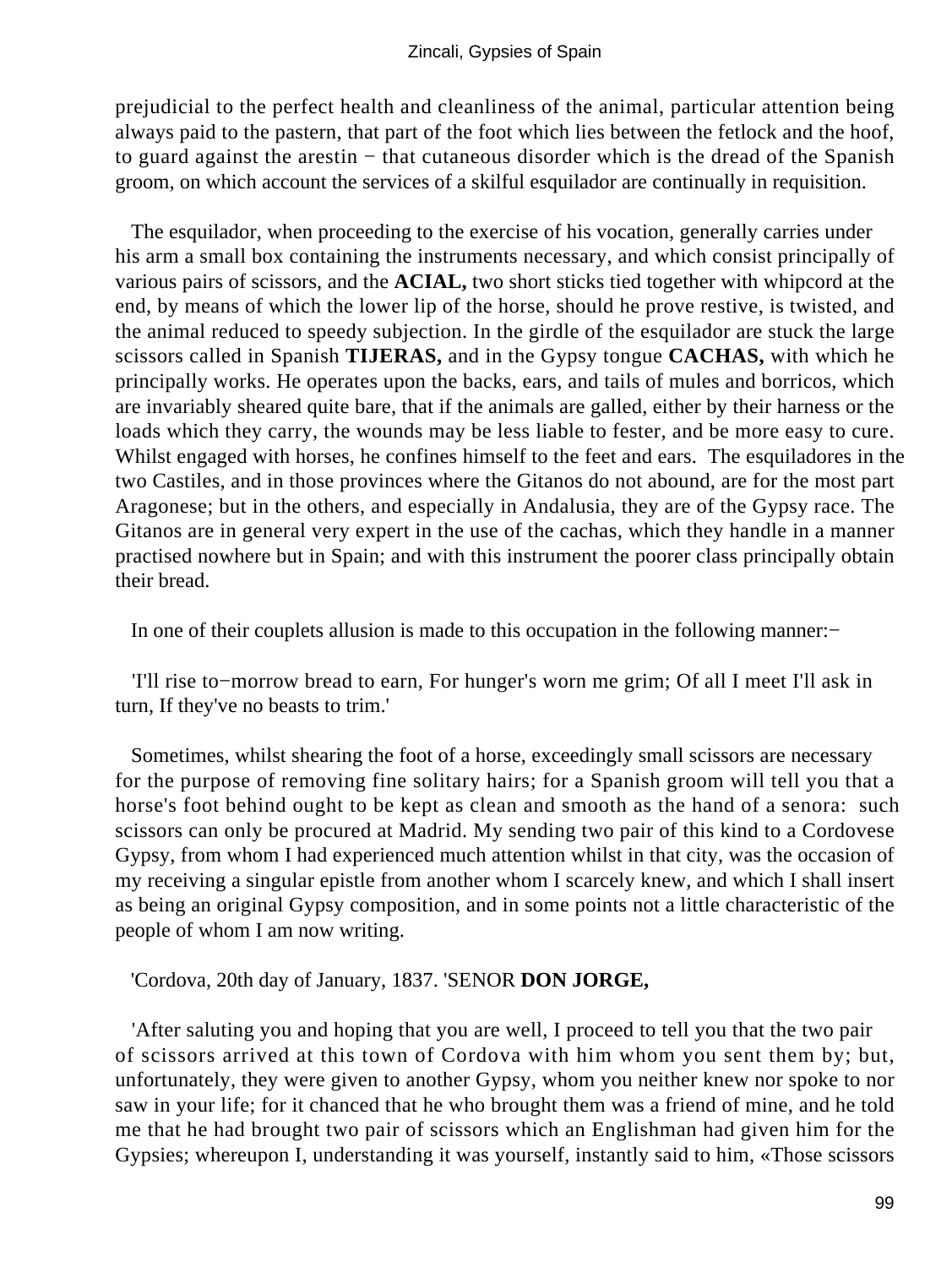prejudicial to the perfect health and cleanliness of the animal, particular attention being always paid to the pastern, that part of the foot which lies between the fetlock and the hoof, to guard against the arestin − that cutaneous disorder which is the dread of the Spanish groom, on which account the services of a skilful esquilador are continually in requisition.

The esquilador, when proceeding to the exercise of his vocation, generally carries under his arm a small box containing the instruments necessary, and which consist principally of various pairs of scissors, and the **ACIAL,** two short sticks tied together with whipcord at the end, by means of which the lower lip of the horse, should he prove restive, is twisted, and the animal reduced to speedy subjection. In the girdle of the esquilador are stuck the large scissors called in Spanish **TIJERAS,** and in the Gypsy tongue **CACHAS,** with which he principally works. He operates upon the backs, ears, and tails of mules and borricos, which are invariably sheared quite bare, that if the animals are galled, either by their harness or the loads which they carry, the wounds may be less liable to fester, and be more easy to cure. Whilst engaged with horses, he confines himself to the feet and ears. The esquiladores in the two Castiles, and in those provinces where the Gitanos do not abound, are for the most part Aragonese; but in the others, and especially in Andalusia, they are of the Gypsy race. The Gitanos are in general very expert in the use of the cachas, which they handle in a manner practised nowhere but in Spain; and with this instrument the poorer class principally obtain their bread.

In one of their couplets allusion is made to this occupation in the following manner:−

'I'll rise to−morrow bread to earn, For hunger's worn me grim; Of all I meet I'll ask in turn, If they've no beasts to trim.'

Sometimes, whilst shearing the foot of a horse, exceedingly small scissors are necessary for the purpose of removing fine solitary hairs; for a Spanish groom will tell you that a horse's foot behind ought to be kept as clean and smooth as the hand of a senora: such scissors can only be procured at Madrid. My sending two pair of this kind to a Cordovese Gypsy, from whom I had experienced much attention whilst in that city, was the occasion of my receiving a singular epistle from another whom I scarcely knew, and which I shall insert as being an original Gypsy composition, and in some points not a little characteristic of the people of whom I am now writing.

'Cordova, 20th day of January, 1837. 'SENOR **DON JORGE,**

'After saluting you and hoping that you are well, I proceed to tell you that the two pair of scissors arrived at this town of Cordova with him whom you sent them by; but, unfortunately, they were given to another Gypsy, whom you neither knew nor spoke to nor saw in your life; for it chanced that he who brought them was a friend of mine, and he told me that he had brought two pair of scissors which an Englishman had given him for the Gypsies; whereupon I, understanding it was yourself, instantly said to him, «Those scissors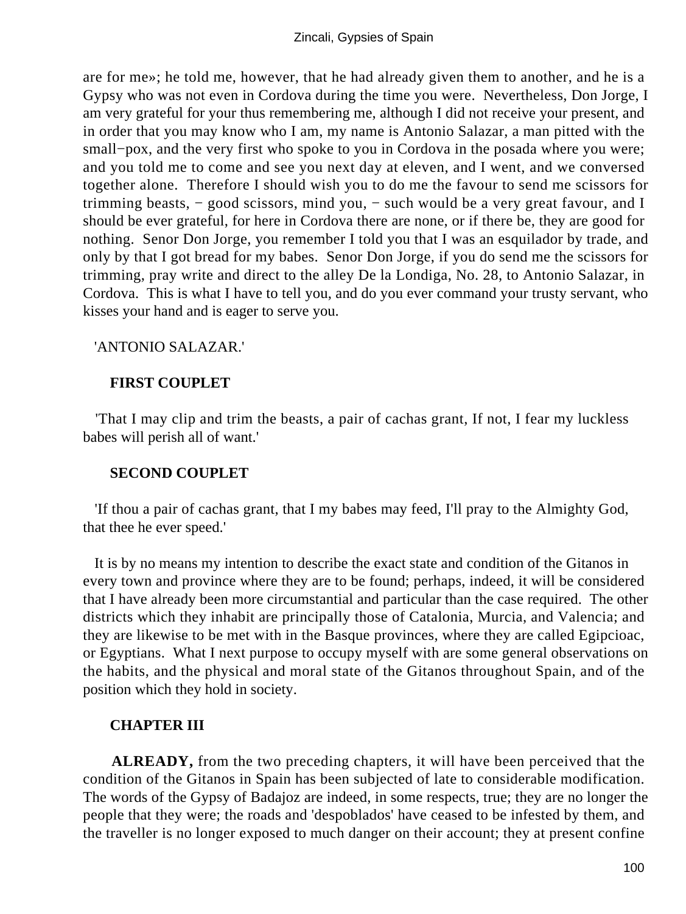are for me»; he told me, however, that he had already given them to another, and he is a Gypsy who was not even in Cordova during the time you were. Nevertheless, Don Jorge, I am very grateful for your thus remembering me, although I did not receive your present, and in order that you may know who I am, my name is Antonio Salazar, a man pitted with the small−pox, and the very first who spoke to you in Cordova in the posada where you were; and you told me to come and see you next day at eleven, and I went, and we conversed together alone. Therefore I should wish you to do me the favour to send me scissors for trimming beasts, − good scissors, mind you, − such would be a very great favour, and I should be ever grateful, for here in Cordova there are none, or if there be, they are good for nothing. Senor Don Jorge, you remember I told you that I was an esquilador by trade, and only by that I got bread for my babes. Senor Don Jorge, if you do send me the scissors for trimming, pray write and direct to the alley De la Londiga, No. 28, to Antonio Salazar, in Cordova. This is what I have to tell you, and do you ever command your trusty servant, who kisses your hand and is eager to serve you.

'ANTONIO SALAZAR.'

**FIRST COUPLET**

'That I may clip and trim the beasts, a pair of cachas grant, If not, I fear my luckless babes will perish all of want.'

**SECOND COUPLET**

'If thou a pair of cachas grant, that I my babes may feed, I'll pray to the Almighty God, that thee he ever speed.'

It is by no means my intention to describe the exact state and condition of the Gitanos in every town and province where they are to be found; perhaps, indeed, it will be considered that I have already been more circumstantial and particular than the case required. The other districts which they inhabit are principally those of Catalonia, Murcia, and Valencia; and they are likewise to be met with in the Basque provinces, where they are called Egipcioac, or Egyptians. What I next purpose to occupy myself with are some general observations on the habits, and the physical and moral state of the Gitanos throughout Spain, and of the position which they hold in society.

## CHAPTER III

**ALREADY,** from the two preceding chapters, it will have been perceived that the condition of the Gitanos in Spain has been subjected of late to considerable modification. The words of the Gypsy of Badajoz are indeed, in some respects, true; they are no longer the people that they were; the roads and 'despoblados' have ceased to be infested by them, and the traveller is no longer exposed to much danger on their account; they at present confine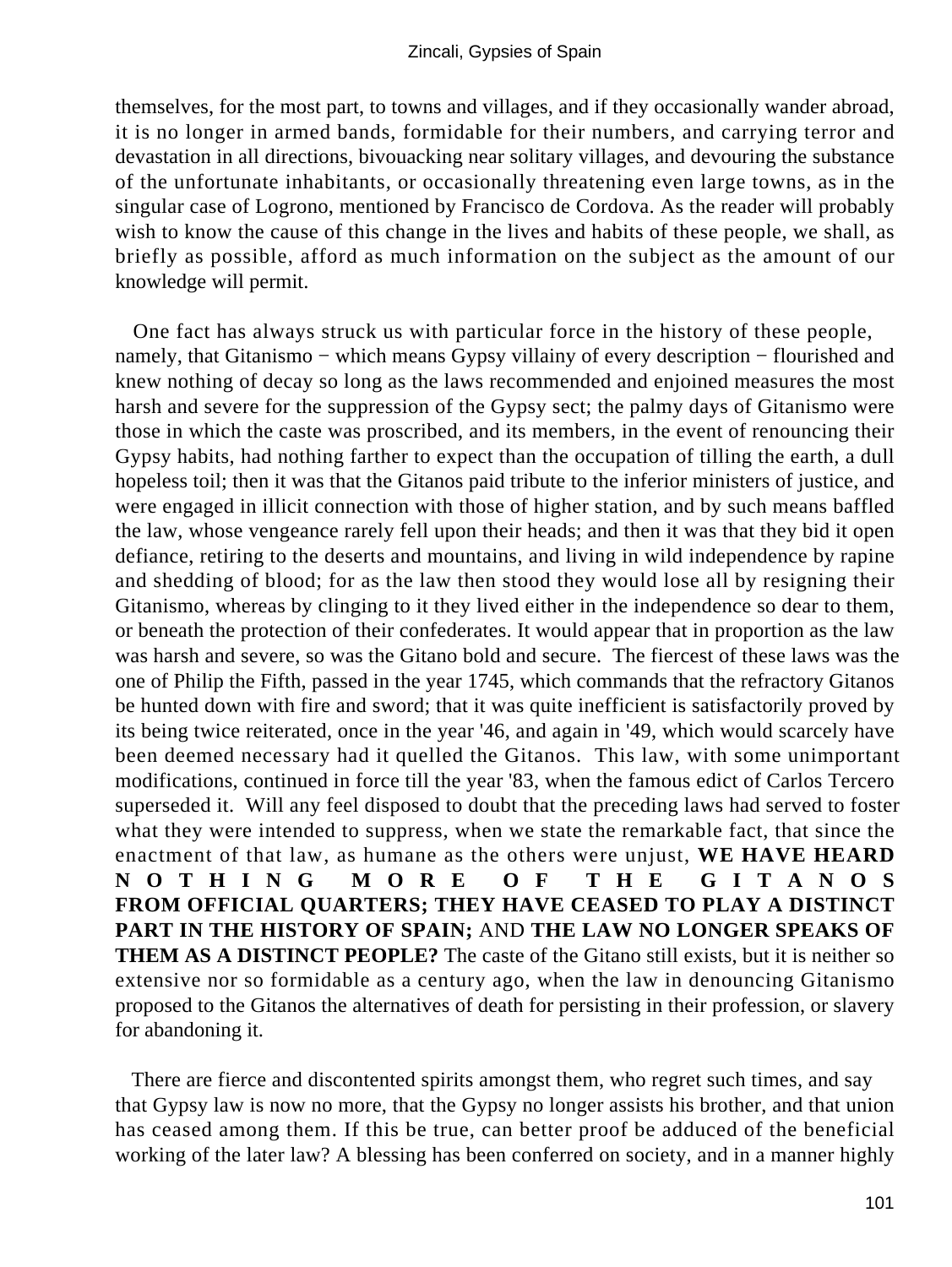themselves, for the most part, to towns and villages, and if they occasionally wander abroad, it is no longer in armed bands, formidable for their numbers, and carrying terror and devastation in all directions, bivouacking near solitary villages, and devouring the substance of the unfortunate inhabitants, or occasionally threatening even large towns, as in the singular case of Logrono, mentioned by Francisco de Cordova. As the reader will probably wish to know the cause of this change in the lives and habits of these people, we shall, as briefly as possible, afford as much information on the subject as the amount of our knowledge will permit.

One fact has always struck us with particular force in the history of these people, namely, that Gitanismo − which means Gypsy villainy of every description − flourished and knew nothing of decay so long as the laws recommended and enjoined measures the most harsh and severe for the suppression of the Gypsy sect; the palmy days of Gitanismo were those in which the caste was proscribed, and its members, in the event of renouncing their Gypsy habits, had nothing farther to expect than the occupation of tilling the earth, a dull hopeless toil; then it was that the Gitanos paid tribute to the inferior ministers of justice, and were engaged in illicit connection with those of higher station, and by such means baffled the law, whose vengeance rarely fell upon their heads; and then it was that they bid it open defiance, retiring to the deserts and mountains, and living in wild independence by rapine and shedding of blood; for as the law then stood they would lose all by resigning their Gitanismo, whereas by clinging to it they lived either in the independence so dear to them, or beneath the protection of their confederates. It would appear that in proportion as the law was harsh and severe, so was the Gitano bold and secure. The fiercest of these laws was the one of Philip the Fifth, passed in the year 1745, which commands that the refractory Gitanos be hunted down with fire and sword; that it was quite inefficient is satisfactorily proved by its being twice reiterated, once in the year '46, and again in '49, which would scarcely have been deemed necessary had it quelled the Gitanos. This law, with some unimportant modifications, continued in force till the year '83, when the famous edict of Carlos Tercero superseded it. Will any feel disposed to doubt that the preceding laws had served to foster what they were intended to suppress, when we state the remarkable fact, that since the enactment of that law, as humane as the others were unjust, **WE HAVE HEARD NOTHING MORE OF THE GITANOS FROM OFFICIAL QUARTERS; THEY HAVE CEASED TO PLAY A DISTINCT PART IN THE HISTORY OF SPAIN;** AND **THE LAW NO LONGER SPEAKS OF THEM AS A DISTINCT PEOPLE?** The caste of the Gitano still exists, but it is neither so extensive nor so formidable as a century ago, when the law in denouncing Gitanismo proposed to the Gitanos the alternatives of death for persisting in their profession, or slavery for abandoning it.

There are fierce and discontented spirits amongst them, who regret such times, and say that Gypsy law is now no more, that the Gypsy no longer assists his brother, and that union has ceased among them. If this be true, can better proof be adduced of the beneficial working of the later law? A blessing has been conferred on society, and in a manner highly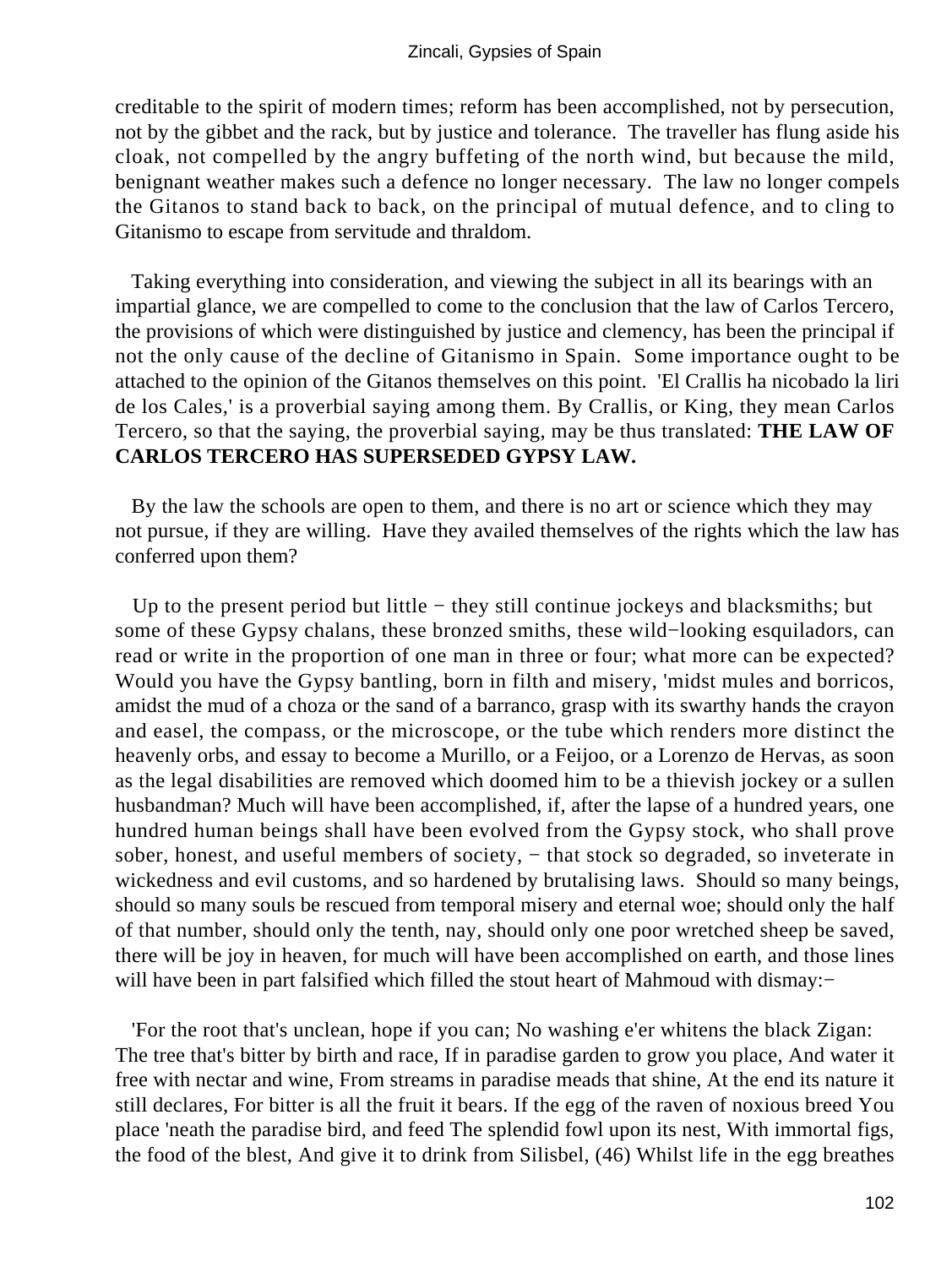creditable to the spirit of modern times; reform has been accomplished, not by persecution, not by the gibbet and the rack, but by justice and tolerance. The traveller has flung aside his cloak, not compelled by the angry buffeting of the north wind, but because the mild, benignant weather makes such a defence no longer necessary. The law no longer compels the Gitanos to stand back to back, on the principal of mutual defence, and to cling to Gitanismo to escape from servitude and thraldom.

Taking everything into consideration, and viewing the subject in all its bearings with an impartial glance, we are compelled to come to the conclusion that the law of Carlos Tercero, the provisions of which were distinguished by justice and clemency, has been the principal if not the only cause of the decline of Gitanismo in Spain. Some importance ought to be attached to the opinion of the Gitanos themselves on this point. 'El Crallis ha nicobado la liri de los Cales,' is a proverbial saying among them. By Crallis, or King, they mean Carlos Tercero, so that the saying, the proverbial saying, may be thus translated: **THE LAW OF CARLOS TERCERO HAS SUPERSEDED GYPSY LAW.**

By the law the schools are open to them, and there is no art or science which they may not pursue, if they are willing. Have they availed themselves of the rights which the law has conferred upon them?

Up to the present period but little − they still continue jockeys and blacksmiths; but some of these Gypsy chalans, these bronzed smiths, these wild−looking esquiladors, can read or write in the proportion of one man in three or four; what more can be expected? Would you have the Gypsy bantling, born in filth and misery, 'midst mules and borricos, amidst the mud of a choza or the sand of a barranco, grasp with its swarthy hands the crayon and easel, the compass, or the microscope, or the tube which renders more distinct the heavenly orbs, and essay to become a Murillo, or a Feijoo, or a Lorenzo de Hervas, as soon as the legal disabilities are removed which doomed him to be a thievish jockey or a sullen husbandman? Much will have been accomplished, if, after the lapse of a hundred years, one hundred human beings shall have been evolved from the Gypsy stock, who shall prove sober, honest, and useful members of society, − that stock so degraded, so inveterate in wickedness and evil customs, and so hardened by brutalising laws. Should so many beings, should so many souls be rescued from temporal misery and eternal woe; should only the half of that number, should only the tenth, nay, should only one poor wretched sheep be saved, there will be joy in heaven, for much will have been accomplished on earth, and those lines will have been in part falsified which filled the stout heart of Mahmoud with dismay:−

'For the root that's unclean, hope if you can; No washing e'er whitens the black Zigan: The tree that's bitter by birth and race, If in paradise garden to grow you place, And water it free with nectar and wine, From streams in paradise meads that shine, At the end its nature it still declares, For bitter is all the fruit it bears. If the egg of the raven of noxious breed You place 'neath the paradise bird, and feed The splendid fowl upon its nest, With immortal figs, the food of the blest, And give it to drink from Silisbel, (46) Whilst life in the egg breathes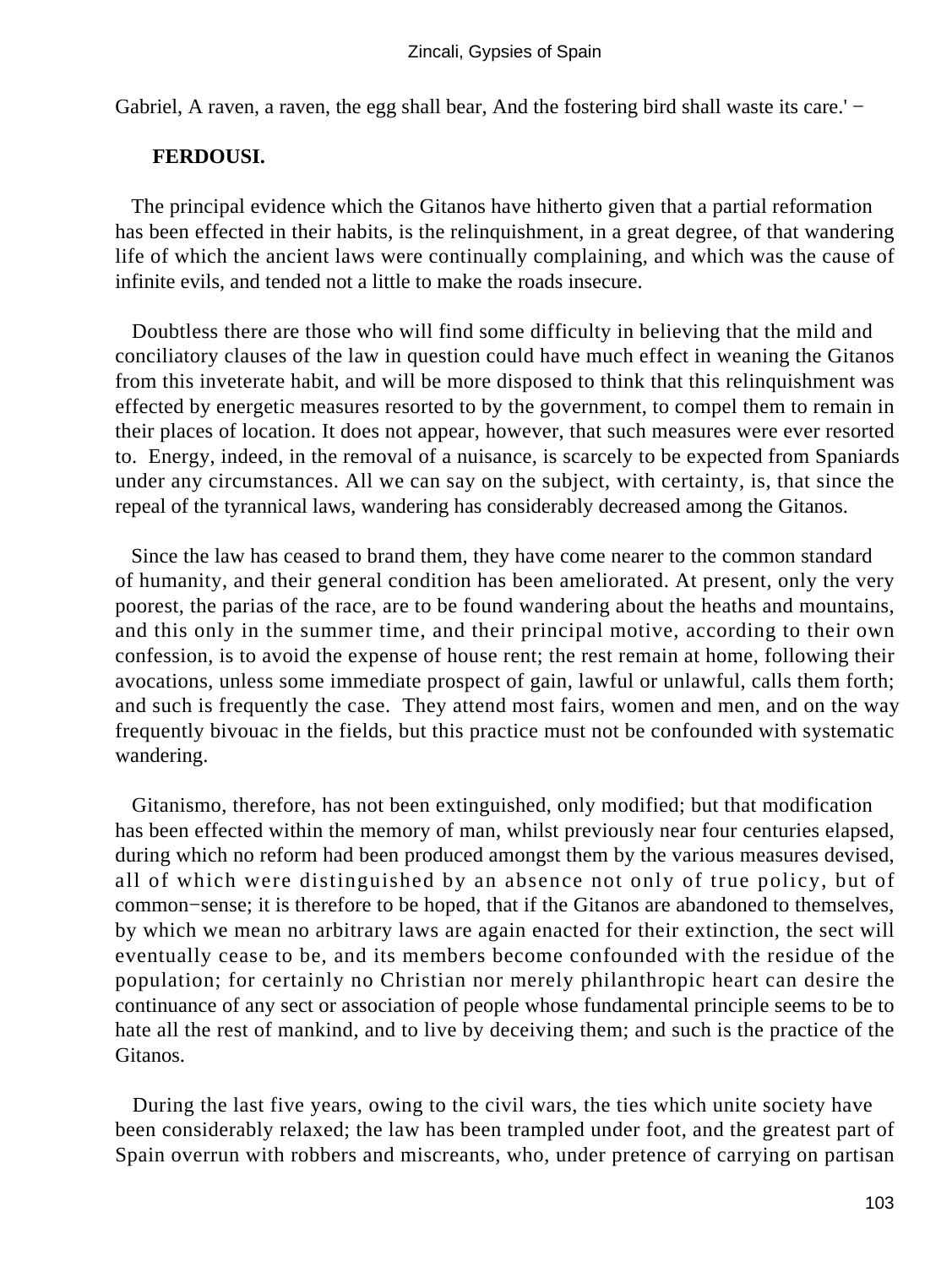Gabriel, A raven, a raven, the egg shall bear, And the fostering bird shall waste its care.' −

**FERDOUSI.**

The principal evidence which the Gitanos have hitherto given that a partial reformation has been effected in their habits, is the relinquishment, in a great degree, of that wandering life of which the ancient laws were continually complaining, and which was the cause of infinite evils, and tended not a little to make the roads insecure.

Doubtless there are those who will find some difficulty in believing that the mild and conciliatory clauses of the law in question could have much effect in weaning the Gitanos from this inveterate habit, and will be more disposed to think that this relinquishment was effected by energetic measures resorted to by the government, to compel them to remain in their places of location. It does not appear, however, that such measures were ever resorted to. Energy, indeed, in the removal of a nuisance, is scarcely to be expected from Spaniards under any circumstances. All we can say on the subject, with certainty, is, that since the repeal of the tyrannical laws, wandering has considerably decreased among the Gitanos.

Since the law has ceased to brand them, they have come nearer to the common standard of humanity, and their general condition has been ameliorated. At present, only the very poorest, the parias of the race, are to be found wandering about the heaths and mountains, and this only in the summer time, and their principal motive, according to their own confession, is to avoid the expense of house rent; the rest remain at home, following their avocations, unless some immediate prospect of gain, lawful or unlawful, calls them forth; and such is frequently the case. They attend most fairs, women and men, and on the way frequently bivouac in the fields, but this practice must not be confounded with systematic wandering.

Gitanismo, therefore, has not been extinguished, only modified; but that modification has been effected within the memory of man, whilst previously near four centuries elapsed, during which no reform had been produced amongst them by the various measures devised, all of which were distinguished by an absence not only of true policy, but of common−sense; it is therefore to be hoped, that if the Gitanos are abandoned to themselves, by which we mean no arbitrary laws are again enacted for their extinction, the sect will eventually cease to be, and its members become confounded with the residue of the population; for certainly no Christian nor merely philanthropic heart can desire the continuance of any sect or association of people whose fundamental principle seems to be to hate all the rest of mankind, and to live by deceiving them; and such is the practice of the Gitanos.

During the last five years, owing to the civil wars, the ties which unite society have been considerably relaxed; the law has been trampled under foot, and the greatest part of Spain overrun with robbers and miscreants, who, under pretence of carrying on partisan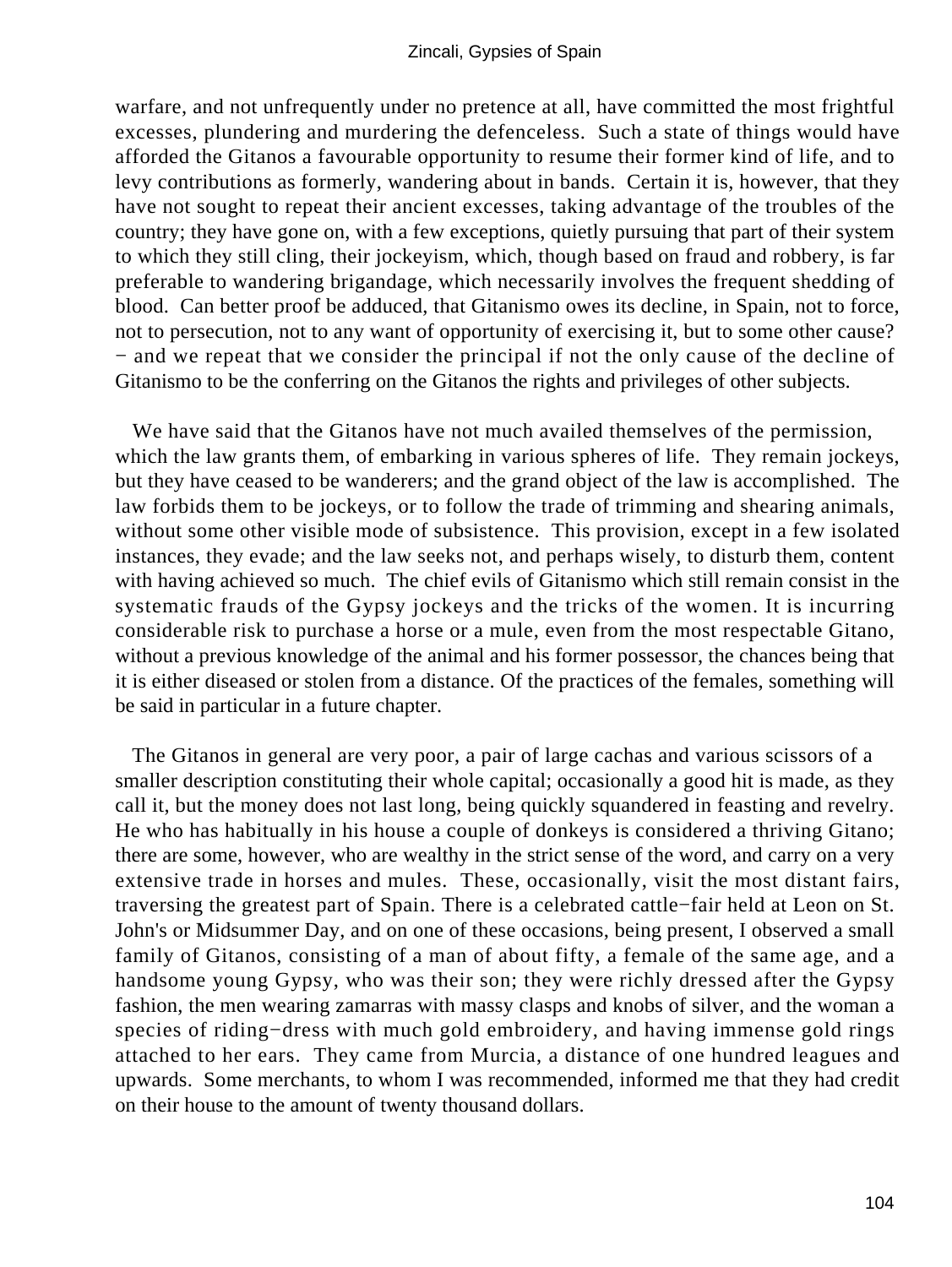warfare, and not unfrequently under no pretence at all, have committed the most frightful excesses, plundering and murdering the defenceless. Such a state of things would have afforded the Gitanos a favourable opportunity to resume their former kind of life, and to levy contributions as formerly, wandering about in bands. Certain it is, however, that they have not sought to repeat their ancient excesses, taking advantage of the troubles of the country; they have gone on, with a few exceptions, quietly pursuing that part of their system to which they still cling, their jockeyism, which, though based on fraud and robbery, is far preferable to wandering brigandage, which necessarily involves the frequent shedding of blood. Can better proof be adduced, that Gitanismo owes its decline, in Spain, not to force, not to persecution, not to any want of opportunity of exercising it, but to some other cause? − and we repeat that we consider the principal if not the only cause of the decline of Gitanismo to be the conferring on the Gitanos the rights and privileges of other subjects.

We have said that the Gitanos have not much availed themselves of the permission, which the law grants them, of embarking in various spheres of life. They remain jockeys, but they have ceased to be wanderers; and the grand object of the law is accomplished. The law forbids them to be jockeys, or to follow the trade of trimming and shearing animals, without some other visible mode of subsistence. This provision, except in a few isolated instances, they evade; and the law seeks not, and perhaps wisely, to disturb them, content with having achieved so much. The chief evils of Gitanismo which still remain consist in the systematic frauds of the Gypsy jockeys and the tricks of the women. It is incurring considerable risk to purchase a horse or a mule, even from the most respectable Gitano, without a previous knowledge of the animal and his former possessor, the chances being that it is either diseased or stolen from a distance. Of the practices of the females, something will be said in particular in a future chapter.

The Gitanos in general are very poor, a pair of large cachas and various scissors of a smaller description constituting their whole capital; occasionally a good hit is made, as they call it, but the money does not last long, being quickly squandered in feasting and revelry. He who has habitually in his house a couple of donkeys is considered a thriving Gitano; there are some, however, who are wealthy in the strict sense of the word, and carry on a very extensive trade in horses and mules. These, occasionally, visit the most distant fairs, traversing the greatest part of Spain. There is a celebrated cattle−fair held at Leon on St. John's or Midsummer Day, and on one of these occasions, being present, I observed a small family of Gitanos, consisting of a man of about fifty, a female of the same age, and a handsome young Gypsy, who was their son; they were richly dressed after the Gypsy fashion, the men wearing zamarras with massy clasps and knobs of silver, and the woman a species of riding−dress with much gold embroidery, and having immense gold rings attached to her ears. They came from Murcia, a distance of one hundred leagues and upwards. Some merchants, to whom I was recommended, informed me that they had credit on their house to the amount of twenty thousand dollars.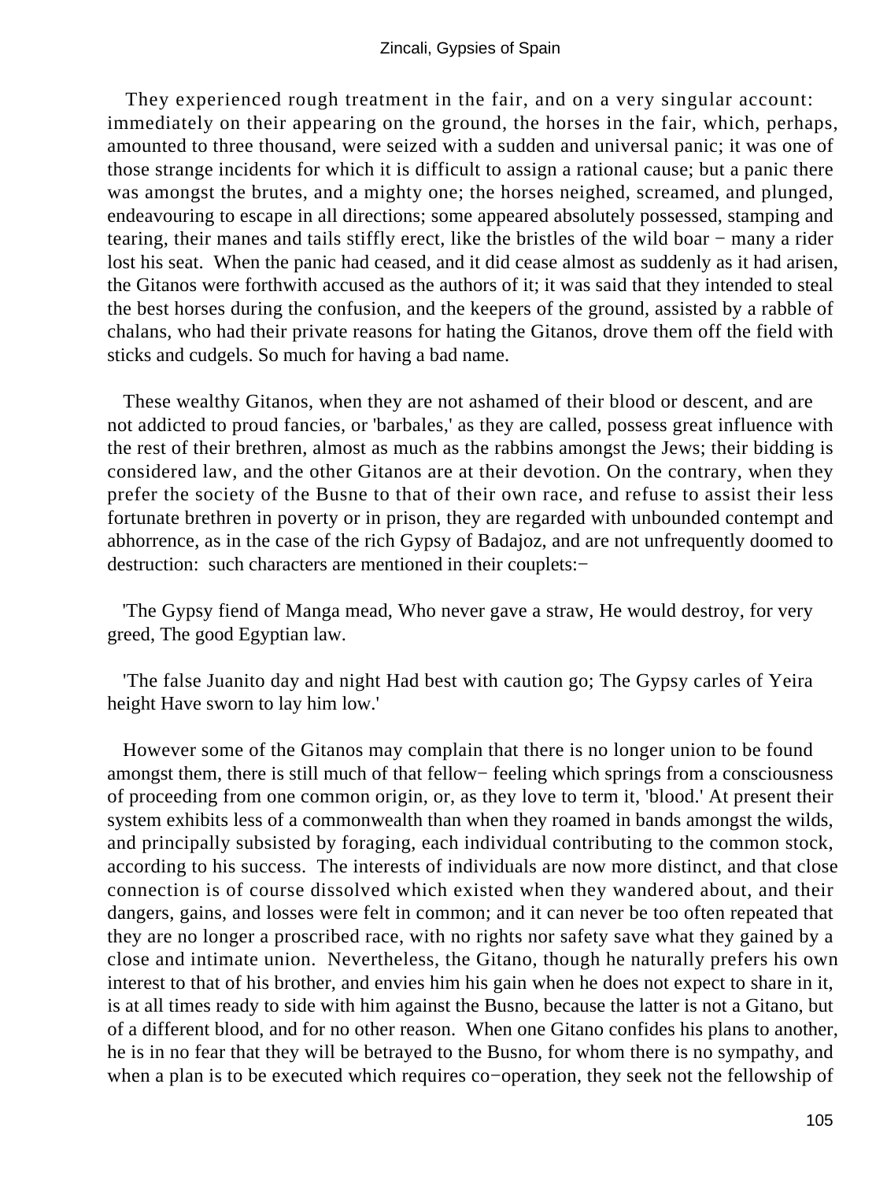They experienced rough treatment in the fair, and on a very singular account: immediately on their appearing on the ground, the horses in the fair, which, perhaps, amounted to three thousand, were seized with a sudden and universal panic; it was one of those strange incidents for which it is difficult to assign a rational cause; but a panic there was amongst the brutes, and a mighty one; the horses neighed, screamed, and plunged, endeavouring to escape in all directions; some appeared absolutely possessed, stamping and tearing, their manes and tails stiffly erect, like the bristles of the wild boar − many a rider lost his seat. When the panic had ceased, and it did cease almost as suddenly as it had arisen, the Gitanos were forthwith accused as the authors of it; it was said that they intended to steal the best horses during the confusion, and the keepers of the ground, assisted by a rabble of chalans, who had their private reasons for hating the Gitanos, drove them off the field with sticks and cudgels. So much for having a bad name.

These wealthy Gitanos, when they are not ashamed of their blood or descent, and are not addicted to proud fancies, or 'barbales,' as they are called, possess great influence with the rest of their brethren, almost as much as the rabbins amongst the Jews; their bidding is considered law, and the other Gitanos are at their devotion. On the contrary, when they prefer the society of the Busne to that of their own race, and refuse to assist their less fortunate brethren in poverty or in prison, they are regarded with unbounded contempt and abhorrence, as in the case of the rich Gypsy of Badajoz, and are not unfrequently doomed to destruction: such characters are mentioned in their couplets:−

'The Gypsy fiend of Manga mead, Who never gave a straw, He would destroy, for very greed, The good Egyptian law.

'The false Juanito day and night Had best with caution go; The Gypsy carles of Yeira height Have sworn to lay him low.'

However some of the Gitanos may complain that there is no longer union to be found amongst them, there is still much of that fellow− feeling which springs from a consciousness of proceeding from one common origin, or, as they love to term it, 'blood.' At present their system exhibits less of a commonwealth than when they roamed in bands amongst the wilds, and principally subsisted by foraging, each individual contributing to the common stock, according to his success. The interests of individuals are now more distinct, and that close connection is of course dissolved which existed when they wandered about, and their dangers, gains, and losses were felt in common; and it can never be too often repeated that they are no longer a proscribed race, with no rights nor safety save what they gained by a close and intimate union. Nevertheless, the Gitano, though he naturally prefers his own interest to that of his brother, and envies him his gain when he does not expect to share in it, is at all times ready to side with him against the Busno, because the latter is not a Gitano, but of a different blood, and for no other reason. When one Gitano confides his plans to another, he is in no fear that they will be betrayed to the Busno, for whom there is no sympathy, and when a plan is to be executed which requires co−operation, they seek not the fellowship of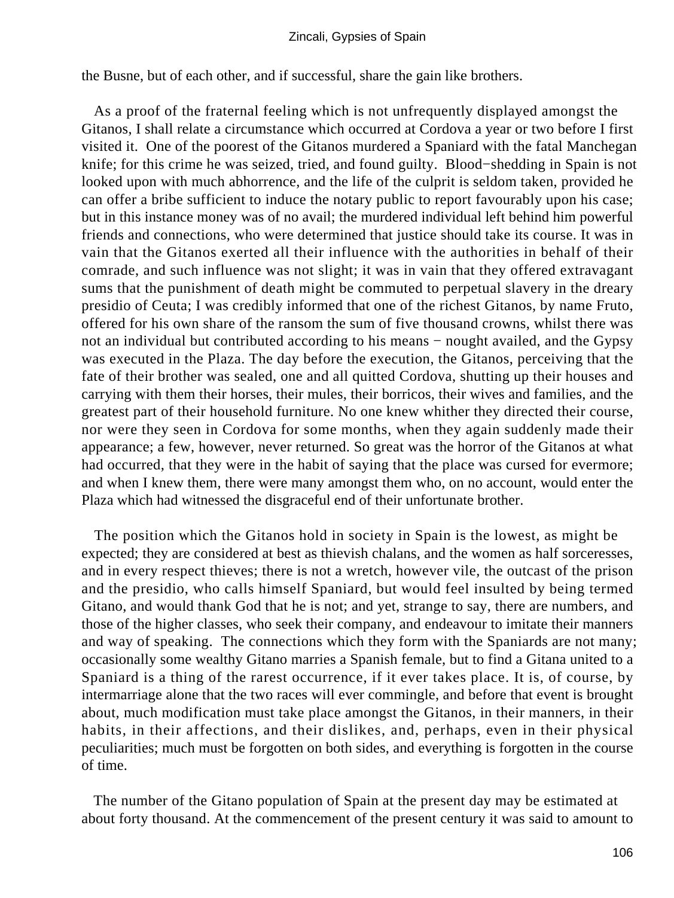the Busne, but of each other, and if successful, share the gain like brothers.

As a proof of the fraternal feeling which is not unfrequently displayed amongst the Gitanos, I shall relate a circumstance which occurred at Cordova a year or two before I first visited it. One of the poorest of the Gitanos murdered a Spaniard with the fatal Manchegan knife; for this crime he was seized, tried, and found guilty. Blood−shedding in Spain is not looked upon with much abhorrence, and the life of the culprit is seldom taken, provided he can offer a bribe sufficient to induce the notary public to report favourably upon his case; but in this instance money was of no avail; the murdered individual left behind him powerful friends and connections, who were determined that justice should take its course. It was in vain that the Gitanos exerted all their influence with the authorities in behalf of their comrade, and such influence was not slight; it was in vain that they offered extravagant sums that the punishment of death might be commuted to perpetual slavery in the dreary presidio of Ceuta; I was credibly informed that one of the richest Gitanos, by name Fruto, offered for his own share of the ransom the sum of five thousand crowns, whilst there was not an individual but contributed according to his means − nought availed, and the Gypsy was executed in the Plaza. The day before the execution, the Gitanos, perceiving that the fate of their brother was sealed, one and all quitted Cordova, shutting up their houses and carrying with them their horses, their mules, their borricos, their wives and families, and the greatest part of their household furniture. No one knew whither they directed their course, nor were they seen in Cordova for some months, when they again suddenly made their appearance; a few, however, never returned. So great was the horror of the Gitanos at what had occurred, that they were in the habit of saying that the place was cursed for evermore; and when I knew them, there were many amongst them who, on no account, would enter the Plaza which had witnessed the disgraceful end of their unfortunate brother.

The position which the Gitanos hold in society in Spain is the lowest, as might be expected; they are considered at best as thievish chalans, and the women as half sorceresses, and in every respect thieves; there is not a wretch, however vile, the outcast of the prison and the presidio, who calls himself Spaniard, but would feel insulted by being termed Gitano, and would thank God that he is not; and yet, strange to say, there are numbers, and those of the higher classes, who seek their company, and endeavour to imitate their manners and way of speaking. The connections which they form with the Spaniards are not many; occasionally some wealthy Gitano marries a Spanish female, but to find a Gitana united to a Spaniard is a thing of the rarest occurrence, if it ever takes place. It is, of course, by intermarriage alone that the two races will ever commingle, and before that event is brought about, much modification must take place amongst the Gitanos, in their manners, in their habits, in their affections, and their dislikes, and, perhaps, even in their physical peculiarities; much must be forgotten on both sides, and everything is forgotten in the course of time.

The number of the Gitano population of Spain at the present day may be estimated at about forty thousand. At the commencement of the present century it was said to amount to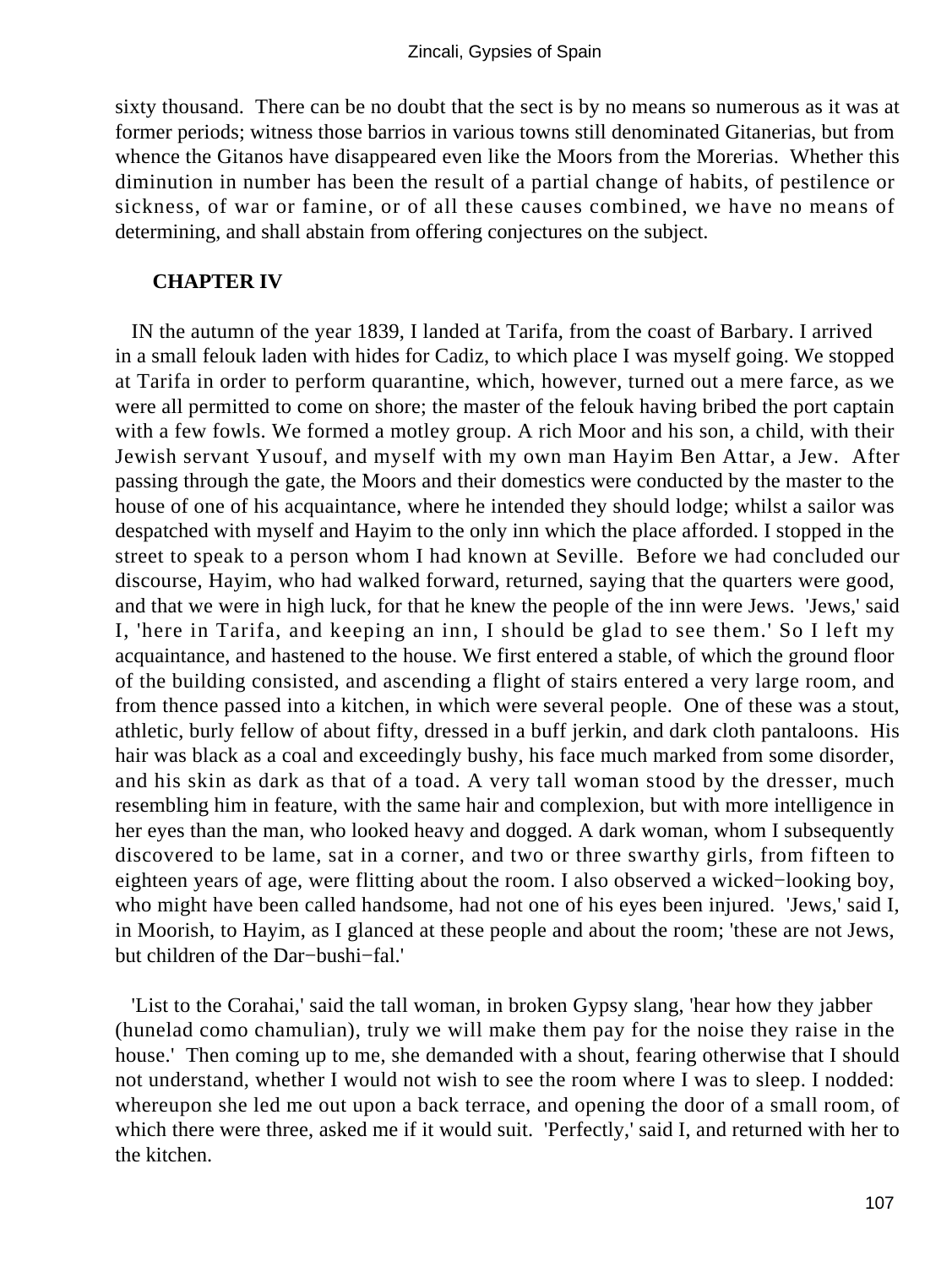sixty thousand. There can be no doubt that the sect is by no means so numerous as it was at former periods; witness those barrios in various towns still denominated Gitanerias, but from whence the Gitanos have disappeared even like the Moors from the Morerias. Whether this diminution in number has been the result of a partial change of habits, of pestilence or sickness, of war or famine, or of all these causes combined, we have no means of determining, and shall abstain from offering conjectures on the subject.

## CHAPTER IV

IN the autumn of the year 1839, I landed at Tarifa, from the coast of Barbary. I arrived in a small felouk laden with hides for Cadiz, to which place I was myself going. We stopped at Tarifa in order to perform quarantine, which, however, turned out a mere farce, as we were all permitted to come on shore; the master of the felouk having bribed the port captain with a few fowls. We formed a motley group. A rich Moor and his son, a child, with their Jewish servant Yusouf, and myself with my own man Hayim Ben Attar, a Jew. After passing through the gate, the Moors and their domestics were conducted by the master to the house of one of his acquaintance, where he intended they should lodge; whilst a sailor was despatched with myself and Hayim to the only inn which the place afforded. I stopped in the street to speak to a person whom I had known at Seville. Before we had concluded our discourse, Hayim, who had walked forward, returned, saying that the quarters were good, and that we were in high luck, for that he knew the people of the inn were Jews. 'Jews,' said I, 'here in Tarifa, and keeping an inn, I should be glad to see them.' So I left my acquaintance, and hastened to the house. We first entered a stable, of which the ground floor of the building consisted, and ascending a flight of stairs entered a very large room, and from thence passed into a kitchen, in which were several people. One of these was a stout, athletic, burly fellow of about fifty, dressed in a buff jerkin, and dark cloth pantaloons. His hair was black as a coal and exceedingly bushy, his face much marked from some disorder, and his skin as dark as that of a toad. A very tall woman stood by the dresser, much resembling him in feature, with the same hair and complexion, but with more intelligence in her eyes than the man, who looked heavy and dogged. A dark woman, whom I subsequently discovered to be lame, sat in a corner, and two or three swarthy girls, from fifteen to eighteen years of age, were flitting about the room. I also observed a wicked−looking boy, who might have been called handsome, had not one of his eyes been injured. 'Jews,' said I, in Moorish, to Hayim, as I glanced at these people and about the room; 'these are not Jews, but children of the Dar−bushi−fal.'

'List to the Corahai,' said the tall woman, in broken Gypsy slang, 'hear how they jabber (hunelad como chamulian), truly we will make them pay for the noise they raise in the house.' Then coming up to me, she demanded with a shout, fearing otherwise that I should not understand, whether I would not wish to see the room where I was to sleep. I nodded: whereupon she led me out upon a back terrace, and opening the door of a small room, of which there were three, asked me if it would suit. 'Perfectly,' said I, and returned with her to the kitchen.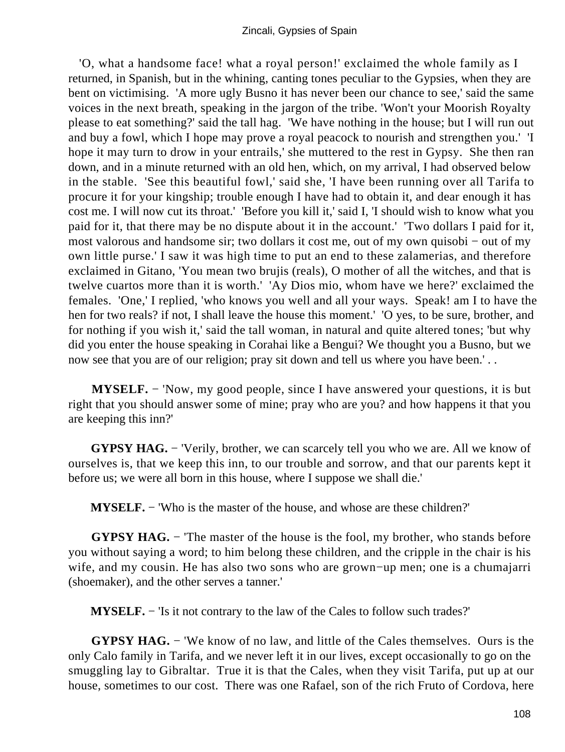'O, what a handsome face! what a royal person!' exclaimed the whole family as I returned, in Spanish, but in the whining, canting tones peculiar to the Gypsies, when they are bent on victimising. 'A more ugly Busno it has never been our chance to see,' said the same voices in the next breath, speaking in the jargon of the tribe. 'Won't your Moorish Royalty please to eat something?' said the tall hag. 'We have nothing in the house; but I will run out and buy a fowl, which I hope may prove a royal peacock to nourish and strengthen you.' 'I hope it may turn to drow in your entrails,' she muttered to the rest in Gypsy. She then ran down, and in a minute returned with an old hen, which, on my arrival, I had observed below in the stable. 'See this beautiful fowl,' said she, 'I have been running over all Tarifa to procure it for your kingship; trouble enough I have had to obtain it, and dear enough it has cost me. I will now cut its throat.' 'Before you kill it,' said I, 'I should wish to know what you paid for it, that there may be no dispute about it in the account.' 'Two dollars I paid for it, most valorous and handsome sir; two dollars it cost me, out of my own quisobi − out of my own little purse.' I saw it was high time to put an end to these zalamerias, and therefore exclaimed in Gitano, 'You mean two brujis (reals), O mother of all the witches, and that is twelve cuartos more than it is worth.' 'Ay Dios mio, whom have we here?' exclaimed the females. 'One,' I replied, 'who knows you well and all your ways. Speak! am I to have the hen for two reals? if not, I shall leave the house this moment.' 'O yes, to be sure, brother, and for nothing if you wish it,' said the tall woman, in natural and quite altered tones; 'but why did you enter the house speaking in Corahai like a Bengui? We thought you a Busno, but we now see that you are of our religion; pray sit down and tell us where you have been.' . .

**MYSELF.** − 'Now, my good people, since I have answered your questions, it is but right that you should answer some of mine; pray who are you? and how happens it that you are keeping this inn?'

**GYPSY HAG.** − 'Verily, brother, we can scarcely tell you who we are. All we know of ourselves is, that we keep this inn, to our trouble and sorrow, and that our parents kept it before us; we were all born in this house, where I suppose we shall die.'

**MYSELF.** − 'Who is the master of the house, and whose are these children?'

**GYPSY HAG.** − 'The master of the house is the fool, my brother, who stands before you without saying a word; to him belong these children, and the cripple in the chair is his wife, and my cousin. He has also two sons who are grown−up men; one is a chumajarri (shoemaker), and the other serves a tanner.'

**MYSELF.** − 'Is it not contrary to the law of the Cales to follow such trades?'

**GYPSY HAG.** − 'We know of no law, and little of the Cales themselves. Ours is the only Calo family in Tarifa, and we never left it in our lives, except occasionally to go on the smuggling lay to Gibraltar. True it is that the Cales, when they visit Tarifa, put up at our house, sometimes to our cost. There was one Rafael, son of the rich Fruto of Cordova, here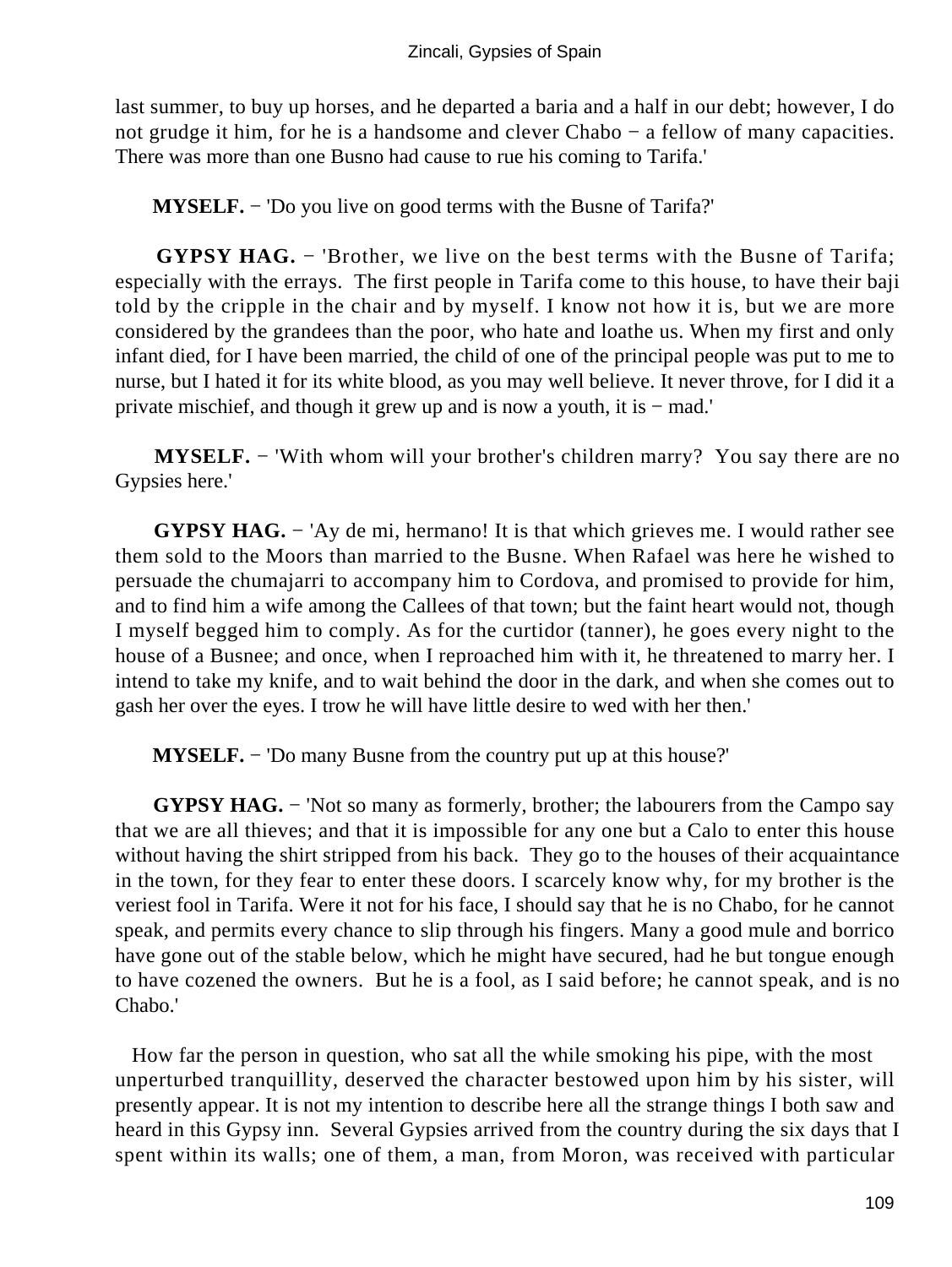last summer, to buy up horses, and he departed a baria and a half in our debt; however, I do not grudge it him, for he is a handsome and clever Chabo − a fellow of many capacities. There was more than one Busno had cause to rue his coming to Tarifa.'

**MYSELF.** − 'Do you live on good terms with the Busne of Tarifa?'

**GYPSY HAG.** − 'Brother, we live on the best terms with the Busne of Tarifa; especially with the errays. The first people in Tarifa come to this house, to have their baji told by the cripple in the chair and by myself. I know not how it is, but we are more considered by the grandees than the poor, who hate and loathe us. When my first and only infant died, for I have been married, the child of one of the principal people was put to me to nurse, but I hated it for its white blood, as you may well believe. It never throve, for I did it a private mischief, and though it grew up and is now a youth, it is − mad.'

**MYSELF.** − 'With whom will your brother's children marry? You say there are no Gypsies here.'

**GYPSY HAG.** − 'Ay de mi, hermano! It is that which grieves me. I would rather see them sold to the Moors than married to the Busne. When Rafael was here he wished to persuade the chumajarri to accompany him to Cordova, and promised to provide for him, and to find him a wife among the Callees of that town; but the faint heart would not, though I myself begged him to comply. As for the curtidor (tanner), he goes every night to the house of a Busnee; and once, when I reproached him with it, he threatened to marry her. I intend to take my knife, and to wait behind the door in the dark, and when she comes out to gash her over the eyes. I trow he will have little desire to wed with her then.'

**MYSELF.** − 'Do many Busne from the country put up at this house?'

**GYPSY HAG.** − 'Not so many as formerly, brother; the labourers from the Campo say that we are all thieves; and that it is impossible for any one but a Calo to enter this house without having the shirt stripped from his back. They go to the houses of their acquaintance in the town, for they fear to enter these doors. I scarcely know why, for my brother is the veriest fool in Tarifa. Were it not for his face, I should say that he is no Chabo, for he cannot speak, and permits every chance to slip through his fingers. Many a good mule and borrico have gone out of the stable below, which he might have secured, had he but tongue enough to have cozened the owners. But he is a fool, as I said before; he cannot speak, and is no Chabo.'

How far the person in question, who sat all the while smoking his pipe, with the most unperturbed tranquillity, deserved the character bestowed upon him by his sister, will presently appear. It is not my intention to describe here all the strange things I both saw and heard in this Gypsy inn. Several Gypsies arrived from the country during the six days that I spent within its walls; one of them, a man, from Moron, was received with particular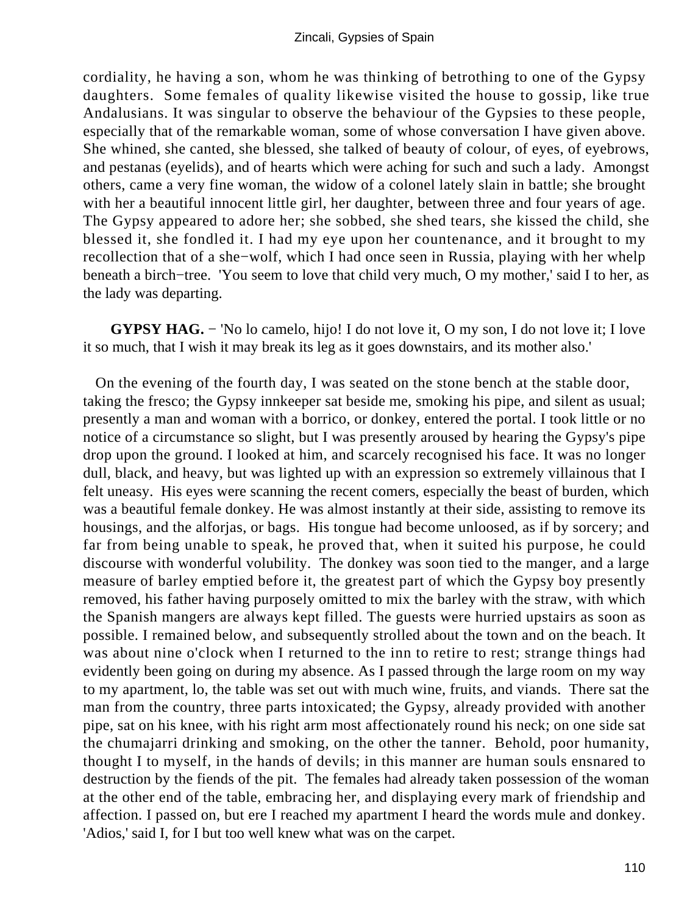cordiality, he having a son, whom he was thinking of betrothing to one of the Gypsy daughters. Some females of quality likewise visited the house to gossip, like true Andalusians. It was singular to observe the behaviour of the Gypsies to these people, especially that of the remarkable woman, some of whose conversation I have given above. She whined, she canted, she blessed, she talked of beauty of colour, of eyes, of eyebrows, and pestanas (eyelids), and of hearts which were aching for such and such a lady. Amongst others, came a very fine woman, the widow of a colonel lately slain in battle; she brought with her a beautiful innocent little girl, her daughter, between three and four years of age. The Gypsy appeared to adore her; she sobbed, she shed tears, she kissed the child, she blessed it, she fondled it. I had my eye upon her countenance, and it brought to my recollection that of a she−wolf, which I had once seen in Russia, playing with her whelp beneath a birch−tree. 'You seem to love that child very much, O my mother,' said I to her, as the lady was departing.

**GYPSY HAG.** − 'No lo camelo, hijo! I do not love it, O my son, I do not love it; I love it so much, that I wish it may break its leg as it goes downstairs, and its mother also.'

On the evening of the fourth day, I was seated on the stone bench at the stable door, taking the fresco; the Gypsy innkeeper sat beside me, smoking his pipe, and silent as usual; presently a man and woman with a borrico, or donkey, entered the portal. I took little or no notice of a circumstance so slight, but I was presently aroused by hearing the Gypsy's pipe drop upon the ground. I looked at him, and scarcely recognised his face. It was no longer dull, black, and heavy, but was lighted up with an expression so extremely villainous that I felt uneasy. His eyes were scanning the recent comers, especially the beast of burden, which was a beautiful female donkey. He was almost instantly at their side, assisting to remove its housings, and the alforjas, or bags. His tongue had become unloosed, as if by sorcery; and far from being unable to speak, he proved that, when it suited his purpose, he could discourse with wonderful volubility. The donkey was soon tied to the manger, and a large measure of barley emptied before it, the greatest part of which the Gypsy boy presently removed, his father having purposely omitted to mix the barley with the straw, with which the Spanish mangers are always kept filled. The guests were hurried upstairs as soon as possible. I remained below, and subsequently strolled about the town and on the beach. It was about nine o'clock when I returned to the inn to retire to rest; strange things had evidently been going on during my absence. As I passed through the large room on my way to my apartment, lo, the table was set out with much wine, fruits, and viands. There sat the man from the country, three parts intoxicated; the Gypsy, already provided with another pipe, sat on his knee, with his right arm most affectionately round his neck; on one side sat the chumajarri drinking and smoking, on the other the tanner. Behold, poor humanity, thought I to myself, in the hands of devils; in this manner are human souls ensnared to destruction by the fiends of the pit. The females had already taken possession of the woman at the other end of the table, embracing her, and displaying every mark of friendship and affection. I passed on, but ere I reached my apartment I heard the words mule and donkey. 'Adios,' said I, for I but too well knew what was on the carpet.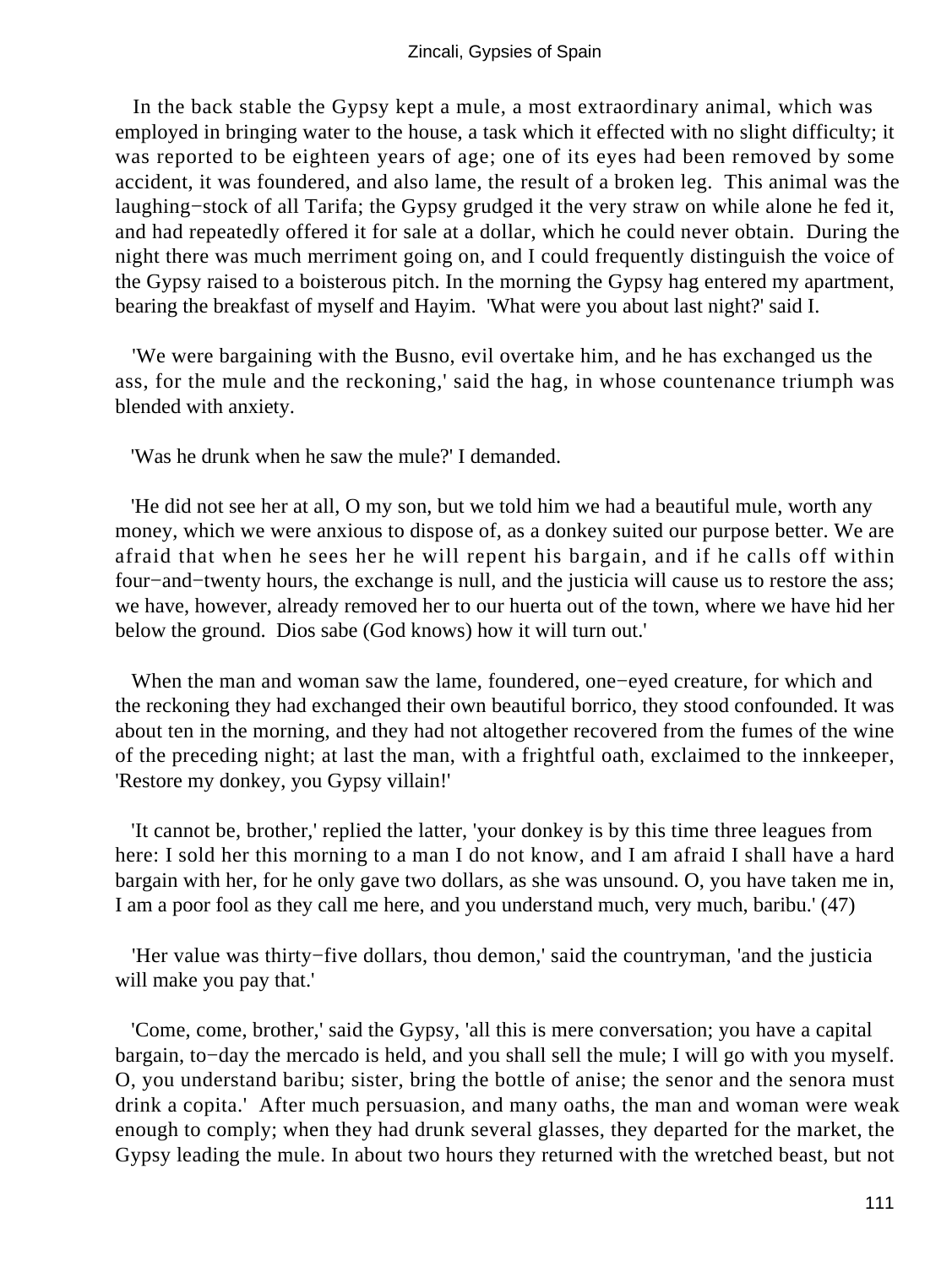In the back stable the Gypsy kept a mule, a most extraordinary animal, which was employed in bringing water to the house, a task which it effected with no slight difficulty; it was reported to be eighteen years of age; one of its eyes had been removed by some accident, it was foundered, and also lame, the result of a broken leg. This animal was the laughing−stock of all Tarifa; the Gypsy grudged it the very straw on while alone he fed it, and had repeatedly offered it for sale at a dollar, which he could never obtain. During the night there was much merriment going on, and I could frequently distinguish the voice of the Gypsy raised to a boisterous pitch. In the morning the Gypsy hag entered my apartment, bearing the breakfast of myself and Hayim. 'What were you about last night?' said I.

'We were bargaining with the Busno, evil overtake him, and he has exchanged us the ass, for the mule and the reckoning,' said the hag, in whose countenance triumph was blended with anxiety.

'Was he drunk when he saw the mule?' I demanded.

'He did not see her at all, O my son, but we told him we had a beautiful mule, worth any money, which we were anxious to dispose of, as a donkey suited our purpose better. We are afraid that when he sees her he will repent his bargain, and if he calls off within four−and−twenty hours, the exchange is null, and the justicia will cause us to restore the ass; we have, however, already removed her to our huerta out of the town, where we have hid her below the ground. Dios sabe (God knows) how it will turn out.'

When the man and woman saw the lame, foundered, one−eyed creature, for which and the reckoning they had exchanged their own beautiful borrico, they stood confounded. It was about ten in the morning, and they had not altogether recovered from the fumes of the wine of the preceding night; at last the man, with a frightful oath, exclaimed to the innkeeper, 'Restore my donkey, you Gypsy villain!'

'It cannot be, brother,' replied the latter, 'your donkey is by this time three leagues from here: I sold her this morning to a man I do not know, and I am afraid I shall have a hard bargain with her, for he only gave two dollars, as she was unsound. O, you have taken me in, I am a poor fool as they call me here, and you understand much, very much, baribu.' (47)

'Her value was thirty−five dollars, thou demon,' said the countryman, 'and the justicia will make you pay that.'

'Come, come, brother,' said the Gypsy, 'all this is mere conversation; you have a capital bargain, to−day the mercado is held, and you shall sell the mule; I will go with you myself. O, you understand baribu; sister, bring the bottle of anise; the senor and the senora must drink a copita.' After much persuasion, and many oaths, the man and woman were weak enough to comply; when they had drunk several glasses, they departed for the market, the Gypsy leading the mule. In about two hours they returned with the wretched beast, but not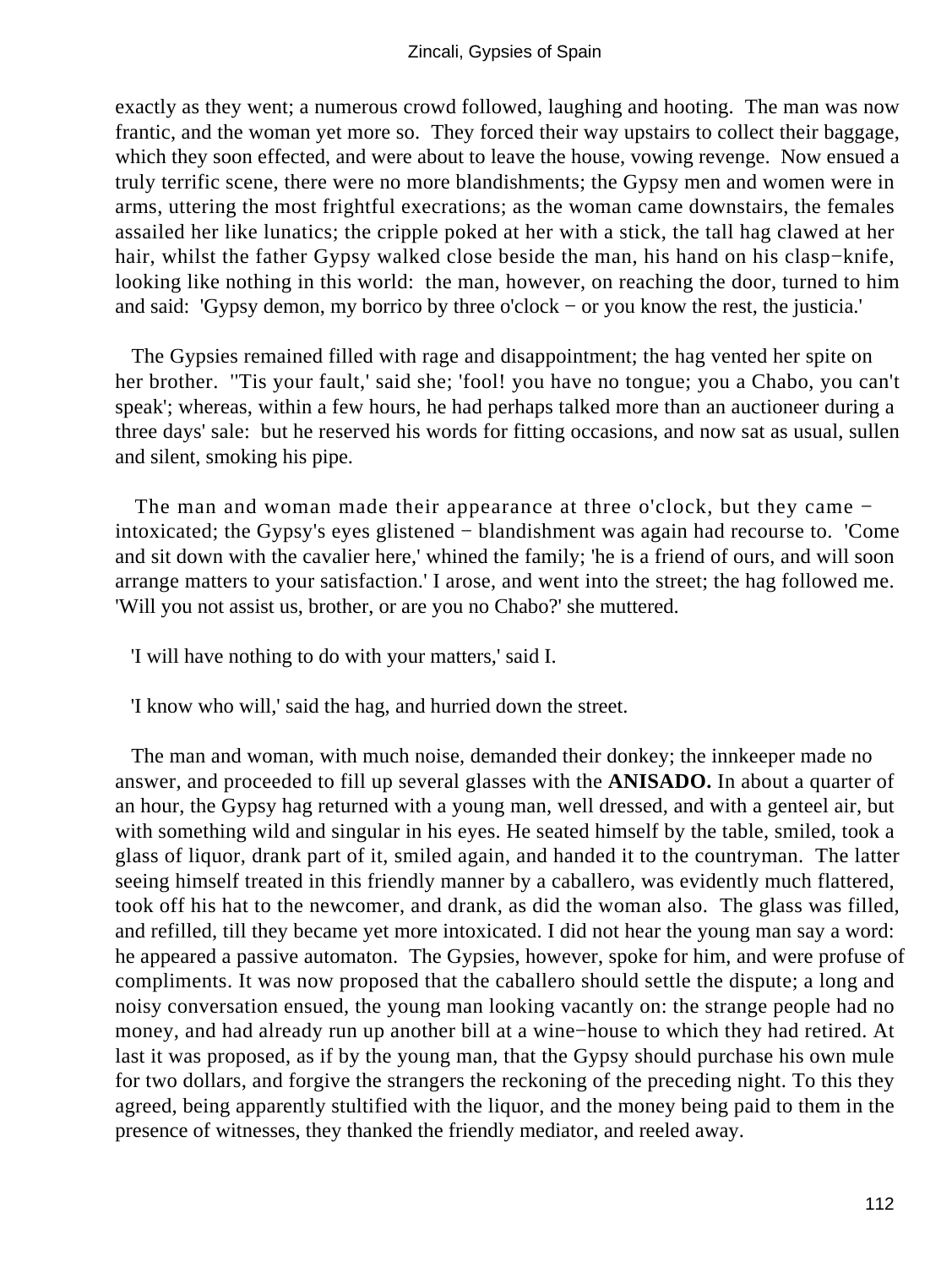exactly as they went; a numerous crowd followed, laughing and hooting. The man was now frantic, and the woman yet more so. They forced their way upstairs to collect their baggage, which they soon effected, and were about to leave the house, vowing revenge. Now ensued a truly terrific scene, there were no more blandishments; the Gypsy men and women were in arms, uttering the most frightful execrations; as the woman came downstairs, the females assailed her like lunatics; the cripple poked at her with a stick, the tall hag clawed at her hair, whilst the father Gypsy walked close beside the man, his hand on his clasp−knife, looking like nothing in this world: the man, however, on reaching the door, turned to him and said: 'Gypsy demon, my borrico by three o'clock − or you know the rest, the justicia.'

The Gypsies remained filled with rage and disappointment; the hag vented her spite on her brother. ''Tis your fault,' said she; 'fool! you have no tongue; you a Chabo, you can't speak'; whereas, within a few hours, he had perhaps talked more than an auctioneer during a three days' sale: but he reserved his words for fitting occasions, and now sat as usual, sullen and silent, smoking his pipe.

The man and woman made their appearance at three o'clock, but they came − intoxicated; the Gypsy's eyes glistened − blandishment was again had recourse to. 'Come and sit down with the cavalier here,' whined the family; 'he is a friend of ours, and will soon arrange matters to your satisfaction.' I arose, and went into the street; the hag followed me. 'Will you not assist us, brother, or are you no Chabo?' she muttered.

'I will have nothing to do with your matters,' said I.

'I know who will,' said the hag, and hurried down the street.

The man and woman, with much noise, demanded their donkey; the innkeeper made no answer, and proceeded to fill up several glasses with the **ANISADO.** In about a quarter of an hour, the Gypsy hag returned with a young man, well dressed, and with a genteel air, but with something wild and singular in his eyes. He seated himself by the table, smiled, took a glass of liquor, drank part of it, smiled again, and handed it to the countryman. The latter seeing himself treated in this friendly manner by a caballero, was evidently much flattered, took off his hat to the newcomer, and drank, as did the woman also. The glass was filled, and refilled, till they became yet more intoxicated. I did not hear the young man say a word: he appeared a passive automaton. The Gypsies, however, spoke for him, and were profuse of compliments. It was now proposed that the caballero should settle the dispute; a long and noisy conversation ensued, the young man looking vacantly on: the strange people had no money, and had already run up another bill at a wine−house to which they had retired. At last it was proposed, as if by the young man, that the Gypsy should purchase his own mule for two dollars, and forgive the strangers the reckoning of the preceding night. To this they agreed, being apparently stultified with the liquor, and the money being paid to them in the presence of witnesses, they thanked the friendly mediator, and reeled away.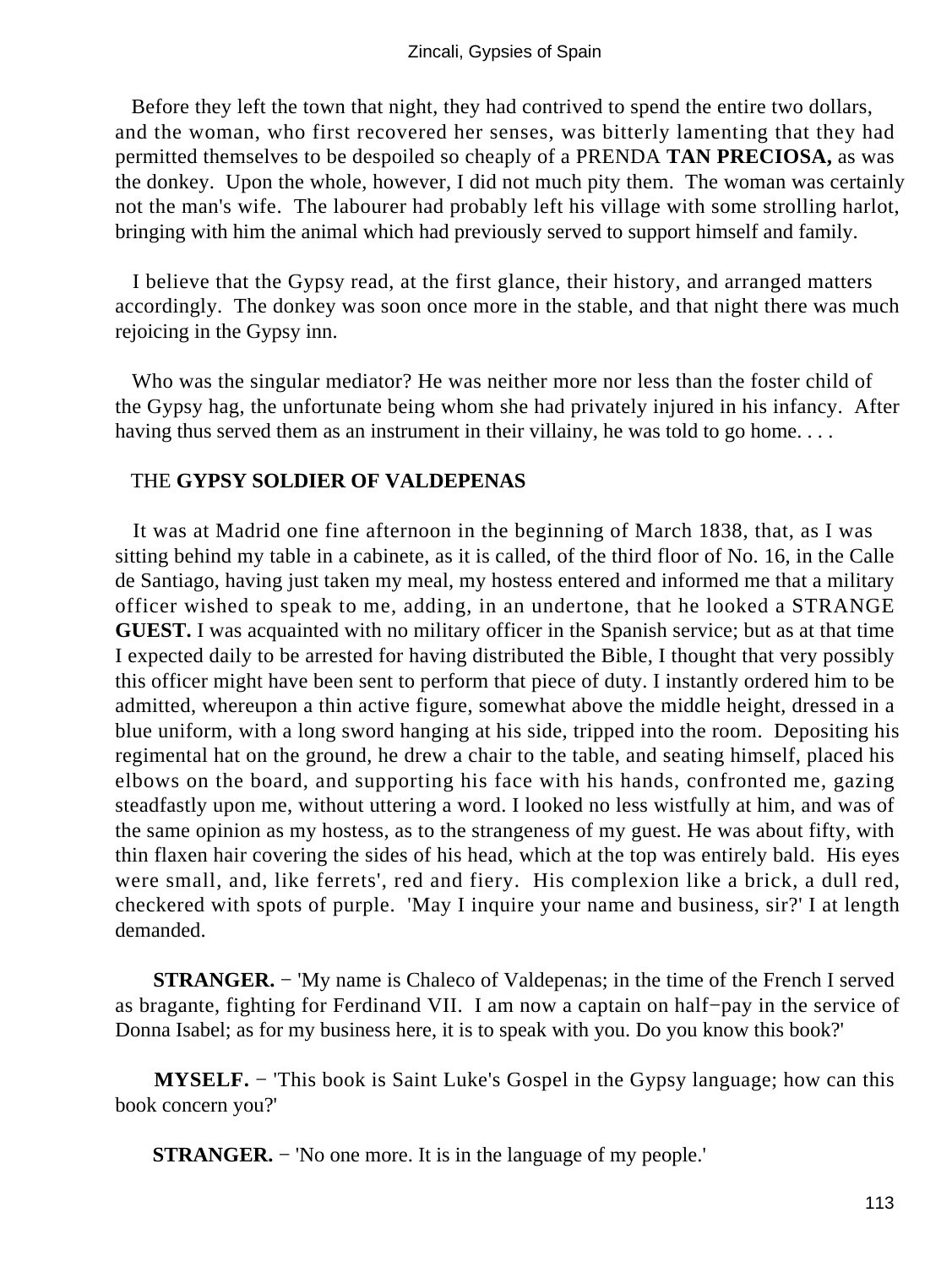Before they left the town that night, they had contrived to spend the entire two dollars, and the woman, who first recovered her senses, was bitterly lamenting that they had permitted themselves to be despoiled so cheaply of a PRENDA **TAN PRECIOSA,** as was the donkey. Upon the whole, however, I did not much pity them. The woman was certainly not the man's wife. The labourer had probably left his village with some strolling harlot, bringing with him the animal which had previously served to support himself and family.

I believe that the Gypsy read, at the first glance, their history, and arranged matters accordingly. The donkey was soon once more in the stable, and that night there was much rejoicing in the Gypsy inn.

Who was the singular mediator? He was neither more nor less than the foster child of the Gypsy hag, the unfortunate being whom she had privately injured in his infancy. After having thus served them as an instrument in their villainy, he was told to go home. . . .

## THE **GYPSY SOLDIER OF VALDEPENAS**

It was at Madrid one fine afternoon in the beginning of March 1838, that, as I was sitting behind my table in a cabinete, as it is called, of the third floor of No. 16, in the Calle de Santiago, having just taken my meal, my hostess entered and informed me that a military officer wished to speak to me, adding, in an undertone, that he looked a STRANGE **GUEST.** I was acquainted with no military officer in the Spanish service; but as at that time I expected daily to be arrested for having distributed the Bible, I thought that very possibly this officer might have been sent to perform that piece of duty. I instantly ordered him to be admitted, whereupon a thin active figure, somewhat above the middle height, dressed in a blue uniform, with a long sword hanging at his side, tripped into the room. Depositing his regimental hat on the ground, he drew a chair to the table, and seating himself, placed his elbows on the board, and supporting his face with his hands, confronted me, gazing steadfastly upon me, without uttering a word. I looked no less wistfully at him, and was of the same opinion as my hostess, as to the strangeness of my guest. He was about fifty, with thin flaxen hair covering the sides of his head, which at the top was entirely bald. His eyes were small, and, like ferrets', red and fiery. His complexion like a brick, a dull red, checkered with spots of purple. 'May I inquire your name and business, sir?' I at length demanded.

**STRANGER.** − 'My name is Chaleco of Valdepenas; in the time of the French I served as bragante, fighting for Ferdinand VII. I am now a captain on half−pay in the service of Donna Isabel; as for my business here, it is to speak with you. Do you know this book?'

**MYSELF.** − 'This book is Saint Luke's Gospel in the Gypsy language; how can this book concern you?'

**STRANGER.** − 'No one more. It is in the language of my people.'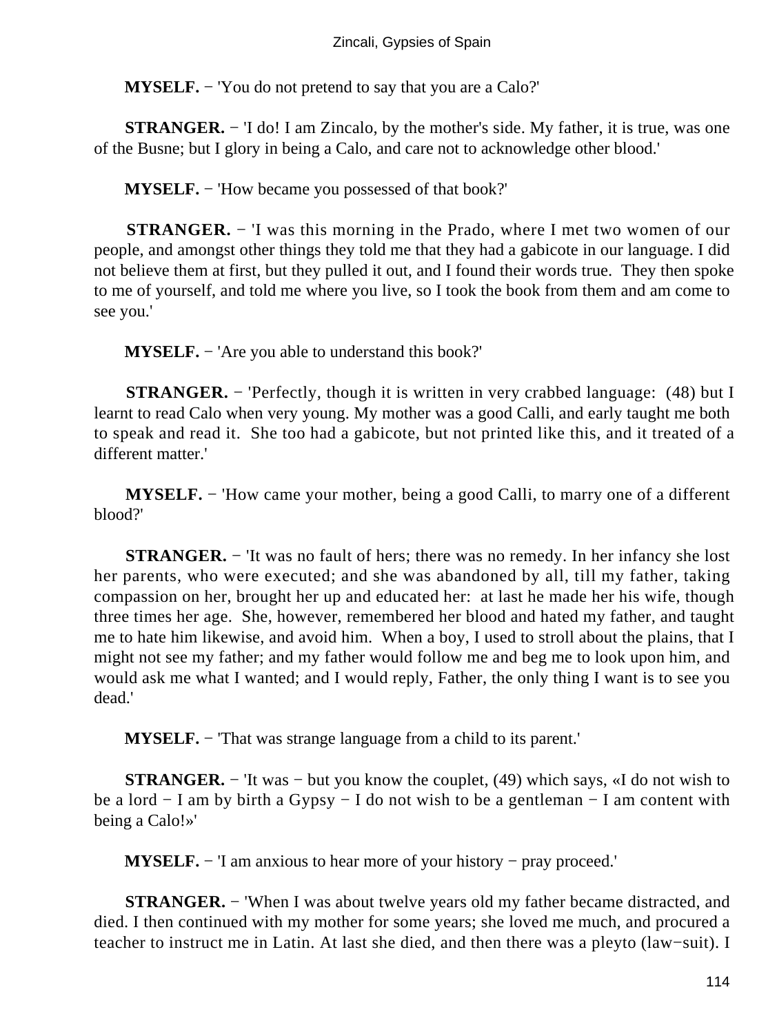**MYSELF.** − 'You do not pretend to say that you are a Calo?'

**STRANGER.** − 'I do! I am Zincalo, by the mother's side. My father, it is true, was one of the Busne; but I glory in being a Calo, and care not to acknowledge other blood.'

**MYSELF.** − 'How became you possessed of that book?'

**STRANGER.** − 'I was this morning in the Prado, where I met two women of our people, and amongst other things they told me that they had a gabicote in our language. I did not believe them at first, but they pulled it out, and I found their words true. They then spoke to me of yourself, and told me where you live, so I took the book from them and am come to see you.'

**MYSELF.** − 'Are you able to understand this book?'

**STRANGER.** − 'Perfectly, though it is written in very crabbed language: (48) but I learnt to read Calo when very young. My mother was a good Calli, and early taught me both to speak and read it. She too had a gabicote, but not printed like this, and it treated of a different matter.'

**MYSELF.** − 'How came your mother, being a good Calli, to marry one of a different blood?'

**STRANGER.** − 'It was no fault of hers; there was no remedy. In her infancy she lost her parents, who were executed; and she was abandoned by all, till my father, taking compassion on her, brought her up and educated her: at last he made her his wife, though three times her age. She, however, remembered her blood and hated my father, and taught me to hate him likewise, and avoid him. When a boy, I used to stroll about the plains, that I might not see my father; and my father would follow me and beg me to look upon him, and would ask me what I wanted; and I would reply, Father, the only thing I want is to see you dead.'

**MYSELF.** − 'That was strange language from a child to its parent.'

**STRANGER.** − 'It was − but you know the couplet, (49) which says, «I do not wish to be a lord − I am by birth a Gypsy − I do not wish to be a gentleman − I am content with being a Calo!»'

**MYSELF.** − 'I am anxious to hear more of your history − pray proceed.'

**STRANGER.** − 'When I was about twelve years old my father became distracted, and died. I then continued with my mother for some years; she loved me much, and procured a teacher to instruct me in Latin. At last she died, and then there was a pleyto (law−suit). I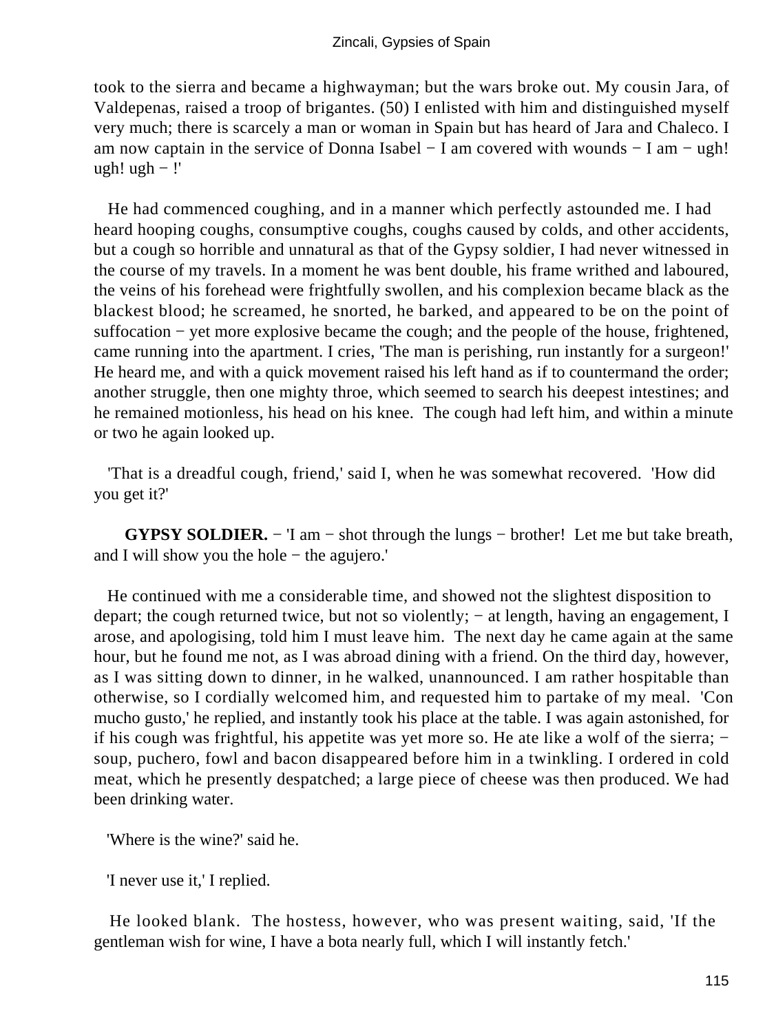took to the sierra and became a highwayman; but the wars broke out. My cousin Jara, of Valdepenas, raised a troop of brigantes. (50) I enlisted with him and distinguished myself very much; there is scarcely a man or woman in Spain but has heard of Jara and Chaleco. I am now captain in the service of Donna Isabel − I am covered with wounds − I am − ugh! ugh! ugh − !'

He had commenced coughing, and in a manner which perfectly astounded me. I had heard hooping coughs, consumptive coughs, coughs caused by colds, and other accidents, but a cough so horrible and unnatural as that of the Gypsy soldier, I had never witnessed in the course of my travels. In a moment he was bent double, his frame writhed and laboured, the veins of his forehead were frightfully swollen, and his complexion became black as the blackest blood; he screamed, he snorted, he barked, and appeared to be on the point of suffocation − yet more explosive became the cough; and the people of the house, frightened, came running into the apartment. I cries, 'The man is perishing, run instantly for a surgeon!' He heard me, and with a quick movement raised his left hand as if to countermand the order; another struggle, then one mighty throe, which seemed to search his deepest intestines; and he remained motionless, his head on his knee. The cough had left him, and within a minute or two he again looked up.

'That is a dreadful cough, friend,' said I, when he was somewhat recovered. 'How did you get it?'

**GYPSY SOLDIER.** − 'I am − shot through the lungs − brother! Let me but take breath, and I will show you the hole − the agujero.'

He continued with me a considerable time, and showed not the slightest disposition to depart; the cough returned twice, but not so violently; − at length, having an engagement, I arose, and apologising, told him I must leave him. The next day he came again at the same hour, but he found me not, as I was abroad dining with a friend. On the third day, however, as I was sitting down to dinner, in he walked, unannounced. I am rather hospitable than otherwise, so I cordially welcomed him, and requested him to partake of my meal. 'Con mucho gusto,' he replied, and instantly took his place at the table. I was again astonished, for if his cough was frightful, his appetite was yet more so. He ate like a wolf of the sierra; − soup, puchero, fowl and bacon disappeared before him in a twinkling. I ordered in cold meat, which he presently despatched; a large piece of cheese was then produced. We had been drinking water.

'Where is the wine?' said he.

'I never use it,' I replied.

He looked blank. The hostess, however, who was present waiting, said, 'If the gentleman wish for wine, I have a bota nearly full, which I will instantly fetch.'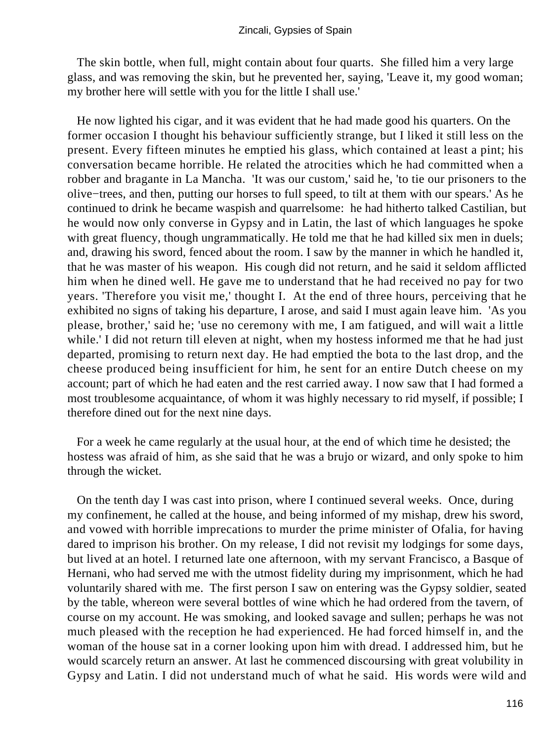The skin bottle, when full, might contain about four quarts. She filled him a very large glass, and was removing the skin, but he prevented her, saying, 'Leave it, my good woman; my brother here will settle with you for the little I shall use.'

He now lighted his cigar, and it was evident that he had made good his quarters. On the former occasion I thought his behaviour sufficiently strange, but I liked it still less on the present. Every fifteen minutes he emptied his glass, which contained at least a pint; his conversation became horrible. He related the atrocities which he had committed when a robber and bragante in La Mancha. 'It was our custom,' said he, 'to tie our prisoners to the olive−trees, and then, putting our horses to full speed, to tilt at them with our spears.' As he continued to drink he became waspish and quarrelsome: he had hitherto talked Castilian, but he would now only converse in Gypsy and in Latin, the last of which languages he spoke with great fluency, though ungrammatically. He told me that he had killed six men in duels; and, drawing his sword, fenced about the room. I saw by the manner in which he handled it, that he was master of his weapon. His cough did not return, and he said it seldom afflicted him when he dined well. He gave me to understand that he had received no pay for two years. 'Therefore you visit me,' thought I. At the end of three hours, perceiving that he exhibited no signs of taking his departure, I arose, and said I must again leave him. 'As you please, brother,' said he; 'use no ceremony with me, I am fatigued, and will wait a little while.' I did not return till eleven at night, when my hostess informed me that he had just departed, promising to return next day. He had emptied the bota to the last drop, and the cheese produced being insufficient for him, he sent for an entire Dutch cheese on my account; part of which he had eaten and the rest carried away. I now saw that I had formed a most troublesome acquaintance, of whom it was highly necessary to rid myself, if possible; I therefore dined out for the next nine days.

For a week he came regularly at the usual hour, at the end of which time he desisted; the hostess was afraid of him, as she said that he was a brujo or wizard, and only spoke to him through the wicket.

On the tenth day I was cast into prison, where I continued several weeks. Once, during my confinement, he called at the house, and being informed of my mishap, drew his sword, and vowed with horrible imprecations to murder the prime minister of Ofalia, for having dared to imprison his brother. On my release, I did not revisit my lodgings for some days, but lived at an hotel. I returned late one afternoon, with my servant Francisco, a Basque of Hernani, who had served me with the utmost fidelity during my imprisonment, which he had voluntarily shared with me. The first person I saw on entering was the Gypsy soldier, seated by the table, whereon were several bottles of wine which he had ordered from the tavern, of course on my account. He was smoking, and looked savage and sullen; perhaps he was not much pleased with the reception he had experienced. He had forced himself in, and the woman of the house sat in a corner looking upon him with dread. I addressed him, but he would scarcely return an answer. At last he commenced discoursing with great volubility in Gypsy and Latin. I did not understand much of what he said. His words were wild and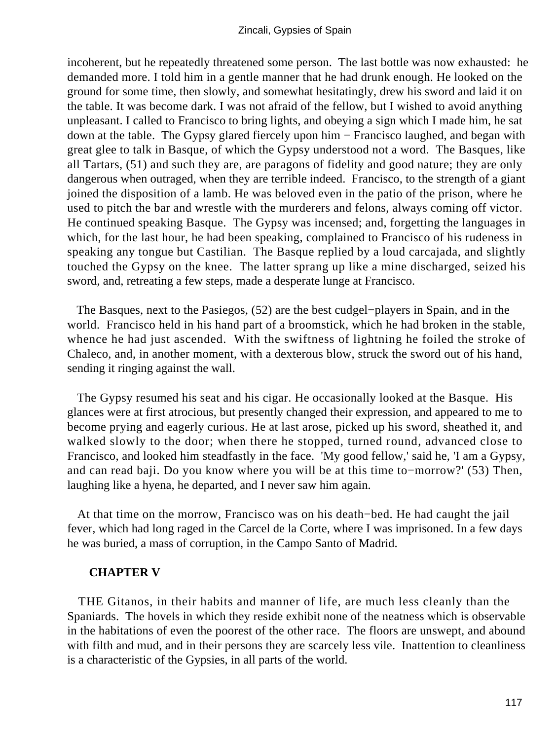incoherent, but he repeatedly threatened some person. The last bottle was now exhausted: he demanded more. I told him in a gentle manner that he had drunk enough. He looked on the ground for some time, then slowly, and somewhat hesitatingly, drew his sword and laid it on the table. It was become dark. I was not afraid of the fellow, but I wished to avoid anything unpleasant. I called to Francisco to bring lights, and obeying a sign which I made him, he sat down at the table. The Gypsy glared fiercely upon him − Francisco laughed, and began with great glee to talk in Basque, of which the Gypsy understood not a word. The Basques, like all Tartars, (51) and such they are, are paragons of fidelity and good nature; they are only dangerous when outraged, when they are terrible indeed. Francisco, to the strength of a giant joined the disposition of a lamb. He was beloved even in the patio of the prison, where he used to pitch the bar and wrestle with the murderers and felons, always coming off victor. He continued speaking Basque. The Gypsy was incensed; and, forgetting the languages in which, for the last hour, he had been speaking, complained to Francisco of his rudeness in speaking any tongue but Castilian. The Basque replied by a loud carcajada, and slightly touched the Gypsy on the knee. The latter sprang up like a mine discharged, seized his sword, and, retreating a few steps, made a desperate lunge at Francisco.

The Basques, next to the Pasiegos, (52) are the best cudgel−players in Spain, and in the world. Francisco held in his hand part of a broomstick, which he had broken in the stable, whence he had just ascended. With the swiftness of lightning he foiled the stroke of Chaleco, and, in another moment, with a dexterous blow, struck the sword out of his hand, sending it ringing against the wall.

The Gypsy resumed his seat and his cigar. He occasionally looked at the Basque. His glances were at first atrocious, but presently changed their expression, and appeared to me to become prying and eagerly curious. He at last arose, picked up his sword, sheathed it, and walked slowly to the door; when there he stopped, turned round, advanced close to Francisco, and looked him steadfastly in the face. 'My good fellow,' said he, 'I am a Gypsy, and can read baji. Do you know where you will be at this time to−morrow?' (53) Then, laughing like a hyena, he departed, and I never saw him again.

At that time on the morrow, Francisco was on his death−bed. He had caught the jail fever, which had long raged in the Carcel de la Corte, where I was imprisoned. In a few days he was buried, a mass of corruption, in the Campo Santo of Madrid.

## CHAPTER V

THE Gitanos, in their habits and manner of life, are much less cleanly than the Spaniards. The hovels in which they reside exhibit none of the neatness which is observable in the habitations of even the poorest of the other race. The floors are unswept, and abound with filth and mud, and in their persons they are scarcely less vile. Inattention to cleanliness is a characteristic of the Gypsies, in all parts of the world.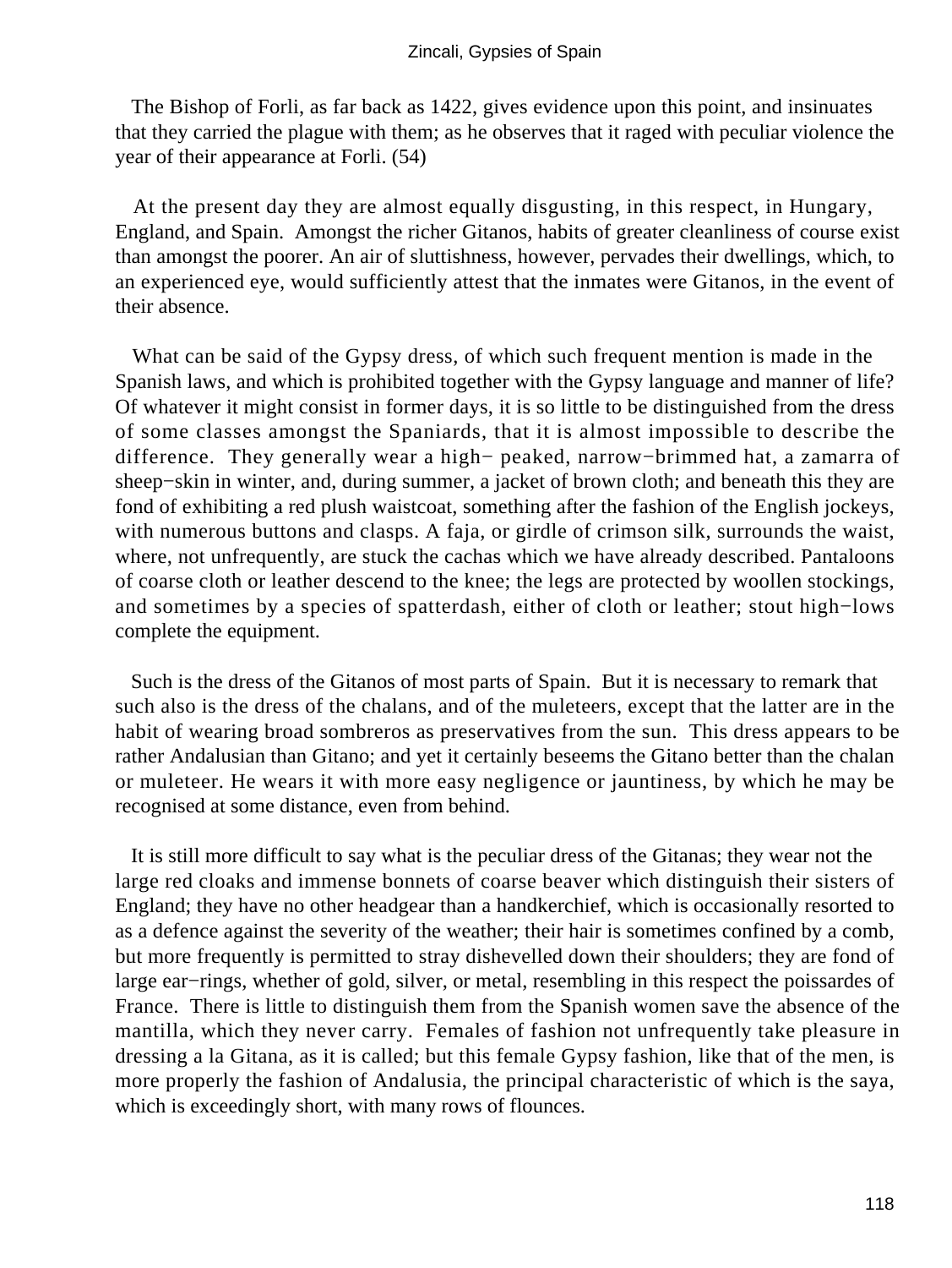The Bishop of Forli, as far back as 1422, gives evidence upon this point, and insinuates that they carried the plague with them; as he observes that it raged with peculiar violence the year of their appearance at Forli. (54)

At the present day they are almost equally disgusting, in this respect, in Hungary, England, and Spain. Amongst the richer Gitanos, habits of greater cleanliness of course exist than amongst the poorer. An air of sluttishness, however, pervades their dwellings, which, to an experienced eye, would sufficiently attest that the inmates were Gitanos, in the event of their absence.

What can be said of the Gypsy dress, of which such frequent mention is made in the Spanish laws, and which is prohibited together with the Gypsy language and manner of life? Of whatever it might consist in former days, it is so little to be distinguished from the dress of some classes amongst the Spaniards, that it is almost impossible to describe the difference. They generally wear a high− peaked, narrow−brimmed hat, a zamarra of sheep−skin in winter, and, during summer, a jacket of brown cloth; and beneath this they are fond of exhibiting a red plush waistcoat, something after the fashion of the English jockeys, with numerous buttons and clasps. A faja, or girdle of crimson silk, surrounds the waist, where, not unfrequently, are stuck the cachas which we have already described. Pantaloons of coarse cloth or leather descend to the knee; the legs are protected by woollen stockings, and sometimes by a species of spatterdash, either of cloth or leather; stout high−lows complete the equipment.

Such is the dress of the Gitanos of most parts of Spain. But it is necessary to remark that such also is the dress of the chalans, and of the muleteers, except that the latter are in the habit of wearing broad sombreros as preservatives from the sun. This dress appears to be rather Andalusian than Gitano; and yet it certainly beseems the Gitano better than the chalan or muleteer. He wears it with more easy negligence or jauntiness, by which he may be recognised at some distance, even from behind.

It is still more difficult to say what is the peculiar dress of the Gitanas; they wear not the large red cloaks and immense bonnets of coarse beaver which distinguish their sisters of England; they have no other headgear than a handkerchief, which is occasionally resorted to as a defence against the severity of the weather; their hair is sometimes confined by a comb, but more frequently is permitted to stray dishevelled down their shoulders; they are fond of large ear−rings, whether of gold, silver, or metal, resembling in this respect the poissardes of France. There is little to distinguish them from the Spanish women save the absence of the mantilla, which they never carry. Females of fashion not unfrequently take pleasure in dressing a la Gitana, as it is called; but this female Gypsy fashion, like that of the men, is more properly the fashion of Andalusia, the principal characteristic of which is the saya, which is exceedingly short, with many rows of flounces.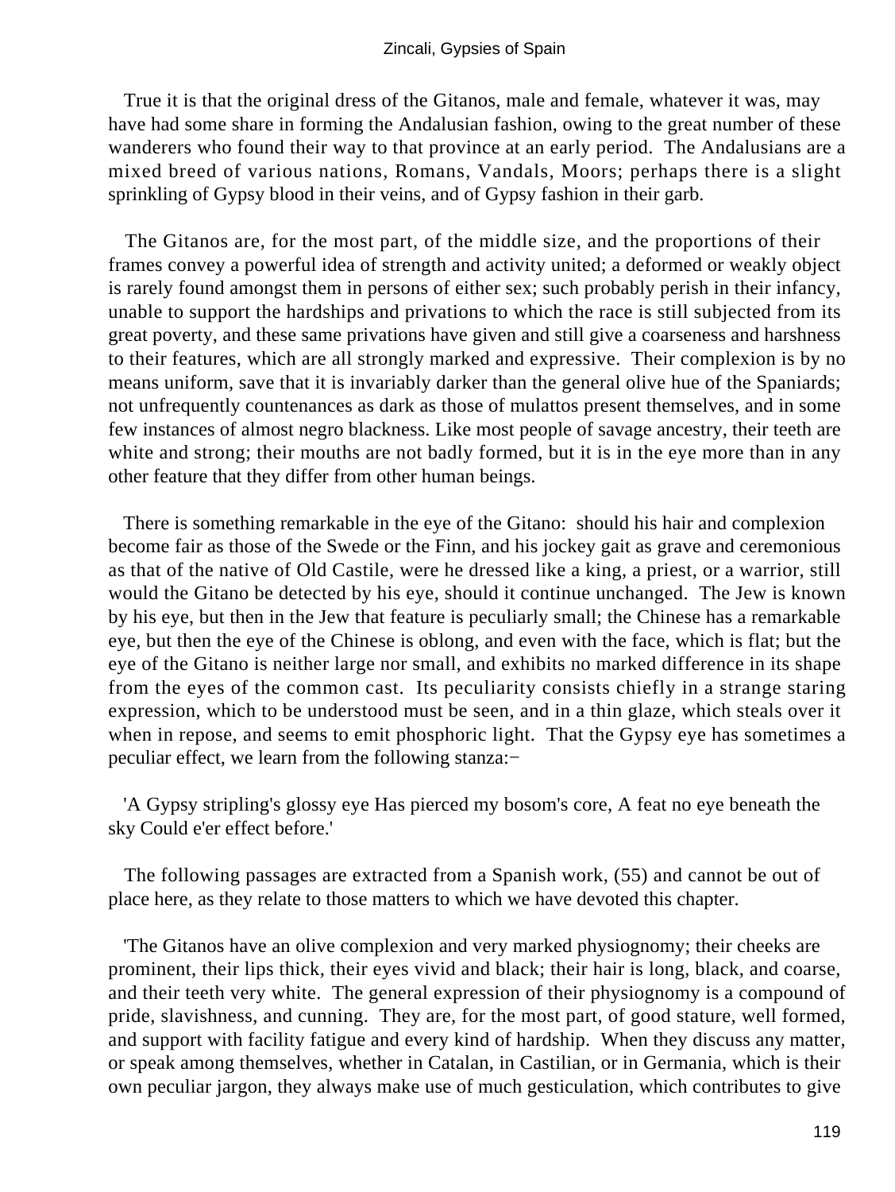True it is that the original dress of the Gitanos, male and female, whatever it was, may have had some share in forming the Andalusian fashion, owing to the great number of these wanderers who found their way to that province at an early period. The Andalusians are a mixed breed of various nations, Romans, Vandals, Moors; perhaps there is a slight sprinkling of Gypsy blood in their veins, and of Gypsy fashion in their garb.

The Gitanos are, for the most part, of the middle size, and the proportions of their frames convey a powerful idea of strength and activity united; a deformed or weakly object is rarely found amongst them in persons of either sex; such probably perish in their infancy, unable to support the hardships and privations to which the race is still subjected from its great poverty, and these same privations have given and still give a coarseness and harshness to their features, which are all strongly marked and expressive. Their complexion is by no means uniform, save that it is invariably darker than the general olive hue of the Spaniards; not unfrequently countenances as dark as those of mulattos present themselves, and in some few instances of almost negro blackness. Like most people of savage ancestry, their teeth are white and strong; their mouths are not badly formed, but it is in the eye more than in any other feature that they differ from other human beings.

There is something remarkable in the eye of the Gitano: should his hair and complexion become fair as those of the Swede or the Finn, and his jockey gait as grave and ceremonious as that of the native of Old Castile, were he dressed like a king, a priest, or a warrior, still would the Gitano be detected by his eye, should it continue unchanged. The Jew is known by his eye, but then in the Jew that feature is peculiarly small; the Chinese has a remarkable eye, but then the eye of the Chinese is oblong, and even with the face, which is flat; but the eye of the Gitano is neither large nor small, and exhibits no marked difference in its shape from the eyes of the common cast. Its peculiarity consists chiefly in a strange staring expression, which to be understood must be seen, and in a thin glaze, which steals over it when in repose, and seems to emit phosphoric light. That the Gypsy eye has sometimes a peculiar effect, we learn from the following stanza:−

'A Gypsy stripling's glossy eye Has pierced my bosom's core, A feat no eye beneath the sky Could e'er effect before.'

The following passages are extracted from a Spanish work, (55) and cannot be out of place here, as they relate to those matters to which we have devoted this chapter.

'The Gitanos have an olive complexion and very marked physiognomy; their cheeks are prominent, their lips thick, their eyes vivid and black; their hair is long, black, and coarse, and their teeth very white. The general expression of their physiognomy is a compound of pride, slavishness, and cunning. They are, for the most part, of good stature, well formed, and support with facility fatigue and every kind of hardship. When they discuss any matter, or speak among themselves, whether in Catalan, in Castilian, or in Germania, which is their own peculiar jargon, they always make use of much gesticulation, which contributes to give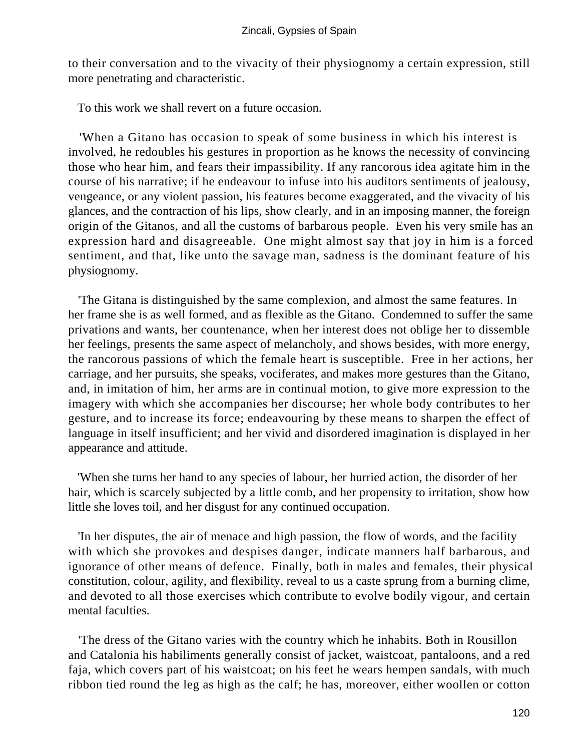to their conversation and to the vivacity of their physiognomy a certain expression, still more penetrating and characteristic.

To this work we shall revert on a future occasion.

'When a Gitano has occasion to speak of some business in which his interest is involved, he redoubles his gestures in proportion as he knows the necessity of convincing those who hear him, and fears their impassibility. If any rancorous idea agitate him in the course of his narrative; if he endeavour to infuse into his auditors sentiments of jealousy, vengeance, or any violent passion, his features become exaggerated, and the vivacity of his glances, and the contraction of his lips, show clearly, and in an imposing manner, the foreign origin of the Gitanos, and all the customs of barbarous people. Even his very smile has an expression hard and disagreeable. One might almost say that joy in him is a forced sentiment, and that, like unto the savage man, sadness is the dominant feature of his physiognomy.

'The Gitana is distinguished by the same complexion, and almost the same features. In her frame she is as well formed, and as flexible as the Gitano. Condemned to suffer the same privations and wants, her countenance, when her interest does not oblige her to dissemble her feelings, presents the same aspect of melancholy, and shows besides, with more energy, the rancorous passions of which the female heart is susceptible. Free in her actions, her carriage, and her pursuits, she speaks, vociferates, and makes more gestures than the Gitano, and, in imitation of him, her arms are in continual motion, to give more expression to the imagery with which she accompanies her discourse; her whole body contributes to her gesture, and to increase its force; endeavouring by these means to sharpen the effect of language in itself insufficient; and her vivid and disordered imagination is displayed in her appearance and attitude.

'When she turns her hand to any species of labour, her hurried action, the disorder of her hair, which is scarcely subjected by a little comb, and her propensity to irritation, show how little she loves toil, and her disgust for any continued occupation.

'In her disputes, the air of menace and high passion, the flow of words, and the facility with which she provokes and despises danger, indicate manners half barbarous, and ignorance of other means of defence. Finally, both in males and females, their physical constitution, colour, agility, and flexibility, reveal to us a caste sprung from a burning clime, and devoted to all those exercises which contribute to evolve bodily vigour, and certain mental faculties.

'The dress of the Gitano varies with the country which he inhabits. Both in Rousillon and Catalonia his habiliments generally consist of jacket, waistcoat, pantaloons, and a red faja, which covers part of his waistcoat; on his feet he wears hempen sandals, with much ribbon tied round the leg as high as the calf; he has, moreover, either woollen or cotton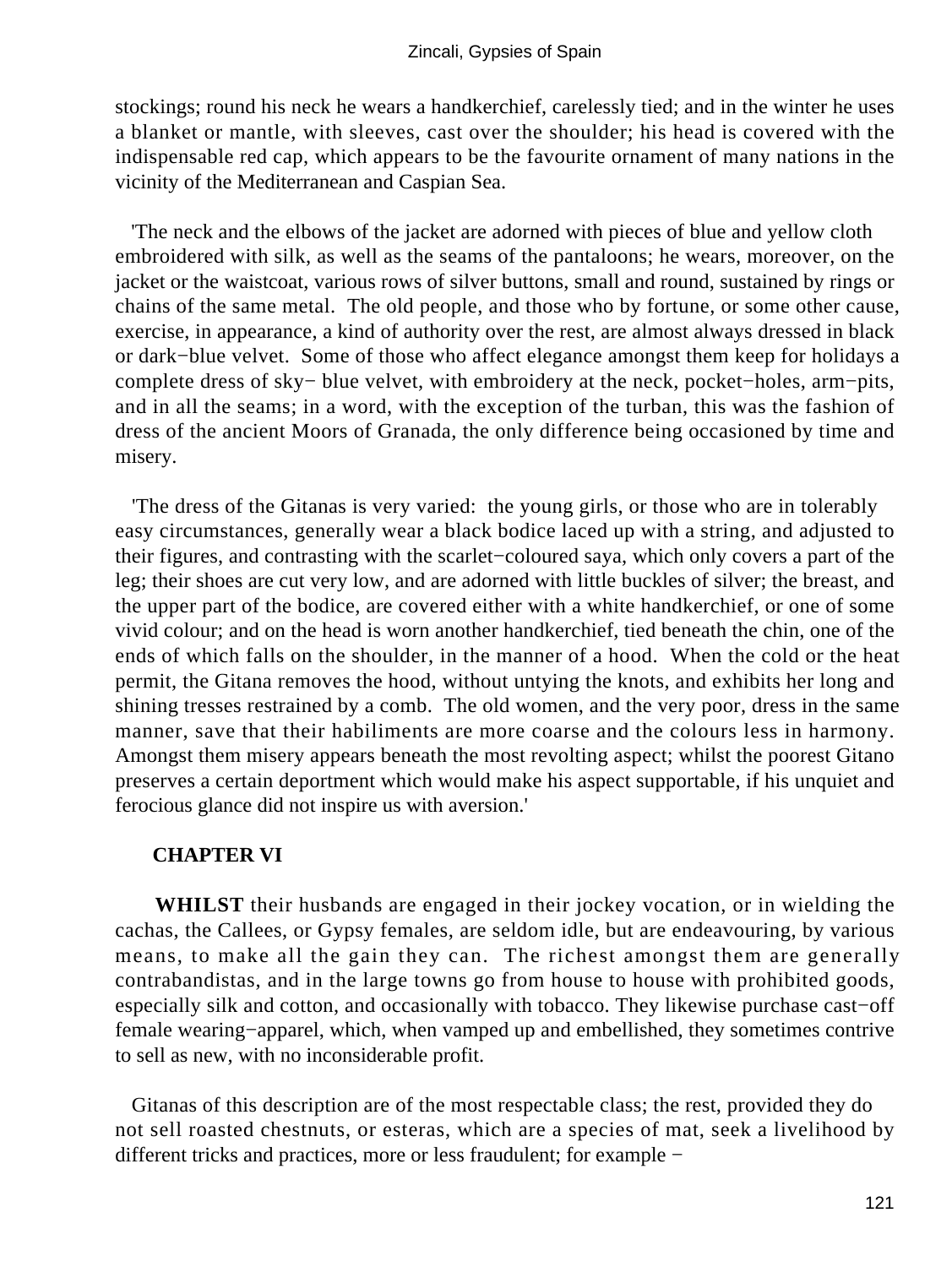stockings; round his neck he wears a handkerchief, carelessly tied; and in the winter he uses a blanket or mantle, with sleeves, cast over the shoulder; his head is covered with the indispensable red cap, which appears to be the favourite ornament of many nations in the vicinity of the Mediterranean and Caspian Sea.

'The neck and the elbows of the jacket are adorned with pieces of blue and yellow cloth embroidered with silk, as well as the seams of the pantaloons; he wears, moreover, on the jacket or the waistcoat, various rows of silver buttons, small and round, sustained by rings or chains of the same metal. The old people, and those who by fortune, or some other cause, exercise, in appearance, a kind of authority over the rest, are almost always dressed in black or dark−blue velvet. Some of those who affect elegance amongst them keep for holidays a complete dress of sky− blue velvet, with embroidery at the neck, pocket−holes, arm−pits, and in all the seams; in a word, with the exception of the turban, this was the fashion of dress of the ancient Moors of Granada, the only difference being occasioned by time and misery.

'The dress of the Gitanas is very varied: the young girls, or those who are in tolerably easy circumstances, generally wear a black bodice laced up with a string, and adjusted to their figures, and contrasting with the scarlet−coloured saya, which only covers a part of the leg; their shoes are cut very low, and are adorned with little buckles of silver; the breast, and the upper part of the bodice, are covered either with a white handkerchief, or one of some vivid colour; and on the head is worn another handkerchief, tied beneath the chin, one of the ends of which falls on the shoulder, in the manner of a hood. When the cold or the heat permit, the Gitana removes the hood, without untying the knots, and exhibits her long and shining tresses restrained by a comb. The old women, and the very poor, dress in the same manner, save that their habiliments are more coarse and the colours less in harmony. Amongst them misery appears beneath the most revolting aspect; whilst the poorest Gitano preserves a certain deportment which would make his aspect supportable, if his unquiet and ferocious glance did not inspire us with aversion.'

## CHAPTER VI

**WHILST** their husbands are engaged in their jockey vocation, or in wielding the cachas, the Callees, or Gypsy females, are seldom idle, but are endeavouring, by various means, to make all the gain they can. The richest amongst them are generally contrabandistas, and in the large towns go from house to house with prohibited goods, especially silk and cotton, and occasionally with tobacco. They likewise purchase cast−off female wearing−apparel, which, when vamped up and embellished, they sometimes contrive to sell as new, with no inconsiderable profit.

Gitanas of this description are of the most respectable class; the rest, provided they do not sell roasted chestnuts, or esteras, which are a species of mat, seek a livelihood by different tricks and practices, more or less fraudulent; for example −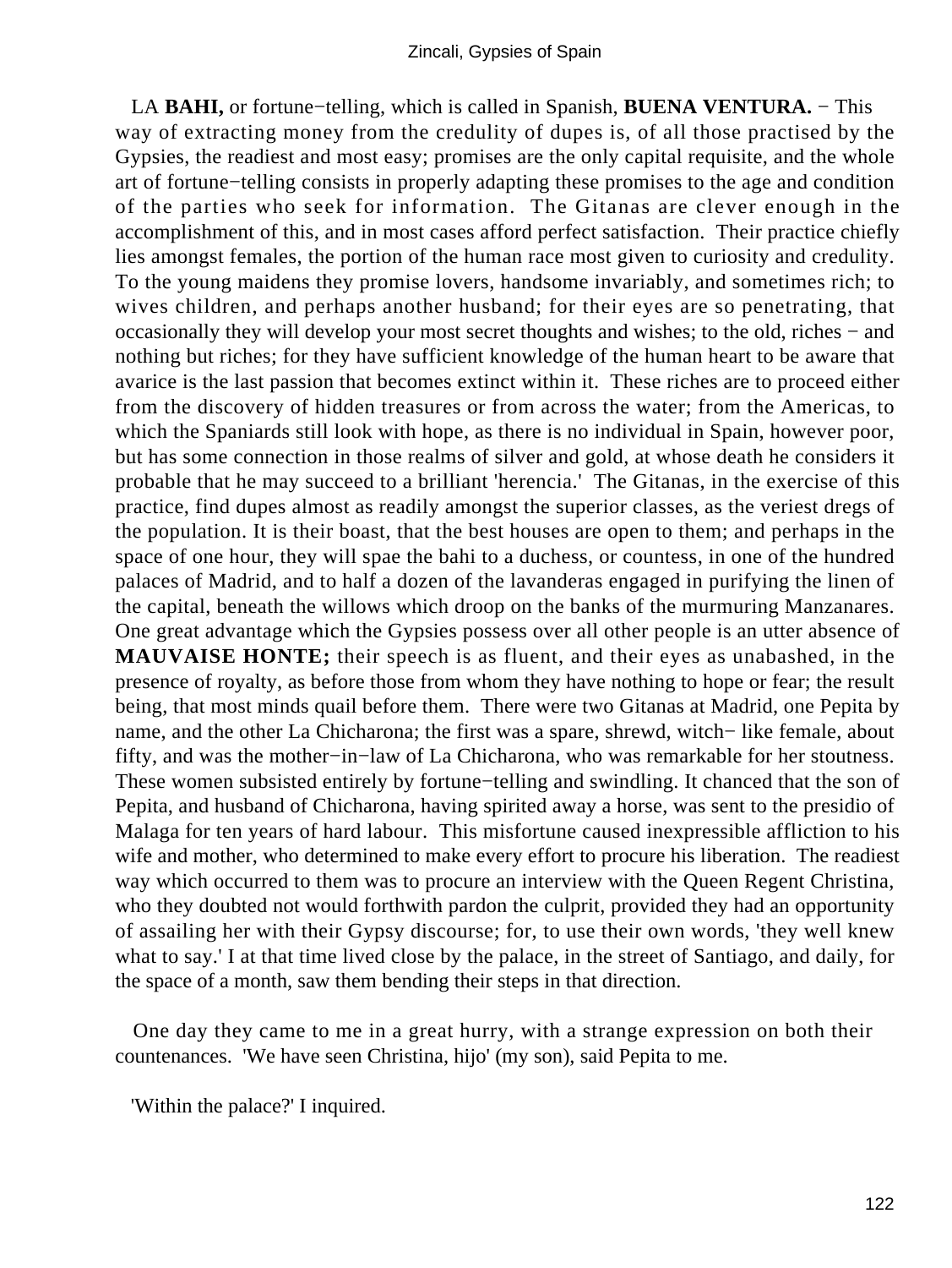LA **BAHI,** or fortune−telling, which is called in Spanish, **BUENA VENTURA.** − This way of extracting money from the credulity of dupes is, of all those practised by the Gypsies, the readiest and most easy; promises are the only capital requisite, and the whole art of fortune−telling consists in properly adapting these promises to the age and condition of the parties who seek for information. The Gitanas are clever enough in the accomplishment of this, and in most cases afford perfect satisfaction. Their practice chiefly lies amongst females, the portion of the human race most given to curiosity and credulity. To the young maidens they promise lovers, handsome invariably, and sometimes rich; to wives children, and perhaps another husband; for their eyes are so penetrating, that occasionally they will develop your most secret thoughts and wishes; to the old, riches − and nothing but riches; for they have sufficient knowledge of the human heart to be aware that avarice is the last passion that becomes extinct within it. These riches are to proceed either from the discovery of hidden treasures or from across the water; from the Americas, to which the Spaniards still look with hope, as there is no individual in Spain, however poor, but has some connection in those realms of silver and gold, at whose death he considers it probable that he may succeed to a brilliant 'herencia.' The Gitanas, in the exercise of this practice, find dupes almost as readily amongst the superior classes, as the veriest dregs of the population. It is their boast, that the best houses are open to them; and perhaps in the space of one hour, they will spae the bahi to a duchess, or countess, in one of the hundred palaces of Madrid, and to half a dozen of the lavanderas engaged in purifying the linen of the capital, beneath the willows which droop on the banks of the murmuring Manzanares. One great advantage which the Gypsies possess over all other people is an utter absence of **MAUVAISE HONTE;** their speech is as fluent, and their eyes as unabashed, in the presence of royalty, as before those from whom they have nothing to hope or fear; the result being, that most minds quail before them. There were two Gitanas at Madrid, one Pepita by name, and the other La Chicharona; the first was a spare, shrewd, witch− like female, about fifty, and was the mother−in−law of La Chicharona, who was remarkable for her stoutness. These women subsisted entirely by fortune−telling and swindling. It chanced that the son of Pepita, and husband of Chicharona, having spirited away a horse, was sent to the presidio of Malaga for ten years of hard labour. This misfortune caused inexpressible affliction to his wife and mother, who determined to make every effort to procure his liberation. The readiest way which occurred to them was to procure an interview with the Queen Regent Christina, who they doubted not would forthwith pardon the culprit, provided they had an opportunity of assailing her with their Gypsy discourse; for, to use their own words, 'they well knew what to say.' I at that time lived close by the palace, in the street of Santiago, and daily, for the space of a month, saw them bending their steps in that direction.

One day they came to me in a great hurry, with a strange expression on both their countenances. 'We have seen Christina, hijo' (my son), said Pepita to me.

'Within the palace?' I inquired.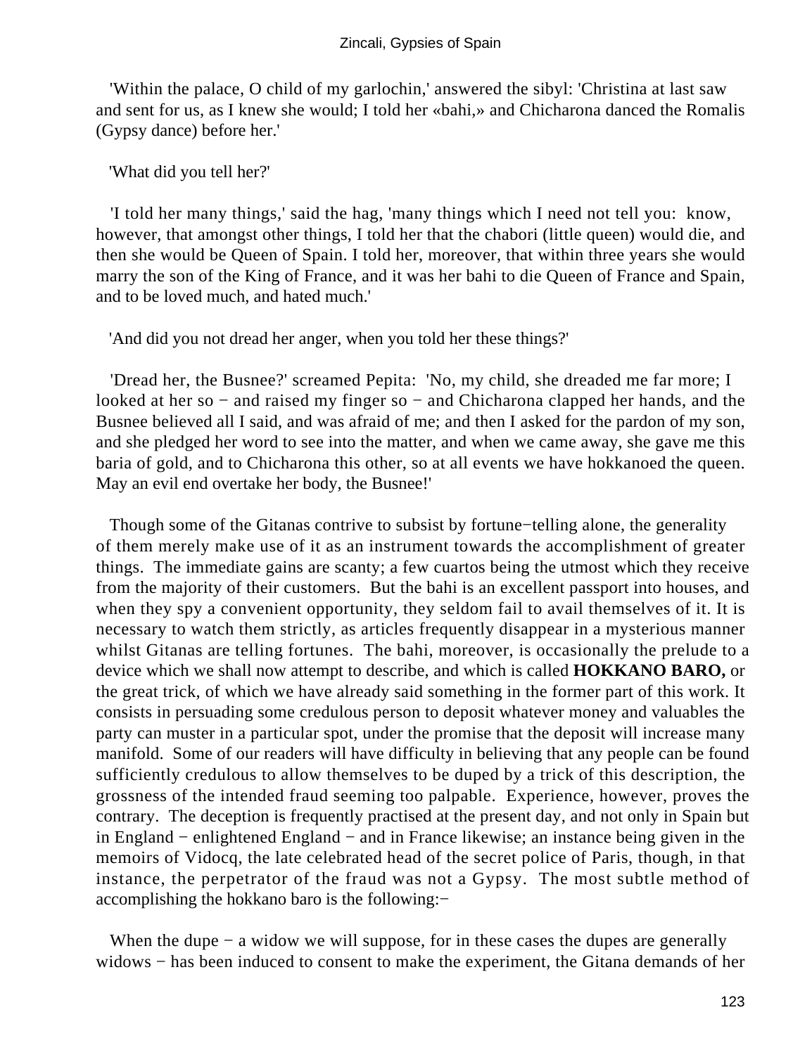'Within the palace, O child of my garlochin,' answered the sibyl: 'Christina at last saw and sent for us, as I knew she would; I told her «bahi,» and Chicharona danced the Romalis (Gypsy dance) before her.'

'What did you tell her?'

'I told her many things,' said the hag, 'many things which I need not tell you: know, however, that amongst other things, I told her that the chabori (little queen) would die, and then she would be Queen of Spain. I told her, moreover, that within three years she would marry the son of the King of France, and it was her bahi to die Queen of France and Spain, and to be loved much, and hated much.'

'And did you not dread her anger, when you told her these things?'

'Dread her, the Busnee?' screamed Pepita: 'No, my child, she dreaded me far more; I looked at her so − and raised my finger so − and Chicharona clapped her hands, and the Busnee believed all I said, and was afraid of me; and then I asked for the pardon of my son, and she pledged her word to see into the matter, and when we came away, she gave me this baria of gold, and to Chicharona this other, so at all events we have hokkanoed the queen. May an evil end overtake her body, the Busnee!'

Though some of the Gitanas contrive to subsist by fortune−telling alone, the generality of them merely make use of it as an instrument towards the accomplishment of greater things. The immediate gains are scanty; a few cuartos being the utmost which they receive from the majority of their customers. But the bahi is an excellent passport into houses, and when they spy a convenient opportunity, they seldom fail to avail themselves of it. It is necessary to watch them strictly, as articles frequently disappear in a mysterious manner whilst Gitanas are telling fortunes. The bahi, moreover, is occasionally the prelude to a device which we shall now attempt to describe, and which is called **HOKKANO BARO,** or the great trick, of which we have already said something in the former part of this work. It consists in persuading some credulous person to deposit whatever money and valuables the party can muster in a particular spot, under the promise that the deposit will increase many manifold. Some of our readers will have difficulty in believing that any people can be found sufficiently credulous to allow themselves to be duped by a trick of this description, the grossness of the intended fraud seeming too palpable. Experience, however, proves the contrary. The deception is frequently practised at the present day, and not only in Spain but in England − enlightened England − and in France likewise; an instance being given in the memoirs of Vidocq, the late celebrated head of the secret police of Paris, though, in that instance, the perpetrator of the fraud was not a Gypsy. The most subtle method of accomplishing the hokkano baro is the following:−

When the dupe − a widow we will suppose, for in these cases the dupes are generally widows − has been induced to consent to make the experiment, the Gitana demands of her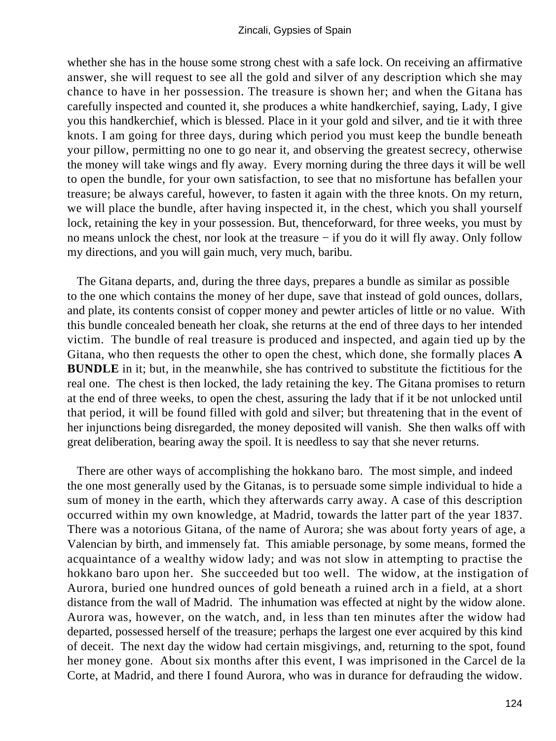whether she has in the house some strong chest with a safe lock. On receiving an affirmative answer, she will request to see all the gold and silver of any description which she may chance to have in her possession. The treasure is shown her; and when the Gitana has carefully inspected and counted it, she produces a white handkerchief, saying, Lady, I give you this handkerchief, which is blessed. Place in it your gold and silver, and tie it with three knots. I am going for three days, during which period you must keep the bundle beneath your pillow, permitting no one to go near it, and observing the greatest secrecy, otherwise the money will take wings and fly away. Every morning during the three days it will be well to open the bundle, for your own satisfaction, to see that no misfortune has befallen your treasure; be always careful, however, to fasten it again with the three knots. On my return, we will place the bundle, after having inspected it, in the chest, which you shall yourself lock, retaining the key in your possession. But, thenceforward, for three weeks, you must by no means unlock the chest, nor look at the treasure − if you do it will fly away. Only follow my directions, and you will gain much, very much, baribu.

The Gitana departs, and, during the three days, prepares a bundle as similar as possible to the one which contains the money of her dupe, save that instead of gold ounces, dollars, and plate, its contents consist of copper money and pewter articles of little or no value. With this bundle concealed beneath her cloak, she returns at the end of three days to her intended victim. The bundle of real treasure is produced and inspected, and again tied up by the Gitana, who then requests the other to open the chest, which done, she formally places **A BUNDLE** in it; but, in the meanwhile, she has contrived to substitute the fictitious for the real one. The chest is then locked, the lady retaining the key. The Gitana promises to return at the end of three weeks, to open the chest, assuring the lady that if it be not unlocked until that period, it will be found filled with gold and silver; but threatening that in the event of her injunctions being disregarded, the money deposited will vanish. She then walks off with great deliberation, bearing away the spoil. It is needless to say that she never returns.

There are other ways of accomplishing the hokkano baro. The most simple, and indeed the one most generally used by the Gitanas, is to persuade some simple individual to hide a sum of money in the earth, which they afterwards carry away. A case of this description occurred within my own knowledge, at Madrid, towards the latter part of the year 1837. There was a notorious Gitana, of the name of Aurora; she was about forty years of age, a Valencian by birth, and immensely fat. This amiable personage, by some means, formed the acquaintance of a wealthy widow lady; and was not slow in attempting to practise the hokkano baro upon her. She succeeded but too well. The widow, at the instigation of Aurora, buried one hundred ounces of gold beneath a ruined arch in a field, at a short distance from the wall of Madrid. The inhumation was effected at night by the widow alone. Aurora was, however, on the watch, and, in less than ten minutes after the widow had departed, possessed herself of the treasure; perhaps the largest one ever acquired by this kind of deceit. The next day the widow had certain misgivings, and, returning to the spot, found her money gone. About six months after this event, I was imprisoned in the Carcel de la Corte, at Madrid, and there I found Aurora, who was in durance for defrauding the widow.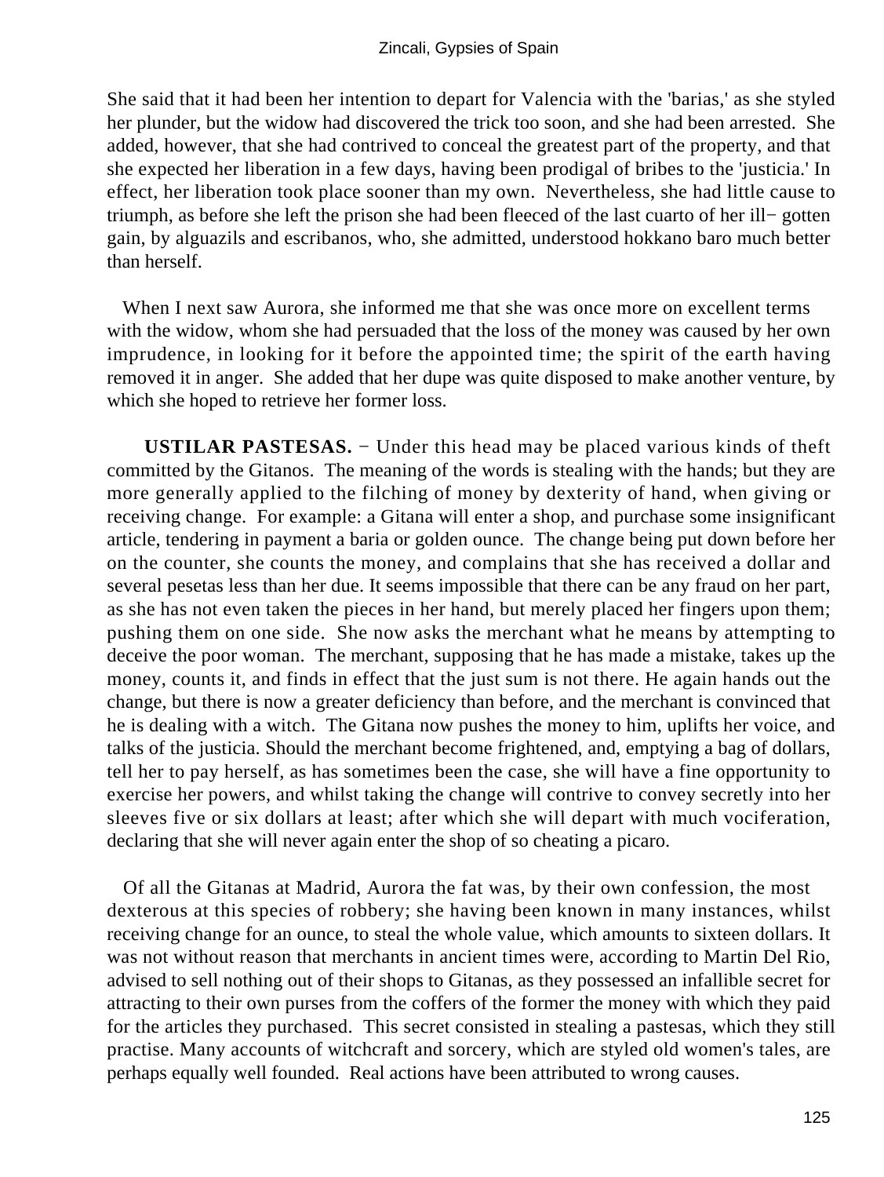She said that it had been her intention to depart for Valencia with the 'barias,' as she styled her plunder, but the widow had discovered the trick too soon, and she had been arrested. She added, however, that she had contrived to conceal the greatest part of the property, and that she expected her liberation in a few days, having been prodigal of bribes to the 'justicia.' In effect, her liberation took place sooner than my own. Nevertheless, she had little cause to triumph, as before she left the prison she had been fleeced of the last cuarto of her ill− gotten gain, by alguazils and escribanos, who, she admitted, understood hokkano baro much better than herself.

When I next saw Aurora, she informed me that she was once more on excellent terms with the widow, whom she had persuaded that the loss of the money was caused by her own imprudence, in looking for it before the appointed time; the spirit of the earth having removed it in anger. She added that her dupe was quite disposed to make another venture, by which she hoped to retrieve her former loss.

**USTILAR PASTESAS.** − Under this head may be placed various kinds of theft committed by the Gitanos. The meaning of the words is stealing with the hands; but they are more generally applied to the filching of money by dexterity of hand, when giving or receiving change. For example: a Gitana will enter a shop, and purchase some insignificant article, tendering in payment a baria or golden ounce. The change being put down before her on the counter, she counts the money, and complains that she has received a dollar and several pesetas less than her due. It seems impossible that there can be any fraud on her part, as she has not even taken the pieces in her hand, but merely placed her fingers upon them; pushing them on one side. She now asks the merchant what he means by attempting to deceive the poor woman. The merchant, supposing that he has made a mistake, takes up the money, counts it, and finds in effect that the just sum is not there. He again hands out the change, but there is now a greater deficiency than before, and the merchant is convinced that he is dealing with a witch. The Gitana now pushes the money to him, uplifts her voice, and talks of the justicia. Should the merchant become frightened, and, emptying a bag of dollars, tell her to pay herself, as has sometimes been the case, she will have a fine opportunity to exercise her powers, and whilst taking the change will contrive to convey secretly into her sleeves five or six dollars at least; after which she will depart with much vociferation, declaring that she will never again enter the shop of so cheating a picaro.

Of all the Gitanas at Madrid, Aurora the fat was, by their own confession, the most dexterous at this species of robbery; she having been known in many instances, whilst receiving change for an ounce, to steal the whole value, which amounts to sixteen dollars. It was not without reason that merchants in ancient times were, according to Martin Del Rio, advised to sell nothing out of their shops to Gitanas, as they possessed an infallible secret for attracting to their own purses from the coffers of the former the money with which they paid for the articles they purchased. This secret consisted in stealing a pastesas, which they still practise. Many accounts of witchcraft and sorcery, which are styled old women's tales, are perhaps equally well founded. Real actions have been attributed to wrong causes.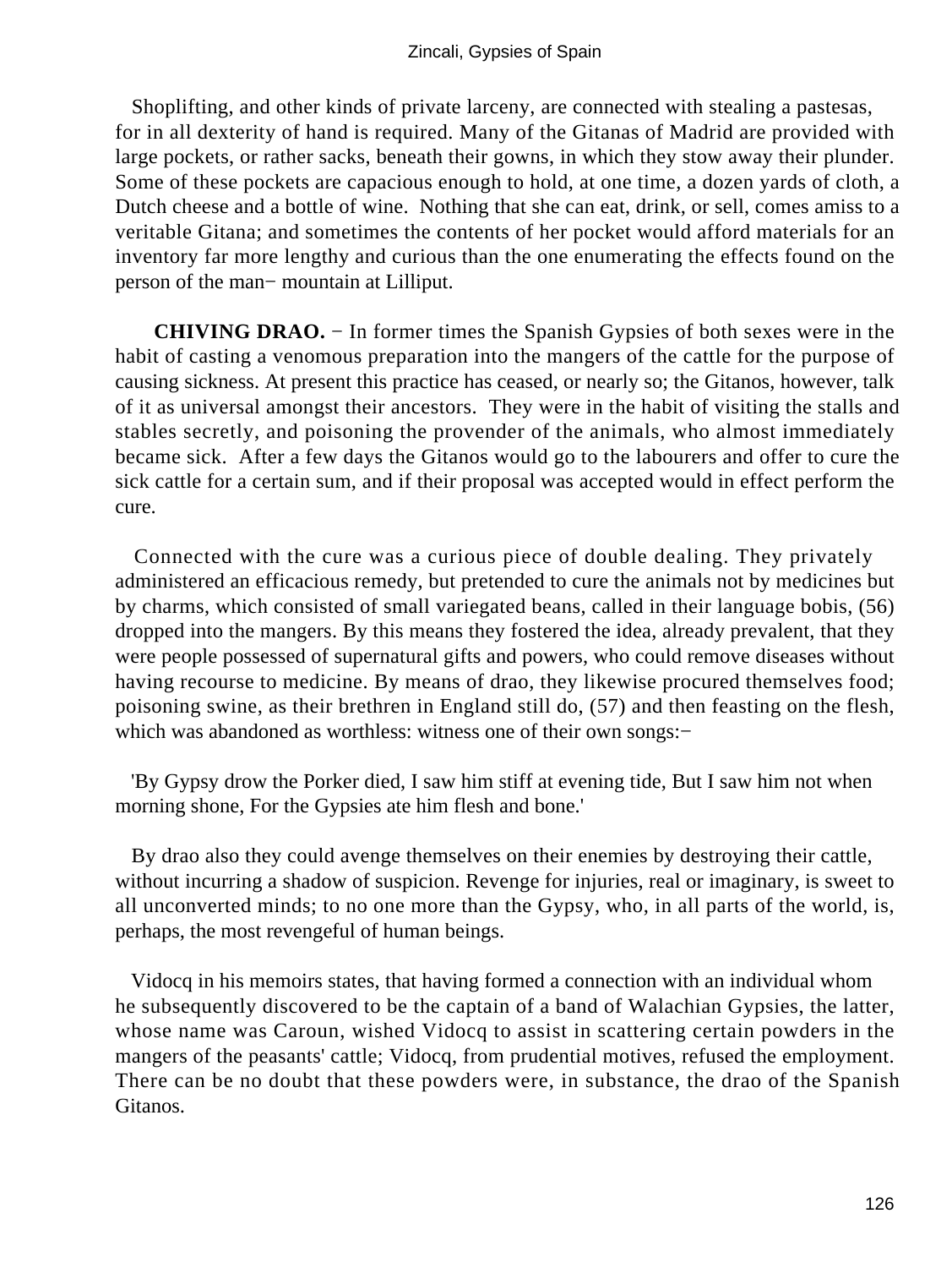Shoplifting, and other kinds of private larceny, are connected with stealing a pastesas, for in all dexterity of hand is required. Many of the Gitanas of Madrid are provided with large pockets, or rather sacks, beneath their gowns, in which they stow away their plunder. Some of these pockets are capacious enough to hold, at one time, a dozen yards of cloth, a Dutch cheese and a bottle of wine. Nothing that she can eat, drink, or sell, comes amiss to a veritable Gitana; and sometimes the contents of her pocket would afford materials for an inventory far more lengthy and curious than the one enumerating the effects found on the person of the man− mountain at Lilliput.

**CHIVING DRAO.** − In former times the Spanish Gypsies of both sexes were in the habit of casting a venomous preparation into the mangers of the cattle for the purpose of causing sickness. At present this practice has ceased, or nearly so; the Gitanos, however, talk of it as universal amongst their ancestors. They were in the habit of visiting the stalls and stables secretly, and poisoning the provender of the animals, who almost immediately became sick. After a few days the Gitanos would go to the labourers and offer to cure the sick cattle for a certain sum, and if their proposal was accepted would in effect perform the cure.

Connected with the cure was a curious piece of double dealing. They privately administered an efficacious remedy, but pretended to cure the animals not by medicines but by charms, which consisted of small variegated beans, called in their language bobis, (56) dropped into the mangers. By this means they fostered the idea, already prevalent, that they were people possessed of supernatural gifts and powers, who could remove diseases without having recourse to medicine. By means of drao, they likewise procured themselves food; poisoning swine, as their brethren in England still do, (57) and then feasting on the flesh, which was abandoned as worthless: witness one of their own songs:−

'By Gypsy drow the Porker died, I saw him stiff at evening tide, But I saw him not when morning shone, For the Gypsies ate him flesh and bone.'

By drao also they could avenge themselves on their enemies by destroying their cattle, without incurring a shadow of suspicion. Revenge for injuries, real or imaginary, is sweet to all unconverted minds; to no one more than the Gypsy, who, in all parts of the world, is, perhaps, the most revengeful of human beings.

Vidocq in his memoirs states, that having formed a connection with an individual whom he subsequently discovered to be the captain of a band of Walachian Gypsies, the latter, whose name was Caroun, wished Vidocq to assist in scattering certain powders in the mangers of the peasants' cattle; Vidocq, from prudential motives, refused the employment. There can be no doubt that these powders were, in substance, the drao of the Spanish Gitanos.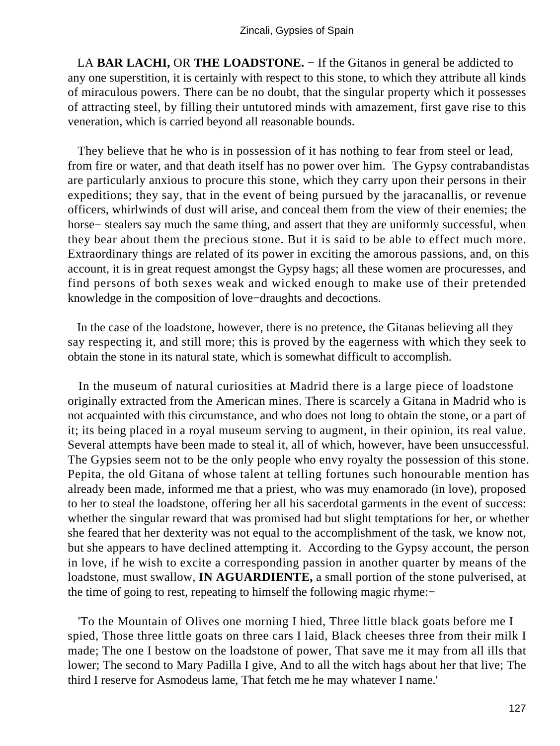LA **BAR LACHI,** OR **THE LOADSTONE.** − If the Gitanos in general be addicted to any one superstition, it is certainly with respect to this stone, to which they attribute all kinds of miraculous powers. There can be no doubt, that the singular property which it possesses of attracting steel, by filling their untutored minds with amazement, first gave rise to this veneration, which is carried beyond all reasonable bounds.

They believe that he who is in possession of it has nothing to fear from steel or lead, from fire or water, and that death itself has no power over him. The Gypsy contrabandistas are particularly anxious to procure this stone, which they carry upon their persons in their expeditions; they say, that in the event of being pursued by the jaracanallis, or revenue officers, whirlwinds of dust will arise, and conceal them from the view of their enemies; the horse− stealers say much the same thing, and assert that they are uniformly successful, when they bear about them the precious stone. But it is said to be able to effect much more. Extraordinary things are related of its power in exciting the amorous passions, and, on this account, it is in great request amongst the Gypsy hags; all these women are procuresses, and find persons of both sexes weak and wicked enough to make use of their pretended knowledge in the composition of love−draughts and decoctions.

In the case of the loadstone, however, there is no pretence, the Gitanas believing all they say respecting it, and still more; this is proved by the eagerness with which they seek to obtain the stone in its natural state, which is somewhat difficult to accomplish.

In the museum of natural curiosities at Madrid there is a large piece of loadstone originally extracted from the American mines. There is scarcely a Gitana in Madrid who is not acquainted with this circumstance, and who does not long to obtain the stone, or a part of it; its being placed in a royal museum serving to augment, in their opinion, its real value. Several attempts have been made to steal it, all of which, however, have been unsuccessful. The Gypsies seem not to be the only people who envy royalty the possession of this stone. Pepita, the old Gitana of whose talent at telling fortunes such honourable mention has already been made, informed me that a priest, who was muy enamorado (in love), proposed to her to steal the loadstone, offering her all his sacerdotal garments in the event of success: whether the singular reward that was promised had but slight temptations for her, or whether she feared that her dexterity was not equal to the accomplishment of the task, we know not, but she appears to have declined attempting it. According to the Gypsy account, the person in love, if he wish to excite a corresponding passion in another quarter by means of the loadstone, must swallow, **IN AGUARDIENTE,** a small portion of the stone pulverised, at the time of going to rest, repeating to himself the following magic rhyme:−

'To the Mountain of Olives one morning I hied, Three little black goats before me I spied, Those three little goats on three cars I laid, Black cheeses three from their milk I made; The one I bestow on the loadstone of power, That save me it may from all ills that lower; The second to Mary Padilla I give, And to all the witch hags about her that live; The third I reserve for Asmodeus lame, That fetch me he may whatever I name.'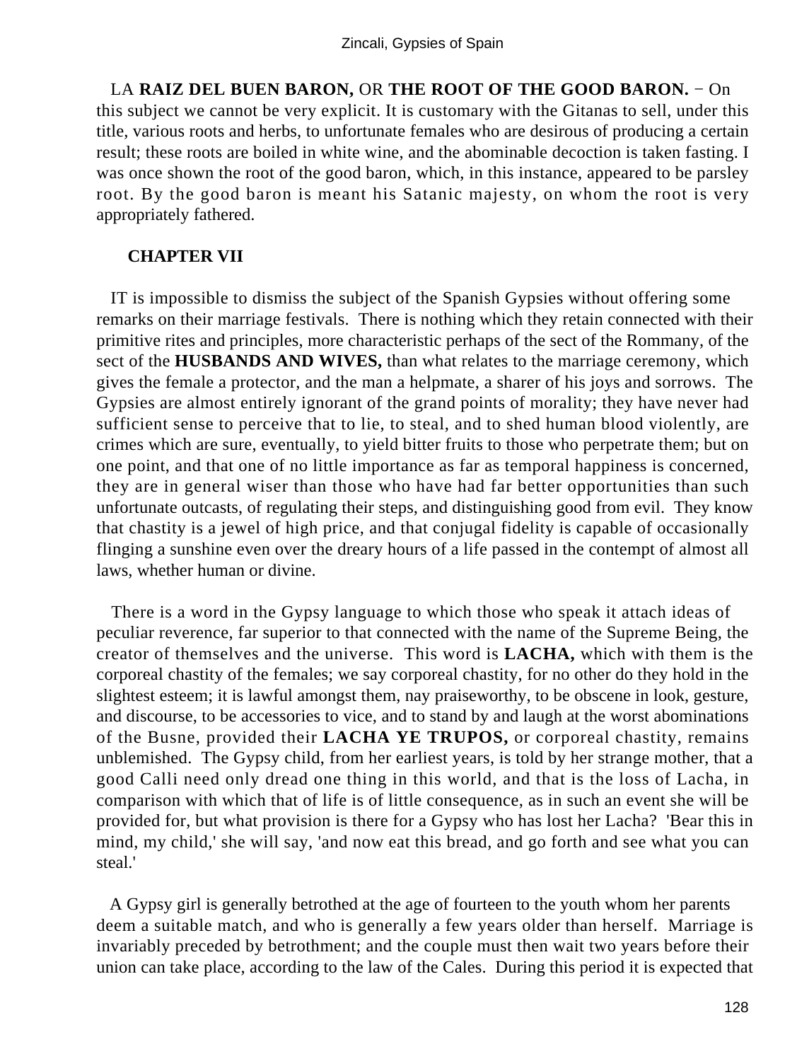LA **RAIZ DEL BUEN BARON,** OR **THE ROOT OF THE GOOD BARON.** − On this subject we cannot be very explicit. It is customary with the Gitanas to sell, under this title, various roots and herbs, to unfortunate females who are desirous of producing a certain result; these roots are boiled in white wine, and the abominable decoction is taken fasting. I was once shown the root of the good baron, which, in this instance, appeared to be parsley root. By the good baron is meant his Satanic majesty, on whom the root is very appropriately fathered.

## CHAPTER VII

IT is impossible to dismiss the subject of the Spanish Gypsies without offering some remarks on their marriage festivals. There is nothing which they retain connected with their primitive rites and principles, more characteristic perhaps of the sect of the Rommany, of the sect of the **HUSBANDS AND WIVES,** than what relates to the marriage ceremony, which gives the female a protector, and the man a helpmate, a sharer of his joys and sorrows. The Gypsies are almost entirely ignorant of the grand points of morality; they have never had sufficient sense to perceive that to lie, to steal, and to shed human blood violently, are crimes which are sure, eventually, to yield bitter fruits to those who perpetrate them; but on one point, and that one of no little importance as far as temporal happiness is concerned, they are in general wiser than those who have had far better opportunities than such unfortunate outcasts, of regulating their steps, and distinguishing good from evil. They know that chastity is a jewel of high price, and that conjugal fidelity is capable of occasionally flinging a sunshine even over the dreary hours of a life passed in the contempt of almost all laws, whether human or divine.

There is a word in the Gypsy language to which those who speak it attach ideas of peculiar reverence, far superior to that connected with the name of the Supreme Being, the creator of themselves and the universe. This word is **LACHA,** which with them is the corporeal chastity of the females; we say corporeal chastity, for no other do they hold in the slightest esteem; it is lawful amongst them, nay praiseworthy, to be obscene in look, gesture, and discourse, to be accessories to vice, and to stand by and laugh at the worst abominations of the Busne, provided their **LACHA YE TRUPOS,** or corporeal chastity, remains unblemished. The Gypsy child, from her earliest years, is told by her strange mother, that a good Calli need only dread one thing in this world, and that is the loss of Lacha, in comparison with which that of life is of little consequence, as in such an event she will be provided for, but what provision is there for a Gypsy who has lost her Lacha? 'Bear this in mind, my child,' she will say, 'and now eat this bread, and go forth and see what you can steal.'

A Gypsy girl is generally betrothed at the age of fourteen to the youth whom her parents deem a suitable match, and who is generally a few years older than herself. Marriage is invariably preceded by betrothment; and the couple must then wait two years before their union can take place, according to the law of the Cales. During this period it is expected that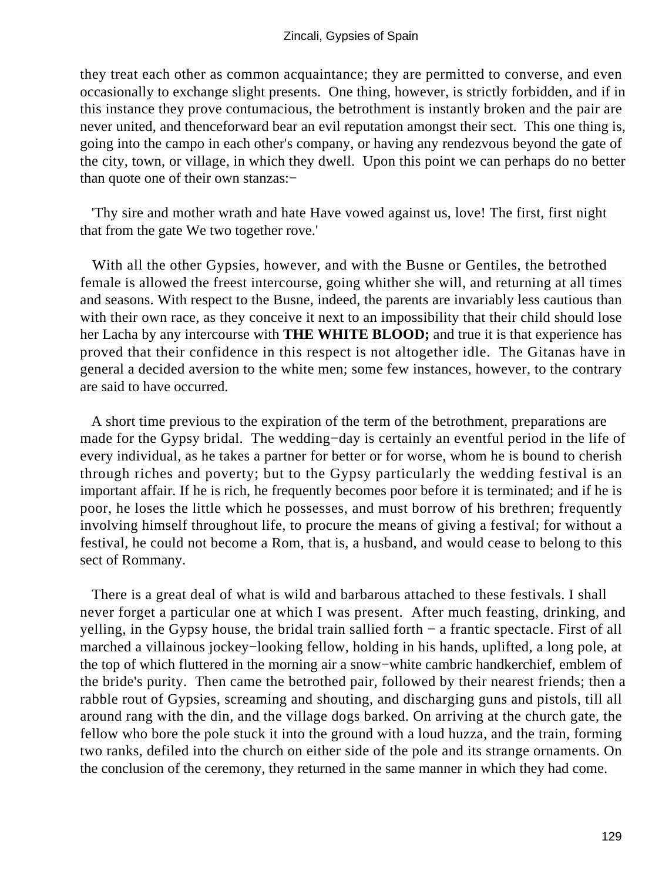they treat each other as common acquaintance; they are permitted to converse, and even occasionally to exchange slight presents. One thing, however, is strictly forbidden, and if in this instance they prove contumacious, the betrothment is instantly broken and the pair are never united, and thenceforward bear an evil reputation amongst their sect. This one thing is, going into the campo in each other's company, or having any rendezvous beyond the gate of the city, town, or village, in which they dwell. Upon this point we can perhaps do no better than quote one of their own stanzas:−

'Thy sire and mother wrath and hate Have vowed against us, love! The first, first night that from the gate We two together rove.'

With all the other Gypsies, however, and with the Busne or Gentiles, the betrothed female is allowed the freest intercourse, going whither she will, and returning at all times and seasons. With respect to the Busne, indeed, the parents are invariably less cautious than with their own race, as they conceive it next to an impossibility that their child should lose her Lacha by any intercourse with **THE WHITE BLOOD;** and true it is that experience has proved that their confidence in this respect is not altogether idle. The Gitanas have in general a decided aversion to the white men; some few instances, however, to the contrary are said to have occurred.

A short time previous to the expiration of the term of the betrothment, preparations are made for the Gypsy bridal. The wedding−day is certainly an eventful period in the life of every individual, as he takes a partner for better or for worse, whom he is bound to cherish through riches and poverty; but to the Gypsy particularly the wedding festival is an important affair. If he is rich, he frequently becomes poor before it is terminated; and if he is poor, he loses the little which he possesses, and must borrow of his brethren; frequently involving himself throughout life, to procure the means of giving a festival; for without a festival, he could not become a Rom, that is, a husband, and would cease to belong to this sect of Rommany.

There is a great deal of what is wild and barbarous attached to these festivals. I shall never forget a particular one at which I was present. After much feasting, drinking, and yelling, in the Gypsy house, the bridal train sallied forth − a frantic spectacle. First of all marched a villainous jockey−looking fellow, holding in his hands, uplifted, a long pole, at the top of which fluttered in the morning air a snow−white cambric handkerchief, emblem of the bride's purity. Then came the betrothed pair, followed by their nearest friends; then a rabble rout of Gypsies, screaming and shouting, and discharging guns and pistols, till all around rang with the din, and the village dogs barked. On arriving at the church gate, the fellow who bore the pole stuck it into the ground with a loud huzza, and the train, forming two ranks, defiled into the church on either side of the pole and its strange ornaments. On the conclusion of the ceremony, they returned in the same manner in which they had come.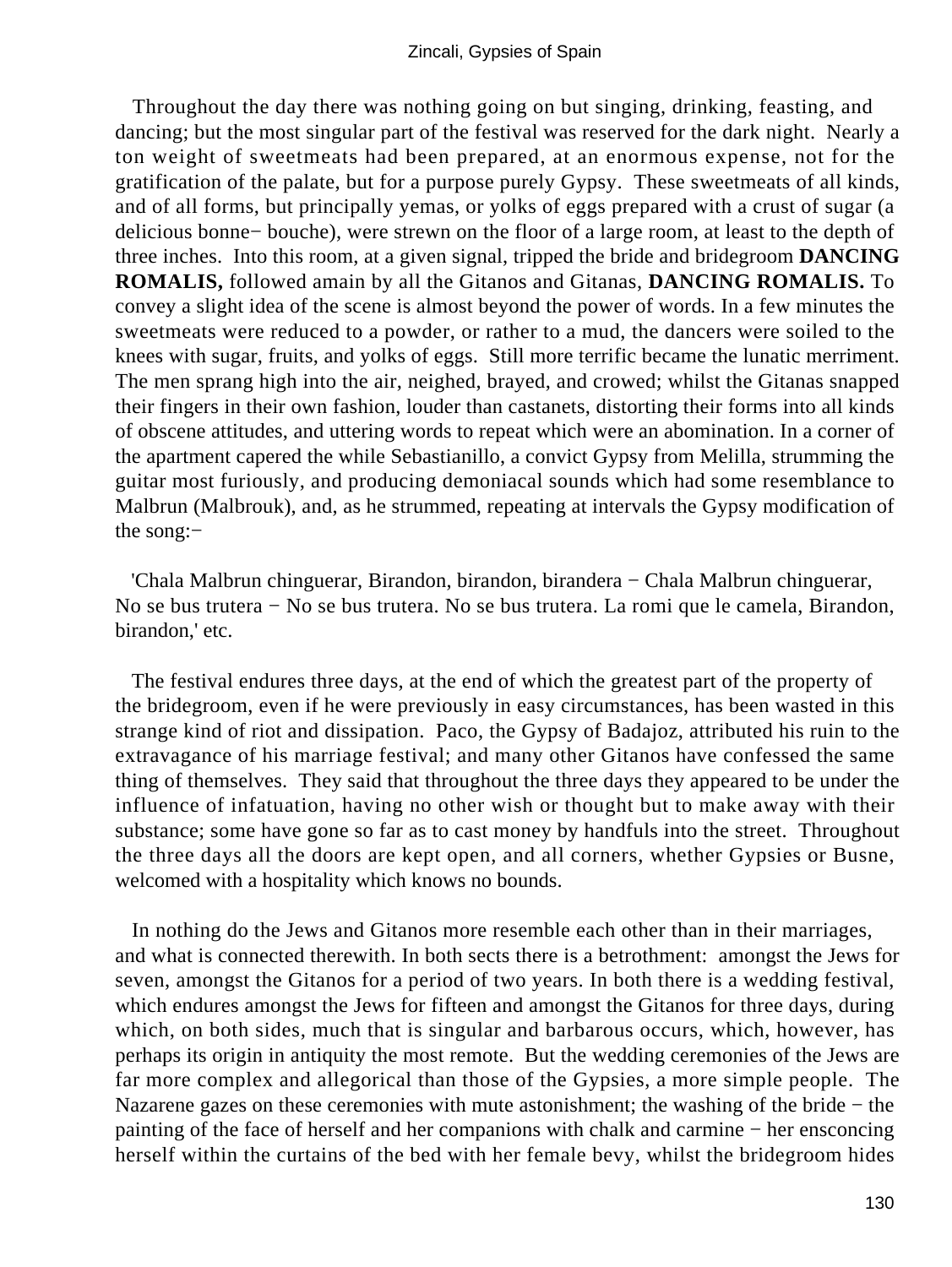Throughout the day there was nothing going on but singing, drinking, feasting, and dancing; but the most singular part of the festival was reserved for the dark night. Nearly a ton weight of sweetmeats had been prepared, at an enormous expense, not for the gratification of the palate, but for a purpose purely Gypsy. These sweetmeats of all kinds, and of all forms, but principally yemas, or yolks of eggs prepared with a crust of sugar (a delicious bonne− bouche), were strewn on the floor of a large room, at least to the depth of three inches. Into this room, at a given signal, tripped the bride and bridegroom **DANCING ROMALIS,** followed amain by all the Gitanos and Gitanas, **DANCING ROMALIS.** To convey a slight idea of the scene is almost beyond the power of words. In a few minutes the sweetmeats were reduced to a powder, or rather to a mud, the dancers were soiled to the knees with sugar, fruits, and yolks of eggs. Still more terrific became the lunatic merriment. The men sprang high into the air, neighed, brayed, and crowed; whilst the Gitanas snapped their fingers in their own fashion, louder than castanets, distorting their forms into all kinds of obscene attitudes, and uttering words to repeat which were an abomination. In a corner of the apartment capered the while Sebastianillo, a convict Gypsy from Melilla, strumming the guitar most furiously, and producing demoniacal sounds which had some resemblance to Malbrun (Malbrouk), and, as he strummed, repeating at intervals the Gypsy modification of the song:−

'Chala Malbrun chinguerar, Birandon, birandon, birandera − Chala Malbrun chinguerar, No se bus trutera − No se bus trutera. No se bus trutera. La romi que le camela, Birandon, birandon,' etc.

The festival endures three days, at the end of which the greatest part of the property of the bridegroom, even if he were previously in easy circumstances, has been wasted in this strange kind of riot and dissipation. Paco, the Gypsy of Badajoz, attributed his ruin to the extravagance of his marriage festival; and many other Gitanos have confessed the same thing of themselves. They said that throughout the three days they appeared to be under the influence of infatuation, having no other wish or thought but to make away with their substance; some have gone so far as to cast money by handfuls into the street. Throughout the three days all the doors are kept open, and all corners, whether Gypsies or Busne, welcomed with a hospitality which knows no bounds.

In nothing do the Jews and Gitanos more resemble each other than in their marriages, and what is connected therewith. In both sects there is a betrothment: amongst the Jews for seven, amongst the Gitanos for a period of two years. In both there is a wedding festival, which endures amongst the Jews for fifteen and amongst the Gitanos for three days, during which, on both sides, much that is singular and barbarous occurs, which, however, has perhaps its origin in antiquity the most remote. But the wedding ceremonies of the Jews are far more complex and allegorical than those of the Gypsies, a more simple people. The Nazarene gazes on these ceremonies with mute astonishment; the washing of the bride − the painting of the face of herself and her companions with chalk and carmine − her ensconcing herself within the curtains of the bed with her female bevy, whilst the bridegroom hides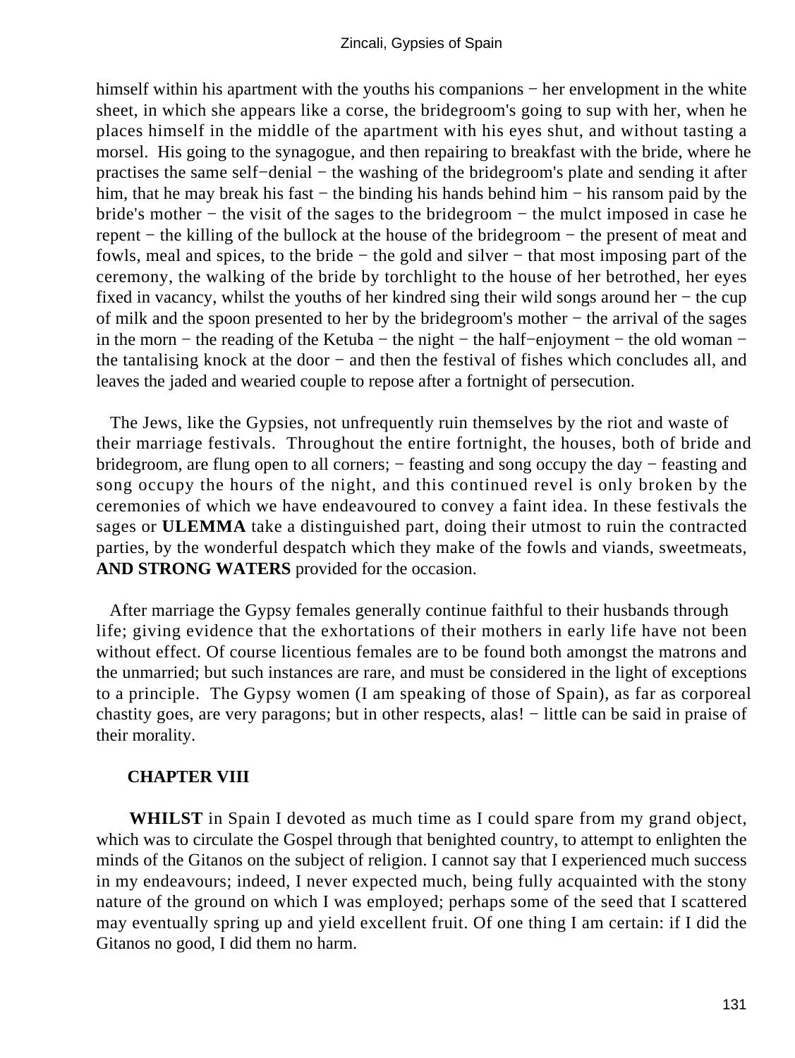himself within his apartment with the youths his companions − her envelopment in the white sheet, in which she appears like a corse, the bridegroom's going to sup with her, when he places himself in the middle of the apartment with his eyes shut, and without tasting a morsel. His going to the synagogue, and then repairing to breakfast with the bride, where he practises the same self−denial − the washing of the bridegroom's plate and sending it after him, that he may break his fast − the binding his hands behind him − his ransom paid by the bride's mother − the visit of the sages to the bridegroom − the mulct imposed in case he repent − the killing of the bullock at the house of the bridegroom − the present of meat and fowls, meal and spices, to the bride − the gold and silver − that most imposing part of the ceremony, the walking of the bride by torchlight to the house of her betrothed, her eyes fixed in vacancy, whilst the youths of her kindred sing their wild songs around her − the cup of milk and the spoon presented to her by the bridegroom's mother − the arrival of the sages in the morn − the reading of the Ketuba − the night − the half−enjoyment − the old woman − the tantalising knock at the door − and then the festival of fishes which concludes all, and leaves the jaded and wearied couple to repose after a fortnight of persecution.

The Jews, like the Gypsies, not unfrequently ruin themselves by the riot and waste of their marriage festivals. Throughout the entire fortnight, the houses, both of bride and bridegroom, are flung open to all corners; − feasting and song occupy the day − feasting and song occupy the hours of the night, and this continued revel is only broken by the ceremonies of which we have endeavoured to convey a faint idea. In these festivals the sages or **ULEMMA** take a distinguished part, doing their utmost to ruin the contracted parties, by the wonderful despatch which they make of the fowls and viands, sweetmeats, **AND STRONG WATERS** provided for the occasion.

After marriage the Gypsy females generally continue faithful to their husbands through life; giving evidence that the exhortations of their mothers in early life have not been without effect. Of course licentious females are to be found both amongst the matrons and the unmarried; but such instances are rare, and must be considered in the light of exceptions to a principle. The Gypsy women (I am speaking of those of Spain), as far as corporeal chastity goes, are very paragons; but in other respects, alas! − little can be said in praise of their morality.

## CHAPTER VIII

**WHILST** in Spain I devoted as much time as I could spare from my grand object, which was to circulate the Gospel through that benighted country, to attempt to enlighten the minds of the Gitanos on the subject of religion. I cannot say that I experienced much success in my endeavours; indeed, I never expected much, being fully acquainted with the stony nature of the ground on which I was employed; perhaps some of the seed that I scattered may eventually spring up and yield excellent fruit. Of one thing I am certain: if I did the Gitanos no good, I did them no harm.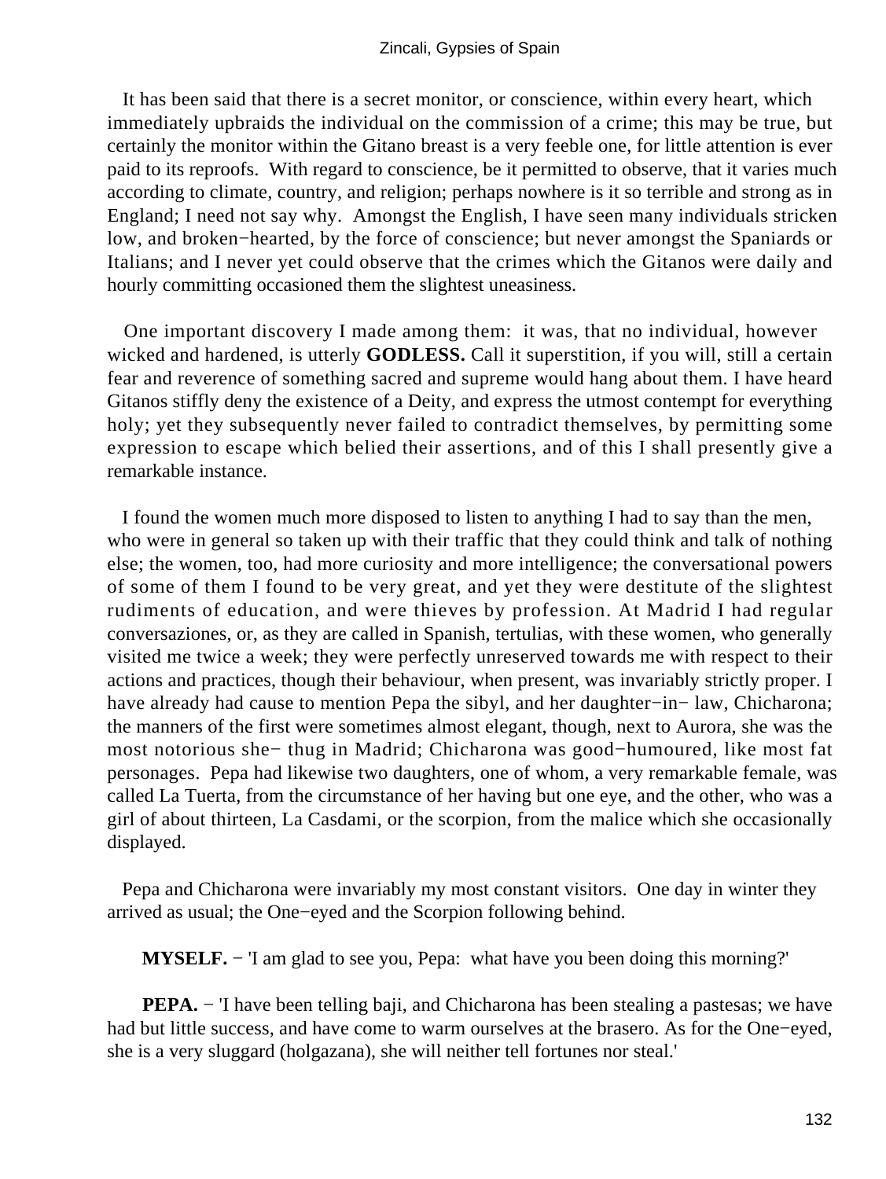It has been said that there is a secret monitor, or conscience, within every heart, which immediately upbraids the individual on the commission of a crime; this may be true, but certainly the monitor within the Gitano breast is a very feeble one, for little attention is ever paid to its reproofs. With regard to conscience, be it permitted to observe, that it varies much according to climate, country, and religion; perhaps nowhere is it so terrible and strong as in England; I need not say why. Amongst the English, I have seen many individuals stricken low, and broken−hearted, by the force of conscience; but never amongst the Spaniards or Italians; and I never yet could observe that the crimes which the Gitanos were daily and hourly committing occasioned them the slightest uneasiness.

One important discovery I made among them: it was, that no individual, however wicked and hardened, is utterly **GODLESS.** Call it superstition, if you will, still a certain fear and reverence of something sacred and supreme would hang about them. I have heard Gitanos stiffly deny the existence of a Deity, and express the utmost contempt for everything holy; yet they subsequently never failed to contradict themselves, by permitting some expression to escape which belied their assertions, and of this I shall presently give a remarkable instance.

I found the women much more disposed to listen to anything I had to say than the men, who were in general so taken up with their traffic that they could think and talk of nothing else; the women, too, had more curiosity and more intelligence; the conversational powers of some of them I found to be very great, and yet they were destitute of the slightest rudiments of education, and were thieves by profession. At Madrid I had regular conversaziones, or, as they are called in Spanish, tertulias, with these women, who generally visited me twice a week; they were perfectly unreserved towards me with respect to their actions and practices, though their behaviour, when present, was invariably strictly proper. I have already had cause to mention Pepa the sibyl, and her daughter−in− law, Chicharona; the manners of the first were sometimes almost elegant, though, next to Aurora, she was the most notorious she− thug in Madrid; Chicharona was good−humoured, like most fat personages. Pepa had likewise two daughters, one of whom, a very remarkable female, was called La Tuerta, from the circumstance of her having but one eye, and the other, who was a girl of about thirteen, La Casdami, or the scorpion, from the malice which she occasionally displayed.

Pepa and Chicharona were invariably my most constant visitors. One day in winter they arrived as usual; the One−eyed and the Scorpion following behind.

**MYSELF.** − 'I am glad to see you, Pepa: what have you been doing this morning?'

**PEPA.** − 'I have been telling baji, and Chicharona has been stealing a pastesas; we have had but little success, and have come to warm ourselves at the brasero. As for the One−eyed, she is a very sluggard (holgazana), she will neither tell fortunes nor steal.'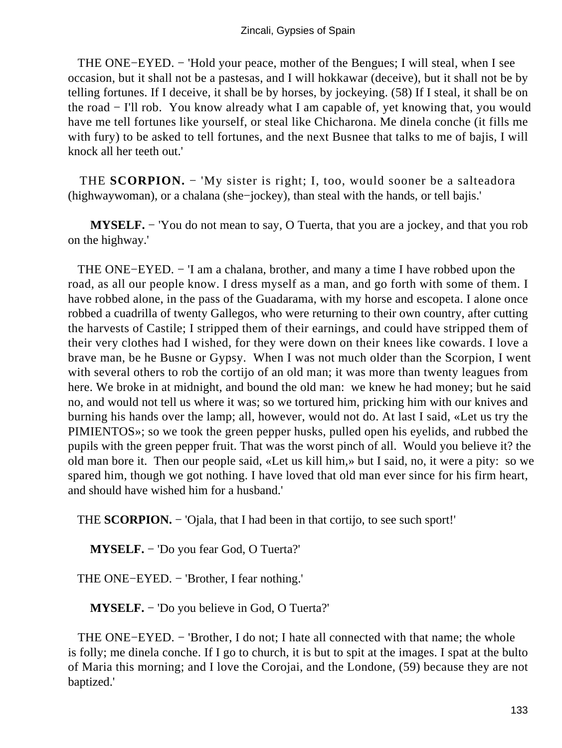THE ONE−EYED. − 'Hold your peace, mother of the Bengues; I will steal, when I see occasion, but it shall not be a pastesas, and I will hokkawar (deceive), but it shall not be by telling fortunes. If I deceive, it shall be by horses, by jockeying. (58) If I steal, it shall be on the road − I'll rob. You know already what I am capable of, yet knowing that, you would have me tell fortunes like yourself, or steal like Chicharona. Me dinela conche (it fills me with fury) to be asked to tell fortunes, and the next Busnee that talks to me of bajis, I will knock all her teeth out.'

THE **SCORPION.** − 'My sister is right; I, too, would sooner be a salteadora (highwaywoman), or a chalana (she−jockey), than steal with the hands, or tell bajis.'

**MYSELF.** − 'You do not mean to say, O Tuerta, that you are a jockey, and that you rob on the highway.'

THE ONE−EYED. − 'I am a chalana, brother, and many a time I have robbed upon the road, as all our people know. I dress myself as a man, and go forth with some of them. I have robbed alone, in the pass of the Guadarama, with my horse and escopeta. I alone once robbed a cuadrilla of twenty Gallegos, who were returning to their own country, after cutting the harvests of Castile; I stripped them of their earnings, and could have stripped them of their very clothes had I wished, for they were down on their knees like cowards. I love a brave man, be he Busne or Gypsy. When I was not much older than the Scorpion, I went with several others to rob the cortijo of an old man; it was more than twenty leagues from here. We broke in at midnight, and bound the old man: we knew he had money; but he said no, and would not tell us where it was; so we tortured him, pricking him with our knives and burning his hands over the lamp; all, however, would not do. At last I said, «Let us try the PIMIENTOS»; so we took the green pepper husks, pulled open his eyelids, and rubbed the pupils with the green pepper fruit. That was the worst pinch of all. Would you believe it? the old man bore it. Then our people said, «Let us kill him,» but I said, no, it were a pity: so we spared him, though we got nothing. I have loved that old man ever since for his firm heart, and should have wished him for a husband.'

THE **SCORPION.** − 'Ojala, that I had been in that cortijo, to see such sport!'

**MYSELF.** − 'Do you fear God, O Tuerta?'

THE ONE−EYED. − 'Brother, I fear nothing.'

**MYSELF.** − 'Do you believe in God, O Tuerta?'

THE ONE−EYED. − 'Brother, I do not; I hate all connected with that name; the whole is folly; me dinela conche. If I go to church, it is but to spit at the images. I spat at the bulto of Maria this morning; and I love the Corojai, and the Londone, (59) because they are not baptized.'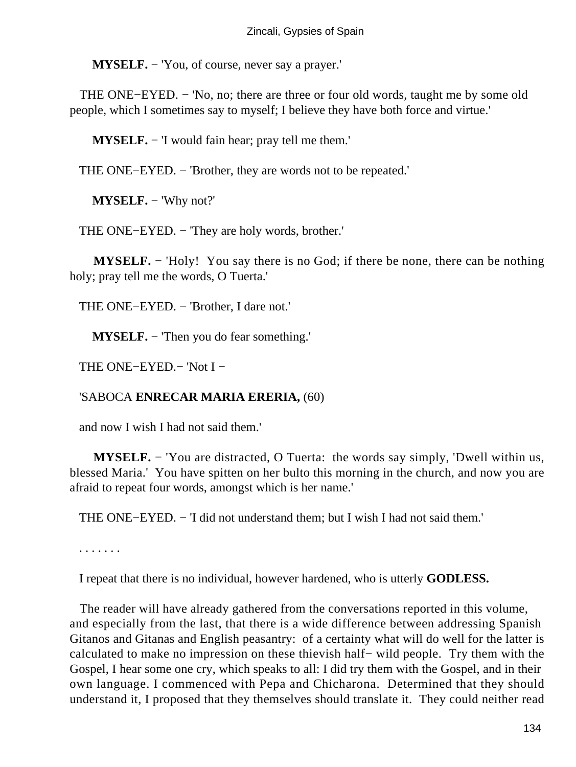**MYSELF.** − 'You, of course, never say a prayer.'

THE ONE−EYED. − 'No, no; there are three or four old words, taught me by some old people, which I sometimes say to myself; I believe they have both force and virtue.'

**MYSELF.** − 'I would fain hear; pray tell me them.'

THE ONE−EYED. − 'Brother, they are words not to be repeated.'

**MYSELF.** − 'Why not?'

THE ONE−EYED. − 'They are holy words, brother.'

**MYSELF.** − 'Holy! You say there is no God; if there be none, there can be nothing holy; pray tell me the words, O Tuerta.'

THE ONE−EYED. − 'Brother, I dare not.'

**MYSELF.** − 'Then you do fear something.'

THE ONE−EYED.− 'Not I −

'SABOCA **ENRECAR MARIA ERERIA,** (60)

and now I wish I had not said them.'

**MYSELF.** − 'You are distracted, O Tuerta: the words say simply, 'Dwell within us, blessed Maria.' You have spitten on her bulto this morning in the church, and now you are afraid to repeat four words, amongst which is her name.'

THE ONE−EYED. − 'I did not understand them; but I wish I had not said them.'

. . . . . . .

I repeat that there is no individual, however hardened, who is utterly **GODLESS.**

The reader will have already gathered from the conversations reported in this volume, and especially from the last, that there is a wide difference between addressing Spanish Gitanos and Gitanas and English peasantry: of a certainty what will do well for the latter is calculated to make no impression on these thievish half− wild people. Try them with the Gospel, I hear some one cry, which speaks to all: I did try them with the Gospel, and in their own language. I commenced with Pepa and Chicharona. Determined that they should understand it, I proposed that they themselves should translate it. They could neither read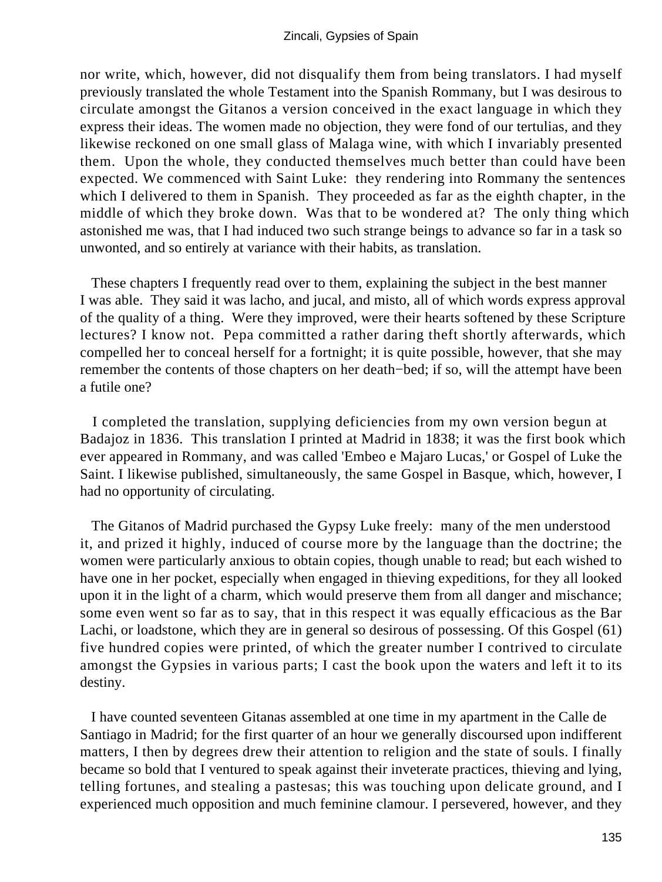nor write, which, however, did not disqualify them from being translators. I had myself previously translated the whole Testament into the Spanish Rommany, but I was desirous to circulate amongst the Gitanos a version conceived in the exact language in which they express their ideas. The women made no objection, they were fond of our tertulias, and they likewise reckoned on one small glass of Malaga wine, with which I invariably presented them. Upon the whole, they conducted themselves much better than could have been expected. We commenced with Saint Luke: they rendering into Rommany the sentences which I delivered to them in Spanish. They proceeded as far as the eighth chapter, in the middle of which they broke down. Was that to be wondered at? The only thing which astonished me was, that I had induced two such strange beings to advance so far in a task so unwonted, and so entirely at variance with their habits, as translation.

These chapters I frequently read over to them, explaining the subject in the best manner I was able. They said it was lacho, and jucal, and misto, all of which words express approval of the quality of a thing. Were they improved, were their hearts softened by these Scripture lectures? I know not. Pepa committed a rather daring theft shortly afterwards, which compelled her to conceal herself for a fortnight; it is quite possible, however, that she may remember the contents of those chapters on her death−bed; if so, will the attempt have been a futile one?

I completed the translation, supplying deficiencies from my own version begun at Badajoz in 1836. This translation I printed at Madrid in 1838; it was the first book which ever appeared in Rommany, and was called 'Embeo e Majaro Lucas,' or Gospel of Luke the Saint. I likewise published, simultaneously, the same Gospel in Basque, which, however, I had no opportunity of circulating.

The Gitanos of Madrid purchased the Gypsy Luke freely: many of the men understood it, and prized it highly, induced of course more by the language than the doctrine; the women were particularly anxious to obtain copies, though unable to read; but each wished to have one in her pocket, especially when engaged in thieving expeditions, for they all looked upon it in the light of a charm, which would preserve them from all danger and mischance; some even went so far as to say, that in this respect it was equally efficacious as the Bar Lachi, or loadstone, which they are in general so desirous of possessing. Of this Gospel (61) five hundred copies were printed, of which the greater number I contrived to circulate amongst the Gypsies in various parts; I cast the book upon the waters and left it to its destiny.

I have counted seventeen Gitanas assembled at one time in my apartment in the Calle de Santiago in Madrid; for the first quarter of an hour we generally discoursed upon indifferent matters, I then by degrees drew their attention to religion and the state of souls. I finally became so bold that I ventured to speak against their inveterate practices, thieving and lying, telling fortunes, and stealing a pastesas; this was touching upon delicate ground, and I experienced much opposition and much feminine clamour. I persevered, however, and they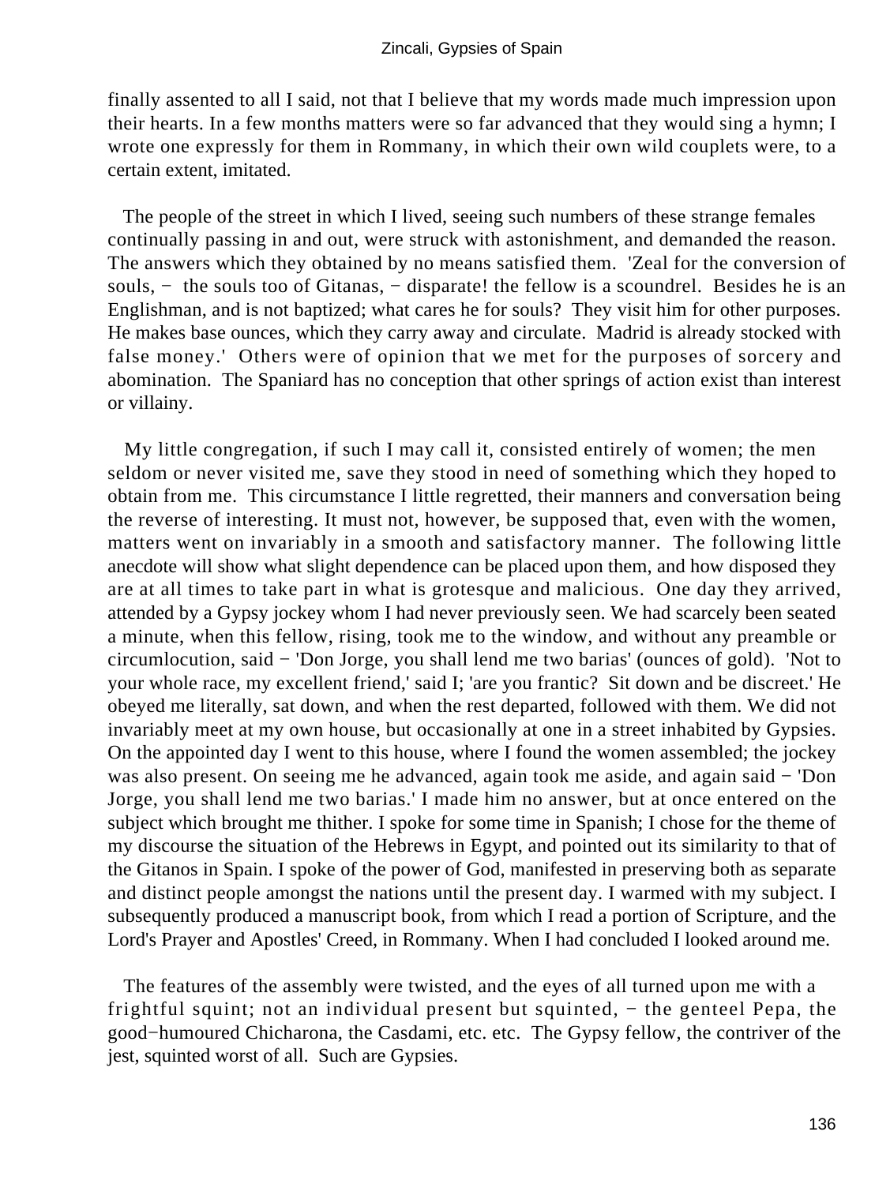finally assented to all I said, not that I believe that my words made much impression upon their hearts. In a few months matters were so far advanced that they would sing a hymn; I wrote one expressly for them in Rommany, in which their own wild couplets were, to a certain extent, imitated.

The people of the street in which I lived, seeing such numbers of these strange females continually passing in and out, were struck with astonishment, and demanded the reason. The answers which they obtained by no means satisfied them. 'Zeal for the conversion of souls, − the souls too of Gitanas, − disparate! the fellow is a scoundrel. Besides he is an Englishman, and is not baptized; what cares he for souls? They visit him for other purposes. He makes base ounces, which they carry away and circulate. Madrid is already stocked with false money.' Others were of opinion that we met for the purposes of sorcery and abomination. The Spaniard has no conception that other springs of action exist than interest or villainy.

My little congregation, if such I may call it, consisted entirely of women; the men seldom or never visited me, save they stood in need of something which they hoped to obtain from me. This circumstance I little regretted, their manners and conversation being the reverse of interesting. It must not, however, be supposed that, even with the women, matters went on invariably in a smooth and satisfactory manner. The following little anecdote will show what slight dependence can be placed upon them, and how disposed they are at all times to take part in what is grotesque and malicious. One day they arrived, attended by a Gypsy jockey whom I had never previously seen. We had scarcely been seated a minute, when this fellow, rising, took me to the window, and without any preamble or circumlocution, said − 'Don Jorge, you shall lend me two barias' (ounces of gold). 'Not to your whole race, my excellent friend,' said I; 'are you frantic? Sit down and be discreet.' He obeyed me literally, sat down, and when the rest departed, followed with them. We did not invariably meet at my own house, but occasionally at one in a street inhabited by Gypsies. On the appointed day I went to this house, where I found the women assembled; the jockey was also present. On seeing me he advanced, again took me aside, and again said − 'Don Jorge, you shall lend me two barias.' I made him no answer, but at once entered on the subject which brought me thither. I spoke for some time in Spanish; I chose for the theme of my discourse the situation of the Hebrews in Egypt, and pointed out its similarity to that of the Gitanos in Spain. I spoke of the power of God, manifested in preserving both as separate and distinct people amongst the nations until the present day. I warmed with my subject. I subsequently produced a manuscript book, from which I read a portion of Scripture, and the Lord's Prayer and Apostles' Creed, in Rommany. When I had concluded I looked around me.

The features of the assembly were twisted, and the eyes of all turned upon me with a frightful squint; not an individual present but squinted, − the genteel Pepa, the good−humoured Chicharona, the Casdami, etc. etc. The Gypsy fellow, the contriver of the jest, squinted worst of all. Such are Gypsies.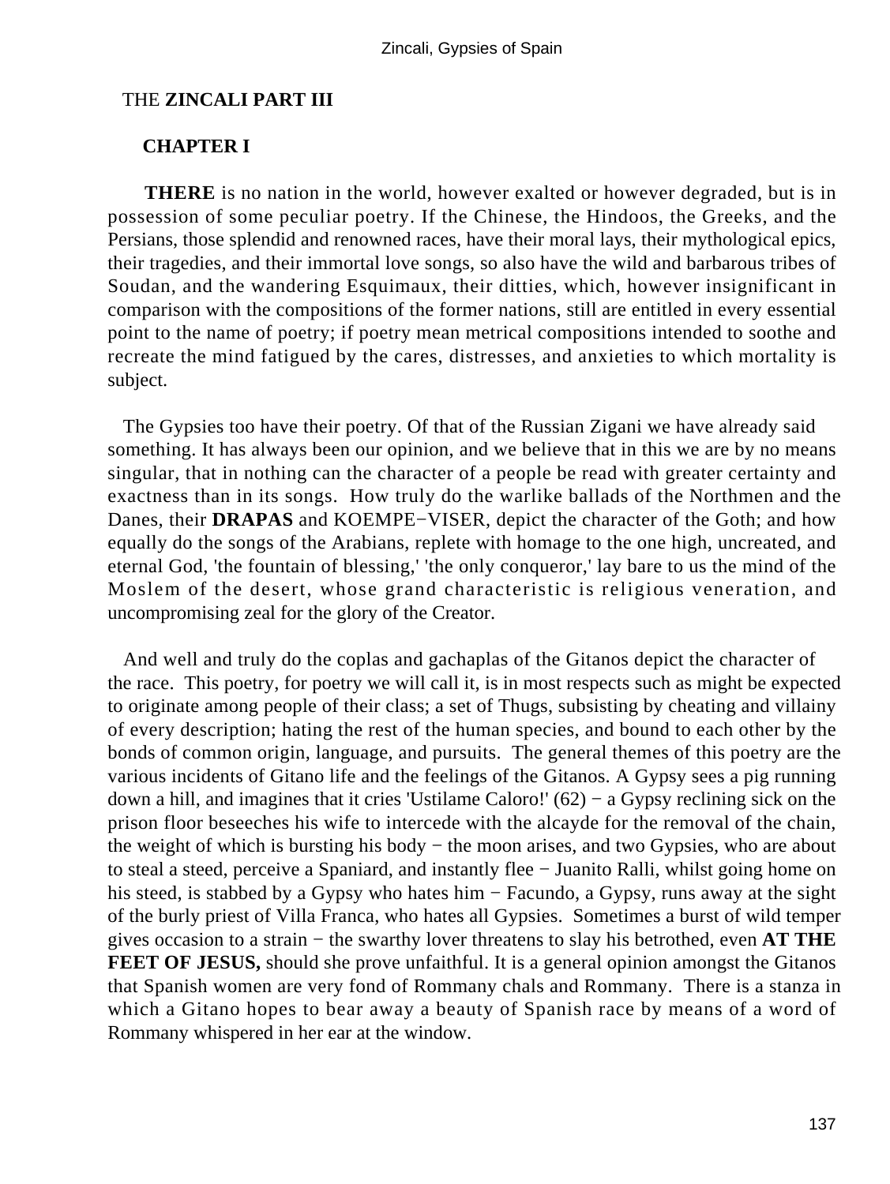THE **ZINCALI PART III**

**CHAPTER I**

**THERE** is no nation in the world, however exalted or however degraded, but is in possession of some peculiar poetry. If the Chinese, the Hindoos, the Greeks, and the Persians, those splendid and renowned races, have their moral lays, their mythological epics, their tragedies, and their immortal love songs, so also have the wild and barbarous tribes of Soudan, and the wandering Esquimaux, their ditties, which, however insignificant in comparison with the compositions of the former nations, still are entitled in every essential point to the name of poetry; if poetry mean metrical compositions intended to soothe and recreate the mind fatigued by the cares, distresses, and anxieties to which mortality is subject.

The Gypsies too have their poetry. Of that of the Russian Zigani we have already said something. It has always been our opinion, and we believe that in this we are by no means singular, that in nothing can the character of a people be read with greater certainty and exactness than in its songs. How truly do the warlike ballads of the Northmen and the Danes, their **DRAPAS** and KOEMPE−VISER, depict the character of the Goth; and how equally do the songs of the Arabians, replete with homage to the one high, uncreated, and eternal God, 'the fountain of blessing,' 'the only conqueror,' lay bare to us the mind of the Moslem of the desert, whose grand characteristic is religious veneration, and uncompromising zeal for the glory of the Creator.

And well and truly do the coplas and gachaplas of the Gitanos depict the character of the race. This poetry, for poetry we will call it, is in most respects such as might be expected to originate among people of their class; a set of Thugs, subsisting by cheating and villainy of every description; hating the rest of the human species, and bound to each other by the bonds of common origin, language, and pursuits. The general themes of this poetry are the various incidents of Gitano life and the feelings of the Gitanos. A Gypsy sees a pig running down a hill, and imagines that it cries 'Ustilame Caloro!' (62) − a Gypsy reclining sick on the prison floor beseeches his wife to intercede with the alcayde for the removal of the chain, the weight of which is bursting his body − the moon arises, and two Gypsies, who are about to steal a steed, perceive a Spaniard, and instantly flee − Juanito Ralli, whilst going home on his steed, is stabbed by a Gypsy who hates him − Facundo, a Gypsy, runs away at the sight of the burly priest of Villa Franca, who hates all Gypsies. Sometimes a burst of wild temper gives occasion to a strain − the swarthy lover threatens to slay his betrothed, even **AT THE FEET OF JESUS,** should she prove unfaithful. It is a general opinion amongst the Gitanos that Spanish women are very fond of Rommany chals and Rommany. There is a stanza in which a Gitano hopes to bear away a beauty of Spanish race by means of a word of Rommany whispered in her ear at the window.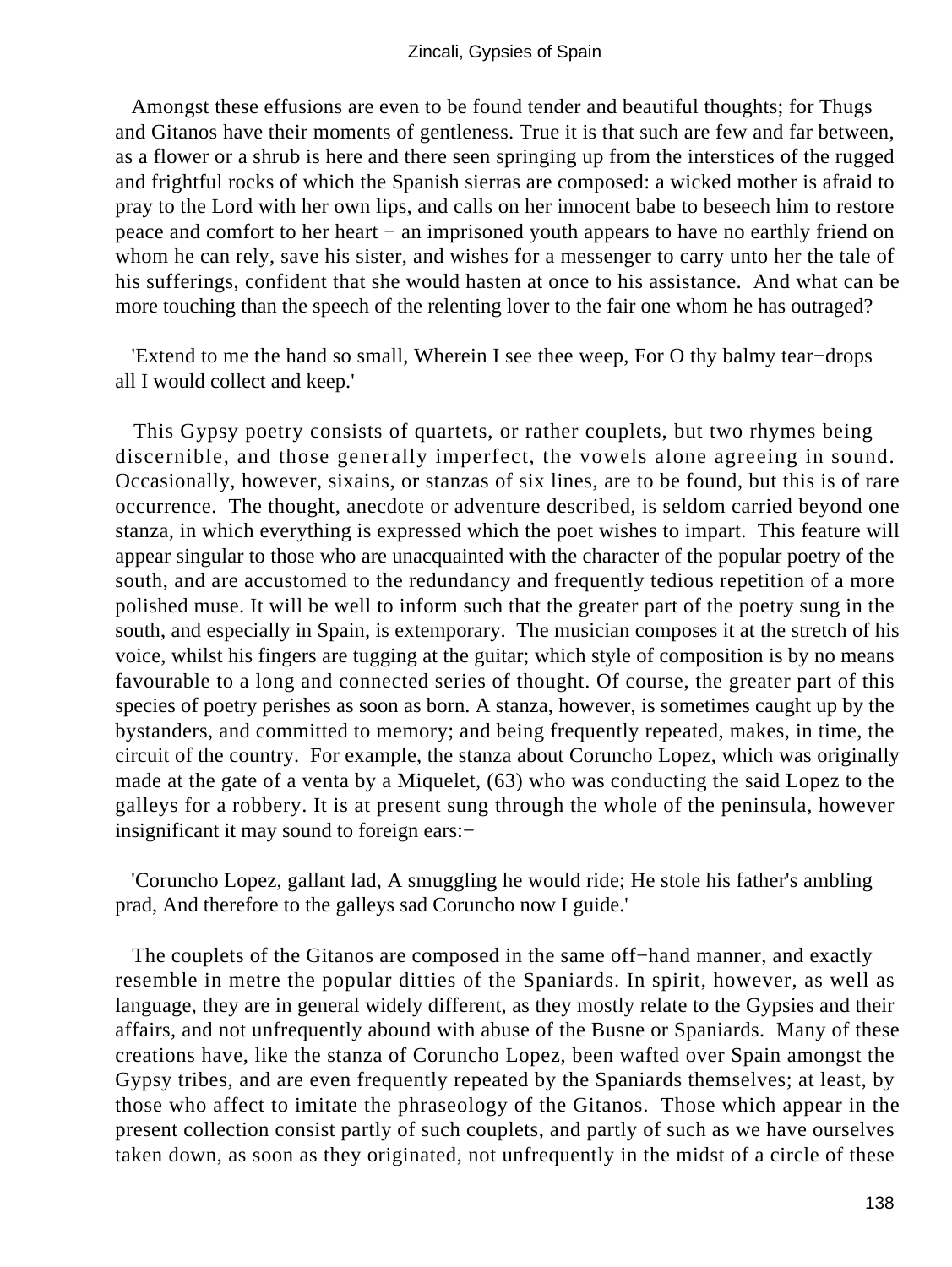Amongst these effusions are even to be found tender and beautiful thoughts; for Thugs and Gitanos have their moments of gentleness. True it is that such are few and far between, as a flower or a shrub is here and there seen springing up from the interstices of the rugged and frightful rocks of which the Spanish sierras are composed: a wicked mother is afraid to pray to the Lord with her own lips, and calls on her innocent babe to beseech him to restore peace and comfort to her heart − an imprisoned youth appears to have no earthly friend on whom he can rely, save his sister, and wishes for a messenger to carry unto her the tale of his sufferings, confident that she would hasten at once to his assistance. And what can be more touching than the speech of the relenting lover to the fair one whom he has outraged?

'Extend to me the hand so small, Wherein I see thee weep, For O thy balmy tear−drops all I would collect and keep.'

This Gypsy poetry consists of quartets, or rather couplets, but two rhymes being discernible, and those generally imperfect, the vowels alone agreeing in sound. Occasionally, however, sixains, or stanzas of six lines, are to be found, but this is of rare occurrence. The thought, anecdote or adventure described, is seldom carried beyond one stanza, in which everything is expressed which the poet wishes to impart. This feature will appear singular to those who are unacquainted with the character of the popular poetry of the south, and are accustomed to the redundancy and frequently tedious repetition of a more polished muse. It will be well to inform such that the greater part of the poetry sung in the south, and especially in Spain, is extemporary. The musician composes it at the stretch of his voice, whilst his fingers are tugging at the guitar; which style of composition is by no means favourable to a long and connected series of thought. Of course, the greater part of this species of poetry perishes as soon as born. A stanza, however, is sometimes caught up by the bystanders, and committed to memory; and being frequently repeated, makes, in time, the circuit of the country. For example, the stanza about Coruncho Lopez, which was originally made at the gate of a venta by a Miquelet, (63) who was conducting the said Lopez to the galleys for a robbery. It is at present sung through the whole of the peninsula, however insignificant it may sound to foreign ears:−

'Coruncho Lopez, gallant lad, A smuggling he would ride; He stole his father's ambling prad, And therefore to the galleys sad Coruncho now I guide.'

The couplets of the Gitanos are composed in the same off−hand manner, and exactly resemble in metre the popular ditties of the Spaniards. In spirit, however, as well as language, they are in general widely different, as they mostly relate to the Gypsies and their affairs, and not unfrequently abound with abuse of the Busne or Spaniards. Many of these creations have, like the stanza of Coruncho Lopez, been wafted over Spain amongst the Gypsy tribes, and are even frequently repeated by the Spaniards themselves; at least, by those who affect to imitate the phraseology of the Gitanos. Those which appear in the present collection consist partly of such couplets, and partly of such as we have ourselves taken down, as soon as they originated, not unfrequently in the midst of a circle of these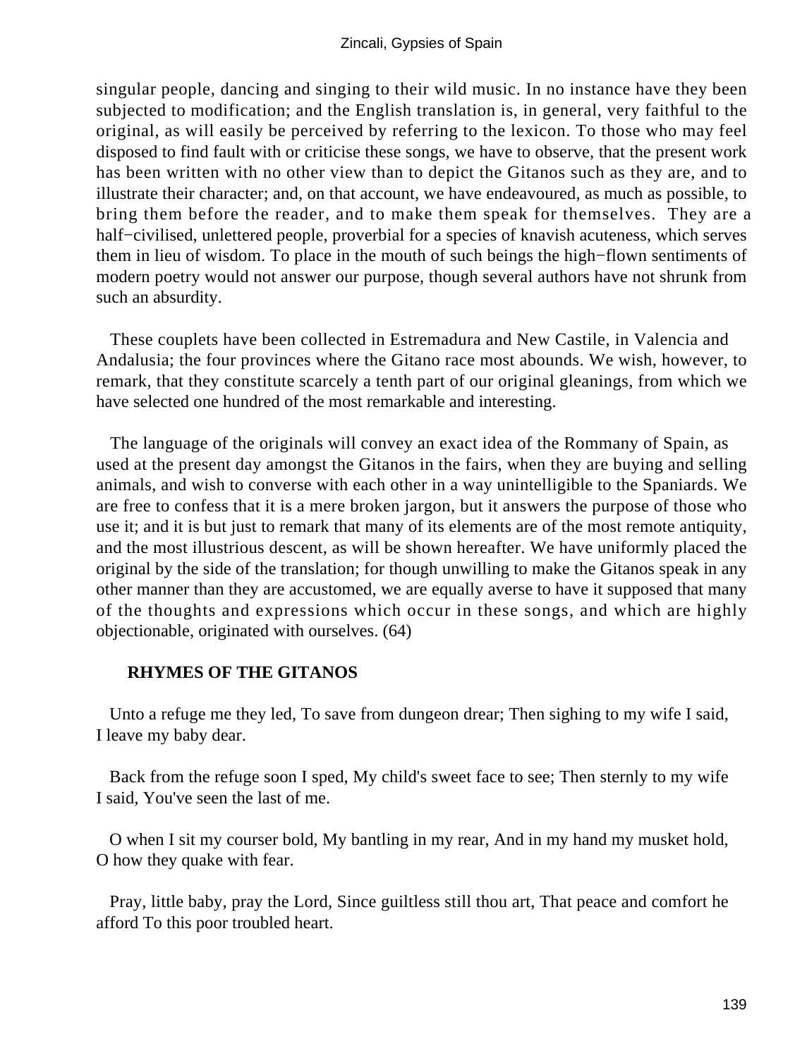singular people, dancing and singing to their wild music. In no instance have they been subjected to modification; and the English translation is, in general, very faithful to the original, as will easily be perceived by referring to the lexicon. To those who may feel disposed to find fault with or criticise these songs, we have to observe, that the present work has been written with no other view than to depict the Gitanos such as they are, and to illustrate their character; and, on that account, we have endeavoured, as much as possible, to bring them before the reader, and to make them speak for themselves. They are a half−civilised, unlettered people, proverbial for a species of knavish acuteness, which serves them in lieu of wisdom. To place in the mouth of such beings the high−flown sentiments of modern poetry would not answer our purpose, though several authors have not shrunk from such an absurdity.

These couplets have been collected in Estremadura and New Castile, in Valencia and Andalusia; the four provinces where the Gitano race most abounds. We wish, however, to remark, that they constitute scarcely a tenth part of our original gleanings, from which we have selected one hundred of the most remarkable and interesting.

The language of the originals will convey an exact idea of the Rommany of Spain, as used at the present day amongst the Gitanos in the fairs, when they are buying and selling animals, and wish to converse with each other in a way unintelligible to the Spaniards. We are free to confess that it is a mere broken jargon, but it answers the purpose of those who use it; and it is but just to remark that many of its elements are of the most remote antiquity, and the most illustrious descent, as will be shown hereafter. We have uniformly placed the original by the side of the translation; for though unwilling to make the Gitanos speak in any other manner than they are accustomed, we are equally averse to have it supposed that many of the thoughts and expressions which occur in these songs, and which are highly objectionable, originated with ourselves. (64)

**RHYMES OF THE GITANOS**

Unto a refuge me they led, To save from dungeon drear; Then sighing to my wife I said, I leave my baby dear.

Back from the refuge soon I sped, My child's sweet face to see; Then sternly to my wife I said, You've seen the last of me.

O when I sit my courser bold, My bantling in my rear, And in my hand my musket hold, O how they quake with fear.

Pray, little baby, pray the Lord, Since guiltless still thou art, That peace and comfort he afford To this poor troubled heart.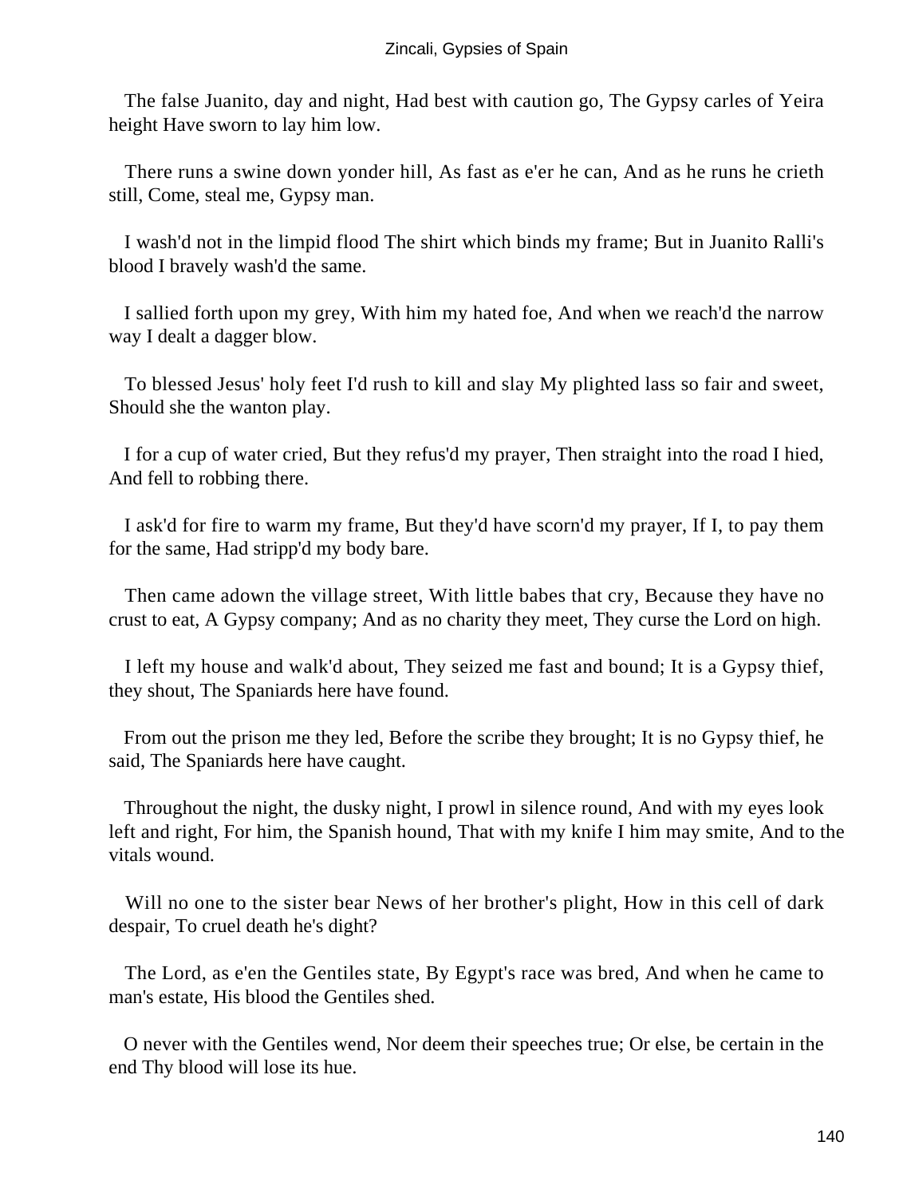The false Juanito, day and night, Had best with caution go, The Gypsy carles of Yeira height Have sworn to lay him low.

There runs a swine down yonder hill, As fast as e'er he can, And as he runs he crieth still, Come, steal me, Gypsy man.

I wash'd not in the limpid flood The shirt which binds my frame; But in Juanito Ralli's blood I bravely wash'd the same.

I sallied forth upon my grey, With him my hated foe, And when we reach'd the narrow way I dealt a dagger blow.

To blessed Jesus' holy feet I'd rush to kill and slay My plighted lass so fair and sweet, Should she the wanton play.

I for a cup of water cried, But they refus'd my prayer, Then straight into the road I hied, And fell to robbing there.

I ask'd for fire to warm my frame, But they'd have scorn'd my prayer, If I, to pay them for the same, Had stripp'd my body bare.

Then came adown the village street, With little babes that cry, Because they have no crust to eat, A Gypsy company; And as no charity they meet, They curse the Lord on high.

I left my house and walk'd about, They seized me fast and bound; It is a Gypsy thief, they shout, The Spaniards here have found.

From out the prison me they led, Before the scribe they brought; It is no Gypsy thief, he said, The Spaniards here have caught.

Throughout the night, the dusky night, I prowl in silence round, And with my eyes look left and right, For him, the Spanish hound, That with my knife I him may smite, And to the vitals wound.

Will no one to the sister bear News of her brother's plight, How in this cell of dark despair, To cruel death he's dight?

The Lord, as e'en the Gentiles state, By Egypt's race was bred, And when he came to man's estate, His blood the Gentiles shed.

O never with the Gentiles wend, Nor deem their speeches true; Or else, be certain in the end Thy blood will lose its hue.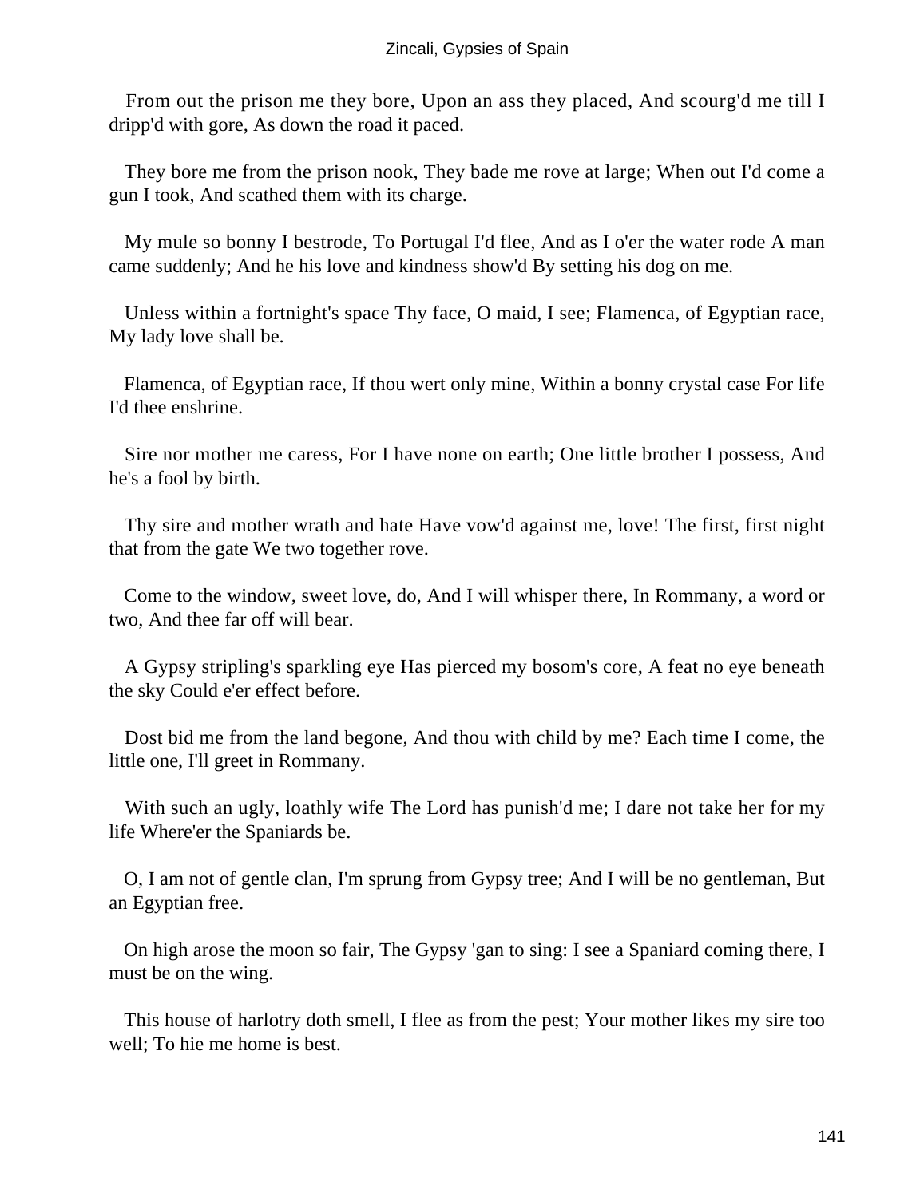From out the prison me they bore, Upon an ass they placed, And scourg'd me till I dripp'd with gore, As down the road it paced.

They bore me from the prison nook, They bade me rove at large; When out I'd come a gun I took, And scathed them with its charge.

My mule so bonny I bestrode, To Portugal I'd flee, And as I o'er the water rode A man came suddenly; And he his love and kindness show'd By setting his dog on me.

Unless within a fortnight's space Thy face, O maid, I see; Flamenca, of Egyptian race, My lady love shall be.

Flamenca, of Egyptian race, If thou wert only mine, Within a bonny crystal case For life I'd thee enshrine.

Sire nor mother me caress, For I have none on earth; One little brother I possess, And he's a fool by birth.

Thy sire and mother wrath and hate Have vow'd against me, love! The first, first night that from the gate We two together rove.

Come to the window, sweet love, do, And I will whisper there, In Rommany, a word or two, And thee far off will bear.

A Gypsy stripling's sparkling eye Has pierced my bosom's core, A feat no eye beneath the sky Could e'er effect before.

Dost bid me from the land begone, And thou with child by me? Each time I come, the little one, I'll greet in Rommany.

With such an ugly, loathly wife The Lord has punish'd me; I dare not take her for my life Where'er the Spaniards be.

O, I am not of gentle clan, I'm sprung from Gypsy tree; And I will be no gentleman, But an Egyptian free.

On high arose the moon so fair, The Gypsy 'gan to sing: I see a Spaniard coming there, I must be on the wing.

This house of harlotry doth smell, I flee as from the pest; Your mother likes my sire too well; To hie me home is best.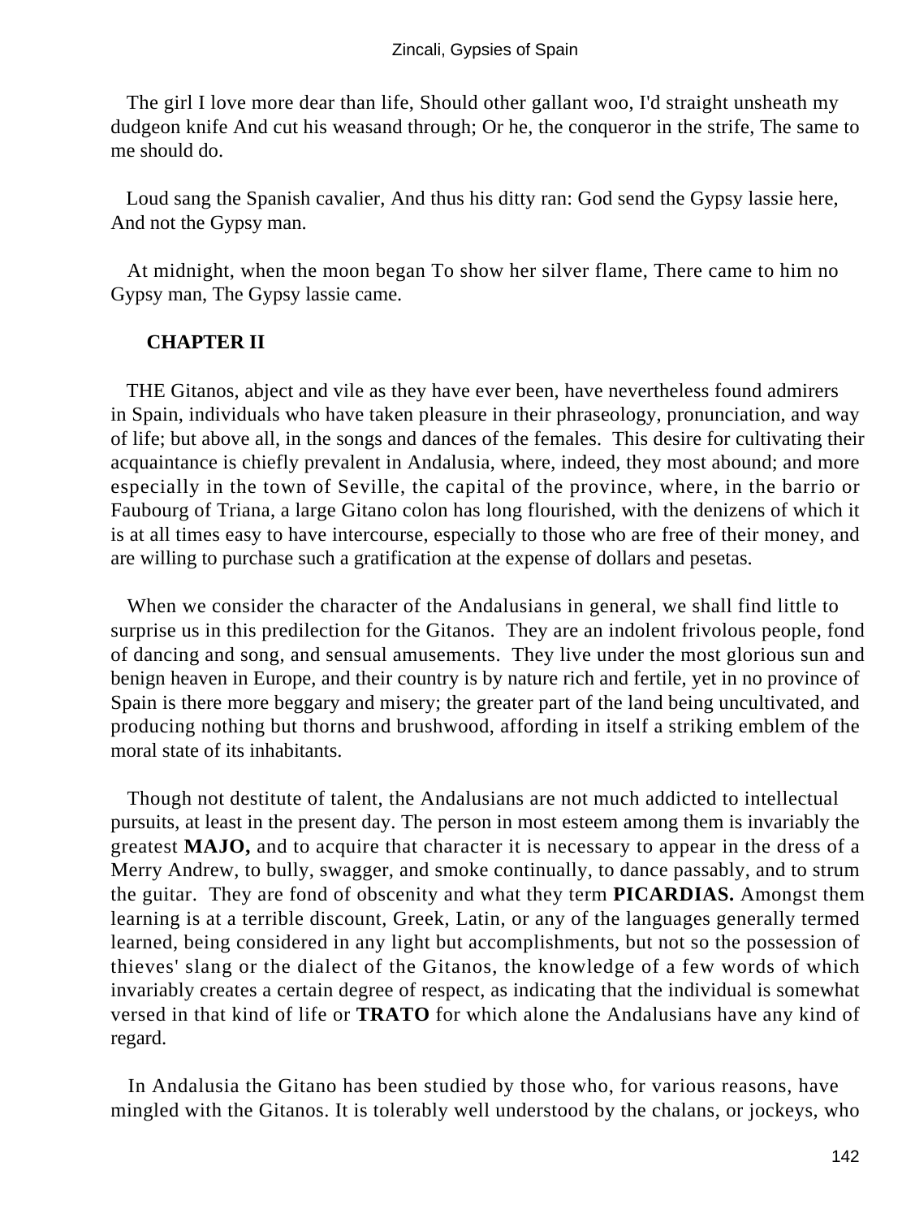The girl I love more dear than life, Should other gallant woo, I'd straight unsheath my dudgeon knife And cut his weasand through; Or he, the conqueror in the strife, The same to me should do.

Loud sang the Spanish cavalier, And thus his ditty ran: God send the Gypsy lassie here, And not the Gypsy man.

At midnight, when the moon began To show her silver flame, There came to him no Gypsy man, The Gypsy lassie came.

## CHAPTER II

THE Gitanos, abject and vile as they have ever been, have nevertheless found admirers in Spain, individuals who have taken pleasure in their phraseology, pronunciation, and way of life; but above all, in the songs and dances of the females. This desire for cultivating their acquaintance is chiefly prevalent in Andalusia, where, indeed, they most abound; and more especially in the town of Seville, the capital of the province, where, in the barrio or Faubourg of Triana, a large Gitano colon has long flourished, with the denizens of which it is at all times easy to have intercourse, especially to those who are free of their money, and are willing to purchase such a gratification at the expense of dollars and pesetas.

When we consider the character of the Andalusians in general, we shall find little to surprise us in this predilection for the Gitanos. They are an indolent frivolous people, fond of dancing and song, and sensual amusements. They live under the most glorious sun and benign heaven in Europe, and their country is by nature rich and fertile, yet in no province of Spain is there more beggary and misery; the greater part of the land being uncultivated, and producing nothing but thorns and brushwood, affording in itself a striking emblem of the moral state of its inhabitants.

Though not destitute of talent, the Andalusians are not much addicted to intellectual pursuits, at least in the present day. The person in most esteem among them is invariably the greatest **MAJO,** and to acquire that character it is necessary to appear in the dress of a Merry Andrew, to bully, swagger, and smoke continually, to dance passably, and to strum the guitar. They are fond of obscenity and what they term **PICARDIAS.** Amongst them learning is at a terrible discount, Greek, Latin, or any of the languages generally termed learned, being considered in any light but accomplishments, but not so the possession of thieves' slang or the dialect of the Gitanos, the knowledge of a few words of which invariably creates a certain degree of respect, as indicating that the individual is somewhat versed in that kind of life or **TRATO** for which alone the Andalusians have any kind of regard.

In Andalusia the Gitano has been studied by those who, for various reasons, have mingled with the Gitanos. It is tolerably well understood by the chalans, or jockeys, who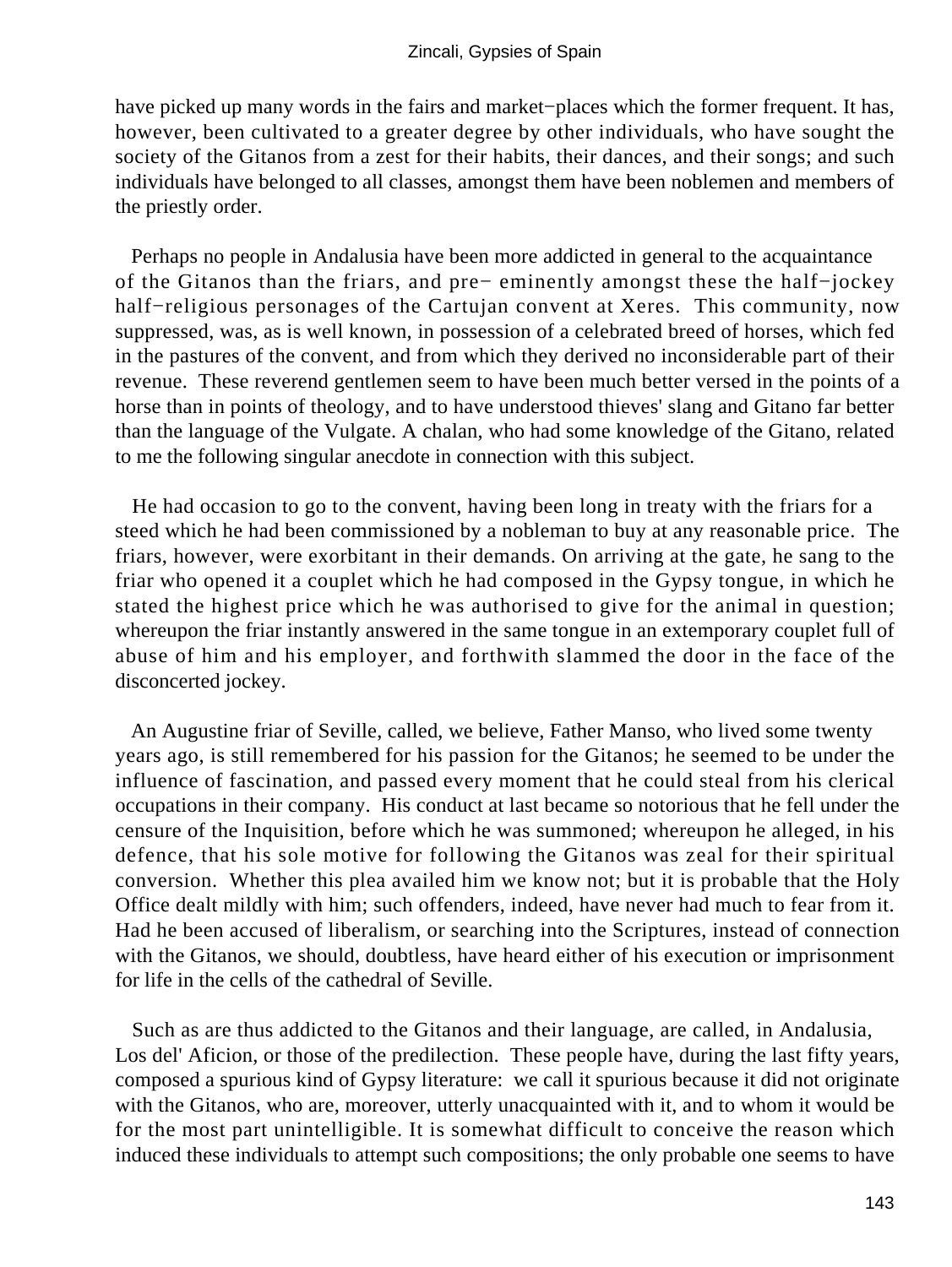have picked up many words in the fairs and market−places which the former frequent. It has, however, been cultivated to a greater degree by other individuals, who have sought the society of the Gitanos from a zest for their habits, their dances, and their songs; and such individuals have belonged to all classes, amongst them have been noblemen and members of the priestly order.

Perhaps no people in Andalusia have been more addicted in general to the acquaintance of the Gitanos than the friars, and pre− eminently amongst these the half−jockey half−religious personages of the Cartujan convent at Xeres. This community, now suppressed, was, as is well known, in possession of a celebrated breed of horses, which fed in the pastures of the convent, and from which they derived no inconsiderable part of their revenue. These reverend gentlemen seem to have been much better versed in the points of a horse than in points of theology, and to have understood thieves' slang and Gitano far better than the language of the Vulgate. A chalan, who had some knowledge of the Gitano, related to me the following singular anecdote in connection with this subject.

He had occasion to go to the convent, having been long in treaty with the friars for a steed which he had been commissioned by a nobleman to buy at any reasonable price. The friars, however, were exorbitant in their demands. On arriving at the gate, he sang to the friar who opened it a couplet which he had composed in the Gypsy tongue, in which he stated the highest price which he was authorised to give for the animal in question; whereupon the friar instantly answered in the same tongue in an extemporary couplet full of abuse of him and his employer, and forthwith slammed the door in the face of the disconcerted jockey.

An Augustine friar of Seville, called, we believe, Father Manso, who lived some twenty years ago, is still remembered for his passion for the Gitanos; he seemed to be under the influence of fascination, and passed every moment that he could steal from his clerical occupations in their company. His conduct at last became so notorious that he fell under the censure of the Inquisition, before which he was summoned; whereupon he alleged, in his defence, that his sole motive for following the Gitanos was zeal for their spiritual conversion. Whether this plea availed him we know not; but it is probable that the Holy Office dealt mildly with him; such offenders, indeed, have never had much to fear from it. Had he been accused of liberalism, or searching into the Scriptures, instead of connection with the Gitanos, we should, doubtless, have heard either of his execution or imprisonment for life in the cells of the cathedral of Seville.

Such as are thus addicted to the Gitanos and their language, are called, in Andalusia, Los del' Aficion, or those of the predilection. These people have, during the last fifty years, composed a spurious kind of Gypsy literature: we call it spurious because it did not originate with the Gitanos, who are, moreover, utterly unacquainted with it, and to whom it would be for the most part unintelligible. It is somewhat difficult to conceive the reason which induced these individuals to attempt such compositions; the only probable one seems to have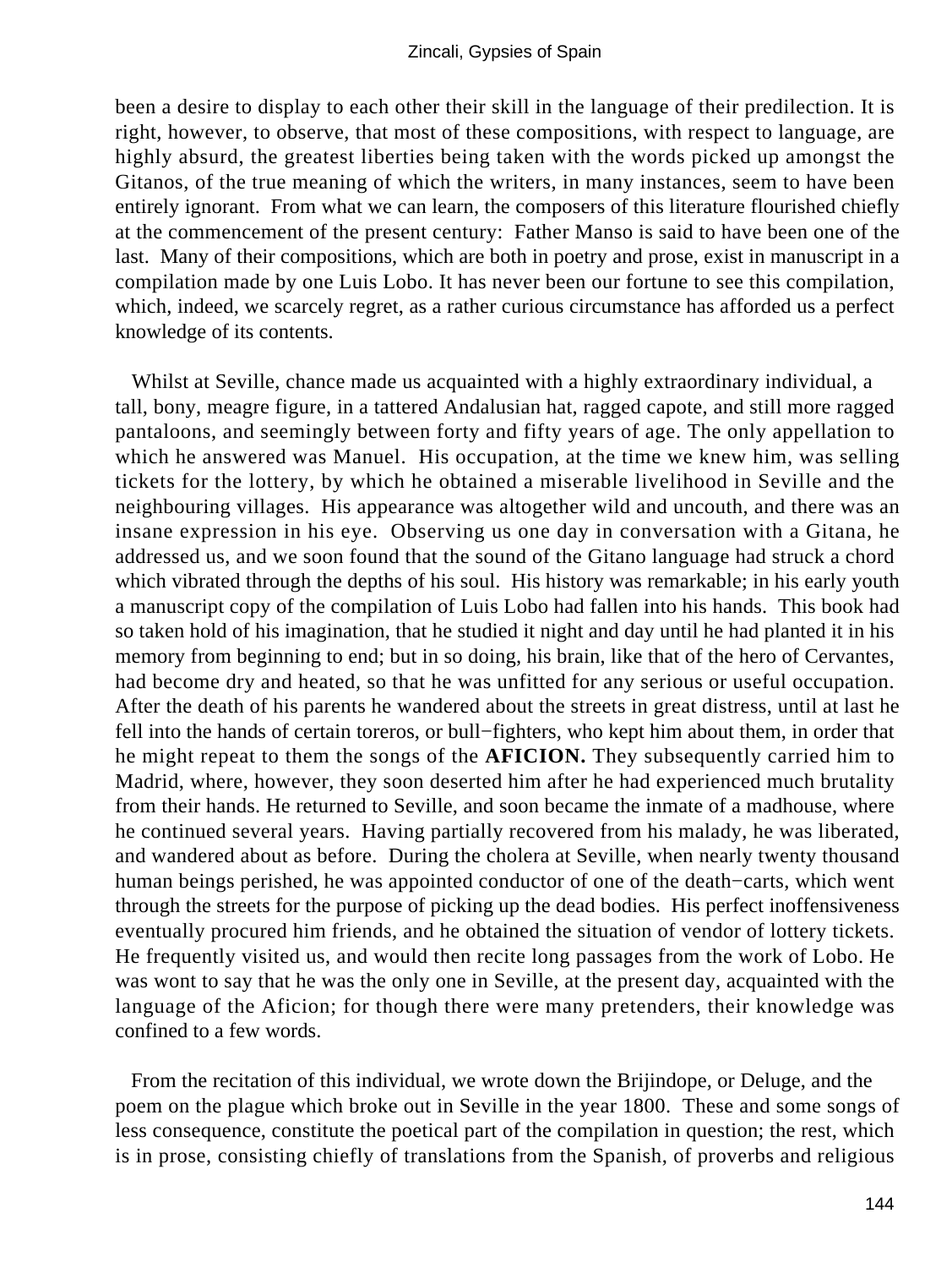been a desire to display to each other their skill in the language of their predilection. It is right, however, to observe, that most of these compositions, with respect to language, are highly absurd, the greatest liberties being taken with the words picked up amongst the Gitanos, of the true meaning of which the writers, in many instances, seem to have been entirely ignorant. From what we can learn, the composers of this literature flourished chiefly at the commencement of the present century: Father Manso is said to have been one of the last. Many of their compositions, which are both in poetry and prose, exist in manuscript in a compilation made by one Luis Lobo. It has never been our fortune to see this compilation, which, indeed, we scarcely regret, as a rather curious circumstance has afforded us a perfect knowledge of its contents.

Whilst at Seville, chance made us acquainted with a highly extraordinary individual, a tall, bony, meagre figure, in a tattered Andalusian hat, ragged capote, and still more ragged pantaloons, and seemingly between forty and fifty years of age. The only appellation to which he answered was Manuel. His occupation, at the time we knew him, was selling tickets for the lottery, by which he obtained a miserable livelihood in Seville and the neighbouring villages. His appearance was altogether wild and uncouth, and there was an insane expression in his eye. Observing us one day in conversation with a Gitana, he addressed us, and we soon found that the sound of the Gitano language had struck a chord which vibrated through the depths of his soul. His history was remarkable; in his early youth a manuscript copy of the compilation of Luis Lobo had fallen into his hands. This book had so taken hold of his imagination, that he studied it night and day until he had planted it in his memory from beginning to end; but in so doing, his brain, like that of the hero of Cervantes, had become dry and heated, so that he was unfitted for any serious or useful occupation. After the death of his parents he wandered about the streets in great distress, until at last he fell into the hands of certain toreros, or bull−fighters, who kept him about them, in order that he might repeat to them the songs of the **AFICION.** They subsequently carried him to Madrid, where, however, they soon deserted him after he had experienced much brutality from their hands. He returned to Seville, and soon became the inmate of a madhouse, where he continued several years. Having partially recovered from his malady, he was liberated, and wandered about as before. During the cholera at Seville, when nearly twenty thousand human beings perished, he was appointed conductor of one of the death−carts, which went through the streets for the purpose of picking up the dead bodies. His perfect inoffensiveness eventually procured him friends, and he obtained the situation of vendor of lottery tickets. He frequently visited us, and would then recite long passages from the work of Lobo. He was wont to say that he was the only one in Seville, at the present day, acquainted with the language of the Aficion; for though there were many pretenders, their knowledge was confined to a few words.

From the recitation of this individual, we wrote down the Brijindope, or Deluge, and the poem on the plague which broke out in Seville in the year 1800. These and some songs of less consequence, constitute the poetical part of the compilation in question; the rest, which is in prose, consisting chiefly of translations from the Spanish, of proverbs and religious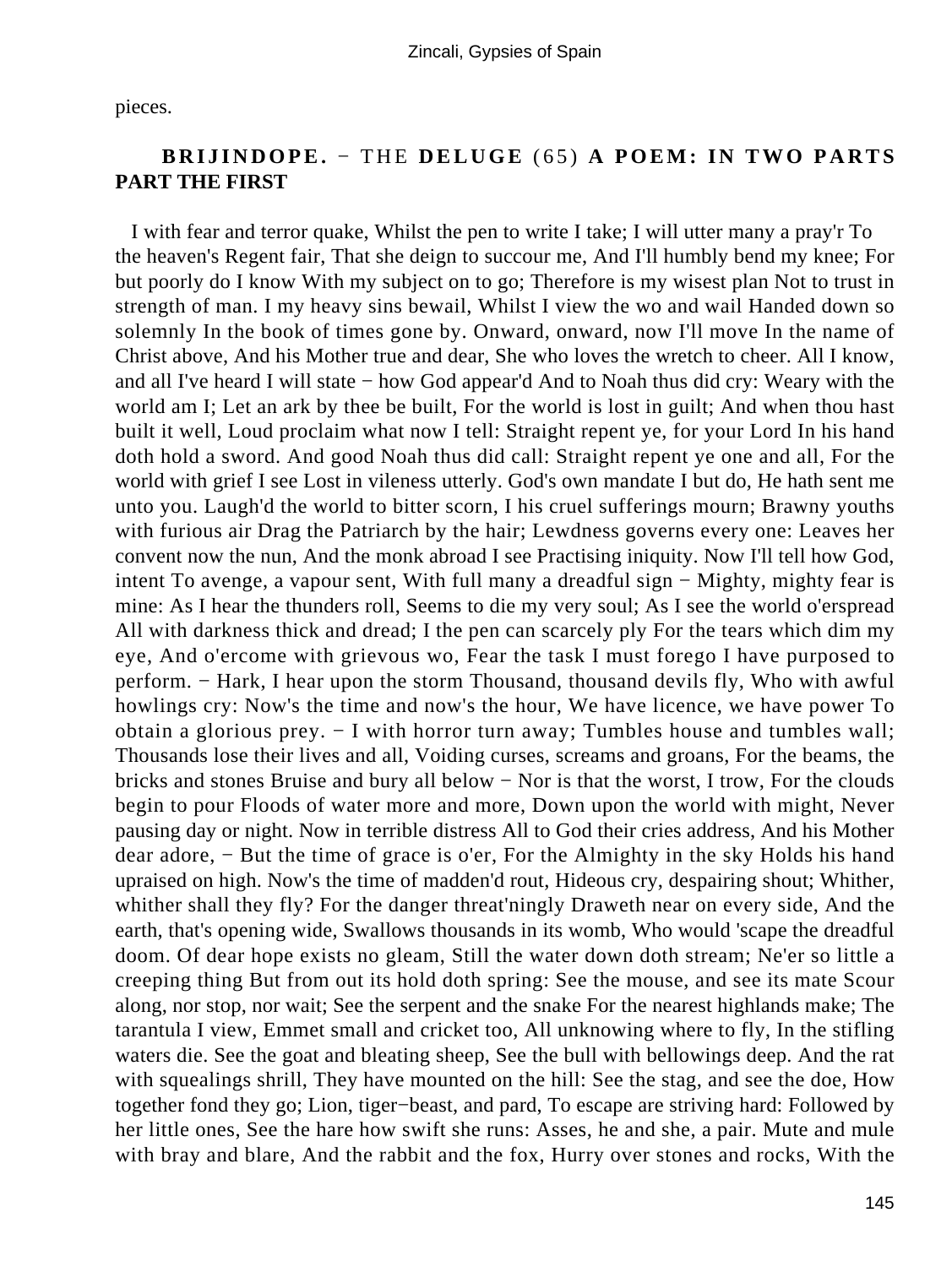pieces.

## **BRIJINDOPE.** − THE **DELUGE** (65) **A POEM: IN TWO PARTS PART THE FIRST**

I with fear and terror quake, Whilst the pen to write I take; I will utter many a pray'r To the heaven's Regent fair, That she deign to succour me, And I'll humbly bend my knee; For but poorly do I know With my subject on to go; Therefore is my wisest plan Not to trust in strength of man. I my heavy sins bewail, Whilst I view the wo and wail Handed down so solemnly In the book of times gone by. Onward, onward, now I'll move In the name of Christ above, And his Mother true and dear, She who loves the wretch to cheer. All I know, and all I've heard I will state − how God appear'd And to Noah thus did cry: Weary with the world am I; Let an ark by thee be built, For the world is lost in guilt; And when thou hast built it well, Loud proclaim what now I tell: Straight repent ye, for your Lord In his hand doth hold a sword. And good Noah thus did call: Straight repent ye one and all, For the world with grief I see Lost in vileness utterly. God's own mandate I but do, He hath sent me unto you. Laugh'd the world to bitter scorn, I his cruel sufferings mourn; Brawny youths with furious air Drag the Patriarch by the hair; Lewdness governs every one: Leaves her convent now the nun, And the monk abroad I see Practising iniquity. Now I'll tell how God, intent To avenge, a vapour sent, With full many a dreadful sign − Mighty, mighty fear is mine: As I hear the thunders roll, Seems to die my very soul; As I see the world o'erspread All with darkness thick and dread; I the pen can scarcely ply For the tears which dim my eye, And o'ercome with grievous wo, Fear the task I must forego I have purposed to perform. − Hark, I hear upon the storm Thousand, thousand devils fly, Who with awful howlings cry: Now's the time and now's the hour, We have licence, we have power To obtain a glorious prey. − I with horror turn away; Tumbles house and tumbles wall; Thousands lose their lives and all, Voiding curses, screams and groans, For the beams, the bricks and stones Bruise and bury all below − Nor is that the worst, I trow, For the clouds begin to pour Floods of water more and more, Down upon the world with might, Never pausing day or night. Now in terrible distress All to God their cries address, And his Mother dear adore, − But the time of grace is o'er, For the Almighty in the sky Holds his hand upraised on high. Now's the time of madden'd rout, Hideous cry, despairing shout; Whither, whither shall they fly? For the danger threat'ningly Draweth near on every side, And the earth, that's opening wide, Swallows thousands in its womb, Who would 'scape the dreadful doom. Of dear hope exists no gleam, Still the water down doth stream; Ne'er so little a creeping thing But from out its hold doth spring: See the mouse, and see its mate Scour along, nor stop, nor wait; See the serpent and the snake For the nearest highlands make; The tarantula I view, Emmet small and cricket too, All unknowing where to fly, In the stifling waters die. See the goat and bleating sheep, See the bull with bellowings deep. And the rat with squealings shrill, They have mounted on the hill: See the stag, and see the doe, How together fond they go; Lion, tiger−beast, and pard, To escape are striving hard: Followed by her little ones, See the hare how swift she runs: Asses, he and she, a pair. Mute and mule with bray and blare, And the rabbit and the fox, Hurry over stones and rocks, With the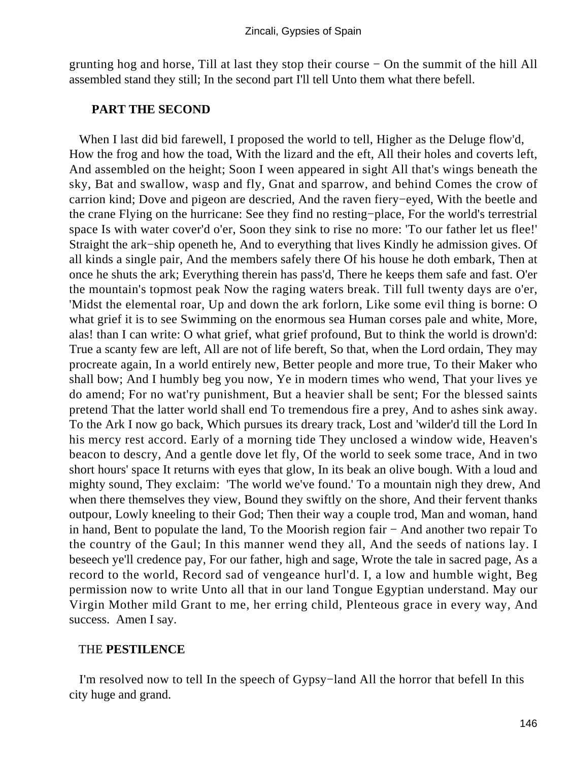grunting hog and horse, Till at last they stop their course − On the summit of the hill All assembled stand they still; In the second part I'll tell Unto them what there befell.

## PART THE SECOND

When I last did bid farewell, I proposed the world to tell, Higher as the Deluge flow'd, How the frog and how the toad, With the lizard and the eft, All their holes and coverts left, And assembled on the height; Soon I ween appeared in sight All that's wings beneath the sky, Bat and swallow, wasp and fly, Gnat and sparrow, and behind Comes the crow of carrion kind; Dove and pigeon are descried, And the raven fiery−eyed, With the beetle and the crane Flying on the hurricane: See they find no resting−place, For the world's terrestrial space Is with water cover'd o'er, Soon they sink to rise no more: 'To our father let us flee!' Straight the ark−ship openeth he, And to everything that lives Kindly he admission gives. Of all kinds a single pair, And the members safely there Of his house he doth embark, Then at once he shuts the ark; Everything therein has pass'd, There he keeps them safe and fast. O'er the mountain's topmost peak Now the raging waters break. Till full twenty days are o'er, 'Midst the elemental roar, Up and down the ark forlorn, Like some evil thing is borne: O what grief it is to see Swimming on the enormous sea Human corses pale and white, More, alas! than I can write: O what grief, what grief profound, But to think the world is drown'd: True a scanty few are left, All are not of life bereft, So that, when the Lord ordain, They may procreate again, In a world entirely new, Better people and more true, To their Maker who shall bow; And I humbly beg you now, Ye in modern times who wend, That your lives ye do amend; For no wat'ry punishment, But a heavier shall be sent; For the blessed saints pretend That the latter world shall end To tremendous fire a prey, And to ashes sink away. To the Ark I now go back, Which pursues its dreary track, Lost and 'wilder'd till the Lord In his mercy rest accord. Early of a morning tide They unclosed a window wide, Heaven's beacon to descry, And a gentle dove let fly, Of the world to seek some trace, And in two short hours' space It returns with eyes that glow, In its beak an olive bough. With a loud and mighty sound, They exclaim: 'The world we've found.' To a mountain nigh they drew, And when there themselves they view, Bound they swiftly on the shore, And their fervent thanks outpour, Lowly kneeling to their God; Then their way a couple trod, Man and woman, hand in hand, Bent to populate the land, To the Moorish region fair − And another two repair To the country of the Gaul; In this manner wend they all, And the seeds of nations lay. I beseech ye'll credence pay, For our father, high and sage, Wrote the tale in sacred page, As a record to the world, Record sad of vengeance hurl'd. I, a low and humble wight, Beg permission now to write Unto all that in our land Tongue Egyptian understand. May our Virgin Mother mild Grant to me, her erring child, Plenteous grace in every way, And success. Amen I say.

## THE **PESTILENCE**

I'm resolved now to tell In the speech of Gypsy−land All the horror that befell In this city huge and grand.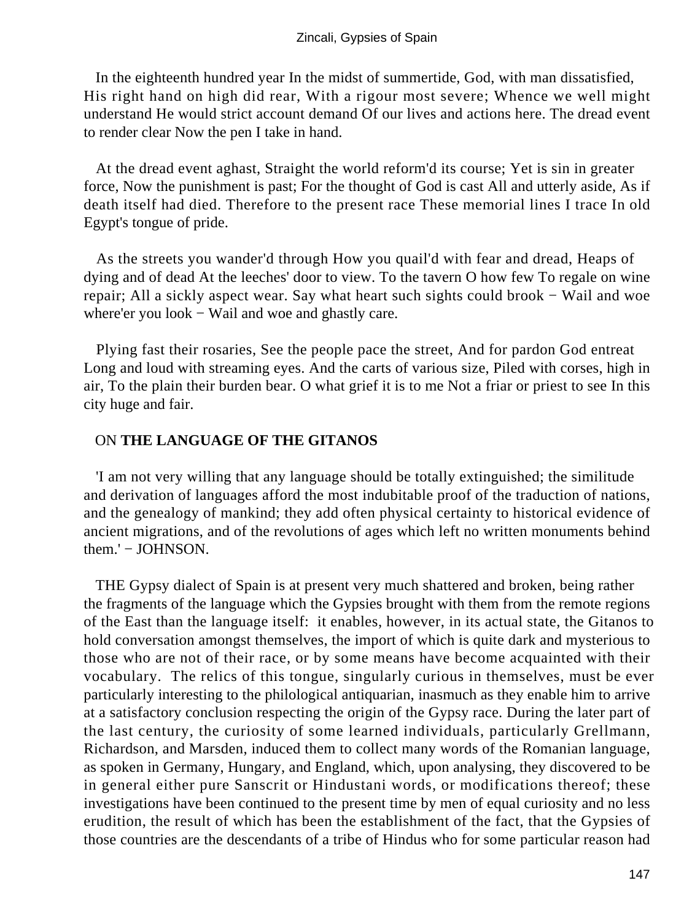In the eighteenth hundred year In the midst of summertide, God, with man dissatisfied, His right hand on high did rear, With a rigour most severe; Whence we well might understand He would strict account demand Of our lives and actions here. The dread event to render clear Now the pen I take in hand.

At the dread event aghast, Straight the world reform'd its course; Yet is sin in greater force, Now the punishment is past; For the thought of God is cast All and utterly aside, As if death itself had died. Therefore to the present race These memorial lines I trace In old Egypt's tongue of pride.

As the streets you wander'd through How you quail'd with fear and dread, Heaps of dying and of dead At the leeches' door to view. To the tavern O how few To regale on wine repair; All a sickly aspect wear. Say what heart such sights could brook − Wail and woe where'er you look − Wail and woe and ghastly care.

Plying fast their rosaries, See the people pace the street, And for pardon God entreat Long and loud with streaming eyes. And the carts of various size, Piled with corses, high in air, To the plain their burden bear. O what grief it is to me Not a friar or priest to see In this city huge and fair.

## ON **THE LANGUAGE OF THE GITANOS**

'I am not very willing that any language should be totally extinguished; the similitude and derivation of languages afford the most indubitable proof of the traduction of nations, and the genealogy of mankind; they add often physical certainty to historical evidence of ancient migrations, and of the revolutions of ages which left no written monuments behind them.' − JOHNSON.

THE Gypsy dialect of Spain is at present very much shattered and broken, being rather the fragments of the language which the Gypsies brought with them from the remote regions of the East than the language itself: it enables, however, in its actual state, the Gitanos to hold conversation amongst themselves, the import of which is quite dark and mysterious to those who are not of their race, or by some means have become acquainted with their vocabulary. The relics of this tongue, singularly curious in themselves, must be ever particularly interesting to the philological antiquarian, inasmuch as they enable him to arrive at a satisfactory conclusion respecting the origin of the Gypsy race. During the later part of the last century, the curiosity of some learned individuals, particularly Grellmann, Richardson, and Marsden, induced them to collect many words of the Romanian language, as spoken in Germany, Hungary, and England, which, upon analysing, they discovered to be in general either pure Sanscrit or Hindustani words, or modifications thereof; these investigations have been continued to the present time by men of equal curiosity and no less erudition, the result of which has been the establishment of the fact, that the Gypsies of those countries are the descendants of a tribe of Hindus who for some particular reason had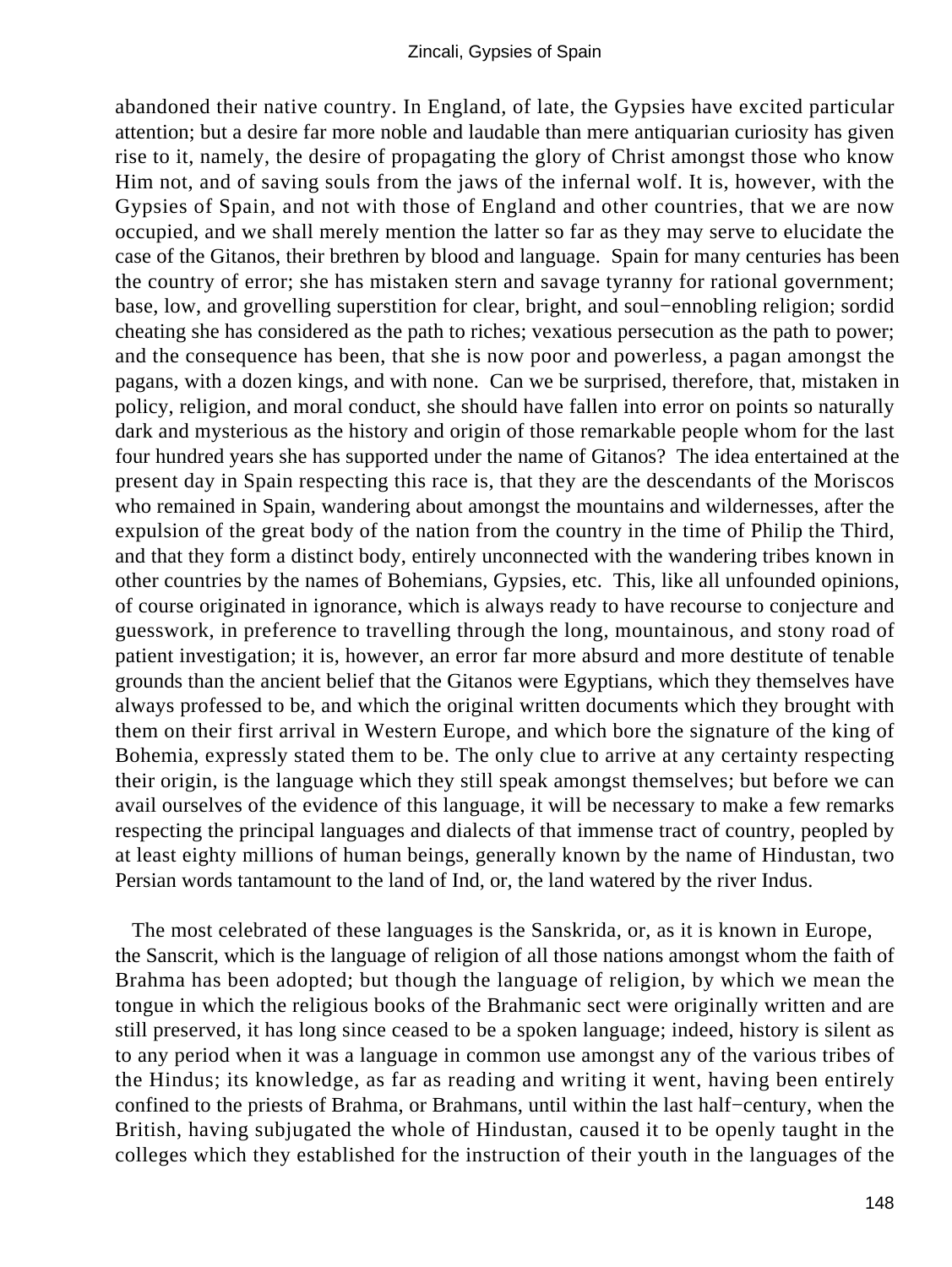abandoned their native country. In England, of late, the Gypsies have excited particular attention; but a desire far more noble and laudable than mere antiquarian curiosity has given rise to it, namely, the desire of propagating the glory of Christ amongst those who know Him not, and of saving souls from the jaws of the infernal wolf. It is, however, with the Gypsies of Spain, and not with those of England and other countries, that we are now occupied, and we shall merely mention the latter so far as they may serve to elucidate the case of the Gitanos, their brethren by blood and language. Spain for many centuries has been the country of error; she has mistaken stern and savage tyranny for rational government; base, low, and grovelling superstition for clear, bright, and soul−ennobling religion; sordid cheating she has considered as the path to riches; vexatious persecution as the path to power; and the consequence has been, that she is now poor and powerless, a pagan amongst the pagans, with a dozen kings, and with none. Can we be surprised, therefore, that, mistaken in policy, religion, and moral conduct, she should have fallen into error on points so naturally dark and mysterious as the history and origin of those remarkable people whom for the last four hundred years she has supported under the name of Gitanos? The idea entertained at the present day in Spain respecting this race is, that they are the descendants of the Moriscos who remained in Spain, wandering about amongst the mountains and wildernesses, after the expulsion of the great body of the nation from the country in the time of Philip the Third, and that they form a distinct body, entirely unconnected with the wandering tribes known in other countries by the names of Bohemians, Gypsies, etc. This, like all unfounded opinions, of course originated in ignorance, which is always ready to have recourse to conjecture and guesswork, in preference to travelling through the long, mountainous, and stony road of patient investigation; it is, however, an error far more absurd and more destitute of tenable grounds than the ancient belief that the Gitanos were Egyptians, which they themselves have always professed to be, and which the original written documents which they brought with them on their first arrival in Western Europe, and which bore the signature of the king of Bohemia, expressly stated them to be. The only clue to arrive at any certainty respecting their origin, is the language which they still speak amongst themselves; but before we can avail ourselves of the evidence of this language, it will be necessary to make a few remarks respecting the principal languages and dialects of that immense tract of country, peopled by at least eighty millions of human beings, generally known by the name of Hindustan, two Persian words tantamount to the land of Ind, or, the land watered by the river Indus.

The most celebrated of these languages is the Sanskrida, or, as it is known in Europe, the Sanscrit, which is the language of religion of all those nations amongst whom the faith of Brahma has been adopted; but though the language of religion, by which we mean the tongue in which the religious books of the Brahmanic sect were originally written and are still preserved, it has long since ceased to be a spoken language; indeed, history is silent as to any period when it was a language in common use amongst any of the various tribes of the Hindus; its knowledge, as far as reading and writing it went, having been entirely confined to the priests of Brahma, or Brahmans, until within the last half−century, when the British, having subjugated the whole of Hindustan, caused it to be openly taught in the colleges which they established for the instruction of their youth in the languages of the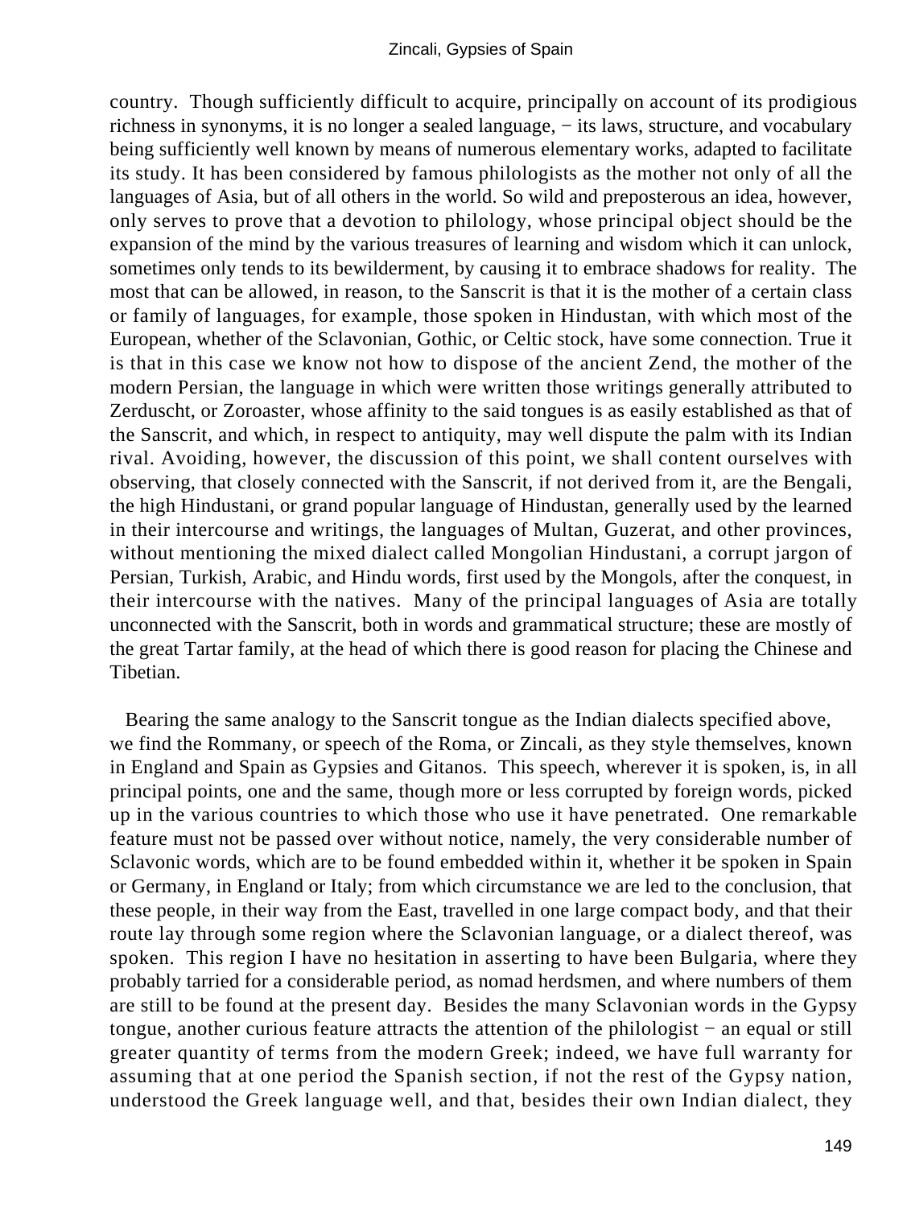country. Though sufficiently difficult to acquire, principally on account of its prodigious richness in synonyms, it is no longer a sealed language, − its laws, structure, and vocabulary being sufficiently well known by means of numerous elementary works, adapted to facilitate its study. It has been considered by famous philologists as the mother not only of all the languages of Asia, but of all others in the world. So wild and preposterous an idea, however, only serves to prove that a devotion to philology, whose principal object should be the expansion of the mind by the various treasures of learning and wisdom which it can unlock, sometimes only tends to its bewilderment, by causing it to embrace shadows for reality. The most that can be allowed, in reason, to the Sanscrit is that it is the mother of a certain class or family of languages, for example, those spoken in Hindustan, with which most of the European, whether of the Sclavonian, Gothic, or Celtic stock, have some connection. True it is that in this case we know not how to dispose of the ancient Zend, the mother of the modern Persian, the language in which were written those writings generally attributed to Zerduscht, or Zoroaster, whose affinity to the said tongues is as easily established as that of the Sanscrit, and which, in respect to antiquity, may well dispute the palm with its Indian rival. Avoiding, however, the discussion of this point, we shall content ourselves with observing, that closely connected with the Sanscrit, if not derived from it, are the Bengali, the high Hindustani, or grand popular language of Hindustan, generally used by the learned in their intercourse and writings, the languages of Multan, Guzerat, and other provinces, without mentioning the mixed dialect called Mongolian Hindustani, a corrupt jargon of Persian, Turkish, Arabic, and Hindu words, first used by the Mongols, after the conquest, in their intercourse with the natives. Many of the principal languages of Asia are totally unconnected with the Sanscrit, both in words and grammatical structure; these are mostly of the great Tartar family, at the head of which there is good reason for placing the Chinese and Tibetian.

Bearing the same analogy to the Sanscrit tongue as the Indian dialects specified above, we find the Rommany, or speech of the Roma, or Zincali, as they style themselves, known in England and Spain as Gypsies and Gitanos. This speech, wherever it is spoken, is, in all principal points, one and the same, though more or less corrupted by foreign words, picked up in the various countries to which those who use it have penetrated. One remarkable feature must not be passed over without notice, namely, the very considerable number of Sclavonic words, which are to be found embedded within it, whether it be spoken in Spain or Germany, in England or Italy; from which circumstance we are led to the conclusion, that these people, in their way from the East, travelled in one large compact body, and that their route lay through some region where the Sclavonian language, or a dialect thereof, was spoken. This region I have no hesitation in asserting to have been Bulgaria, where they probably tarried for a considerable period, as nomad herdsmen, and where numbers of them are still to be found at the present day. Besides the many Sclavonian words in the Gypsy tongue, another curious feature attracts the attention of the philologist − an equal or still greater quantity of terms from the modern Greek; indeed, we have full warranty for assuming that at one period the Spanish section, if not the rest of the Gypsy nation, understood the Greek language well, and that, besides their own Indian dialect, they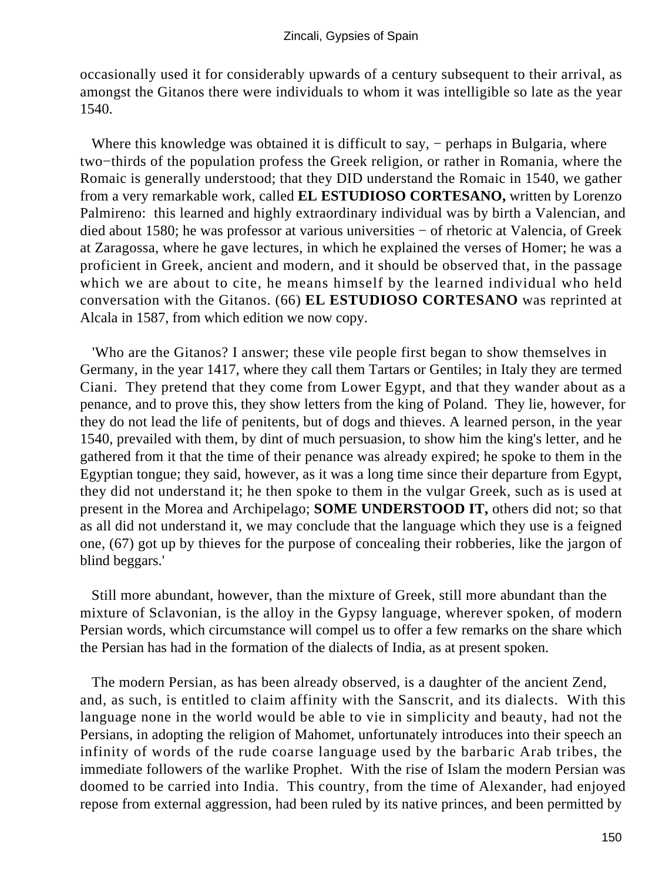occasionally used it for considerably upwards of a century subsequent to their arrival, as amongst the Gitanos there were individuals to whom it was intelligible so late as the year 1540.

Where this knowledge was obtained it is difficult to say, − perhaps in Bulgaria, where two−thirds of the population profess the Greek religion, or rather in Romania, where the Romaic is generally understood; that they DID understand the Romaic in 1540, we gather from a very remarkable work, called **EL ESTUDIOSO CORTESANO,** written by Lorenzo Palmireno: this learned and highly extraordinary individual was by birth a Valencian, and died about 1580; he was professor at various universities − of rhetoric at Valencia, of Greek at Zaragossa, where he gave lectures, in which he explained the verses of Homer; he was a proficient in Greek, ancient and modern, and it should be observed that, in the passage which we are about to cite, he means himself by the learned individual who held conversation with the Gitanos. (66) **EL ESTUDIOSO CORTESANO** was reprinted at Alcala in 1587, from which edition we now copy.

'Who are the Gitanos? I answer; these vile people first began to show themselves in Germany, in the year 1417, where they call them Tartars or Gentiles; in Italy they are termed Ciani. They pretend that they come from Lower Egypt, and that they wander about as a penance, and to prove this, they show letters from the king of Poland. They lie, however, for they do not lead the life of penitents, but of dogs and thieves. A learned person, in the year 1540, prevailed with them, by dint of much persuasion, to show him the king's letter, and he gathered from it that the time of their penance was already expired; he spoke to them in the Egyptian tongue; they said, however, as it was a long time since their departure from Egypt, they did not understand it; he then spoke to them in the vulgar Greek, such as is used at present in the Morea and Archipelago; **SOME UNDERSTOOD IT,** others did not; so that as all did not understand it, we may conclude that the language which they use is a feigned one, (67) got up by thieves for the purpose of concealing their robberies, like the jargon of blind beggars.'

Still more abundant, however, than the mixture of Greek, still more abundant than the mixture of Sclavonian, is the alloy in the Gypsy language, wherever spoken, of modern Persian words, which circumstance will compel us to offer a few remarks on the share which the Persian has had in the formation of the dialects of India, as at present spoken.

The modern Persian, as has been already observed, is a daughter of the ancient Zend, and, as such, is entitled to claim affinity with the Sanscrit, and its dialects. With this language none in the world would be able to vie in simplicity and beauty, had not the Persians, in adopting the religion of Mahomet, unfortunately introduces into their speech an infinity of words of the rude coarse language used by the barbaric Arab tribes, the immediate followers of the warlike Prophet. With the rise of Islam the modern Persian was doomed to be carried into India. This country, from the time of Alexander, had enjoyed repose from external aggression, had been ruled by its native princes, and been permitted by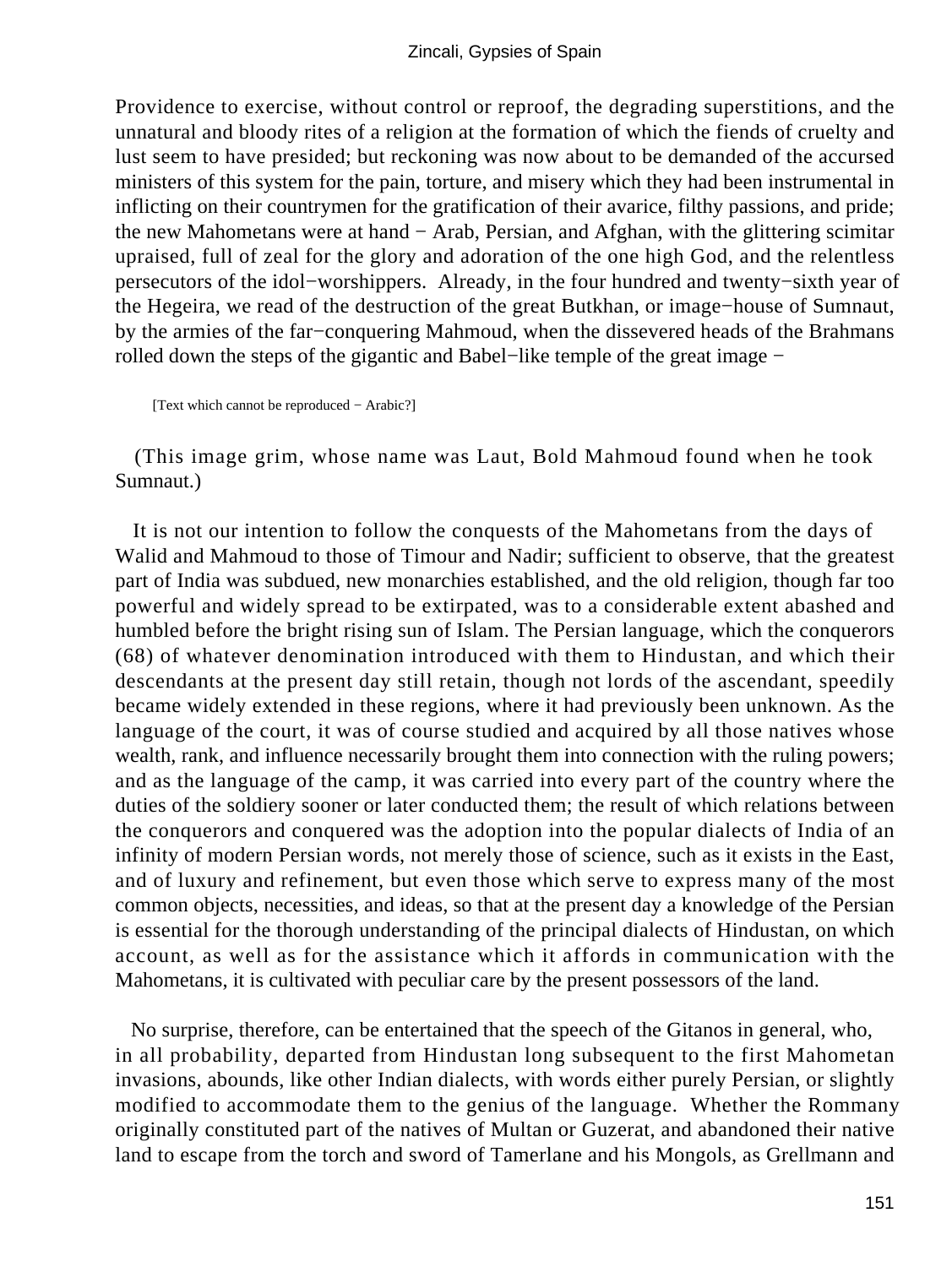Providence to exercise, without control or reproof, the degrading superstitions, and the unnatural and bloody rites of a religion at the formation of which the fiends of cruelty and lust seem to have presided; but reckoning was now about to be demanded of the accursed ministers of this system for the pain, torture, and misery which they had been instrumental in inflicting on their countrymen for the gratification of their avarice, filthy passions, and pride; the new Mahometans were at hand − Arab, Persian, and Afghan, with the glittering scimitar upraised, full of zeal for the glory and adoration of the one high God, and the relentless persecutors of the idol−worshippers. Already, in the four hundred and twenty−sixth year of the Hegeira, we read of the destruction of the great Butkhan, or image−house of Sumnaut, by the armies of the far−conquering Mahmoud, when the dissevered heads of the Brahmans rolled down the steps of the gigantic and Babel−like temple of the great image −

[Text which cannot be reproduced − Arabic?]

(This image grim, whose name was Laut, Bold Mahmoud found when he took Sumnaut.)

It is not our intention to follow the conquests of the Mahometans from the days of Walid and Mahmoud to those of Timour and Nadir; sufficient to observe, that the greatest part of India was subdued, new monarchies established, and the old religion, though far too powerful and widely spread to be extirpated, was to a considerable extent abashed and humbled before the bright rising sun of Islam. The Persian language, which the conquerors (68) of whatever denomination introduced with them to Hindustan, and which their descendants at the present day still retain, though not lords of the ascendant, speedily became widely extended in these regions, where it had previously been unknown. As the language of the court, it was of course studied and acquired by all those natives whose wealth, rank, and influence necessarily brought them into connection with the ruling powers; and as the language of the camp, it was carried into every part of the country where the duties of the soldiery sooner or later conducted them; the result of which relations between the conquerors and conquered was the adoption into the popular dialects of India of an infinity of modern Persian words, not merely those of science, such as it exists in the East, and of luxury and refinement, but even those which serve to express many of the most common objects, necessities, and ideas, so that at the present day a knowledge of the Persian is essential for the thorough understanding of the principal dialects of Hindustan, on which account, as well as for the assistance which it affords in communication with the Mahometans, it is cultivated with peculiar care by the present possessors of the land.

No surprise, therefore, can be entertained that the speech of the Gitanos in general, who, in all probability, departed from Hindustan long subsequent to the first Mahometan invasions, abounds, like other Indian dialects, with words either purely Persian, or slightly modified to accommodate them to the genius of the language. Whether the Rommany originally constituted part of the natives of Multan or Guzerat, and abandoned their native land to escape from the torch and sword of Tamerlane and his Mongols, as Grellmann and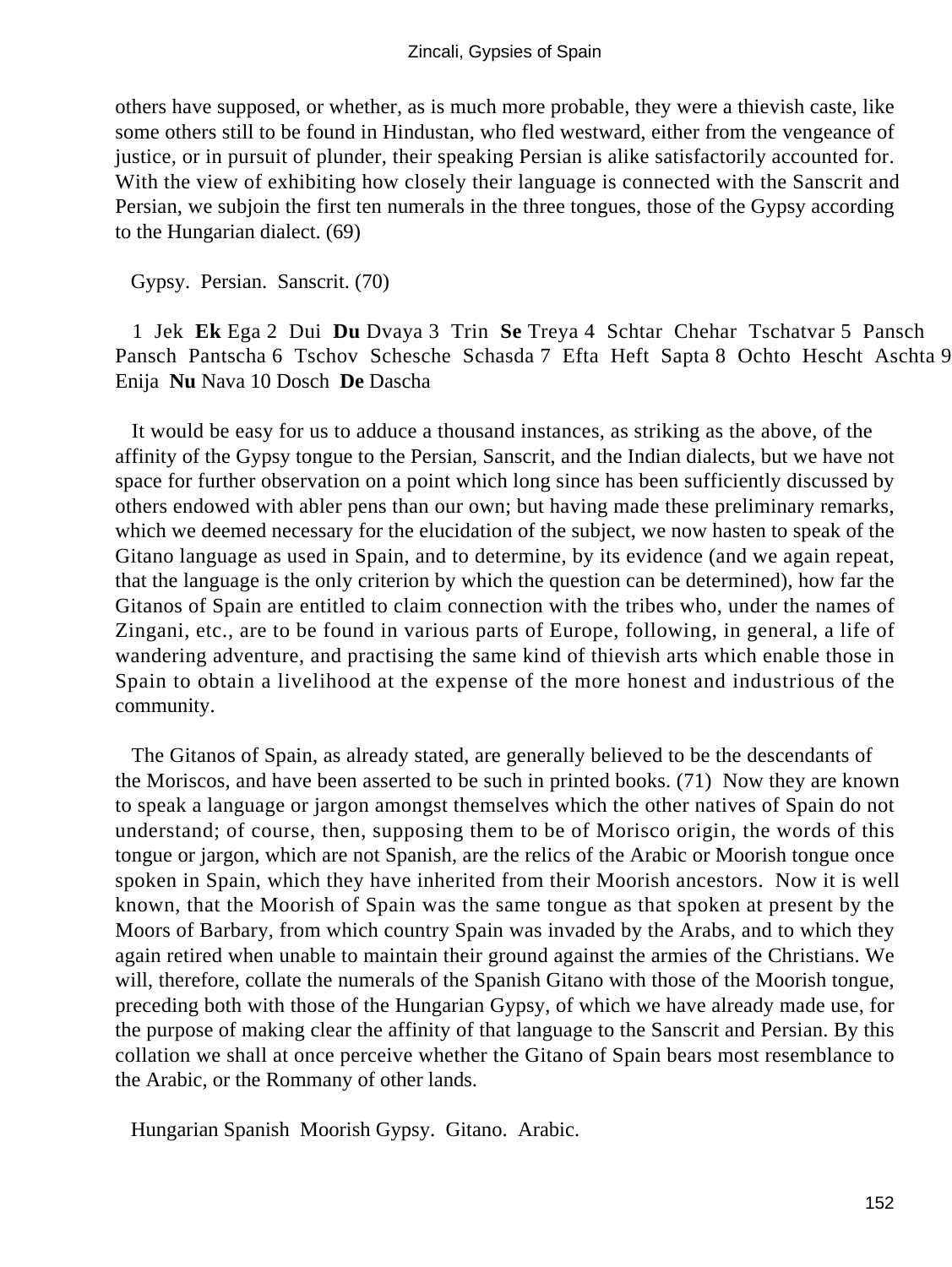others have supposed, or whether, as is much more probable, they were a thievish caste, like some others still to be found in Hindustan, who fled westward, either from the vengeance of justice, or in pursuit of plunder, their speaking Persian is alike satisfactorily accounted for. With the view of exhibiting how closely their language is connected with the Sanscrit and Persian, we subjoin the first ten numerals in the three tongues, those of the Gypsy according to the Hungarian dialect. (69)

| | Gypsy. | Persian. | Sanscrit. (70) |
|---|---|---|---|
| 1 | Jek | **Ek** | Ega |
| 2 | Dui | **Du** | Dvaya |
| 3 | Trin | **Se** | Treya |
| 4 | Schtar | Chehar | Tschatvar |
| 5 | Pansch | Pansch | Pantscha |
| 6 | Tschov | Schesche | Schasda |
| 7 | Efta | Heft | Sapta |
| 8 | Ochto | Hescht | Aschta |
| 9 | Enija | **Nu** | Nava |
| 10 | Dosch | **De** | Dascha |

It would be easy for us to adduce a thousand instances, as striking as the above, of the affinity of the Gypsy tongue to the Persian, Sanscrit, and the Indian dialects, but we have not space for further observation on a point which long since has been sufficiently discussed by others endowed with abler pens than our own; but having made these preliminary remarks, which we deemed necessary for the elucidation of the subject, we now hasten to speak of the Gitano language as used in Spain, and to determine, by its evidence (and we again repeat, that the language is the only criterion by which the question can be determined), how far the Gitanos of Spain are entitled to claim connection with the tribes who, under the names of Zingani, etc., are to be found in various parts of Europe, following, in general, a life of wandering adventure, and practising the same kind of thievish arts which enable those in Spain to obtain a livelihood at the expense of the more honest and industrious of the community.

The Gitanos of Spain, as already stated, are generally believed to be the descendants of the Moriscos, and have been asserted to be such in printed books. (71) Now they are known to speak a language or jargon amongst themselves which the other natives of Spain do not understand; of course, then, supposing them to be of Morisco origin, the words of this tongue or jargon, which are not Spanish, are the relics of the Arabic or Moorish tongue once spoken in Spain, which they have inherited from their Moorish ancestors. Now it is well known, that the Moorish of Spain was the same tongue as that spoken at present by the Moors of Barbary, from which country Spain was invaded by the Arabs, and to which they again retired when unable to maintain their ground against the armies of the Christians. We will, therefore, collate the numerals of the Spanish Gitano with those of the Moorish tongue, preceding both with those of the Hungarian Gypsy, of which we have already made use, for the purpose of making clear the affinity of that language to the Sanscrit and Persian. By this collation we shall at once perceive whether the Gitano of Spain bears most resemblance to the Arabic, or the Rommany of other lands.

Hungarian Spanish Moorish Gypsy. Gitano. Arabic.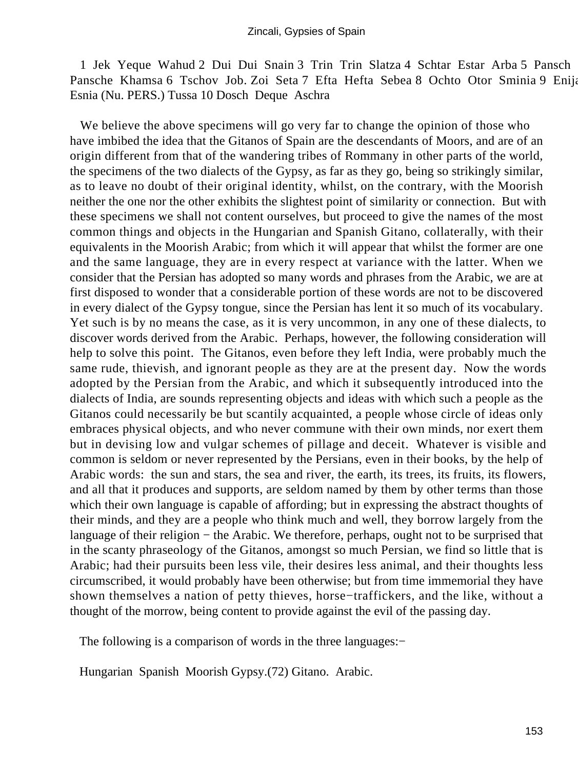1 Jek Yeque Wahud 2 Dui Dui Snain 3 Trin Trin Slatza 4 Schtar Estar Arba 5 Pansch Pansche Khamsa 6 Tschov Job. Zoi Seta 7 Efta Hefta Sebea 8 Ochto Otor Sminia 9 Enija Esnia (Nu. PERS.) Tussa 10 Dosch Deque Aschra

We believe the above specimens will go very far to change the opinion of those who have imbibed the idea that the Gitanos of Spain are the descendants of Moors, and are of an origin different from that of the wandering tribes of Rommany in other parts of the world, the specimens of the two dialects of the Gypsy, as far as they go, being so strikingly similar, as to leave no doubt of their original identity, whilst, on the contrary, with the Moorish neither the one nor the other exhibits the slightest point of similarity or connection. But with these specimens we shall not content ourselves, but proceed to give the names of the most common things and objects in the Hungarian and Spanish Gitano, collaterally, with their equivalents in the Moorish Arabic; from which it will appear that whilst the former are one and the same language, they are in every respect at variance with the latter. When we consider that the Persian has adopted so many words and phrases from the Arabic, we are at first disposed to wonder that a considerable portion of these words are not to be discovered in every dialect of the Gypsy tongue, since the Persian has lent it so much of its vocabulary. Yet such is by no means the case, as it is very uncommon, in any one of these dialects, to discover words derived from the Arabic. Perhaps, however, the following consideration will help to solve this point. The Gitanos, even before they left India, were probably much the same rude, thievish, and ignorant people as they are at the present day. Now the words adopted by the Persian from the Arabic, and which it subsequently introduced into the dialects of India, are sounds representing objects and ideas with which such a people as the Gitanos could necessarily be but scantily acquainted, a people whose circle of ideas only embraces physical objects, and who never commune with their own minds, nor exert them but in devising low and vulgar schemes of pillage and deceit. Whatever is visible and common is seldom or never represented by the Persians, even in their books, by the help of Arabic words: the sun and stars, the sea and river, the earth, its trees, its fruits, its flowers, and all that it produces and supports, are seldom named by them by other terms than those which their own language is capable of affording; but in expressing the abstract thoughts of their minds, and they are a people who think much and well, they borrow largely from the language of their religion − the Arabic. We therefore, perhaps, ought not to be surprised that in the scanty phraseology of the Gitanos, amongst so much Persian, we find so little that is Arabic; had their pursuits been less vile, their desires less animal, and their thoughts less circumscribed, it would probably have been otherwise; but from time immemorial they have shown themselves a nation of petty thieves, horse−traffickers, and the like, without a thought of the morrow, being content to provide against the evil of the passing day.

The following is a comparison of words in the three languages:−

Hungarian Spanish Moorish Gypsy.(72) Gitano. Arabic.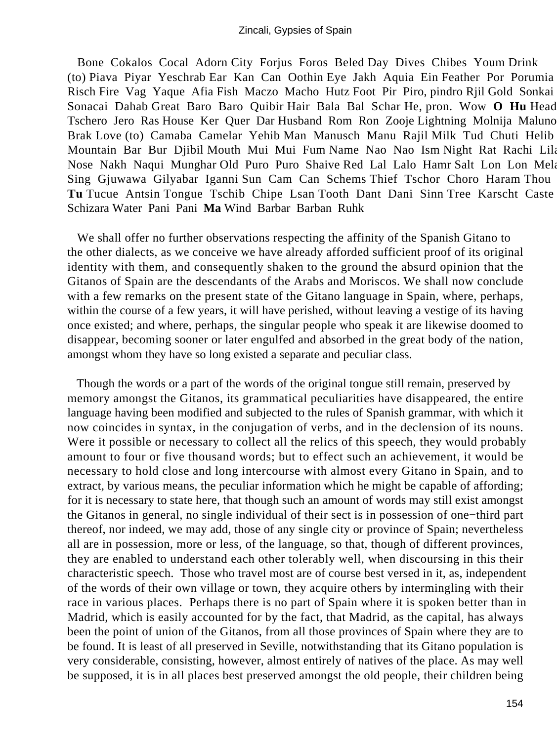Bone Cokalos Cocal Adorn City Forjus Foros Beled Day Dives Chibes Youm Drink (to) Piava Piyar Yeschrab Ear Kan Can Oothin Eye Jakh Aquia Ein Feather Por Porumia Risch Fire Vag Yaque Afia Fish Maczo Macho Hutz Foot Pir Piro, pindro Rjil Gold Sonkai Sonacai Dahab Great Baro Baro Quibir Hair Bala Bal Schar He, pron. Wow **O** **Hu** Head Tschero Jero Ras House Ker Quer Dar Husband Rom Ron Zooje Lightning Molnija Maluno Brak Love (to) Camaba Camelar Yehib Man Manusch Manu Rajil Milk Tud Chuti Helib Mountain Bar Bur Djibil Mouth Mui Mui Fum Name Nao Nao Ism Night Rat Rachi Lila Nose Nakh Naqui Munghar Old Puro Puro Shaive Red Lal Lalo Hamr Salt Lon Lon Mela Sing Gjuwawa Gilyabar Iganni Sun Cam Can Schems Thief Tschor Choro Haram Thou **Tu** Tucue Antsin Tongue Tschib Chipe Lsan Tooth Dant Dani Sinn Tree Karscht Caste Schizara Water Pani Pani **Ma** Wind Barbar Barban Ruhk

We shall offer no further observations respecting the affinity of the Spanish Gitano to the other dialects, as we conceive we have already afforded sufficient proof of its original identity with them, and consequently shaken to the ground the absurd opinion that the Gitanos of Spain are the descendants of the Arabs and Moriscos. We shall now conclude with a few remarks on the present state of the Gitano language in Spain, where, perhaps, within the course of a few years, it will have perished, without leaving a vestige of its having once existed; and where, perhaps, the singular people who speak it are likewise doomed to disappear, becoming sooner or later engulfed and absorbed in the great body of the nation, amongst whom they have so long existed a separate and peculiar class.

Though the words or a part of the words of the original tongue still remain, preserved by memory amongst the Gitanos, its grammatical peculiarities have disappeared, the entire language having been modified and subjected to the rules of Spanish grammar, with which it now coincides in syntax, in the conjugation of verbs, and in the declension of its nouns. Were it possible or necessary to collect all the relics of this speech, they would probably amount to four or five thousand words; but to effect such an achievement, it would be necessary to hold close and long intercourse with almost every Gitano in Spain, and to extract, by various means, the peculiar information which he might be capable of affording; for it is necessary to state here, that though such an amount of words may still exist amongst the Gitanos in general, no single individual of their sect is in possession of one−third part thereof, nor indeed, we may add, those of any single city or province of Spain; nevertheless all are in possession, more or less, of the language, so that, though of different provinces, they are enabled to understand each other tolerably well, when discoursing in this their characteristic speech. Those who travel most are of course best versed in it, as, independent of the words of their own village or town, they acquire others by intermingling with their race in various places. Perhaps there is no part of Spain where it is spoken better than in Madrid, which is easily accounted for by the fact, that Madrid, as the capital, has always been the point of union of the Gitanos, from all those provinces of Spain where they are to be found. It is least of all preserved in Seville, notwithstanding that its Gitano population is very considerable, consisting, however, almost entirely of natives of the place. As may well be supposed, it is in all places best preserved amongst the old people, their children being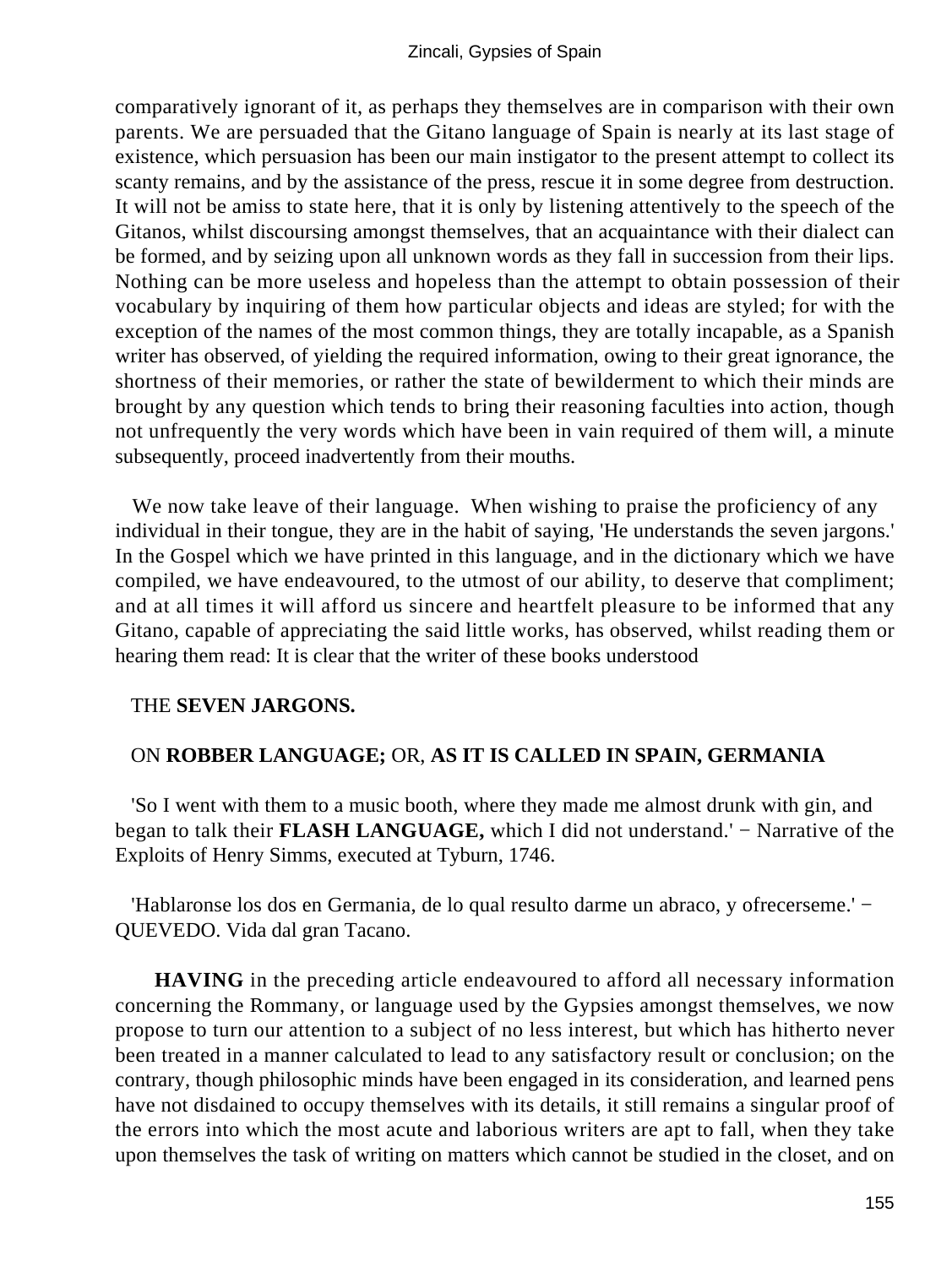comparatively ignorant of it, as perhaps they themselves are in comparison with their own parents. We are persuaded that the Gitano language of Spain is nearly at its last stage of existence, which persuasion has been our main instigator to the present attempt to collect its scanty remains, and by the assistance of the press, rescue it in some degree from destruction. It will not be amiss to state here, that it is only by listening attentively to the speech of the Gitanos, whilst discoursing amongst themselves, that an acquaintance with their dialect can be formed, and by seizing upon all unknown words as they fall in succession from their lips. Nothing can be more useless and hopeless than the attempt to obtain possession of their vocabulary by inquiring of them how particular objects and ideas are styled; for with the exception of the names of the most common things, they are totally incapable, as a Spanish writer has observed, of yielding the required information, owing to their great ignorance, the shortness of their memories, or rather the state of bewilderment to which their minds are brought by any question which tends to bring their reasoning faculties into action, though not unfrequently the very words which have been in vain required of them will, a minute subsequently, proceed inadvertently from their mouths.

We now take leave of their language. When wishing to praise the proficiency of any individual in their tongue, they are in the habit of saying, 'He understands the seven jargons.' In the Gospel which we have printed in this language, and in the dictionary which we have compiled, we have endeavoured, to the utmost of our ability, to deserve that compliment; and at all times it will afford us sincere and heartfelt pleasure to be informed that any Gitano, capable of appreciating the said little works, has observed, whilst reading them or hearing them read: It is clear that the writer of these books understood

THE **SEVEN JARGONS.**

## ON **ROBBER LANGUAGE;** OR, **AS IT IS CALLED IN SPAIN, GERMANIA**

'So I went with them to a music booth, where they made me almost drunk with gin, and began to talk their **FLASH LANGUAGE,** which I did not understand.' − Narrative of the Exploits of Henry Simms, executed at Tyburn, 1746.

'Hablaronse los dos en Germania, de lo qual resulto darme un abraco, y ofrecerseme.' − QUEVEDO. Vida dal gran Tacano.

**HAVING** in the preceding article endeavoured to afford all necessary information concerning the Rommany, or language used by the Gypsies amongst themselves, we now propose to turn our attention to a subject of no less interest, but which has hitherto never been treated in a manner calculated to lead to any satisfactory result or conclusion; on the contrary, though philosophic minds have been engaged in its consideration, and learned pens have not disdained to occupy themselves with its details, it still remains a singular proof of the errors into which the most acute and laborious writers are apt to fall, when they take upon themselves the task of writing on matters which cannot be studied in the closet, and on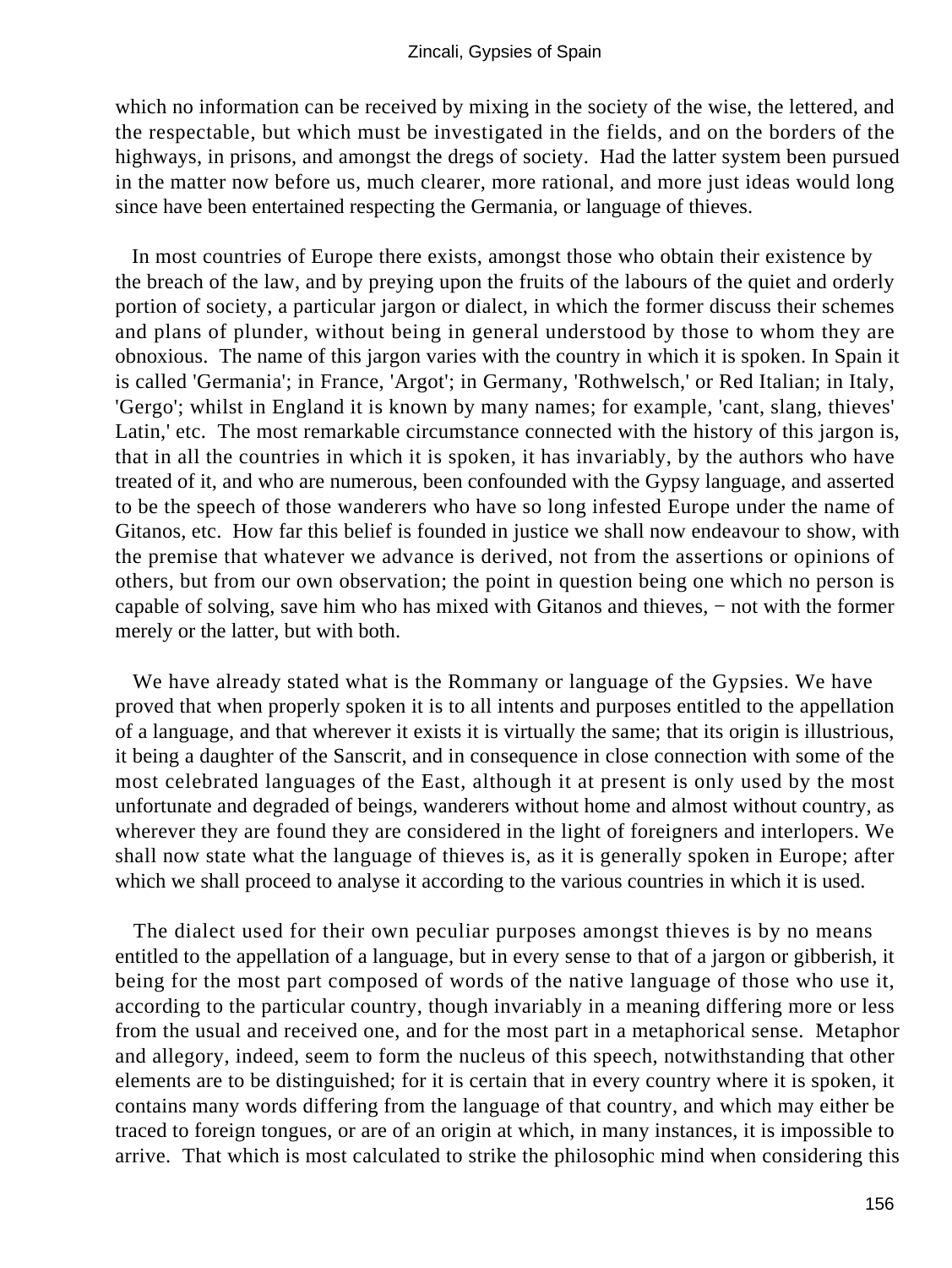which no information can be received by mixing in the society of the wise, the lettered, and the respectable, but which must be investigated in the fields, and on the borders of the highways, in prisons, and amongst the dregs of society. Had the latter system been pursued in the matter now before us, much clearer, more rational, and more just ideas would long since have been entertained respecting the Germania, or language of thieves.

In most countries of Europe there exists, amongst those who obtain their existence by the breach of the law, and by preying upon the fruits of the labours of the quiet and orderly portion of society, a particular jargon or dialect, in which the former discuss their schemes and plans of plunder, without being in general understood by those to whom they are obnoxious. The name of this jargon varies with the country in which it is spoken. In Spain it is called 'Germania'; in France, 'Argot'; in Germany, 'Rothwelsch,' or Red Italian; in Italy, 'Gergo'; whilst in England it is known by many names; for example, 'cant, slang, thieves' Latin,' etc. The most remarkable circumstance connected with the history of this jargon is, that in all the countries in which it is spoken, it has invariably, by the authors who have treated of it, and who are numerous, been confounded with the Gypsy language, and asserted to be the speech of those wanderers who have so long infested Europe under the name of Gitanos, etc. How far this belief is founded in justice we shall now endeavour to show, with the premise that whatever we advance is derived, not from the assertions or opinions of others, but from our own observation; the point in question being one which no person is capable of solving, save him who has mixed with Gitanos and thieves, − not with the former merely or the latter, but with both.

We have already stated what is the Rommany or language of the Gypsies. We have proved that when properly spoken it is to all intents and purposes entitled to the appellation of a language, and that wherever it exists it is virtually the same; that its origin is illustrious, it being a daughter of the Sanscrit, and in consequence in close connection with some of the most celebrated languages of the East, although it at present is only used by the most unfortunate and degraded of beings, wanderers without home and almost without country, as wherever they are found they are considered in the light of foreigners and interlopers. We shall now state what the language of thieves is, as it is generally spoken in Europe; after which we shall proceed to analyse it according to the various countries in which it is used.

The dialect used for their own peculiar purposes amongst thieves is by no means entitled to the appellation of a language, but in every sense to that of a jargon or gibberish, it being for the most part composed of words of the native language of those who use it, according to the particular country, though invariably in a meaning differing more or less from the usual and received one, and for the most part in a metaphorical sense. Metaphor and allegory, indeed, seem to form the nucleus of this speech, notwithstanding that other elements are to be distinguished; for it is certain that in every country where it is spoken, it contains many words differing from the language of that country, and which may either be traced to foreign tongues, or are of an origin at which, in many instances, it is impossible to arrive. That which is most calculated to strike the philosophic mind when considering this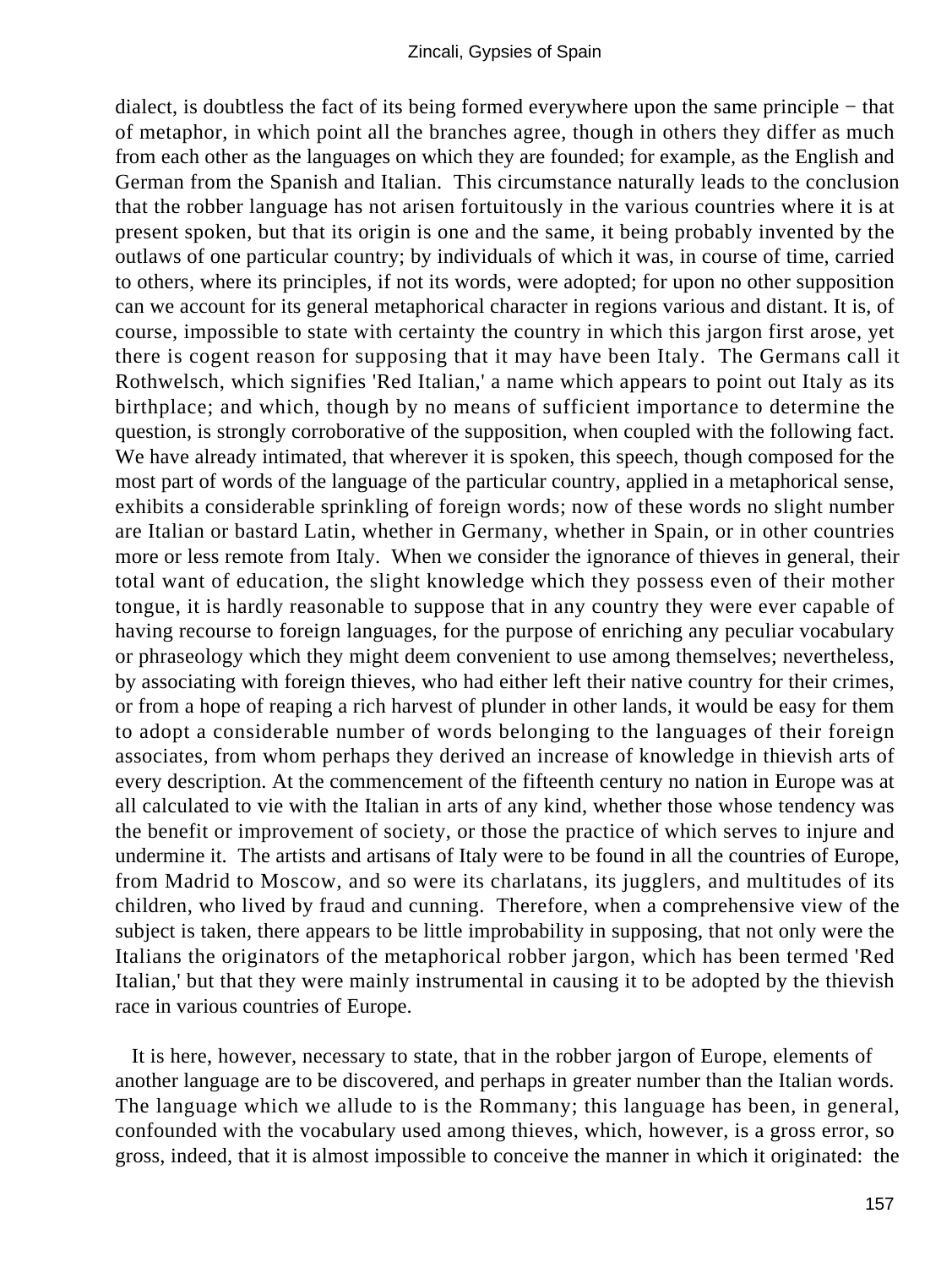dialect, is doubtless the fact of its being formed everywhere upon the same principle − that of metaphor, in which point all the branches agree, though in others they differ as much from each other as the languages on which they are founded; for example, as the English and German from the Spanish and Italian. This circumstance naturally leads to the conclusion that the robber language has not arisen fortuitously in the various countries where it is at present spoken, but that its origin is one and the same, it being probably invented by the outlaws of one particular country; by individuals of which it was, in course of time, carried to others, where its principles, if not its words, were adopted; for upon no other supposition can we account for its general metaphorical character in regions various and distant. It is, of course, impossible to state with certainty the country in which this jargon first arose, yet there is cogent reason for supposing that it may have been Italy. The Germans call it Rothwelsch, which signifies 'Red Italian,' a name which appears to point out Italy as its birthplace; and which, though by no means of sufficient importance to determine the question, is strongly corroborative of the supposition, when coupled with the following fact. We have already intimated, that wherever it is spoken, this speech, though composed for the most part of words of the language of the particular country, applied in a metaphorical sense, exhibits a considerable sprinkling of foreign words; now of these words no slight number are Italian or bastard Latin, whether in Germany, whether in Spain, or in other countries more or less remote from Italy. When we consider the ignorance of thieves in general, their total want of education, the slight knowledge which they possess even of their mother tongue, it is hardly reasonable to suppose that in any country they were ever capable of having recourse to foreign languages, for the purpose of enriching any peculiar vocabulary or phraseology which they might deem convenient to use among themselves; nevertheless, by associating with foreign thieves, who had either left their native country for their crimes, or from a hope of reaping a rich harvest of plunder in other lands, it would be easy for them to adopt a considerable number of words belonging to the languages of their foreign associates, from whom perhaps they derived an increase of knowledge in thievish arts of every description. At the commencement of the fifteenth century no nation in Europe was at all calculated to vie with the Italian in arts of any kind, whether those whose tendency was the benefit or improvement of society, or those the practice of which serves to injure and undermine it. The artists and artisans of Italy were to be found in all the countries of Europe, from Madrid to Moscow, and so were its charlatans, its jugglers, and multitudes of its children, who lived by fraud and cunning. Therefore, when a comprehensive view of the subject is taken, there appears to be little improbability in supposing, that not only were the Italians the originators of the metaphorical robber jargon, which has been termed 'Red Italian,' but that they were mainly instrumental in causing it to be adopted by the thievish race in various countries of Europe.

It is here, however, necessary to state, that in the robber jargon of Europe, elements of another language are to be discovered, and perhaps in greater number than the Italian words. The language which we allude to is the Rommany; this language has been, in general, confounded with the vocabulary used among thieves, which, however, is a gross error, so gross, indeed, that it is almost impossible to conceive the manner in which it originated: the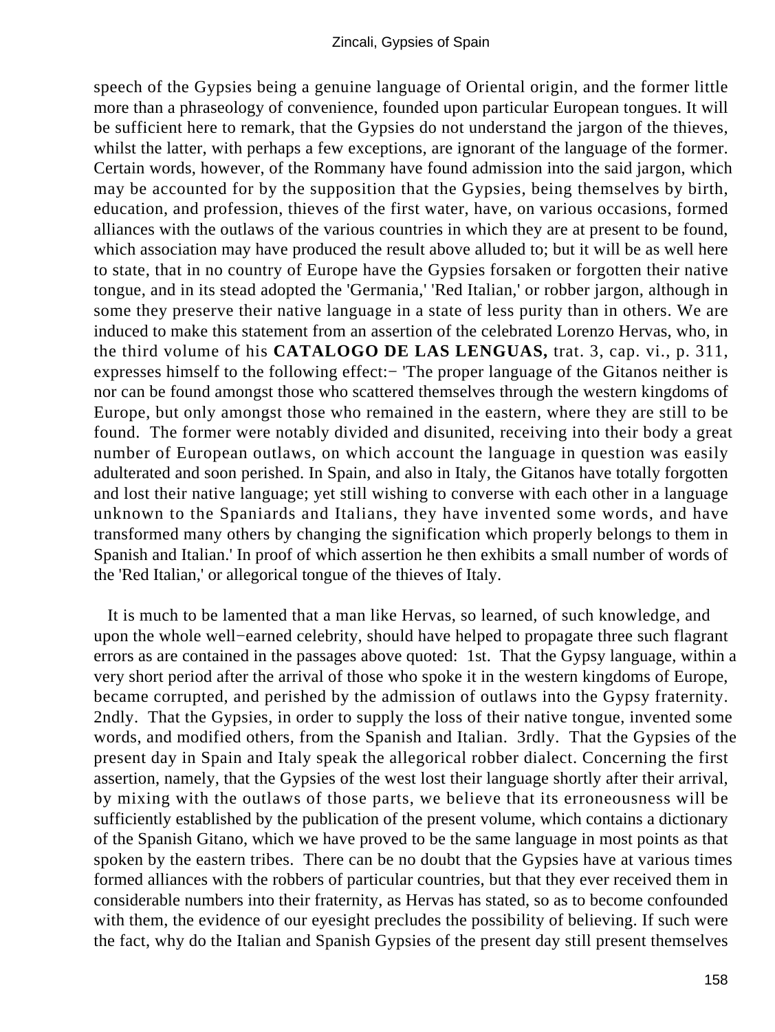speech of the Gypsies being a genuine language of Oriental origin, and the former little more than a phraseology of convenience, founded upon particular European tongues. It will be sufficient here to remark, that the Gypsies do not understand the jargon of the thieves, whilst the latter, with perhaps a few exceptions, are ignorant of the language of the former. Certain words, however, of the Rommany have found admission into the said jargon, which may be accounted for by the supposition that the Gypsies, being themselves by birth, education, and profession, thieves of the first water, have, on various occasions, formed alliances with the outlaws of the various countries in which they are at present to be found, which association may have produced the result above alluded to; but it will be as well here to state, that in no country of Europe have the Gypsies forsaken or forgotten their native tongue, and in its stead adopted the 'Germania,' 'Red Italian,' or robber jargon, although in some they preserve their native language in a state of less purity than in others. We are induced to make this statement from an assertion of the celebrated Lorenzo Hervas, who, in the third volume of his **CATALOGO DE LAS LENGUAS,** trat. 3, cap. vi., p. 311, expresses himself to the following effect:− 'The proper language of the Gitanos neither is nor can be found amongst those who scattered themselves through the western kingdoms of Europe, but only amongst those who remained in the eastern, where they are still to be found. The former were notably divided and disunited, receiving into their body a great number of European outlaws, on which account the language in question was easily adulterated and soon perished. In Spain, and also in Italy, the Gitanos have totally forgotten and lost their native language; yet still wishing to converse with each other in a language unknown to the Spaniards and Italians, they have invented some words, and have transformed many others by changing the signification which properly belongs to them in Spanish and Italian.' In proof of which assertion he then exhibits a small number of words of the 'Red Italian,' or allegorical tongue of the thieves of Italy.

It is much to be lamented that a man like Hervas, so learned, of such knowledge, and upon the whole well−earned celebrity, should have helped to propagate three such flagrant errors as are contained in the passages above quoted: 1st. That the Gypsy language, within a very short period after the arrival of those who spoke it in the western kingdoms of Europe, became corrupted, and perished by the admission of outlaws into the Gypsy fraternity. 2ndly. That the Gypsies, in order to supply the loss of their native tongue, invented some words, and modified others, from the Spanish and Italian. 3rdly. That the Gypsies of the present day in Spain and Italy speak the allegorical robber dialect. Concerning the first assertion, namely, that the Gypsies of the west lost their language shortly after their arrival, by mixing with the outlaws of those parts, we believe that its erroneousness will be sufficiently established by the publication of the present volume, which contains a dictionary of the Spanish Gitano, which we have proved to be the same language in most points as that spoken by the eastern tribes. There can be no doubt that the Gypsies have at various times formed alliances with the robbers of particular countries, but that they ever received them in considerable numbers into their fraternity, as Hervas has stated, so as to become confounded with them, the evidence of our eyesight precludes the possibility of believing. If such were the fact, why do the Italian and Spanish Gypsies of the present day still present themselves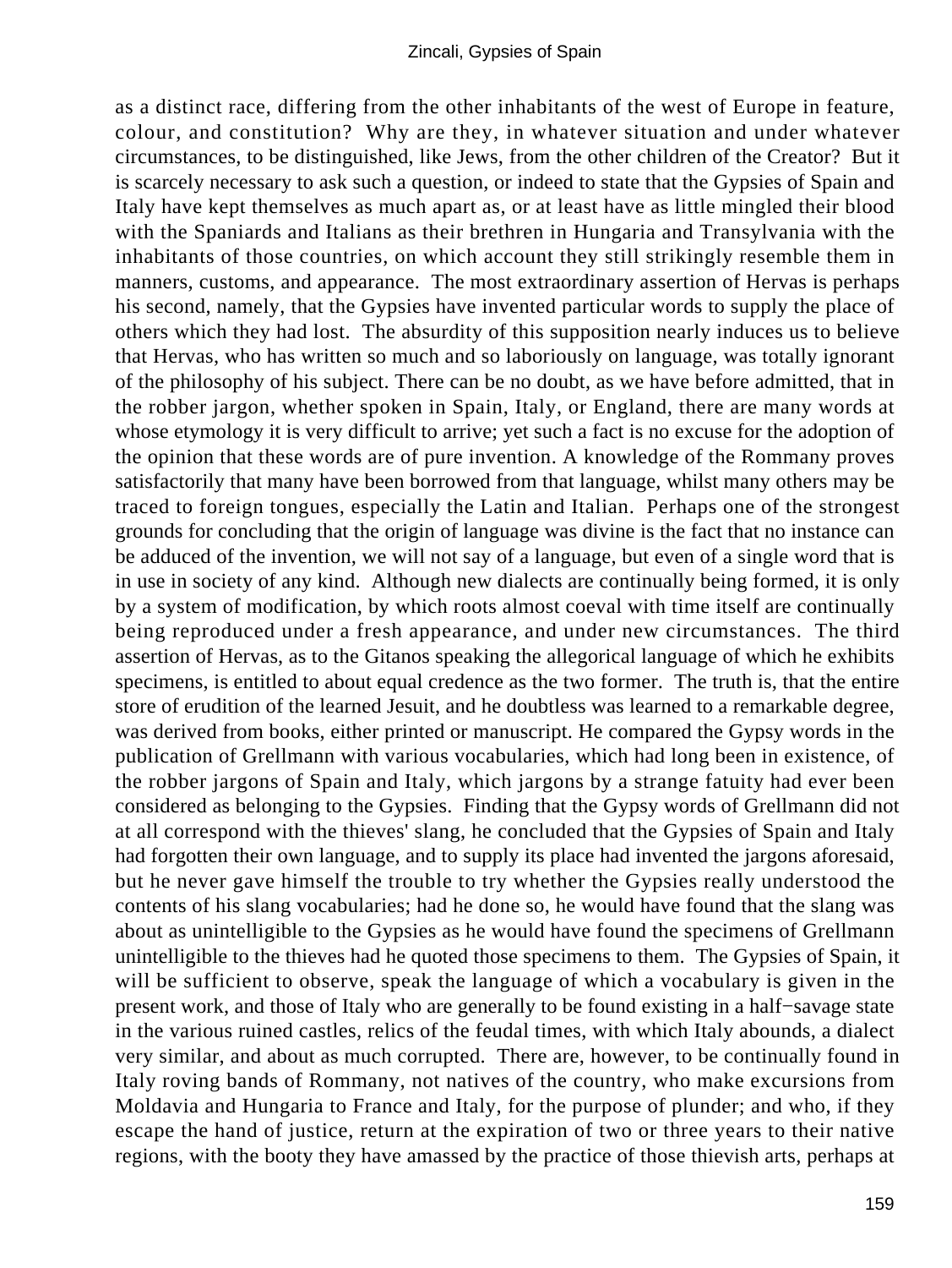as a distinct race, differing from the other inhabitants of the west of Europe in feature, colour, and constitution? Why are they, in whatever situation and under whatever circumstances, to be distinguished, like Jews, from the other children of the Creator? But it is scarcely necessary to ask such a question, or indeed to state that the Gypsies of Spain and Italy have kept themselves as much apart as, or at least have as little mingled their blood with the Spaniards and Italians as their brethren in Hungaria and Transylvania with the inhabitants of those countries, on which account they still strikingly resemble them in manners, customs, and appearance. The most extraordinary assertion of Hervas is perhaps his second, namely, that the Gypsies have invented particular words to supply the place of others which they had lost. The absurdity of this supposition nearly induces us to believe that Hervas, who has written so much and so laboriously on language, was totally ignorant of the philosophy of his subject. There can be no doubt, as we have before admitted, that in the robber jargon, whether spoken in Spain, Italy, or England, there are many words at whose etymology it is very difficult to arrive; yet such a fact is no excuse for the adoption of the opinion that these words are of pure invention. A knowledge of the Rommany proves satisfactorily that many have been borrowed from that language, whilst many others may be traced to foreign tongues, especially the Latin and Italian. Perhaps one of the strongest grounds for concluding that the origin of language was divine is the fact that no instance can be adduced of the invention, we will not say of a language, but even of a single word that is in use in society of any kind. Although new dialects are continually being formed, it is only by a system of modification, by which roots almost coeval with time itself are continually being reproduced under a fresh appearance, and under new circumstances. The third assertion of Hervas, as to the Gitanos speaking the allegorical language of which he exhibits specimens, is entitled to about equal credence as the two former. The truth is, that the entire store of erudition of the learned Jesuit, and he doubtless was learned to a remarkable degree, was derived from books, either printed or manuscript. He compared the Gypsy words in the publication of Grellmann with various vocabularies, which had long been in existence, of the robber jargons of Spain and Italy, which jargons by a strange fatuity had ever been considered as belonging to the Gypsies. Finding that the Gypsy words of Grellmann did not at all correspond with the thieves' slang, he concluded that the Gypsies of Spain and Italy had forgotten their own language, and to supply its place had invented the jargons aforesaid, but he never gave himself the trouble to try whether the Gypsies really understood the contents of his slang vocabularies; had he done so, he would have found that the slang was about as unintelligible to the Gypsies as he would have found the specimens of Grellmann unintelligible to the thieves had he quoted those specimens to them. The Gypsies of Spain, it will be sufficient to observe, speak the language of which a vocabulary is given in the present work, and those of Italy who are generally to be found existing in a half−savage state in the various ruined castles, relics of the feudal times, with which Italy abounds, a dialect very similar, and about as much corrupted. There are, however, to be continually found in Italy roving bands of Rommany, not natives of the country, who make excursions from Moldavia and Hungaria to France and Italy, for the purpose of plunder; and who, if they escape the hand of justice, return at the expiration of two or three years to their native regions, with the booty they have amassed by the practice of those thievish arts, perhaps at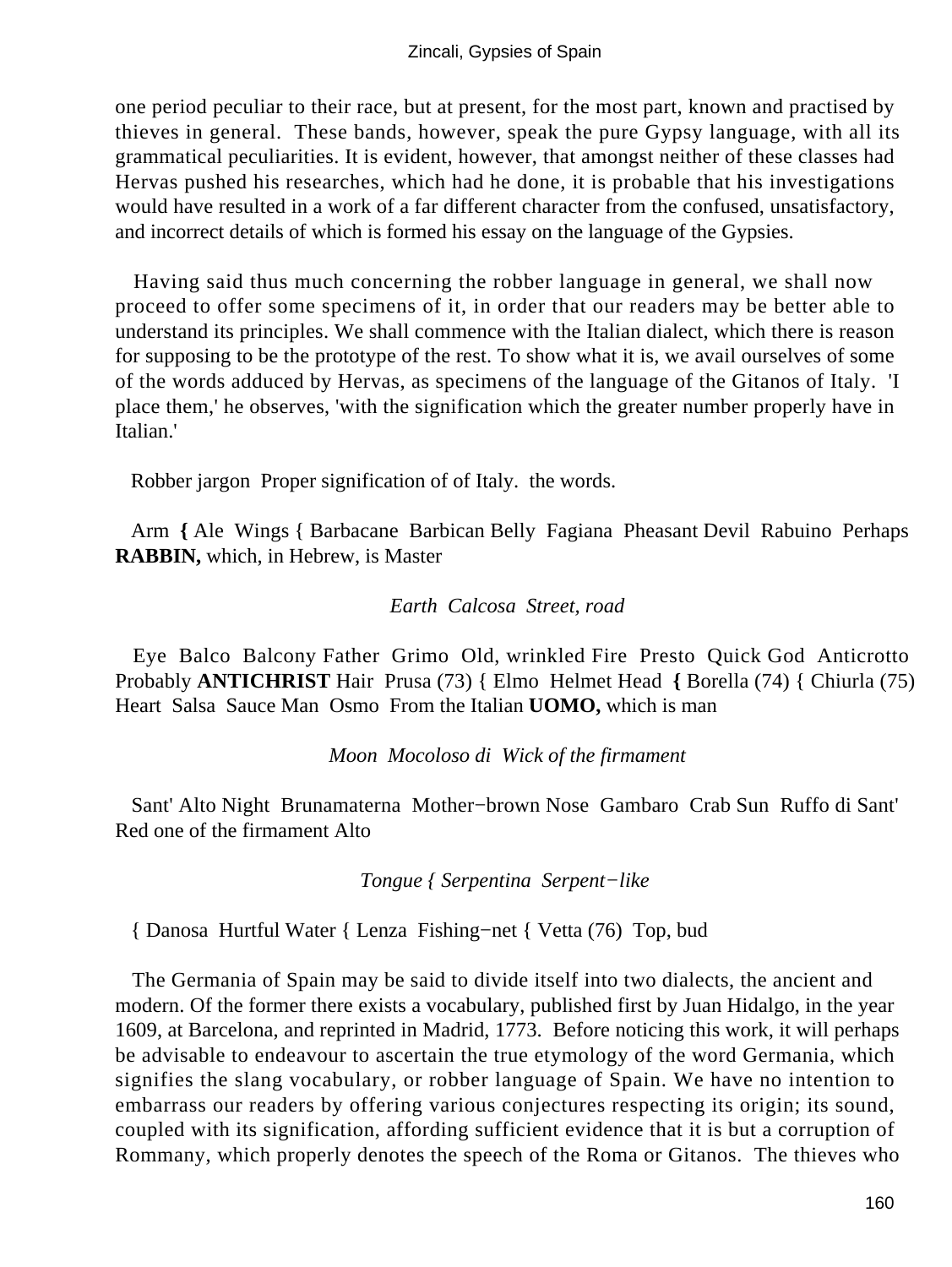one period peculiar to their race, but at present, for the most part, known and practised by thieves in general. These bands, however, speak the pure Gypsy language, with all its grammatical peculiarities. It is evident, however, that amongst neither of these classes had Hervas pushed his researches, which had he done, it is probable that his investigations would have resulted in a work of a far different character from the confused, unsatisfactory, and incorrect details of which is formed his essay on the language of the Gypsies.

Having said thus much concerning the robber language in general, we shall now proceed to offer some specimens of it, in order that our readers may be better able to understand its principles. We shall commence with the Italian dialect, which there is reason for supposing to be the prototype of the rest. To show what it is, we avail ourselves of some of the words adduced by Hervas, as specimens of the language of the Gitanos of Italy. 'I place them,' he observes, 'with the signification which the greater number properly have in Italian.'

| | Robber jargon of Italy. | Proper signification of the words. |
|---|---|---|
| Arm | { Ale | Wings |
| | { Barbacane | Barbican |
| Belly | Fagiana | Pheasant |
| Devil | Rabuino | Perhaps **RABBIN,** which, in Hebrew, is Master |
| *Earth* | *Calcosa* | *Street, road* |
| Eye | Balco | Balcony |
| Father | Grimo | Old, wrinkled |
| Fire | Presto | Quick |
| God | Anticrotto | Probably **ANTICHRIST** |
| Hair | Prusa (73) | |
| | { Elmo | Helmet |
| Head | { Borella (74) | |
| | { Chiurla (75) | |
| Heart | Salsa | Sauce |
| Man | Osmo | From the Italian **UOMO,** which is man |
| *Moon* | *Mocoloso di Sant' Alto* | *Wick of the firmament* |
| Night | Brunamaterna | Mother−brown |
| Nose | Gambaro | Crab |
| Sun | Ruffo di Sant' Alto | Red one of the firmament |
| *Tongue* | *{ Serpentina* | *Serpent−like* |
| | { Danosa | Hurtful |
| Water | { Lenza | Fishing−net |
| | { Vetta (76) | Top, bud |

The Germania of Spain may be said to divide itself into two dialects, the ancient and modern. Of the former there exists a vocabulary, published first by Juan Hidalgo, in the year 1609, at Barcelona, and reprinted in Madrid, 1773. Before noticing this work, it will perhaps be advisable to endeavour to ascertain the true etymology of the word Germania, which signifies the slang vocabulary, or robber language of Spain. We have no intention to embarrass our readers by offering various conjectures respecting its origin; its sound, coupled with its signification, affording sufficient evidence that it is but a corruption of Rommany, which properly denotes the speech of the Roma or Gitanos. The thieves who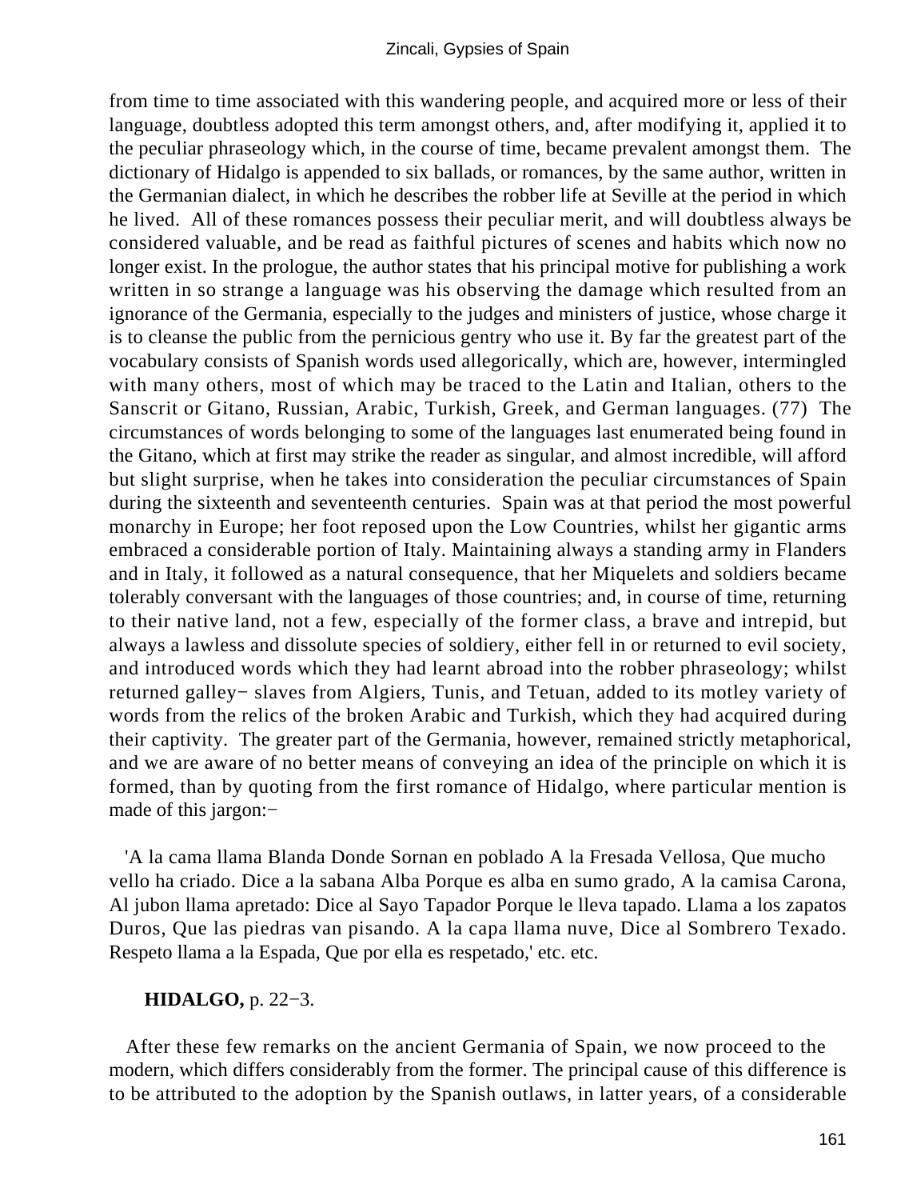from time to time associated with this wandering people, and acquired more or less of their language, doubtless adopted this term amongst others, and, after modifying it, applied it to the peculiar phraseology which, in the course of time, became prevalent amongst them. The dictionary of Hidalgo is appended to six ballads, or romances, by the same author, written in the Germanian dialect, in which he describes the robber life at Seville at the period in which he lived. All of these romances possess their peculiar merit, and will doubtless always be considered valuable, and be read as faithful pictures of scenes and habits which now no longer exist. In the prologue, the author states that his principal motive for publishing a work written in so strange a language was his observing the damage which resulted from an ignorance of the Germania, especially to the judges and ministers of justice, whose charge it is to cleanse the public from the pernicious gentry who use it. By far the greatest part of the vocabulary consists of Spanish words used allegorically, which are, however, intermingled with many others, most of which may be traced to the Latin and Italian, others to the Sanscrit or Gitano, Russian, Arabic, Turkish, Greek, and German languages. (77) The circumstances of words belonging to some of the languages last enumerated being found in the Gitano, which at first may strike the reader as singular, and almost incredible, will afford but slight surprise, when he takes into consideration the peculiar circumstances of Spain during the sixteenth and seventeenth centuries. Spain was at that period the most powerful monarchy in Europe; her foot reposed upon the Low Countries, whilst her gigantic arms embraced a considerable portion of Italy. Maintaining always a standing army in Flanders and in Italy, it followed as a natural consequence, that her Miquelets and soldiers became tolerably conversant with the languages of those countries; and, in course of time, returning to their native land, not a few, especially of the former class, a brave and intrepid, but always a lawless and dissolute species of soldiery, either fell in or returned to evil society, and introduced words which they had learnt abroad into the robber phraseology; whilst returned galley− slaves from Algiers, Tunis, and Tetuan, added to its motley variety of words from the relics of the broken Arabic and Turkish, which they had acquired during their captivity. The greater part of the Germania, however, remained strictly metaphorical, and we are aware of no better means of conveying an idea of the principle on which it is formed, than by quoting from the first romance of Hidalgo, where particular mention is made of this jargon:−

'A la cama llama Blanda Donde Sornan en poblado A la Fresada Vellosa, Que mucho vello ha criado. Dice a la sabana Alba Porque es alba en sumo grado, A la camisa Carona, Al jubon llama apretado: Dice al Sayo Tapador Porque le lleva tapado. Llama a los zapatos Duros, Que las piedras van pisando. A la capa llama nuve, Dice al Sombrero Texado. Respeto llama a la Espada, Que por ella es respetado,' etc. etc.

**HIDALGO,** p. 22−3.

After these few remarks on the ancient Germania of Spain, we now proceed to the modern, which differs considerably from the former. The principal cause of this difference is to be attributed to the adoption by the Spanish outlaws, in latter years, of a considerable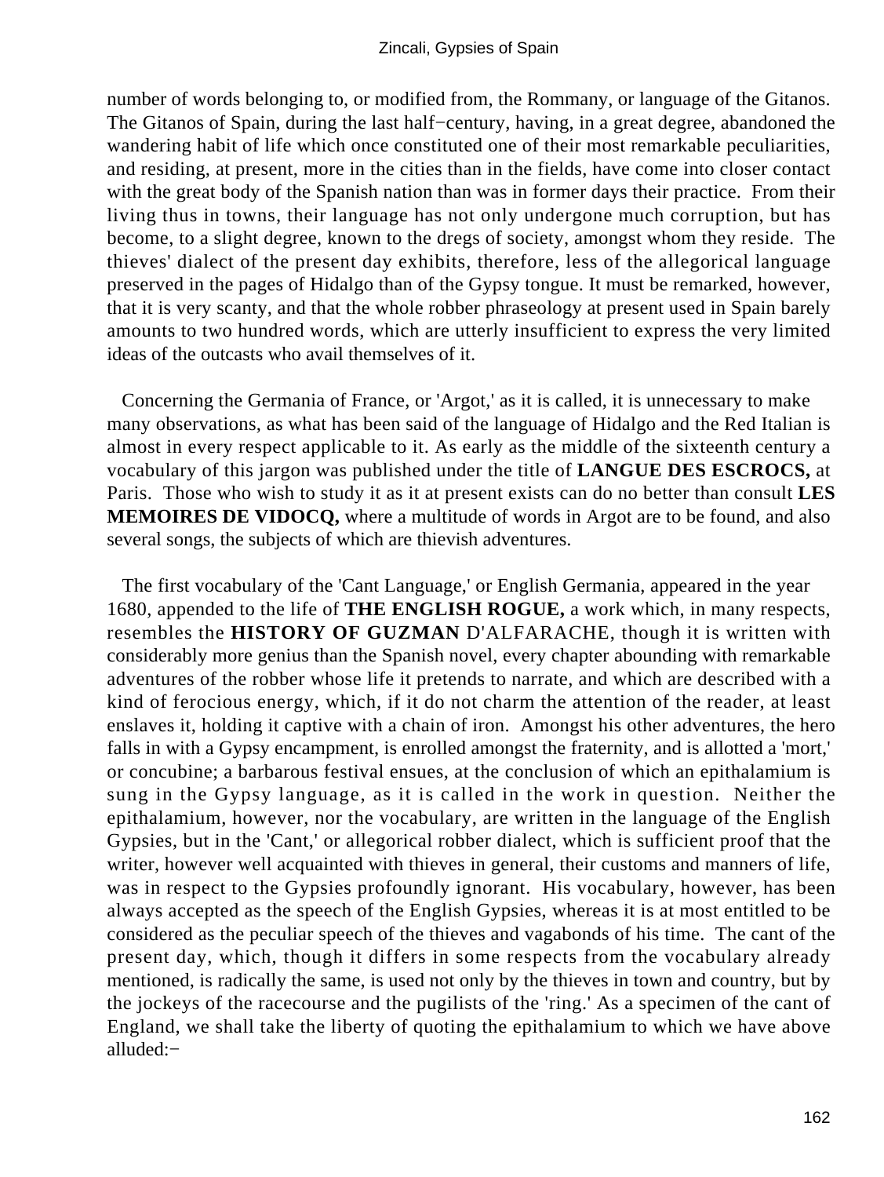number of words belonging to, or modified from, the Rommany, or language of the Gitanos. The Gitanos of Spain, during the last half−century, having, in a great degree, abandoned the wandering habit of life which once constituted one of their most remarkable peculiarities, and residing, at present, more in the cities than in the fields, have come into closer contact with the great body of the Spanish nation than was in former days their practice. From their living thus in towns, their language has not only undergone much corruption, but has become, to a slight degree, known to the dregs of society, amongst whom they reside. The thieves' dialect of the present day exhibits, therefore, less of the allegorical language preserved in the pages of Hidalgo than of the Gypsy tongue. It must be remarked, however, that it is very scanty, and that the whole robber phraseology at present used in Spain barely amounts to two hundred words, which are utterly insufficient to express the very limited ideas of the outcasts who avail themselves of it.

Concerning the Germania of France, or 'Argot,' as it is called, it is unnecessary to make many observations, as what has been said of the language of Hidalgo and the Red Italian is almost in every respect applicable to it. As early as the middle of the sixteenth century a vocabulary of this jargon was published under the title of **LANGUE DES ESCROCS,** at Paris. Those who wish to study it as it at present exists can do no better than consult **LES MEMOIRES DE VIDOCQ,** where a multitude of words in Argot are to be found, and also several songs, the subjects of which are thievish adventures.

The first vocabulary of the 'Cant Language,' or English Germania, appeared in the year 1680, appended to the life of **THE ENGLISH ROGUE,** a work which, in many respects, resembles the **HISTORY OF GUZMAN** D'ALFARACHE, though it is written with considerably more genius than the Spanish novel, every chapter abounding with remarkable adventures of the robber whose life it pretends to narrate, and which are described with a kind of ferocious energy, which, if it do not charm the attention of the reader, at least enslaves it, holding it captive with a chain of iron. Amongst his other adventures, the hero falls in with a Gypsy encampment, is enrolled amongst the fraternity, and is allotted a 'mort,' or concubine; a barbarous festival ensues, at the conclusion of which an epithalamium is sung in the Gypsy language, as it is called in the work in question. Neither the epithalamium, however, nor the vocabulary, are written in the language of the English Gypsies, but in the 'Cant,' or allegorical robber dialect, which is sufficient proof that the writer, however well acquainted with thieves in general, their customs and manners of life, was in respect to the Gypsies profoundly ignorant. His vocabulary, however, has been always accepted as the speech of the English Gypsies, whereas it is at most entitled to be considered as the peculiar speech of the thieves and vagabonds of his time. The cant of the present day, which, though it differs in some respects from the vocabulary already mentioned, is radically the same, is used not only by the thieves in town and country, but by the jockeys of the racecourse and the pugilists of the 'ring.' As a specimen of the cant of England, we shall take the liberty of quoting the epithalamium to which we have above alluded:−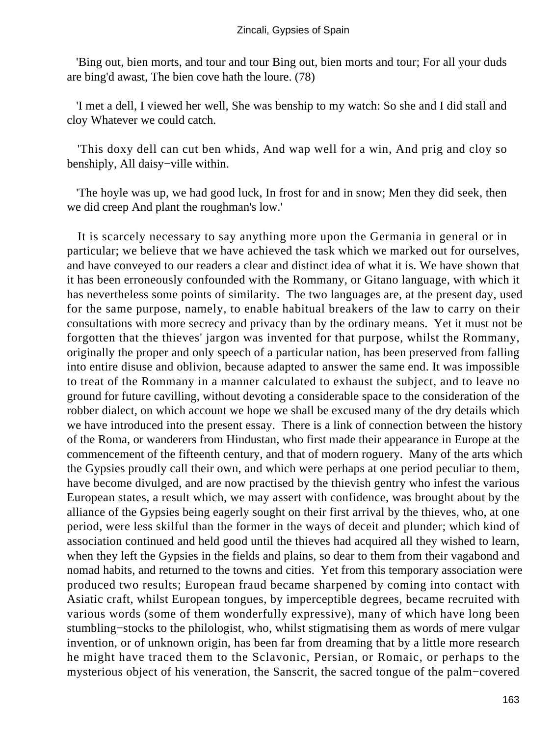'Bing out, bien morts, and tour and tour Bing out, bien morts and tour; For all your duds are bing'd awast, The bien cove hath the loure. (78)

'I met a dell, I viewed her well, She was benship to my watch: So she and I did stall and cloy Whatever we could catch.

'This doxy dell can cut ben whids, And wap well for a win, And prig and cloy so benshiply, All daisy−ville within.

'The hoyle was up, we had good luck, In frost for and in snow; Men they did seek, then we did creep And plant the roughman's low.'

It is scarcely necessary to say anything more upon the Germania in general or in particular; we believe that we have achieved the task which we marked out for ourselves, and have conveyed to our readers a clear and distinct idea of what it is. We have shown that it has been erroneously confounded with the Rommany, or Gitano language, with which it has nevertheless some points of similarity. The two languages are, at the present day, used for the same purpose, namely, to enable habitual breakers of the law to carry on their consultations with more secrecy and privacy than by the ordinary means. Yet it must not be forgotten that the thieves' jargon was invented for that purpose, whilst the Rommany, originally the proper and only speech of a particular nation, has been preserved from falling into entire disuse and oblivion, because adapted to answer the same end. It was impossible to treat of the Rommany in a manner calculated to exhaust the subject, and to leave no ground for future cavilling, without devoting a considerable space to the consideration of the robber dialect, on which account we hope we shall be excused many of the dry details which we have introduced into the present essay. There is a link of connection between the history of the Roma, or wanderers from Hindustan, who first made their appearance in Europe at the commencement of the fifteenth century, and that of modern roguery. Many of the arts which the Gypsies proudly call their own, and which were perhaps at one period peculiar to them, have become divulged, and are now practised by the thievish gentry who infest the various European states, a result which, we may assert with confidence, was brought about by the alliance of the Gypsies being eagerly sought on their first arrival by the thieves, who, at one period, were less skilful than the former in the ways of deceit and plunder; which kind of association continued and held good until the thieves had acquired all they wished to learn, when they left the Gypsies in the fields and plains, so dear to them from their vagabond and nomad habits, and returned to the towns and cities. Yet from this temporary association were produced two results; European fraud became sharpened by coming into contact with Asiatic craft, whilst European tongues, by imperceptible degrees, became recruited with various words (some of them wonderfully expressive), many of which have long been stumbling−stocks to the philologist, who, whilst stigmatising them as words of mere vulgar invention, or of unknown origin, has been far from dreaming that by a little more research he might have traced them to the Sclavonic, Persian, or Romaic, or perhaps to the mysterious object of his veneration, the Sanscrit, the sacred tongue of the palm−covered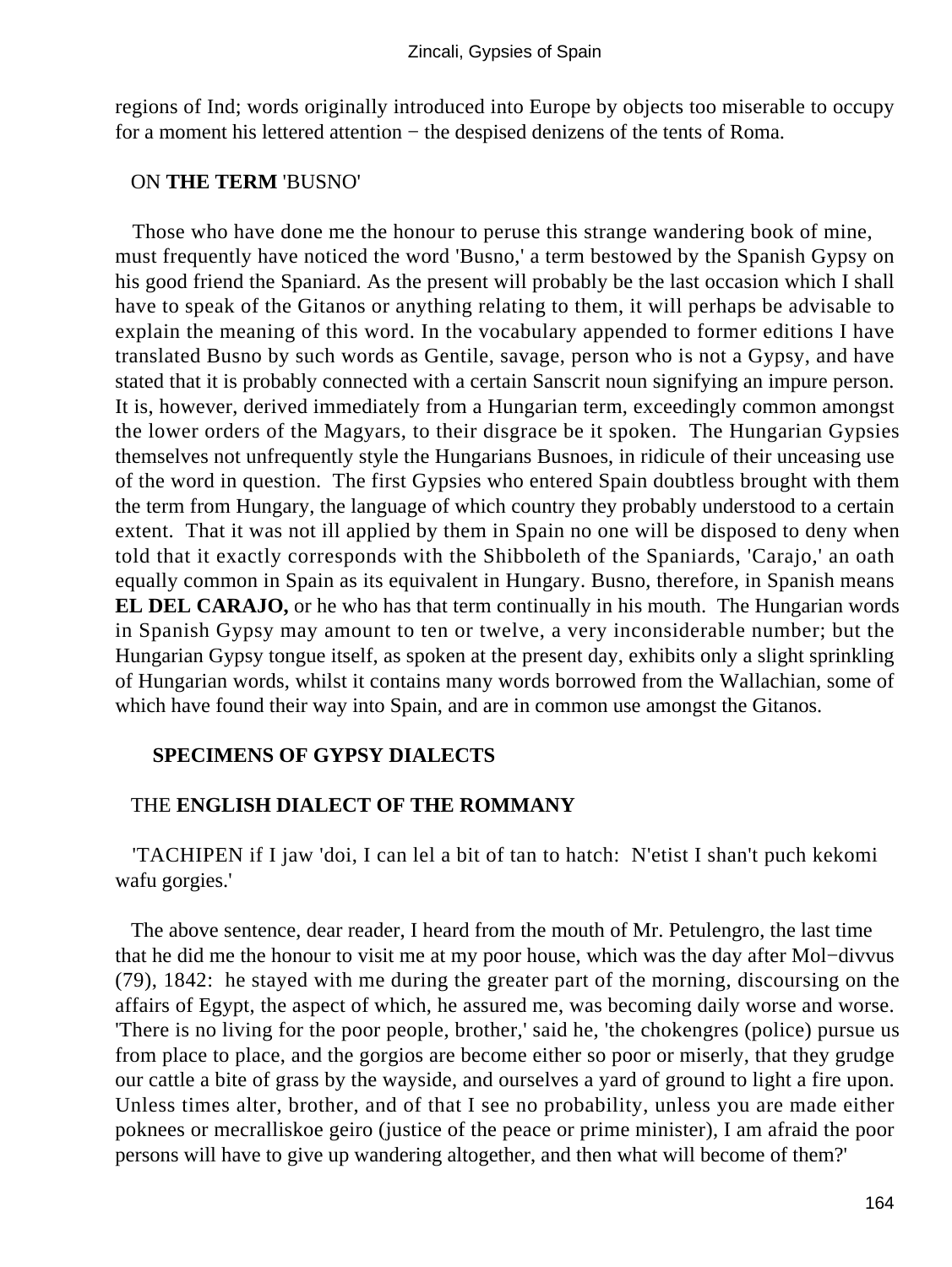regions of Ind; words originally introduced into Europe by objects too miserable to occupy for a moment his lettered attention − the despised denizens of the tents of Roma.

## ON **THE TERM** 'BUSNO'

Those who have done me the honour to peruse this strange wandering book of mine, must frequently have noticed the word 'Busno,' a term bestowed by the Spanish Gypsy on his good friend the Spaniard. As the present will probably be the last occasion which I shall have to speak of the Gitanos or anything relating to them, it will perhaps be advisable to explain the meaning of this word. In the vocabulary appended to former editions I have translated Busno by such words as Gentile, savage, person who is not a Gypsy, and have stated that it is probably connected with a certain Sanscrit noun signifying an impure person. It is, however, derived immediately from a Hungarian term, exceedingly common amongst the lower orders of the Magyars, to their disgrace be it spoken. The Hungarian Gypsies themselves not unfrequently style the Hungarians Busnoes, in ridicule of their unceasing use of the word in question. The first Gypsies who entered Spain doubtless brought with them the term from Hungary, the language of which country they probably understood to a certain extent. That it was not ill applied by them in Spain no one will be disposed to deny when told that it exactly corresponds with the Shibboleth of the Spaniards, 'Carajo,' an oath equally common in Spain as its equivalent in Hungary. Busno, therefore, in Spanish means **EL DEL CARAJO,** or he who has that term continually in his mouth. The Hungarian words in Spanish Gypsy may amount to ten or twelve, a very inconsiderable number; but the Hungarian Gypsy tongue itself, as spoken at the present day, exhibits only a slight sprinkling of Hungarian words, whilst it contains many words borrowed from the Wallachian, some of which have found their way into Spain, and are in common use amongst the Gitanos.

## SPECIMENS OF GYPSY DIALECTS

### THE **ENGLISH DIALECT OF THE ROMMANY**

'TACHIPEN if I jaw 'doi, I can lel a bit of tan to hatch: N'etist I shan't puch kekomi wafu gorgies.'

The above sentence, dear reader, I heard from the mouth of Mr. Petulengro, the last time that he did me the honour to visit me at my poor house, which was the day after Mol−divvus (79), 1842: he stayed with me during the greater part of the morning, discoursing on the affairs of Egypt, the aspect of which, he assured me, was becoming daily worse and worse. 'There is no living for the poor people, brother,' said he, 'the chokengres (police) pursue us from place to place, and the gorgios are become either so poor or miserly, that they grudge our cattle a bite of grass by the wayside, and ourselves a yard of ground to light a fire upon. Unless times alter, brother, and of that I see no probability, unless you are made either poknees or mecralliskoe geiro (justice of the peace or prime minister), I am afraid the poor persons will have to give up wandering altogether, and then what will become of them?'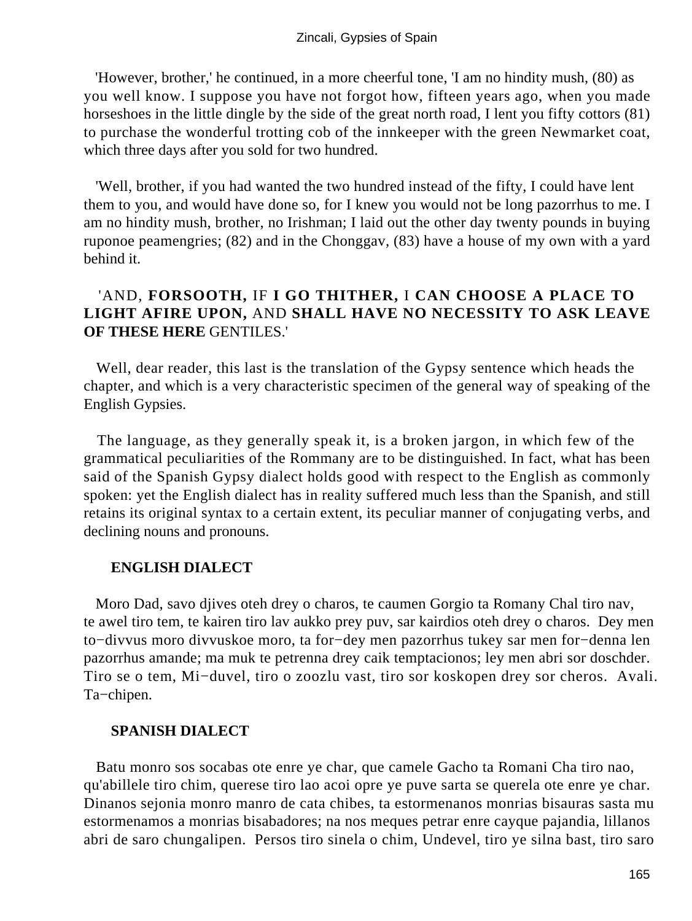'However, brother,' he continued, in a more cheerful tone, 'I am no hindity mush, (80) as you well know. I suppose you have not forgot how, fifteen years ago, when you made horseshoes in the little dingle by the side of the great north road, I lent you fifty cottors (81) to purchase the wonderful trotting cob of the innkeeper with the green Newmarket coat, which three days after you sold for two hundred.

'Well, brother, if you had wanted the two hundred instead of the fifty, I could have lent them to you, and would have done so, for I knew you would not be long pazorrhus to me. I am no hindity mush, brother, no Irishman; I laid out the other day twenty pounds in buying ruponoe peamengries; (82) and in the Chonggav, (83) have a house of my own with a yard behind it.

'AND, **FORSOOTH,** IF **I GO THITHER,** I **CAN CHOOSE A PLACE TO LIGHT AFIRE UPON,** AND **SHALL HAVE NO NECESSITY TO ASK LEAVE OF THESE HERE** GENTILES.'

Well, dear reader, this last is the translation of the Gypsy sentence which heads the chapter, and which is a very characteristic specimen of the general way of speaking of the English Gypsies.

The language, as they generally speak it, is a broken jargon, in which few of the grammatical peculiarities of the Rommany are to be distinguished. In fact, what has been said of the Spanish Gypsy dialect holds good with respect to the English as commonly spoken: yet the English dialect has in reality suffered much less than the Spanish, and still retains its original syntax to a certain extent, its peculiar manner of conjugating verbs, and declining nouns and pronouns.

**ENGLISH DIALECT**

Moro Dad, savo djives oteh drey o charos, te caumen Gorgio ta Romany Chal tiro nav, te awel tiro tem, te kairen tiro lav aukko prey puv, sar kairdios oteh drey o charos. Dey men to−divvus moro divvuskoe moro, ta for−dey men pazorrhus tukey sar men for−denna len pazorrhus amande; ma muk te petrenna drey caik temptacionos; ley men abri sor doschder. Tiro se o tem, Mi−duvel, tiro o zoozlu vast, tiro sor koskopen drey sor cheros. Avali. Ta−chipen.

**SPANISH DIALECT**

Batu monro sos socabas ote enre ye char, que camele Gacho ta Romani Cha tiro nao, qu'abillele tiro chim, querese tiro lao acoi opre ye puve sarta se querela ote enre ye char. Dinanos sejonia monro manro de cata chibes, ta estormenanos monrias bisauras sasta mu estormenamos a monrias bisabadores; na nos meques petrar enre cayque pajandia, lillanos abri de saro chungalipen. Persos tiro sinela o chim, Undevel, tiro ye silna bast, tiro saro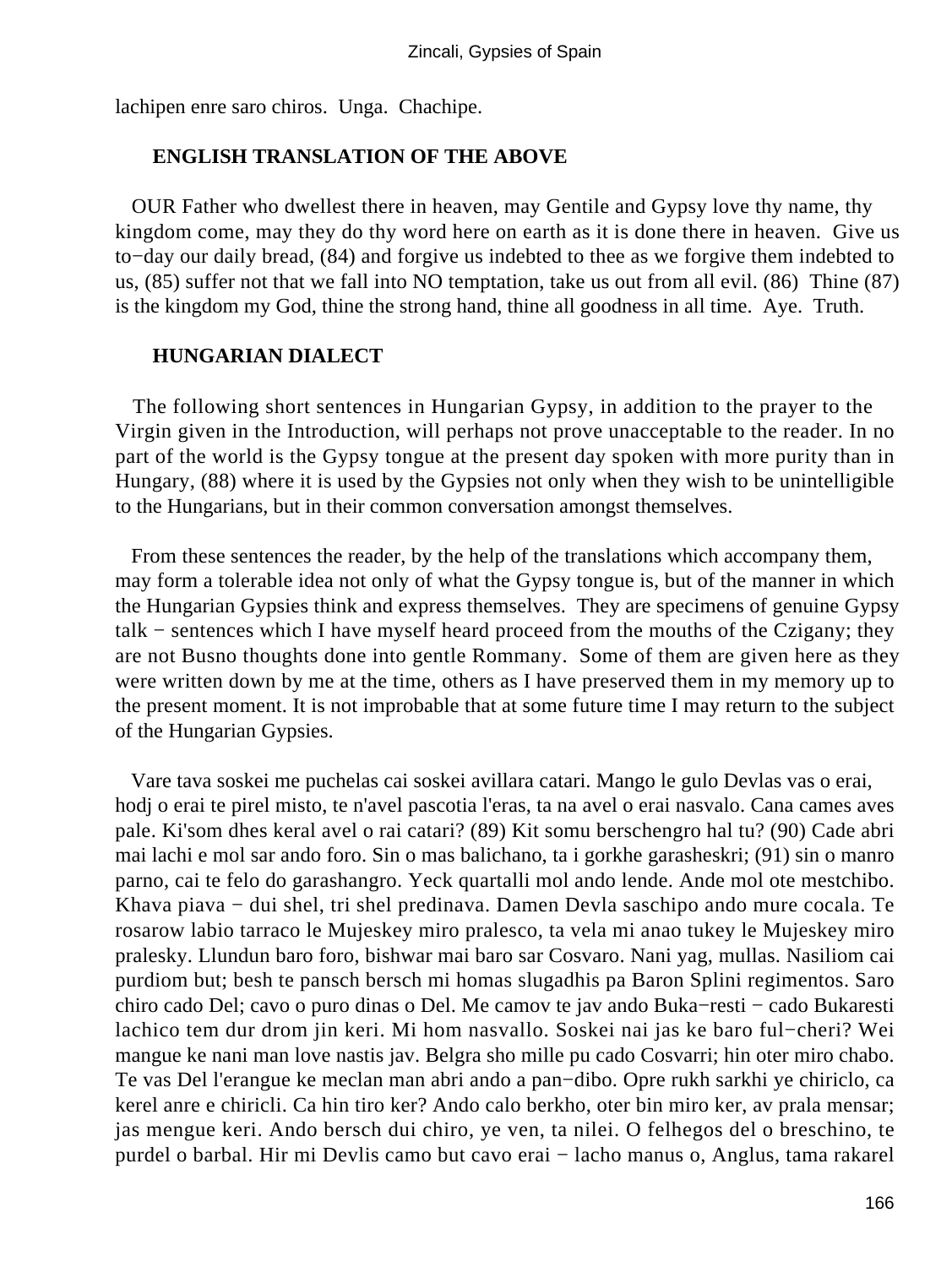lachipen enre saro chiros. Unga. Chachipe.

### ENGLISH TRANSLATION OF THE ABOVE

OUR Father who dwellest there in heaven, may Gentile and Gypsy love thy name, thy kingdom come, may they do thy word here on earth as it is done there in heaven. Give us to−day our daily bread, (84) and forgive us indebted to thee as we forgive them indebted to us, (85) suffer not that we fall into NO temptation, take us out from all evil. (86) Thine (87) is the kingdom my God, thine the strong hand, thine all goodness in all time. Aye. Truth.

### HUNGARIAN DIALECT

The following short sentences in Hungarian Gypsy, in addition to the prayer to the Virgin given in the Introduction, will perhaps not prove unacceptable to the reader. In no part of the world is the Gypsy tongue at the present day spoken with more purity than in Hungary, (88) where it is used by the Gypsies not only when they wish to be unintelligible to the Hungarians, but in their common conversation amongst themselves.

From these sentences the reader, by the help of the translations which accompany them, may form a tolerable idea not only of what the Gypsy tongue is, but of the manner in which the Hungarian Gypsies think and express themselves. They are specimens of genuine Gypsy talk − sentences which I have myself heard proceed from the mouths of the Czigany; they are not Busno thoughts done into gentle Rommany. Some of them are given here as they were written down by me at the time, others as I have preserved them in my memory up to the present moment. It is not improbable that at some future time I may return to the subject of the Hungarian Gypsies.

Vare tava soskei me puchelas cai soskei avillara catari. Mango le gulo Devlas vas o erai, hodj o erai te pirel misto, te n'avel pascotia l'eras, ta na avel o erai nasvalo. Cana cames aves pale. Ki'som dhes keral avel o rai catari? (89) Kit somu berschengro hal tu? (90) Cade abri mai lachi e mol sar ando foro. Sin o mas balichano, ta i gorkhe garasheskri; (91) sin o manro parno, cai te felo do garashangro. Yeck quartalli mol ando lende. Ande mol ote mestchibo. Khava piava − dui shel, tri shel predinava. Damen Devla saschipo ando mure cocala. Te rosarow labio tarraco le Mujeskey miro pralesco, ta vela mi anao tukey le Mujeskey miro pralesky. Llundun baro foro, bishwar mai baro sar Cosvaro. Nani yag, mullas. Nasiliom cai purdiom but; besh te pansch bersch mi homas slugadhis pa Baron Splini regimentos. Saro chiro cado Del; cavo o puro dinas o Del. Me camov te jav ando Buka−resti − cado Bukaresti lachico tem dur drom jin keri. Mi hom nasvallo. Soskei nai jas ke baro ful−cheri? Wei mangue ke nani man love nastis jav. Belgra sho mille pu cado Cosvarri; hin oter miro chabo. Te vas Del l'erangue ke meclan man abri ando a pan−dibo. Opre rukh sarkhi ye chiriclo, ca kerel anre e chiricli. Ca hin tiro ker? Ando calo berkho, oter bin miro ker, av prala mensar; jas mengue keri. Ando bersch dui chiro, ye ven, ta nilei. O felhegos del o breschino, te purdel o barbal. Hir mi Devlis camo but cavo erai − lacho manus o, Anglus, tama rakarel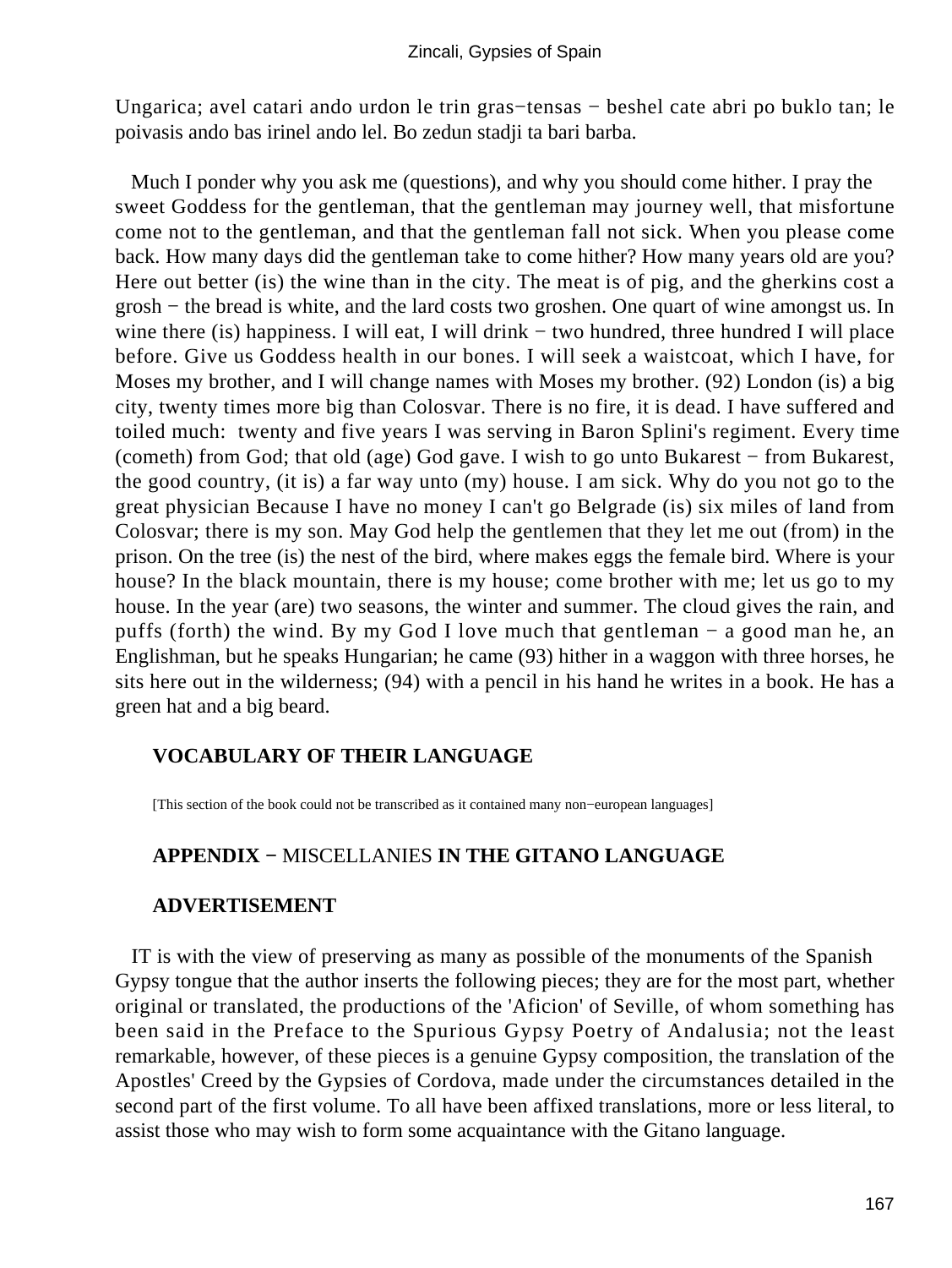Ungarica; avel catari ando urdon le trin gras−tensas − beshel cate abri po buklo tan; le poivasis ando bas irinel ando lel. Bo zedun stadji ta bari barba.

Much I ponder why you ask me (questions), and why you should come hither. I pray the sweet Goddess for the gentleman, that the gentleman may journey well, that misfortune come not to the gentleman, and that the gentleman fall not sick. When you please come back. How many days did the gentleman take to come hither? How many years old are you? Here out better (is) the wine than in the city. The meat is of pig, and the gherkins cost a grosh − the bread is white, and the lard costs two groshen. One quart of wine amongst us. In wine there (is) happiness. I will eat, I will drink − two hundred, three hundred I will place before. Give us Goddess health in our bones. I will seek a waistcoat, which I have, for Moses my brother, and I will change names with Moses my brother. (92) London (is) a big city, twenty times more big than Colosvar. There is no fire, it is dead. I have suffered and toiled much: twenty and five years I was serving in Baron Splini's regiment. Every time (cometh) from God; that old (age) God gave. I wish to go unto Bukarest − from Bukarest, the good country, (it is) a far way unto (my) house. I am sick. Why do you not go to the great physician Because I have no money I can't go Belgrade (is) six miles of land from Colosvar; there is my son. May God help the gentlemen that they let me out (from) in the prison. On the tree (is) the nest of the bird, where makes eggs the female bird. Where is your house? In the black mountain, there is my house; come brother with me; let us go to my house. In the year (are) two seasons, the winter and summer. The cloud gives the rain, and puffs (forth) the wind. By my God I love much that gentleman − a good man he, an Englishman, but he speaks Hungarian; he came (93) hither in a waggon with three horses, he sits here out in the wilderness; (94) with a pencil in his hand he writes in a book. He has a green hat and a big beard.

## VOCABULARY OF THEIR LANGUAGE

[This section of the book could not be transcribed as it contained many non−european languages]

## APPENDIX − MISCELLANIES IN THE GITANO LANGUAGE

### ADVERTISEMENT

IT is with the view of preserving as many as possible of the monuments of the Spanish Gypsy tongue that the author inserts the following pieces; they are for the most part, whether original or translated, the productions of the 'Aficion' of Seville, of whom something has been said in the Preface to the Spurious Gypsy Poetry of Andalusia; not the least remarkable, however, of these pieces is a genuine Gypsy composition, the translation of the Apostles' Creed by the Gypsies of Cordova, made under the circumstances detailed in the second part of the first volume. To all have been affixed translations, more or less literal, to assist those who may wish to form some acquaintance with the Gitano language.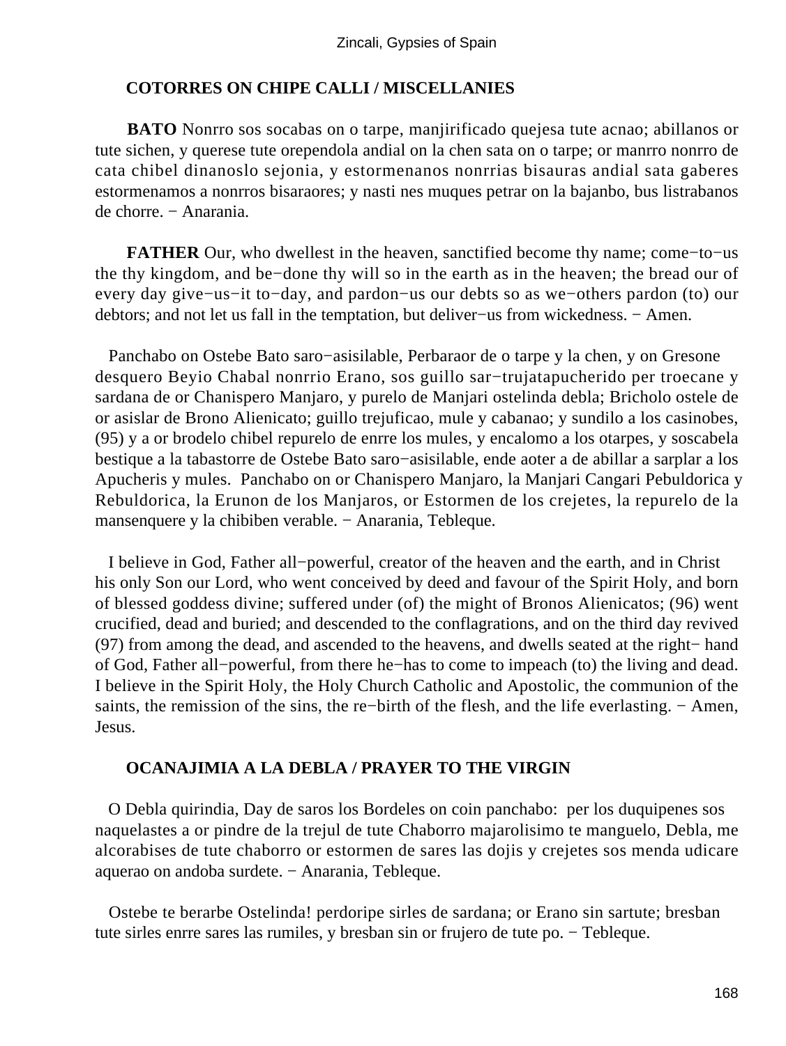### COTORRES ON CHIPE CALLI / MISCELLANIES

**BATO** Nonrro sos socabas on o tarpe, manjirificado quejesa tute acnao; abillanos or tute sichen, y querese tute orependola andial on la chen sata on o tarpe; or manrro nonrro de cata chibel dinanoslo sejonia, y estormenanos nonrrias bisauras andial sata gaberes estormenamos a nonrros bisaraores; y nasti nes muques petrar on la bajanbo, bus listrabanos de chorre. − Anarania.

**FATHER** Our, who dwellest in the heaven, sanctified become thy name; come−to−us the thy kingdom, and be−done thy will so in the earth as in the heaven; the bread our of every day give−us−it to−day, and pardon−us our debts so as we−others pardon (to) our debtors; and not let us fall in the temptation, but deliver−us from wickedness. − Amen.

Panchabo on Ostebe Bato saro−asisilable, Perbaraor de o tarpe y la chen, y on Gresone desquero Beyio Chabal nonrrio Erano, sos guillo sar−trujatapucherido per troecane y sardana de or Chanispero Manjaro, y purelo de Manjari ostelinda debla; Bricholo ostele de or asislar de Brono Alienicato; guillo trejuficao, mule y cabanao; y sundilo a los casinobes, (95) y a or brodelo chibel repurelo de enrre los mules, y encalomo a los otarpes, y soscabela bestique a la tabastorre de Ostebe Bato saro−asisilable, ende aoter a de abillar a sarplar a los Apucheris y mules. Panchabo on or Chanispero Manjaro, la Manjari Cangari Pebuldorica y Rebuldorica, la Erunon de los Manjaros, or Estormen de los crejetes, la repurelo de la mansenquere y la chibiben verable. − Anarania, Tebleque.

I believe in God, Father all−powerful, creator of the heaven and the earth, and in Christ his only Son our Lord, who went conceived by deed and favour of the Spirit Holy, and born of blessed goddess divine; suffered under (of) the might of Bronos Alienicatos; (96) went crucified, dead and buried; and descended to the conflagrations, and on the third day revived (97) from among the dead, and ascended to the heavens, and dwells seated at the right− hand of God, Father all−powerful, from there he−has to come to impeach (to) the living and dead. I believe in the Spirit Holy, the Holy Church Catholic and Apostolic, the communion of the saints, the remission of the sins, the re−birth of the flesh, and the life everlasting. − Amen, Jesus.

### OCANAJIMIA A LA DEBLA / PRAYER TO THE VIRGIN

O Debla quirindia, Day de saros los Bordeles on coin panchabo: per los duquipenes sos naquelastes a or pindre de la trejul de tute Chaborro majarolisimo te manguelo, Debla, me alcorabises de tute chaborro or estormen de sares las dojis y crejetes sos menda udicare aquerao on andoba surdete. − Anarania, Tebleque.

Ostebe te berarbe Ostelinda! perdoripe sirles de sardana; or Erano sin sartute; bresban tute sirles enrre sares las rumiles, y bresban sin or frujero de tute po. − Tebleque.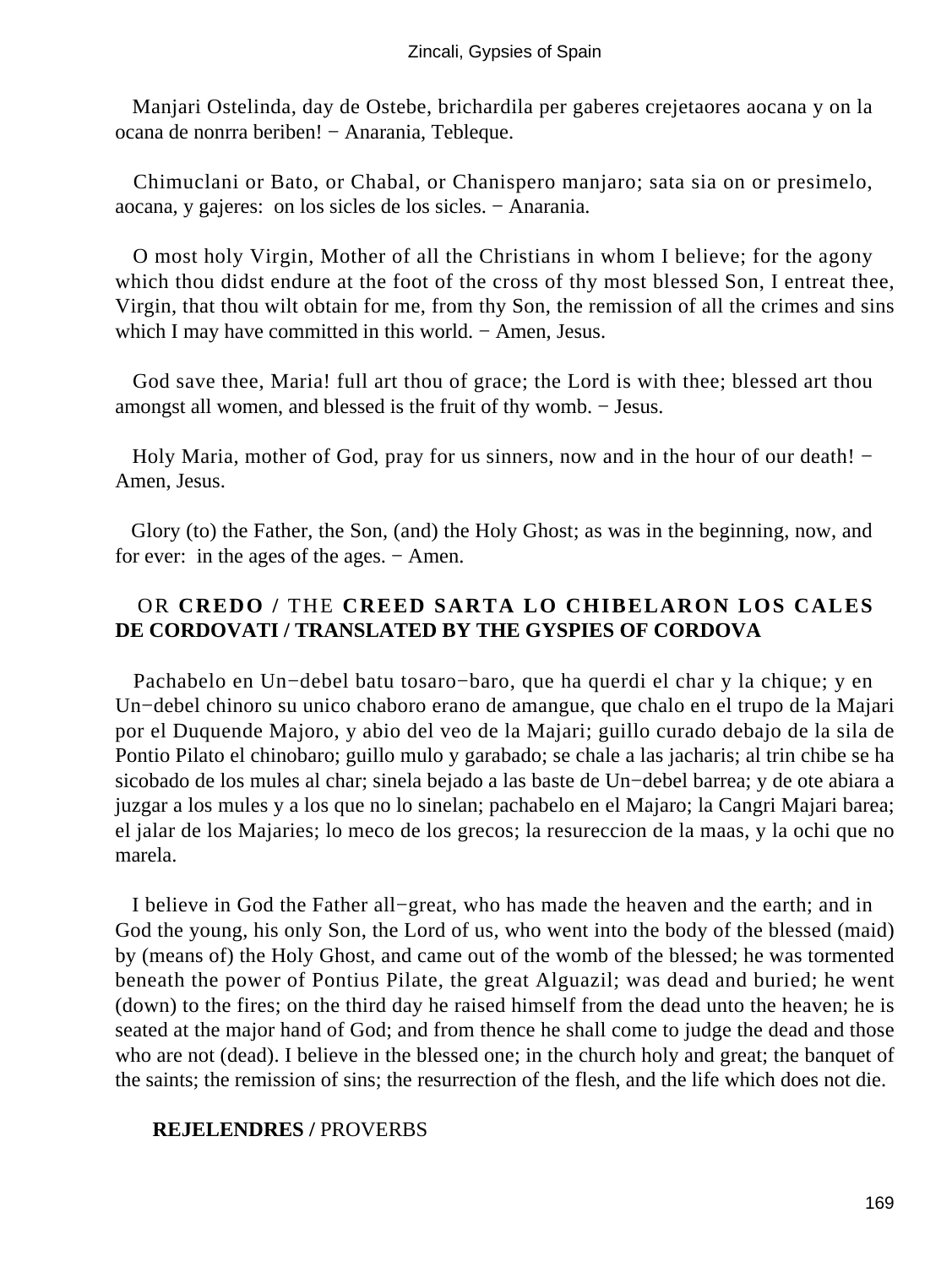Manjari Ostelinda, day de Ostebe, brichardila per gaberes crejetaores aocana y on la ocana de nonrra beriben! − Anarania, Tebleque.

Chimuclani or Bato, or Chabal, or Chanispero manjaro; sata sia on or presimelo, aocana, y gajeres: on los sicles de los sicles. − Anarania.

O most holy Virgin, Mother of all the Christians in whom I believe; for the agony which thou didst endure at the foot of the cross of thy most blessed Son, I entreat thee, Virgin, that thou wilt obtain for me, from thy Son, the remission of all the crimes and sins which I may have committed in this world. − Amen, Jesus.

God save thee, Maria! full art thou of grace; the Lord is with thee; blessed art thou amongst all women, and blessed is the fruit of thy womb. − Jesus.

Holy Maria, mother of God, pray for us sinners, now and in the hour of our death! − Amen, Jesus.

Glory (to) the Father, the Son, (and) the Holy Ghost; as was in the beginning, now, and for ever: in the ages of the ages. − Amen.

### OR **CREDO /** THE **CREED SARTA LO CHIBELARON LOS CALES DE CORDOVATI / TRANSLATED BY THE GYSPIES OF CORDOVA**

Pachabelo en Un−debel batu tosaro−baro, que ha querdi el char y la chique; y en Un−debel chinoro su unico chaboro erano de amangue, que chalo en el trupo de la Majari por el Duquende Majoro, y abio del veo de la Majari; guillo curado debajo de la sila de Pontio Pilato el chinobaro; guillo mulo y garabado; se chale a las jacharis; al trin chibe se ha sicobado de los mules al char; sinela bejado a las baste de Un−debel barrea; y de ote abiara a juzgar a los mules y a los que no lo sinelan; pachabelo en el Majaro; la Cangri Majari barea; el jalar de los Majaries; lo meco de los grecos; la resureccion de la maas, y la ochi que no marela.

I believe in God the Father all−great, who has made the heaven and the earth; and in God the young, his only Son, the Lord of us, who went into the body of the blessed (maid) by (means of) the Holy Ghost, and came out of the womb of the blessed; he was tormented beneath the power of Pontius Pilate, the great Alguazil; was dead and buried; he went (down) to the fires; on the third day he raised himself from the dead unto the heaven; he is seated at the major hand of God; and from thence he shall come to judge the dead and those who are not (dead). I believe in the blessed one; in the church holy and great; the banquet of the saints; the remission of sins; the resurrection of the flesh, and the life which does not die.

### **REJELENDRES /** PROVERBS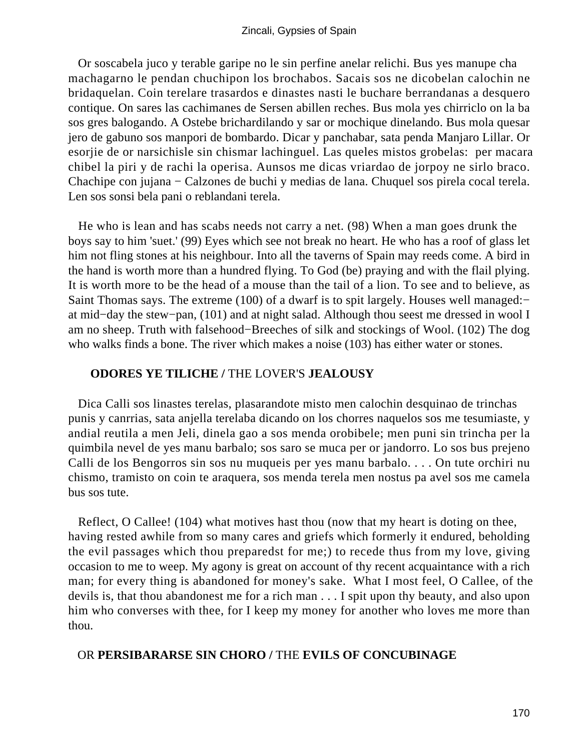Or soscabela juco y terable garipe no le sin perfine anelar relichi. Bus yes manupe cha machagarno le pendan chuchipon los brochabos. Sacais sos ne dicobelan calochin ne bridaquelan. Coin terelare trasardos e dinastes nasti le buchare berrandanas a desquero contique. On sares las cachimanes de Sersen abillen reches. Bus mola yes chirriclo on la ba sos gres balogando. A Ostebe brichardilando y sar or mochique dinelando. Bus mola quesar jero de gabuno sos manpori de bombardo. Dicar y panchabar, sata penda Manjaro Lillar. Or esorjie de or narsichisle sin chismar lachinguel. Las queles mistos grobelas: per macara chibel la piri y de rachi la operisa. Aunsos me dicas vriardao de jorpoy ne sirlo braco. Chachipe con jujana − Calzones de buchi y medias de lana. Chuquel sos pirela cocal terela. Len sos sonsi bela pani o reblandani terela.

He who is lean and has scabs needs not carry a net. (98) When a man goes drunk the boys say to him 'suet.' (99) Eyes which see not break no heart. He who has a roof of glass let him not fling stones at his neighbour. Into all the taverns of Spain may reeds come. A bird in the hand is worth more than a hundred flying. To God (be) praying and with the flail plying. It is worth more to be the head of a mouse than the tail of a lion. To see and to believe, as Saint Thomas says. The extreme (100) of a dwarf is to spit largely. Houses well managed:− at mid−day the stew−pan, (101) and at night salad. Although thou seest me dressed in wool I am no sheep. Truth with falsehood−Breeches of silk and stockings of Wool. (102) The dog who walks finds a bone. The river which makes a noise (103) has either water or stones.

### ODORES YE TILICHE / THE LOVER'S JEALOUSY

Dica Calli sos linastes terelas, plasarandote misto men calochin desquinao de trinchas punis y canrrias, sata anjella terelaba dicando on los chorres naquelos sos me tesumiaste, y andial reutila a men Jeli, dinela gao a sos menda orobibele; men puni sin trincha per la quimbila nevel de yes manu barbalo; sos saro se muca per or jandorro. Lo sos bus prejeno Calli de los Bengorros sin sos nu muqueis per yes manu barbalo. . . . On tute orchiri nu chismo, tramisto on coin te araquera, sos menda terela men nostus pa avel sos me camela bus sos tute.

Reflect, O Callee! (104) what motives hast thou (now that my heart is doting on thee, having rested awhile from so many cares and griefs which formerly it endured, beholding the evil passages which thou preparedst for me;) to recede thus from my love, giving occasion to me to weep. My agony is great on account of thy recent acquaintance with a rich man; for every thing is abandoned for money's sake. What I most feel, O Callee, of the devils is, that thou abandonest me for a rich man . . . I spit upon thy beauty, and also upon him who converses with thee, for I keep my money for another who loves me more than thou.

### OR PERSIBARARSE SIN CHORO / THE EVILS OF CONCUBINAGE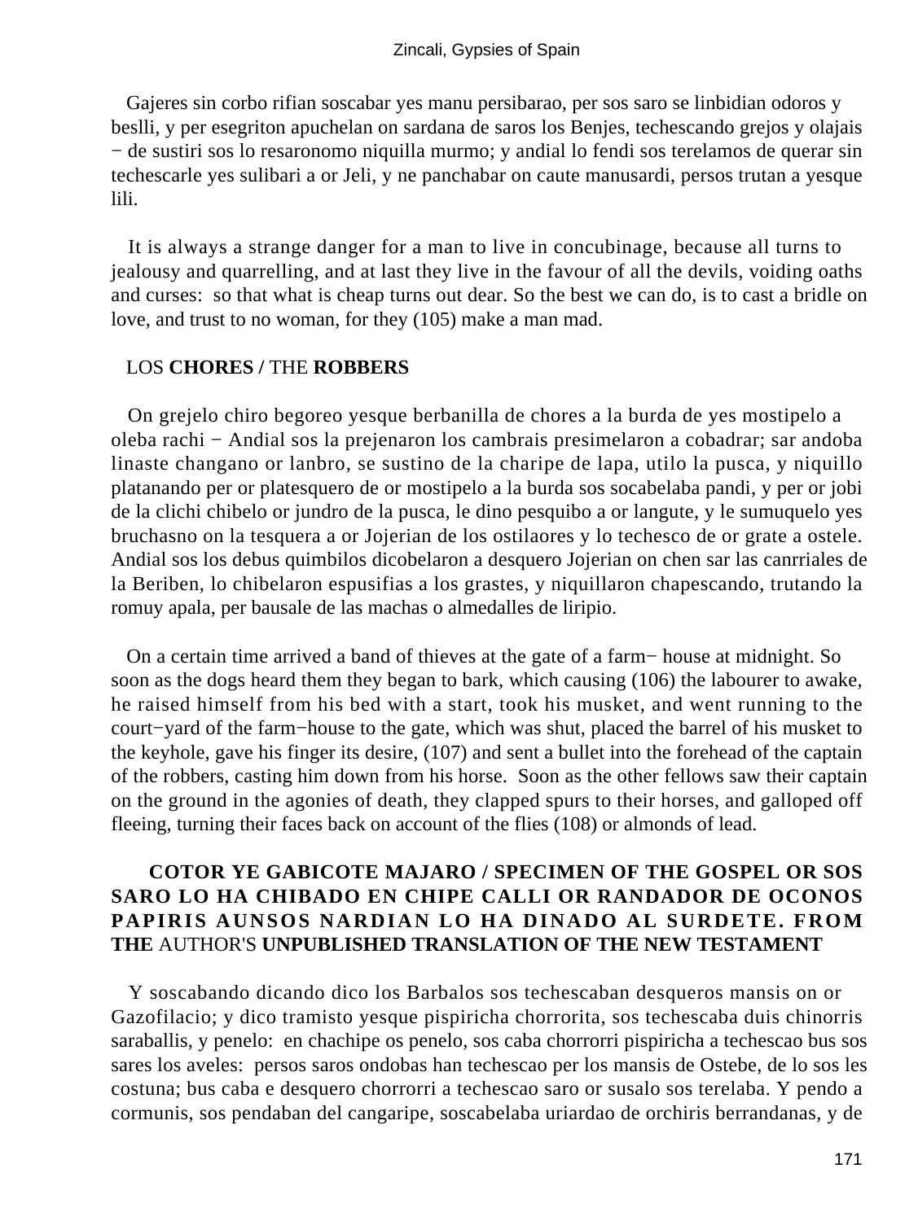Gajeres sin corbo rifian soscabar yes manu persibarao, per sos saro se linbidian odoros y beslli, y per esegriton apuchelan on sardana de saros los Benjes, techescando grejos y olajais − de sustiri sos lo resaronomo niquilla murmo; y andial lo fendi sos terelamos de querar sin techescarle yes sulibari a or Jeli, y ne panchabar on caute manusardi, persos trutan a yesque lili.

It is always a strange danger for a man to live in concubinage, because all turns to jealousy and quarrelling, and at last they live in the favour of all the devils, voiding oaths and curses: so that what is cheap turns out dear. So the best we can do, is to cast a bridle on love, and trust to no woman, for they (105) make a man mad.

## LOS **CHORES /** THE **ROBBERS**

On grejelo chiro begoreo yesque berbanilla de chores a la burda de yes mostipelo a oleba rachi − Andial sos la prejenaron los cambrais presimelaron a cobadrar; sar andoba linaste changano or lanbro, se sustino de la charipe de lapa, utilo la pusca, y niquillo platanando per or platesquero de or mostipelo a la burda sos socabelaba pandi, y per or jobi de la clichi chibelo or jundro de la pusca, le dino pesquibo a or langute, y le sumuquelo yes bruchasno on la tesquera a or Jojerian de los ostilaores y lo techesco de or grate a ostele. Andial sos los debus quimbilos dicobelaron a desquero Jojerian on chen sar las canrriales de la Beriben, lo chibelaron espusifias a los grastes, y niquillaron chapescando, trutando la romuy apala, per bausale de las machas o almedalles de liripio.

On a certain time arrived a band of thieves at the gate of a farm− house at midnight. So soon as the dogs heard them they began to bark, which causing (106) the labourer to awake, he raised himself from his bed with a start, took his musket, and went running to the court−yard of the farm−house to the gate, which was shut, placed the barrel of his musket to the keyhole, gave his finger its desire, (107) and sent a bullet into the forehead of the captain of the robbers, casting him down from his horse. Soon as the other fellows saw their captain on the ground in the agonies of death, they clapped spurs to their horses, and galloped off fleeing, turning their faces back on account of the flies (108) or almonds of lead.

## COTOR YE GABICOTE MAJARO / SPECIMEN OF THE GOSPEL OR SOS SARO LO HA CHIBADO EN CHIPE CALLI OR RANDADOR DE OCONOS PAPIRIS AUNSOS NARDIAN LO HA DINADO AL SURDETE. FROM THE AUTHOR'S UNPUBLISHED TRANSLATION OF THE NEW TESTAMENT

Y soscabando dicando dico los Barbalos sos techescaban desqueros mansis on or Gazofilacio; y dico tramisto yesque pispiricha chorrorita, sos techescaba duis chinorris saraballis, y penelo: en chachipe os penelo, sos caba chorrorri pispiricha a techescao bus sos sares los aveles: persos saros ondobas han techescao per los mansis de Ostebe, de lo sos les costuna; bus caba e desquero chorrorri a techescao saro or susalo sos terelaba. Y pendo a cormunis, sos pendaban del cangaripe, soscabelaba uriardao de orchiris berrandanas, y de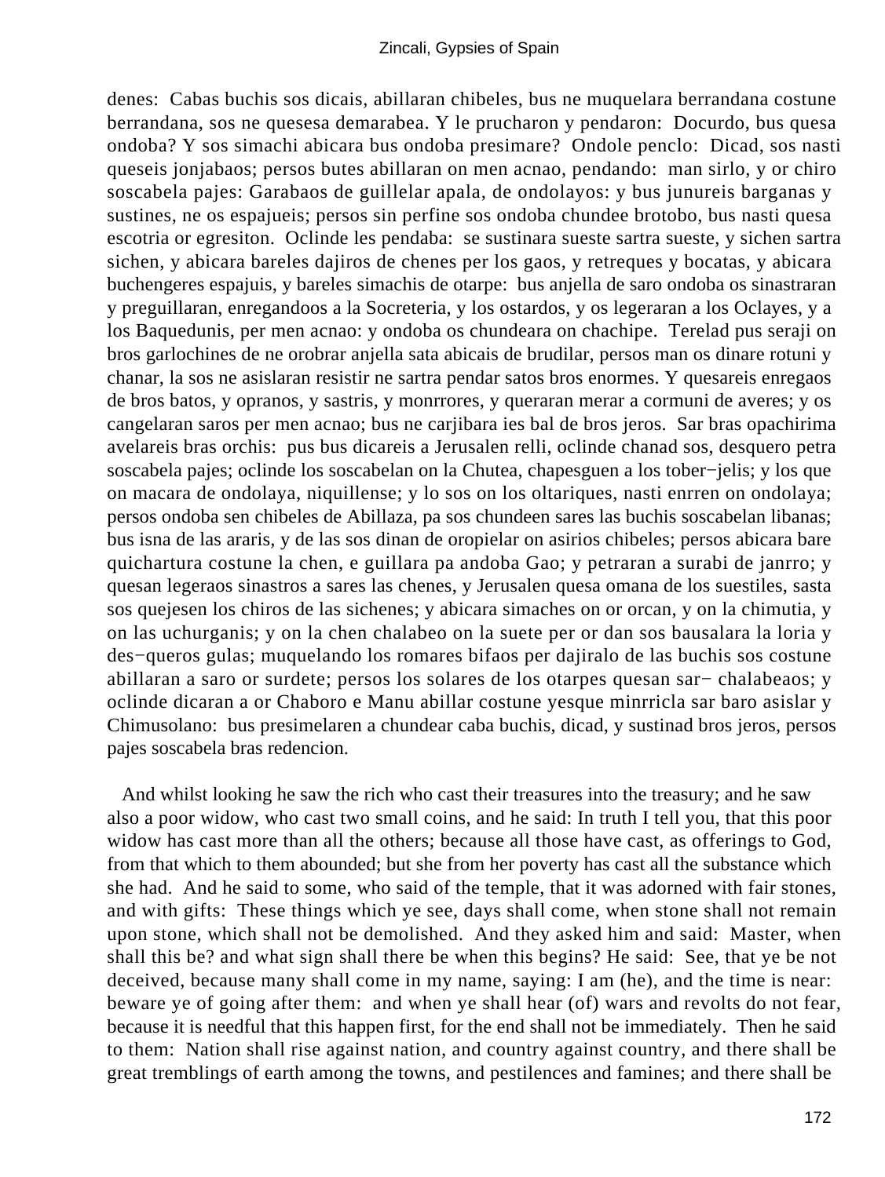denes: Cabas buchis sos dicais, abillaran chibeles, bus ne muquelara berrandana costune berrandana, sos ne quesesa demarabea. Y le prucharon y pendaron: Docurdo, bus quesa ondoba? Y sos simachi abicara bus ondoba presimare? Ondole penclo: Dicad, sos nasti queseis jonjabaos; persos butes abillaran on men acnao, pendando: man sirlo, y or chiro soscabela pajes: Garabaos de guillelar apala, de ondolayos: y bus junureis barganas y sustines, ne os espajueis; persos sin perfine sos ondoba chundee brotobo, bus nasti quesa escotria or egresiton. Oclinde les pendaba: se sustinara sueste sartra sueste, y sichen sartra sichen, y abicara bareles dajiros de chenes per los gaos, y retreques y bocatas, y abicara buchengeres espajuis, y bareles simachis de otarpe: bus anjella de saro ondoba os sinastraran y preguillaran, enregandoos a la Socreteria, y los ostardos, y os legeraran a los Oclayes, y a los Baquedunis, per men acnao: y ondoba os chundeara on chachipe. Terelad pus seraji on bros garlochines de ne orobrar anjella sata abicais de brudilar, persos man os dinare rotuni y chanar, la sos ne asislaran resistir ne sartra pendar satos bros enormes. Y quesareis enregaos de bros batos, y opranos, y sastris, y monrrores, y queraran merar a cormuni de averes; y os cangelaran saros per men acnao; bus ne carjibara ies bal de bros jeros. Sar bras opachirima avelareis bras orchis: pus bus dicareis a Jerusalen relli, oclinde chanad sos, desquero petra soscabela pajes; oclinde los soscabelan on la Chutea, chapesguen a los tober−jelis; y los que on macara de ondolaya, niquillense; y lo sos on los oltariques, nasti enrren on ondolaya; persos ondoba sen chibeles de Abillaza, pa sos chundeen sares las buchis sos soscabelan libanas; bus isna de las araris, y de las sos dinan de oropielar on asirios chibeles; persos abicara bare quichartura costune la chen, e guillara pa andoba Gao; y petraran a surabi de janrro; y quesan legeraos sinastros a sares las chenes, y Jerusalen quesa omana de los suestiles, sasta sos quejesen los chiros de las sichenes; y abicara simaches on or orcan, y on la chimutia, y on las uchurganis; y on la chen chalabeo on la suete per or dan sos bausalara la loria y des−queros gulas; muquelando los romares bifaos per dajiralo de las buchis sos costune abillaran a saro or surdete; persos los solares de los otarpes quesan sar− chalabeaos; y oclinde dicaran a or Chaboro e Manu abillar costune yesque minrricla sar baro asislar y Chimusolano: bus presimelaren a chundear caba buchis, dicad, y sustinad bros jeros, persos pajes soscabela bras redencion.

And whilst looking he saw the rich who cast their treasures into the treasury; and he saw also a poor widow, who cast two small coins, and he said: In truth I tell you, that this poor widow has cast more than all the others; because all those have cast, as offerings to God, from that which to them abounded; but she from her poverty has cast all the substance which she had. And he said to some, who said of the temple, that it was adorned with fair stones, and with gifts: These things which ye see, days shall come, when stone shall not remain upon stone, which shall not be demolished. And they asked him and said: Master, when shall this be? and what sign shall there be when this begins? He said: See, that ye be not deceived, because many shall come in my name, saying: I am (he), and the time is near: beware ye of going after them: and when ye shall hear (of) wars and revolts do not fear, because it is needful that this happen first, for the end shall not be immediately. Then he said to them: Nation shall rise against nation, and country against country, and there shall be great tremblings of earth among the towns, and pestilences and famines; and there shall be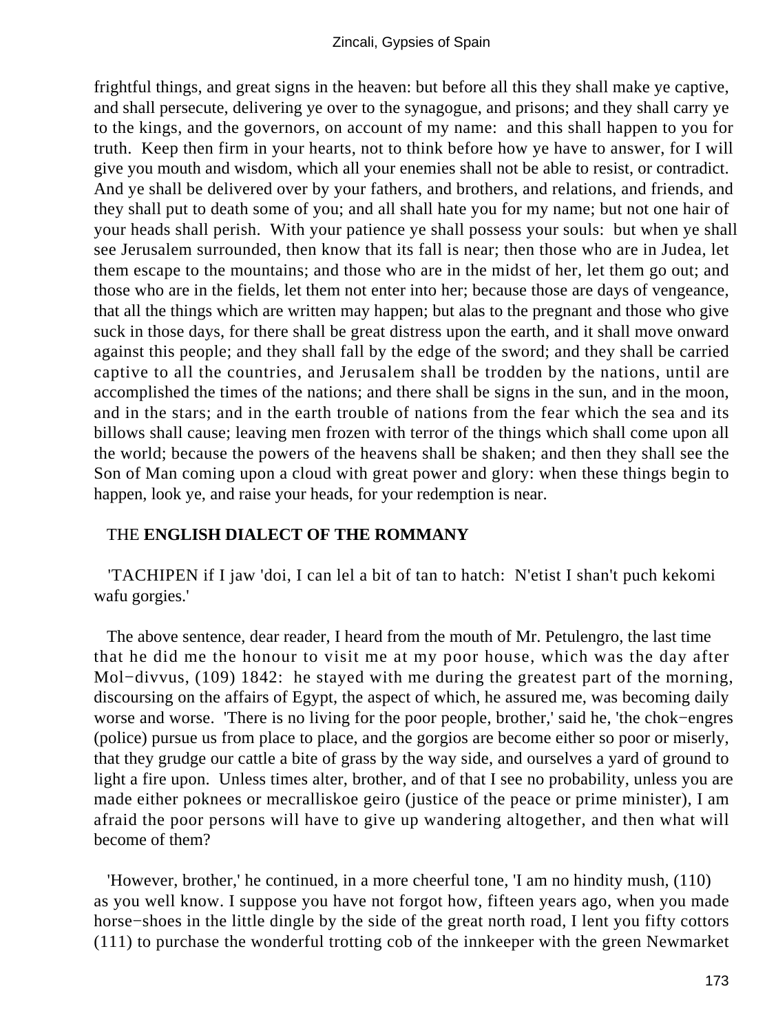frightful things, and great signs in the heaven: but before all this they shall make ye captive, and shall persecute, delivering ye over to the synagogue, and prisons; and they shall carry ye to the kings, and the governors, on account of my name: and this shall happen to you for truth. Keep then firm in your hearts, not to think before how ye have to answer, for I will give you mouth and wisdom, which all your enemies shall not be able to resist, or contradict. And ye shall be delivered over by your fathers, and brothers, and relations, and friends, and they shall put to death some of you; and all shall hate you for my name; but not one hair of your heads shall perish. With your patience ye shall possess your souls: but when ye shall see Jerusalem surrounded, then know that its fall is near; then those who are in Judea, let them escape to the mountains; and those who are in the midst of her, let them go out; and those who are in the fields, let them not enter into her; because those are days of vengeance, that all the things which are written may happen; but alas to the pregnant and those who give suck in those days, for there shall be great distress upon the earth, and it shall move onward against this people; and they shall fall by the edge of the sword; and they shall be carried captive to all the countries, and Jerusalem shall be trodden by the nations, until are accomplished the times of the nations; and there shall be signs in the sun, and in the moon, and in the stars; and in the earth trouble of nations from the fear which the sea and its billows shall cause; leaving men frozen with terror of the things which shall come upon all the world; because the powers of the heavens shall be shaken; and then they shall see the Son of Man coming upon a cloud with great power and glory: when these things begin to happen, look ye, and raise your heads, for your redemption is near.

## THE **ENGLISH DIALECT OF THE ROMMANY**

'TACHIPEN if I jaw 'doi, I can lel a bit of tan to hatch: N'etist I shan't puch kekomi wafu gorgies.'

The above sentence, dear reader, I heard from the mouth of Mr. Petulengro, the last time that he did me the honour to visit me at my poor house, which was the day after Mol−divvus, (109) 1842: he stayed with me during the greatest part of the morning, discoursing on the affairs of Egypt, the aspect of which, he assured me, was becoming daily worse and worse. 'There is no living for the poor people, brother,' said he, 'the chok−engres (police) pursue us from place to place, and the gorgios are become either so poor or miserly, that they grudge our cattle a bite of grass by the way side, and ourselves a yard of ground to light a fire upon. Unless times alter, brother, and of that I see no probability, unless you are made either poknees or mecralliskoe geiro (justice of the peace or prime minister), I am afraid the poor persons will have to give up wandering altogether, and then what will become of them?

'However, brother,' he continued, in a more cheerful tone, 'I am no hindity mush, (110) as you well know. I suppose you have not forgot how, fifteen years ago, when you made horse−shoes in the little dingle by the side of the great north road, I lent you fifty cottors (111) to purchase the wonderful trotting cob of the innkeeper with the green Newmarket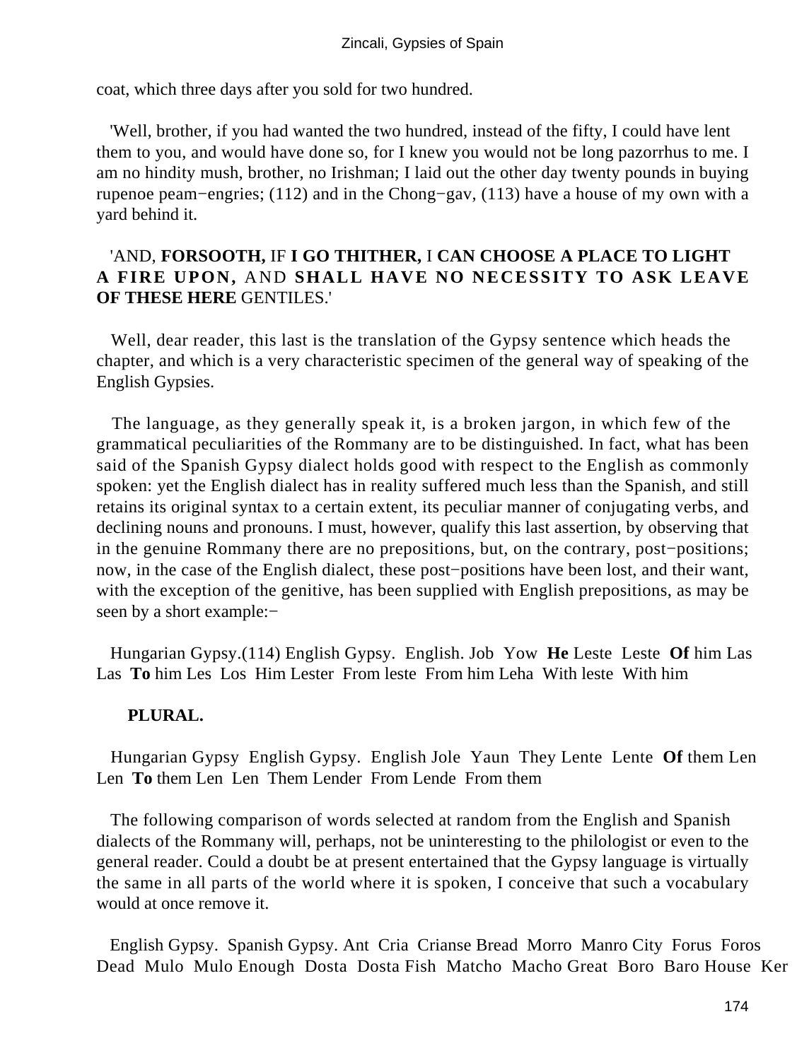coat, which three days after you sold for two hundred.

'Well, brother, if you had wanted the two hundred, instead of the fifty, I could have lent them to you, and would have done so, for I knew you would not be long pazorrhus to me. I am no hindity mush, brother, no Irishman; I laid out the other day twenty pounds in buying rupenoe peam−engries; (112) and in the Chong−gav, (113) have a house of my own with a yard behind it.

'AND, **FORSOOTH,** IF **I GO THITHER,** I **CAN CHOOSE A PLACE TO LIGHT A FIRE UPON,** AND **SHALL HAVE NO NECESSITY TO ASK LEAVE OF THESE HERE** GENTILES.'

Well, dear reader, this last is the translation of the Gypsy sentence which heads the chapter, and which is a very characteristic specimen of the general way of speaking of the English Gypsies.

The language, as they generally speak it, is a broken jargon, in which few of the grammatical peculiarities of the Rommany are to be distinguished. In fact, what has been said of the Spanish Gypsy dialect holds good with respect to the English as commonly spoken: yet the English dialect has in reality suffered much less than the Spanish, and still retains its original syntax to a certain extent, its peculiar manner of conjugating verbs, and declining nouns and pronouns. I must, however, qualify this last assertion, by observing that in the genuine Rommany there are no prepositions, but, on the contrary, post−positions; now, in the case of the English dialect, these post−positions have been lost, and their want, with the exception of the genitive, has been supplied with English prepositions, as may be seen by a short example:−

| Hungarian Gypsy.(114) | English Gypsy. | English. |
|---|---|---|
| Job | Yow | **He** |
| Leste | Leste | **Of** him |
| Las | Las | **To** him |
| Les | Los | Him |
| Lester | From leste | From him |
| Leha | With leste | With him |

**PLURAL.**

| Hungarian Gypsy | English Gypsy. | English |
|---|---|---|
| Jole | Yaun | They |
| Lente | Lente | **Of** them |
| Len | Len | **To** them |
| Len | Len | Them |
| Lender | From Lende | From them |

The following comparison of words selected at random from the English and Spanish dialects of the Rommany will, perhaps, not be uninteresting to the philologist or even to the general reader. Could a doubt be at present entertained that the Gypsy language is virtually the same in all parts of the world where it is spoken, I conceive that such a vocabulary would at once remove it.

| English Gypsy. | Spanish Gypsy. | |
|---|---|---|
| Ant | Cria | Crianse |
| Bread | Morro | Manro |
| City | Forus | Foros |
| Dead | Mulo | Mulo |
| Enough | Dosta | Dosta |
| Fish | Matcho | Macho |
| Great | Boro | Baro |
| House | Ker | |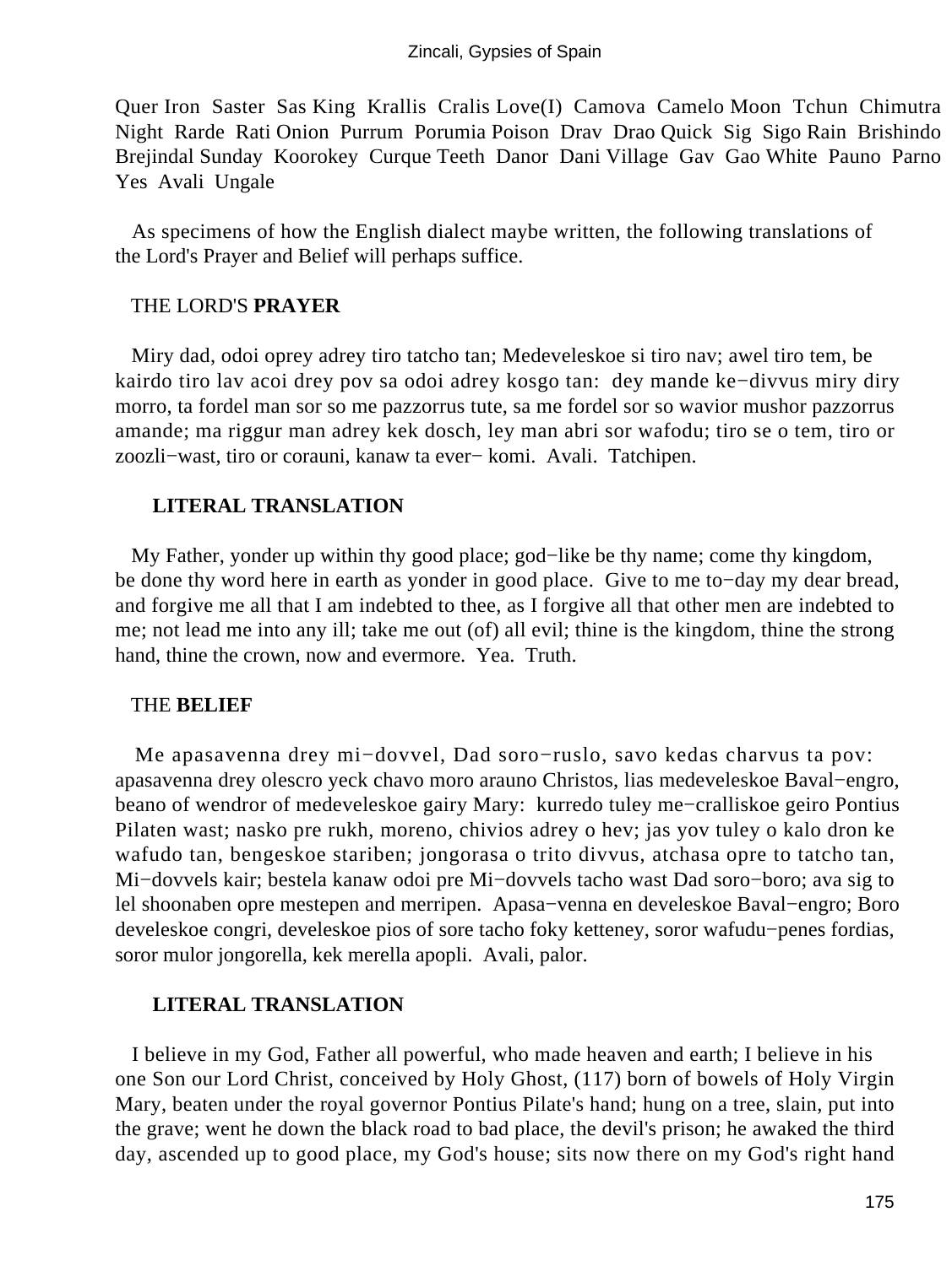Quer Iron Saster Sas King Krallis Cralis Love(I) Camova Camelo Moon Tchun Chimutra Night Rarde Rati Onion Purrum Porumia Poison Drav Drao Quick Sig Sigo Rain Brishindo Brejindal Sunday Koorokey Curque Teeth Danor Dani Village Gav Gao White Pauno Parno Yes Avali Ungale

As specimens of how the English dialect maybe written, the following translations of the Lord's Prayer and Belief will perhaps suffice.

THE LORD'S **PRAYER**

Miry dad, odoi oprey adrey tiro tatcho tan; Medeveleskoe si tiro nav; awel tiro tem, be kairdo tiro lav acoi drey pov sa odoi adrey kosgo tan: dey mande ke−divvus miry diry morro, ta fordel man sor so me pazzorrus tute, sa me fordel sor so wavior mushor pazzorrus amande; ma riggur man adrey kek dosch, ley man abri sor wafodu; tiro se o tem, tiro or zoozli−wast, tiro or corauni, kanaw ta ever− komi. Avali. Tatchipen.

**LITERAL TRANSLATION**

My Father, yonder up within thy good place; god−like be thy name; come thy kingdom, be done thy word here in earth as yonder in good place. Give to me to−day my dear bread, and forgive me all that I am indebted to thee, as I forgive all that other men are indebted to me; not lead me into any ill; take me out (of) all evil; thine is the kingdom, thine the strong hand, thine the crown, now and evermore. Yea. Truth.

THE **BELIEF**

Me apasavenna drey mi−dovvel, Dad soro−ruslo, savo kedas charvus ta pov: apasavenna drey olescro yeck chavo moro arauno Christos, lias medeveleskoe Baval−engro, beano of wendror of medeveleskoe gairy Mary: kurredo tuley me−cralliskoe geiro Pontius Pilaten wast; nasko pre rukh, moreno, chivios adrey o hev; jas yov tuley o kalo dron ke wafudo tan, bengeskoe stariben; jongorasa o trito divvus, atchasa opre to tatcho tan, Mi−dovvels kair; bestela kanaw odoi pre Mi−dovvels tacho wast Dad soro−boro; ava sig to lel shoonaben opre mestepen and merripen. Apasa−venna en develeskoe Baval−engro; Boro develeskoe congri, develeskoe pios of sore tacho foky ketteney, soror wafudu−penes fordias, soror mulor jongorella, kek merella apopli. Avali, palor.

**LITERAL TRANSLATION**

I believe in my God, Father all powerful, who made heaven and earth; I believe in his one Son our Lord Christ, conceived by Holy Ghost, (117) born of bowels of Holy Virgin Mary, beaten under the royal governor Pontius Pilate's hand; hung on a tree, slain, put into the grave; went he down the black road to bad place, the devil's prison; he awaked the third day, ascended up to good place, my God's house; sits now there on my God's right hand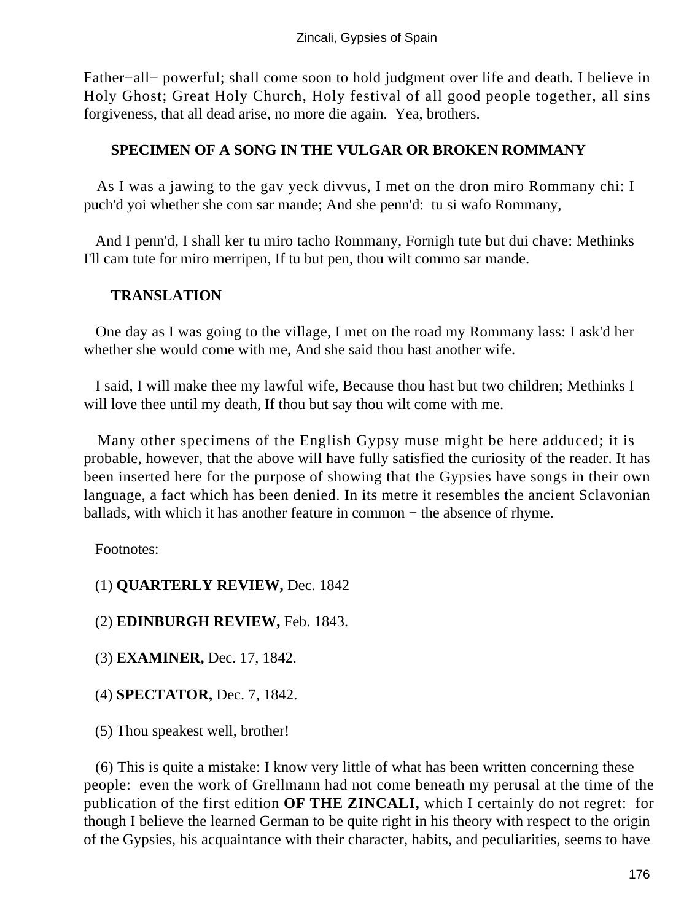Father−all− powerful; shall come soon to hold judgment over life and death. I believe in Holy Ghost; Great Holy Church, Holy festival of all good people together, all sins forgiveness, that all dead arise, no more die again. Yea, brothers.

### SPECIMEN OF A SONG IN THE VULGAR OR BROKEN ROMMANY

As I was a jawing to the gav yeck divvus, I met on the dron miro Rommany chi: I puch'd yoi whether she com sar mande; And she penn'd: tu si wafo Rommany,

And I penn'd, I shall ker tu miro tacho Rommany, Fornigh tute but dui chave: Methinks I'll cam tute for miro merripen, If tu but pen, thou wilt commo sar mande.

### TRANSLATION

One day as I was going to the village, I met on the road my Rommany lass: I ask'd her whether she would come with me, And she said thou hast another wife.

I said, I will make thee my lawful wife, Because thou hast but two children; Methinks I will love thee until my death, If thou but say thou wilt come with me.

Many other specimens of the English Gypsy muse might be here adduced; it is probable, however, that the above will have fully satisfied the curiosity of the reader. It has been inserted here for the purpose of showing that the Gypsies have songs in their own language, a fact which has been denied. In its metre it resembles the ancient Sclavonian ballads, with which it has another feature in common − the absence of rhyme.

Footnotes:

(1) **QUARTERLY REVIEW,** Dec. 1842

(2) **EDINBURGH REVIEW,** Feb. 1843.

(3) **EXAMINER,** Dec. 17, 1842.

(4) **SPECTATOR,** Dec. 7, 1842.

(5) Thou speakest well, brother!

(6) This is quite a mistake: I know very little of what has been written concerning these people: even the work of Grellmann had not come beneath my perusal at the time of the publication of the first edition **OF THE ZINCALI,** which I certainly do not regret: for though I believe the learned German to be quite right in his theory with respect to the origin of the Gypsies, his acquaintance with their character, habits, and peculiarities, seems to have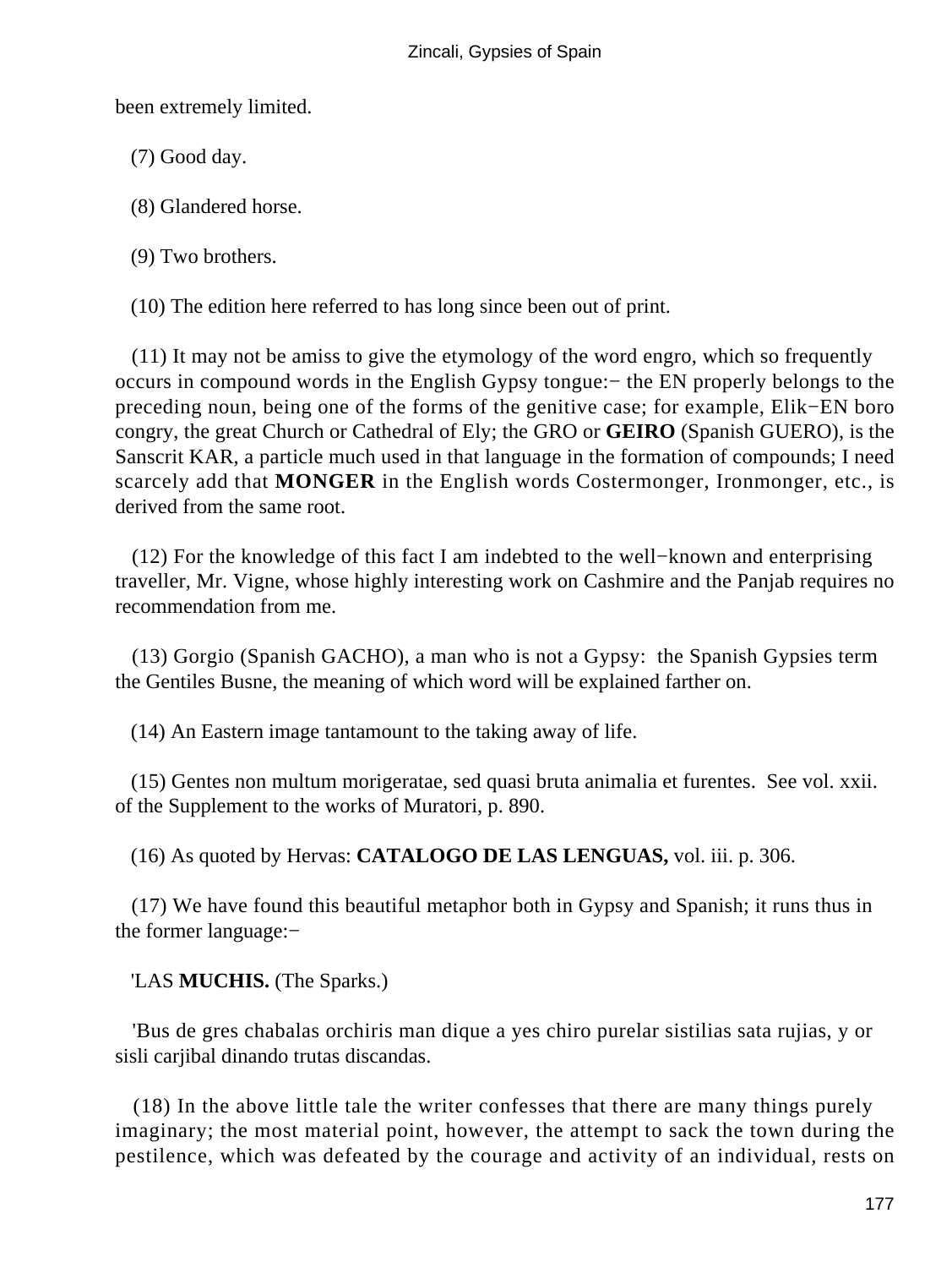been extremely limited.

(7) Good day.

(8) Glandered horse.

(9) Two brothers.

(10) The edition here referred to has long since been out of print.

(11) It may not be amiss to give the etymology of the word engro, which so frequently occurs in compound words in the English Gypsy tongue:− the EN properly belongs to the preceding noun, being one of the forms of the genitive case; for example, Elik−EN boro congry, the great Church or Cathedral of Ely; the GRO or **GEIRO** (Spanish GUERO), is the Sanscrit KAR, a particle much used in that language in the formation of compounds; I need scarcely add that **MONGER** in the English words Costermonger, Ironmonger, etc., is derived from the same root.

(12) For the knowledge of this fact I am indebted to the well−known and enterprising traveller, Mr. Vigne, whose highly interesting work on Cashmire and the Panjab requires no recommendation from me.

(13) Gorgio (Spanish GACHO), a man who is not a Gypsy: the Spanish Gypsies term the Gentiles Busne, the meaning of which word will be explained farther on.

(14) An Eastern image tantamount to the taking away of life.

(15) Gentes non multum morigeratae, sed quasi bruta animalia et furentes. See vol. xxii. of the Supplement to the works of Muratori, p. 890.

(16) As quoted by Hervas: **CATALOGO DE LAS LENGUAS,** vol. iii. p. 306.

(17) We have found this beautiful metaphor both in Gypsy and Spanish; it runs thus in the former language:−

'LAS **MUCHIS.** (The Sparks.)

'Bus de gres chabalas orchiris man dique a yes chiro purelar sistilias sata rujias, y or sisli carjibal dinando trutas discandas.

(18) In the above little tale the writer confesses that there are many things purely imaginary; the most material point, however, the attempt to sack the town during the pestilence, which was defeated by the courage and activity of an individual, rests on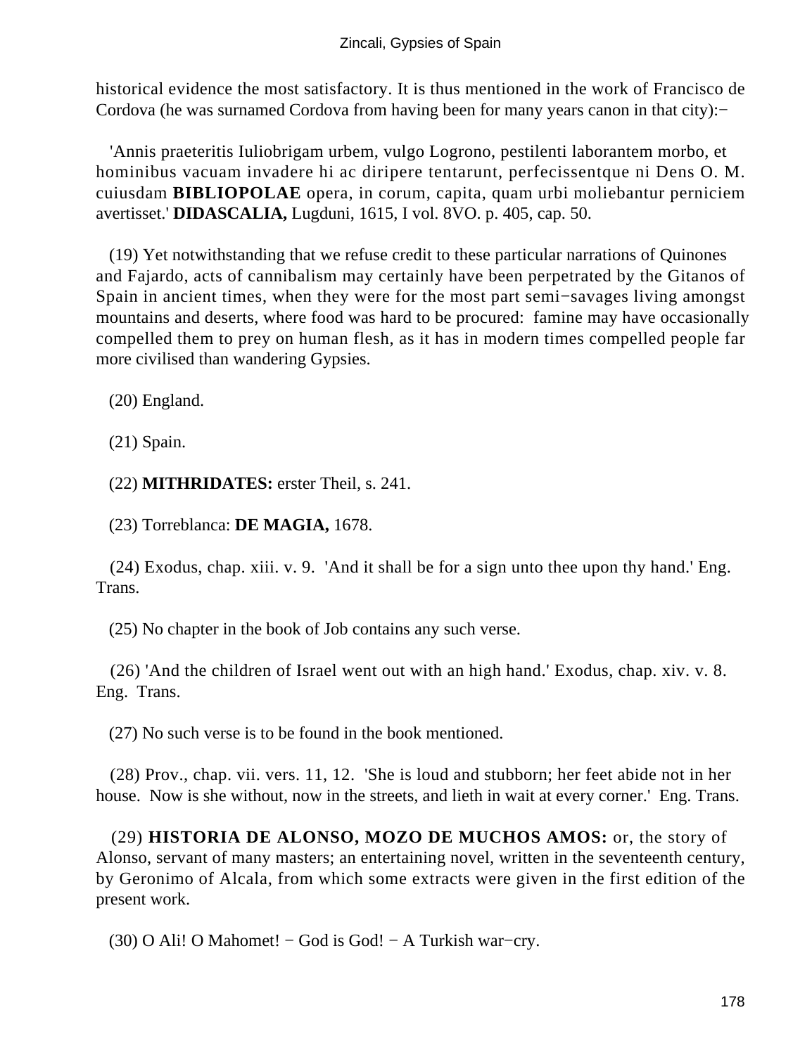historical evidence the most satisfactory. It is thus mentioned in the work of Francisco de Cordova (he was surnamed Cordova from having been for many years canon in that city):−

'Annis praeteritis Iuliobrigam urbem, vulgo Logrono, pestilenti laborantem morbo, et hominibus vacuam invadere hi ac diripere tentarunt, perfecissentque ni Dens O. M. cuiusdam **BIBLIOPOLAE** opera, in corum, capita, quam urbi moliebantur perniciem avertisset.' **DIDASCALIA,** Lugduni, 1615, I vol. 8VO. p. 405, cap. 50.

(19) Yet notwithstanding that we refuse credit to these particular narrations of Quinones and Fajardo, acts of cannibalism may certainly have been perpetrated by the Gitanos of Spain in ancient times, when they were for the most part semi−savages living amongst mountains and deserts, where food was hard to be procured: famine may have occasionally compelled them to prey on human flesh, as it has in modern times compelled people far more civilised than wandering Gypsies.

(20) England.

(21) Spain.

(22) **MITHRIDATES:** erster Theil, s. 241.

(23) Torreblanca: **DE MAGIA,** 1678.

(24) Exodus, chap. xiii. v. 9. 'And it shall be for a sign unto thee upon thy hand.' Eng. Trans.

(25) No chapter in the book of Job contains any such verse.

(26) 'And the children of Israel went out with an high hand.' Exodus, chap. xiv. v. 8. Eng. Trans.

(27) No such verse is to be found in the book mentioned.

(28) Prov., chap. vii. vers. 11, 12. 'She is loud and stubborn; her feet abide not in her house. Now is she without, now in the streets, and lieth in wait at every corner.' Eng. Trans.

(29) **HISTORIA DE ALONSO, MOZO DE MUCHOS AMOS:** or, the story of Alonso, servant of many masters; an entertaining novel, written in the seventeenth century, by Geronimo of Alcala, from which some extracts were given in the first edition of the present work.

(30) O Ali! O Mahomet! − God is God! − A Turkish war−cry.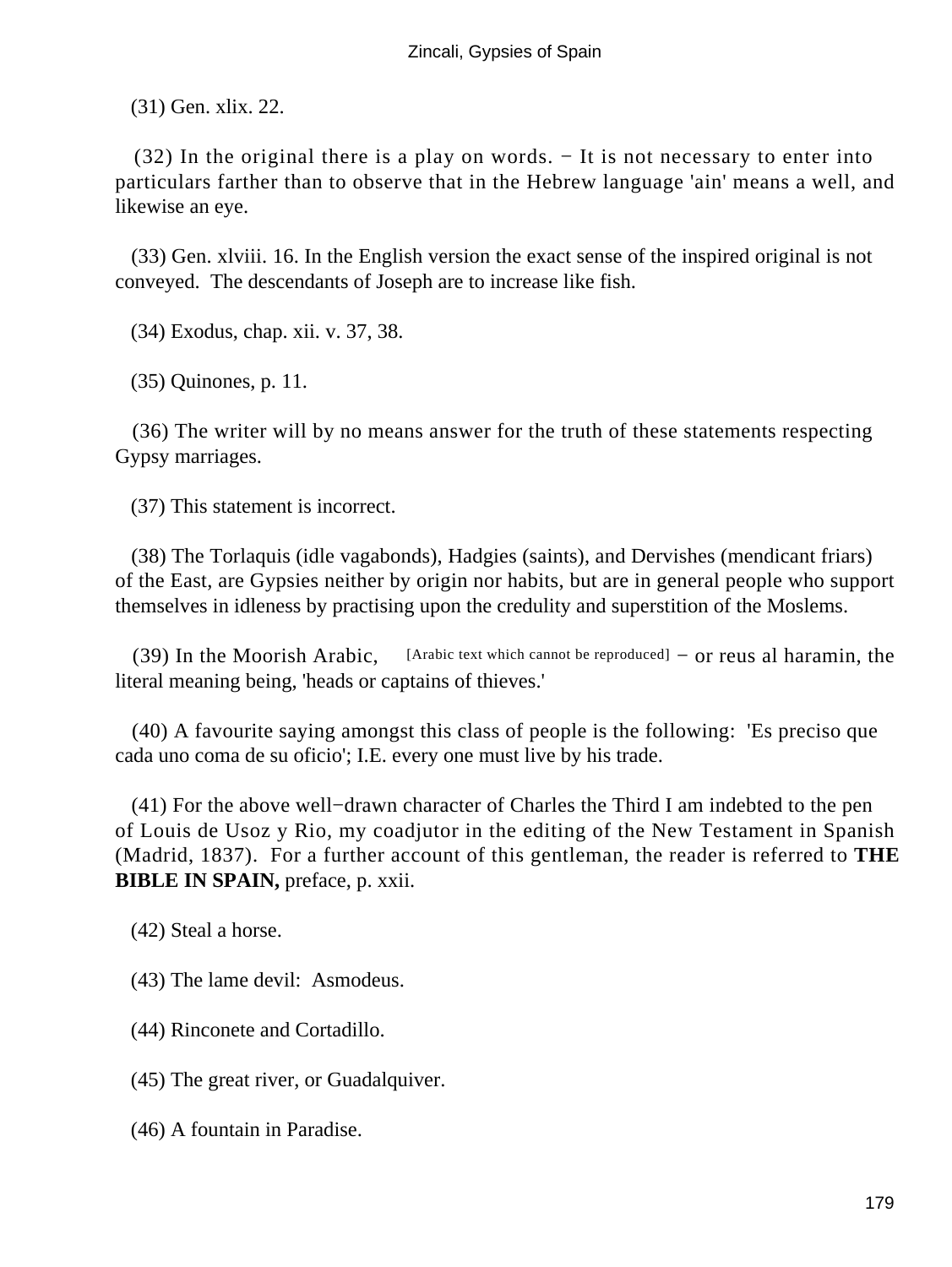(31) Gen. xlix. 22.

(32) In the original there is a play on words. − It is not necessary to enter into particulars farther than to observe that in the Hebrew language 'ain' means a well, and likewise an eye.

(33) Gen. xlviii. 16. In the English version the exact sense of the inspired original is not conveyed. The descendants of Joseph are to increase like fish.

(34) Exodus, chap. xii. v. 37, 38.

(35) Quinones, p. 11.

(36) The writer will by no means answer for the truth of these statements respecting Gypsy marriages.

(37) This statement is incorrect.

(38) The Torlaquis (idle vagabonds), Hadgies (saints), and Dervishes (mendicant friars) of the East, are Gypsies neither by origin nor habits, but are in general people who support themselves in idleness by practising upon the credulity and superstition of the Moslems.

(39) In the Moorish Arabic, [Arabic text which cannot be reproduced] − or reus al haramin, the literal meaning being, 'heads or captains of thieves.'

(40) A favourite saying amongst this class of people is the following: 'Es preciso que cada uno coma de su oficio'; I.E. every one must live by his trade.

(41) For the above well−drawn character of Charles the Third I am indebted to the pen of Louis de Usoz y Rio, my coadjutor in the editing of the New Testament in Spanish (Madrid, 1837). For a further account of this gentleman, the reader is referred to **THE BIBLE IN SPAIN,** preface, p. xxii.

(42) Steal a horse.

(43) The lame devil: Asmodeus.

(44) Rinconete and Cortadillo.

(45) The great river, or Guadalquiver.

(46) A fountain in Paradise.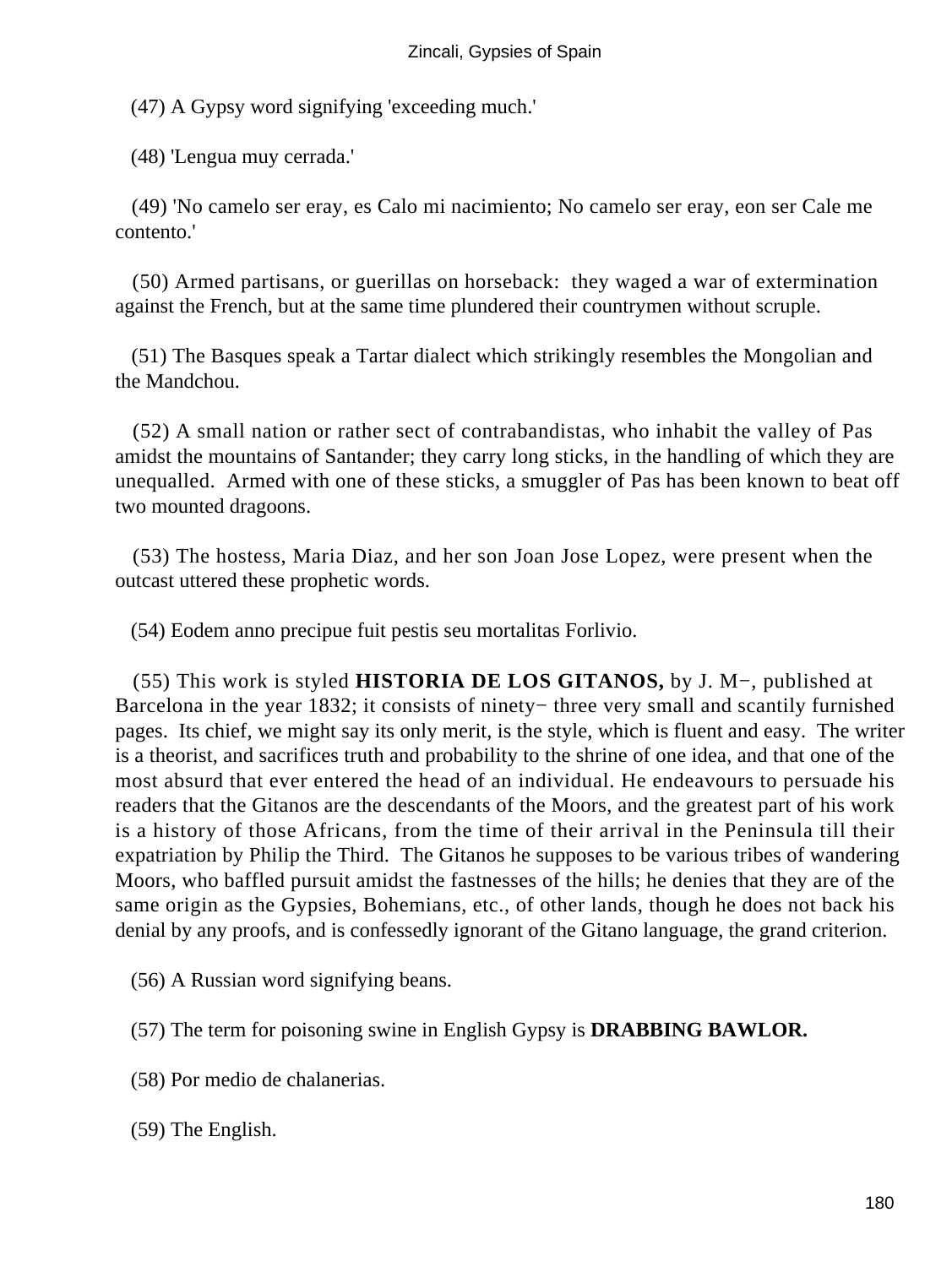(47) A Gypsy word signifying 'exceeding much.'

(48) 'Lengua muy cerrada.'

(49) 'No camelo ser eray, es Calo mi nacimiento; No camelo ser eray, eon ser Cale me contento.'

(50) Armed partisans, or guerillas on horseback: they waged a war of extermination against the French, but at the same time plundered their countrymen without scruple.

(51) The Basques speak a Tartar dialect which strikingly resembles the Mongolian and the Mandchou.

(52) A small nation or rather sect of contrabandistas, who inhabit the valley of Pas amidst the mountains of Santander; they carry long sticks, in the handling of which they are unequalled. Armed with one of these sticks, a smuggler of Pas has been known to beat off two mounted dragoons.

(53) The hostess, Maria Diaz, and her son Joan Jose Lopez, were present when the outcast uttered these prophetic words.

(54) Eodem anno precipue fuit pestis seu mortalitas Forlivio.

(55) This work is styled **HISTORIA DE LOS GITANOS,** by J. M−, published at Barcelona in the year 1832; it consists of ninety− three very small and scantily furnished pages. Its chief, we might say its only merit, is the style, which is fluent and easy. The writer is a theorist, and sacrifices truth and probability to the shrine of one idea, and that one of the most absurd that ever entered the head of an individual. He endeavours to persuade his readers that the Gitanos are the descendants of the Moors, and the greatest part of his work is a history of those Africans, from the time of their arrival in the Peninsula till their expatriation by Philip the Third. The Gitanos he supposes to be various tribes of wandering Moors, who baffled pursuit amidst the fastnesses of the hills; he denies that they are of the same origin as the Gypsies, Bohemians, etc., of other lands, though he does not back his denial by any proofs, and is confessedly ignorant of the Gitano language, the grand criterion.

(56) A Russian word signifying beans.

(57) The term for poisoning swine in English Gypsy is **DRABBING BAWLOR.**

(58) Por medio de chalanerias.

(59) The English.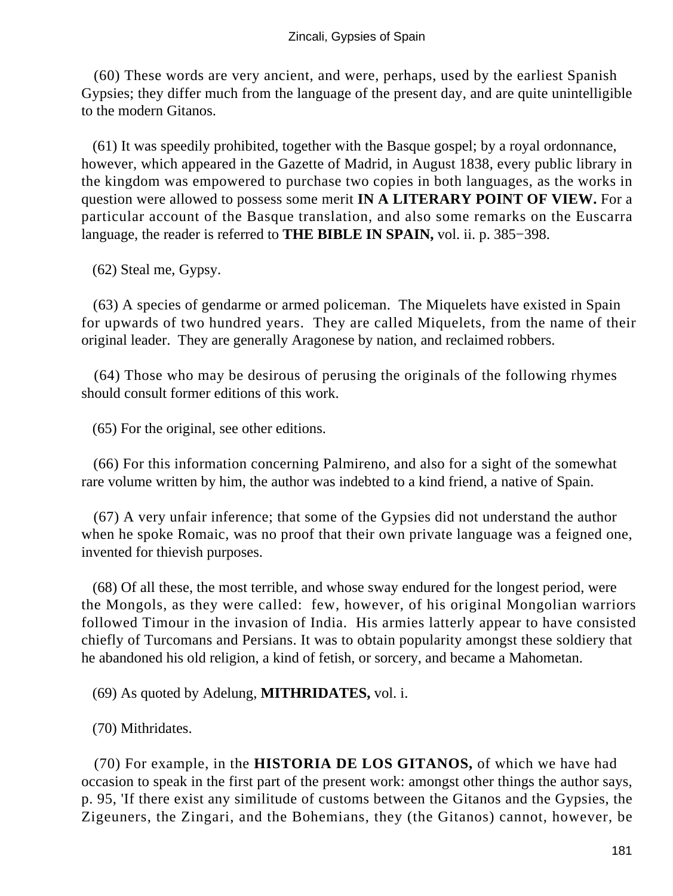(60) These words are very ancient, and were, perhaps, used by the earliest Spanish Gypsies; they differ much from the language of the present day, and are quite unintelligible to the modern Gitanos.

(61) It was speedily prohibited, together with the Basque gospel; by a royal ordonnance, however, which appeared in the Gazette of Madrid, in August 1838, every public library in the kingdom was empowered to purchase two copies in both languages, as the works in question were allowed to possess some merit **IN A LITERARY POINT OF VIEW.** For a particular account of the Basque translation, and also some remarks on the Euscarra language, the reader is referred to **THE BIBLE IN SPAIN,** vol. ii. p. 385−398.

(62) Steal me, Gypsy.

(63) A species of gendarme or armed policeman. The Miquelets have existed in Spain for upwards of two hundred years. They are called Miquelets, from the name of their original leader. They are generally Aragonese by nation, and reclaimed robbers.

(64) Those who may be desirous of perusing the originals of the following rhymes should consult former editions of this work.

(65) For the original, see other editions.

(66) For this information concerning Palmireno, and also for a sight of the somewhat rare volume written by him, the author was indebted to a kind friend, a native of Spain.

(67) A very unfair inference; that some of the Gypsies did not understand the author when he spoke Romaic, was no proof that their own private language was a feigned one, invented for thievish purposes.

(68) Of all these, the most terrible, and whose sway endured for the longest period, were the Mongols, as they were called: few, however, of his original Mongolian warriors followed Timour in the invasion of India. His armies latterly appear to have consisted chiefly of Turcomans and Persians. It was to obtain popularity amongst these soldiery that he abandoned his old religion, a kind of fetish, or sorcery, and became a Mahometan.

(69) As quoted by Adelung, **MITHRIDATES,** vol. i.

(70) Mithridates.

(70) For example, in the **HISTORIA DE LOS GITANOS,** of which we have had occasion to speak in the first part of the present work: amongst other things the author says, p. 95, 'If there exist any similitude of customs between the Gitanos and the Gypsies, the Zigeuners, the Zingari, and the Bohemians, they (the Gitanos) cannot, however, be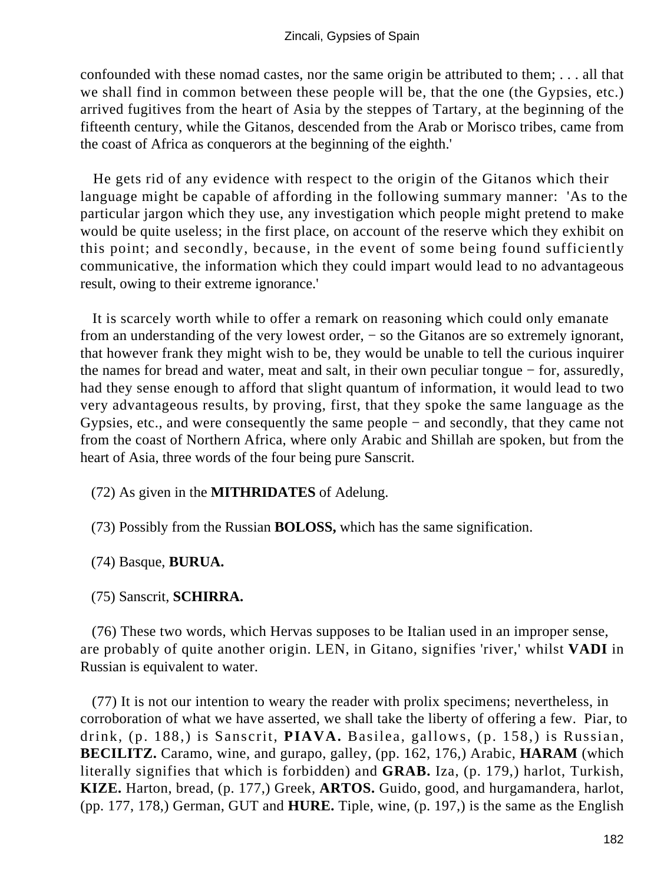confounded with these nomad castes, nor the same origin be attributed to them; . . . all that we shall find in common between these people will be, that the one (the Gypsies, etc.) arrived fugitives from the heart of Asia by the steppes of Tartary, at the beginning of the fifteenth century, while the Gitanos, descended from the Arab or Morisco tribes, came from the coast of Africa as conquerors at the beginning of the eighth.'

He gets rid of any evidence with respect to the origin of the Gitanos which their language might be capable of affording in the following summary manner: 'As to the particular jargon which they use, any investigation which people might pretend to make would be quite useless; in the first place, on account of the reserve which they exhibit on this point; and secondly, because, in the event of some being found sufficiently communicative, the information which they could impart would lead to no advantageous result, owing to their extreme ignorance.'

It is scarcely worth while to offer a remark on reasoning which could only emanate from an understanding of the very lowest order, − so the Gitanos are so extremely ignorant, that however frank they might wish to be, they would be unable to tell the curious inquirer the names for bread and water, meat and salt, in their own peculiar tongue − for, assuredly, had they sense enough to afford that slight quantum of information, it would lead to two very advantageous results, by proving, first, that they spoke the same language as the Gypsies, etc., and were consequently the same people − and secondly, that they came not from the coast of Northern Africa, where only Arabic and Shillah are spoken, but from the heart of Asia, three words of the four being pure Sanscrit.

(72) As given in the **MITHRIDATES** of Adelung.

(73) Possibly from the Russian **BOLOSS,** which has the same signification.

(74) Basque, **BURUA.**

(75) Sanscrit, **SCHIRRA.**

(76) These two words, which Hervas supposes to be Italian used in an improper sense, are probably of quite another origin. LEN, in Gitano, signifies 'river,' whilst **VADI** in Russian is equivalent to water.

(77) It is not our intention to weary the reader with prolix specimens; nevertheless, in corroboration of what we have asserted, we shall take the liberty of offering a few. Piar, to drink, (p. 188,) is Sanscrit, **PIAVA.** Basilea, gallows, (p. 158,) is Russian, **BECILITZ.** Caramo, wine, and gurapo, galley, (pp. 162, 176,) Arabic, **HARAM** (which literally signifies that which is forbidden) and **GRAB.** Iza, (p. 179,) harlot, Turkish, **KIZE.** Harton, bread, (p. 177,) Greek, **ARTOS.** Guido, good, and hurgamandera, harlot, (pp. 177, 178,) German, GUT and **HURE.** Tiple, wine, (p. 197,) is the same as the English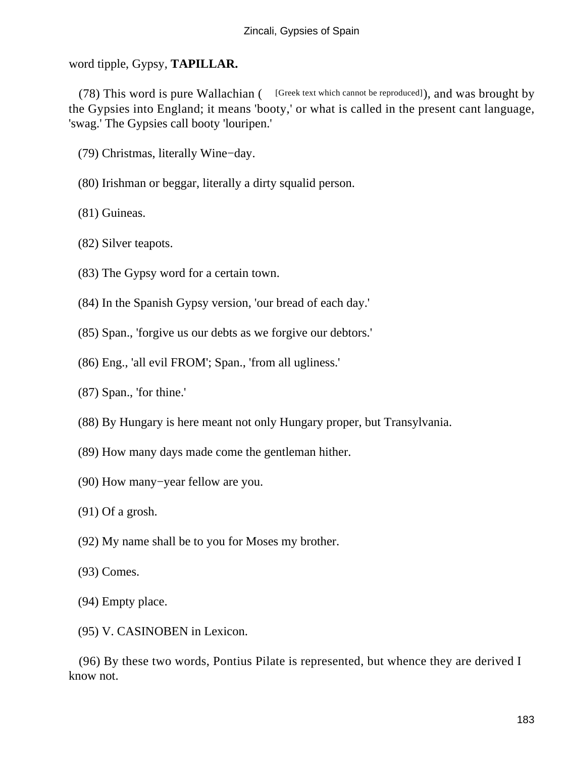word tipple, Gypsy, **TAPILLAR.**

(78) This word is pure Wallachian ( [Greek text which cannot be reproduced]), and was brought by the Gypsies into England; it means 'booty,' or what is called in the present cant language, 'swag.' The Gypsies call booty 'louripen.'

(79) Christmas, literally Wine−day.

(80) Irishman or beggar, literally a dirty squalid person.

(81) Guineas.

(82) Silver teapots.

(83) The Gypsy word for a certain town.

(84) In the Spanish Gypsy version, 'our bread of each day.'

(85) Span., 'forgive us our debts as we forgive our debtors.'

(86) Eng., 'all evil FROM'; Span., 'from all ugliness.'

(87) Span., 'for thine.'

(88) By Hungary is here meant not only Hungary proper, but Transylvania.

(89) How many days made come the gentleman hither.

(90) How many−year fellow are you.

(91) Of a grosh.

(92) My name shall be to you for Moses my brother.

(93) Comes.

(94) Empty place.

(95) V. CASINOBEN in Lexicon.

(96) By these two words, Pontius Pilate is represented, but whence they are derived I know not.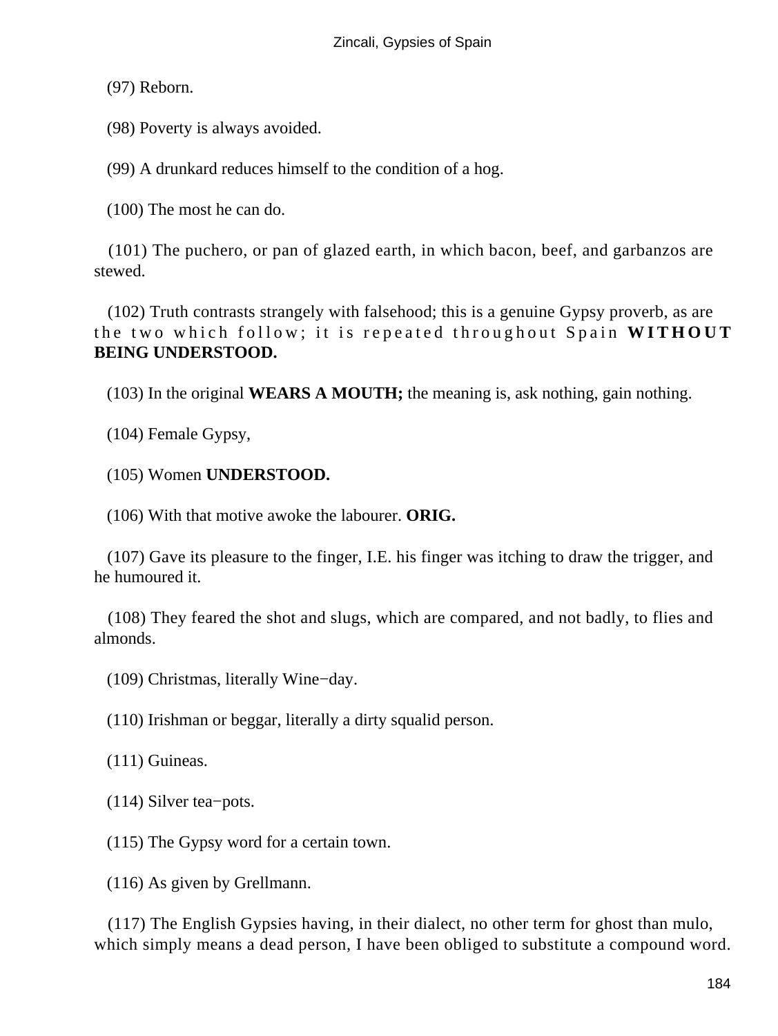(97) Reborn.

(98) Poverty is always avoided.

(99) A drunkard reduces himself to the condition of a hog.

(100) The most he can do.

(101) The puchero, or pan of glazed earth, in which bacon, beef, and garbanzos are stewed.

(102) Truth contrasts strangely with falsehood; this is a genuine Gypsy proverb, as are the two which follow; it is repeated throughout Spain **WITHOUT BEING UNDERSTOOD.**

(103) In the original **WEARS A MOUTH;** the meaning is, ask nothing, gain nothing.

(104) Female Gypsy,

(105) Women **UNDERSTOOD.**

(106) With that motive awoke the labourer. **ORIG.**

(107) Gave its pleasure to the finger, I.E. his finger was itching to draw the trigger, and he humoured it.

(108) They feared the shot and slugs, which are compared, and not badly, to flies and almonds.

(109) Christmas, literally Wine−day.

(110) Irishman or beggar, literally a dirty squalid person.

(111) Guineas.

(114) Silver tea−pots.

(115) The Gypsy word for a certain town.

(116) As given by Grellmann.

(117) The English Gypsies having, in their dialect, no other term for ghost than mulo, which simply means a dead person, I have been obliged to substitute a compound word.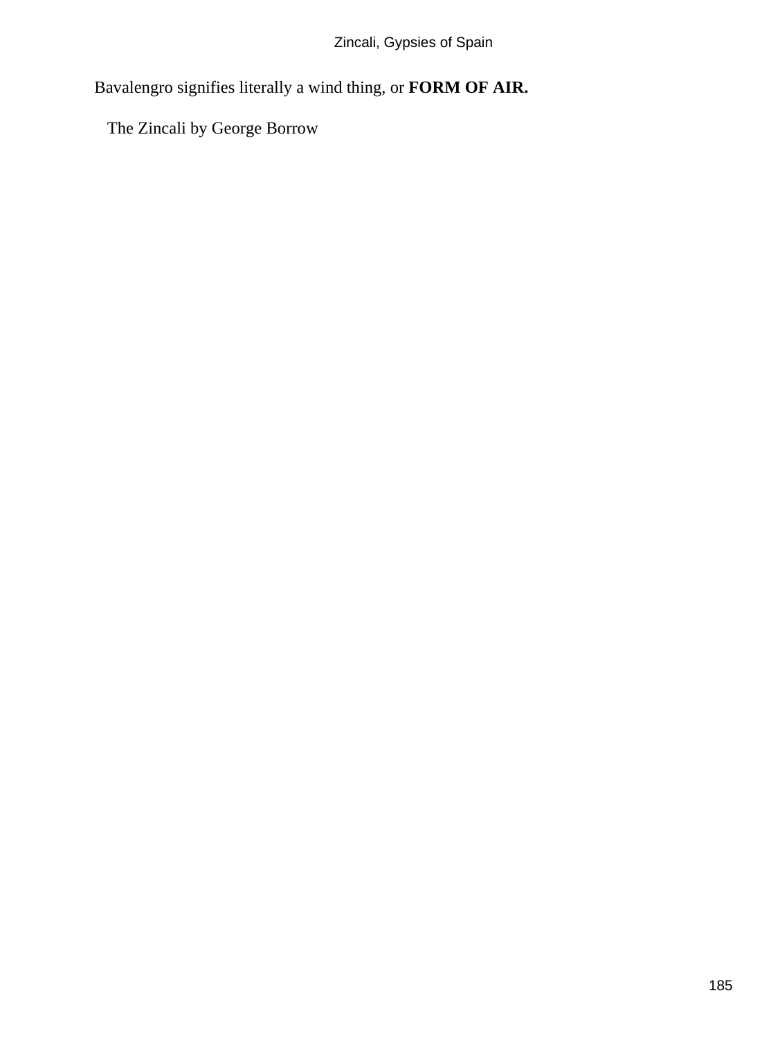Bavalengro signifies literally a wind thing, or **FORM OF AIR.**

The Zincali by George Borrow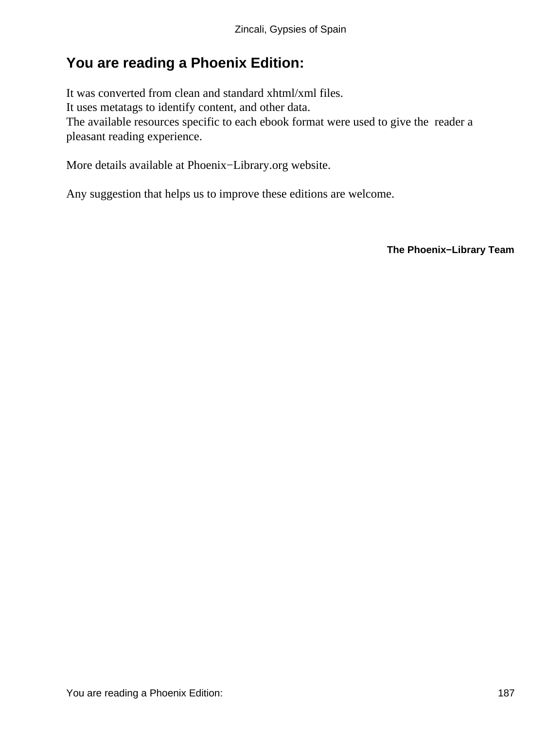## You are reading a Phoenix Edition:

It was converted from clean and standard xhtml/xml files.
It uses metatags to identify content, and other data.
The available resources specific to each ebook format were used to give the reader a pleasant reading experience.

More details available at Phoenix−Library.org website.

Any suggestion that helps us to improve these editions are welcome.

**The Phoenix−Library Team**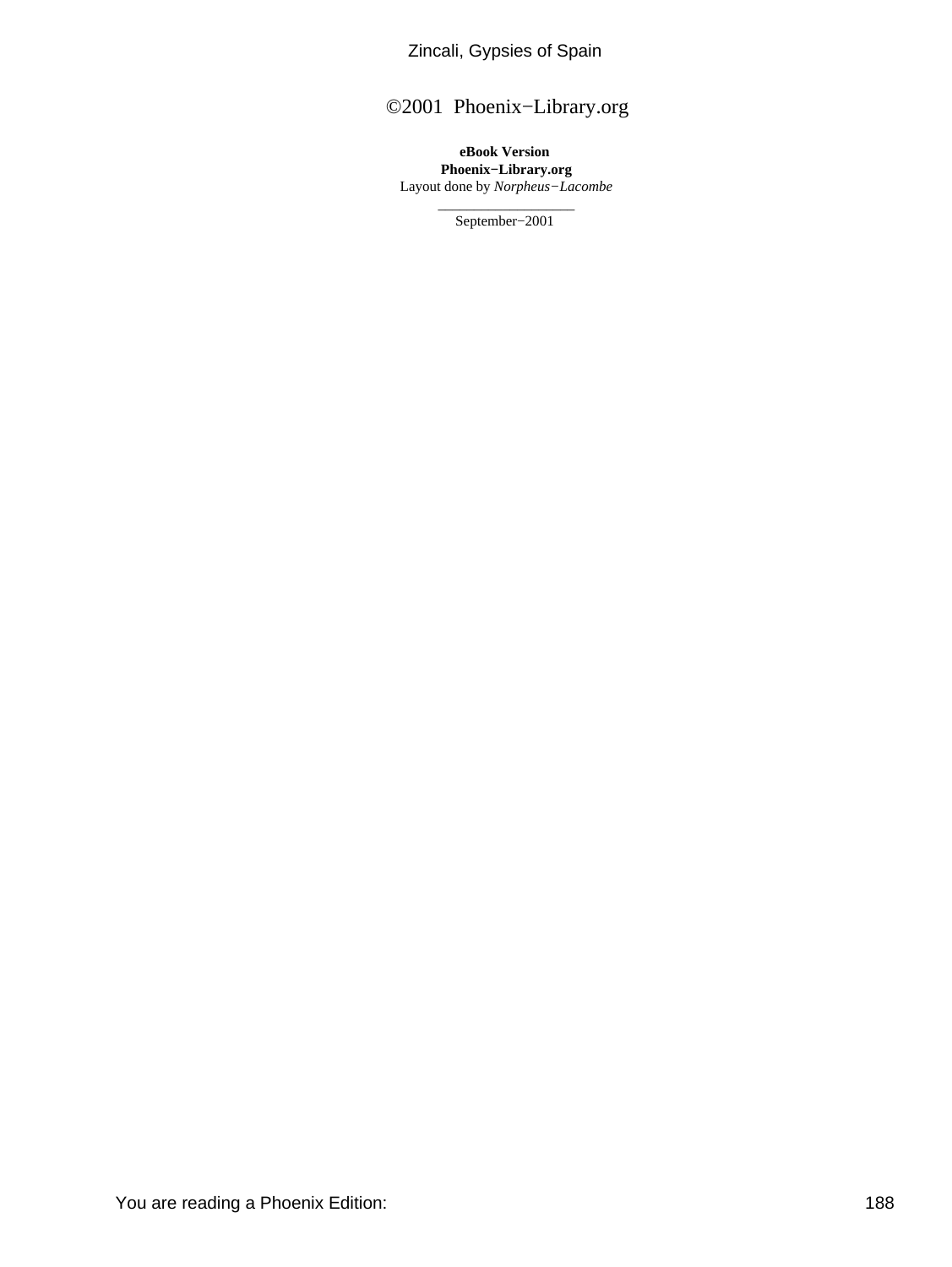©2001 Phoenix−Library.org

**eBook Version**
**Phoenix−Library.org**
Layout done by *Norpheus−Lacombe*

___________________

September−2001